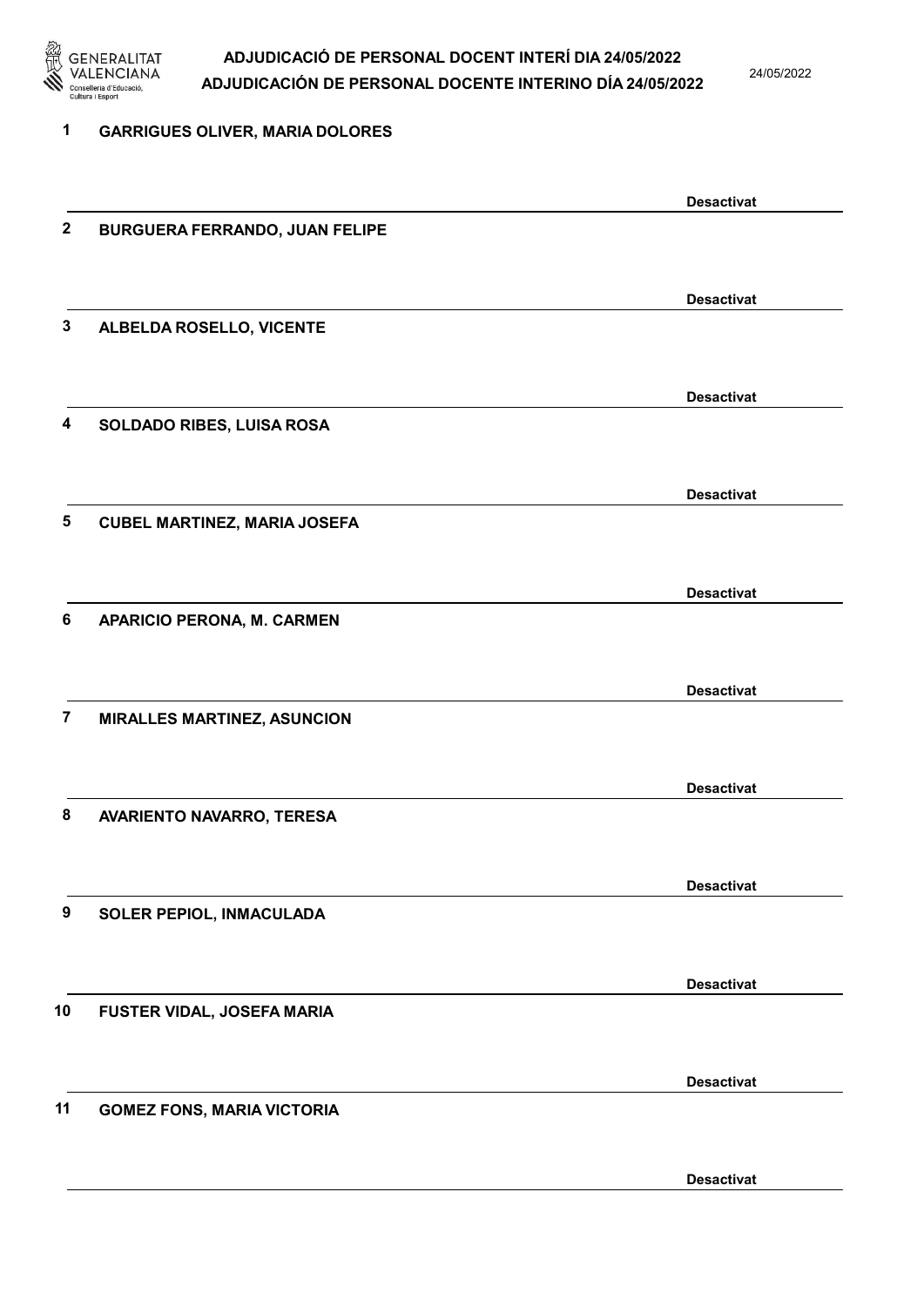# ADJUDICACIÓ DE PERSONAL DOCENT INTERÍ DIA 24/05/2022
# ADJUDICACIÓN DE PERSONAL DOCENTE INTERINO DÍA 24/05/2022

24/05/2022

**1 GARRIGUES OLIVER, MARIA DOLORES**

**Desactivat**

**2 BURGUERA FERRANDO, JUAN FELIPE**

**Desactivat**

**3 ALBELDA ROSELLO, VICENTE**

**Desactivat**

**4 SOLDADO RIBES, LUISA ROSA**

**Desactivat**

**5 CUBEL MARTINEZ, MARIA JOSEFA**

**Desactivat**

**6 APARICIO PERONA, M. CARMEN**

**Desactivat**

**7 MIRALLES MARTINEZ, ASUNCION**

**Desactivat**

**8 AVARIENTO NAVARRO, TERESA**

**Desactivat**

**9 SOLER PEPIOL, INMACULADA**

**Desactivat**

**10 FUSTER VIDAL, JOSEFA MARIA**

**Desactivat**

**11 GOMEZ FONS, MARIA VICTORIA**

**Desactivat**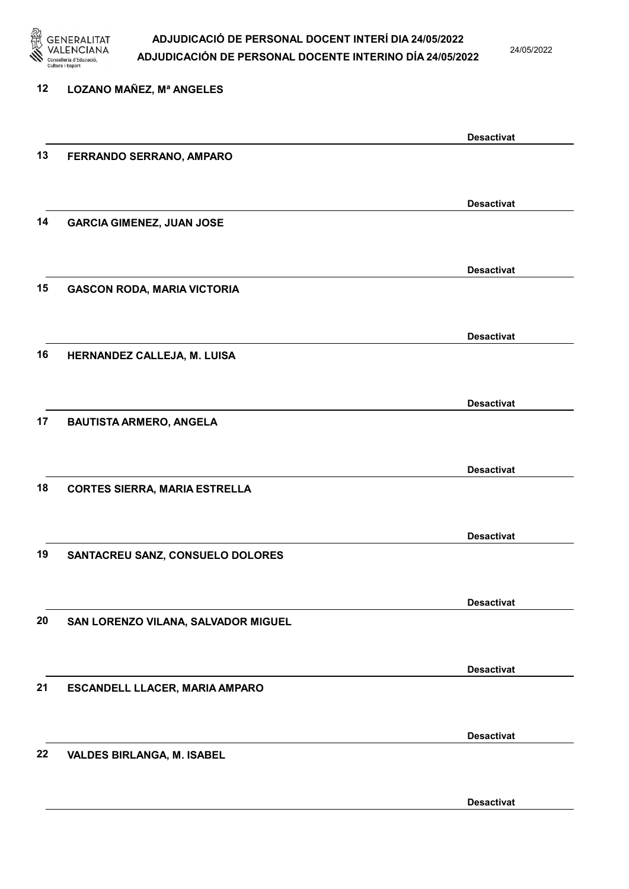12 LOZANO MAÑEZ, Mª ANGELES

Desactivat

13 FERRANDO SERRANO, AMPARO

Desactivat

14 GARCIA GIMENEZ, JUAN JOSE

Desactivat

15 GASCON RODA, MARIA VICTORIA

Desactivat

16 HERNANDEZ CALLEJA, M. LUISA

Desactivat

17 BAUTISTA ARMERO, ANGELA

Desactivat

18 CORTES SIERRA, MARIA ESTRELLA

Desactivat

19 SANTACREU SANZ, CONSUELO DOLORES

Desactivat

20 SAN LORENZO VILANA, SALVADOR MIGUEL

Desactivat

21 ESCANDELL LLACER, MARIA AMPARO

Desactivat

22 VALDES BIRLANGA, M. ISABEL

Desactivat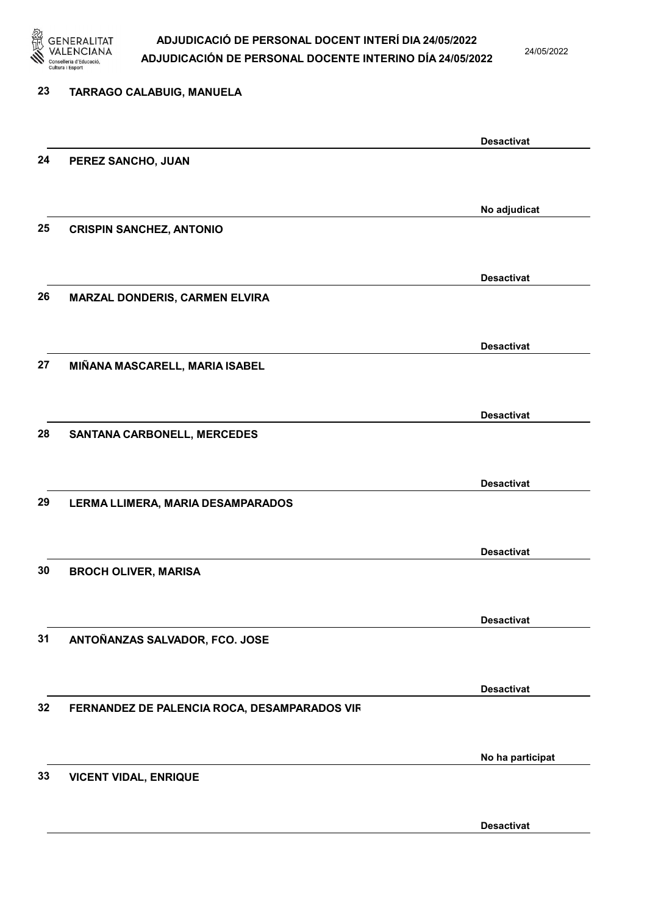23 **TARRAGO CALABUIG, MANUELA**

**Desactivat**

24 **PEREZ SANCHO, JUAN**

**No adjudicat**

25 **CRISPIN SANCHEZ, ANTONIO**

**Desactivat**

26 **MARZAL DONDERIS, CARMEN ELVIRA**

**Desactivat**

27 **MIÑANA MASCARELL, MARIA ISABEL**

**Desactivat**

28 **SANTANA CARBONELL, MERCEDES**

**Desactivat**

29 **LERMA LLIMERA, MARIA DESAMPARADOS**

**Desactivat**

30 **BROCH OLIVER, MARISA**

**Desactivat**

31 **ANTOÑANZAS SALVADOR, FCO. JOSE**

**Desactivat**

32 **FERNANDEZ DE PALENCIA ROCA, DESAMPARADOS VIR**

**No ha participat**

33 **VICENT VIDAL, ENRIQUE**

**Desactivat**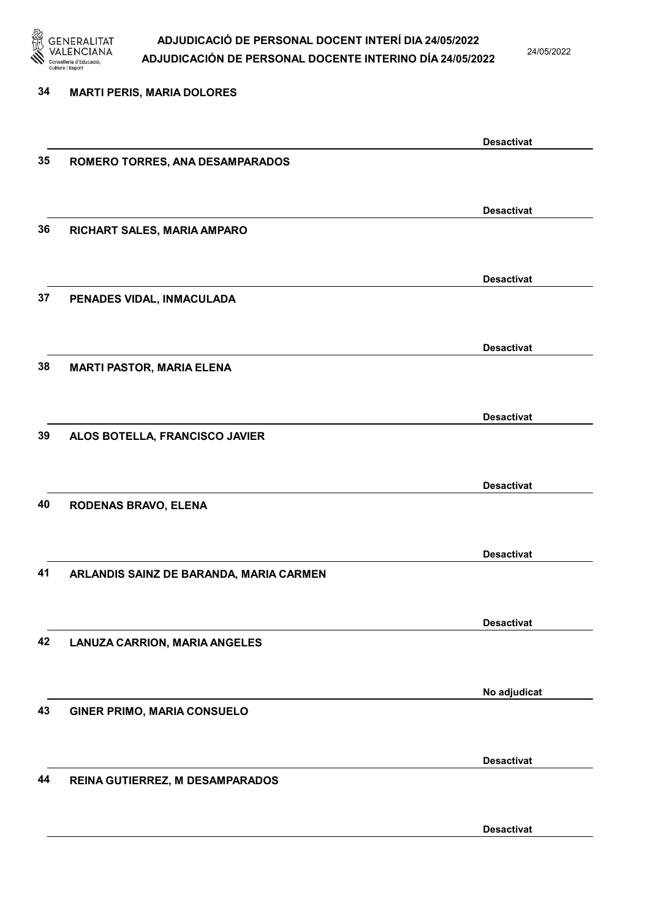34 **MARTI PERIS, MARIA DOLORES**

**Desactivat**

35 **ROMERO TORRES, ANA DESAMPARADOS**

**Desactivat**

36 **RICHART SALES, MARIA AMPARO**

**Desactivat**

37 **PENADES VIDAL, INMACULADA**

**Desactivat**

38 **MARTI PASTOR, MARIA ELENA**

**Desactivat**

39 **ALOS BOTELLA, FRANCISCO JAVIER**

**Desactivat**

40 **RODENAS BRAVO, ELENA**

**Desactivat**

41 **ARLANDIS SAINZ DE BARANDA, MARIA CARMEN**

**Desactivat**

42 **LANUZA CARRION, MARIA ANGELES**

**No adjudicat**

43 **GINER PRIMO, MARIA CONSUELO**

**Desactivat**

44 **REINA GUTIERREZ, M DESAMPARADOS**

**Desactivat**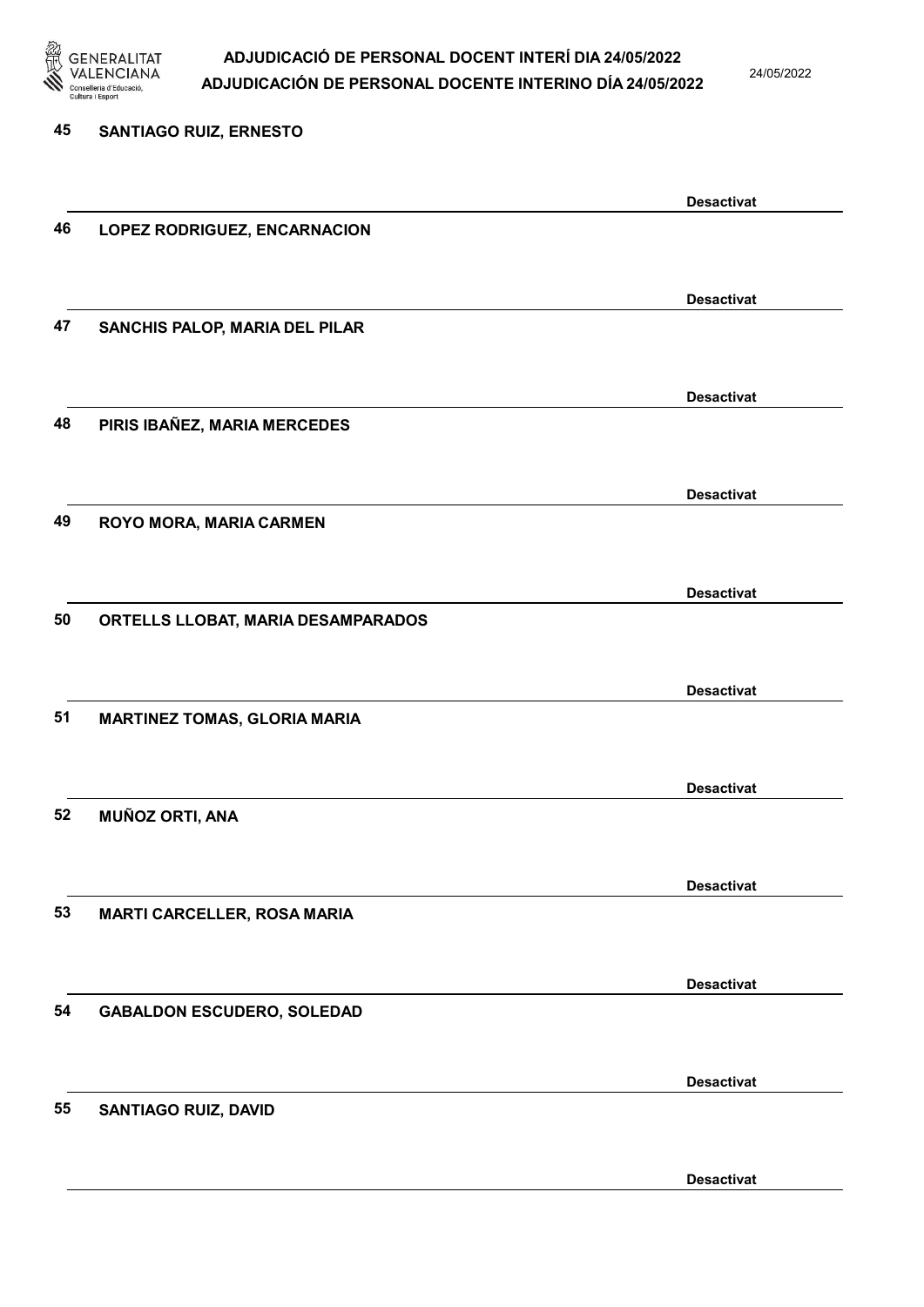45 **SANTIAGO RUIZ, ERNESTO**

**Desactivat**

46 **LOPEZ RODRIGUEZ, ENCARNACION**

**Desactivat**

47 **SANCHIS PALOP, MARIA DEL PILAR**

**Desactivat**

48 **PIRIS IBAÑEZ, MARIA MERCEDES**

**Desactivat**

49 **ROYO MORA, MARIA CARMEN**

**Desactivat**

50 **ORTELLS LLOBAT, MARIA DESAMPARADOS**

**Desactivat**

51 **MARTINEZ TOMAS, GLORIA MARIA**

**Desactivat**

52 **MUÑOZ ORTI, ANA**

**Desactivat**

53 **MARTI CARCELLER, ROSA MARIA**

**Desactivat**

54 **GABALDON ESCUDERO, SOLEDAD**

**Desactivat**

55 **SANTIAGO RUIZ, DAVID**

**Desactivat**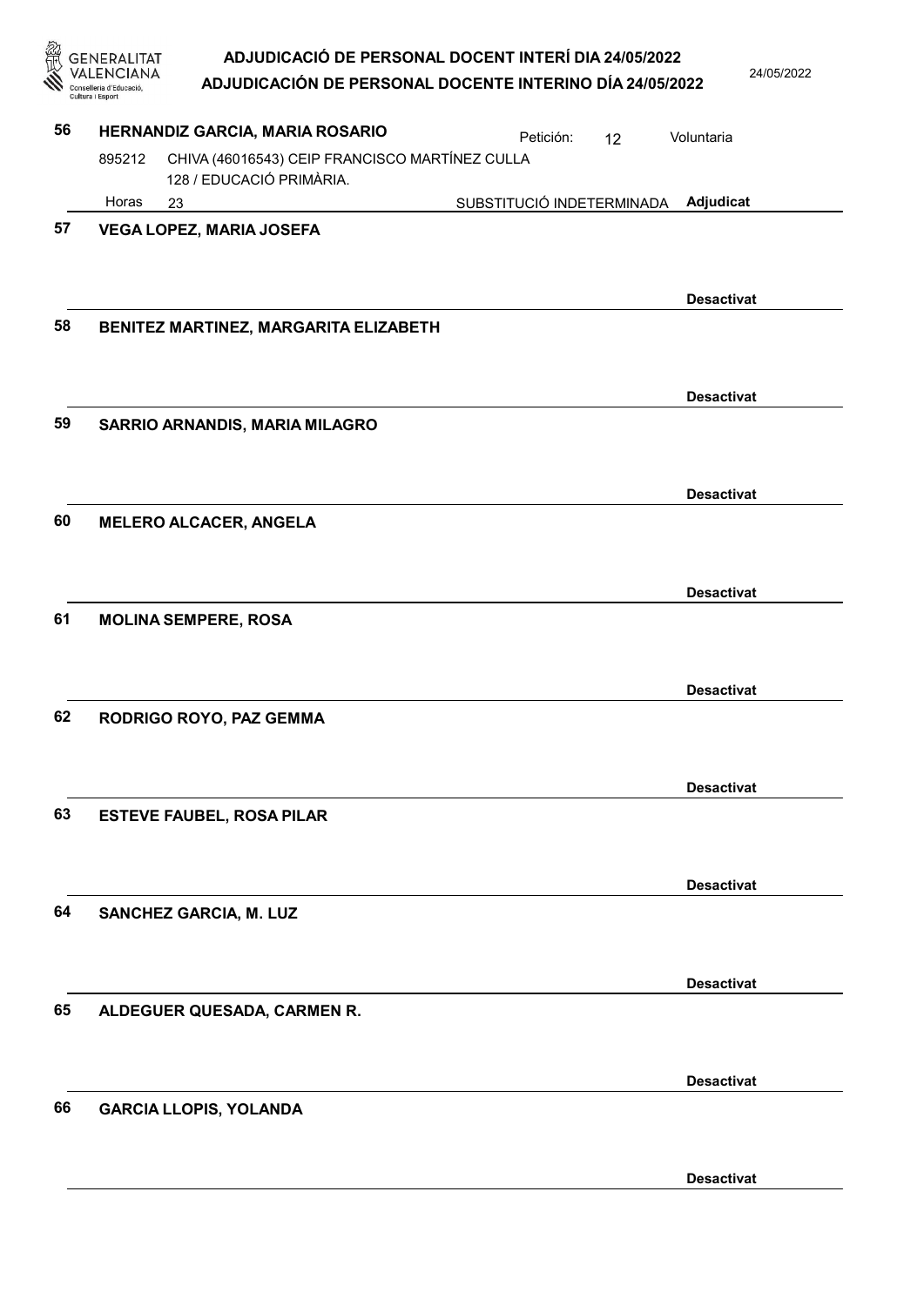**56 HERNANDIZ GARCIA, MARIA ROSARIO** Petición: 12 Voluntaria

895212 CHIVA (46016543) CEIP FRANCISCO MARTÍNEZ CULLA
128 / EDUCACIÓ PRIMÀRIA.

Horas 23 SUBSTITUCIÓ INDETERMINADA **Adjudicat**

---

**57 VEGA LOPEZ, MARIA JOSEFA**

**Desactivat**

---

**58 BENITEZ MARTINEZ, MARGARITA ELIZABETH**

**Desactivat**

---

**59 SARRIO ARNANDIS, MARIA MILAGRO**

**Desactivat**

---

**60 MELERO ALCACER, ANGELA**

**Desactivat**

---

**61 MOLINA SEMPERE, ROSA**

**Desactivat**

---

**62 RODRIGO ROYO, PAZ GEMMA**

**Desactivat**

---

**63 ESTEVE FAUBEL, ROSA PILAR**

**Desactivat**

---

**64 SANCHEZ GARCIA, M. LUZ**

**Desactivat**

---

**65 ALDEGUER QUESADA, CARMEN R.**

**Desactivat**

---

**66 GARCIA LLOPIS, YOLANDA**

**Desactivat**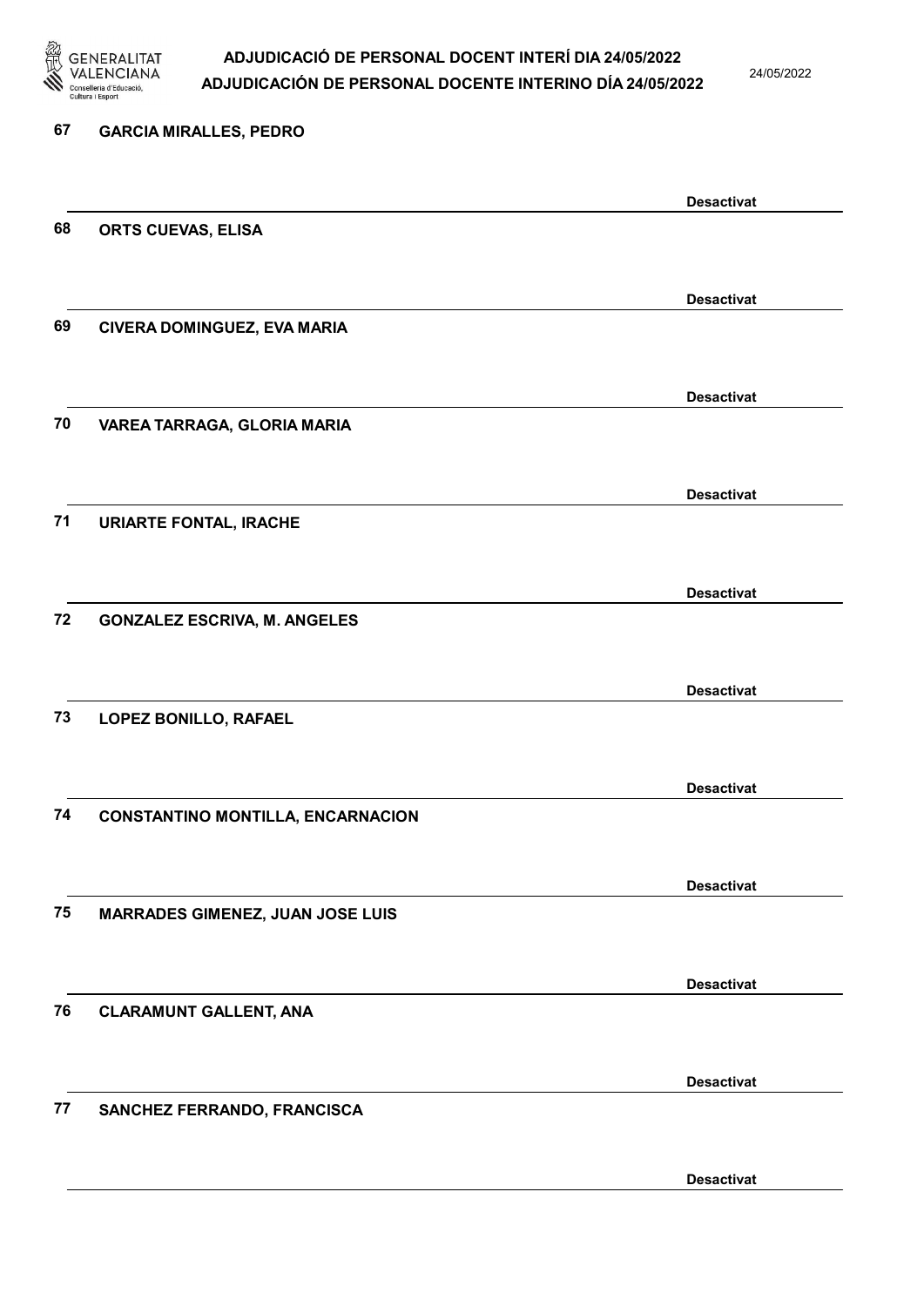67 **GARCIA MIRALLES, PEDRO**

**Desactivat**

68 **ORTS CUEVAS, ELISA**

**Desactivat**

69 **CIVERA DOMINGUEZ, EVA MARIA**

**Desactivat**

70 **VAREA TARRAGA, GLORIA MARIA**

**Desactivat**

71 **URIARTE FONTAL, IRACHE**

**Desactivat**

72 **GONZALEZ ESCRIVA, M. ANGELES**

**Desactivat**

73 **LOPEZ BONILLO, RAFAEL**

**Desactivat**

74 **CONSTANTINO MONTILLA, ENCARNACION**

**Desactivat**

75 **MARRADES GIMENEZ, JUAN JOSE LUIS**

**Desactivat**

76 **CLARAMUNT GALLENT, ANA**

**Desactivat**

77 **SANCHEZ FERRANDO, FRANCISCA**

**Desactivat**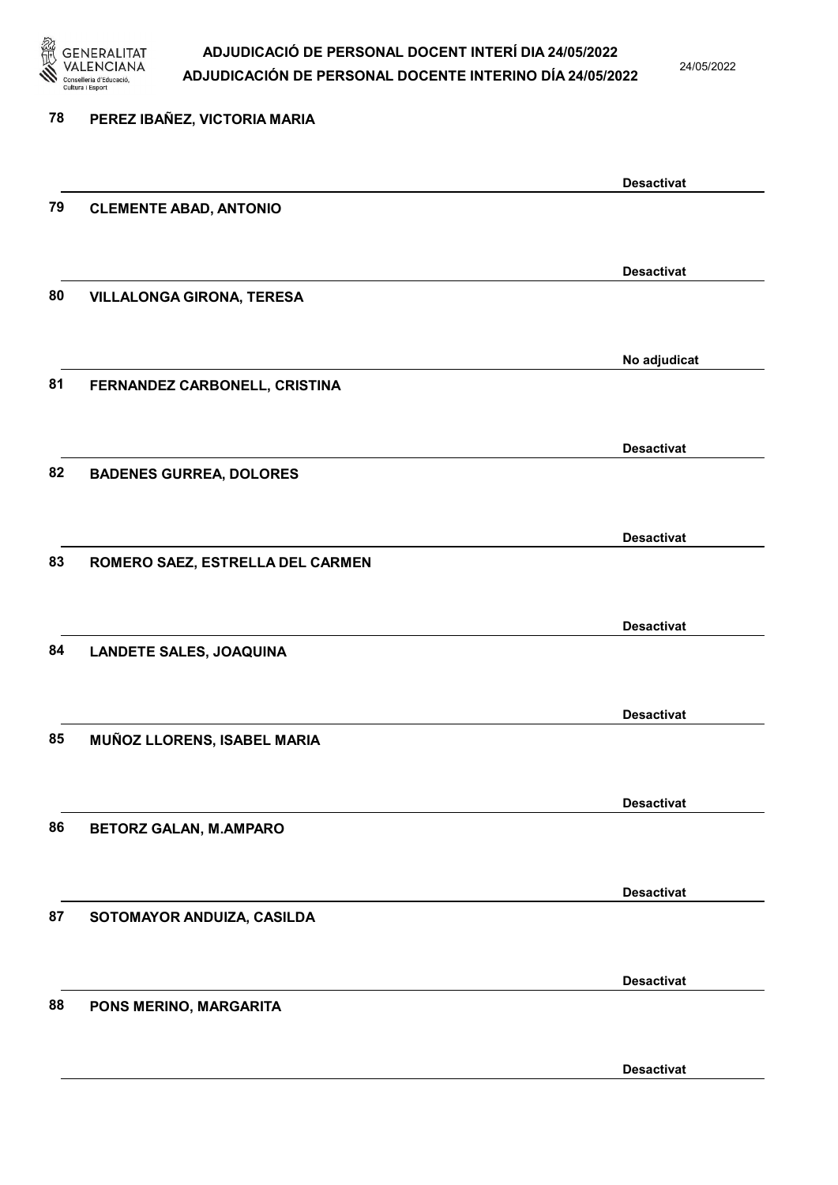78 **PEREZ IBAÑEZ, VICTORIA MARIA**

**Desactivat**

79 **CLEMENTE ABAD, ANTONIO**

**Desactivat**

80 **VILLALONGA GIRONA, TERESA**

**No adjudicat**

81 **FERNANDEZ CARBONELL, CRISTINA**

**Desactivat**

82 **BADENES GURREA, DOLORES**

**Desactivat**

83 **ROMERO SAEZ, ESTRELLA DEL CARMEN**

**Desactivat**

84 **LANDETE SALES, JOAQUINA**

**Desactivat**

85 **MUÑOZ LLORENS, ISABEL MARIA**

**Desactivat**

86 **BETORZ GALAN, M.AMPARO**

**Desactivat**

87 **SOTOMAYOR ANDUIZA, CASILDA**

**Desactivat**

88 **PONS MERINO, MARGARITA**

**Desactivat**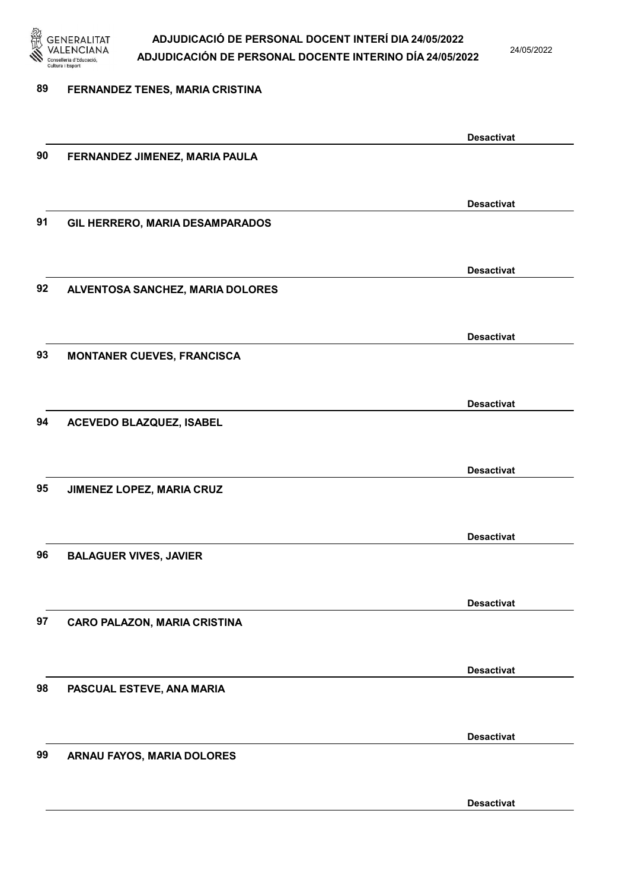89 FERNANDEZ TENES, MARIA CRISTINA

Desactivat

90 FERNANDEZ JIMENEZ, MARIA PAULA

Desactivat

91 GIL HERRERO, MARIA DESAMPARADOS

Desactivat

92 ALVENTOSA SANCHEZ, MARIA DOLORES

Desactivat

93 MONTANER CUEVES, FRANCISCA

Desactivat

94 ACEVEDO BLAZQUEZ, ISABEL

Desactivat

95 JIMENEZ LOPEZ, MARIA CRUZ

Desactivat

96 BALAGUER VIVES, JAVIER

Desactivat

97 CARO PALAZON, MARIA CRISTINA

Desactivat

98 PASCUAL ESTEVE, ANA MARIA

Desactivat

99 ARNAU FAYOS, MARIA DOLORES

Desactivat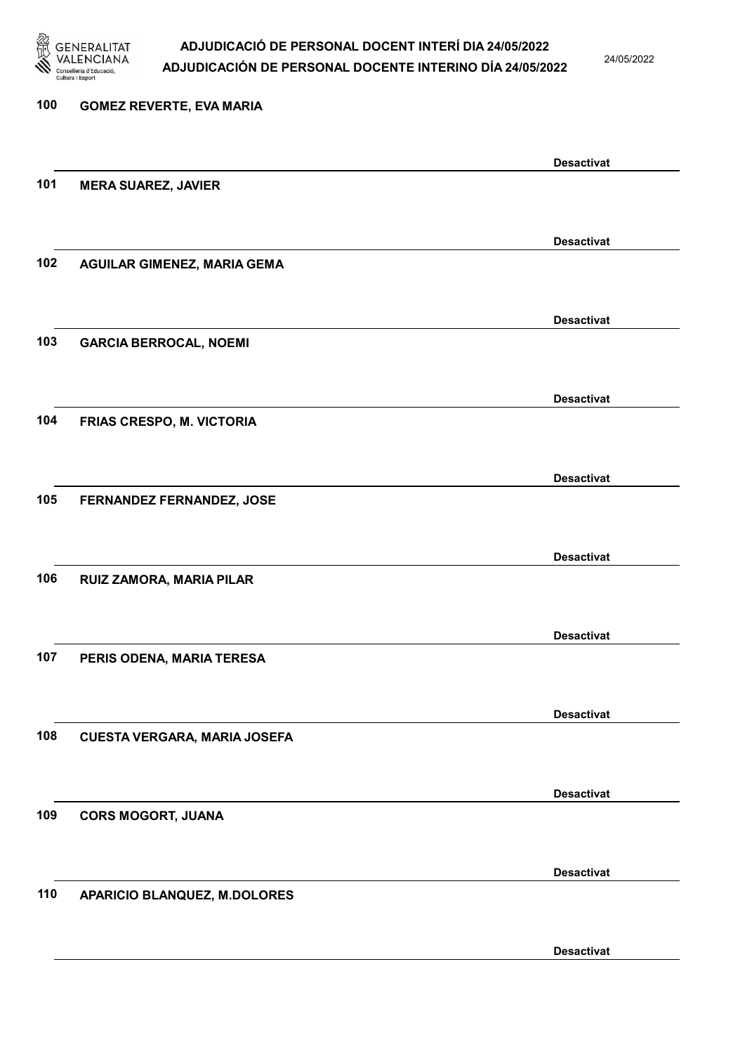100 GOMEZ REVERTE, EVA MARIA

Desactivat

101 MERA SUAREZ, JAVIER

Desactivat

102 AGUILAR GIMENEZ, MARIA GEMA

Desactivat

103 GARCIA BERROCAL, NOEMI

Desactivat

104 FRIAS CRESPO, M. VICTORIA

Desactivat

105 FERNANDEZ FERNANDEZ, JOSE

Desactivat

106 RUIZ ZAMORA, MARIA PILAR

Desactivat

107 PERIS ODENA, MARIA TERESA

Desactivat

108 CUESTA VERGARA, MARIA JOSEFA

Desactivat

109 CORS MOGORT, JUANA

Desactivat

110 APARICIO BLANQUEZ, M.DOLORES

Desactivat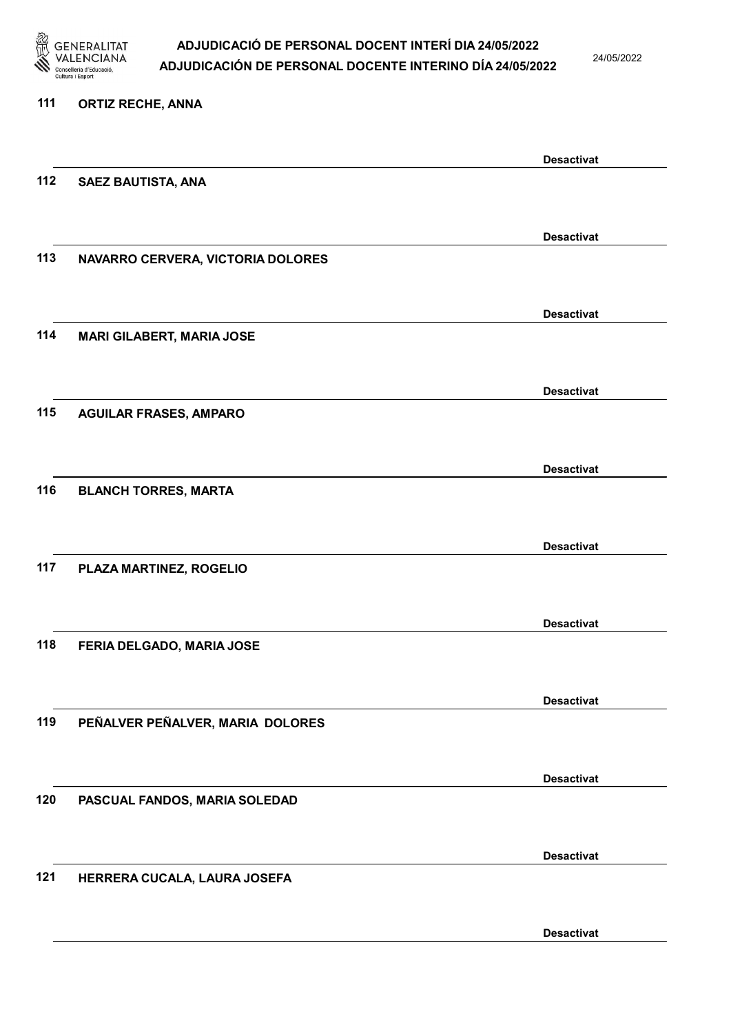111 ORTIZ RECHE, ANNA

Desactivat

112 SAEZ BAUTISTA, ANA

Desactivat

113 NAVARRO CERVERA, VICTORIA DOLORES

Desactivat

114 MARI GILABERT, MARIA JOSE

Desactivat

115 AGUILAR FRASES, AMPARO

Desactivat

116 BLANCH TORRES, MARTA

Desactivat

117 PLAZA MARTINEZ, ROGELIO

Desactivat

118 FERIA DELGADO, MARIA JOSE

Desactivat

119 PEÑALVER PEÑALVER, MARIA DOLORES

Desactivat

120 PASCUAL FANDOS, MARIA SOLEDAD

Desactivat

121 HERRERA CUCALA, LAURA JOSEFA

Desactivat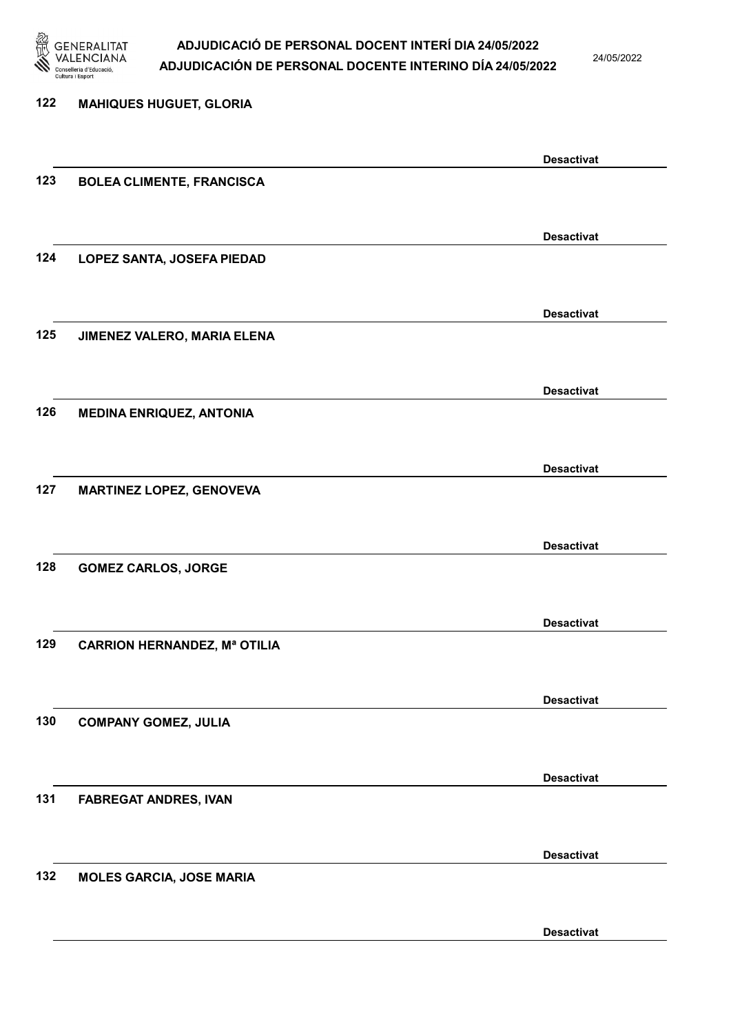122 **MAHIQUES HUGUET, GLORIA**

**Desactivat**

123 **BOLEA CLIMENTE, FRANCISCA**

**Desactivat**

124 **LOPEZ SANTA, JOSEFA PIEDAD**

**Desactivat**

125 **JIMENEZ VALERO, MARIA ELENA**

**Desactivat**

126 **MEDINA ENRIQUEZ, ANTONIA**

**Desactivat**

127 **MARTINEZ LOPEZ, GENOVEVA**

**Desactivat**

128 **GOMEZ CARLOS, JORGE**

**Desactivat**

129 **CARRION HERNANDEZ, Mª OTILIA**

**Desactivat**

130 **COMPANY GOMEZ, JULIA**

**Desactivat**

131 **FABREGAT ANDRES, IVAN**

**Desactivat**

132 **MOLES GARCIA, JOSE MARIA**

**Desactivat**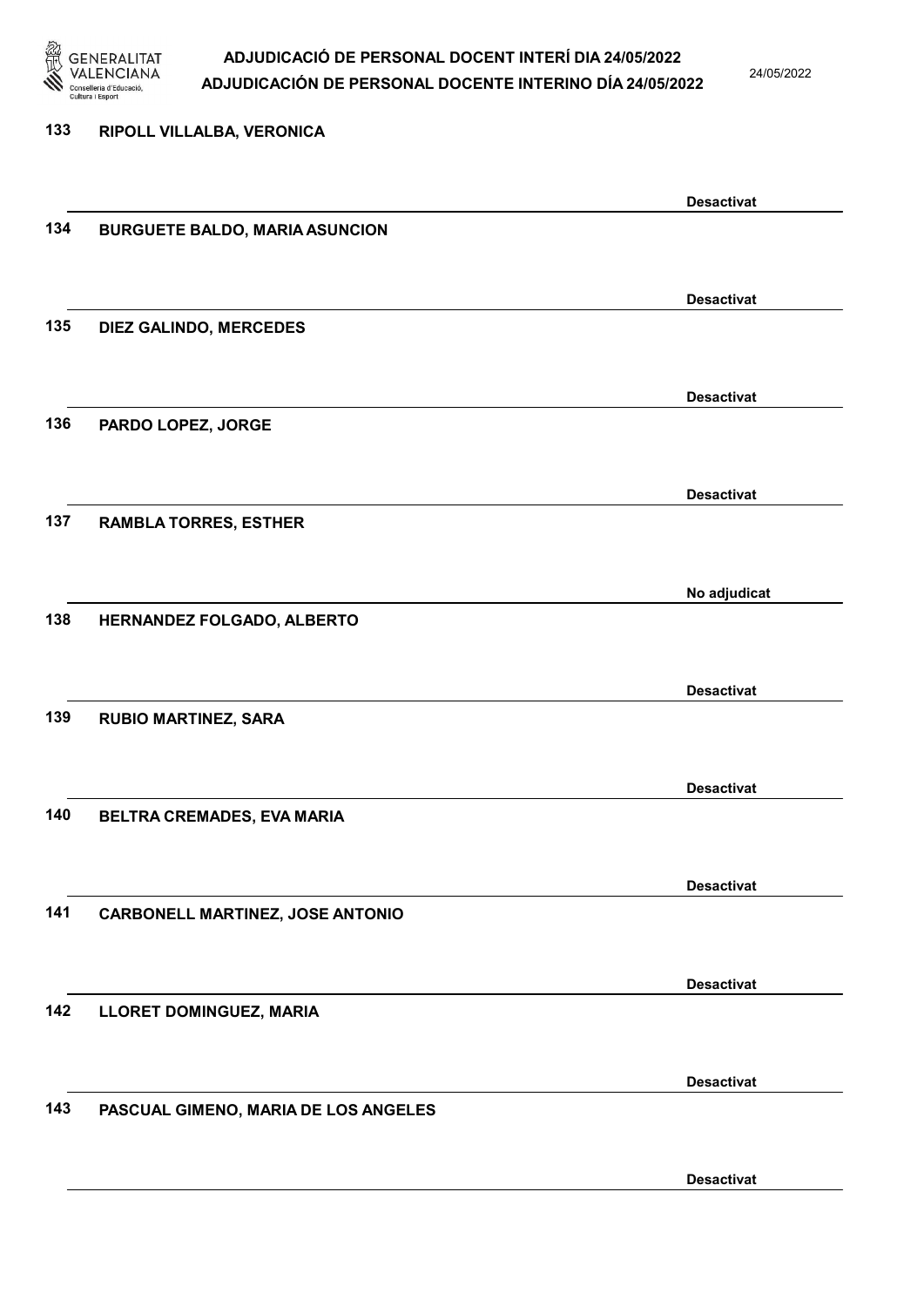133 **RIPOLL VILLALBA, VERONICA**

**Desactivat**

134 **BURGUETE BALDO, MARIA ASUNCION**

**Desactivat**

135 **DIEZ GALINDO, MERCEDES**

**Desactivat**

136 **PARDO LOPEZ, JORGE**

**Desactivat**

137 **RAMBLA TORRES, ESTHER**

**No adjudicat**

138 **HERNANDEZ FOLGADO, ALBERTO**

**Desactivat**

139 **RUBIO MARTINEZ, SARA**

**Desactivat**

140 **BELTRA CREMADES, EVA MARIA**

**Desactivat**

141 **CARBONELL MARTINEZ, JOSE ANTONIO**

**Desactivat**

142 **LLORET DOMINGUEZ, MARIA**

**Desactivat**

143 **PASCUAL GIMENO, MARIA DE LOS ANGELES**

**Desactivat**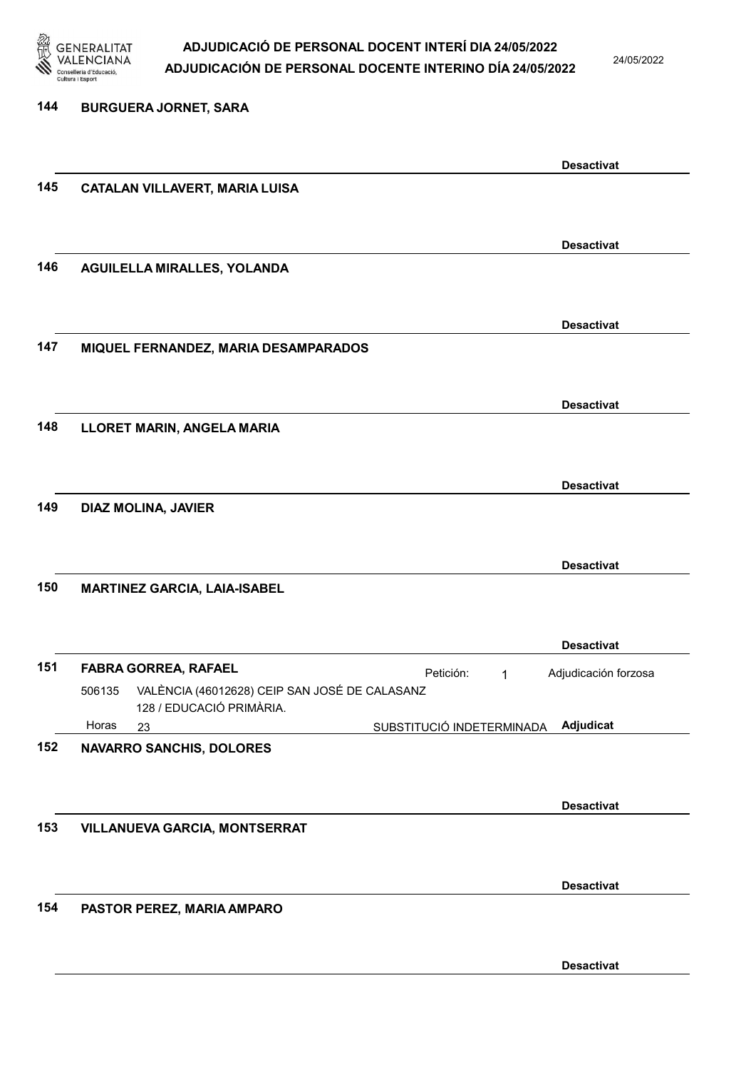**144 BURGUERA JORNET, SARA**

Desactivat

**145 CATALAN VILLAVERT, MARIA LUISA**

Desactivat

**146 AGUILELLA MIRALLES, YOLANDA**

Desactivat

**147 MIQUEL FERNANDEZ, MARIA DESAMPARADOS**

Desactivat

**148 LLORET MARIN, ANGELA MARIA**

Desactivat

**149 DIAZ MOLINA, JAVIER**

Desactivat

**150 MARTINEZ GARCIA, LAIA-ISABEL**

Desactivat

**151 FABRA GORREA, RAFAEL** — Petición: 1 — Adjudicación forzosa

506135 VALÈNCIA (46012628) CEIP SAN JOSÉ DE CALASANZ
128 / EDUCACIÓ PRIMÀRIA.
Horas 23 — SUBSTITUCIÓ INDETERMINADA — **Adjudicat**

**152 NAVARRO SANCHIS, DOLORES**

Desactivat

**153 VILLANUEVA GARCIA, MONTSERRAT**

Desactivat

**154 PASTOR PEREZ, MARIA AMPARO**

Desactivat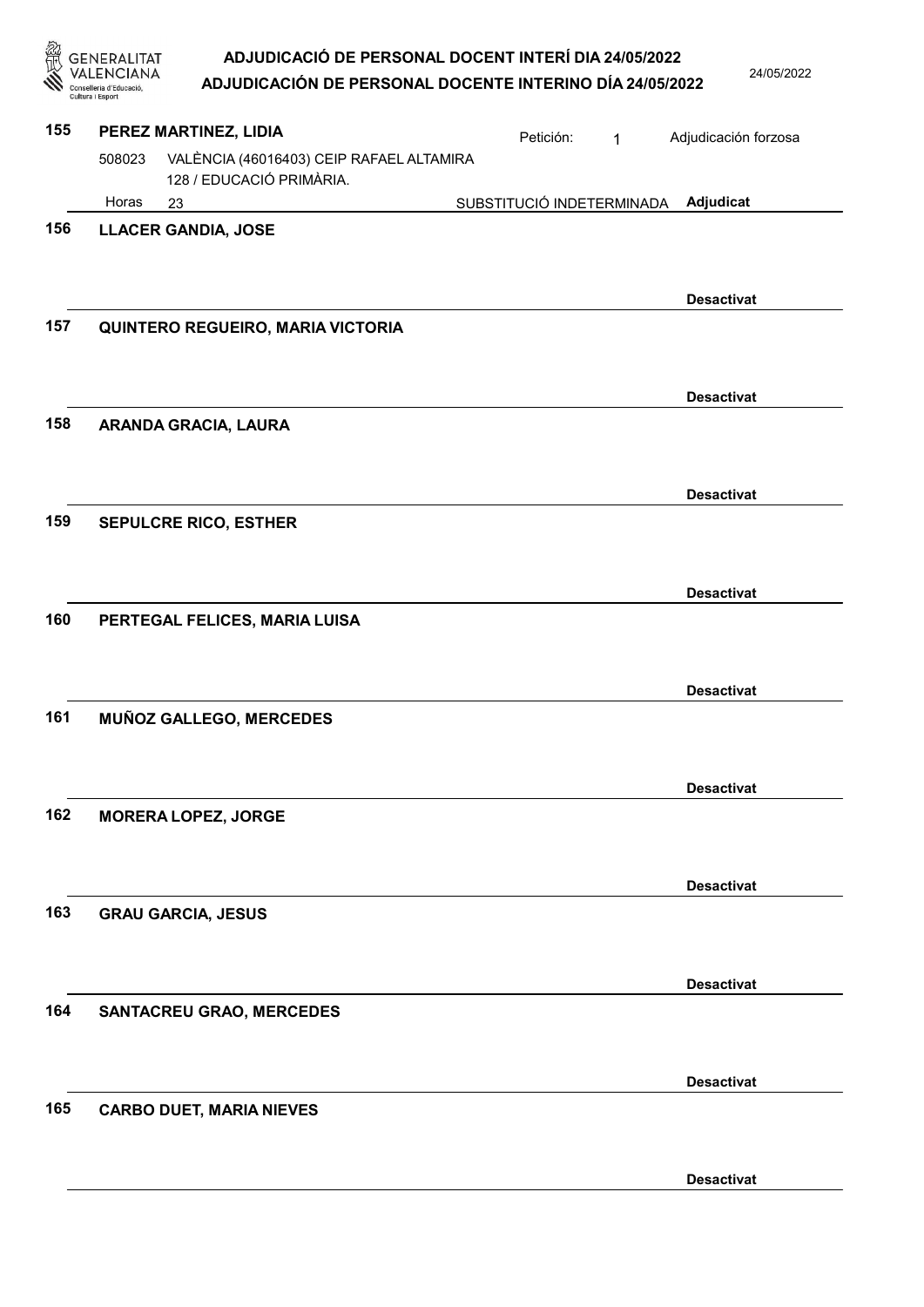**155 PEREZ MARTINEZ, LIDIA** — Petición: 1 — Adjudicación forzosa

508023 VALÈNCIA (46016403) CEIP RAFAEL ALTAMIRA
128 / EDUCACIÓ PRIMÀRIA.
Horas 23 — SUBSTITUCIÓ INDETERMINADA — **Adjudicat**

**156 LLACER GANDIA, JOSE**

**Desactivat**

**157 QUINTERO REGUEIRO, MARIA VICTORIA**

**Desactivat**

**158 ARANDA GRACIA, LAURA**

**Desactivat**

**159 SEPULCRE RICO, ESTHER**

**Desactivat**

**160 PERTEGAL FELICES, MARIA LUISA**

**Desactivat**

**161 MUÑOZ GALLEGO, MERCEDES**

**Desactivat**

**162 MORERA LOPEZ, JORGE**

**Desactivat**

**163 GRAU GARCIA, JESUS**

**Desactivat**

**164 SANTACREU GRAO, MERCEDES**

**Desactivat**

**165 CARBO DUET, MARIA NIEVES**

**Desactivat**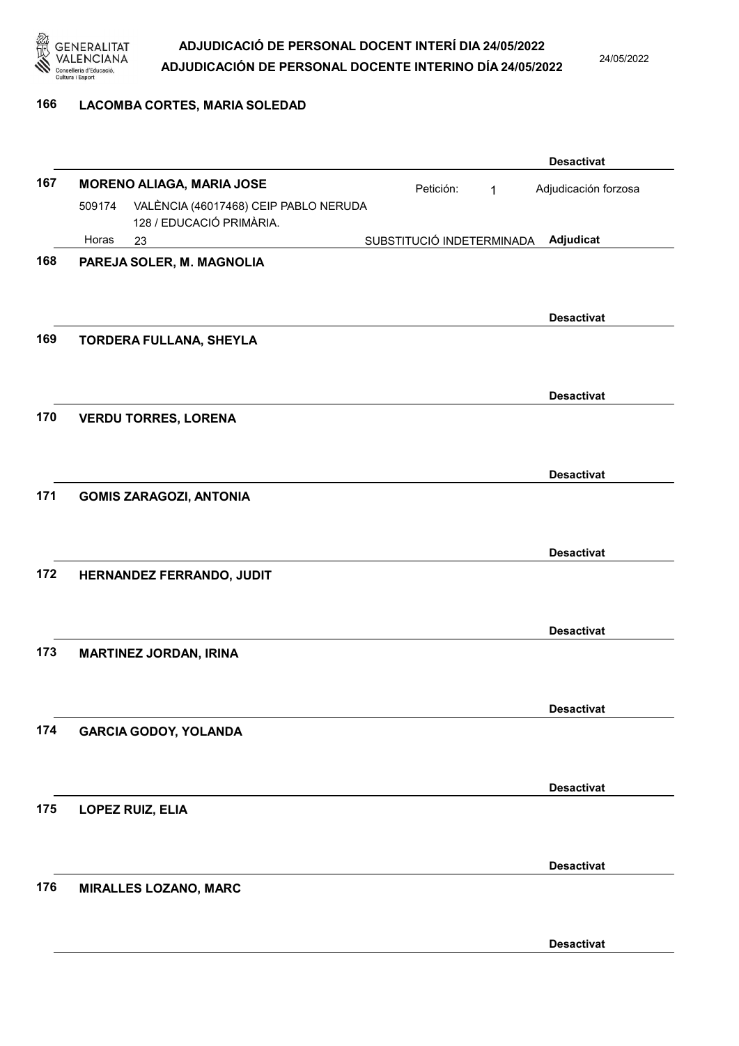**166 LACOMBA CORTES, MARIA SOLEDAD**

**Desactivat**

**167 MORENO ALIAGA, MARIA JOSE** — Petición: 1 — Adjudicación forzosa

509174 VALÈNCIA (46017468) CEIP PABLO NERUDA
128 / EDUCACIÓ PRIMÀRIA.

Horas 23 — SUBSTITUCIÓ INDETERMINADA — **Adjudicat**

**168 PAREJA SOLER, M. MAGNOLIA**

**Desactivat**

**169 TORDERA FULLANA, SHEYLA**

**Desactivat**

**170 VERDU TORRES, LORENA**

**Desactivat**

**171 GOMIS ZARAGOZI, ANTONIA**

**Desactivat**

**172 HERNANDEZ FERRANDO, JUDIT**

**Desactivat**

**173 MARTINEZ JORDAN, IRINA**

**Desactivat**

**174 GARCIA GODOY, YOLANDA**

**Desactivat**

**175 LOPEZ RUIZ, ELIA**

**Desactivat**

**176 MIRALLES LOZANO, MARC**

**Desactivat**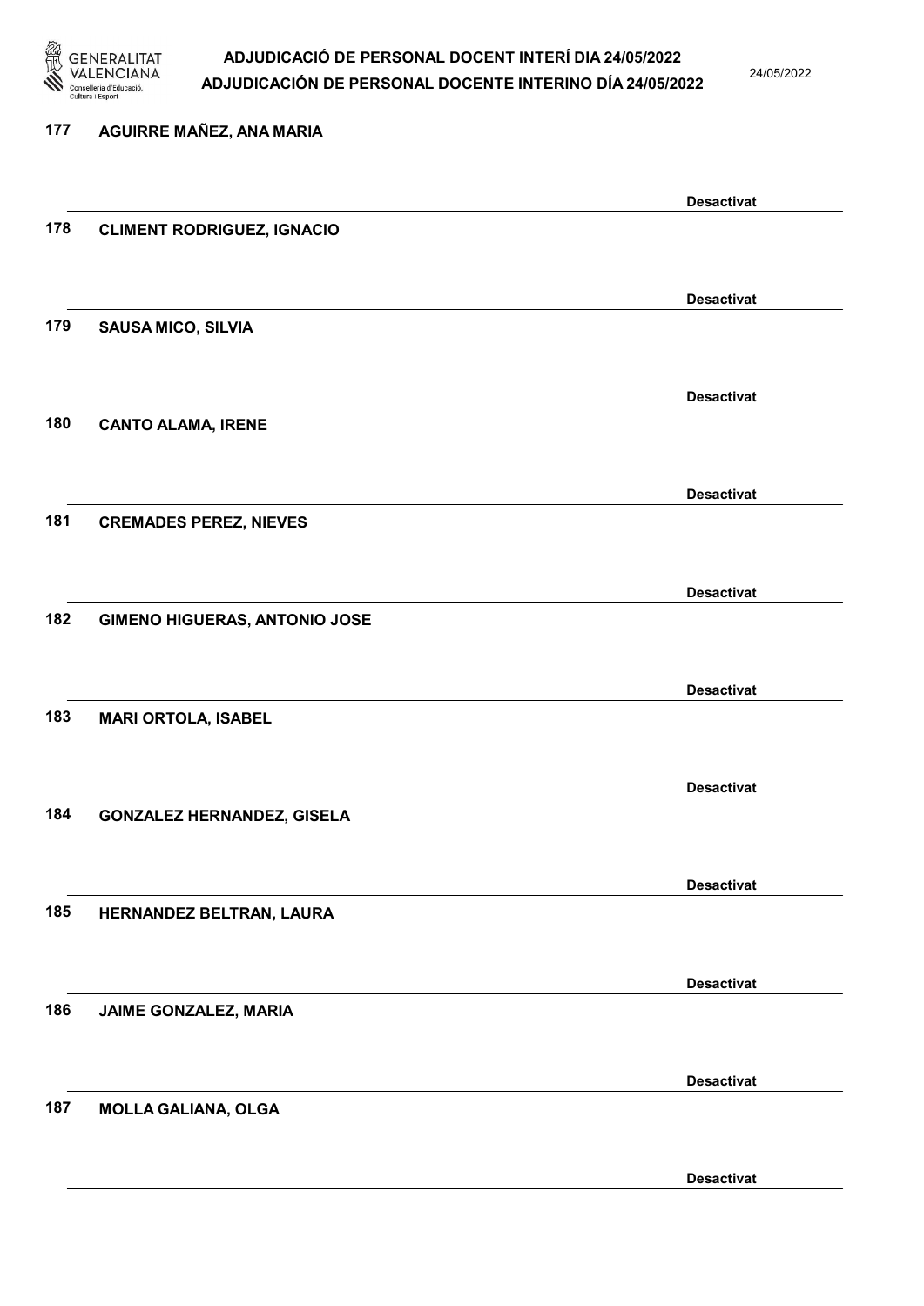177 AGUIRRE MAÑEZ, ANA MARIA

Desactivat

178 CLIMENT RODRIGUEZ, IGNACIO

Desactivat

179 SAUSA MICO, SILVIA

Desactivat

180 CANTO ALAMA, IRENE

Desactivat

181 CREMADES PEREZ, NIEVES

Desactivat

182 GIMENO HIGUERAS, ANTONIO JOSE

Desactivat

183 MARI ORTOLA, ISABEL

Desactivat

184 GONZALEZ HERNANDEZ, GISELA

Desactivat

185 HERNANDEZ BELTRAN, LAURA

Desactivat

186 JAIME GONZALEZ, MARIA

Desactivat

187 MOLLA GALIANA, OLGA

Desactivat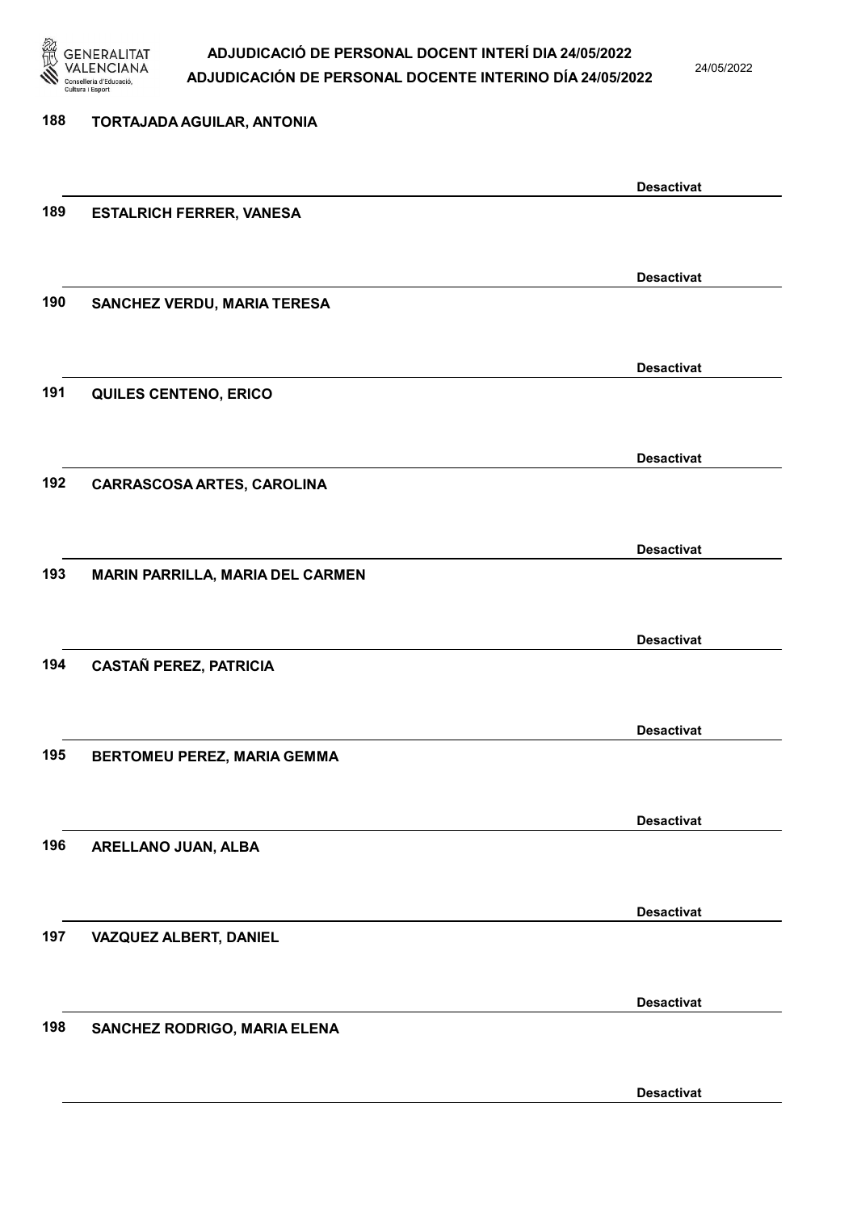188 **TORTAJADA AGUILAR, ANTONIA**

**Desactivat**

189 **ESTALRICH FERRER, VANESA**

**Desactivat**

190 **SANCHEZ VERDU, MARIA TERESA**

**Desactivat**

191 **QUILES CENTENO, ERICO**

**Desactivat**

192 **CARRASCOSA ARTES, CAROLINA**

**Desactivat**

193 **MARIN PARRILLA, MARIA DEL CARMEN**

**Desactivat**

194 **CASTAÑ PEREZ, PATRICIA**

**Desactivat**

195 **BERTOMEU PEREZ, MARIA GEMMA**

**Desactivat**

196 **ARELLANO JUAN, ALBA**

**Desactivat**

197 **VAZQUEZ ALBERT, DANIEL**

**Desactivat**

198 **SANCHEZ RODRIGO, MARIA ELENA**

**Desactivat**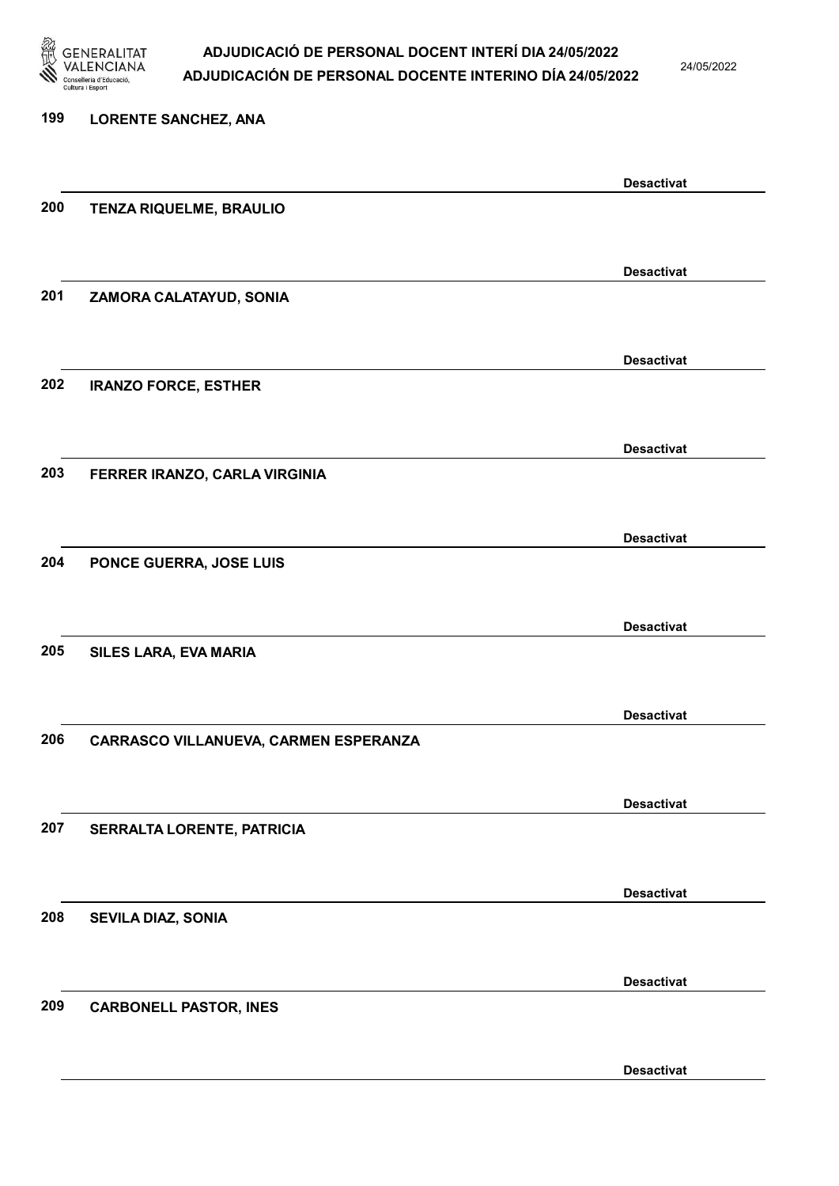199 **LORENTE SANCHEZ, ANA**

**Desactivat**

200 **TENZA RIQUELME, BRAULIO**

**Desactivat**

201 **ZAMORA CALATAYUD, SONIA**

**Desactivat**

202 **IRANZO FORCE, ESTHER**

**Desactivat**

203 **FERRER IRANZO, CARLA VIRGINIA**

**Desactivat**

204 **PONCE GUERRA, JOSE LUIS**

**Desactivat**

205 **SILES LARA, EVA MARIA**

**Desactivat**

206 **CARRASCO VILLANUEVA, CARMEN ESPERANZA**

**Desactivat**

207 **SERRALTA LORENTE, PATRICIA**

**Desactivat**

208 **SEVILA DIAZ, SONIA**

**Desactivat**

209 **CARBONELL PASTOR, INES**

**Desactivat**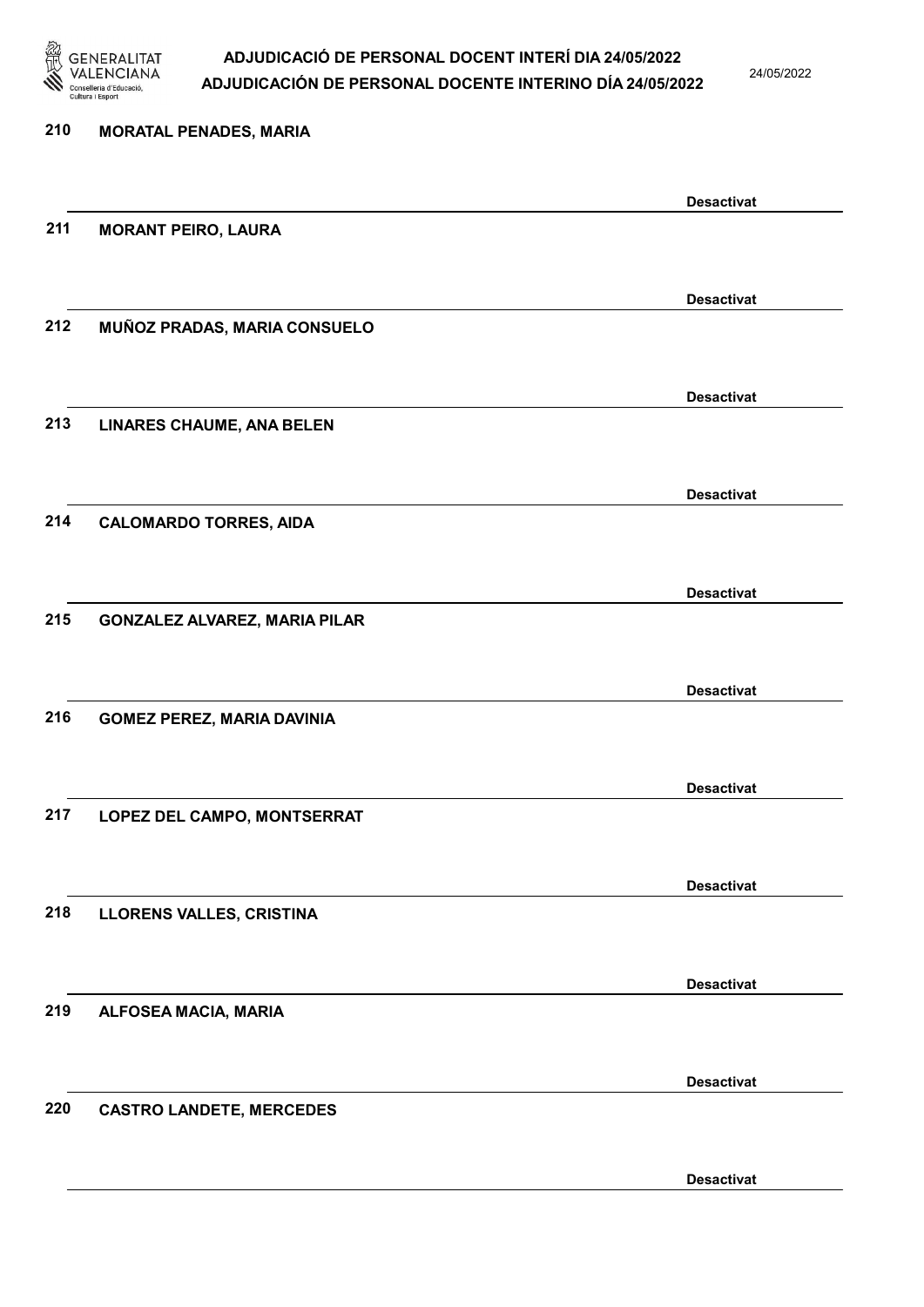210 **MORATAL PENADES, MARIA**

**Desactivat**

211 **MORANT PEIRO, LAURA**

**Desactivat**

212 **MUÑOZ PRADAS, MARIA CONSUELO**

**Desactivat**

213 **LINARES CHAUME, ANA BELEN**

**Desactivat**

214 **CALOMARDO TORRES, AIDA**

**Desactivat**

215 **GONZALEZ ALVAREZ, MARIA PILAR**

**Desactivat**

216 **GOMEZ PEREZ, MARIA DAVINIA**

**Desactivat**

217 **LOPEZ DEL CAMPO, MONTSERRAT**

**Desactivat**

218 **LLORENS VALLES, CRISTINA**

**Desactivat**

219 **ALFOSEA MACIA, MARIA**

**Desactivat**

220 **CASTRO LANDETE, MERCEDES**

**Desactivat**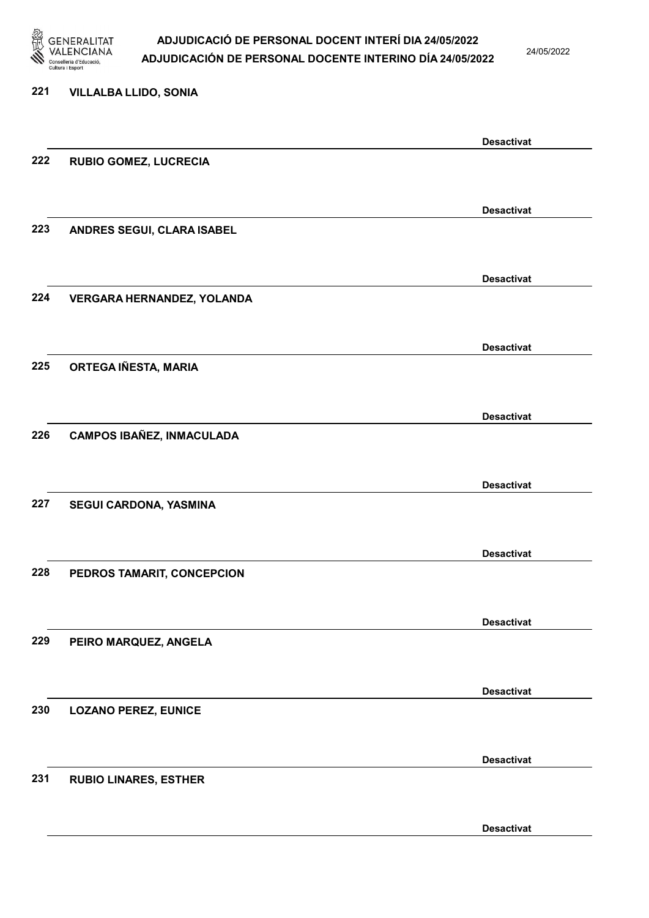221 **VILLALBA LLIDO, SONIA**

**Desactivat**

222 **RUBIO GOMEZ, LUCRECIA**

**Desactivat**

223 **ANDRES SEGUI, CLARA ISABEL**

**Desactivat**

224 **VERGARA HERNANDEZ, YOLANDA**

**Desactivat**

225 **ORTEGA IÑESTA, MARIA**

**Desactivat**

226 **CAMPOS IBAÑEZ, INMACULADA**

**Desactivat**

227 **SEGUI CARDONA, YASMINA**

**Desactivat**

228 **PEDROS TAMARIT, CONCEPCION**

**Desactivat**

229 **PEIRO MARQUEZ, ANGELA**

**Desactivat**

230 **LOZANO PEREZ, EUNICE**

**Desactivat**

231 **RUBIO LINARES, ESTHER**

**Desactivat**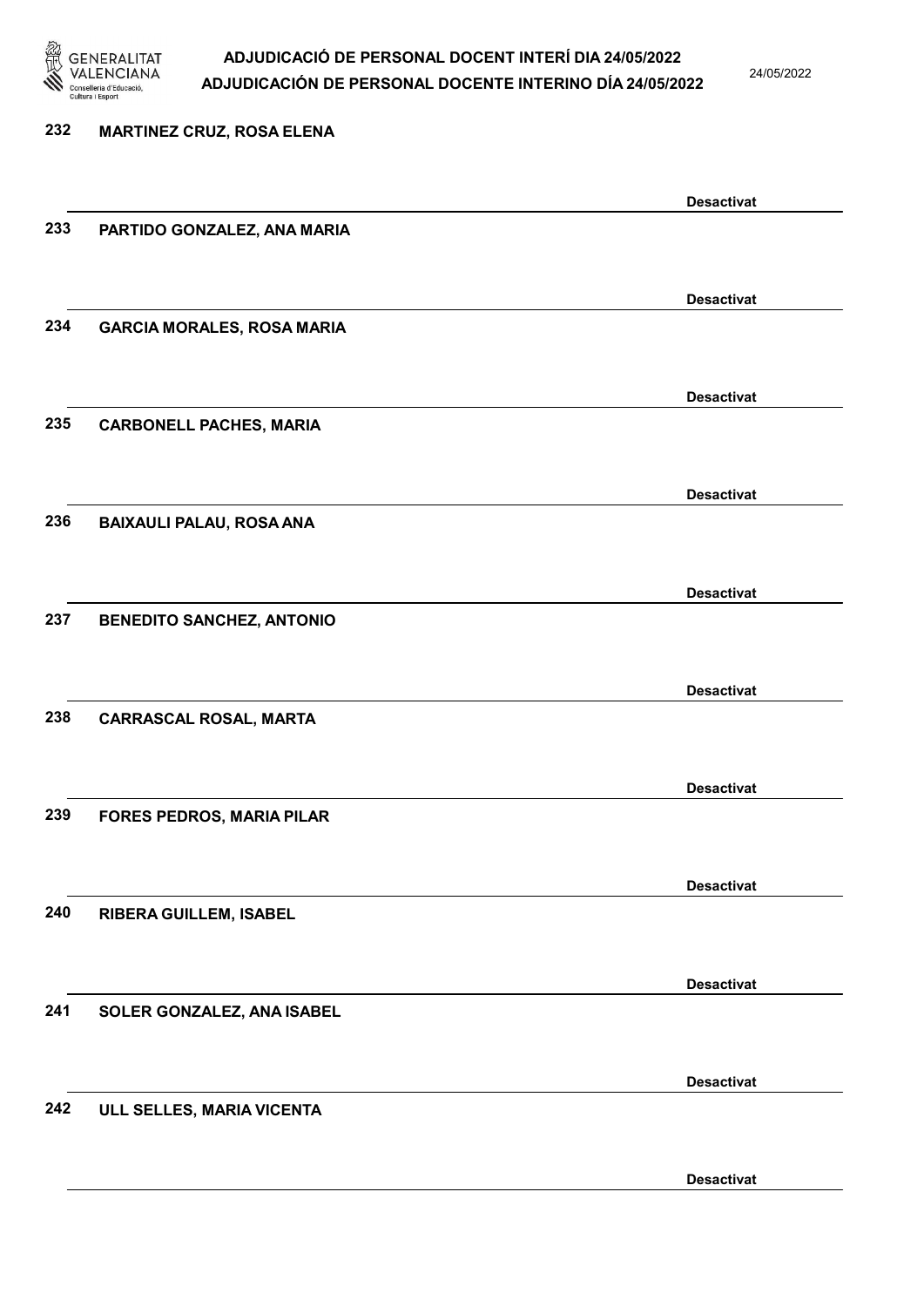232 MARTINEZ CRUZ, ROSA ELENA

Desactivat

233 PARTIDO GONZALEZ, ANA MARIA

Desactivat

234 GARCIA MORALES, ROSA MARIA

Desactivat

235 CARBONELL PACHES, MARIA

Desactivat

236 BAIXAULI PALAU, ROSA ANA

Desactivat

237 BENEDITO SANCHEZ, ANTONIO

Desactivat

238 CARRASCAL ROSAL, MARTA

Desactivat

239 FORES PEDROS, MARIA PILAR

Desactivat

240 RIBERA GUILLEM, ISABEL

Desactivat

241 SOLER GONZALEZ, ANA ISABEL

Desactivat

242 ULL SELLES, MARIA VICENTA

Desactivat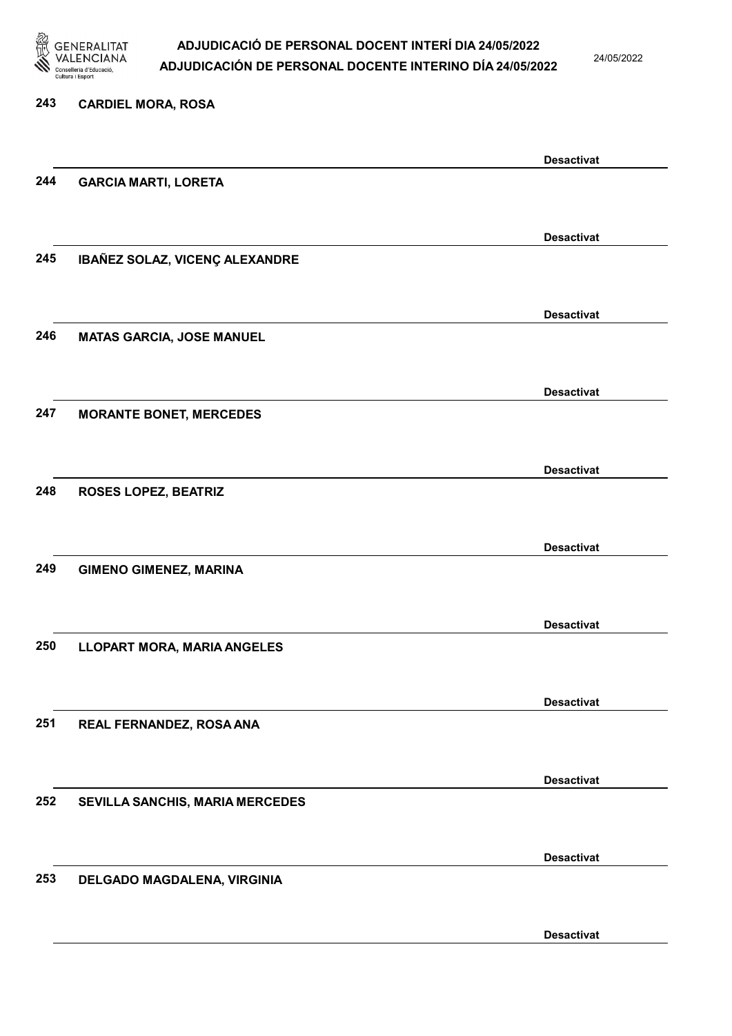243 **CARDIEL MORA, ROSA**

**Desactivat**

244 **GARCIA MARTI, LORETA**

**Desactivat**

245 **IBAÑEZ SOLAZ, VICENÇ ALEXANDRE**

**Desactivat**

246 **MATAS GARCIA, JOSE MANUEL**

**Desactivat**

247 **MORANTE BONET, MERCEDES**

**Desactivat**

248 **ROSES LOPEZ, BEATRIZ**

**Desactivat**

249 **GIMENO GIMENEZ, MARINA**

**Desactivat**

250 **LLOPART MORA, MARIA ANGELES**

**Desactivat**

251 **REAL FERNANDEZ, ROSA ANA**

**Desactivat**

252 **SEVILLA SANCHIS, MARIA MERCEDES**

**Desactivat**

253 **DELGADO MAGDALENA, VIRGINIA**

**Desactivat**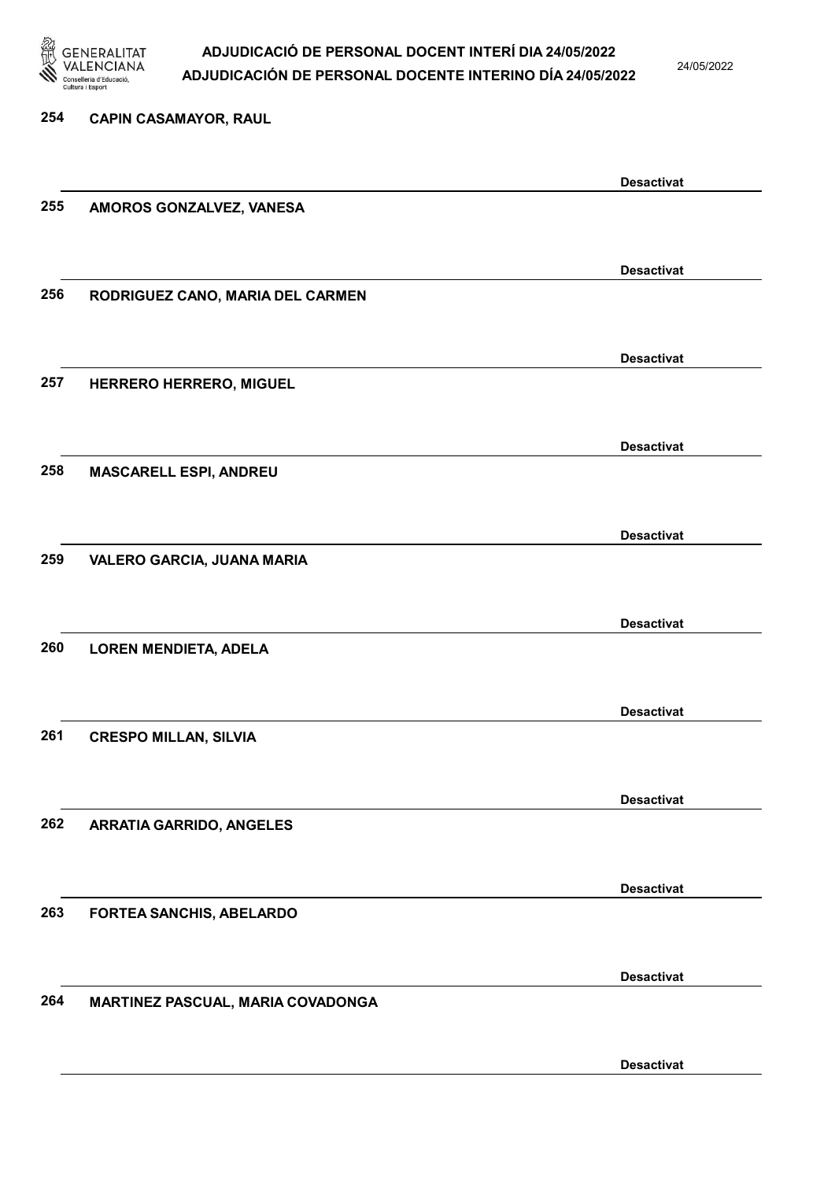254 **CAPIN CASAMAYOR, RAUL**

**Desactivat**

255 **AMOROS GONZALVEZ, VANESA**

**Desactivat**

256 **RODRIGUEZ CANO, MARIA DEL CARMEN**

**Desactivat**

257 **HERRERO HERRERO, MIGUEL**

**Desactivat**

258 **MASCARELL ESPI, ANDREU**

**Desactivat**

259 **VALERO GARCIA, JUANA MARIA**

**Desactivat**

260 **LOREN MENDIETA, ADELA**

**Desactivat**

261 **CRESPO MILLAN, SILVIA**

**Desactivat**

262 **ARRATIA GARRIDO, ANGELES**

**Desactivat**

263 **FORTEA SANCHIS, ABELARDO**

**Desactivat**

264 **MARTINEZ PASCUAL, MARIA COVADONGA**

**Desactivat**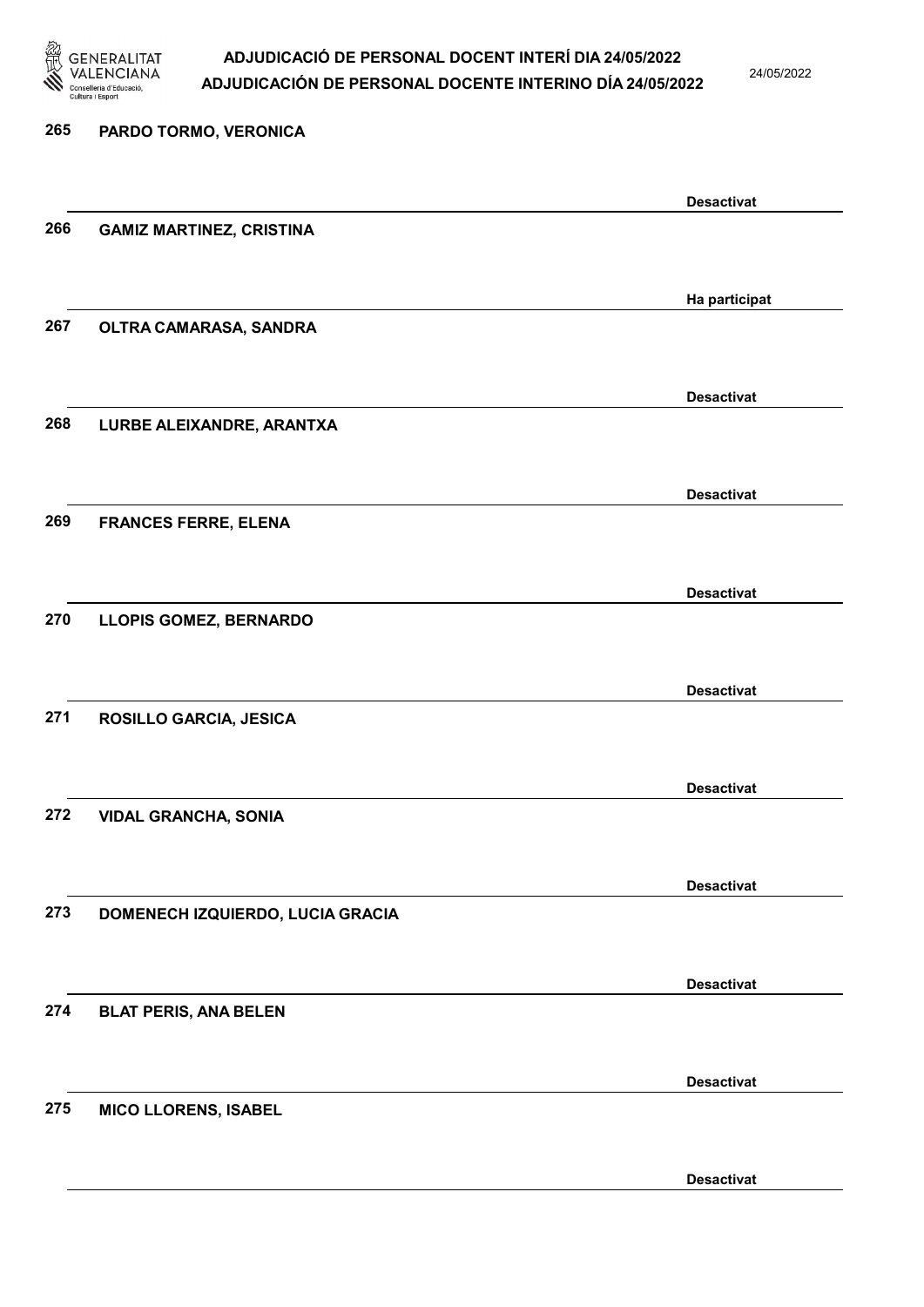| | | |
|---|---|---|
| 265 | PARDO TORMO, VERONICA | Desactivat |
| 266 | GAMIZ MARTINEZ, CRISTINA | Ha participat |
| 267 | OLTRA CAMARASA, SANDRA | Desactivat |
| 268 | LURBE ALEIXANDRE, ARANTXA | Desactivat |
| 269 | FRANCES FERRE, ELENA | Desactivat |
| 270 | LLOPIS GOMEZ, BERNARDO | Desactivat |
| 271 | ROSILLO GARCIA, JESICA | Desactivat |
| 272 | VIDAL GRANCHA, SONIA | Desactivat |
| 273 | DOMENECH IZQUIERDO, LUCIA GRACIA | Desactivat |
| 274 | BLAT PERIS, ANA BELEN | Desactivat |
| 275 | MICO LLORENS, ISABEL | Desactivat |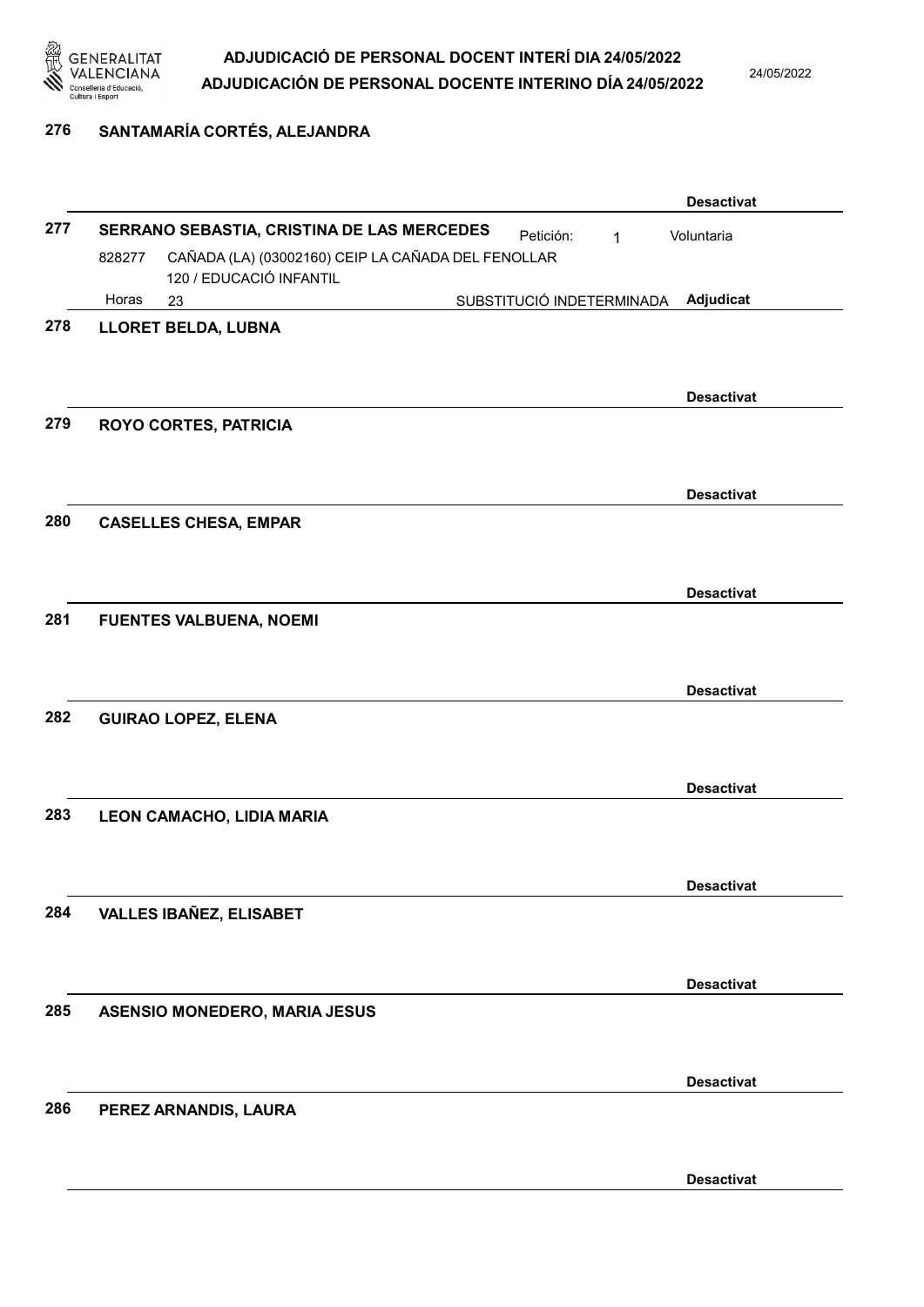**276 SANTAMARÍA CORTÉS, ALEJANDRA**

**Desactivat**

**277 SERRANO SEBASTIA, CRISTINA DE LAS MERCEDES** Petición: 1 Voluntaria

828277 CAÑADA (LA) (03002160) CEIP LA CAÑADA DEL FENOLLAR
120 / EDUCACIÓ INFANTIL
Horas 23 SUBSTITUCIÓ INDETERMINADA **Adjudicat**

**278 LLORET BELDA, LUBNA**

**Desactivat**

**279 ROYO CORTES, PATRICIA**

**Desactivat**

**280 CASELLES CHESA, EMPAR**

**Desactivat**

**281 FUENTES VALBUENA, NOEMI**

**Desactivat**

**282 GUIRAO LOPEZ, ELENA**

**Desactivat**

**283 LEON CAMACHO, LIDIA MARIA**

**Desactivat**

**284 VALLES IBAÑEZ, ELISABET**

**Desactivat**

**285 ASENSIO MONEDERO, MARIA JESUS**

**Desactivat**

**286 PEREZ ARNANDIS, LAURA**

**Desactivat**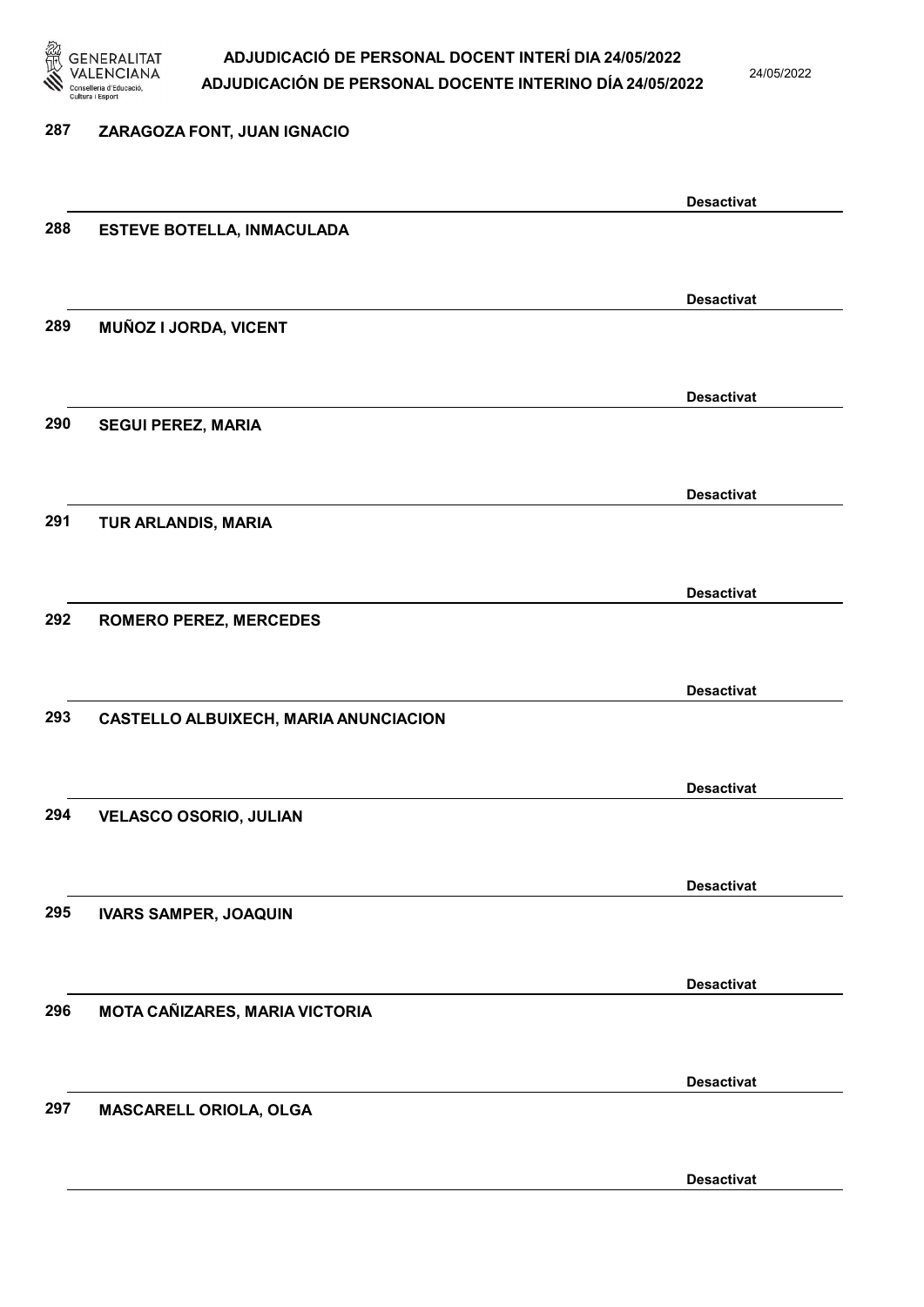287 ZARAGOZA FONT, JUAN IGNACIO

Desactivat

288 ESTEVE BOTELLA, INMACULADA

Desactivat

289 MUÑOZ I JORDA, VICENT

Desactivat

290 SEGUI PEREZ, MARIA

Desactivat

291 TUR ARLANDIS, MARIA

Desactivat

292 ROMERO PEREZ, MERCEDES

Desactivat

293 CASTELLO ALBUIXECH, MARIA ANUNCIACION

Desactivat

294 VELASCO OSORIO, JULIAN

Desactivat

295 IVARS SAMPER, JOAQUIN

Desactivat

296 MOTA CAÑIZARES, MARIA VICTORIA

Desactivat

297 MASCARELL ORIOLA, OLGA

Desactivat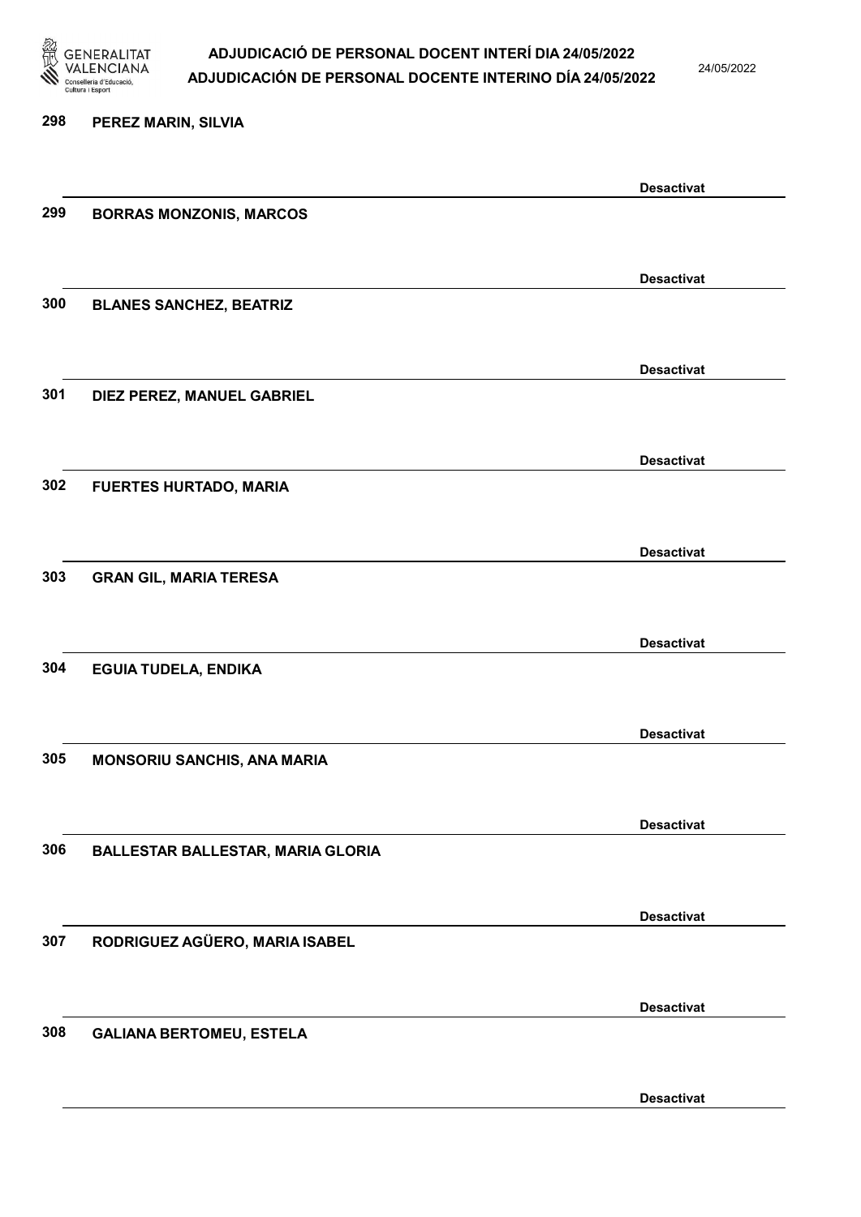298 **PEREZ MARIN, SILVIA**

**Desactivat**

299 **BORRAS MONZONIS, MARCOS**

**Desactivat**

300 **BLANES SANCHEZ, BEATRIZ**

**Desactivat**

301 **DIEZ PEREZ, MANUEL GABRIEL**

**Desactivat**

302 **FUERTES HURTADO, MARIA**

**Desactivat**

303 **GRAN GIL, MARIA TERESA**

**Desactivat**

304 **EGUIA TUDELA, ENDIKA**

**Desactivat**

305 **MONSORIU SANCHIS, ANA MARIA**

**Desactivat**

306 **BALLESTAR BALLESTAR, MARIA GLORIA**

**Desactivat**

307 **RODRIGUEZ AGÜERO, MARIA ISABEL**

**Desactivat**

308 **GALIANA BERTOMEU, ESTELA**

**Desactivat**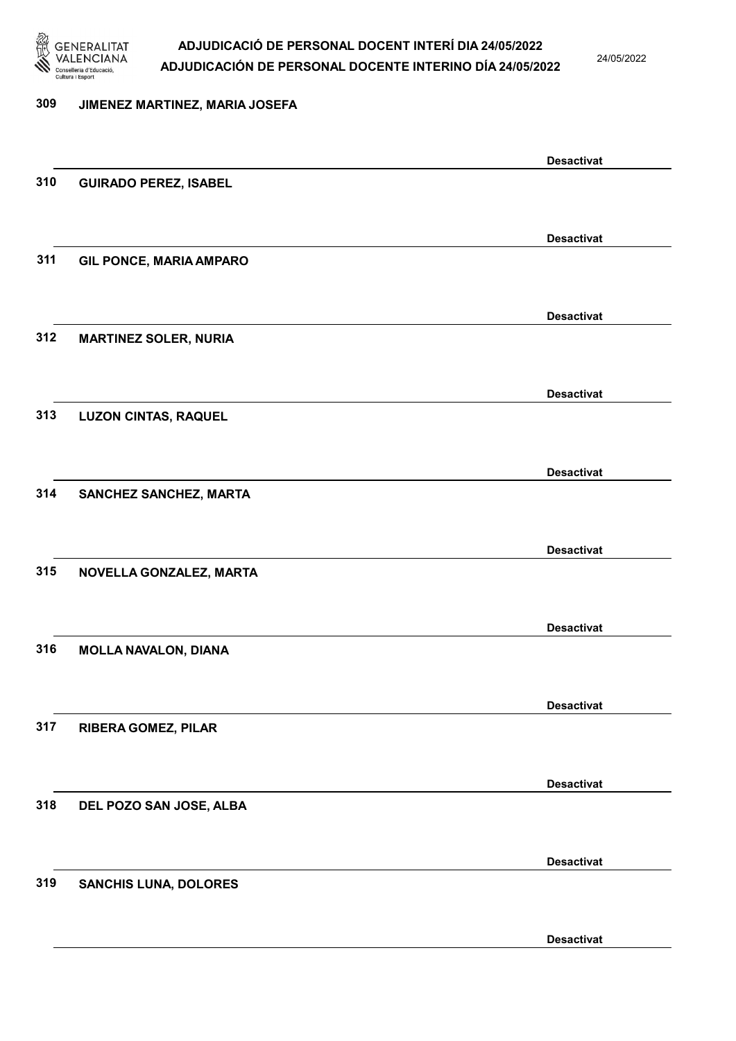309 JIMENEZ MARTINEZ, MARIA JOSEFA

Desactivat

310 GUIRADO PEREZ, ISABEL

Desactivat

311 GIL PONCE, MARIA AMPARO

Desactivat

312 MARTINEZ SOLER, NURIA

Desactivat

313 LUZON CINTAS, RAQUEL

Desactivat

314 SANCHEZ SANCHEZ, MARTA

Desactivat

315 NOVELLA GONZALEZ, MARTA

Desactivat

316 MOLLA NAVALON, DIANA

Desactivat

317 RIBERA GOMEZ, PILAR

Desactivat

318 DEL POZO SAN JOSE, ALBA

Desactivat

319 SANCHIS LUNA, DOLORES

Desactivat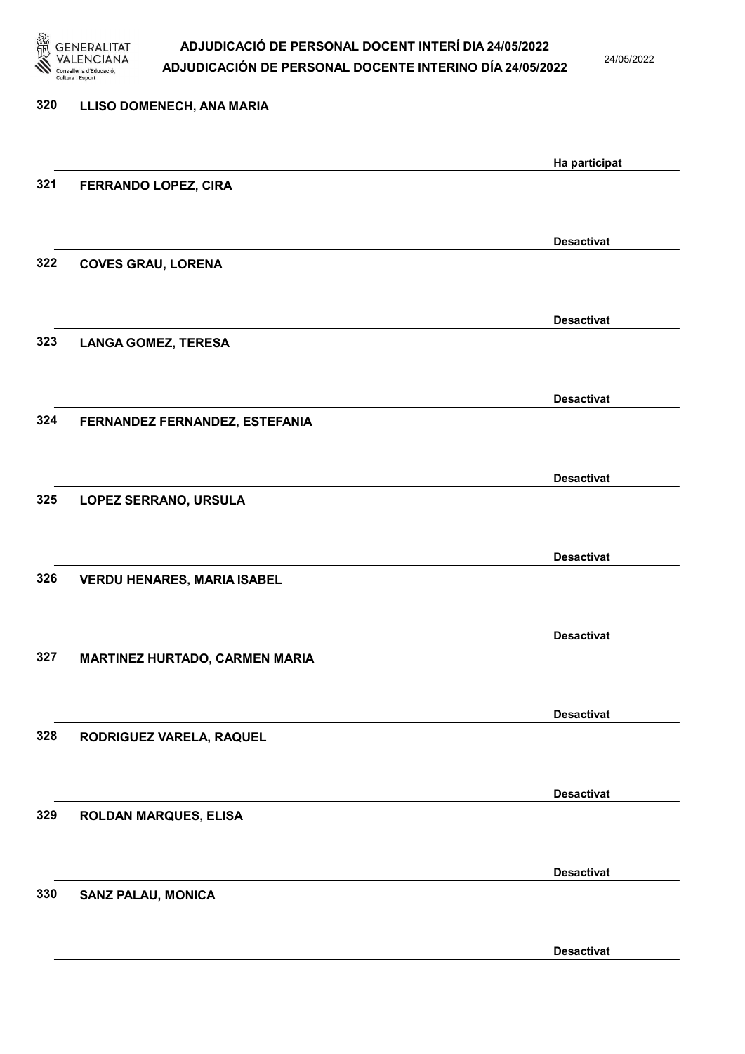320 LLISO DOMENECH, ANA MARIA

Ha participat

321 FERRANDO LOPEZ, CIRA

Desactivat

322 COVES GRAU, LORENA

Desactivat

323 LANGA GOMEZ, TERESA

Desactivat

324 FERNANDEZ FERNANDEZ, ESTEFANIA

Desactivat

325 LOPEZ SERRANO, URSULA

Desactivat

326 VERDU HENARES, MARIA ISABEL

Desactivat

327 MARTINEZ HURTADO, CARMEN MARIA

Desactivat

328 RODRIGUEZ VARELA, RAQUEL

Desactivat

329 ROLDAN MARQUES, ELISA

Desactivat

330 SANZ PALAU, MONICA

Desactivat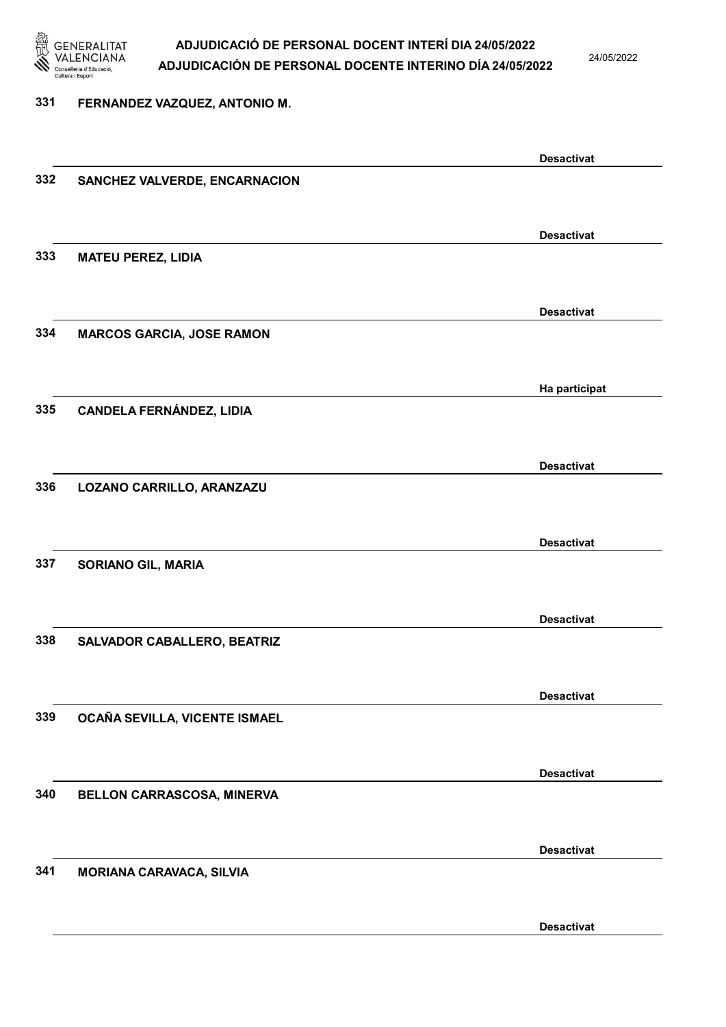331 **FERNANDEZ VAZQUEZ, ANTONIO M.**

**Desactivat**

332 **SANCHEZ VALVERDE, ENCARNACION**

**Desactivat**

333 **MATEU PEREZ, LIDIA**

**Desactivat**

334 **MARCOS GARCIA, JOSE RAMON**

**Ha participat**

335 **CANDELA FERNÁNDEZ, LIDIA**

**Desactivat**

336 **LOZANO CARRILLO, ARANZAZU**

**Desactivat**

337 **SORIANO GIL, MARIA**

**Desactivat**

338 **SALVADOR CABALLERO, BEATRIZ**

**Desactivat**

339 **OCAÑA SEVILLA, VICENTE ISMAEL**

**Desactivat**

340 **BELLON CARRASCOSA, MINERVA**

**Desactivat**

341 **MORIANA CARAVACA, SILVIA**

**Desactivat**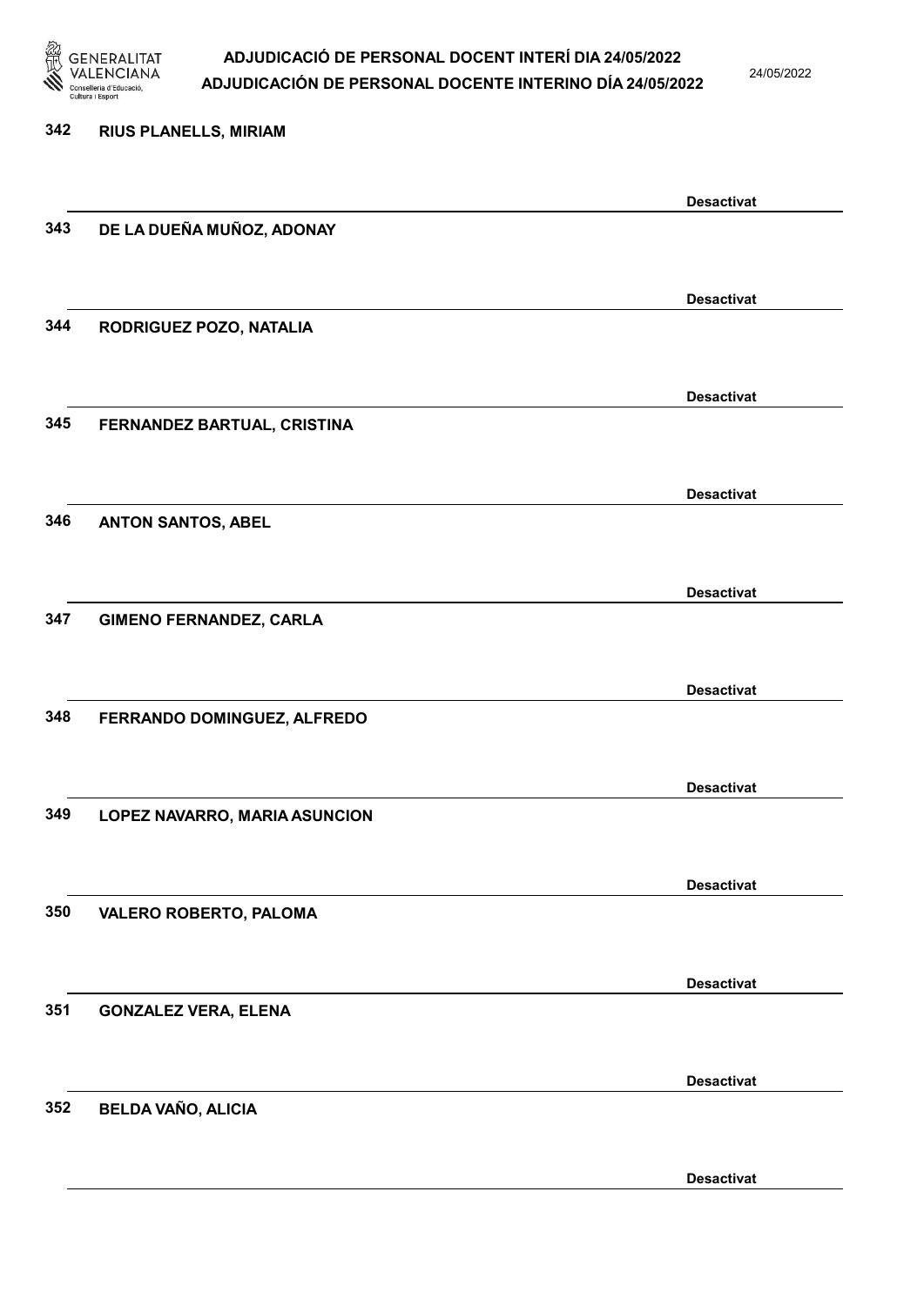342 RIUS PLANELLS, MIRIAM

Desactivat

343 DE LA DUEÑA MUÑOZ, ADONAY

Desactivat

344 RODRIGUEZ POZO, NATALIA

Desactivat

345 FERNANDEZ BARTUAL, CRISTINA

Desactivat

346 ANTON SANTOS, ABEL

Desactivat

347 GIMENO FERNANDEZ, CARLA

Desactivat

348 FERRANDO DOMINGUEZ, ALFREDO

Desactivat

349 LOPEZ NAVARRO, MARIA ASUNCION

Desactivat

350 VALERO ROBERTO, PALOMA

Desactivat

351 GONZALEZ VERA, ELENA

Desactivat

352 BELDA VAÑO, ALICIA

Desactivat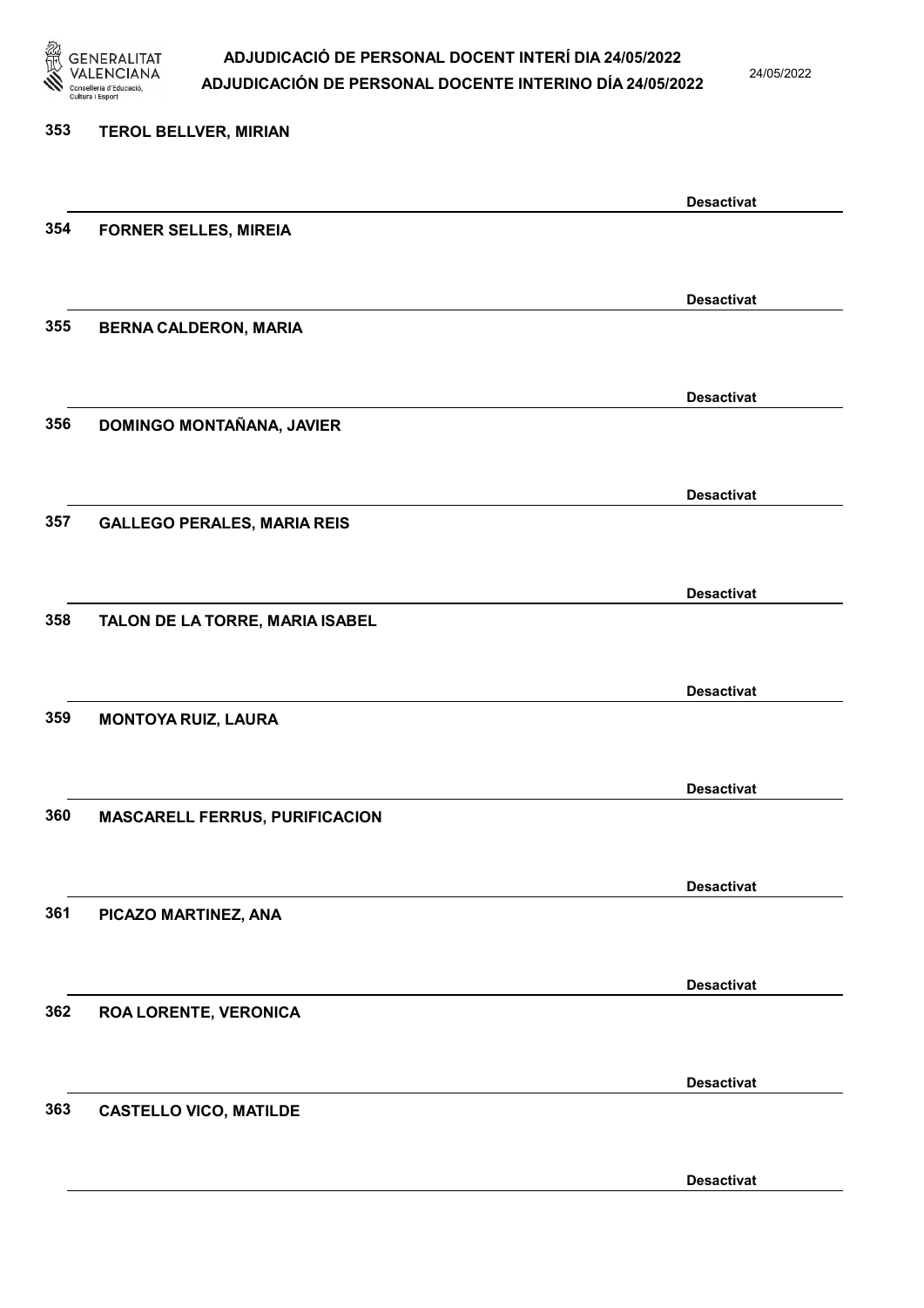353 **TEROL BELLVER, MIRIAN**

**Desactivat**

354 **FORNER SELLES, MIREIA**

**Desactivat**

355 **BERNA CALDERON, MARIA**

**Desactivat**

356 **DOMINGO MONTAÑANA, JAVIER**

**Desactivat**

357 **GALLEGO PERALES, MARIA REIS**

**Desactivat**

358 **TALON DE LA TORRE, MARIA ISABEL**

**Desactivat**

359 **MONTOYA RUIZ, LAURA**

**Desactivat**

360 **MASCARELL FERRUS, PURIFICACION**

**Desactivat**

361 **PICAZO MARTINEZ, ANA**

**Desactivat**

362 **ROA LORENTE, VERONICA**

**Desactivat**

363 **CASTELLO VICO, MATILDE**

**Desactivat**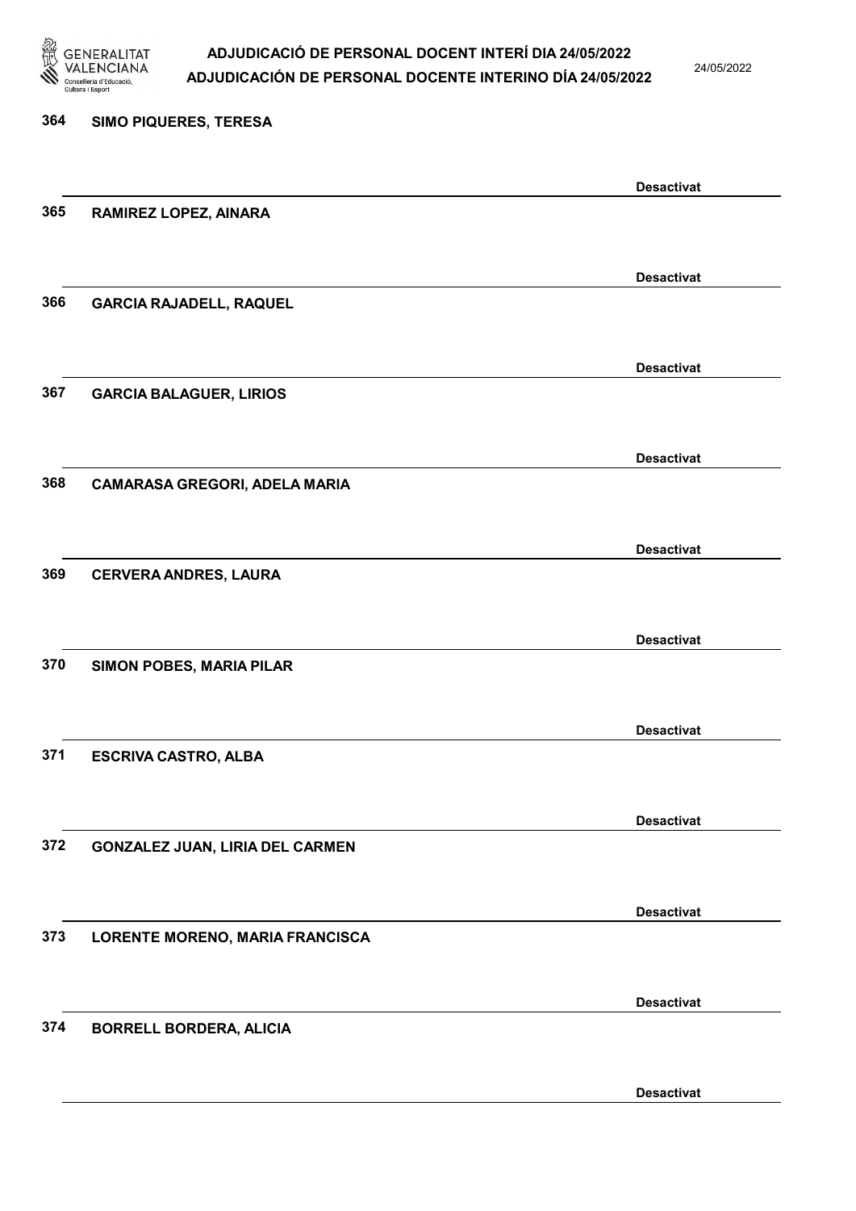364 **SIMO PIQUERES, TERESA**

**Desactivat**

365 **RAMIREZ LOPEZ, AINARA**

**Desactivat**

366 **GARCIA RAJADELL, RAQUEL**

**Desactivat**

367 **GARCIA BALAGUER, LIRIOS**

**Desactivat**

368 **CAMARASA GREGORI, ADELA MARIA**

**Desactivat**

369 **CERVERA ANDRES, LAURA**

**Desactivat**

370 **SIMON POBES, MARIA PILAR**

**Desactivat**

371 **ESCRIVA CASTRO, ALBA**

**Desactivat**

372 **GONZALEZ JUAN, LIRIA DEL CARMEN**

**Desactivat**

373 **LORENTE MORENO, MARIA FRANCISCA**

**Desactivat**

374 **BORRELL BORDERA, ALICIA**

**Desactivat**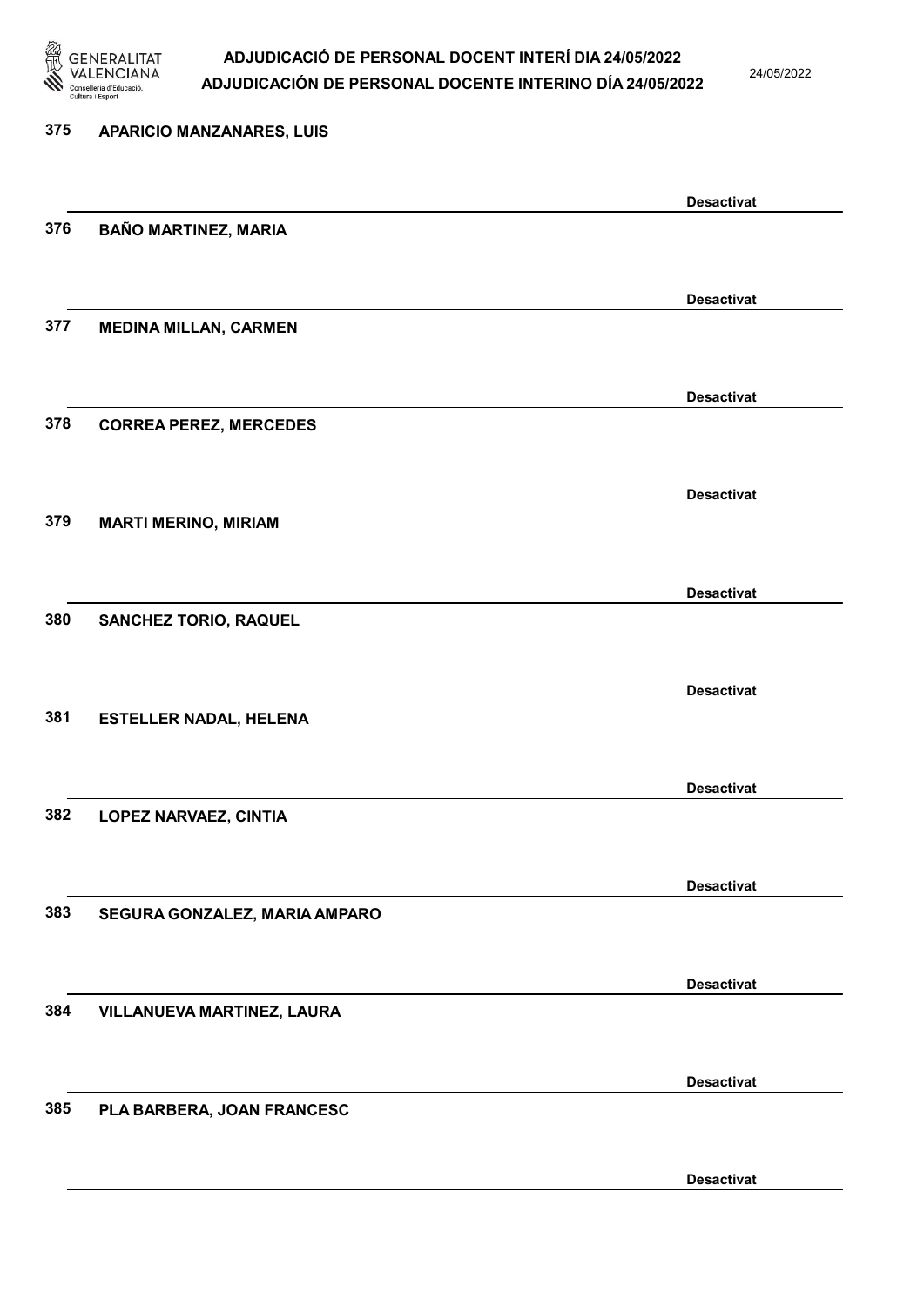375 APARICIO MANZANARES, LUIS

Desactivat

376 BAÑO MARTINEZ, MARIA

Desactivat

377 MEDINA MILLAN, CARMEN

Desactivat

378 CORREA PEREZ, MERCEDES

Desactivat

379 MARTI MERINO, MIRIAM

Desactivat

380 SANCHEZ TORIO, RAQUEL

Desactivat

381 ESTELLER NADAL, HELENA

Desactivat

382 LOPEZ NARVAEZ, CINTIA

Desactivat

383 SEGURA GONZALEZ, MARIA AMPARO

Desactivat

384 VILLANUEVA MARTINEZ, LAURA

Desactivat

385 PLA BARBERA, JOAN FRANCESC

Desactivat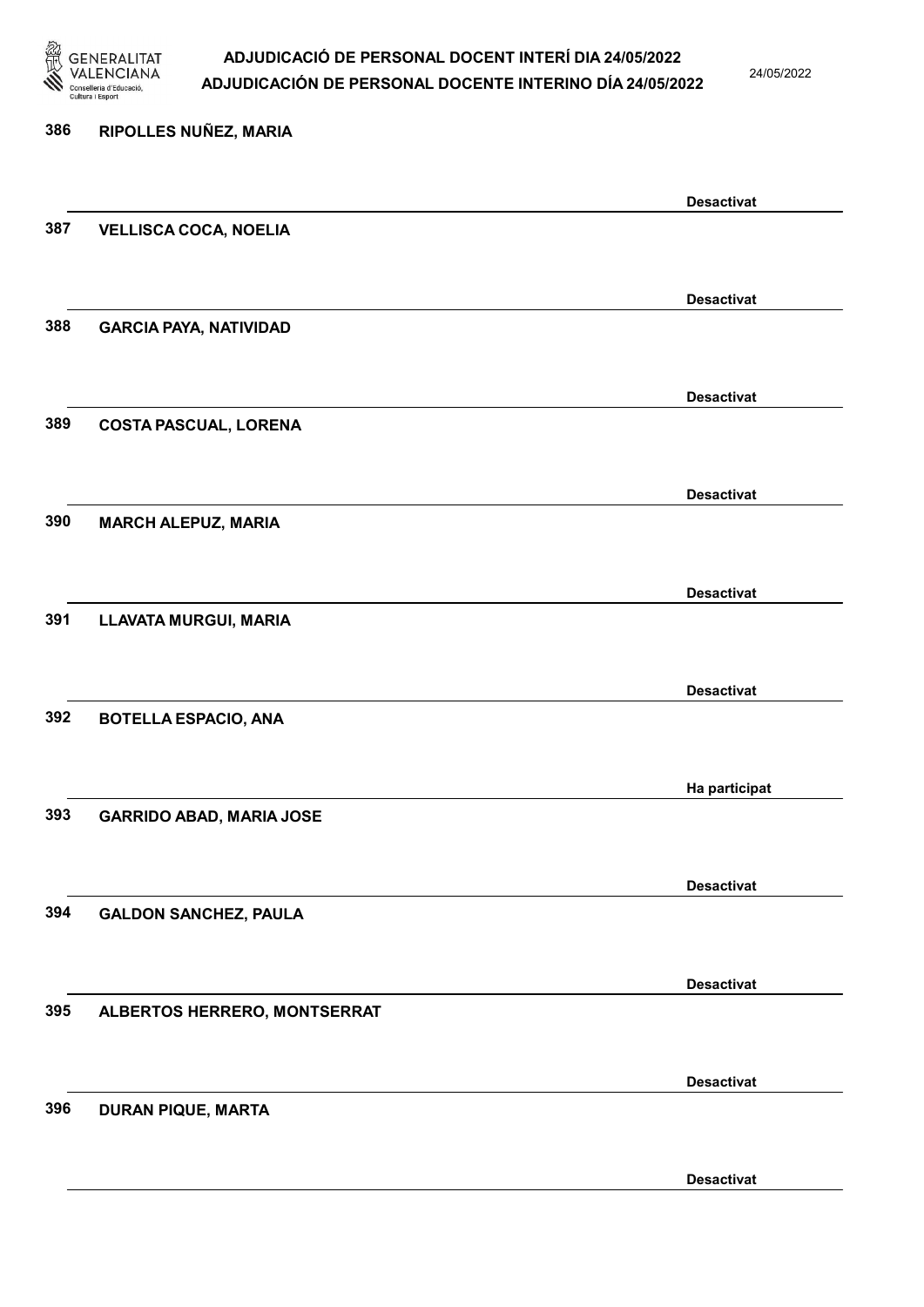386 RIPOLLES NUÑEZ, MARIA

Desactivat

387 VELLISCA COCA, NOELIA

Desactivat

388 GARCIA PAYA, NATIVIDAD

Desactivat

389 COSTA PASCUAL, LORENA

Desactivat

390 MARCH ALEPUZ, MARIA

Desactivat

391 LLAVATA MURGUI, MARIA

Desactivat

392 BOTELLA ESPACIO, ANA

Ha participat

393 GARRIDO ABAD, MARIA JOSE

Desactivat

394 GALDON SANCHEZ, PAULA

Desactivat

395 ALBERTOS HERRERO, MONTSERRAT

Desactivat

396 DURAN PIQUE, MARTA

Desactivat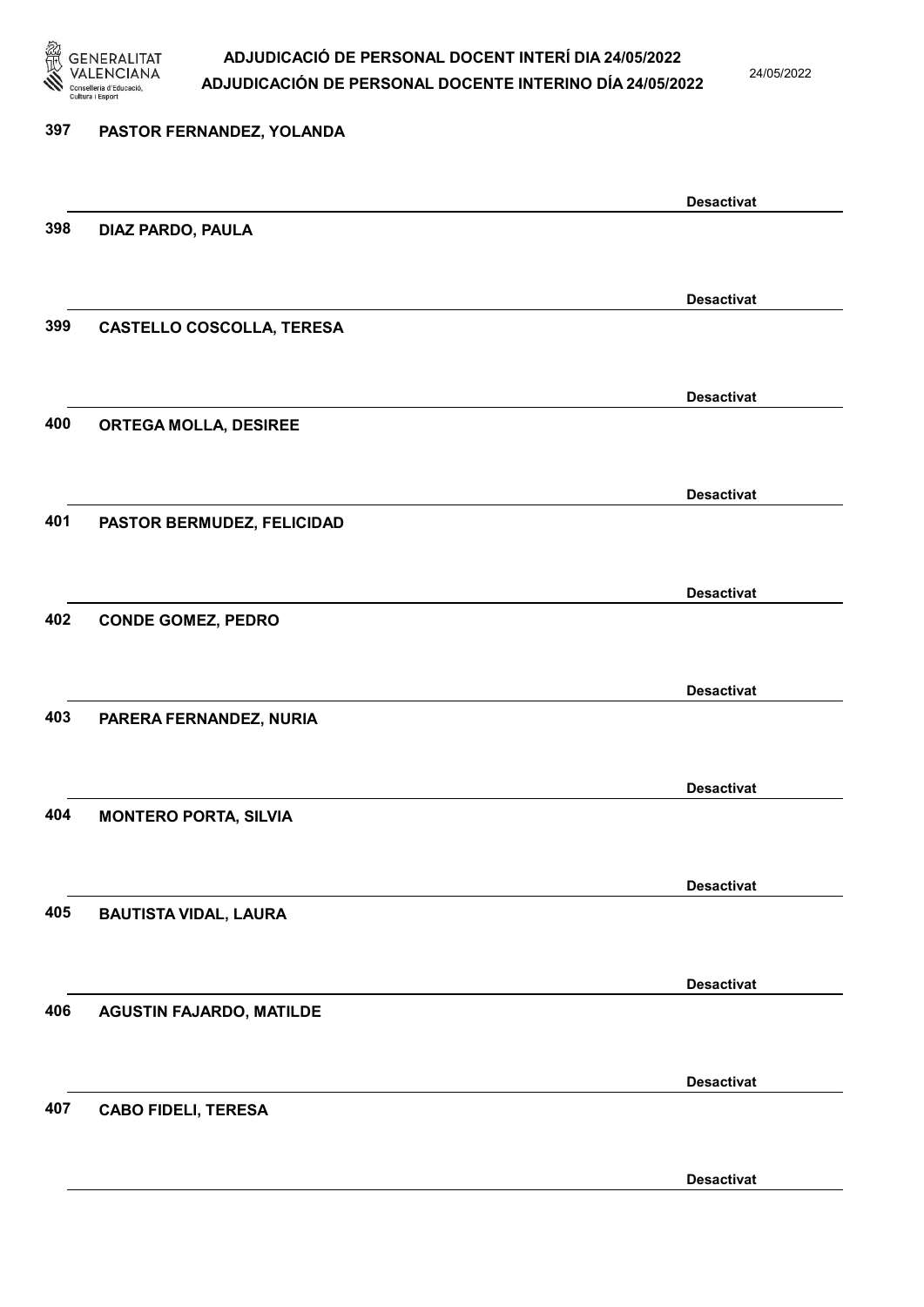397 PASTOR FERNANDEZ, YOLANDA

Desactivat

398 DIAZ PARDO, PAULA

Desactivat

399 CASTELLO COSCOLLA, TERESA

Desactivat

400 ORTEGA MOLLA, DESIREE

Desactivat

401 PASTOR BERMUDEZ, FELICIDAD

Desactivat

402 CONDE GOMEZ, PEDRO

Desactivat

403 PARERA FERNANDEZ, NURIA

Desactivat

404 MONTERO PORTA, SILVIA

Desactivat

405 BAUTISTA VIDAL, LAURA

Desactivat

406 AGUSTIN FAJARDO, MATILDE

Desactivat

407 CABO FIDELI, TERESA

Desactivat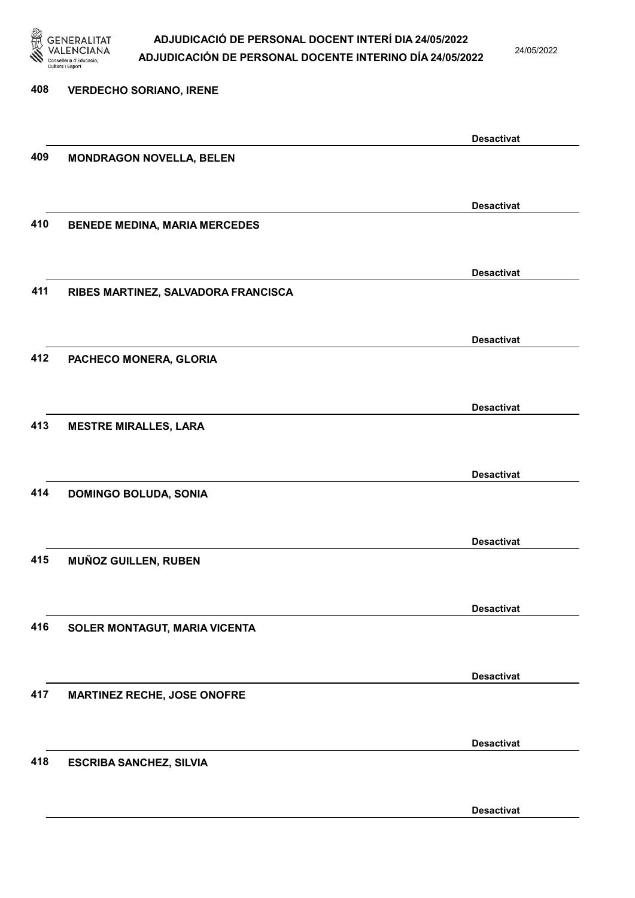408 VERDECHO SORIANO, IRENE

**Desactivat**

409 MONDRAGON NOVELLA, BELEN

**Desactivat**

410 BENEDE MEDINA, MARIA MERCEDES

**Desactivat**

411 RIBES MARTINEZ, SALVADORA FRANCISCA

**Desactivat**

412 PACHECO MONERA, GLORIA

**Desactivat**

413 MESTRE MIRALLES, LARA

**Desactivat**

414 DOMINGO BOLUDA, SONIA

**Desactivat**

415 MUÑOZ GUILLEN, RUBEN

**Desactivat**

416 SOLER MONTAGUT, MARIA VICENTA

**Desactivat**

417 MARTINEZ RECHE, JOSE ONOFRE

**Desactivat**

418 ESCRIBA SANCHEZ, SILVIA

**Desactivat**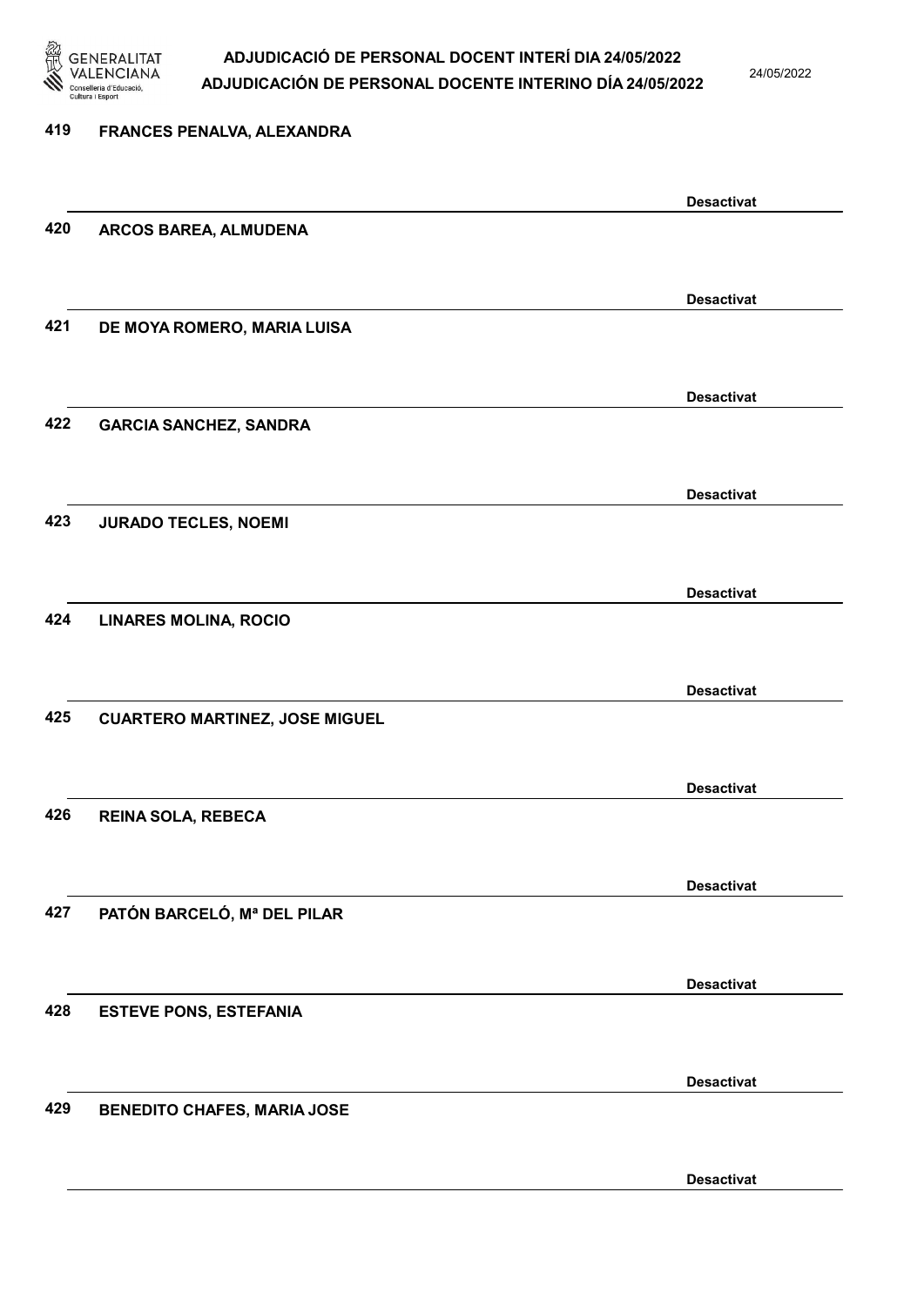419 **FRANCES PENALVA, ALEXANDRA**

**Desactivat**

420 **ARCOS BAREA, ALMUDENA**

**Desactivat**

421 **DE MOYA ROMERO, MARIA LUISA**

**Desactivat**

422 **GARCIA SANCHEZ, SANDRA**

**Desactivat**

423 **JURADO TECLES, NOEMI**

**Desactivat**

424 **LINARES MOLINA, ROCIO**

**Desactivat**

425 **CUARTERO MARTINEZ, JOSE MIGUEL**

**Desactivat**

426 **REINA SOLA, REBECA**

**Desactivat**

427 **PATÓN BARCELÓ, Mª DEL PILAR**

**Desactivat**

428 **ESTEVE PONS, ESTEFANIA**

**Desactivat**

429 **BENEDITO CHAFES, MARIA JOSE**

**Desactivat**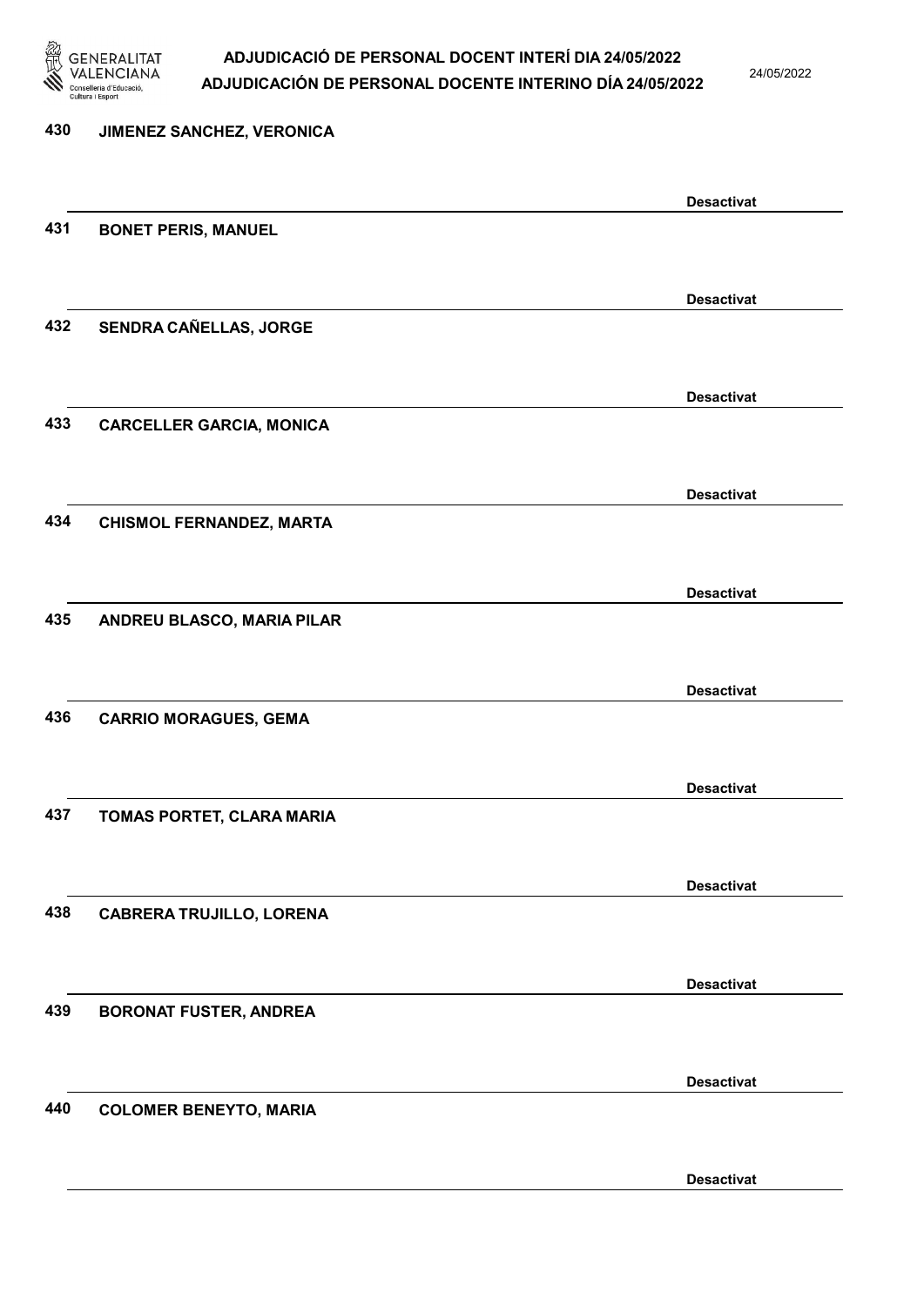430 JIMENEZ SANCHEZ, VERONICA

Desactivat

431 BONET PERIS, MANUEL

Desactivat

432 SENDRA CAÑELLAS, JORGE

Desactivat

433 CARCELLER GARCIA, MONICA

Desactivat

434 CHISMOL FERNANDEZ, MARTA

Desactivat

435 ANDREU BLASCO, MARIA PILAR

Desactivat

436 CARRIO MORAGUES, GEMA

Desactivat

437 TOMAS PORTET, CLARA MARIA

Desactivat

438 CABRERA TRUJILLO, LORENA

Desactivat

439 BORONAT FUSTER, ANDREA

Desactivat

440 COLOMER BENEYTO, MARIA

Desactivat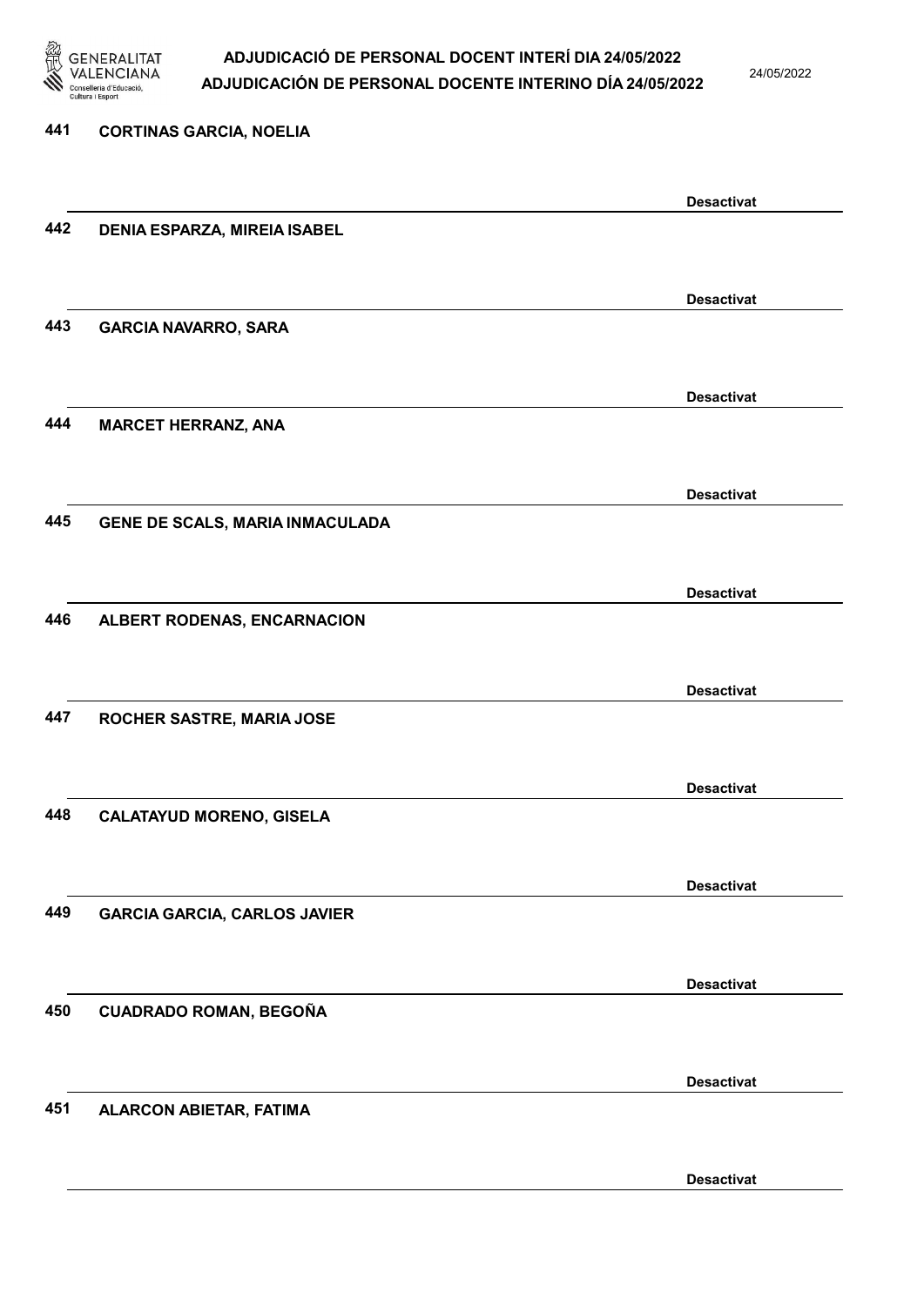441 **CORTINAS GARCIA, NOELIA**

**Desactivat**

442 **DENIA ESPARZA, MIREIA ISABEL**

**Desactivat**

443 **GARCIA NAVARRO, SARA**

**Desactivat**

444 **MARCET HERRANZ, ANA**

**Desactivat**

445 **GENE DE SCALS, MARIA INMACULADA**

**Desactivat**

446 **ALBERT RODENAS, ENCARNACION**

**Desactivat**

447 **ROCHER SASTRE, MARIA JOSE**

**Desactivat**

448 **CALATAYUD MORENO, GISELA**

**Desactivat**

449 **GARCIA GARCIA, CARLOS JAVIER**

**Desactivat**

450 **CUADRADO ROMAN, BEGOÑA**

**Desactivat**

451 **ALARCON ABIETAR, FATIMA**

**Desactivat**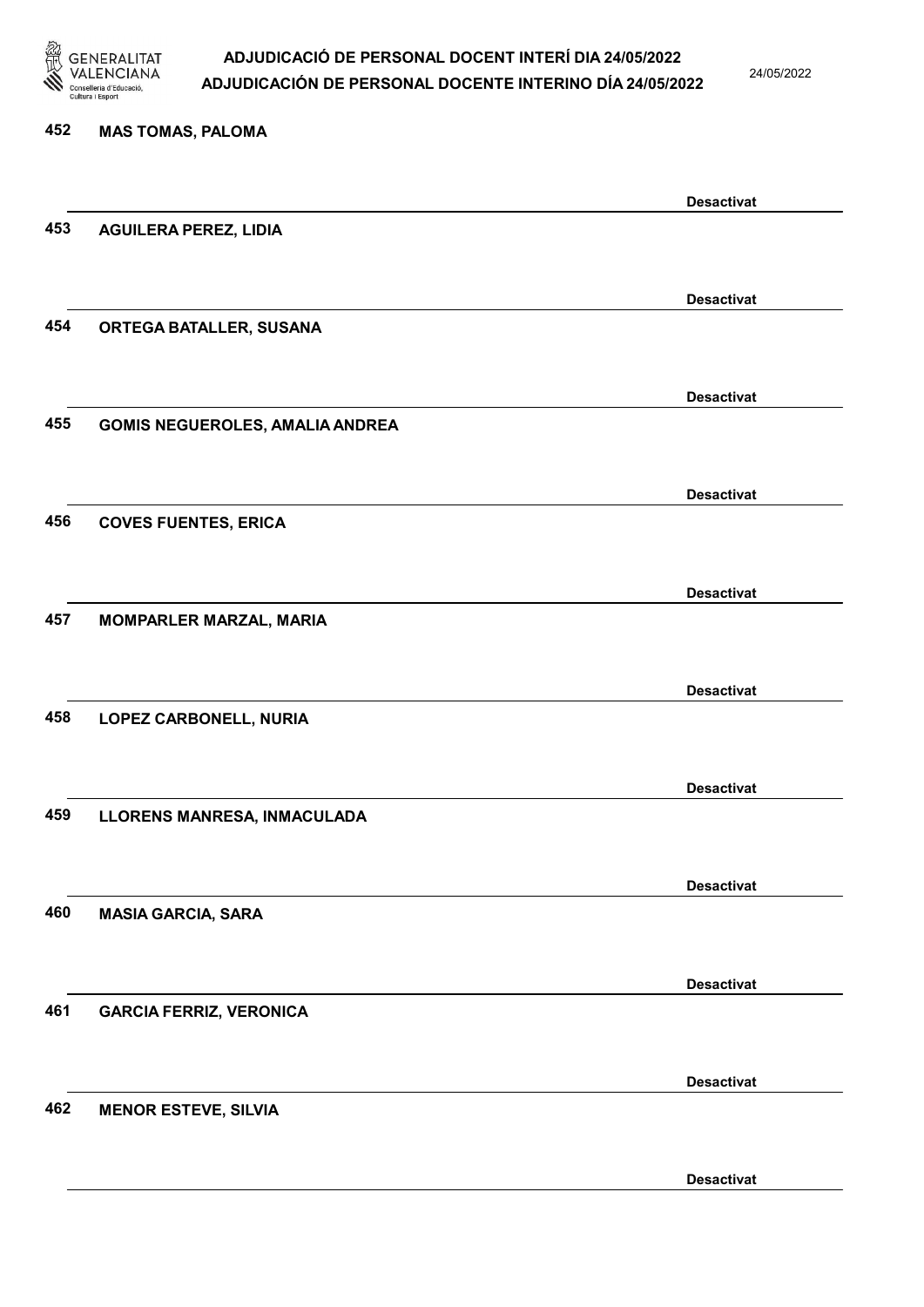452 **MAS TOMAS, PALOMA**

**Desactivat**

453 **AGUILERA PEREZ, LIDIA**

**Desactivat**

454 **ORTEGA BATALLER, SUSANA**

**Desactivat**

455 **GOMIS NEGUEROLES, AMALIA ANDREA**

**Desactivat**

456 **COVES FUENTES, ERICA**

**Desactivat**

457 **MOMPARLER MARZAL, MARIA**

**Desactivat**

458 **LOPEZ CARBONELL, NURIA**

**Desactivat**

459 **LLORENS MANRESA, INMACULADA**

**Desactivat**

460 **MASIA GARCIA, SARA**

**Desactivat**

461 **GARCIA FERRIZ, VERONICA**

**Desactivat**

462 **MENOR ESTEVE, SILVIA**

**Desactivat**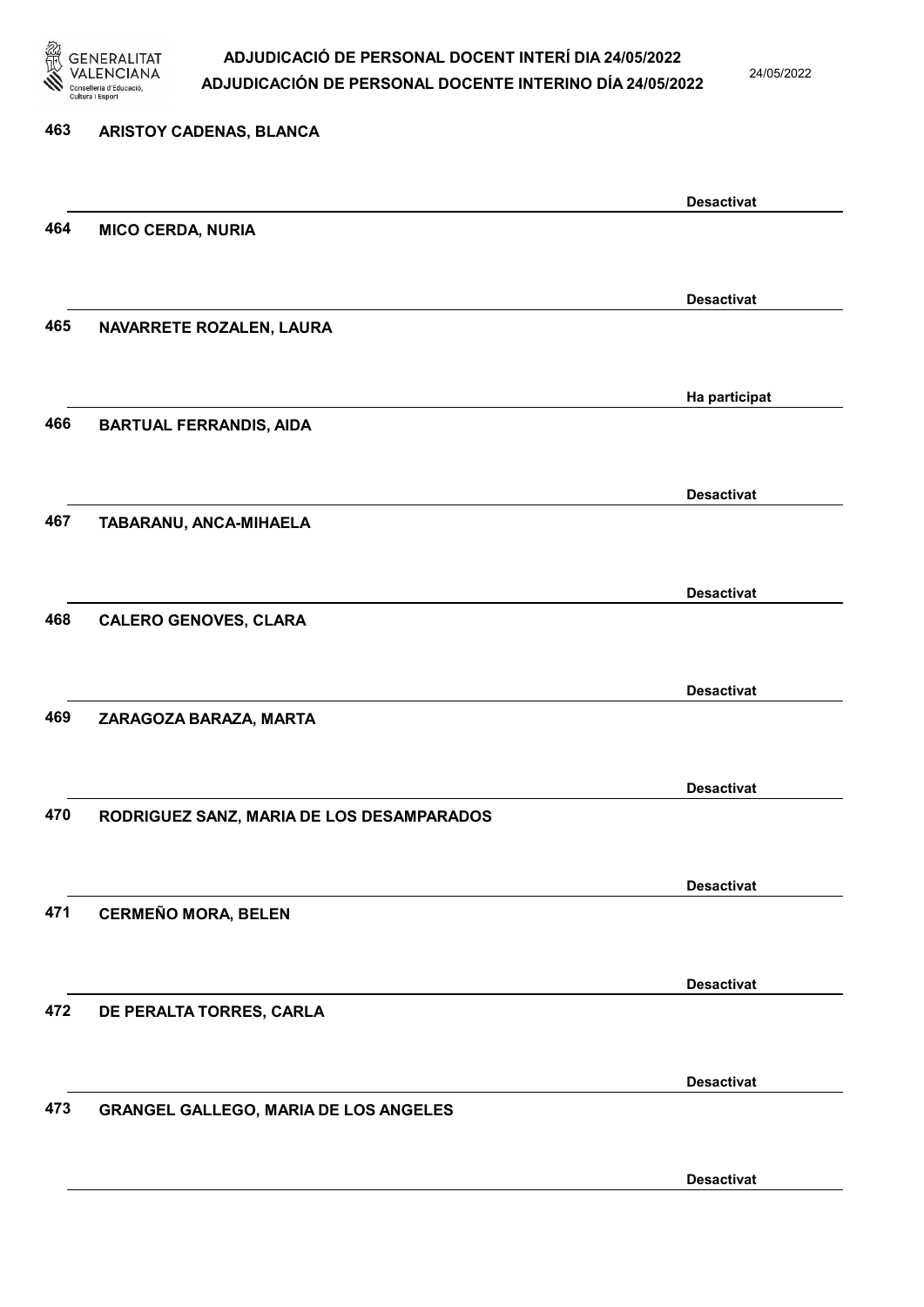463 ARISTOY CADENAS, BLANCA

Desactivat

464 MICO CERDA, NURIA

Desactivat

465 NAVARRETE ROZALEN, LAURA

Ha participat

466 BARTUAL FERRANDIS, AIDA

Desactivat

467 TABARANU, ANCA-MIHAELA

Desactivat

468 CALERO GENOVES, CLARA

Desactivat

469 ZARAGOZA BARAZA, MARTA

Desactivat

470 RODRIGUEZ SANZ, MARIA DE LOS DESAMPARADOS

Desactivat

471 CERMEÑO MORA, BELEN

Desactivat

472 DE PERALTA TORRES, CARLA

Desactivat

473 GRANGEL GALLEGO, MARIA DE LOS ANGELES

Desactivat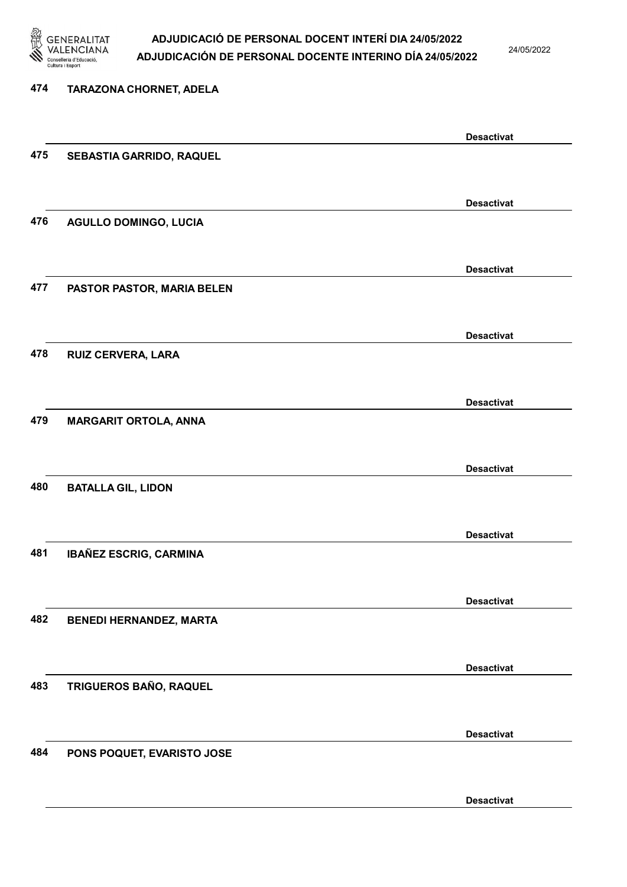474 **TARAZONA CHORNET, ADELA**

**Desactivat**

475 **SEBASTIA GARRIDO, RAQUEL**

**Desactivat**

476 **AGULLO DOMINGO, LUCIA**

**Desactivat**

477 **PASTOR PASTOR, MARIA BELEN**

**Desactivat**

478 **RUIZ CERVERA, LARA**

**Desactivat**

479 **MARGARIT ORTOLA, ANNA**

**Desactivat**

480 **BATALLA GIL, LIDON**

**Desactivat**

481 **IBAÑEZ ESCRIG, CARMINA**

**Desactivat**

482 **BENEDI HERNANDEZ, MARTA**

**Desactivat**

483 **TRIGUEROS BAÑO, RAQUEL**

**Desactivat**

484 **PONS POQUET, EVARISTO JOSE**

**Desactivat**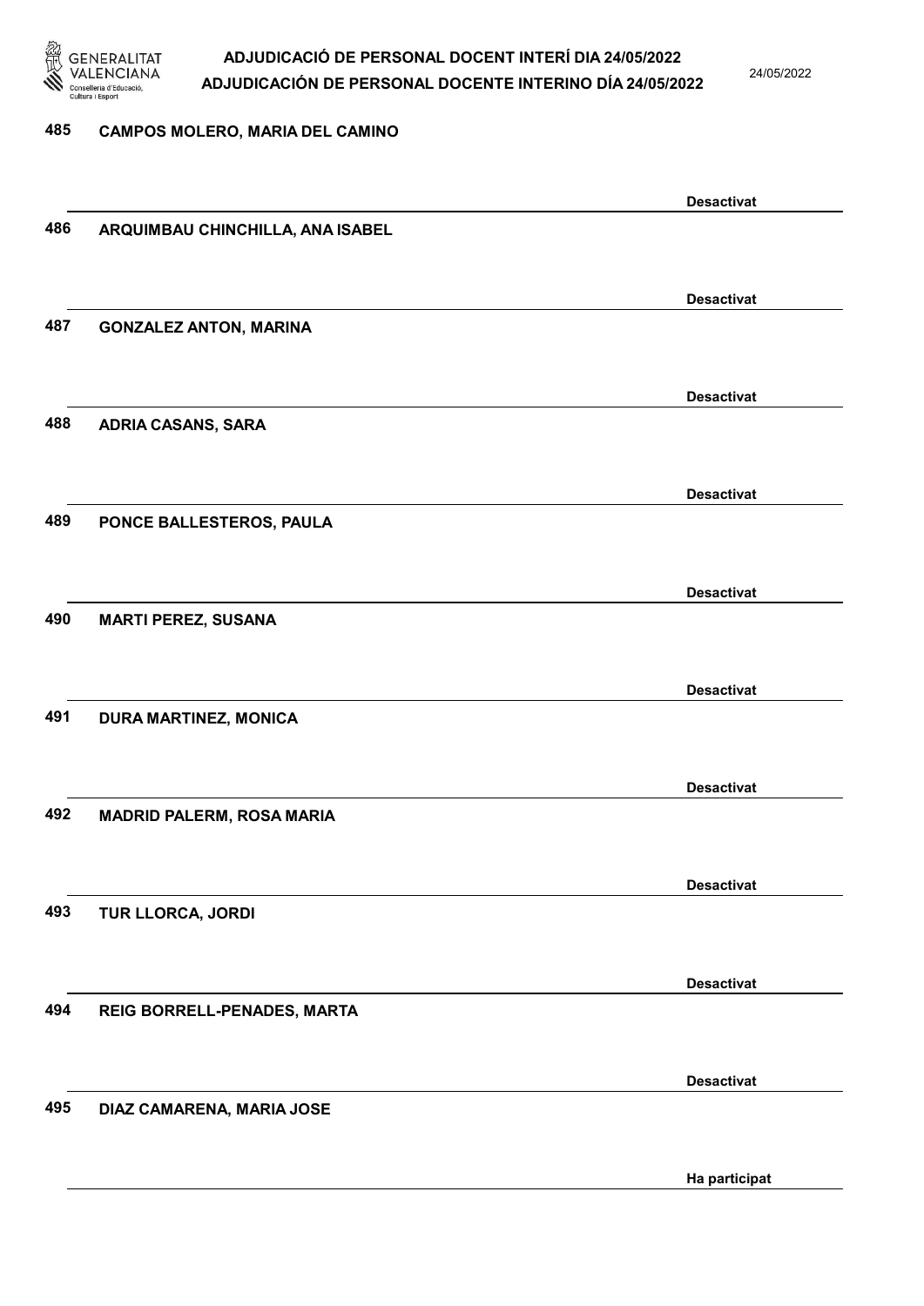485 CAMPOS MOLERO, MARIA DEL CAMINO

Desactivat

486 ARQUIMBAU CHINCHILLA, ANA ISABEL

Desactivat

487 GONZALEZ ANTON, MARINA

Desactivat

488 ADRIA CASANS, SARA

Desactivat

489 PONCE BALLESTEROS, PAULA

Desactivat

490 MARTI PEREZ, SUSANA

Desactivat

491 DURA MARTINEZ, MONICA

Desactivat

492 MADRID PALERM, ROSA MARIA

Desactivat

493 TUR LLORCA, JORDI

Desactivat

494 REIG BORRELL-PENADES, MARTA

Desactivat

495 DIAZ CAMARENA, MARIA JOSE

Ha participat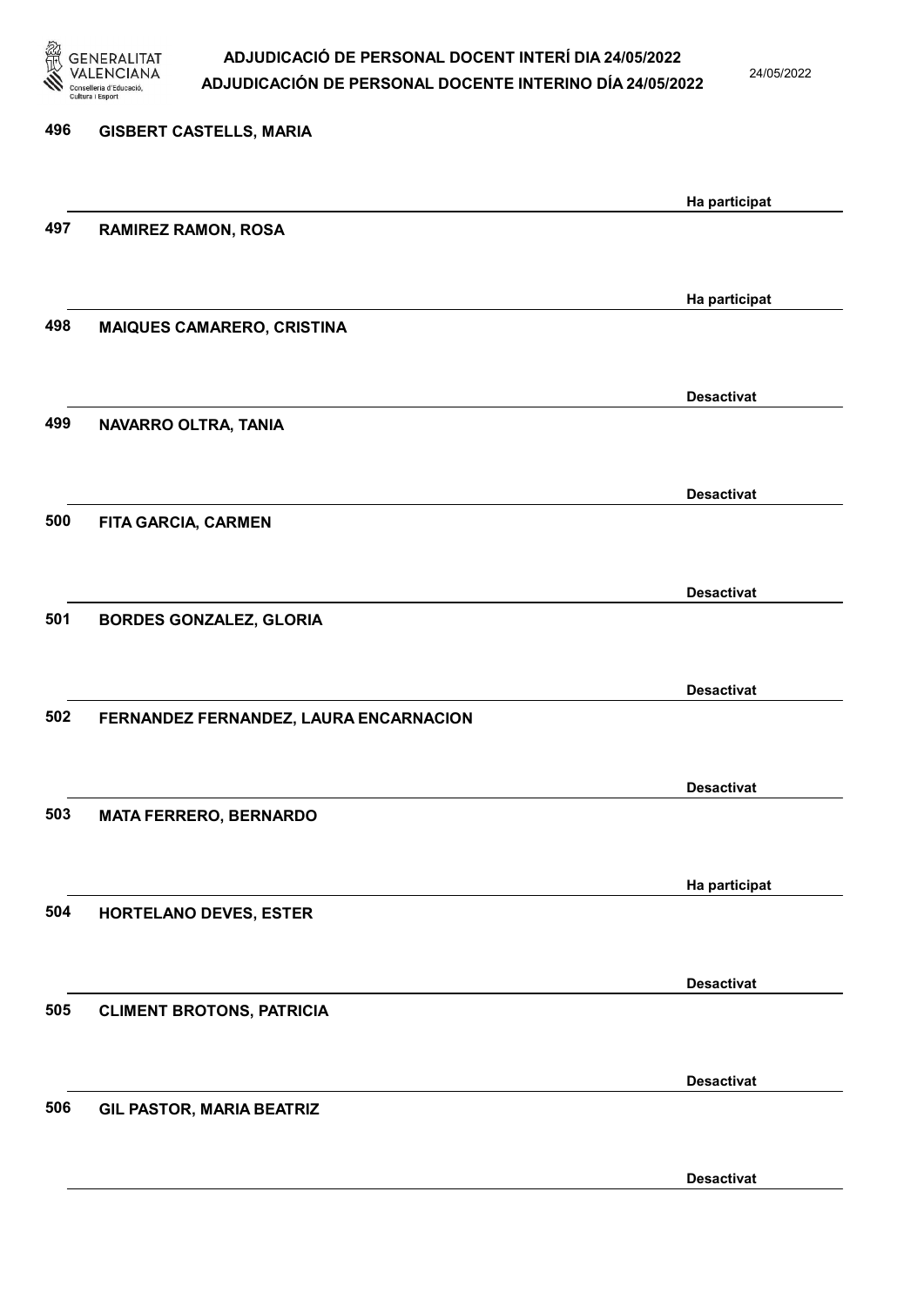| Núm. | Nom | Estat |
|---|---|---|
| 496 | GISBERT CASTELLS, MARIA | Ha participat |
| 497 | RAMIREZ RAMON, ROSA | Ha participat |
| 498 | MAIQUES CAMARERO, CRISTINA | Desactivat |
| 499 | NAVARRO OLTRA, TANIA | Desactivat |
| 500 | FITA GARCIA, CARMEN | Desactivat |
| 501 | BORDES GONZALEZ, GLORIA | Desactivat |
| 502 | FERNANDEZ FERNANDEZ, LAURA ENCARNACION | Desactivat |
| 503 | MATA FERRERO, BERNARDO | Ha participat |
| 504 | HORTELANO DEVES, ESTER | Desactivat |
| 505 | CLIMENT BROTONS, PATRICIA | Desactivat |
| 506 | GIL PASTOR, MARIA BEATRIZ | Desactivat |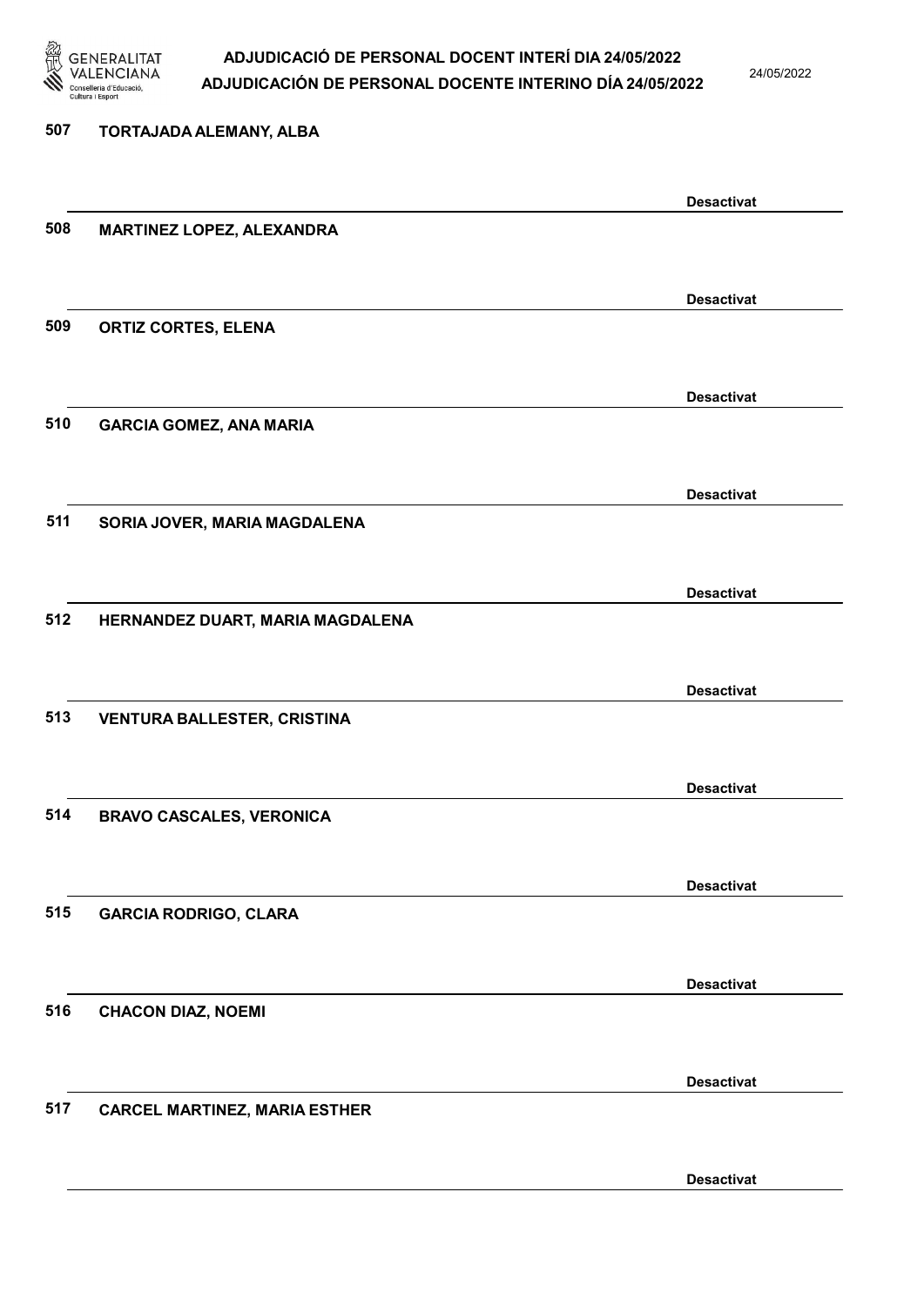507 TORTAJADA ALEMANY, ALBA

Desactivat

508 MARTINEZ LOPEZ, ALEXANDRA

Desactivat

509 ORTIZ CORTES, ELENA

Desactivat

510 GARCIA GOMEZ, ANA MARIA

Desactivat

511 SORIA JOVER, MARIA MAGDALENA

Desactivat

512 HERNANDEZ DUART, MARIA MAGDALENA

Desactivat

513 VENTURA BALLESTER, CRISTINA

Desactivat

514 BRAVO CASCALES, VERONICA

Desactivat

515 GARCIA RODRIGO, CLARA

Desactivat

516 CHACON DIAZ, NOEMI

Desactivat

517 CARCEL MARTINEZ, MARIA ESTHER

Desactivat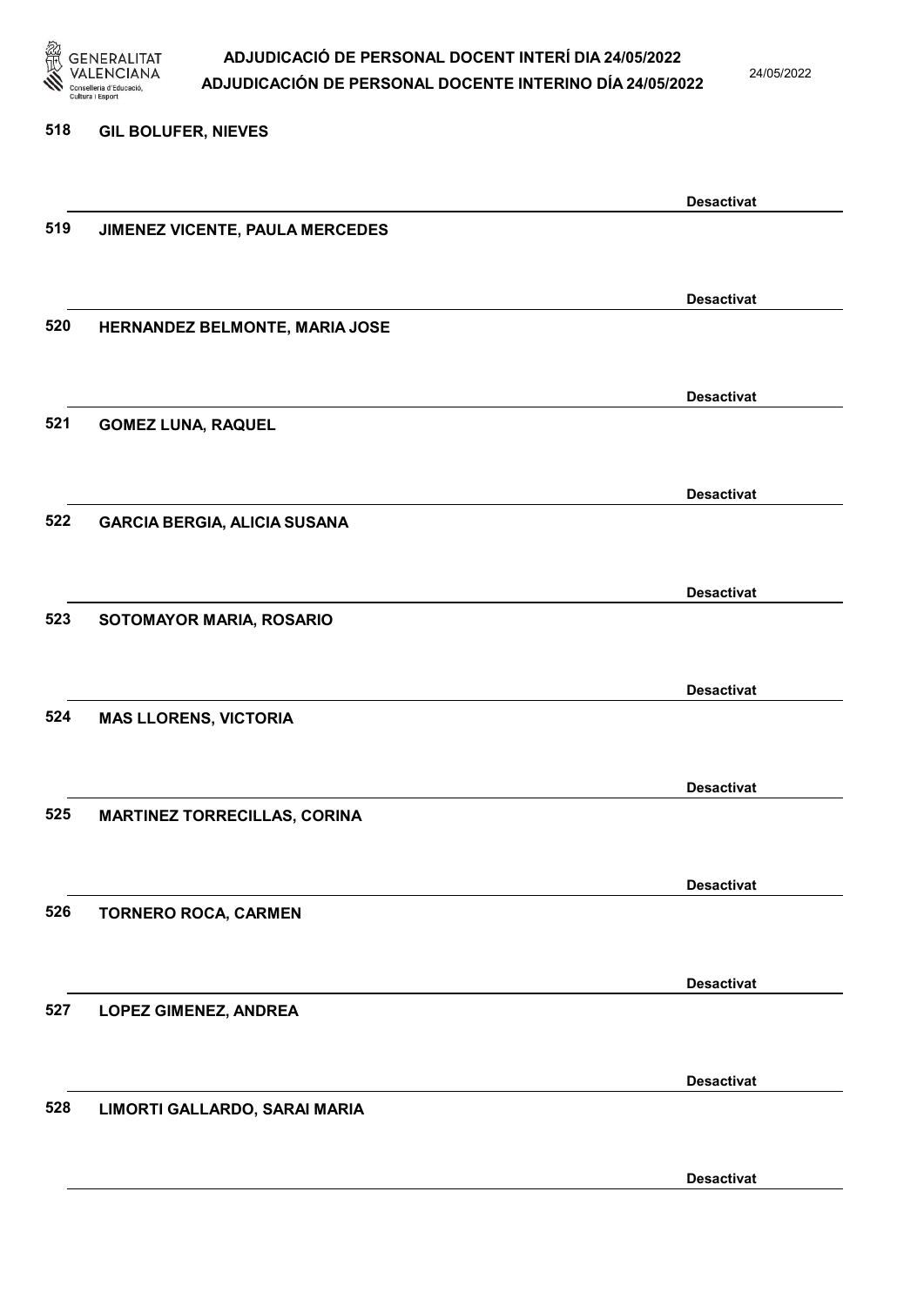518 **GIL BOLUFER, NIEVES**

**Desactivat**

519 **JIMENEZ VICENTE, PAULA MERCEDES**

**Desactivat**

520 **HERNANDEZ BELMONTE, MARIA JOSE**

**Desactivat**

521 **GOMEZ LUNA, RAQUEL**

**Desactivat**

522 **GARCIA BERGIA, ALICIA SUSANA**

**Desactivat**

523 **SOTOMAYOR MARIA, ROSARIO**

**Desactivat**

524 **MAS LLORENS, VICTORIA**

**Desactivat**

525 **MARTINEZ TORRECILLAS, CORINA**

**Desactivat**

526 **TORNERO ROCA, CARMEN**

**Desactivat**

527 **LOPEZ GIMENEZ, ANDREA**

**Desactivat**

528 **LIMORTI GALLARDO, SARAI MARIA**

**Desactivat**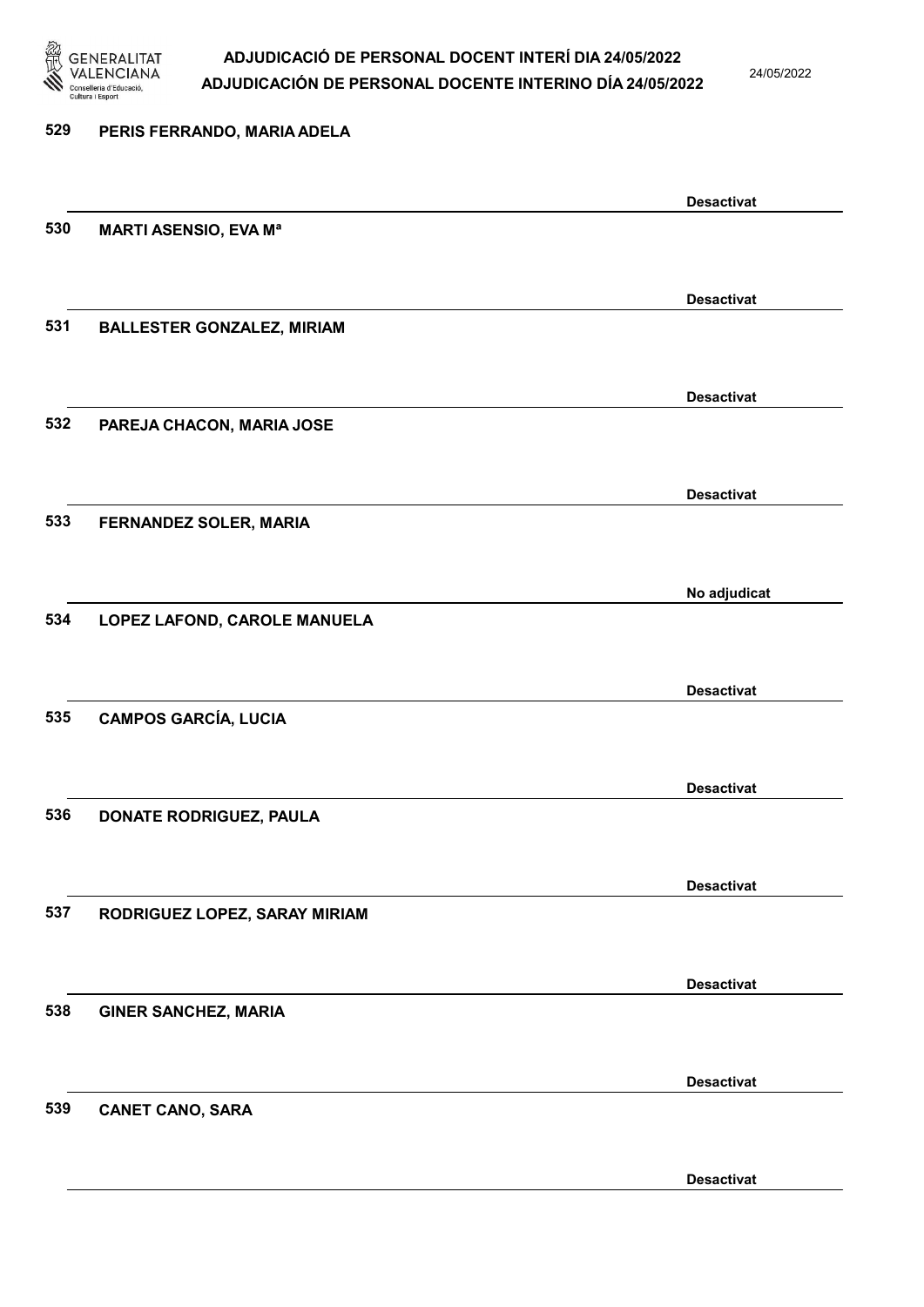**529 PERIS FERRANDO, MARIA ADELA**

Desactivat

**530 MARTI ASENSIO, EVA Mª**

Desactivat

**531 BALLESTER GONZALEZ, MIRIAM**

Desactivat

**532 PAREJA CHACON, MARIA JOSE**

Desactivat

**533 FERNANDEZ SOLER, MARIA**

No adjudicat

**534 LOPEZ LAFOND, CAROLE MANUELA**

Desactivat

**535 CAMPOS GARCÍA, LUCIA**

Desactivat

**536 DONATE RODRIGUEZ, PAULA**

Desactivat

**537 RODRIGUEZ LOPEZ, SARAY MIRIAM**

Desactivat

**538 GINER SANCHEZ, MARIA**

Desactivat

**539 CANET CANO, SARA**

Desactivat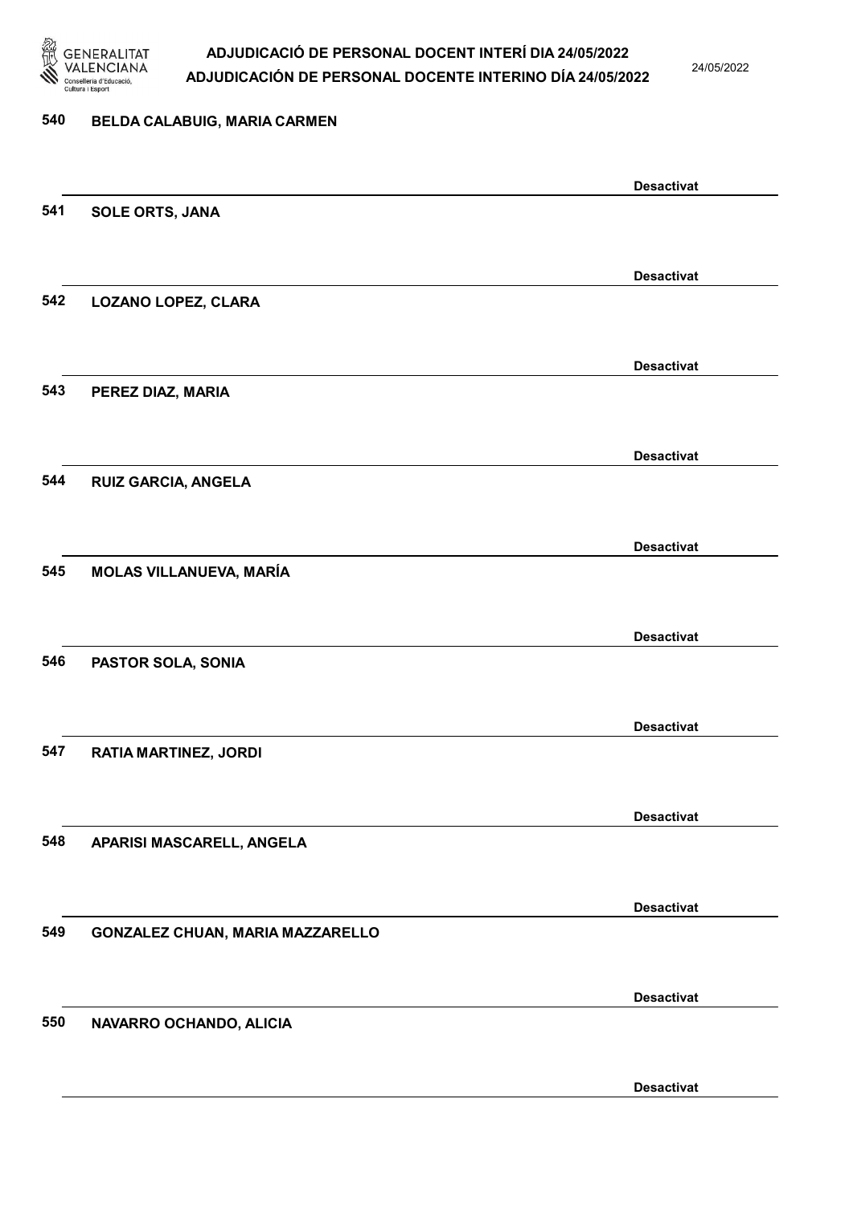540 BELDA CALABUIG, MARIA CARMEN

Desactivat

541 SOLE ORTS, JANA

Desactivat

542 LOZANO LOPEZ, CLARA

Desactivat

543 PEREZ DIAZ, MARIA

Desactivat

544 RUIZ GARCIA, ANGELA

Desactivat

545 MOLAS VILLANUEVA, MARÍA

Desactivat

546 PASTOR SOLA, SONIA

Desactivat

547 RATIA MARTINEZ, JORDI

Desactivat

548 APARISI MASCARELL, ANGELA

Desactivat

549 GONZALEZ CHUAN, MARIA MAZZARELLO

Desactivat

550 NAVARRO OCHANDO, ALICIA

Desactivat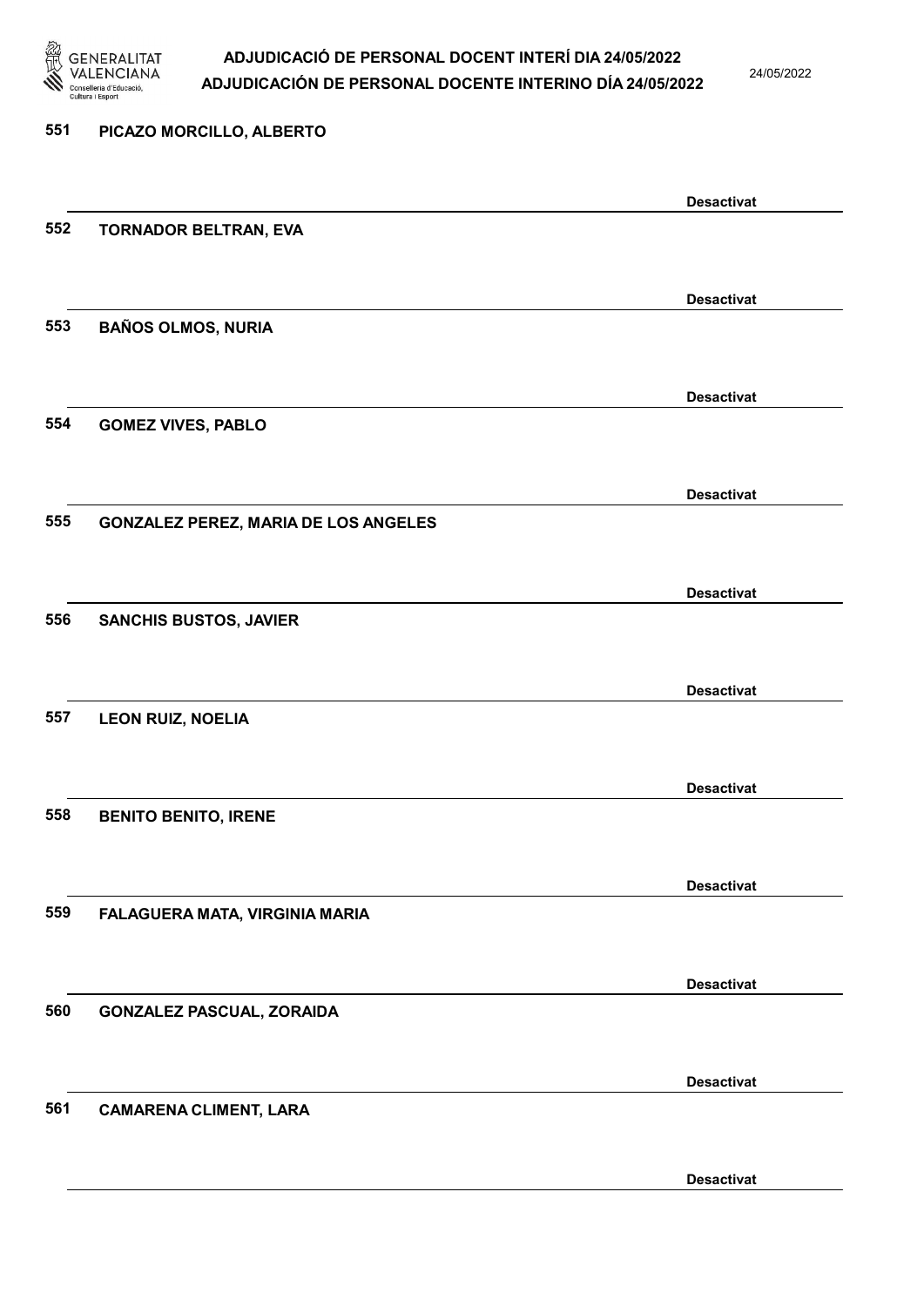551 PICAZO MORCILLO, ALBERTO

Desactivat

552 TORNADOR BELTRAN, EVA

Desactivat

553 BAÑOS OLMOS, NURIA

Desactivat

554 GOMEZ VIVES, PABLO

Desactivat

555 GONZALEZ PEREZ, MARIA DE LOS ANGELES

Desactivat

556 SANCHIS BUSTOS, JAVIER

Desactivat

557 LEON RUIZ, NOELIA

Desactivat

558 BENITO BENITO, IRENE

Desactivat

559 FALAGUERA MATA, VIRGINIA MARIA

Desactivat

560 GONZALEZ PASCUAL, ZORAIDA

Desactivat

561 CAMARENA CLIMENT, LARA

Desactivat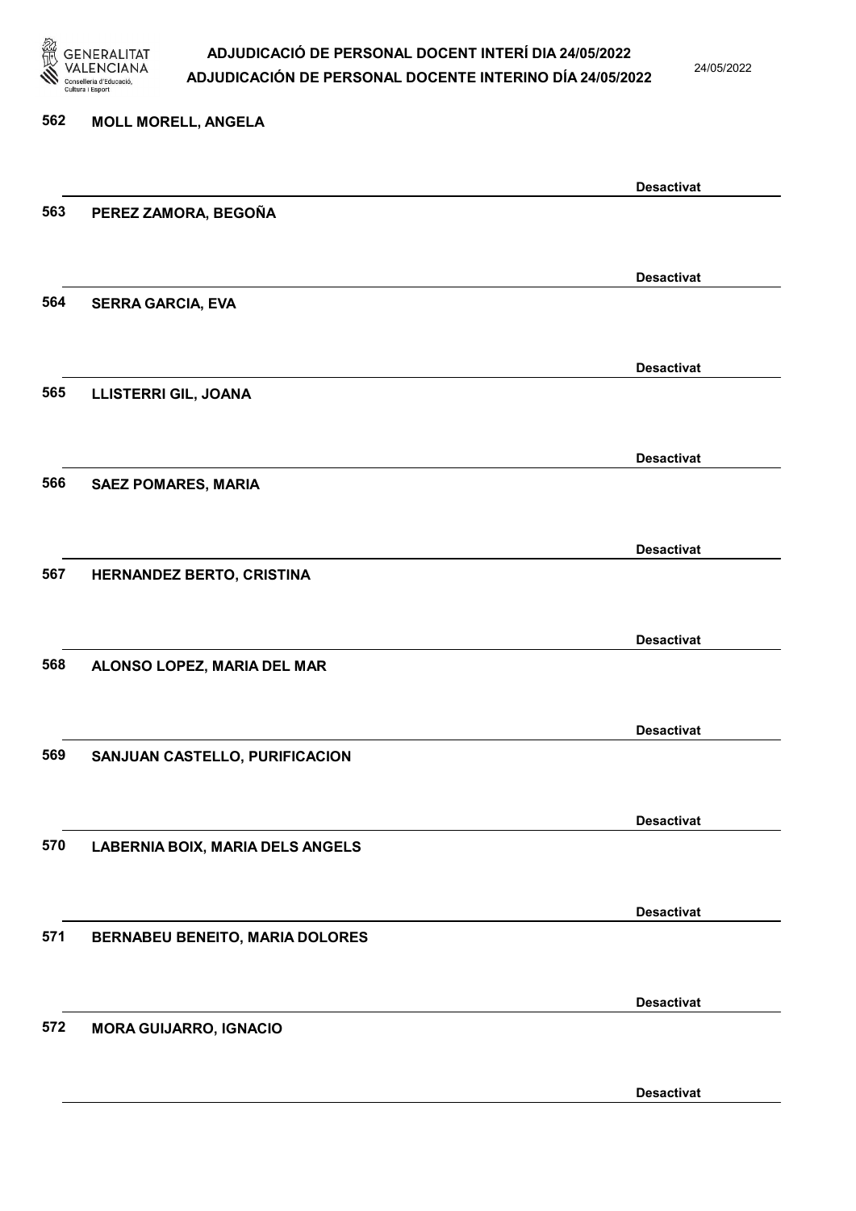562 **MOLL MORELL, ANGELA**

**Desactivat**

563 **PEREZ ZAMORA, BEGOÑA**

**Desactivat**

564 **SERRA GARCIA, EVA**

**Desactivat**

565 **LLISTERRI GIL, JOANA**

**Desactivat**

566 **SAEZ POMARES, MARIA**

**Desactivat**

567 **HERNANDEZ BERTO, CRISTINA**

**Desactivat**

568 **ALONSO LOPEZ, MARIA DEL MAR**

**Desactivat**

569 **SANJUAN CASTELLO, PURIFICACION**

**Desactivat**

570 **LABERNIA BOIX, MARIA DELS ANGELS**

**Desactivat**

571 **BERNABEU BENEITO, MARIA DOLORES**

**Desactivat**

572 **MORA GUIJARRO, IGNACIO**

**Desactivat**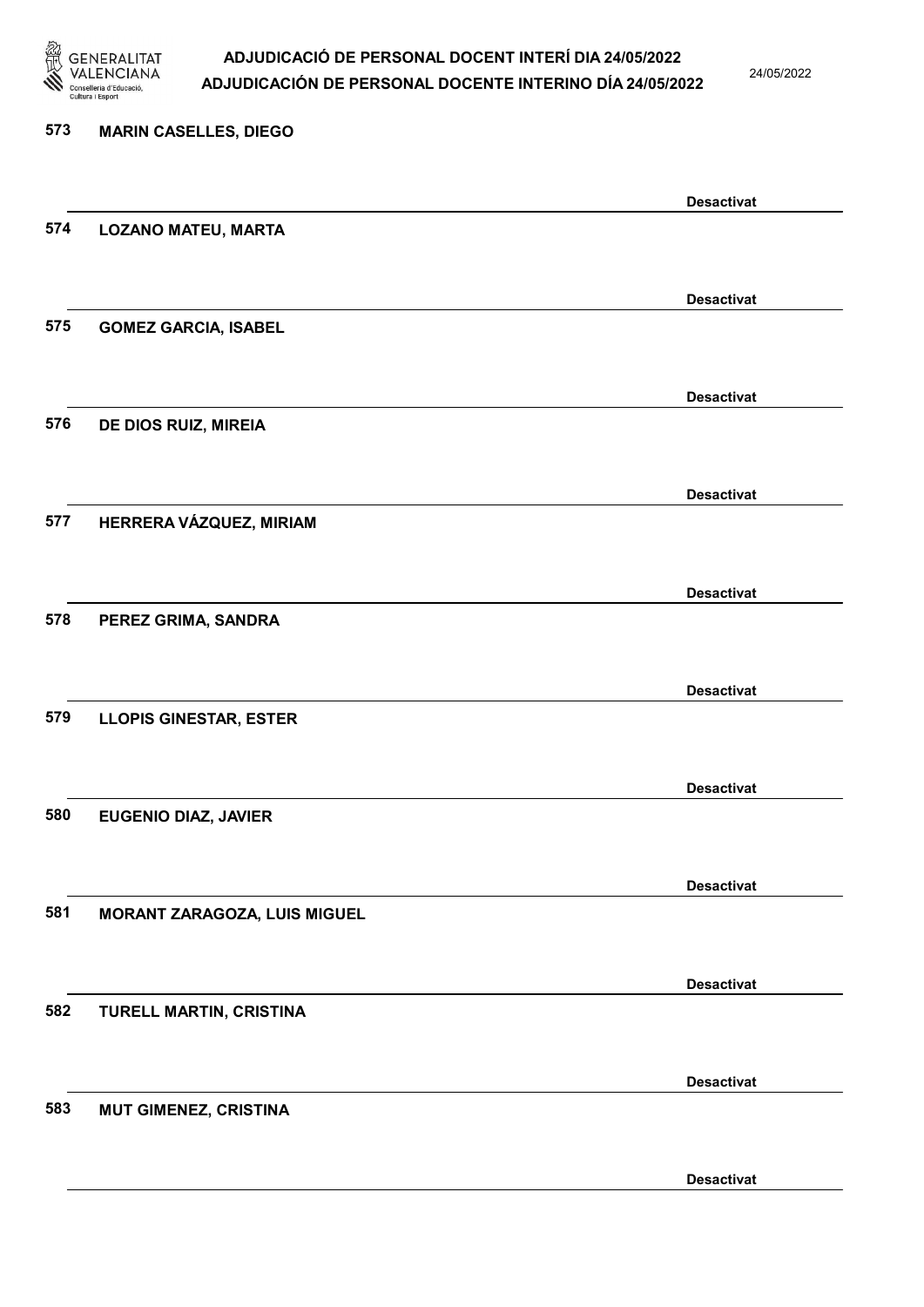573 **MARIN CASELLES, DIEGO**

**Desactivat**

574 **LOZANO MATEU, MARTA**

**Desactivat**

575 **GOMEZ GARCIA, ISABEL**

**Desactivat**

576 **DE DIOS RUIZ, MIREIA**

**Desactivat**

577 **HERRERA VÁZQUEZ, MIRIAM**

**Desactivat**

578 **PEREZ GRIMA, SANDRA**

**Desactivat**

579 **LLOPIS GINESTAR, ESTER**

**Desactivat**

580 **EUGENIO DIAZ, JAVIER**

**Desactivat**

581 **MORANT ZARAGOZA, LUIS MIGUEL**

**Desactivat**

582 **TURELL MARTIN, CRISTINA**

**Desactivat**

583 **MUT GIMENEZ, CRISTINA**

**Desactivat**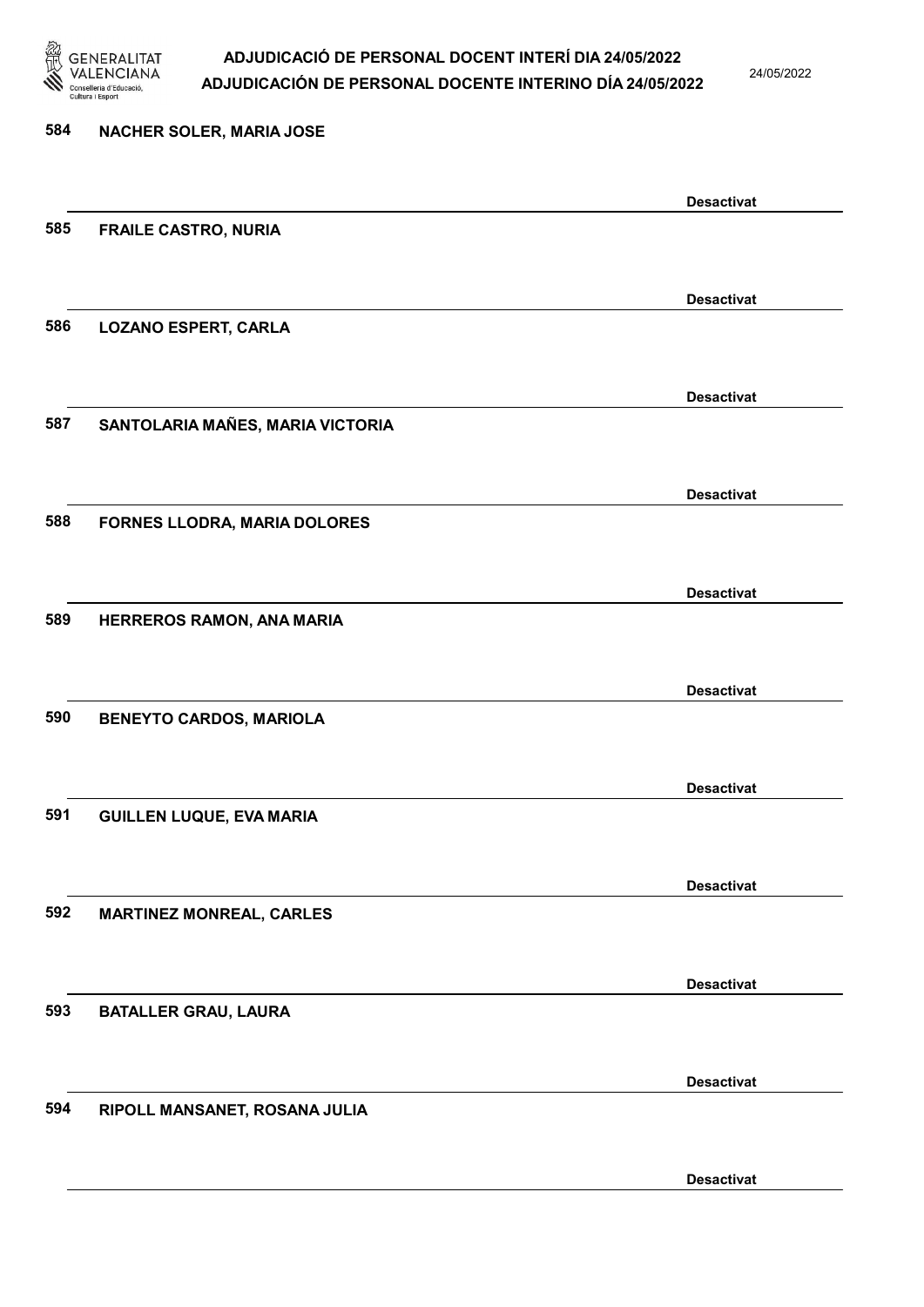584 **NACHER SOLER, MARIA JOSE**

**Desactivat**

585 **FRAILE CASTRO, NURIA**

**Desactivat**

586 **LOZANO ESPERT, CARLA**

**Desactivat**

587 **SANTOLARIA MAÑES, MARIA VICTORIA**

**Desactivat**

588 **FORNES LLODRA, MARIA DOLORES**

**Desactivat**

589 **HERREROS RAMON, ANA MARIA**

**Desactivat**

590 **BENEYTO CARDOS, MARIOLA**

**Desactivat**

591 **GUILLEN LUQUE, EVA MARIA**

**Desactivat**

592 **MARTINEZ MONREAL, CARLES**

**Desactivat**

593 **BATALLER GRAU, LAURA**

**Desactivat**

594 **RIPOLL MANSANET, ROSANA JULIA**

**Desactivat**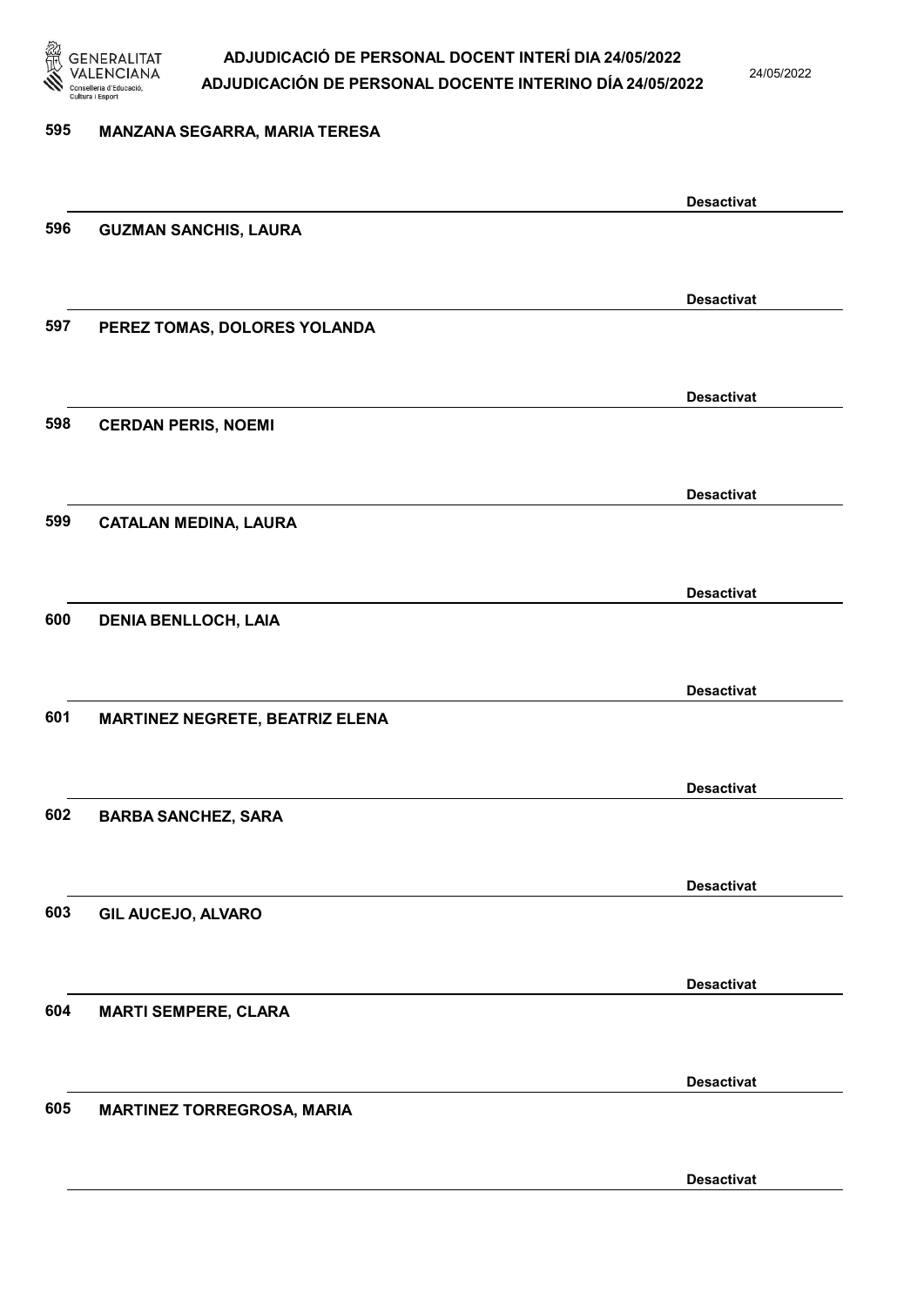595 MANZANA SEGARRA, MARIA TERESA

Desactivat

596 GUZMAN SANCHIS, LAURA

Desactivat

597 PEREZ TOMAS, DOLORES YOLANDA

Desactivat

598 CERDAN PERIS, NOEMI

Desactivat

599 CATALAN MEDINA, LAURA

Desactivat

600 DENIA BENLLOCH, LAIA

Desactivat

601 MARTINEZ NEGRETE, BEATRIZ ELENA

Desactivat

602 BARBA SANCHEZ, SARA

Desactivat

603 GIL AUCEJO, ALVARO

Desactivat

604 MARTI SEMPERE, CLARA

Desactivat

605 MARTINEZ TORREGROSA, MARIA

Desactivat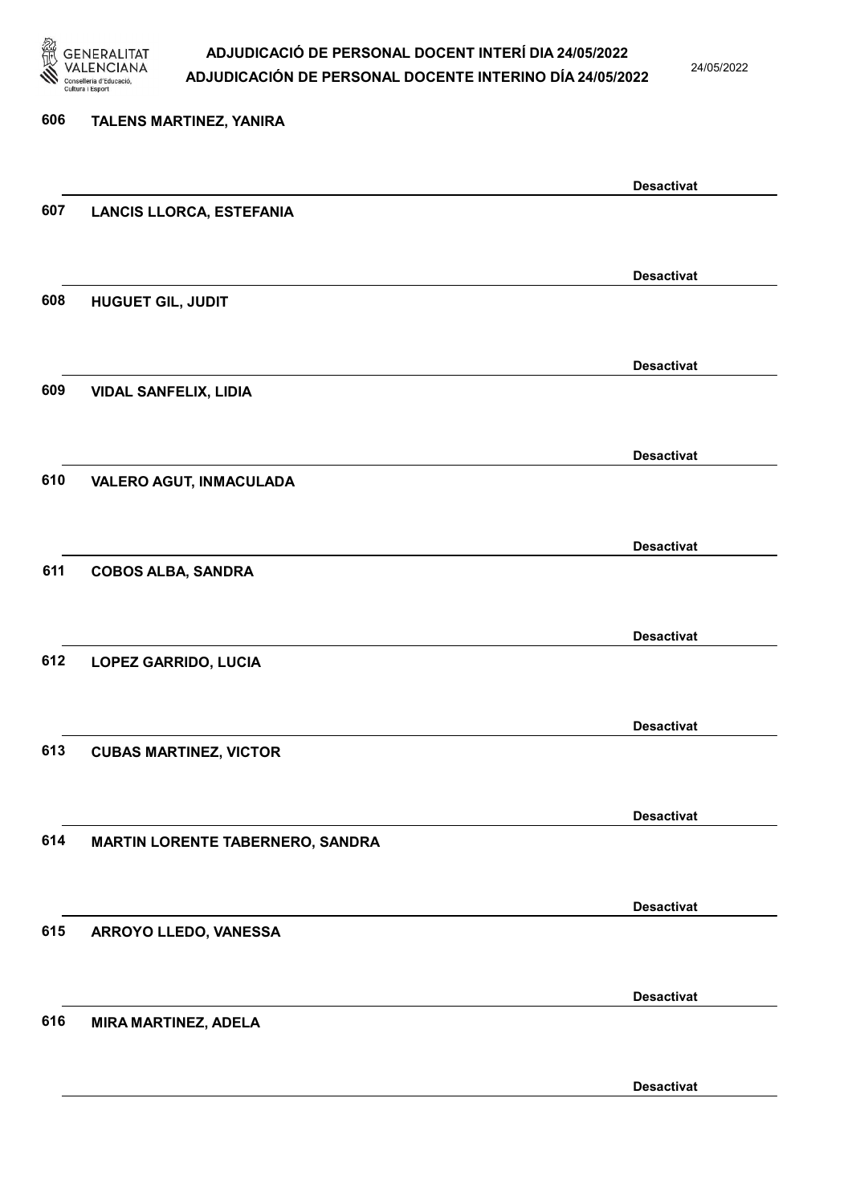606 **TALENS MARTINEZ, YANIRA**

**Desactivat**

607 **LANCIS LLORCA, ESTEFANIA**

**Desactivat**

608 **HUGUET GIL, JUDIT**

**Desactivat**

609 **VIDAL SANFELIX, LIDIA**

**Desactivat**

610 **VALERO AGUT, INMACULADA**

**Desactivat**

611 **COBOS ALBA, SANDRA**

**Desactivat**

612 **LOPEZ GARRIDO, LUCIA**

**Desactivat**

613 **CUBAS MARTINEZ, VICTOR**

**Desactivat**

614 **MARTIN LORENTE TABERNERO, SANDRA**

**Desactivat**

615 **ARROYO LLEDO, VANESSA**

**Desactivat**

616 **MIRA MARTINEZ, ADELA**

**Desactivat**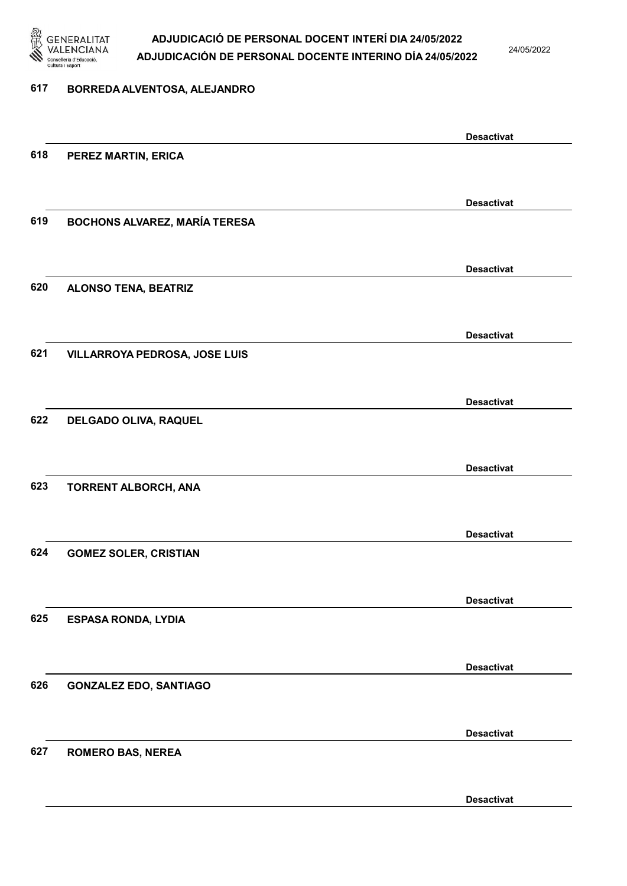617 BORREDA ALVENTOSA, ALEJANDRO

Desactivat

618 PEREZ MARTIN, ERICA

Desactivat

619 BOCHONS ALVAREZ, MARÍA TERESA

Desactivat

620 ALONSO TENA, BEATRIZ

Desactivat

621 VILLARROYA PEDROSA, JOSE LUIS

Desactivat

622 DELGADO OLIVA, RAQUEL

Desactivat

623 TORRENT ALBORCH, ANA

Desactivat

624 GOMEZ SOLER, CRISTIAN

Desactivat

625 ESPASA RONDA, LYDIA

Desactivat

626 GONZALEZ EDO, SANTIAGO

Desactivat

627 ROMERO BAS, NEREA

Desactivat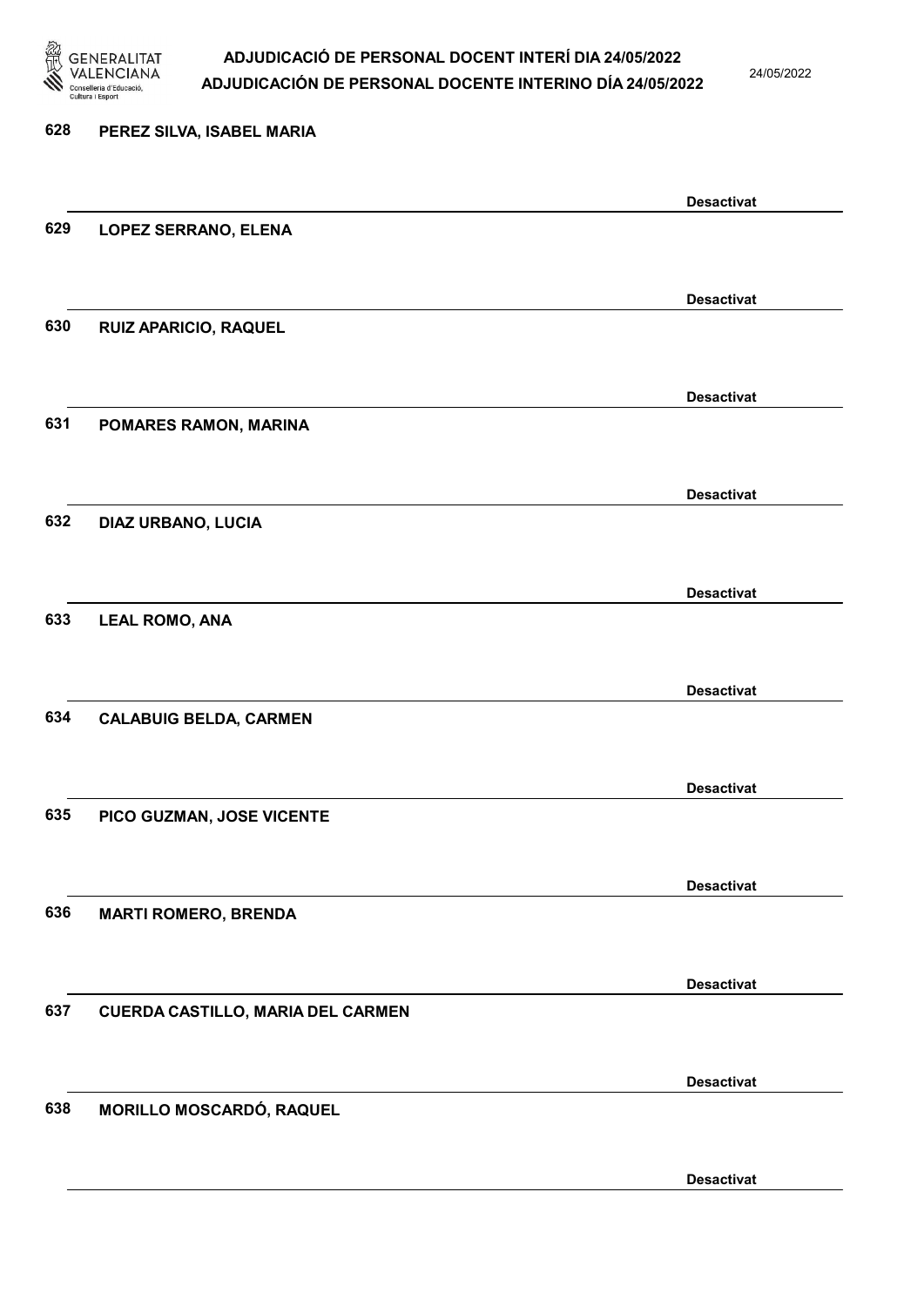628 **PEREZ SILVA, ISABEL MARIA**

**Desactivat**

629 **LOPEZ SERRANO, ELENA**

**Desactivat**

630 **RUIZ APARICIO, RAQUEL**

**Desactivat**

631 **POMARES RAMON, MARINA**

**Desactivat**

632 **DIAZ URBANO, LUCIA**

**Desactivat**

633 **LEAL ROMO, ANA**

**Desactivat**

634 **CALABUIG BELDA, CARMEN**

**Desactivat**

635 **PICO GUZMAN, JOSE VICENTE**

**Desactivat**

636 **MARTI ROMERO, BRENDA**

**Desactivat**

637 **CUERDA CASTILLO, MARIA DEL CARMEN**

**Desactivat**

638 **MORILLO MOSCARDÓ, RAQUEL**

**Desactivat**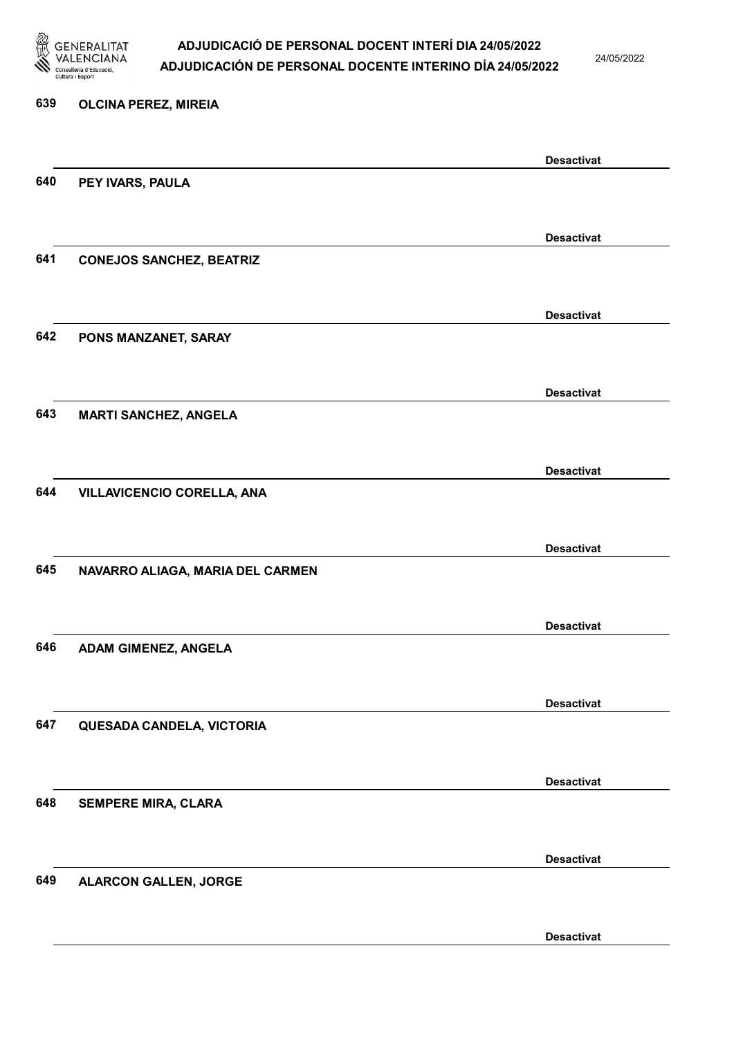639 **OLCINA PEREZ, MIREIA**

**Desactivat**

640 **PEY IVARS, PAULA**

**Desactivat**

641 **CONEJOS SANCHEZ, BEATRIZ**

**Desactivat**

642 **PONS MANZANET, SARAY**

**Desactivat**

643 **MARTI SANCHEZ, ANGELA**

**Desactivat**

644 **VILLAVICENCIO CORELLA, ANA**

**Desactivat**

645 **NAVARRO ALIAGA, MARIA DEL CARMEN**

**Desactivat**

646 **ADAM GIMENEZ, ANGELA**

**Desactivat**

647 **QUESADA CANDELA, VICTORIA**

**Desactivat**

648 **SEMPERE MIRA, CLARA**

**Desactivat**

649 **ALARCON GALLEN, JORGE**

**Desactivat**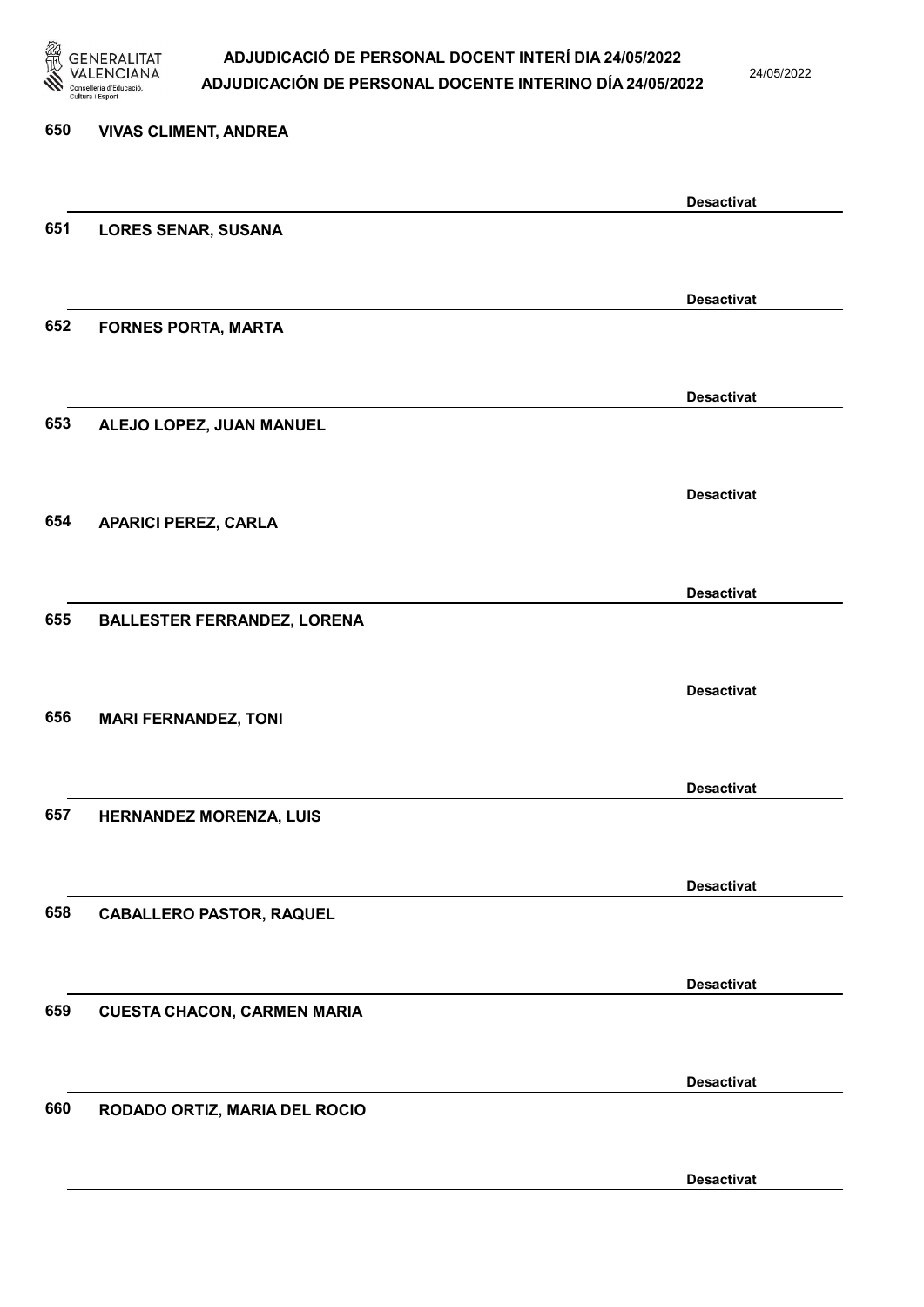650 VIVAS CLIMENT, ANDREA

Desactivat

651 LORES SENAR, SUSANA

Desactivat

652 FORNES PORTA, MARTA

Desactivat

653 ALEJO LOPEZ, JUAN MANUEL

Desactivat

654 APARICI PEREZ, CARLA

Desactivat

655 BALLESTER FERRANDEZ, LORENA

Desactivat

656 MARI FERNANDEZ, TONI

Desactivat

657 HERNANDEZ MORENZA, LUIS

Desactivat

658 CABALLERO PASTOR, RAQUEL

Desactivat

659 CUESTA CHACON, CARMEN MARIA

Desactivat

660 RODADO ORTIZ, MARIA DEL ROCIO

Desactivat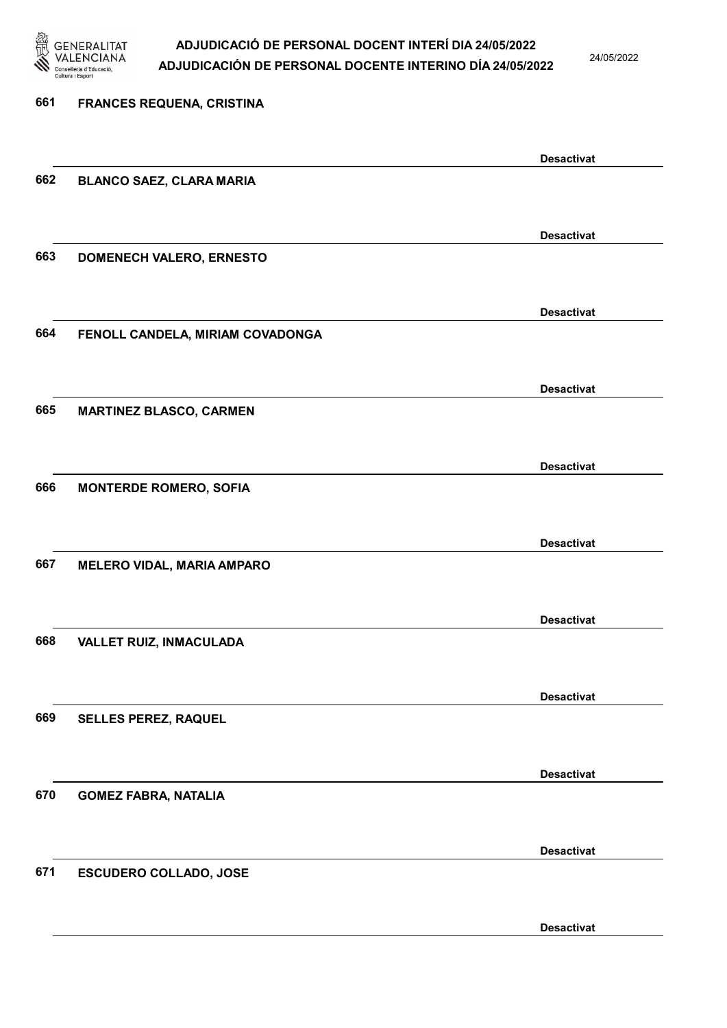661 **FRANCES REQUENA, CRISTINA**

**Desactivat**

662 **BLANCO SAEZ, CLARA MARIA**

**Desactivat**

663 **DOMENECH VALERO, ERNESTO**

**Desactivat**

664 **FENOLL CANDELA, MIRIAM COVADONGA**

**Desactivat**

665 **MARTINEZ BLASCO, CARMEN**

**Desactivat**

666 **MONTERDE ROMERO, SOFIA**

**Desactivat**

667 **MELERO VIDAL, MARIA AMPARO**

**Desactivat**

668 **VALLET RUIZ, INMACULADA**

**Desactivat**

669 **SELLES PEREZ, RAQUEL**

**Desactivat**

670 **GOMEZ FABRA, NATALIA**

**Desactivat**

671 **ESCUDERO COLLADO, JOSE**

**Desactivat**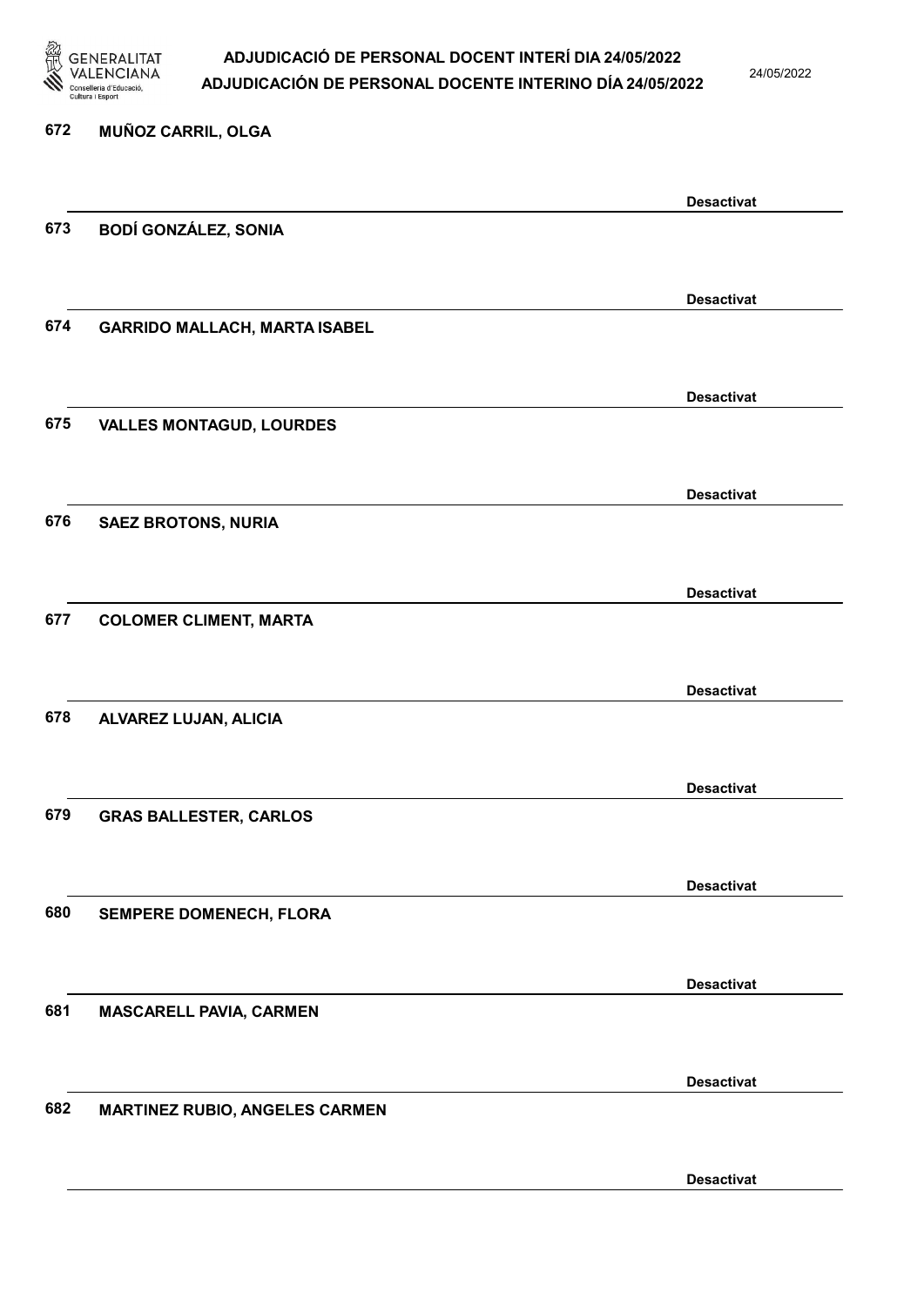672 MUÑOZ CARRIL, OLGA

Desactivat

673 BODÍ GONZÁLEZ, SONIA

Desactivat

674 GARRIDO MALLACH, MARTA ISABEL

Desactivat

675 VALLES MONTAGUD, LOURDES

Desactivat

676 SAEZ BROTONS, NURIA

Desactivat

677 COLOMER CLIMENT, MARTA

Desactivat

678 ALVAREZ LUJAN, ALICIA

Desactivat

679 GRAS BALLESTER, CARLOS

Desactivat

680 SEMPERE DOMENECH, FLORA

Desactivat

681 MASCARELL PAVIA, CARMEN

Desactivat

682 MARTINEZ RUBIO, ANGELES CARMEN

Desactivat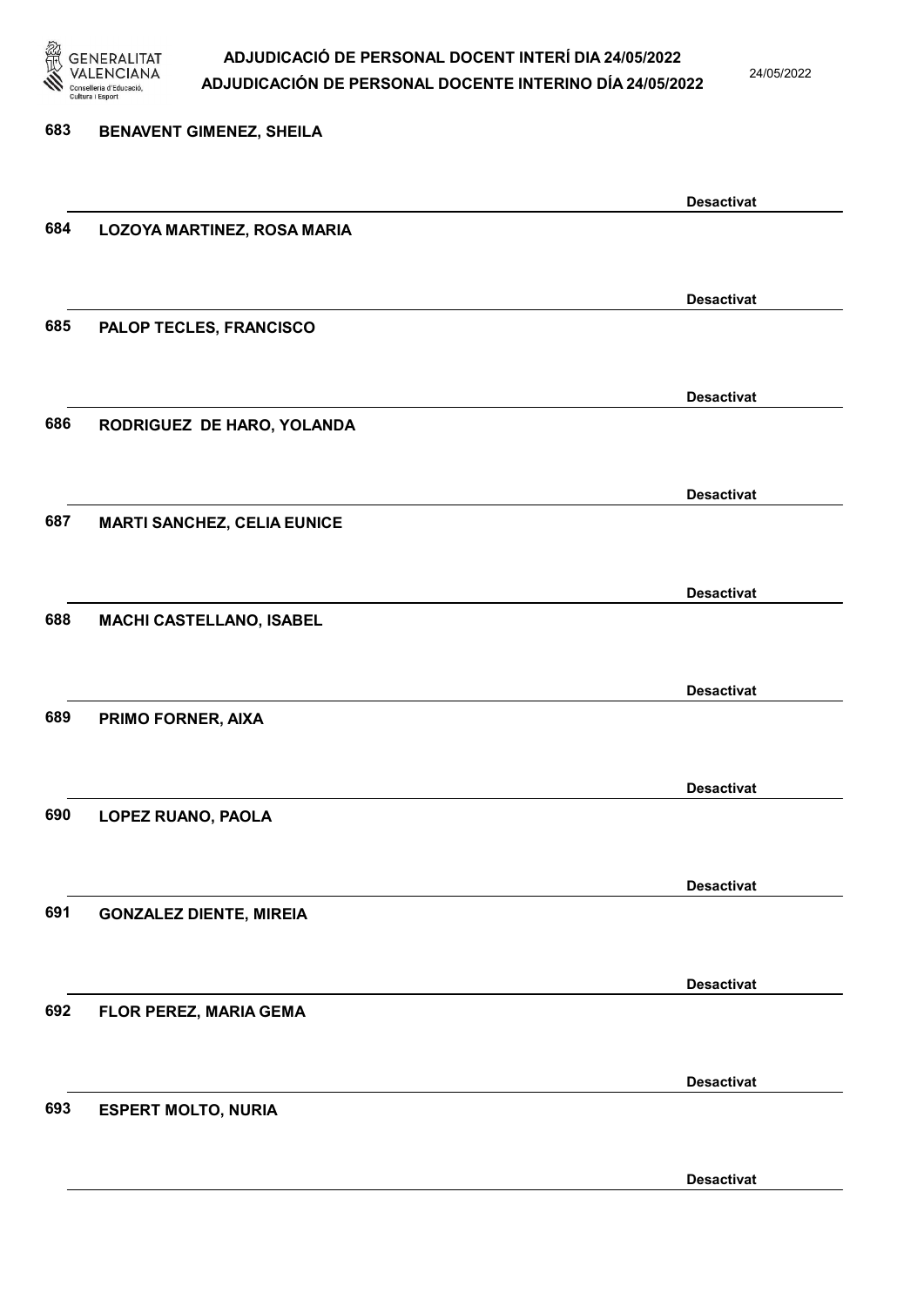683 BENAVENT GIMENEZ, SHEILA

Desactivat

684 LOZOYA MARTINEZ, ROSA MARIA

Desactivat

685 PALOP TECLES, FRANCISCO

Desactivat

686 RODRIGUEZ DE HARO, YOLANDA

Desactivat

687 MARTI SANCHEZ, CELIA EUNICE

Desactivat

688 MACHI CASTELLANO, ISABEL

Desactivat

689 PRIMO FORNER, AIXA

Desactivat

690 LOPEZ RUANO, PAOLA

Desactivat

691 GONZALEZ DIENTE, MIREIA

Desactivat

692 FLOR PEREZ, MARIA GEMA

Desactivat

693 ESPERT MOLTO, NURIA

Desactivat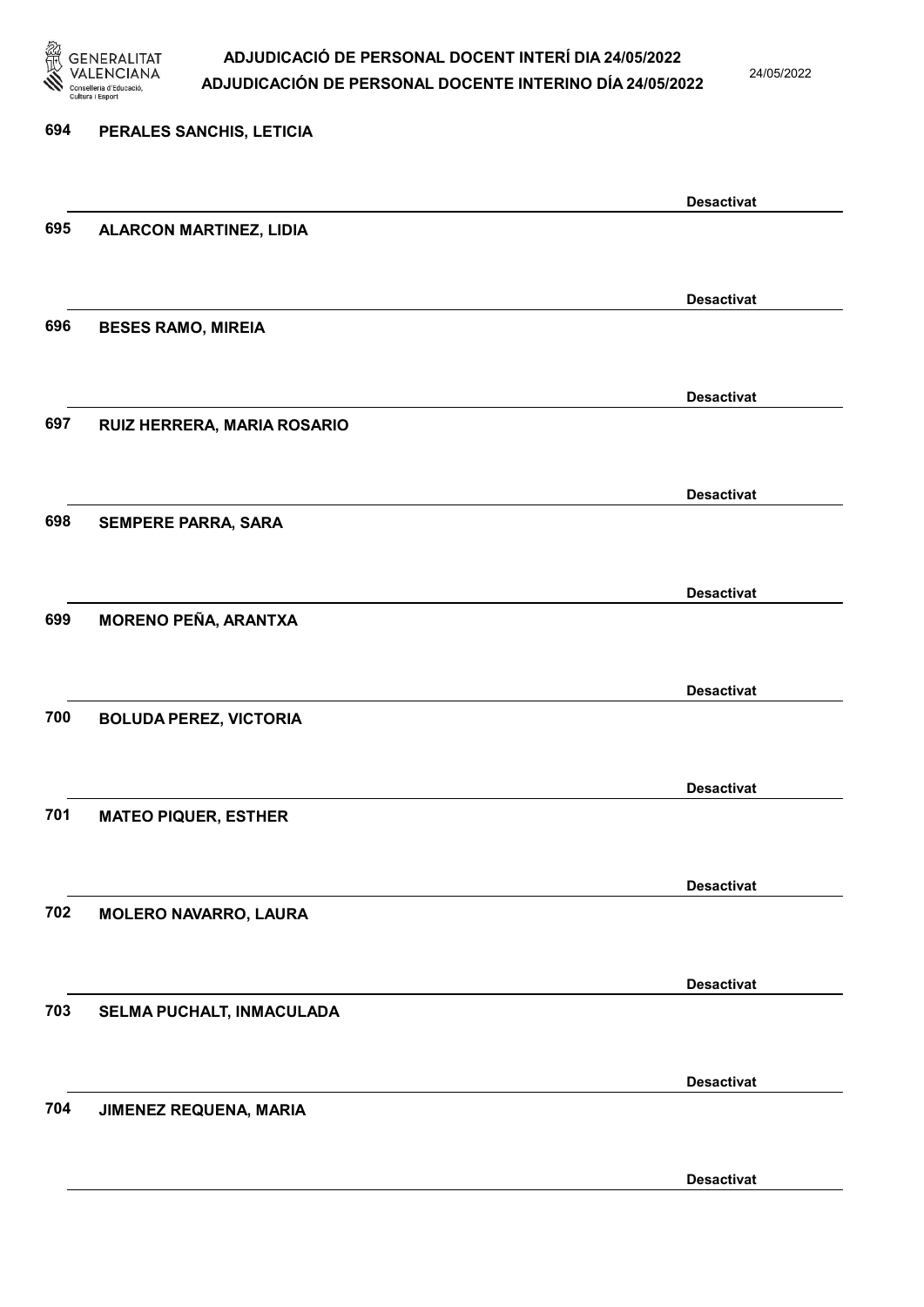694 **PERALES SANCHIS, LETICIA**

**Desactivat**

695 **ALARCON MARTINEZ, LIDIA**

**Desactivat**

696 **BESES RAMO, MIREIA**

**Desactivat**

697 **RUIZ HERRERA, MARIA ROSARIO**

**Desactivat**

698 **SEMPERE PARRA, SARA**

**Desactivat**

699 **MORENO PEÑA, ARANTXA**

**Desactivat**

700 **BOLUDA PEREZ, VICTORIA**

**Desactivat**

701 **MATEO PIQUER, ESTHER**

**Desactivat**

702 **MOLERO NAVARRO, LAURA**

**Desactivat**

703 **SELMA PUCHALT, INMACULADA**

**Desactivat**

704 **JIMENEZ REQUENA, MARIA**

**Desactivat**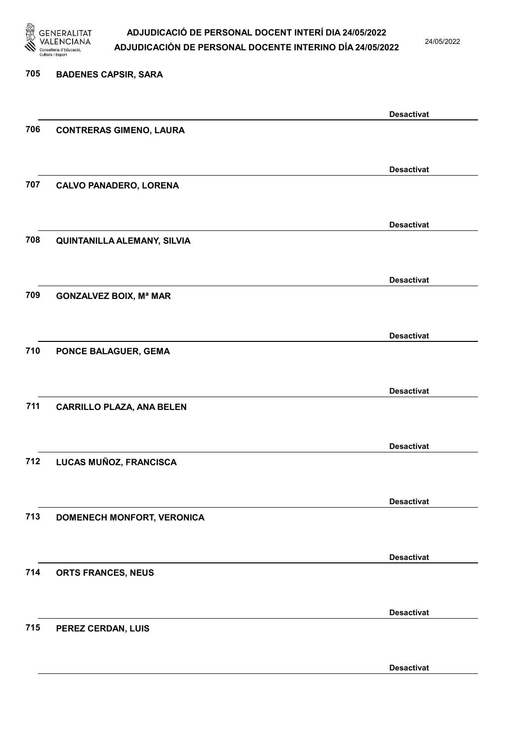705 **BADENES CAPSIR, SARA**

**Desactivat**

706 **CONTRERAS GIMENO, LAURA**

**Desactivat**

707 **CALVO PANADERO, LORENA**

**Desactivat**

708 **QUINTANILLA ALEMANY, SILVIA**

**Desactivat**

709 **GONZALVEZ BOIX, Mª MAR**

**Desactivat**

710 **PONCE BALAGUER, GEMA**

**Desactivat**

711 **CARRILLO PLAZA, ANA BELEN**

**Desactivat**

712 **LUCAS MUÑOZ, FRANCISCA**

**Desactivat**

713 **DOMENECH MONFORT, VERONICA**

**Desactivat**

714 **ORTS FRANCES, NEUS**

**Desactivat**

715 **PEREZ CERDAN, LUIS**

**Desactivat**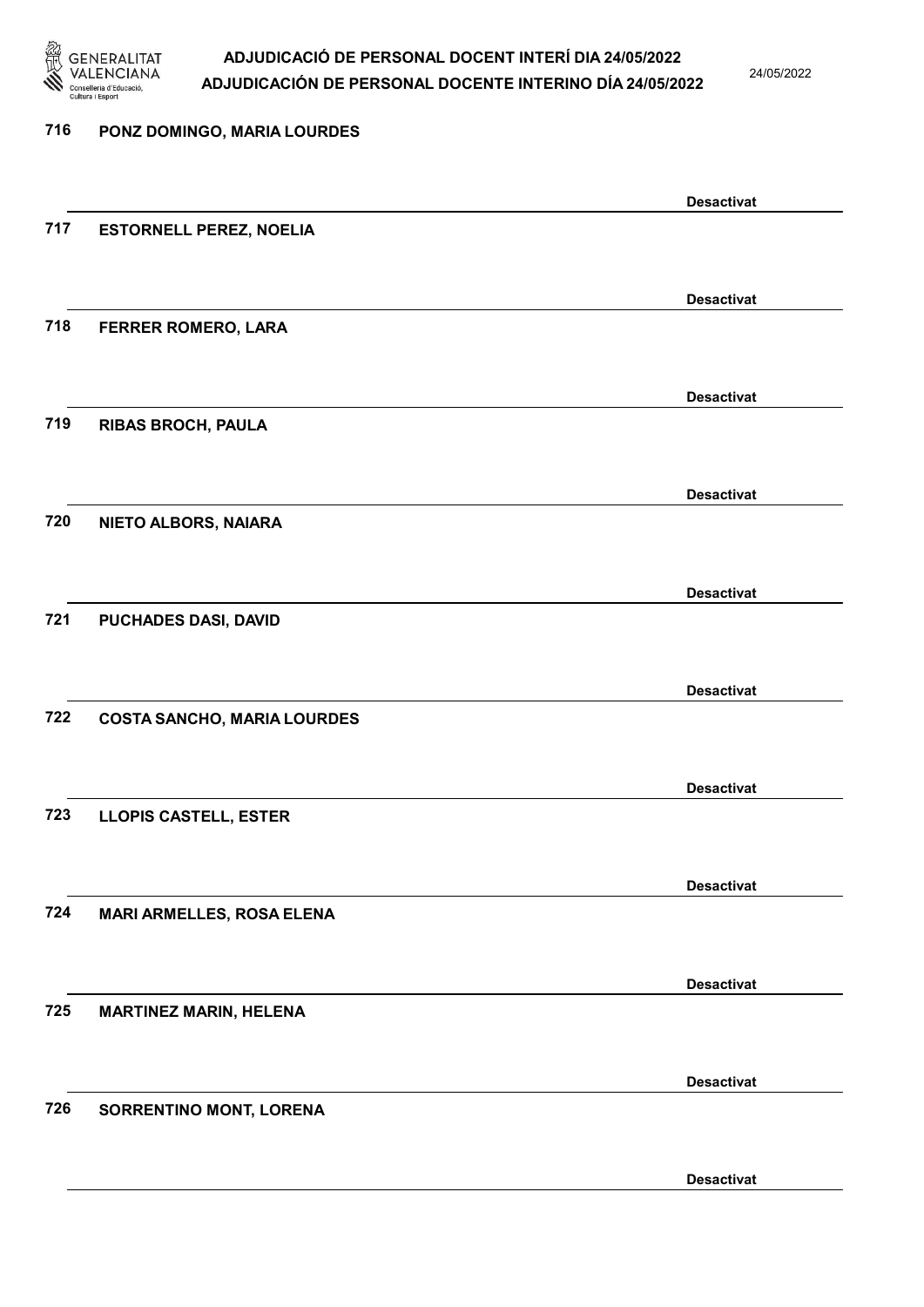716 PONZ DOMINGO, MARIA LOURDES

Desactivat

717 ESTORNELL PEREZ, NOELIA

Desactivat

718 FERRER ROMERO, LARA

Desactivat

719 RIBAS BROCH, PAULA

Desactivat

720 NIETO ALBORS, NAIARA

Desactivat

721 PUCHADES DASI, DAVID

Desactivat

722 COSTA SANCHO, MARIA LOURDES

Desactivat

723 LLOPIS CASTELL, ESTER

Desactivat

724 MARI ARMELLES, ROSA ELENA

Desactivat

725 MARTINEZ MARIN, HELENA

Desactivat

726 SORRENTINO MONT, LORENA

Desactivat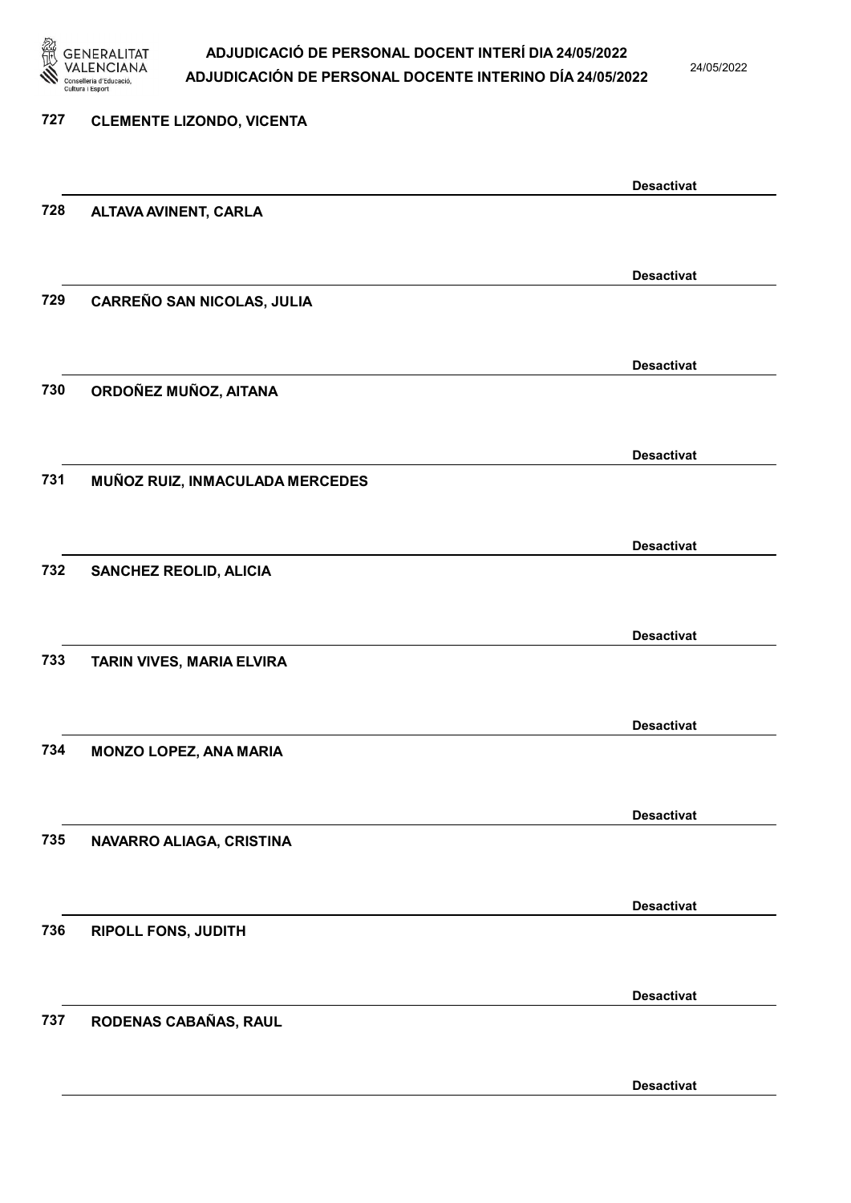727 **CLEMENTE LIZONDO, VICENTA**

**Desactivat**

728 **ALTAVA AVINENT, CARLA**

**Desactivat**

729 **CARREÑO SAN NICOLAS, JULIA**

**Desactivat**

730 **ORDOÑEZ MUÑOZ, AITANA**

**Desactivat**

731 **MUÑOZ RUIZ, INMACULADA MERCEDES**

**Desactivat**

732 **SANCHEZ REOLID, ALICIA**

**Desactivat**

733 **TARIN VIVES, MARIA ELVIRA**

**Desactivat**

734 **MONZO LOPEZ, ANA MARIA**

**Desactivat**

735 **NAVARRO ALIAGA, CRISTINA**

**Desactivat**

736 **RIPOLL FONS, JUDITH**

**Desactivat**

737 **RODENAS CABAÑAS, RAUL**

**Desactivat**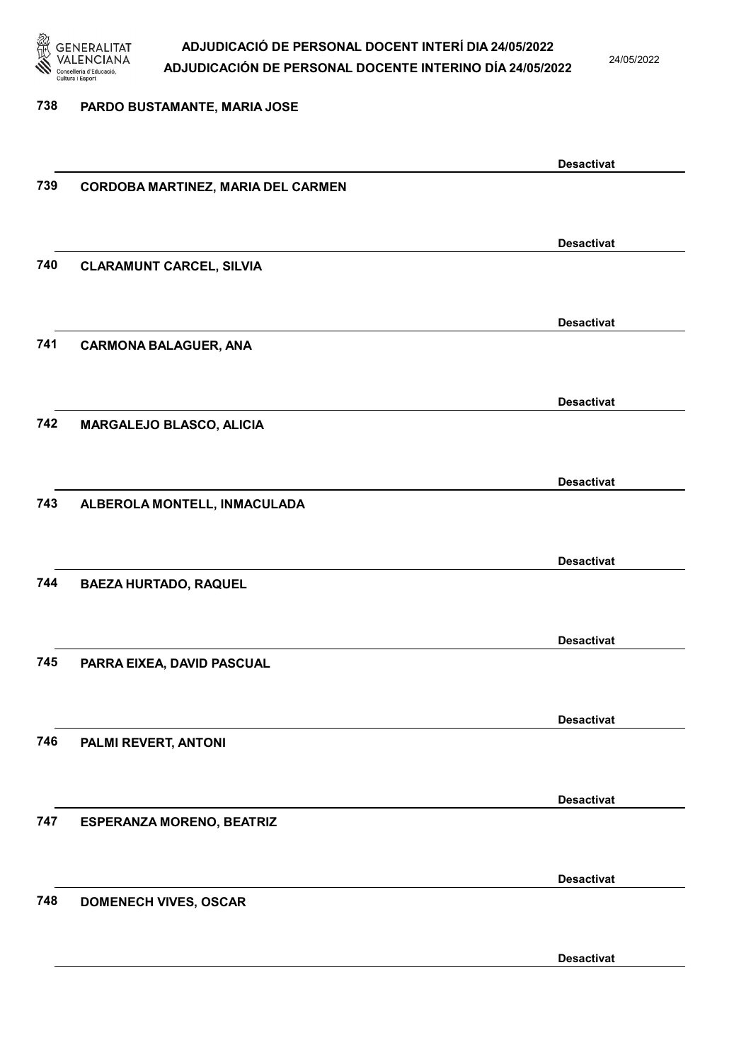738 PARDO BUSTAMANTE, MARIA JOSE

Desactivat

739 CORDOBA MARTINEZ, MARIA DEL CARMEN

Desactivat

740 CLARAMUNT CARCEL, SILVIA

Desactivat

741 CARMONA BALAGUER, ANA

Desactivat

742 MARGALEJO BLASCO, ALICIA

Desactivat

743 ALBEROLA MONTELL, INMACULADA

Desactivat

744 BAEZA HURTADO, RAQUEL

Desactivat

745 PARRA EIXEA, DAVID PASCUAL

Desactivat

746 PALMI REVERT, ANTONI

Desactivat

747 ESPERANZA MORENO, BEATRIZ

Desactivat

748 DOMENECH VIVES, OSCAR

Desactivat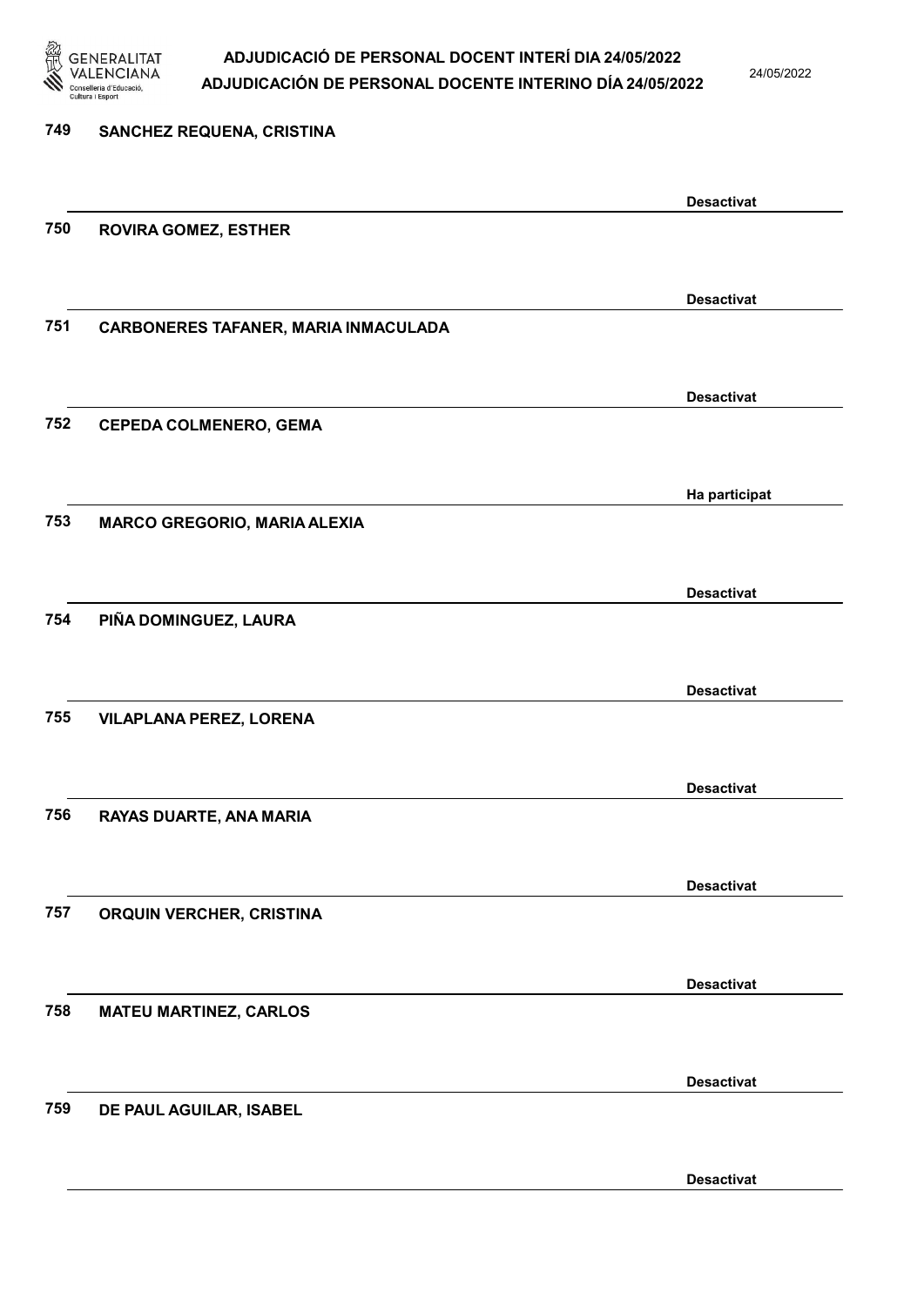749 SANCHEZ REQUENA, CRISTINA

Desactivat

750 ROVIRA GOMEZ, ESTHER

Desactivat

751 CARBONERES TAFANER, MARIA INMACULADA

Desactivat

752 CEPEDA COLMENERO, GEMA

Ha participat

753 MARCO GREGORIO, MARIA ALEXIA

Desactivat

754 PIÑA DOMINGUEZ, LAURA

Desactivat

755 VILAPLANA PEREZ, LORENA

Desactivat

756 RAYAS DUARTE, ANA MARIA

Desactivat

757 ORQUIN VERCHER, CRISTINA

Desactivat

758 MATEU MARTINEZ, CARLOS

Desactivat

759 DE PAUL AGUILAR, ISABEL

Desactivat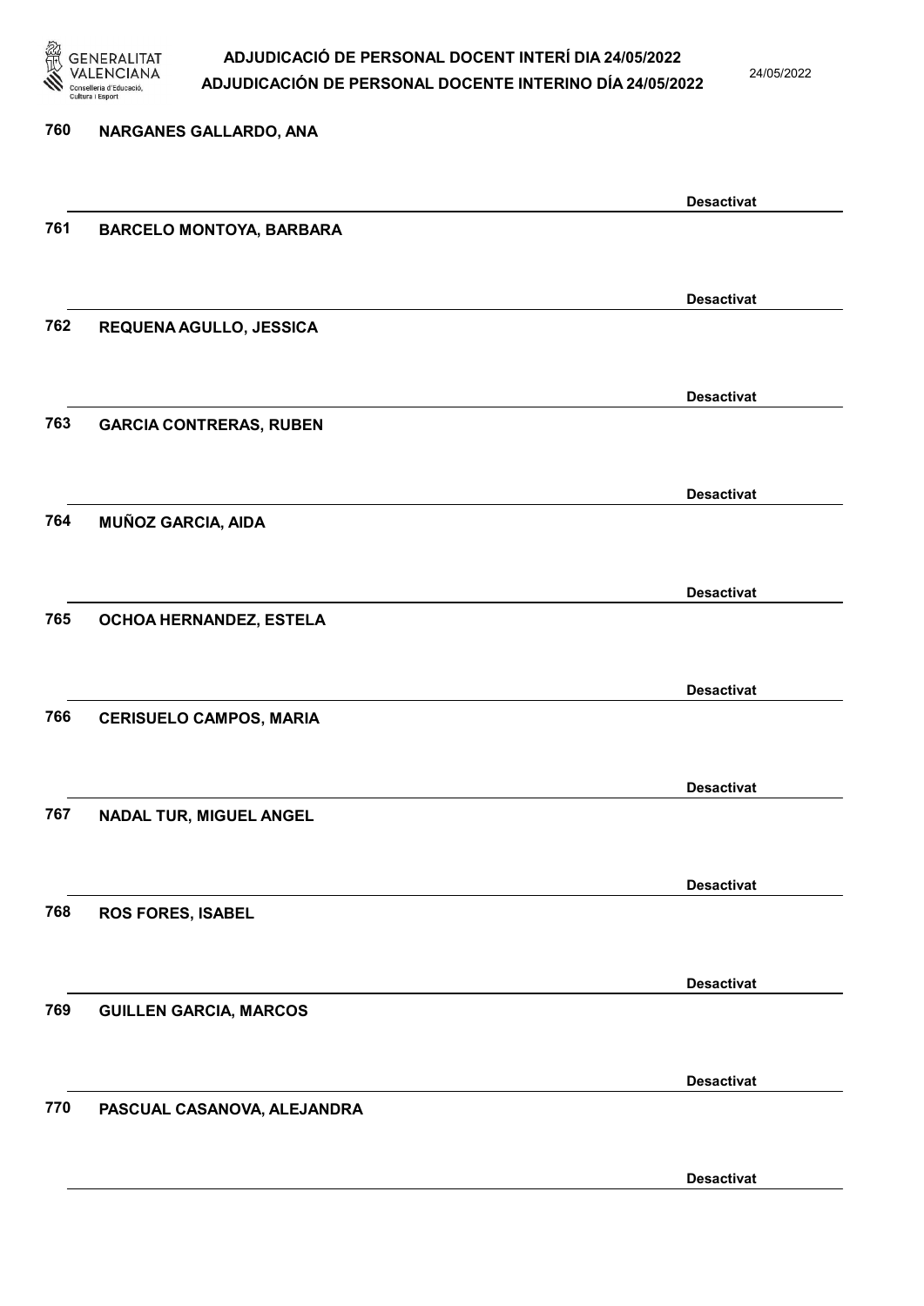760 **NARGANES GALLARDO, ANA**

**Desactivat**

761 **BARCELO MONTOYA, BARBARA**

**Desactivat**

762 **REQUENA AGULLO, JESSICA**

**Desactivat**

763 **GARCIA CONTRERAS, RUBEN**

**Desactivat**

764 **MUÑOZ GARCIA, AIDA**

**Desactivat**

765 **OCHOA HERNANDEZ, ESTELA**

**Desactivat**

766 **CERISUELO CAMPOS, MARIA**

**Desactivat**

767 **NADAL TUR, MIGUEL ANGEL**

**Desactivat**

768 **ROS FORES, ISABEL**

**Desactivat**

769 **GUILLEN GARCIA, MARCOS**

**Desactivat**

770 **PASCUAL CASANOVA, ALEJANDRA**

**Desactivat**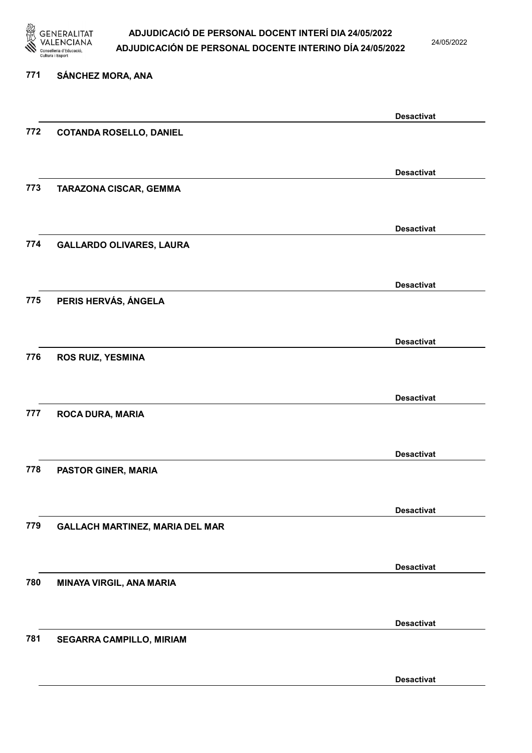771 **SÁNCHEZ MORA, ANA**

**Desactivat**

772 **COTANDA ROSELLO, DANIEL**

**Desactivat**

773 **TARAZONA CISCAR, GEMMA**

**Desactivat**

774 **GALLARDO OLIVARES, LAURA**

**Desactivat**

775 **PERIS HERVÁS, ÁNGELA**

**Desactivat**

776 **ROS RUIZ, YESMINA**

**Desactivat**

777 **ROCA DURA, MARIA**

**Desactivat**

778 **PASTOR GINER, MARIA**

**Desactivat**

779 **GALLACH MARTINEZ, MARIA DEL MAR**

**Desactivat**

780 **MINAYA VIRGIL, ANA MARIA**

**Desactivat**

781 **SEGARRA CAMPILLO, MIRIAM**

**Desactivat**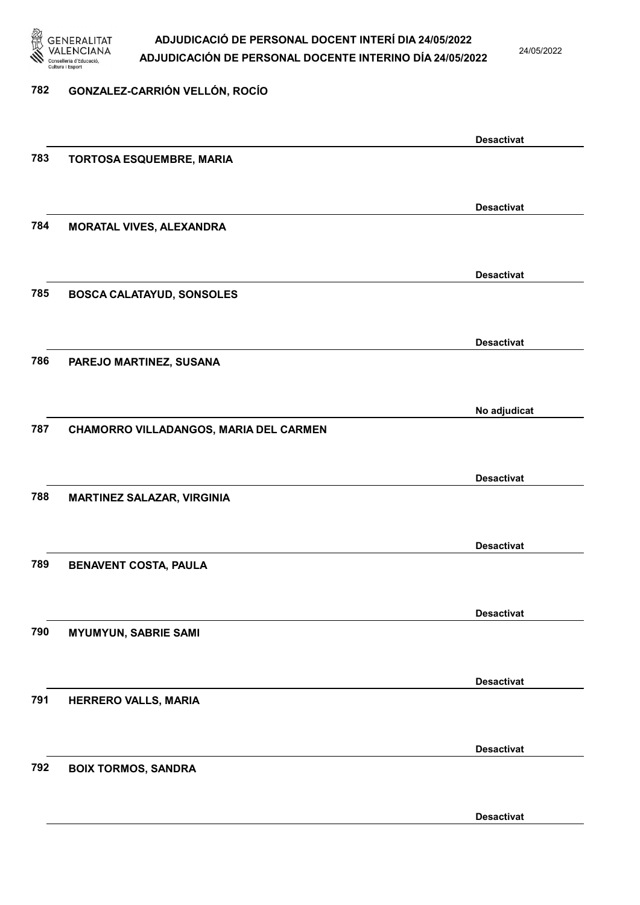782 GONZALEZ-CARRIÓN VELLÓN, ROCÍO

Desactivat

783 TORTOSA ESQUEMBRE, MARIA

Desactivat

784 MORATAL VIVES, ALEXANDRA

Desactivat

785 BOSCA CALATAYUD, SONSOLES

Desactivat

786 PAREJO MARTINEZ, SUSANA

No adjudicat

787 CHAMORRO VILLADANGOS, MARIA DEL CARMEN

Desactivat

788 MARTINEZ SALAZAR, VIRGINIA

Desactivat

789 BENAVENT COSTA, PAULA

Desactivat

790 MYUMYUN, SABRIE SAMI

Desactivat

791 HERRERO VALLS, MARIA

Desactivat

792 BOIX TORMOS, SANDRA

Desactivat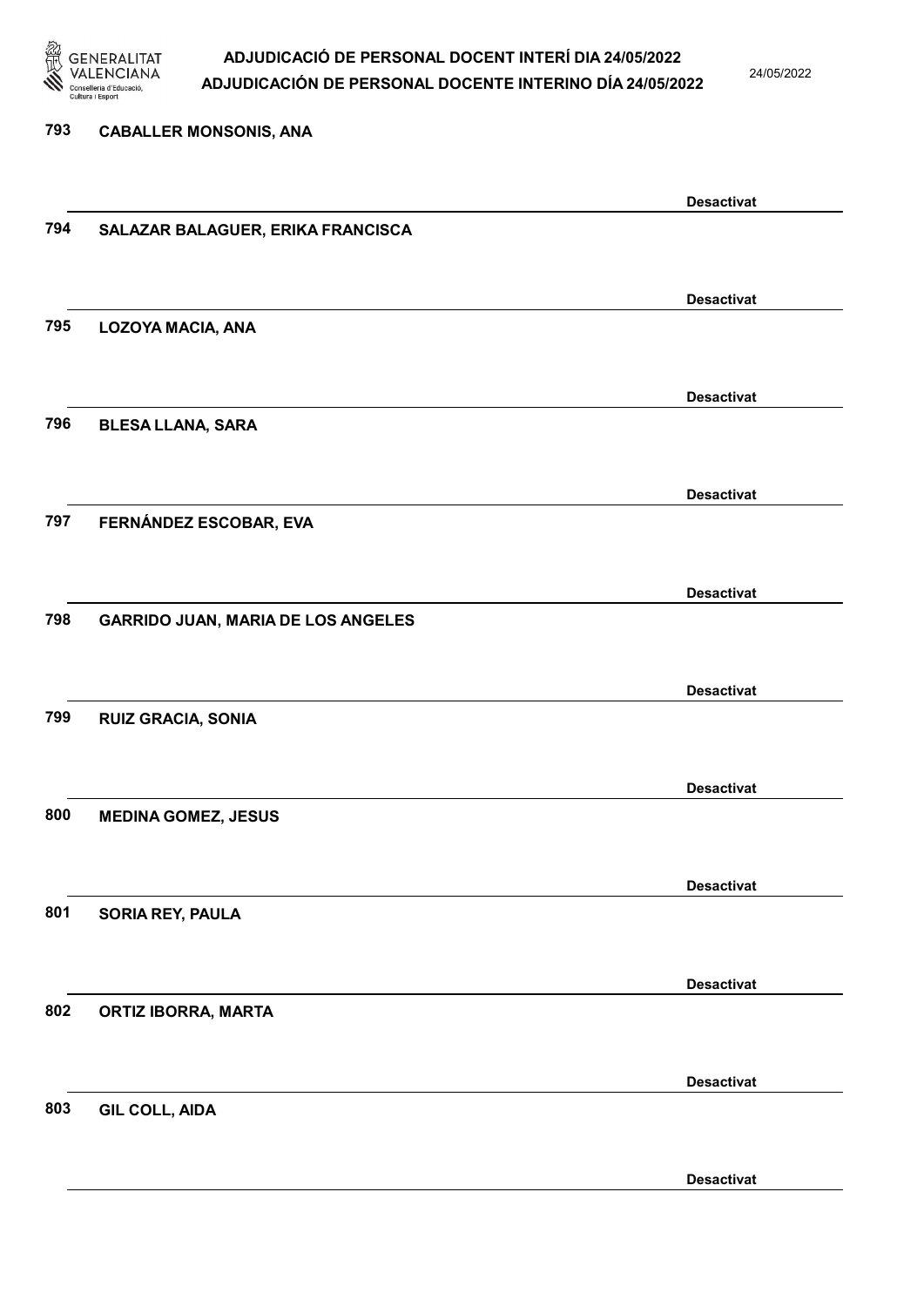793 **CABALLER MONSONIS, ANA**

**Desactivat**

794 **SALAZAR BALAGUER, ERIKA FRANCISCA**

**Desactivat**

795 **LOZOYA MACIA, ANA**

**Desactivat**

796 **BLESA LLANA, SARA**

**Desactivat**

797 **FERNÁNDEZ ESCOBAR, EVA**

**Desactivat**

798 **GARRIDO JUAN, MARIA DE LOS ANGELES**

**Desactivat**

799 **RUIZ GRACIA, SONIA**

**Desactivat**

800 **MEDINA GOMEZ, JESUS**

**Desactivat**

801 **SORIA REY, PAULA**

**Desactivat**

802 **ORTIZ IBORRA, MARTA**

**Desactivat**

803 **GIL COLL, AIDA**

**Desactivat**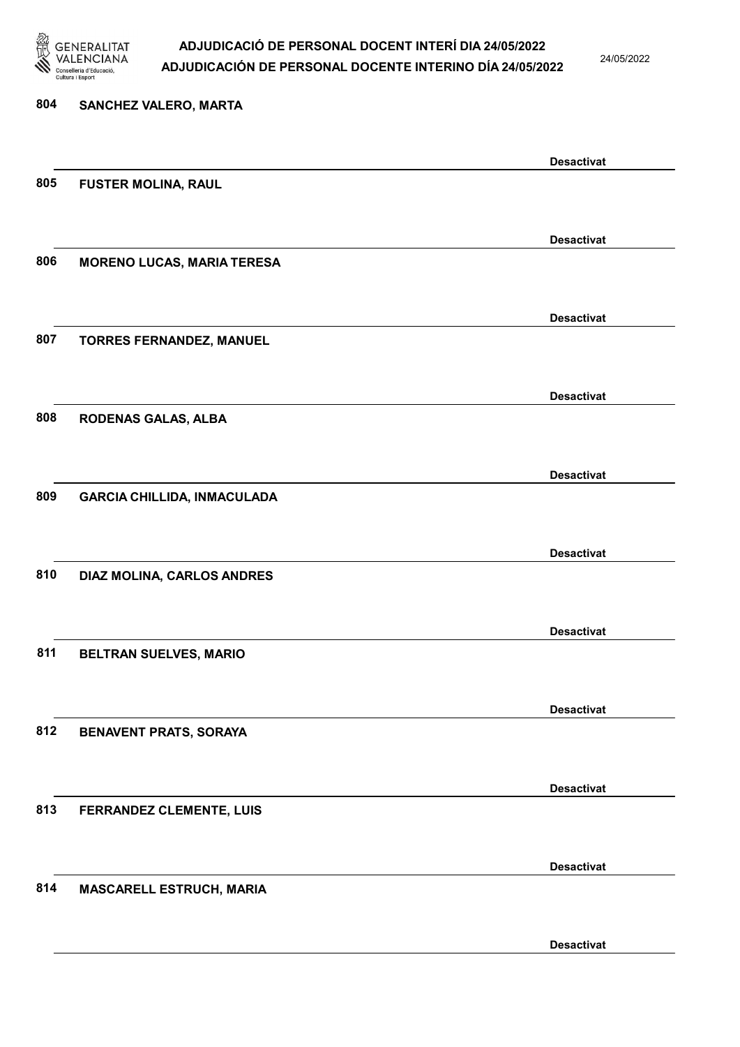804 **SANCHEZ VALERO, MARTA**

**Desactivat**

805 **FUSTER MOLINA, RAUL**

**Desactivat**

806 **MORENO LUCAS, MARIA TERESA**

**Desactivat**

807 **TORRES FERNANDEZ, MANUEL**

**Desactivat**

808 **RODENAS GALAS, ALBA**

**Desactivat**

809 **GARCIA CHILLIDA, INMACULADA**

**Desactivat**

810 **DIAZ MOLINA, CARLOS ANDRES**

**Desactivat**

811 **BELTRAN SUELVES, MARIO**

**Desactivat**

812 **BENAVENT PRATS, SORAYA**

**Desactivat**

813 **FERRANDEZ CLEMENTE, LUIS**

**Desactivat**

814 **MASCARELL ESTRUCH, MARIA**

**Desactivat**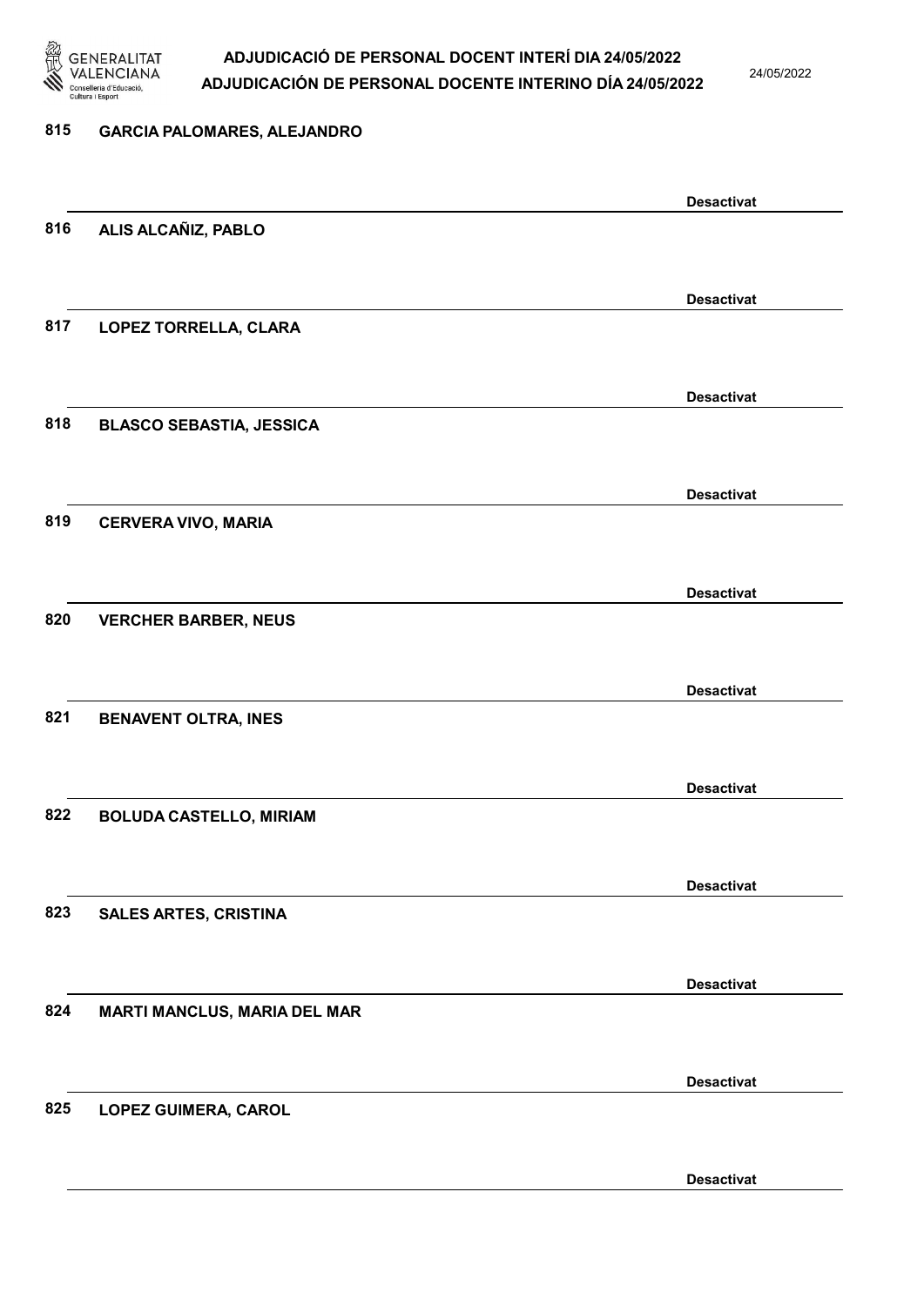815 **GARCIA PALOMARES, ALEJANDRO**

**Desactivat**

816 **ALIS ALCAÑIZ, PABLO**

**Desactivat**

817 **LOPEZ TORRELLA, CLARA**

**Desactivat**

818 **BLASCO SEBASTIA, JESSICA**

**Desactivat**

819 **CERVERA VIVO, MARIA**

**Desactivat**

820 **VERCHER BARBER, NEUS**

**Desactivat**

821 **BENAVENT OLTRA, INES**

**Desactivat**

822 **BOLUDA CASTELLO, MIRIAM**

**Desactivat**

823 **SALES ARTES, CRISTINA**

**Desactivat**

824 **MARTI MANCLUS, MARIA DEL MAR**

**Desactivat**

825 **LOPEZ GUIMERA, CAROL**

**Desactivat**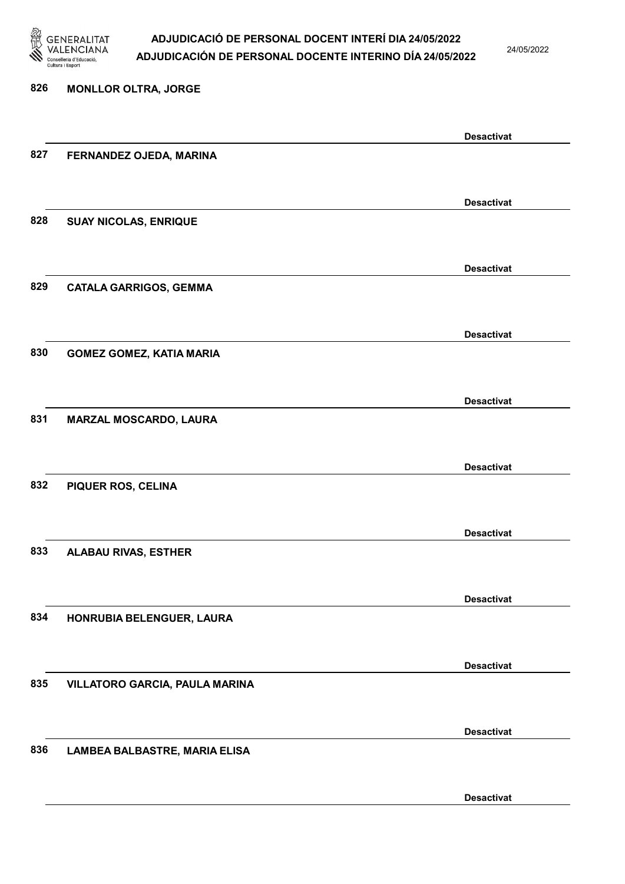826 **MONLLOR OLTRA, JORGE**

**Desactivat**

827 **FERNANDEZ OJEDA, MARINA**

**Desactivat**

828 **SUAY NICOLAS, ENRIQUE**

**Desactivat**

829 **CATALA GARRIGOS, GEMMA**

**Desactivat**

830 **GOMEZ GOMEZ, KATIA MARIA**

**Desactivat**

831 **MARZAL MOSCARDO, LAURA**

**Desactivat**

832 **PIQUER ROS, CELINA**

**Desactivat**

833 **ALABAU RIVAS, ESTHER**

**Desactivat**

834 **HONRUBIA BELENGUER, LAURA**

**Desactivat**

835 **VILLATORO GARCIA, PAULA MARINA**

**Desactivat**

836 **LAMBEA BALBASTRE, MARIA ELISA**

**Desactivat**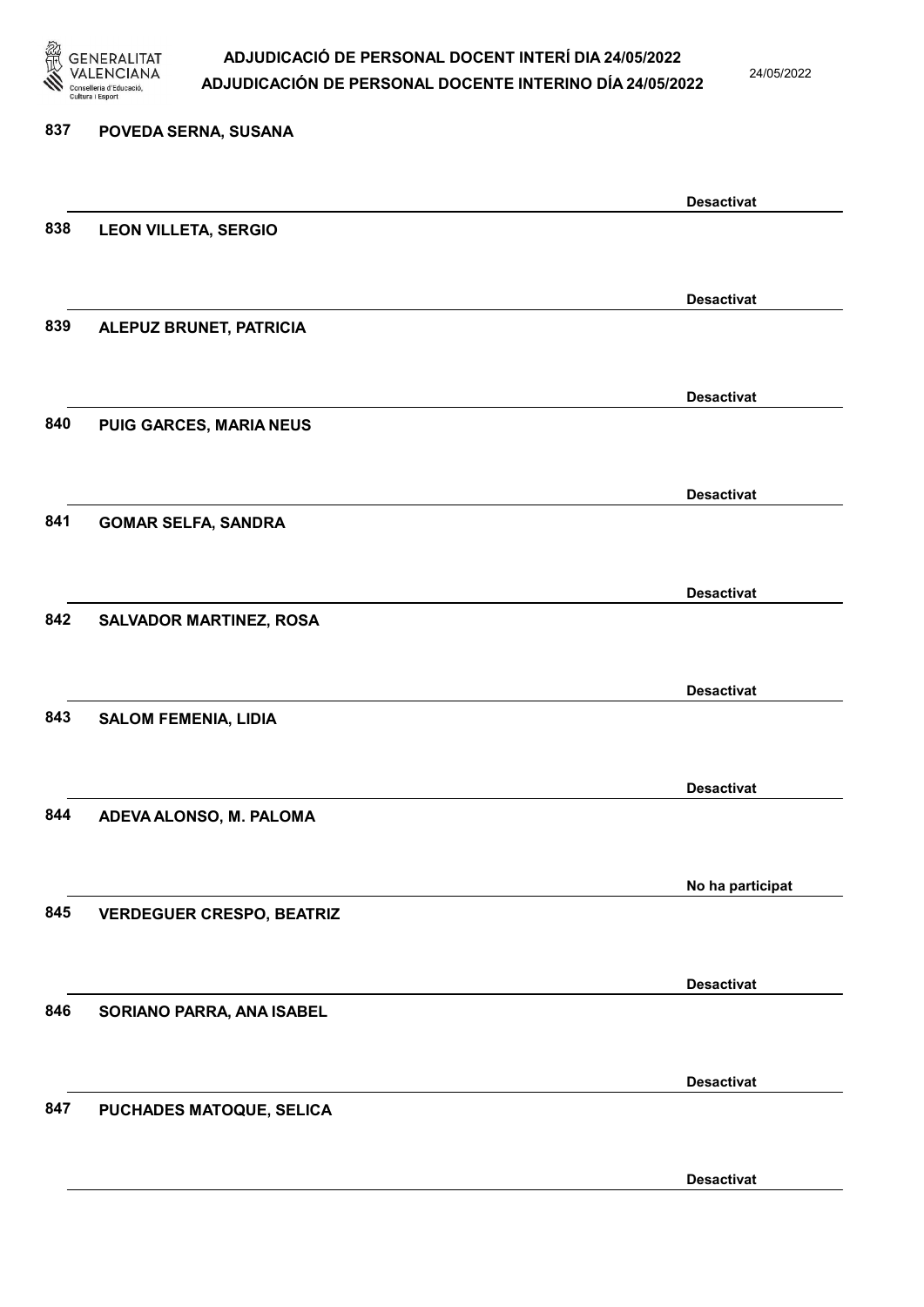| Nº | Nom | Estat |
| --- | --- | --- |
| 837 | POVEDA SERNA, SUSANA | Desactivat |
| 838 | LEON VILLETA, SERGIO | Desactivat |
| 839 | ALEPUZ BRUNET, PATRICIA | Desactivat |
| 840 | PUIG GARCES, MARIA NEUS | Desactivat |
| 841 | GOMAR SELFA, SANDRA | Desactivat |
| 842 | SALVADOR MARTINEZ, ROSA | Desactivat |
| 843 | SALOM FEMENIA, LIDIA | Desactivat |
| 844 | ADEVA ALONSO, M. PALOMA | No ha participat |
| 845 | VERDEGUER CRESPO, BEATRIZ | Desactivat |
| 846 | SORIANO PARRA, ANA ISABEL | Desactivat |
| 847 | PUCHADES MATOQUE, SELICA | Desactivat |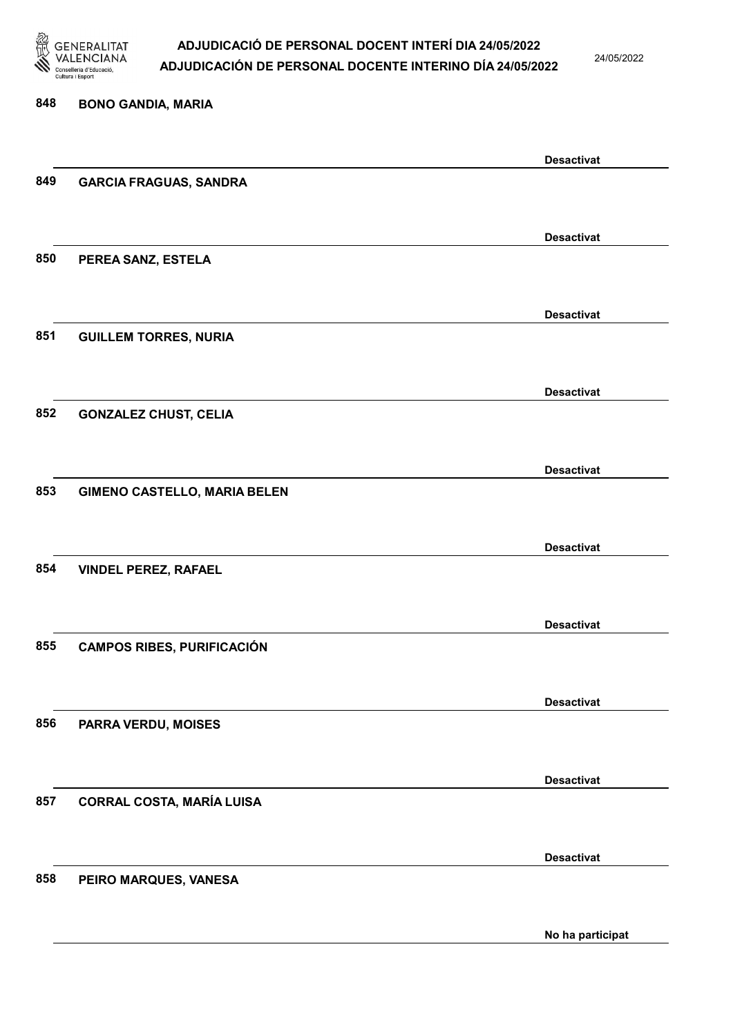848 **BONO GANDIA, MARIA**

**Desactivat**

849 **GARCIA FRAGUAS, SANDRA**

**Desactivat**

850 **PEREA SANZ, ESTELA**

**Desactivat**

851 **GUILLEM TORRES, NURIA**

**Desactivat**

852 **GONZALEZ CHUST, CELIA**

**Desactivat**

853 **GIMENO CASTELLO, MARIA BELEN**

**Desactivat**

854 **VINDEL PEREZ, RAFAEL**

**Desactivat**

855 **CAMPOS RIBES, PURIFICACIÓN**

**Desactivat**

856 **PARRA VERDU, MOISES**

**Desactivat**

857 **CORRAL COSTA, MARÍA LUISA**

**Desactivat**

858 **PEIRO MARQUES, VANESA**

**No ha participat**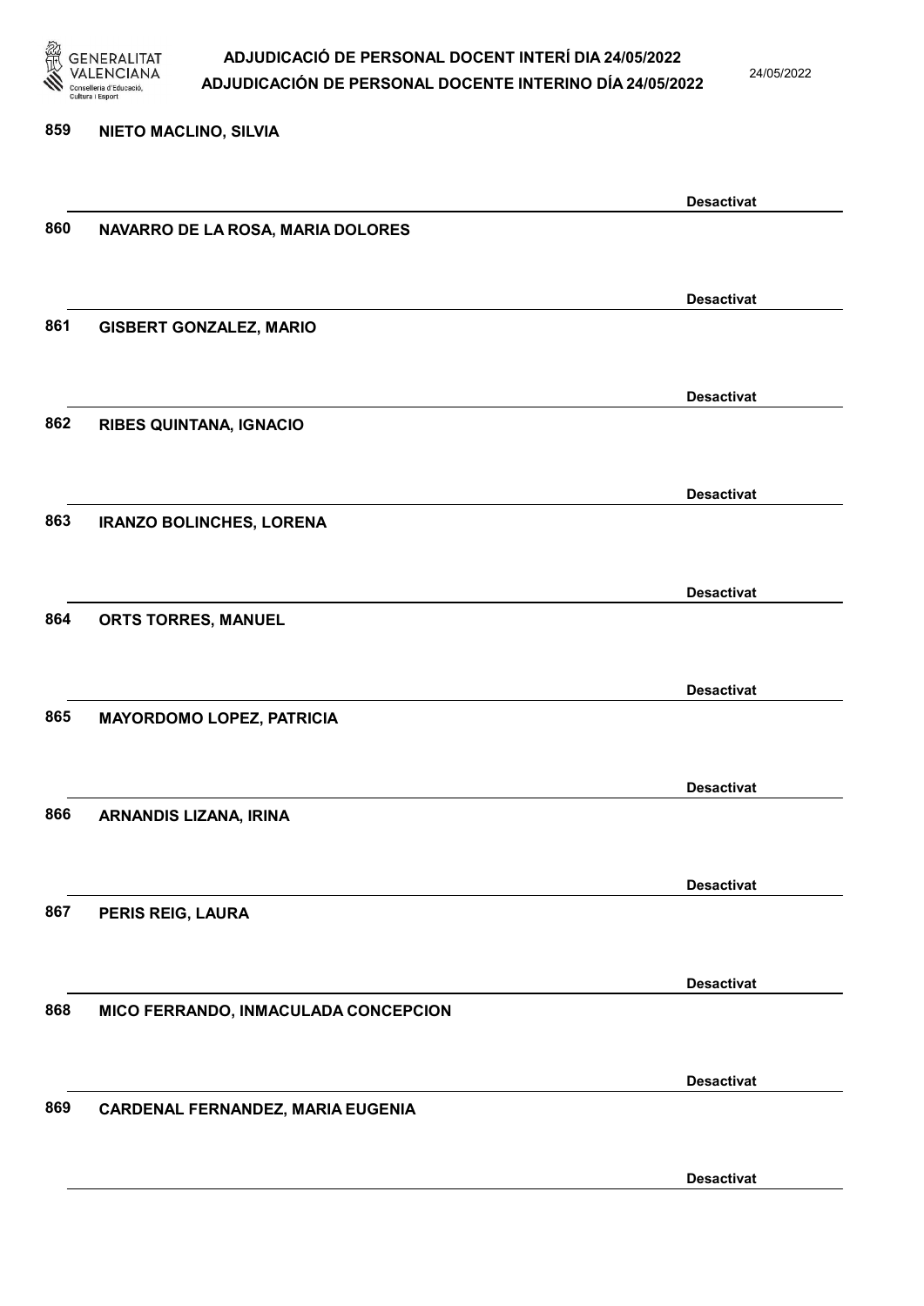859 NIETO MACLINO, SILVIA

Desactivat

860 NAVARRO DE LA ROSA, MARIA DOLORES

Desactivat

861 GISBERT GONZALEZ, MARIO

Desactivat

862 RIBES QUINTANA, IGNACIO

Desactivat

863 IRANZO BOLINCHES, LORENA

Desactivat

864 ORTS TORRES, MANUEL

Desactivat

865 MAYORDOMO LOPEZ, PATRICIA

Desactivat

866 ARNANDIS LIZANA, IRINA

Desactivat

867 PERIS REIG, LAURA

Desactivat

868 MICO FERRANDO, INMACULADA CONCEPCION

Desactivat

869 CARDENAL FERNANDEZ, MARIA EUGENIA

Desactivat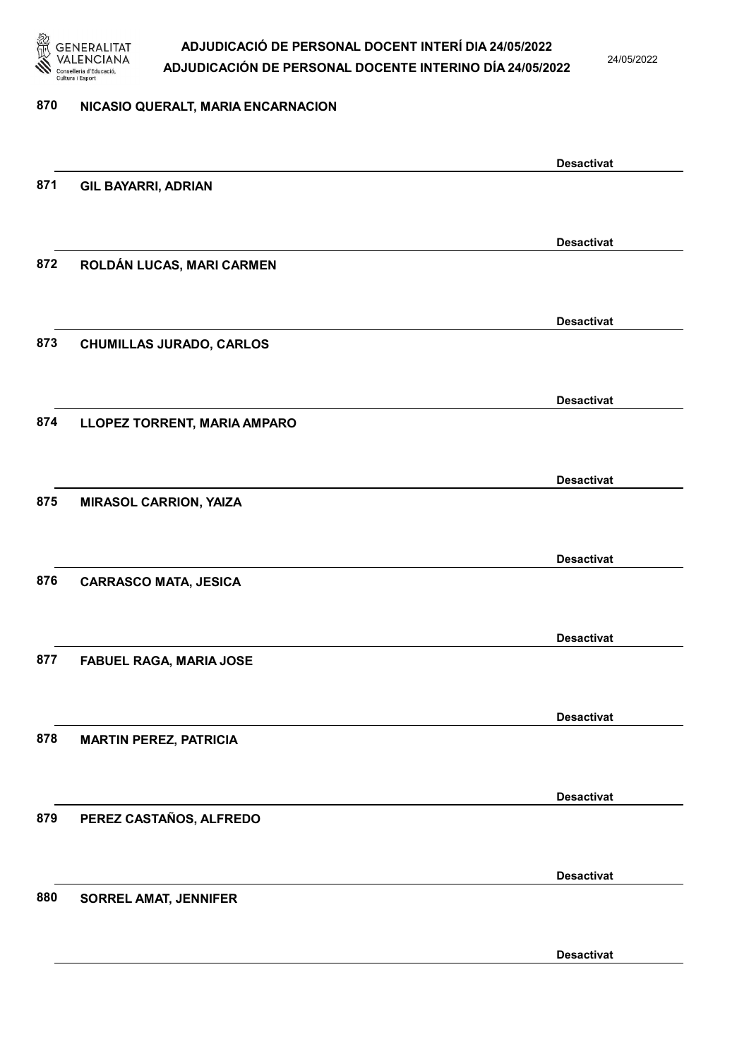870 NICASIO QUERALT, MARIA ENCARNACION

Desactivat

871 GIL BAYARRI, ADRIAN

Desactivat

872 ROLDÁN LUCAS, MARI CARMEN

Desactivat

873 CHUMILLAS JURADO, CARLOS

Desactivat

874 LLOPEZ TORRENT, MARIA AMPARO

Desactivat

875 MIRASOL CARRION, YAIZA

Desactivat

876 CARRASCO MATA, JESICA

Desactivat

877 FABUEL RAGA, MARIA JOSE

Desactivat

878 MARTIN PEREZ, PATRICIA

Desactivat

879 PEREZ CASTAÑOS, ALFREDO

Desactivat

880 SORREL AMAT, JENNIFER

Desactivat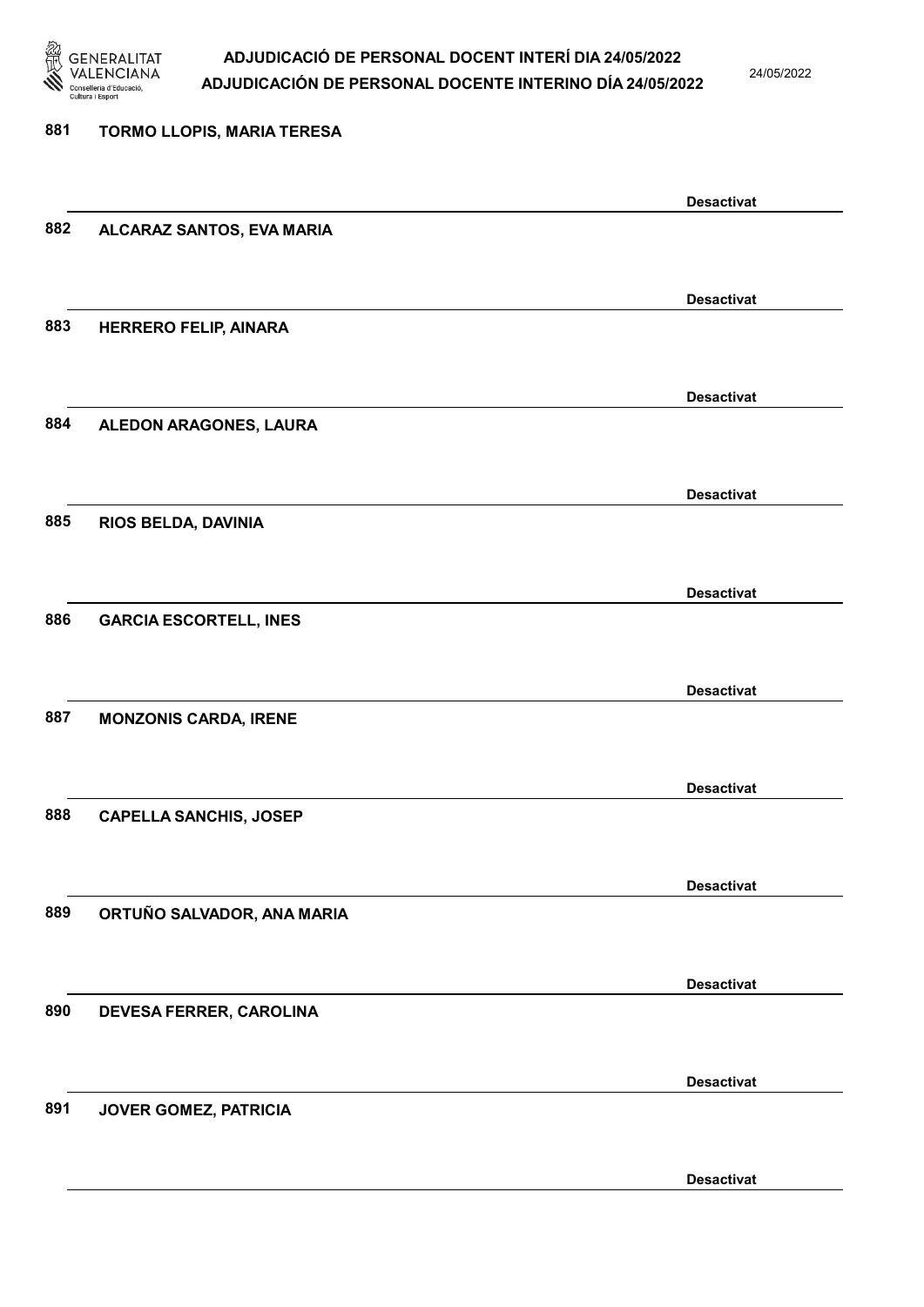881 **TORMO LLOPIS, MARIA TERESA**

**Desactivat**

882 **ALCARAZ SANTOS, EVA MARIA**

**Desactivat**

883 **HERRERO FELIP, AINARA**

**Desactivat**

884 **ALEDON ARAGONES, LAURA**

**Desactivat**

885 **RIOS BELDA, DAVINIA**

**Desactivat**

886 **GARCIA ESCORTELL, INES**

**Desactivat**

887 **MONZONIS CARDA, IRENE**

**Desactivat**

888 **CAPELLA SANCHIS, JOSEP**

**Desactivat**

889 **ORTUÑO SALVADOR, ANA MARIA**

**Desactivat**

890 **DEVESA FERRER, CAROLINA**

**Desactivat**

891 **JOVER GOMEZ, PATRICIA**

**Desactivat**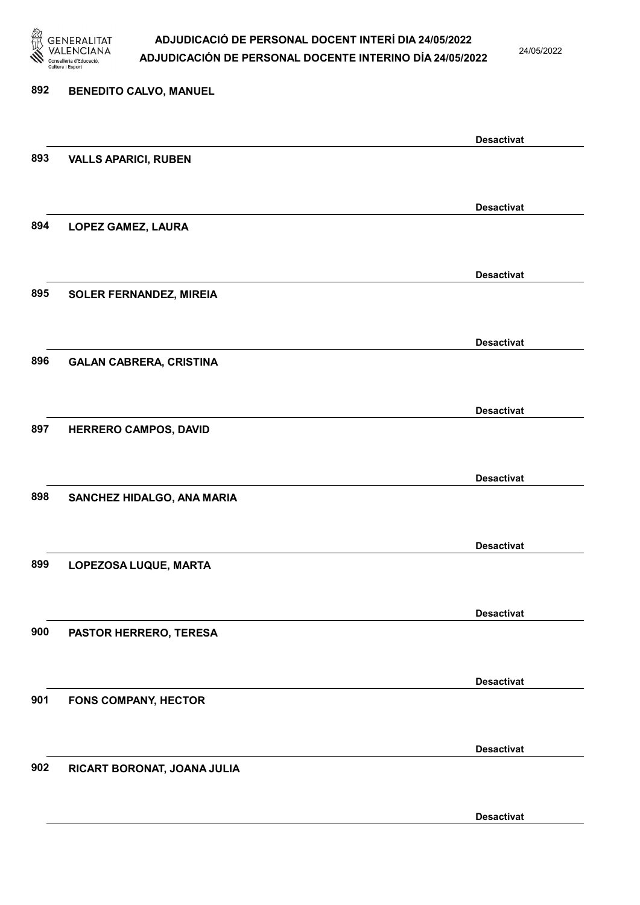892 BENEDITO CALVO, MANUEL

Desactivat

893 VALLS APARICI, RUBEN

Desactivat

894 LOPEZ GAMEZ, LAURA

Desactivat

895 SOLER FERNANDEZ, MIREIA

Desactivat

896 GALAN CABRERA, CRISTINA

Desactivat

897 HERRERO CAMPOS, DAVID

Desactivat

898 SANCHEZ HIDALGO, ANA MARIA

Desactivat

899 LOPEZOSA LUQUE, MARTA

Desactivat

900 PASTOR HERRERO, TERESA

Desactivat

901 FONS COMPANY, HECTOR

Desactivat

902 RICART BORONAT, JOANA JULIA

Desactivat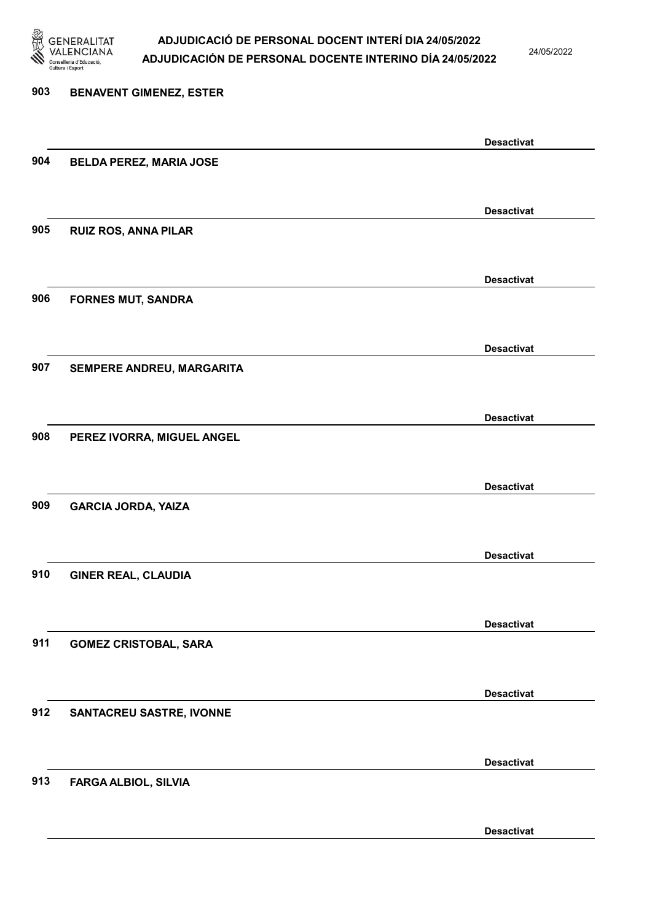903 **BENAVENT GIMENEZ, ESTER**

**Desactivat**

904 **BELDA PEREZ, MARIA JOSE**

**Desactivat**

905 **RUIZ ROS, ANNA PILAR**

**Desactivat**

906 **FORNES MUT, SANDRA**

**Desactivat**

907 **SEMPERE ANDREU, MARGARITA**

**Desactivat**

908 **PEREZ IVORRA, MIGUEL ANGEL**

**Desactivat**

909 **GARCIA JORDA, YAIZA**

**Desactivat**

910 **GINER REAL, CLAUDIA**

**Desactivat**

911 **GOMEZ CRISTOBAL, SARA**

**Desactivat**

912 **SANTACREU SASTRE, IVONNE**

**Desactivat**

913 **FARGA ALBIOL, SILVIA**

**Desactivat**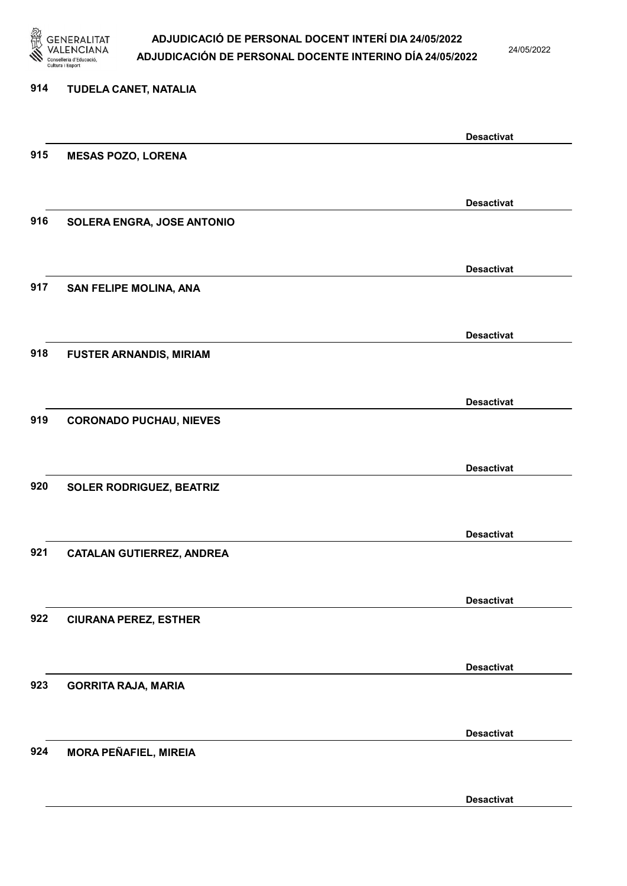914 **TUDELA CANET, NATALIA**

**Desactivat**

915 **MESAS POZO, LORENA**

**Desactivat**

916 **SOLERA ENGRA, JOSE ANTONIO**

**Desactivat**

917 **SAN FELIPE MOLINA, ANA**

**Desactivat**

918 **FUSTER ARNANDIS, MIRIAM**

**Desactivat**

919 **CORONADO PUCHAU, NIEVES**

**Desactivat**

920 **SOLER RODRIGUEZ, BEATRIZ**

**Desactivat**

921 **CATALAN GUTIERREZ, ANDREA**

**Desactivat**

922 **CIURANA PEREZ, ESTHER**

**Desactivat**

923 **GORRITA RAJA, MARIA**

**Desactivat**

924 **MORA PEÑAFIEL, MIREIA**

**Desactivat**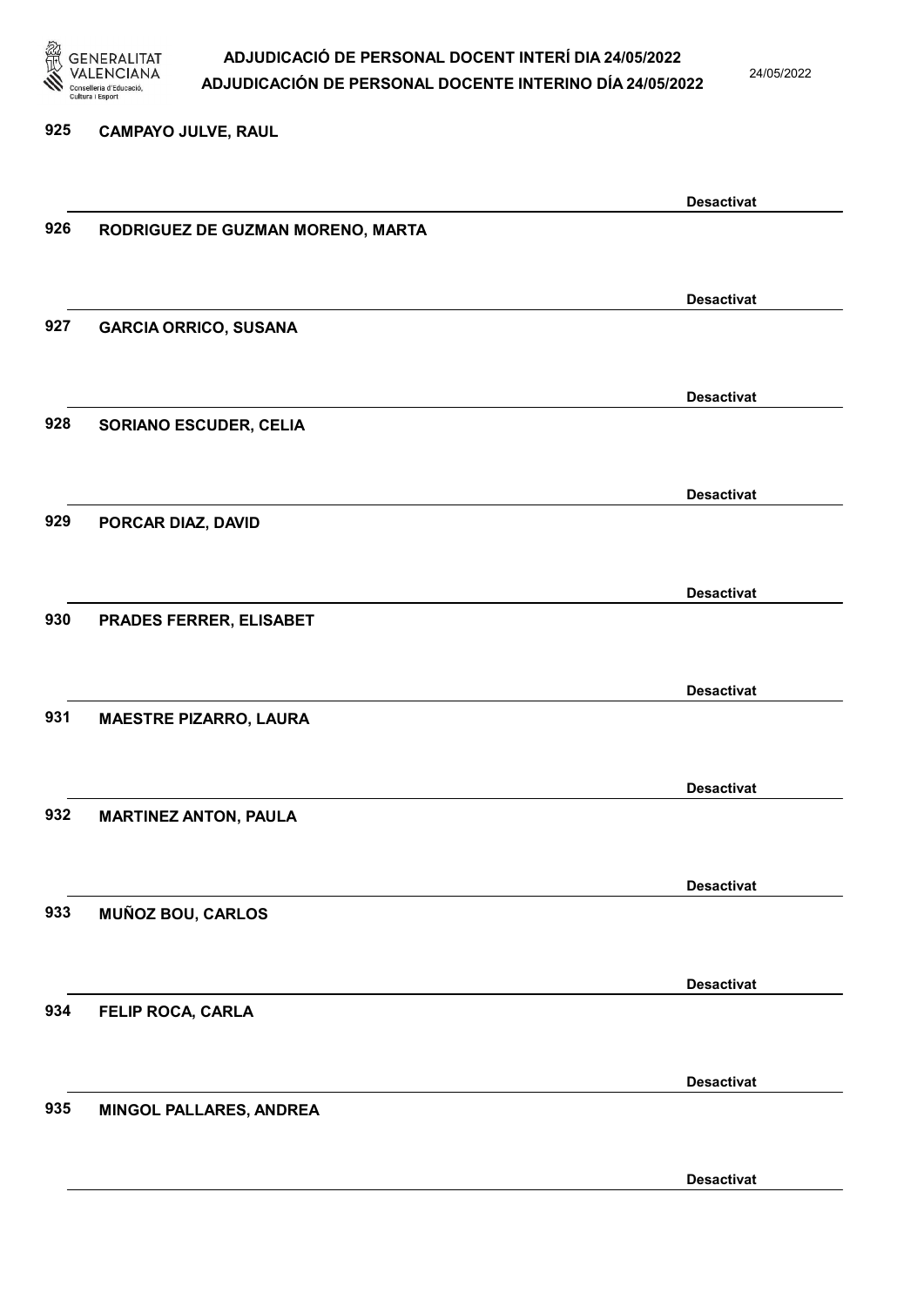925 **CAMPAYO JULVE, RAUL**

**Desactivat**

926 **RODRIGUEZ DE GUZMAN MORENO, MARTA**

**Desactivat**

927 **GARCIA ORRICO, SUSANA**

**Desactivat**

928 **SORIANO ESCUDER, CELIA**

**Desactivat**

929 **PORCAR DIAZ, DAVID**

**Desactivat**

930 **PRADES FERRER, ELISABET**

**Desactivat**

931 **MAESTRE PIZARRO, LAURA**

**Desactivat**

932 **MARTINEZ ANTON, PAULA**

**Desactivat**

933 **MUÑOZ BOU, CARLOS**

**Desactivat**

934 **FELIP ROCA, CARLA**

**Desactivat**

935 **MINGOL PALLARES, ANDREA**

**Desactivat**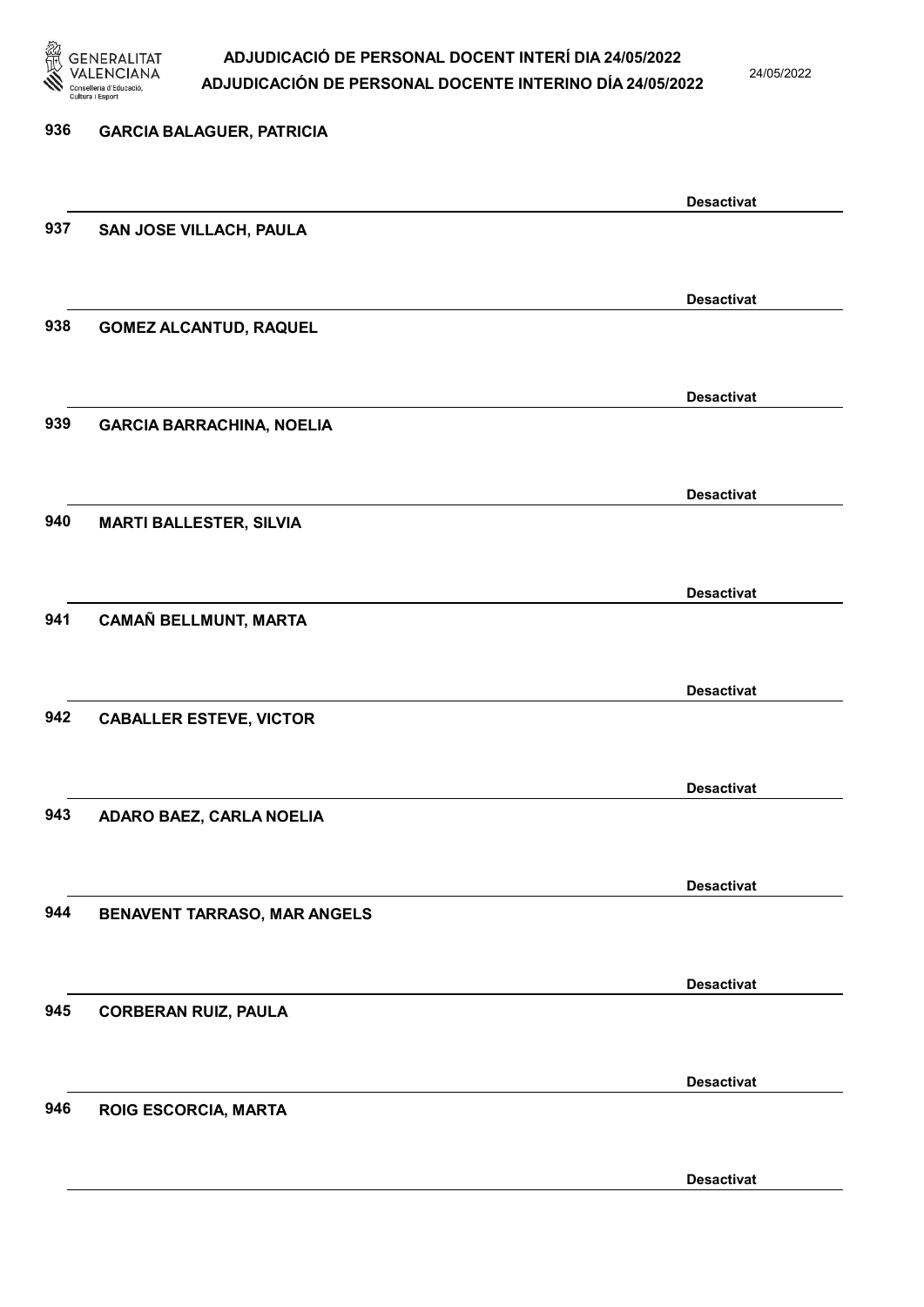936 GARCIA BALAGUER, PATRICIA

Desactivat

937 SAN JOSE VILLACH, PAULA

Desactivat

938 GOMEZ ALCANTUD, RAQUEL

Desactivat

939 GARCIA BARRACHINA, NOELIA

Desactivat

940 MARTI BALLESTER, SILVIA

Desactivat

941 CAMAÑ BELLMUNT, MARTA

Desactivat

942 CABALLER ESTEVE, VICTOR

Desactivat

943 ADARO BAEZ, CARLA NOELIA

Desactivat

944 BENAVENT TARRASO, MAR ANGELS

Desactivat

945 CORBERAN RUIZ, PAULA

Desactivat

946 ROIG ESCORCIA, MARTA

Desactivat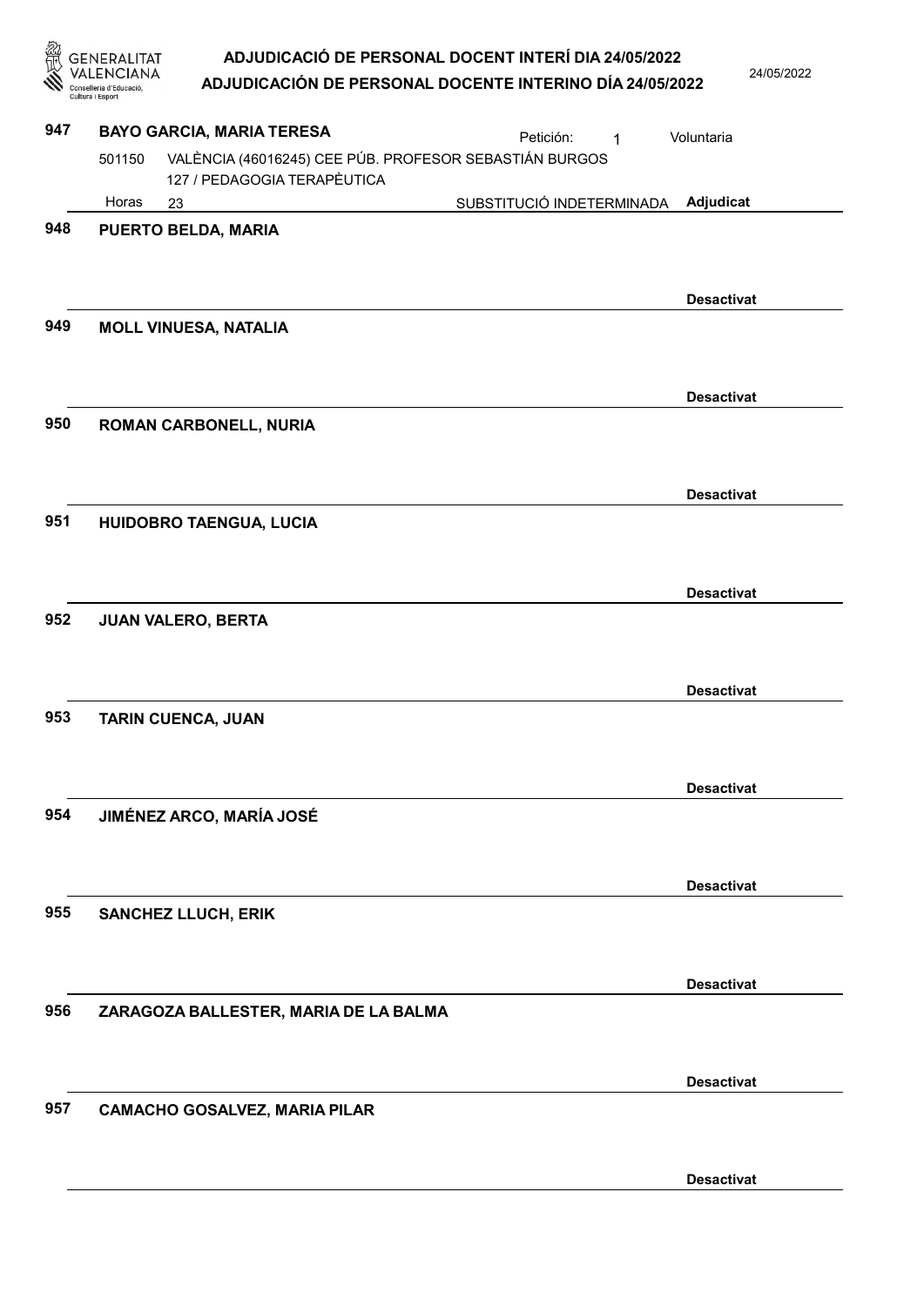**947 BAYO GARCIA, MARIA TERESA**

Petición: 1 — Voluntaria

501150 VALÈNCIA (46016245) CEE PÚB. PROFESOR SEBASTIÁN BURGOS
127 / PEDAGOGIA TERAPÈUTICA

Horas 23 — SUBSTITUCIÓ INDETERMINADA — **Adjudicat**

---

**948 PUERTO BELDA, MARIA**

**Desactivat**

---

**949 MOLL VINUESA, NATALIA**

**Desactivat**

---

**950 ROMAN CARBONELL, NURIA**

**Desactivat**

---

**951 HUIDOBRO TAENGUA, LUCIA**

**Desactivat**

---

**952 JUAN VALERO, BERTA**

**Desactivat**

---

**953 TARIN CUENCA, JUAN**

**Desactivat**

---

**954 JIMÉNEZ ARCO, MARÍA JOSÉ**

**Desactivat**

---

**955 SANCHEZ LLUCH, ERIK**

**Desactivat**

---

**956 ZARAGOZA BALLESTER, MARIA DE LA BALMA**

**Desactivat**

---

**957 CAMACHO GOSALVEZ, MARIA PILAR**

**Desactivat**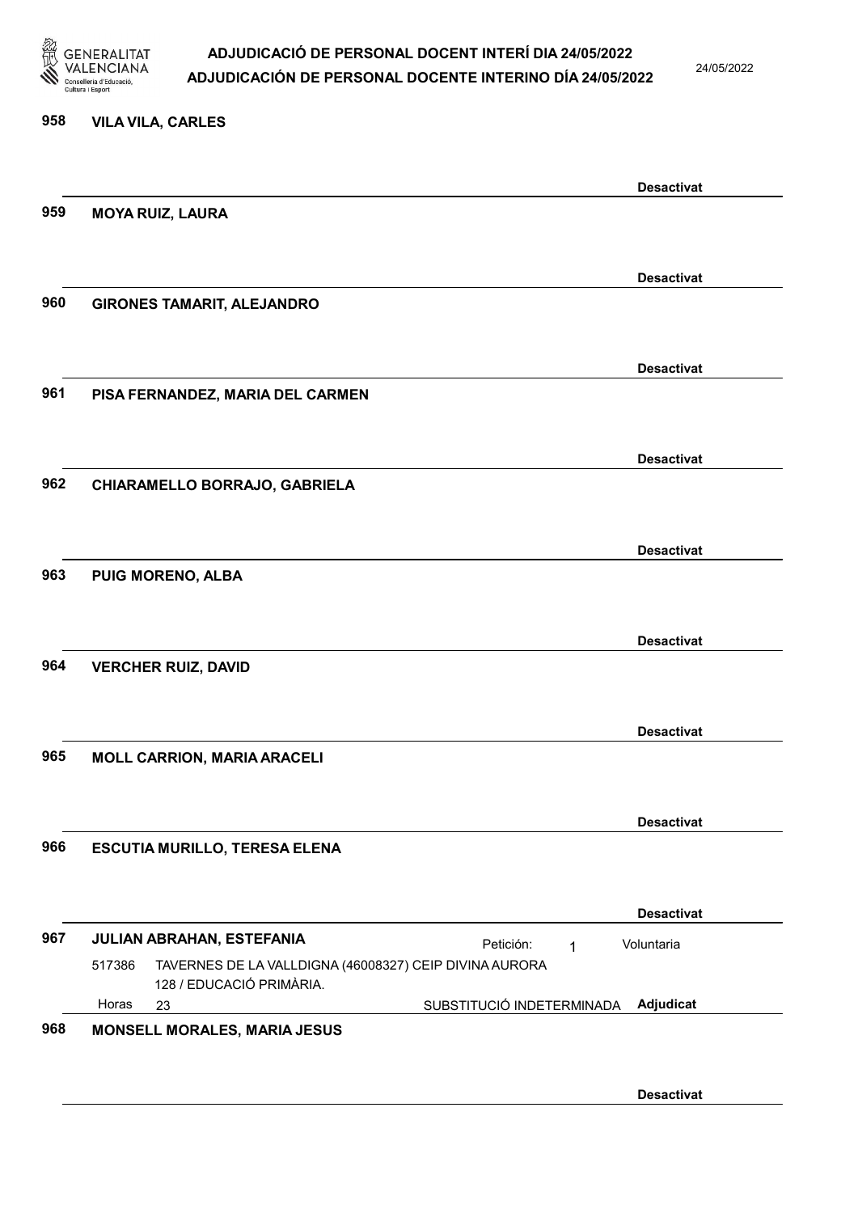958 **VILA VILA, CARLES**

**Desactivat**

959 **MOYA RUIZ, LAURA**

**Desactivat**

960 **GIRONES TAMARIT, ALEJANDRO**

**Desactivat**

961 **PISA FERNANDEZ, MARIA DEL CARMEN**

**Desactivat**

962 **CHIARAMELLO BORRAJO, GABRIELA**

**Desactivat**

963 **PUIG MORENO, ALBA**

**Desactivat**

964 **VERCHER RUIZ, DAVID**

**Desactivat**

965 **MOLL CARRION, MARIA ARACELI**

**Desactivat**

966 **ESCUTIA MURILLO, TERESA ELENA**

**Desactivat**

967 **JULIAN ABRAHAN, ESTEFANIA** Petición: 1 Voluntaria

517386 TAVERNES DE LA VALLDIGNA (46008327) CEIP DIVINA AURORA 128 / EDUCACIÓ PRIMÀRIA.

Horas 23 SUBSTITUCIÓ INDETERMINADA **Adjudicat**

968 **MONSELL MORALES, MARIA JESUS**

**Desactivat**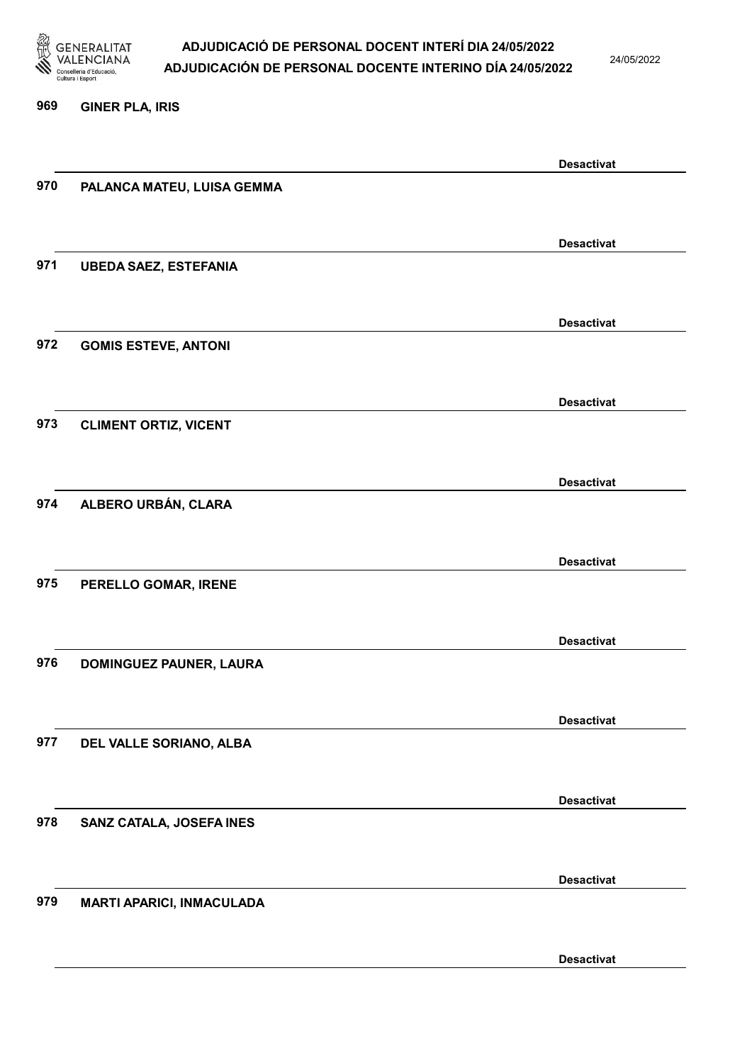969 GINER PLA, IRIS

Desactivat

970 PALANCA MATEU, LUISA GEMMA

Desactivat

971 UBEDA SAEZ, ESTEFANIA

Desactivat

972 GOMIS ESTEVE, ANTONI

Desactivat

973 CLIMENT ORTIZ, VICENT

Desactivat

974 ALBERO URBÁN, CLARA

Desactivat

975 PERELLO GOMAR, IRENE

Desactivat

976 DOMINGUEZ PAUNER, LAURA

Desactivat

977 DEL VALLE SORIANO, ALBA

Desactivat

978 SANZ CATALA, JOSEFA INES

Desactivat

979 MARTI APARICI, INMACULADA

Desactivat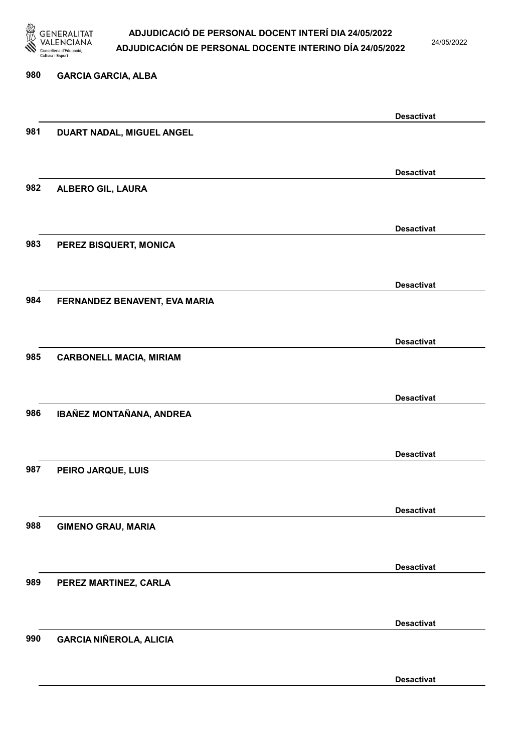980 GARCIA GARCIA, ALBA

Desactivat

981 DUART NADAL, MIGUEL ANGEL

Desactivat

982 ALBERO GIL, LAURA

Desactivat

983 PEREZ BISQUERT, MONICA

Desactivat

984 FERNANDEZ BENAVENT, EVA MARIA

Desactivat

985 CARBONELL MACIA, MIRIAM

Desactivat

986 IBAÑEZ MONTAÑANA, ANDREA

Desactivat

987 PEIRO JARQUE, LUIS

Desactivat

988 GIMENO GRAU, MARIA

Desactivat

989 PEREZ MARTINEZ, CARLA

Desactivat

990 GARCIA NIÑEROLA, ALICIA

Desactivat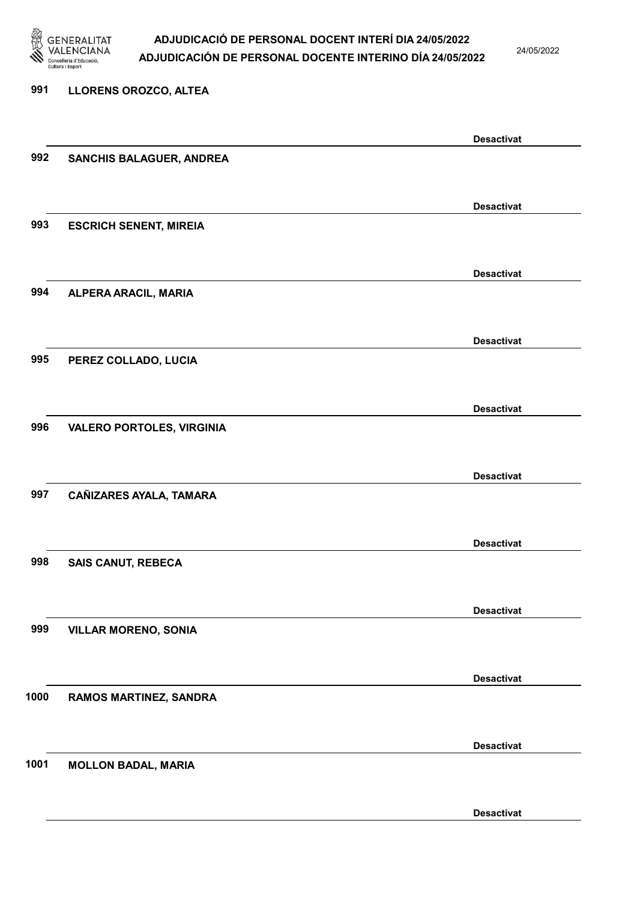991 LLORENS OROZCO, ALTEA

Desactivat

992 SANCHIS BALAGUER, ANDREA

Desactivat

993 ESCRICH SENENT, MIREIA

Desactivat

994 ALPERA ARACIL, MARIA

Desactivat

995 PEREZ COLLADO, LUCIA

Desactivat

996 VALERO PORTOLES, VIRGINIA

Desactivat

997 CAÑIZARES AYALA, TAMARA

Desactivat

998 SAIS CANUT, REBECA

Desactivat

999 VILLAR MORENO, SONIA

Desactivat

1000 RAMOS MARTINEZ, SANDRA

Desactivat

1001 MOLLON BADAL, MARIA

Desactivat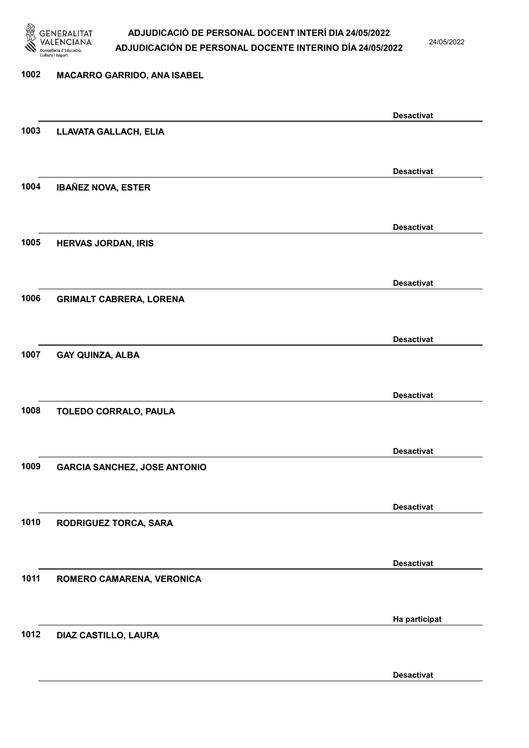1002 MACARRO GARRIDO, ANA ISABEL

Desactivat

1003 LLAVATA GALLACH, ELIA

Desactivat

1004 IBAÑEZ NOVA, ESTER

Desactivat

1005 HERVAS JORDAN, IRIS

Desactivat

1006 GRIMALT CABRERA, LORENA

Desactivat

1007 GAY QUINZA, ALBA

Desactivat

1008 TOLEDO CORRALO, PAULA

Desactivat

1009 GARCIA SANCHEZ, JOSE ANTONIO

Desactivat

1010 RODRIGUEZ TORCA, SARA

Desactivat

1011 ROMERO CAMARENA, VERONICA

Ha participat

1012 DIAZ CASTILLO, LAURA

Desactivat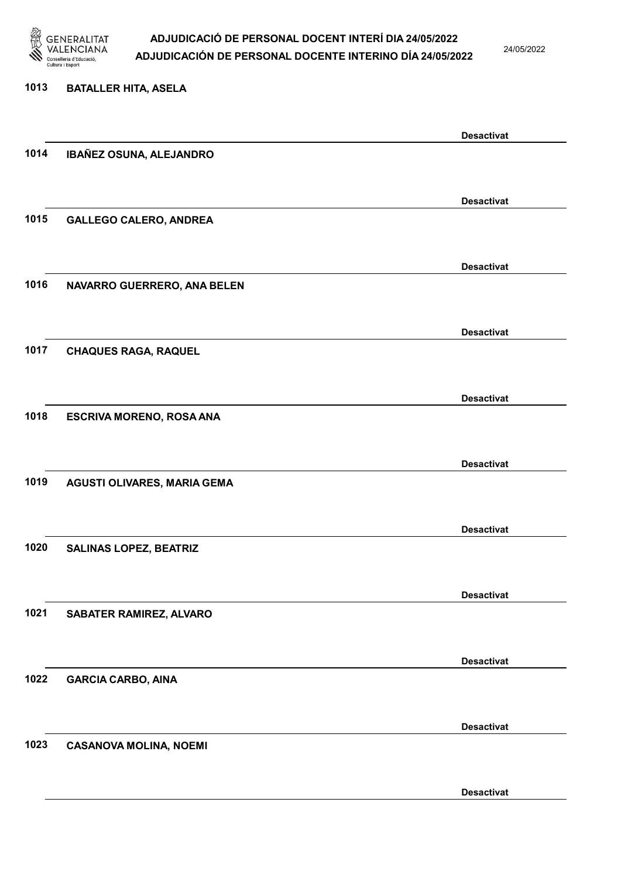1013 **BATALLER HITA, ASELA**

**Desactivat**

1014 **IBAÑEZ OSUNA, ALEJANDRO**

**Desactivat**

1015 **GALLEGO CALERO, ANDREA**

**Desactivat**

1016 **NAVARRO GUERRERO, ANA BELEN**

**Desactivat**

1017 **CHAQUES RAGA, RAQUEL**

**Desactivat**

1018 **ESCRIVA MORENO, ROSA ANA**

**Desactivat**

1019 **AGUSTI OLIVARES, MARIA GEMA**

**Desactivat**

1020 **SALINAS LOPEZ, BEATRIZ**

**Desactivat**

1021 **SABATER RAMIREZ, ALVARO**

**Desactivat**

1022 **GARCIA CARBO, AINA**

**Desactivat**

1023 **CASANOVA MOLINA, NOEMI**

**Desactivat**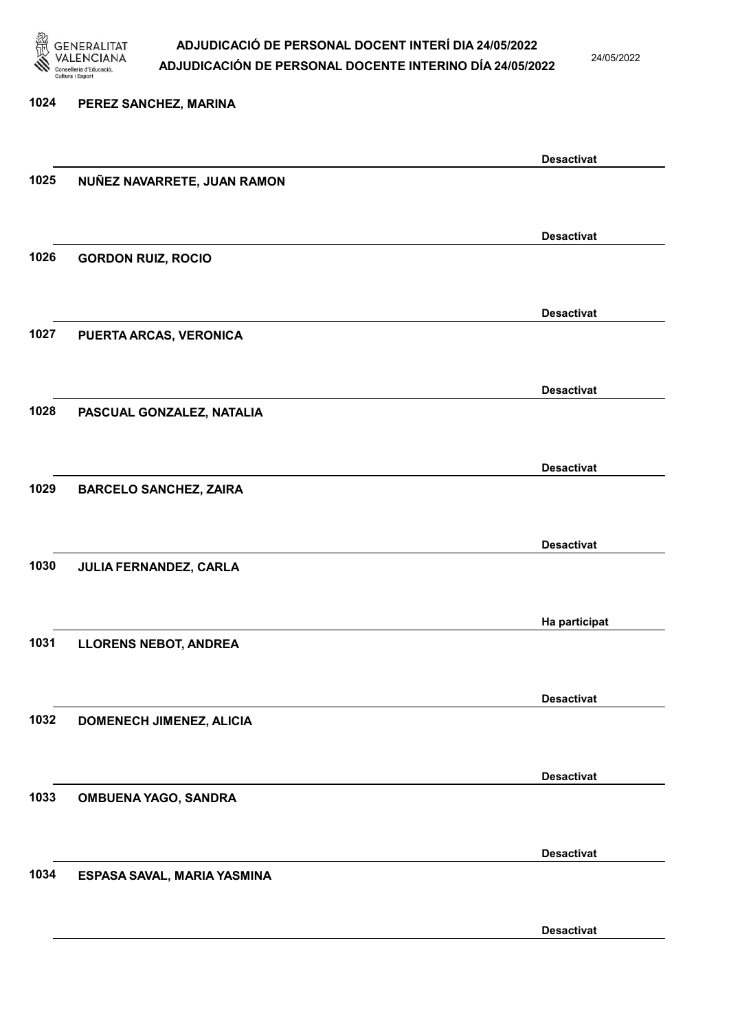| Núm. | Nom | Estat |
| --- | --- | --- |
| 1024 | PEREZ SANCHEZ, MARINA | Desactivat |
| 1025 | NUÑEZ NAVARRETE, JUAN RAMON | Desactivat |
| 1026 | GORDON RUIZ, ROCIO | Desactivat |
| 1027 | PUERTA ARCAS, VERONICA | Desactivat |
| 1028 | PASCUAL GONZALEZ, NATALIA | Desactivat |
| 1029 | BARCELO SANCHEZ, ZAIRA | Desactivat |
| 1030 | JULIA FERNANDEZ, CARLA | Ha participat |
| 1031 | LLORENS NEBOT, ANDREA | Desactivat |
| 1032 | DOMENECH JIMENEZ, ALICIA | Desactivat |
| 1033 | OMBUENA YAGO, SANDRA | Desactivat |
| 1034 | ESPASA SAVAL, MARIA YASMINA | Desactivat |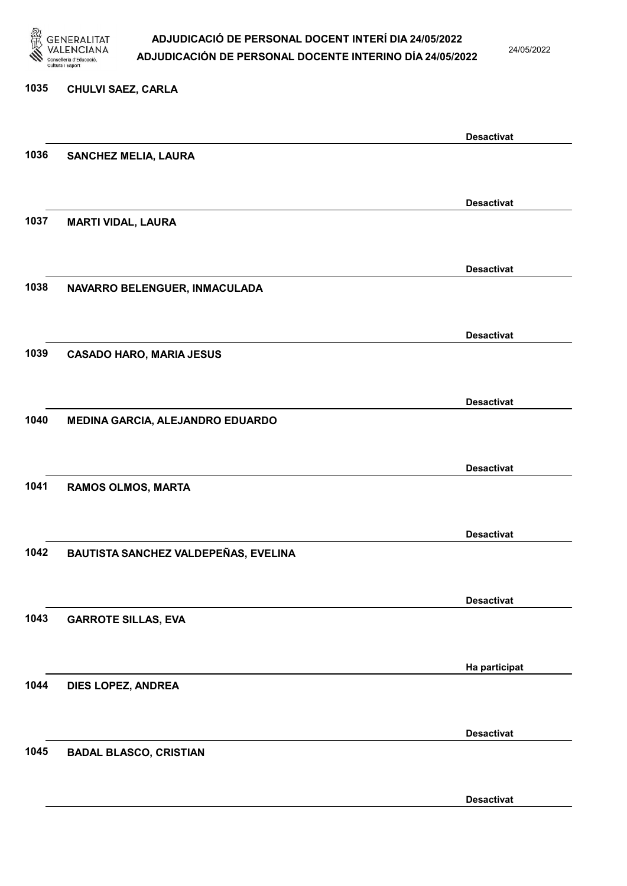1035 **CHULVI SAEZ, CARLA**

**Desactivat**

1036 **SANCHEZ MELIA, LAURA**

**Desactivat**

1037 **MARTI VIDAL, LAURA**

**Desactivat**

1038 **NAVARRO BELENGUER, INMACULADA**

**Desactivat**

1039 **CASADO HARO, MARIA JESUS**

**Desactivat**

1040 **MEDINA GARCIA, ALEJANDRO EDUARDO**

**Desactivat**

1041 **RAMOS OLMOS, MARTA**

**Desactivat**

1042 **BAUTISTA SANCHEZ VALDEPEÑAS, EVELINA**

**Desactivat**

1043 **GARROTE SILLAS, EVA**

**Ha participat**

1044 **DIES LOPEZ, ANDREA**

**Desactivat**

1045 **BADAL BLASCO, CRISTIAN**

**Desactivat**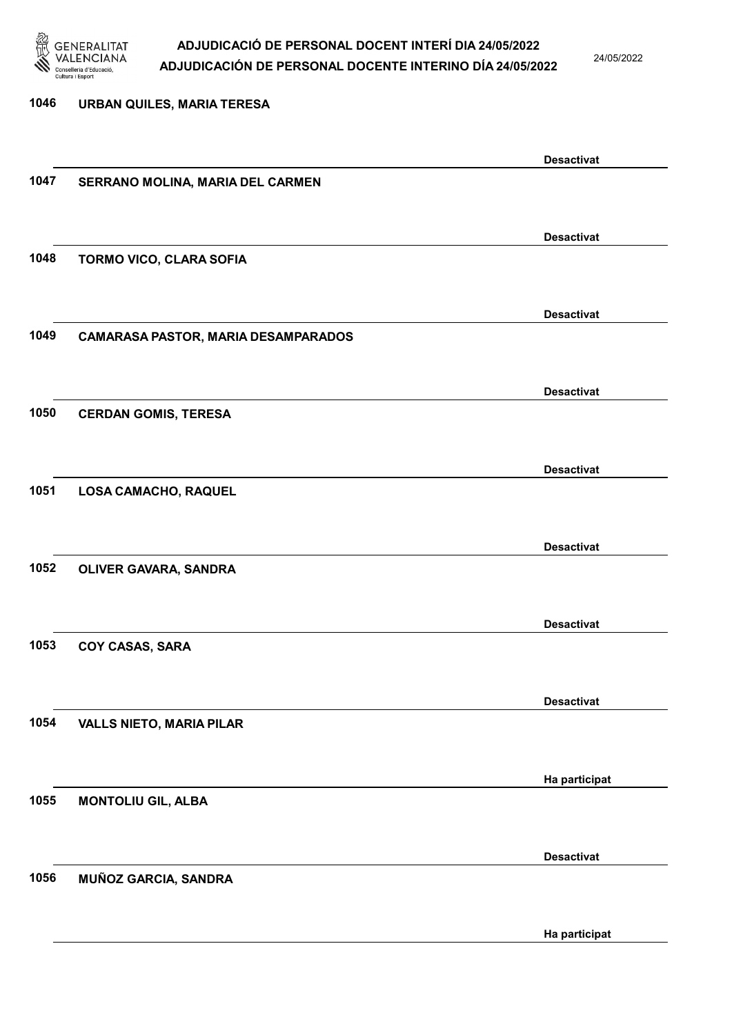| Núm. | Nom | Estat |
|---|---|---|
| 1046 | URBAN QUILES, MARIA TERESA | Desactivat |
| 1047 | SERRANO MOLINA, MARIA DEL CARMEN | Desactivat |
| 1048 | TORMO VICO, CLARA SOFIA | Desactivat |
| 1049 | CAMARASA PASTOR, MARIA DESAMPARADOS | Desactivat |
| 1050 | CERDAN GOMIS, TERESA | Desactivat |
| 1051 | LOSA CAMACHO, RAQUEL | Desactivat |
| 1052 | OLIVER GAVARA, SANDRA | Desactivat |
| 1053 | COY CASAS, SARA | Desactivat |
| 1054 | VALLS NIETO, MARIA PILAR | Ha participat |
| 1055 | MONTOLIU GIL, ALBA | Desactivat |
| 1056 | MUÑOZ GARCIA, SANDRA | Ha participat |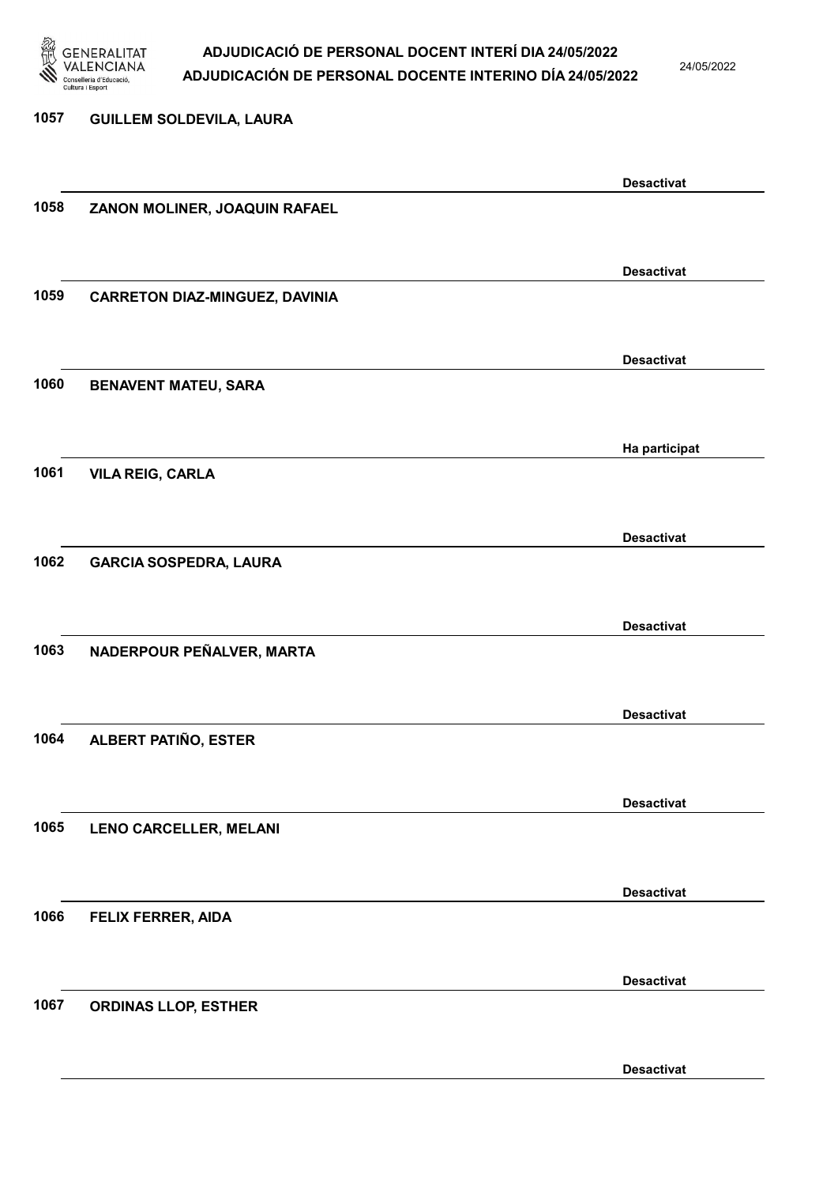1057 **GUILLEM SOLDEVILA, LAURA**

**Desactivat**

1058 **ZANON MOLINER, JOAQUIN RAFAEL**

**Desactivat**

1059 **CARRETON DIAZ-MINGUEZ, DAVINIA**

**Desactivat**

1060 **BENAVENT MATEU, SARA**

**Ha participat**

1061 **VILA REIG, CARLA**

**Desactivat**

1062 **GARCIA SOSPEDRA, LAURA**

**Desactivat**

1063 **NADERPOUR PEÑALVER, MARTA**

**Desactivat**

1064 **ALBERT PATIÑO, ESTER**

**Desactivat**

1065 **LENO CARCELLER, MELANI**

**Desactivat**

1066 **FELIX FERRER, AIDA**

**Desactivat**

1067 **ORDINAS LLOP, ESTHER**

**Desactivat**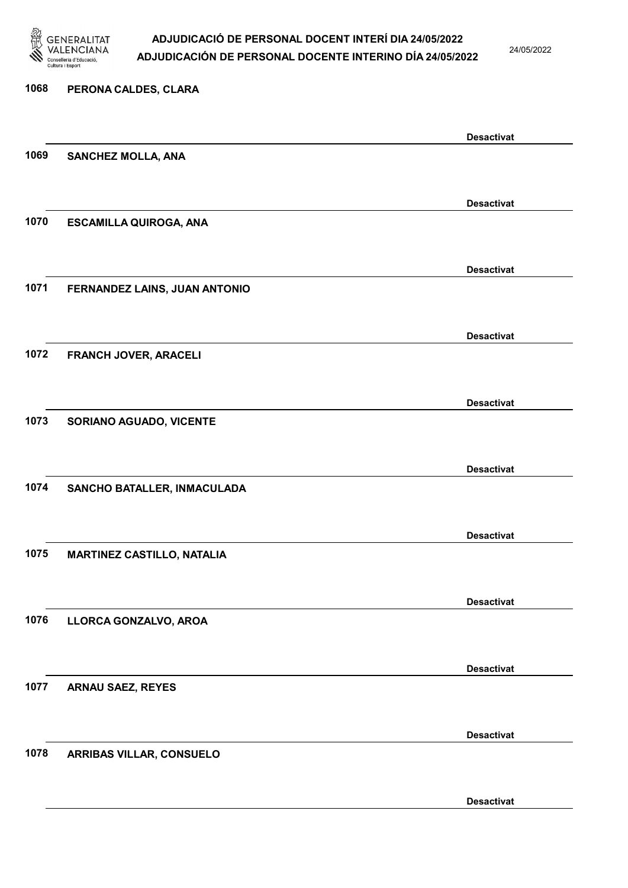1068 PERONA CALDES, CLARA

Desactivat

1069 SANCHEZ MOLLA, ANA

Desactivat

1070 ESCAMILLA QUIROGA, ANA

Desactivat

1071 FERNANDEZ LAINS, JUAN ANTONIO

Desactivat

1072 FRANCH JOVER, ARACELI

Desactivat

1073 SORIANO AGUADO, VICENTE

Desactivat

1074 SANCHO BATALLER, INMACULADA

Desactivat

1075 MARTINEZ CASTILLO, NATALIA

Desactivat

1076 LLORCA GONZALVO, AROA

Desactivat

1077 ARNAU SAEZ, REYES

Desactivat

1078 ARRIBAS VILLAR, CONSUELO

Desactivat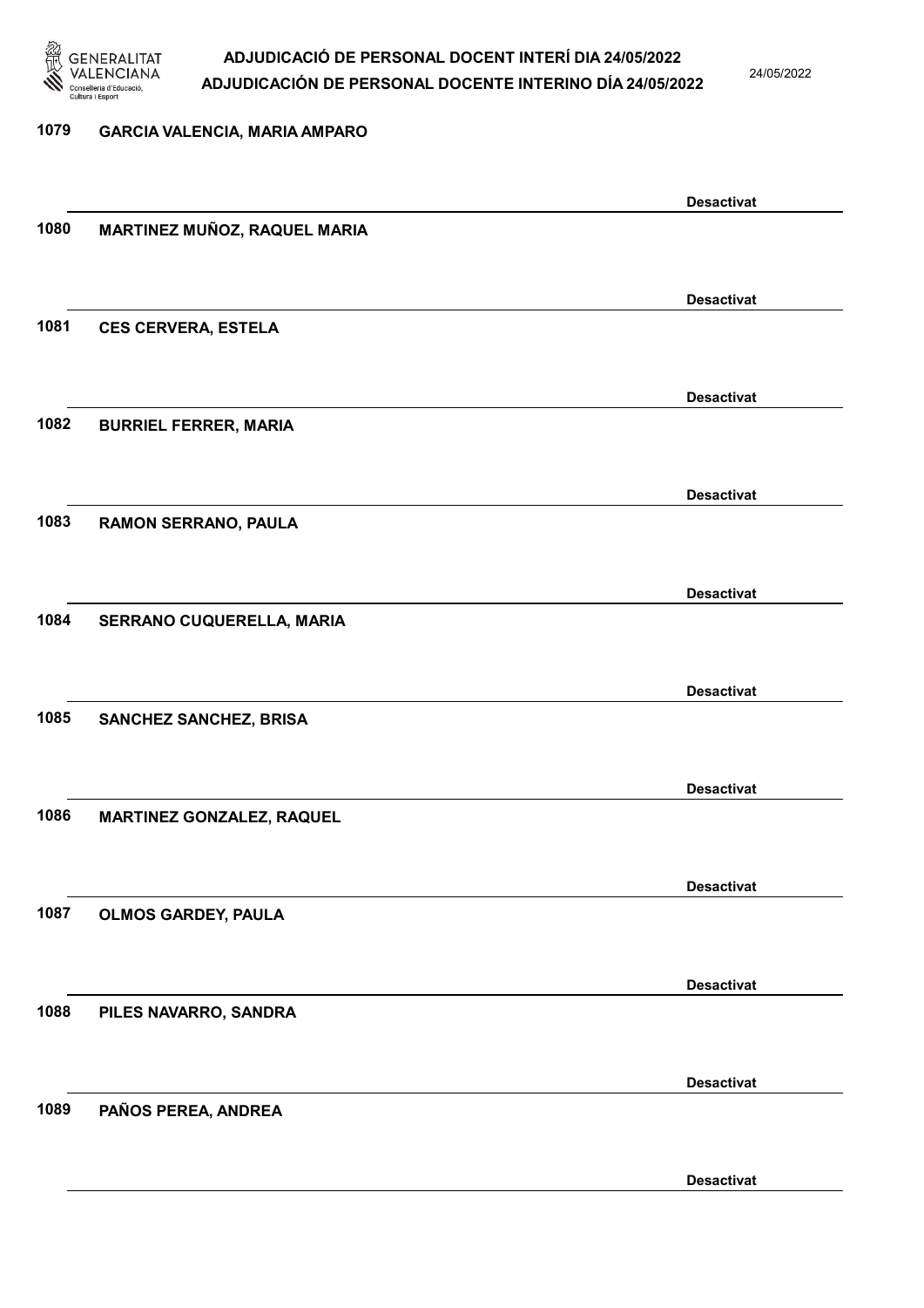1079 GARCIA VALENCIA, MARIA AMPARO

Desactivat

1080 MARTINEZ MUÑOZ, RAQUEL MARIA

Desactivat

1081 CES CERVERA, ESTELA

Desactivat

1082 BURRIEL FERRER, MARIA

Desactivat

1083 RAMON SERRANO, PAULA

Desactivat

1084 SERRANO CUQUERELLA, MARIA

Desactivat

1085 SANCHEZ SANCHEZ, BRISA

Desactivat

1086 MARTINEZ GONZALEZ, RAQUEL

Desactivat

1087 OLMOS GARDEY, PAULA

Desactivat

1088 PILES NAVARRO, SANDRA

Desactivat

1089 PAÑOS PEREA, ANDREA

Desactivat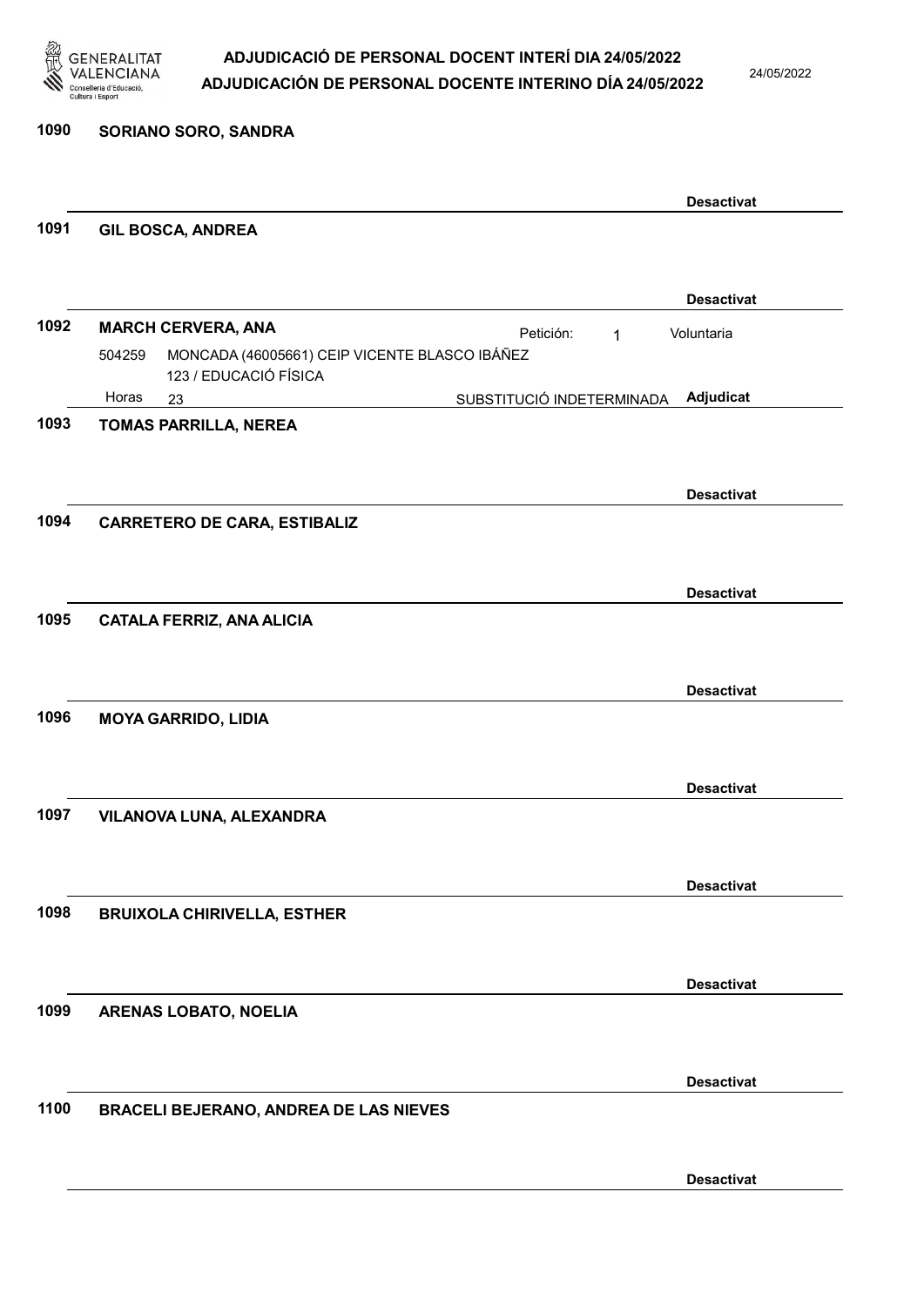**1090 SORIANO SORO, SANDRA**

**Desactivat**

**1091 GIL BOSCA, ANDREA**

**Desactivat**

**1092 MARCH CERVERA, ANA** — Petición: 1 — Voluntaria

504259 MONCADA (46005661) CEIP VICENTE BLASCO IBÁÑEZ
123 / EDUCACIÓ FÍSICA
Horas 23 — SUBSTITUCIÓ INDETERMINADA — **Adjudicat**

**1093 TOMAS PARRILLA, NEREA**

**Desactivat**

**1094 CARRETERO DE CARA, ESTIBALIZ**

**Desactivat**

**1095 CATALA FERRIZ, ANA ALICIA**

**Desactivat**

**1096 MOYA GARRIDO, LIDIA**

**Desactivat**

**1097 VILANOVA LUNA, ALEXANDRA**

**Desactivat**

**1098 BRUIXOLA CHIRIVELLA, ESTHER**

**Desactivat**

**1099 ARENAS LOBATO, NOELIA**

**Desactivat**

**1100 BRACELI BEJERANO, ANDREA DE LAS NIEVES**

**Desactivat**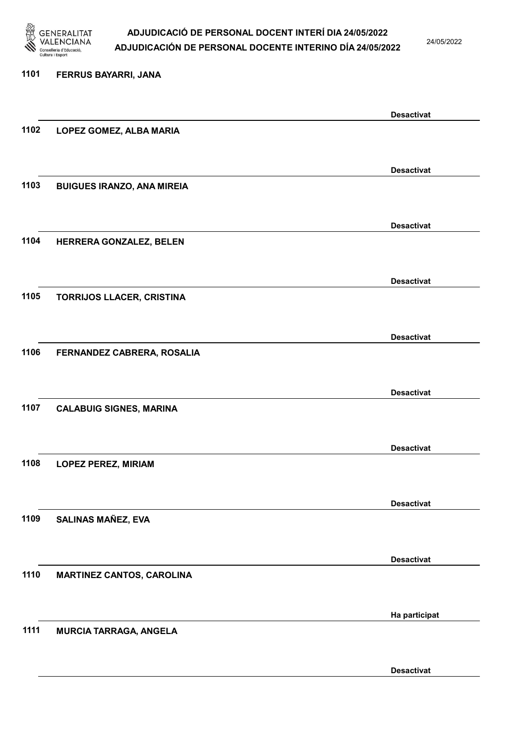1101 FERRUS BAYARRI, JANA

Desactivat

1102 LOPEZ GOMEZ, ALBA MARIA

Desactivat

1103 BUIGUES IRANZO, ANA MIREIA

Desactivat

1104 HERRERA GONZALEZ, BELEN

Desactivat

1105 TORRIJOS LLACER, CRISTINA

Desactivat

1106 FERNANDEZ CABRERA, ROSALIA

Desactivat

1107 CALABUIG SIGNES, MARINA

Desactivat

1108 LOPEZ PEREZ, MIRIAM

Desactivat

1109 SALINAS MAÑEZ, EVA

Desactivat

1110 MARTINEZ CANTOS, CAROLINA

Ha participat

1111 MURCIA TARRAGA, ANGELA

Desactivat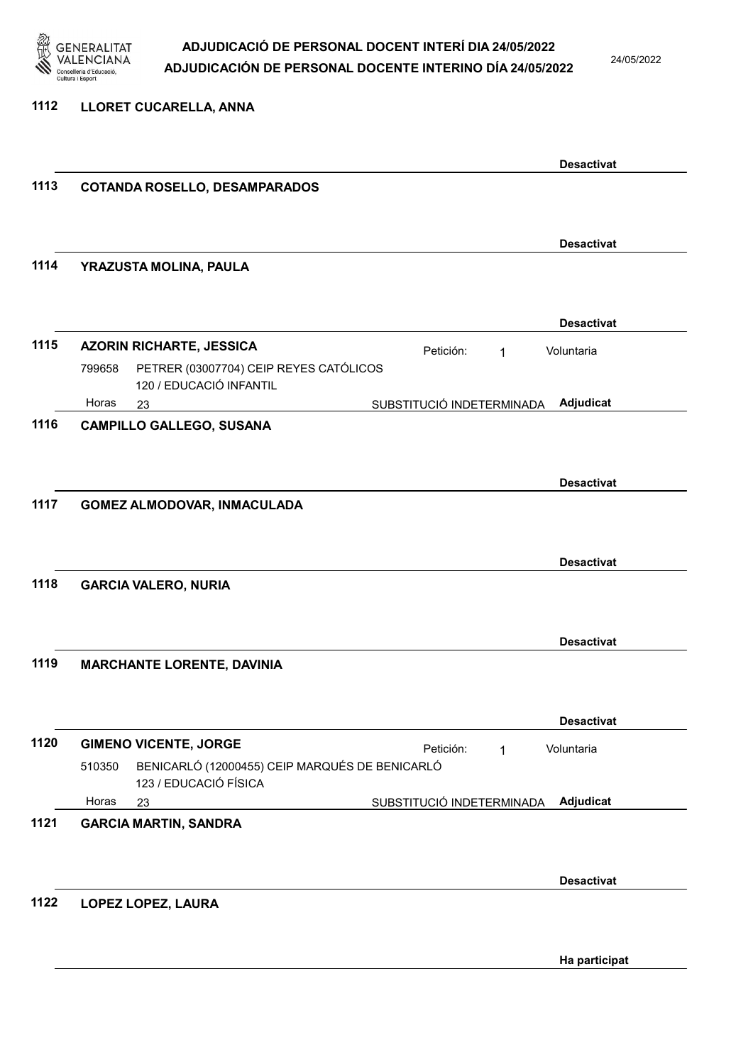**1112 LLORET CUCARELLA, ANNA**

Desactivat

**1113 COTANDA ROSELLO, DESAMPARADOS**

Desactivat

**1114 YRAZUSTA MOLINA, PAULA**

Desactivat

**1115 AZORIN RICHARTE, JESSICA**

Petición: 1 Voluntaria

799658 PETRER (03007704) CEIP REYES CATÓLICOS
120 / EDUCACIÓ INFANTIL

Horas 23 SUBSTITUCIÓ INDETERMINADA **Adjudicat**

**1116 CAMPILLO GALLEGO, SUSANA**

Desactivat

**1117 GOMEZ ALMODOVAR, INMACULADA**

Desactivat

**1118 GARCIA VALERO, NURIA**

Desactivat

**1119 MARCHANTE LORENTE, DAVINIA**

Desactivat

**1120 GIMENO VICENTE, JORGE**

Petición: 1 Voluntaria

510350 BENICARLÓ (12000455) CEIP MARQUÉS DE BENICARLÓ
123 / EDUCACIÓ FÍSICA

Horas 23 SUBSTITUCIÓ INDETERMINADA **Adjudicat**

**1121 GARCIA MARTIN, SANDRA**

Desactivat

**1122 LOPEZ LOPEZ, LAURA**

Ha participat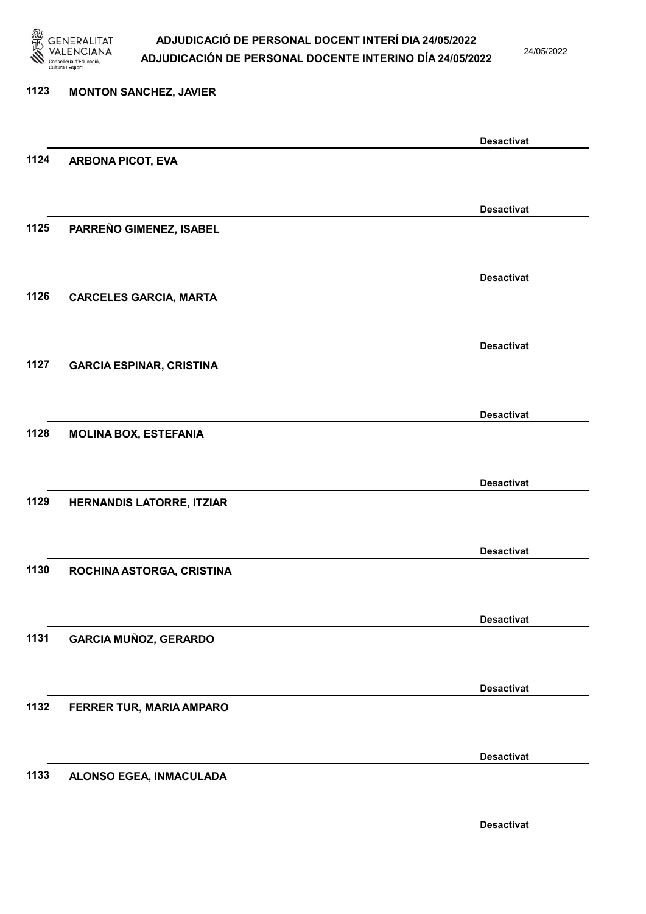1123 **MONTON SANCHEZ, JAVIER**

**Desactivat**

1124 **ARBONA PICOT, EVA**

**Desactivat**

1125 **PARREÑO GIMENEZ, ISABEL**

**Desactivat**

1126 **CARCELES GARCIA, MARTA**

**Desactivat**

1127 **GARCIA ESPINAR, CRISTINA**

**Desactivat**

1128 **MOLINA BOX, ESTEFANIA**

**Desactivat**

1129 **HERNANDIS LATORRE, ITZIAR**

**Desactivat**

1130 **ROCHINA ASTORGA, CRISTINA**

**Desactivat**

1131 **GARCIA MUÑOZ, GERARDO**

**Desactivat**

1132 **FERRER TUR, MARIA AMPARO**

**Desactivat**

1133 **ALONSO EGEA, INMACULADA**

**Desactivat**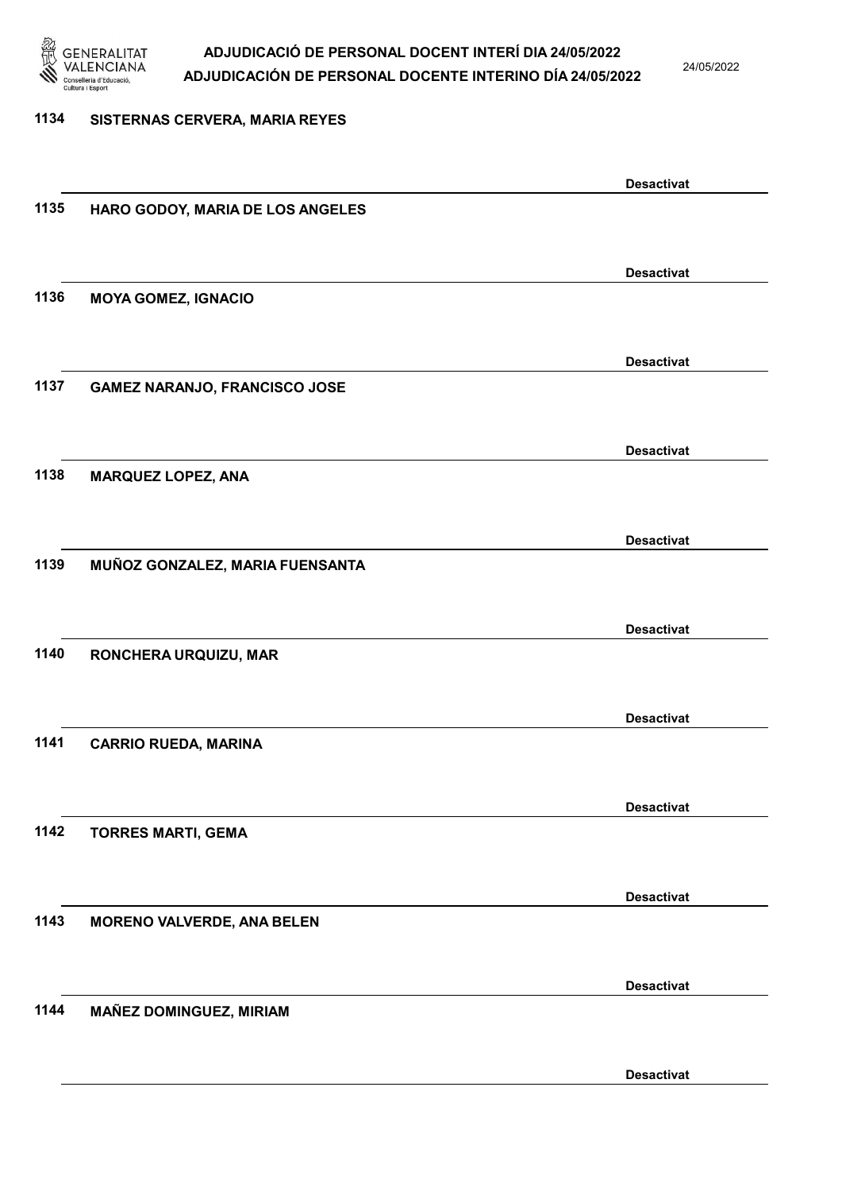1134 **SISTERNAS CERVERA, MARIA REYES**

**Desactivat**

1135 **HARO GODOY, MARIA DE LOS ANGELES**

**Desactivat**

1136 **MOYA GOMEZ, IGNACIO**

**Desactivat**

1137 **GAMEZ NARANJO, FRANCISCO JOSE**

**Desactivat**

1138 **MARQUEZ LOPEZ, ANA**

**Desactivat**

1139 **MUÑOZ GONZALEZ, MARIA FUENSANTA**

**Desactivat**

1140 **RONCHERA URQUIZU, MAR**

**Desactivat**

1141 **CARRIO RUEDA, MARINA**

**Desactivat**

1142 **TORRES MARTI, GEMA**

**Desactivat**

1143 **MORENO VALVERDE, ANA BELEN**

**Desactivat**

1144 **MAÑEZ DOMINGUEZ, MIRIAM**

**Desactivat**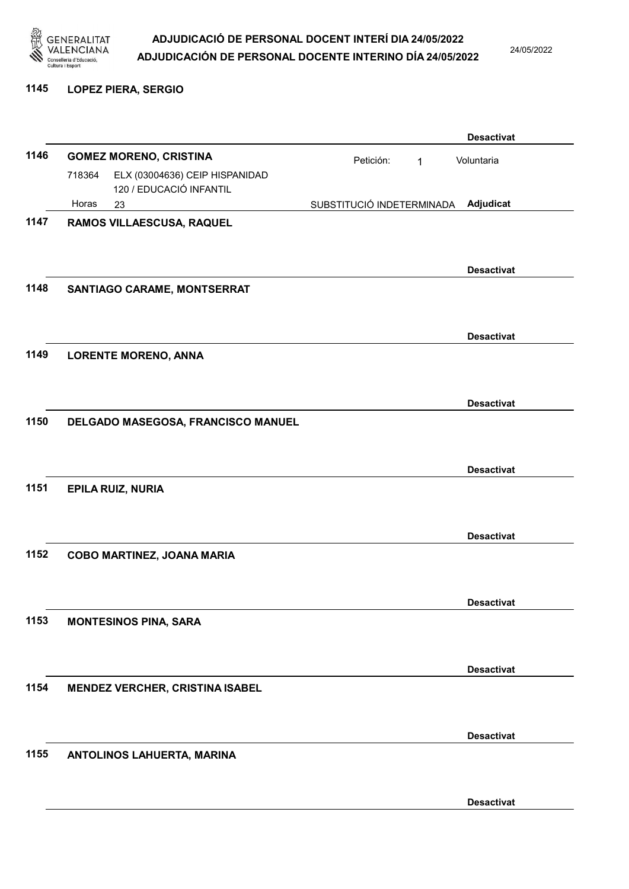1145 **LOPEZ PIERA, SERGIO**

**Desactivat**

1146 **GOMEZ MORENO, CRISTINA**

Petición: 1 Voluntaria

718364 ELX (03004636) CEIP HISPANIDAD
120 / EDUCACIÓ INFANTIL

Horas 23 SUBSTITUCIÓ INDETERMINADA **Adjudicat**

1147 **RAMOS VILLAESCUSA, RAQUEL**

**Desactivat**

1148 **SANTIAGO CARAME, MONTSERRAT**

**Desactivat**

1149 **LORENTE MORENO, ANNA**

**Desactivat**

1150 **DELGADO MASEGOSA, FRANCISCO MANUEL**

**Desactivat**

1151 **EPILA RUIZ, NURIA**

**Desactivat**

1152 **COBO MARTINEZ, JOANA MARIA**

**Desactivat**

1153 **MONTESINOS PINA, SARA**

**Desactivat**

1154 **MENDEZ VERCHER, CRISTINA ISABEL**

**Desactivat**

1155 **ANTOLINOS LAHUERTA, MARINA**

**Desactivat**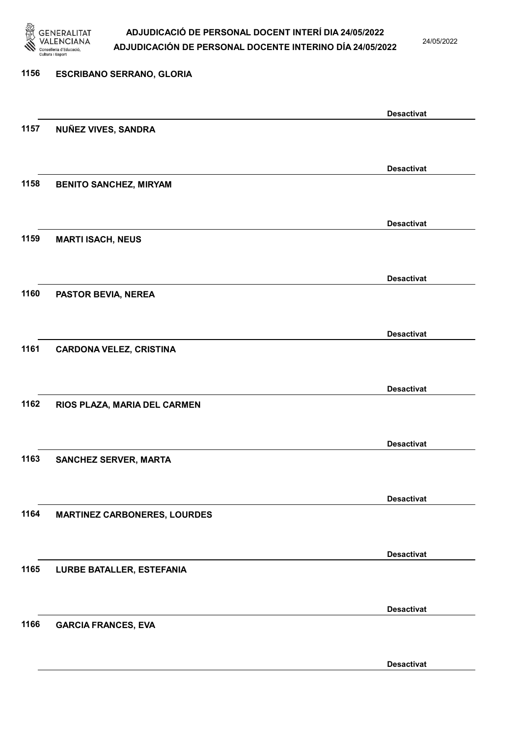1156 **ESCRIBANO SERRANO, GLORIA**

**Desactivat**

1157 **NUÑEZ VIVES, SANDRA**

**Desactivat**

1158 **BENITO SANCHEZ, MIRYAM**

**Desactivat**

1159 **MARTI ISACH, NEUS**

**Desactivat**

1160 **PASTOR BEVIA, NEREA**

**Desactivat**

1161 **CARDONA VELEZ, CRISTINA**

**Desactivat**

1162 **RIOS PLAZA, MARIA DEL CARMEN**

**Desactivat**

1163 **SANCHEZ SERVER, MARTA**

**Desactivat**

1164 **MARTINEZ CARBONERES, LOURDES**

**Desactivat**

1165 **LURBE BATALLER, ESTEFANIA**

**Desactivat**

1166 **GARCIA FRANCES, EVA**

**Desactivat**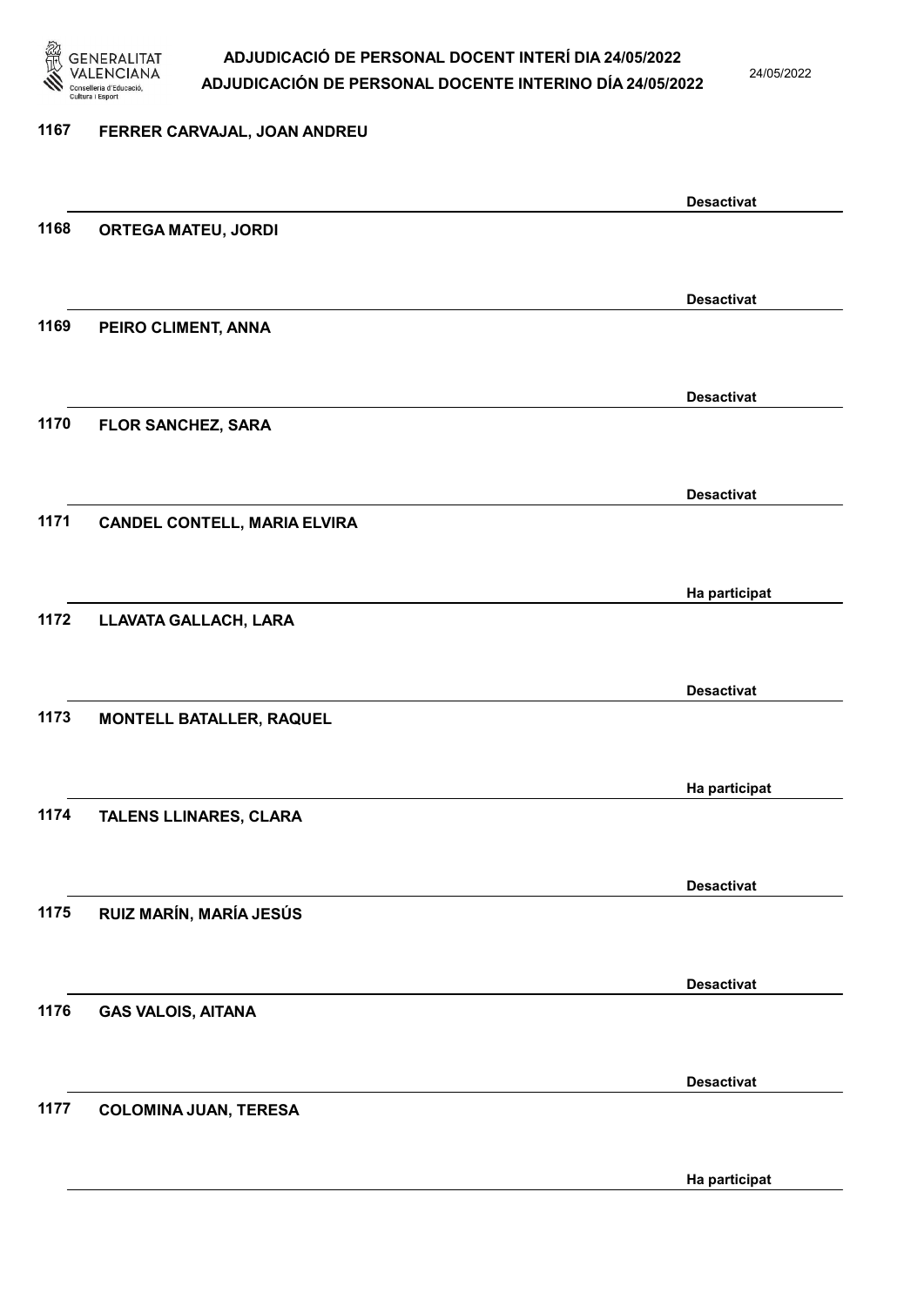1167 FERRER CARVAJAL, JOAN ANDREU

Desactivat

1168 ORTEGA MATEU, JORDI

Desactivat

1169 PEIRO CLIMENT, ANNA

Desactivat

1170 FLOR SANCHEZ, SARA

Desactivat

1171 CANDEL CONTELL, MARIA ELVIRA

Ha participat

1172 LLAVATA GALLACH, LARA

Desactivat

1173 MONTELL BATALLER, RAQUEL

Ha participat

1174 TALENS LLINARES, CLARA

Desactivat

1175 RUIZ MARÍN, MARÍA JESÚS

Desactivat

1176 GAS VALOIS, AITANA

Desactivat

1177 COLOMINA JUAN, TERESA

Ha participat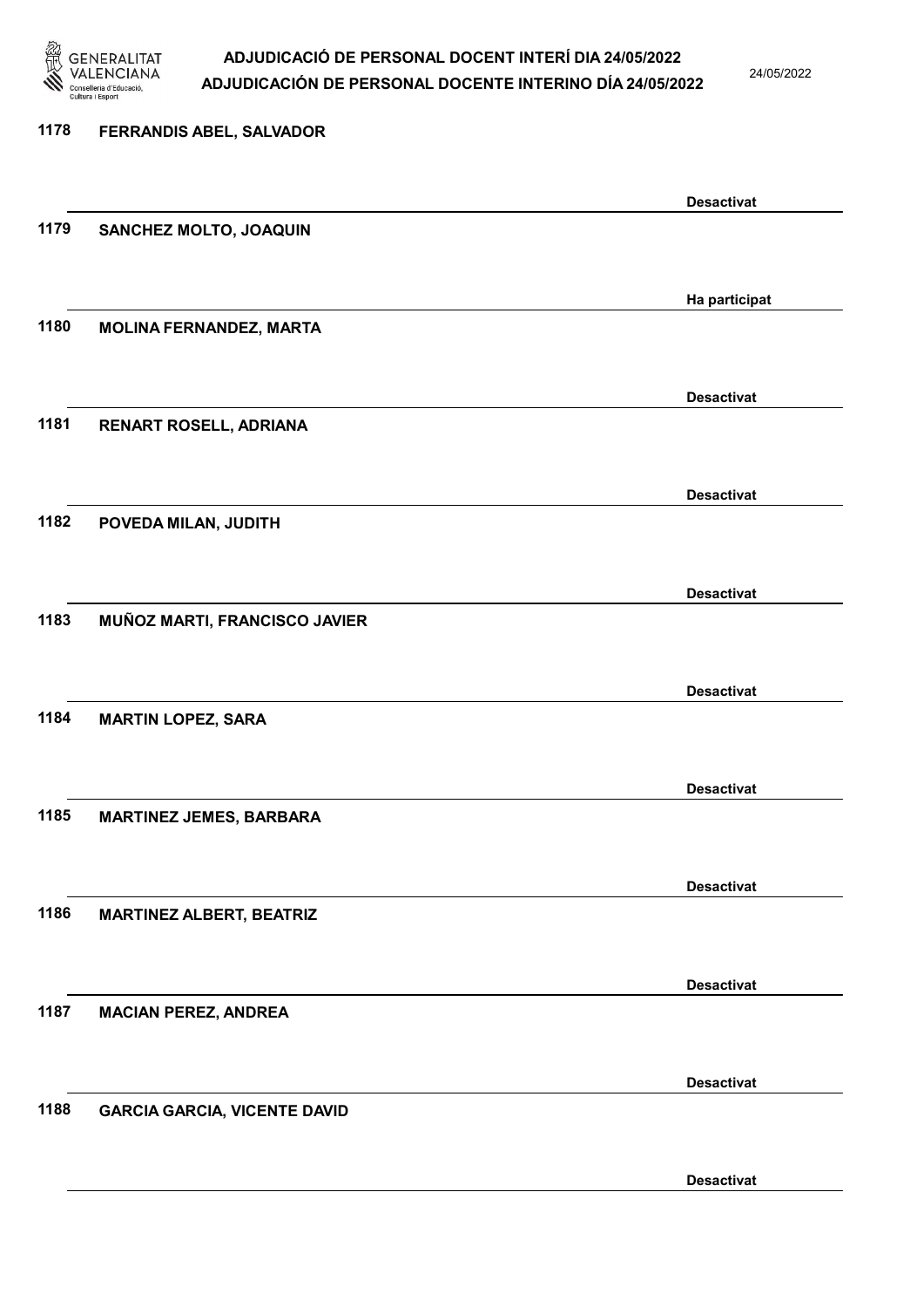1178 **FERRANDIS ABEL, SALVADOR**

**Desactivat**

1179 **SANCHEZ MOLTO, JOAQUIN**

**Ha participat**

1180 **MOLINA FERNANDEZ, MARTA**

**Desactivat**

1181 **RENART ROSELL, ADRIANA**

**Desactivat**

1182 **POVEDA MILAN, JUDITH**

**Desactivat**

1183 **MUÑOZ MARTI, FRANCISCO JAVIER**

**Desactivat**

1184 **MARTIN LOPEZ, SARA**

**Desactivat**

1185 **MARTINEZ JEMES, BARBARA**

**Desactivat**

1186 **MARTINEZ ALBERT, BEATRIZ**

**Desactivat**

1187 **MACIAN PEREZ, ANDREA**

**Desactivat**

1188 **GARCIA GARCIA, VICENTE DAVID**

**Desactivat**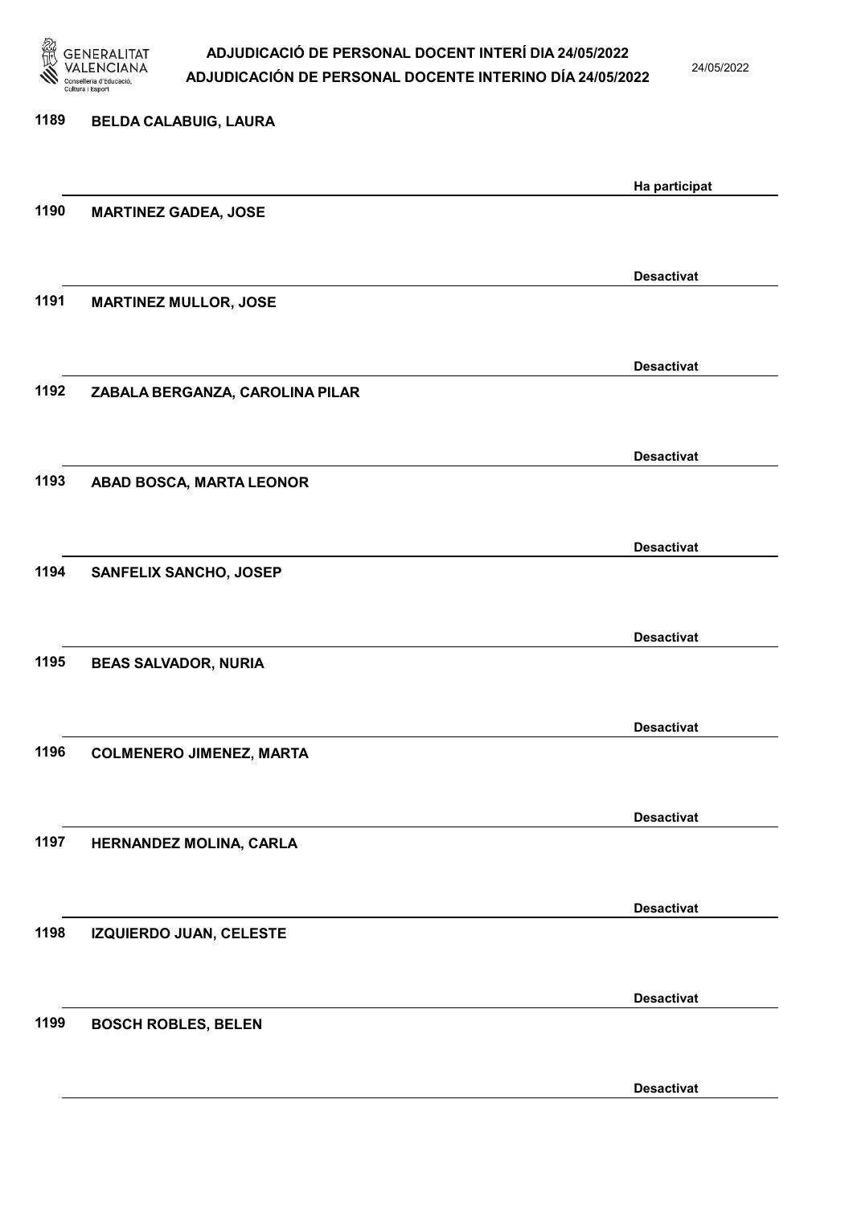1189 **BELDA CALABUIG, LAURA**

**Ha participat**

1190 **MARTINEZ GADEA, JOSE**

**Desactivat**

1191 **MARTINEZ MULLOR, JOSE**

**Desactivat**

1192 **ZABALA BERGANZA, CAROLINA PILAR**

**Desactivat**

1193 **ABAD BOSCA, MARTA LEONOR**

**Desactivat**

1194 **SANFELIX SANCHO, JOSEP**

**Desactivat**

1195 **BEAS SALVADOR, NURIA**

**Desactivat**

1196 **COLMENERO JIMENEZ, MARTA**

**Desactivat**

1197 **HERNANDEZ MOLINA, CARLA**

**Desactivat**

1198 **IZQUIERDO JUAN, CELESTE**

**Desactivat**

1199 **BOSCH ROBLES, BELEN**

**Desactivat**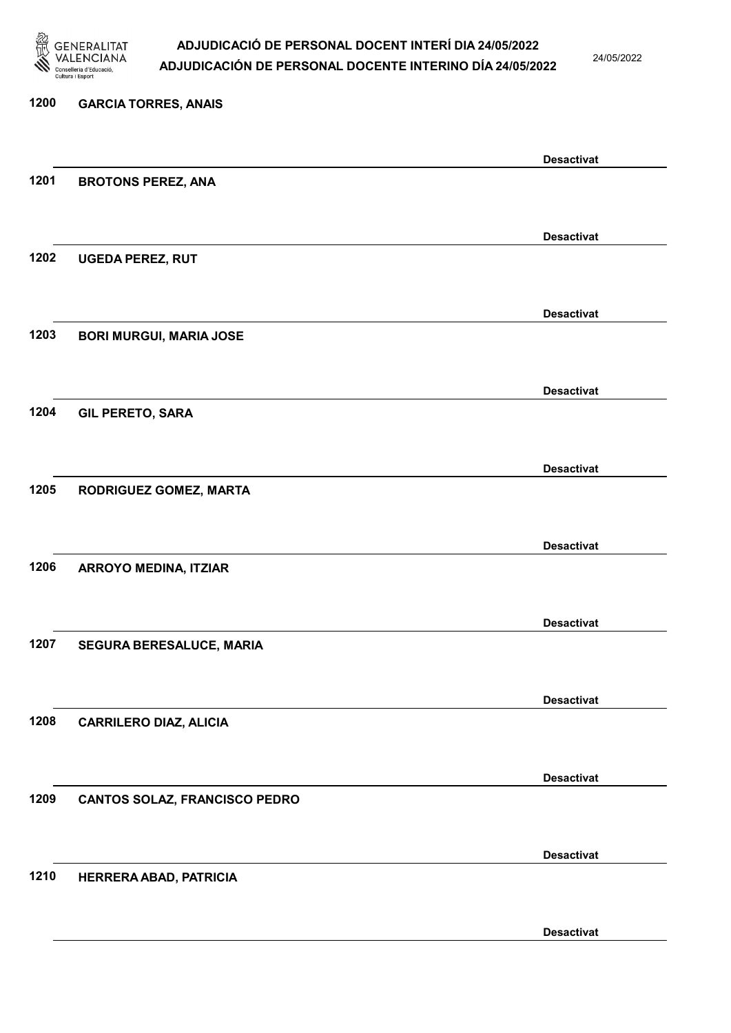1200 GARCIA TORRES, ANAIS

Desactivat

1201 BROTONS PEREZ, ANA

Desactivat

1202 UGEDA PEREZ, RUT

Desactivat

1203 BORI MURGUI, MARIA JOSE

Desactivat

1204 GIL PERETO, SARA

Desactivat

1205 RODRIGUEZ GOMEZ, MARTA

Desactivat

1206 ARROYO MEDINA, ITZIAR

Desactivat

1207 SEGURA BERESALUCE, MARIA

Desactivat

1208 CARRILERO DIAZ, ALICIA

Desactivat

1209 CANTOS SOLAZ, FRANCISCO PEDRO

Desactivat

1210 HERRERA ABAD, PATRICIA

Desactivat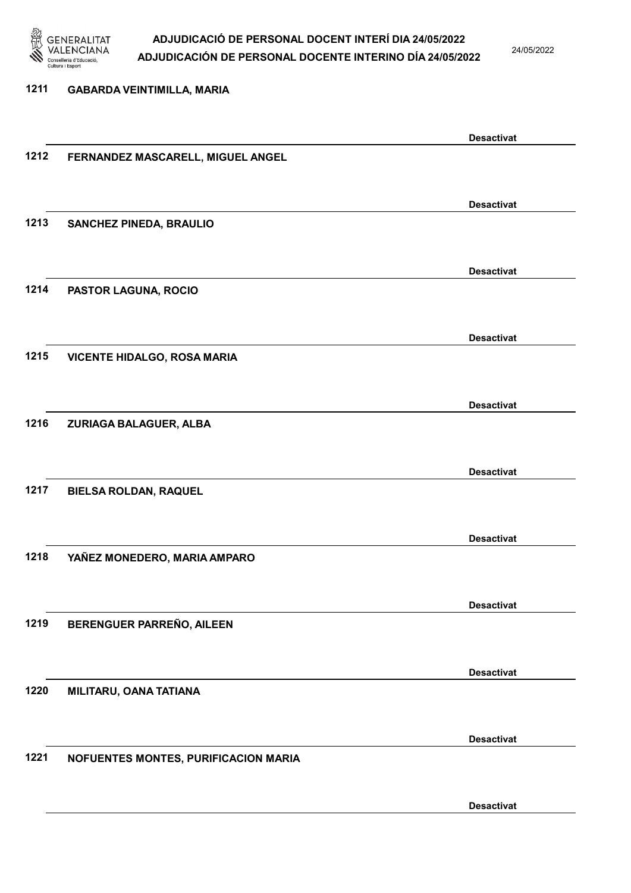1211 GABARDA VEINTIMILLA, MARIA

Desactivat

1212 FERNANDEZ MASCARELL, MIGUEL ANGEL

Desactivat

1213 SANCHEZ PINEDA, BRAULIO

Desactivat

1214 PASTOR LAGUNA, ROCIO

Desactivat

1215 VICENTE HIDALGO, ROSA MARIA

Desactivat

1216 ZURIAGA BALAGUER, ALBA

Desactivat

1217 BIELSA ROLDAN, RAQUEL

Desactivat

1218 YAÑEZ MONEDERO, MARIA AMPARO

Desactivat

1219 BERENGUER PARREÑO, AILEEN

Desactivat

1220 MILITARU, OANA TATIANA

Desactivat

1221 NOFUENTES MONTES, PURIFICACION MARIA

Desactivat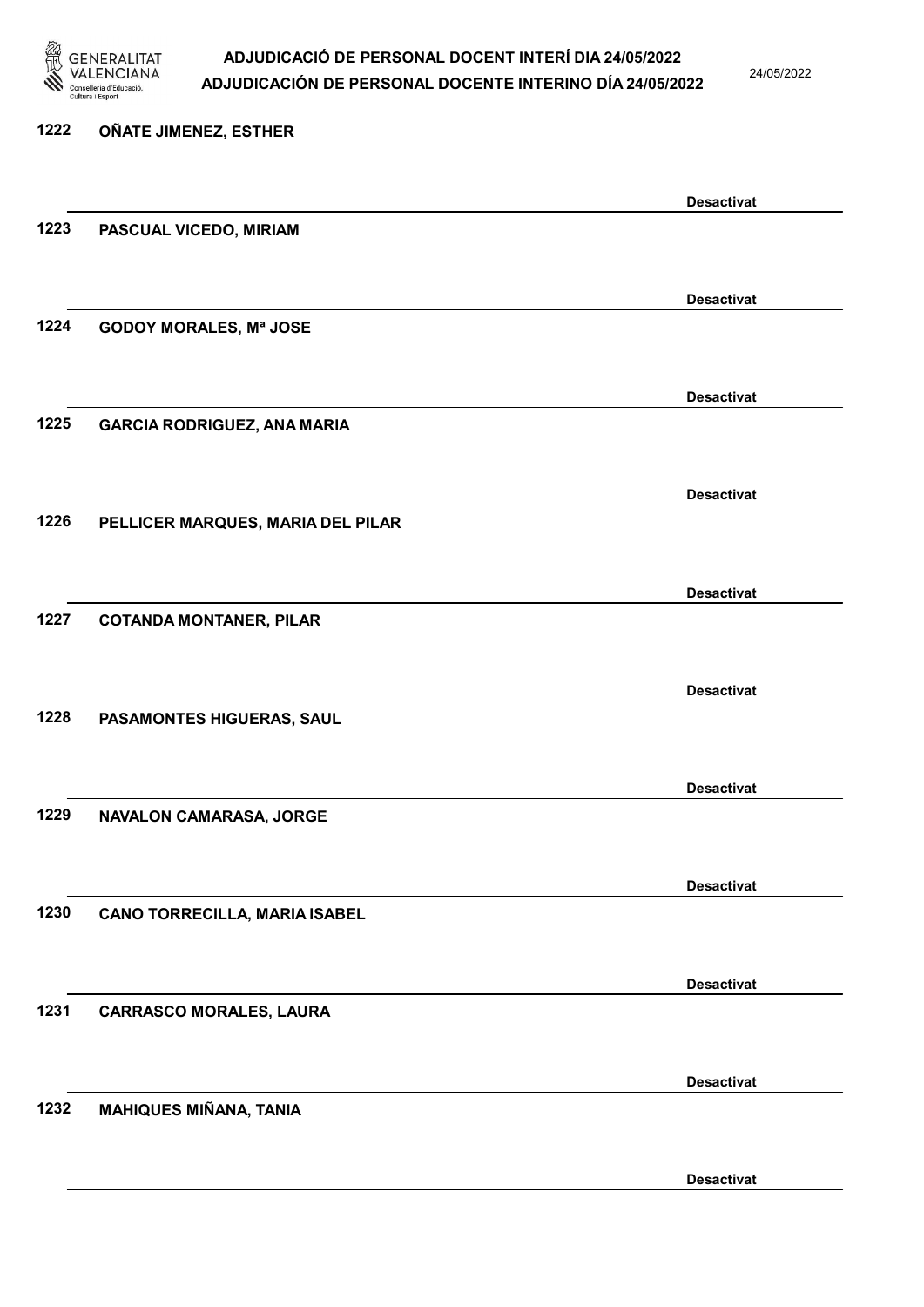1222 OÑATE JIMENEZ, ESTHER

Desactivat

1223 PASCUAL VICEDO, MIRIAM

Desactivat

1224 GODOY MORALES, Mª JOSE

Desactivat

1225 GARCIA RODRIGUEZ, ANA MARIA

Desactivat

1226 PELLICER MARQUES, MARIA DEL PILAR

Desactivat

1227 COTANDA MONTANER, PILAR

Desactivat

1228 PASAMONTES HIGUERAS, SAUL

Desactivat

1229 NAVALON CAMARASA, JORGE

Desactivat

1230 CANO TORRECILLA, MARIA ISABEL

Desactivat

1231 CARRASCO MORALES, LAURA

Desactivat

1232 MAHIQUES MIÑANA, TANIA

Desactivat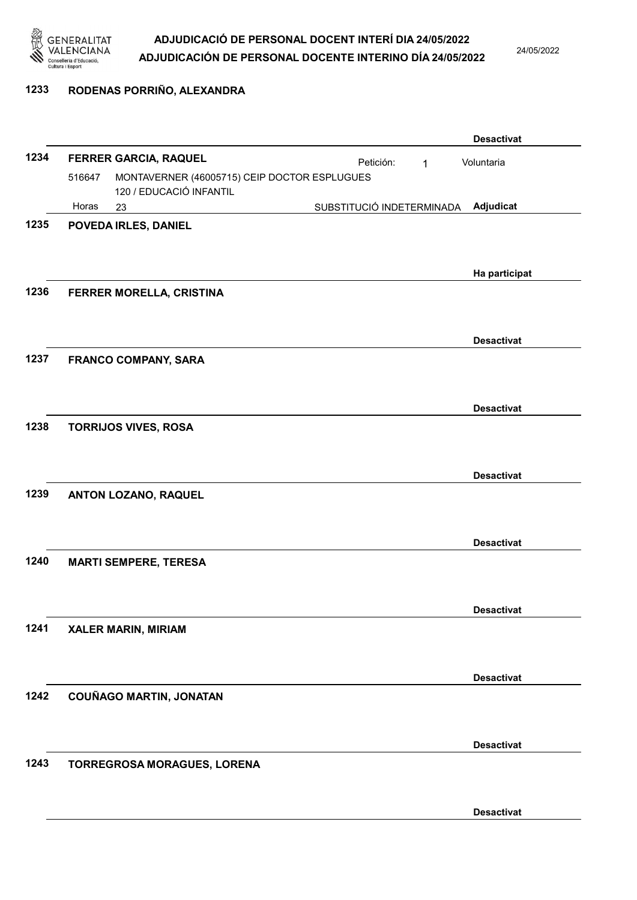**1233 RODENAS PORRIÑO, ALEXANDRA**

Desactivat

**1234 FERRER GARCIA, RAQUEL**

Petición: 1 — Voluntaria

516647 MONTAVERNER (46005715) CEIP DOCTOR ESPLUGUES
120 / EDUCACIÓ INFANTIL

Horas 23 — SUBSTITUCIÓ INDETERMINADA — **Adjudicat**

**1235 POVEDA IRLES, DANIEL**

Ha participat

**1236 FERRER MORELLA, CRISTINA**

Desactivat

**1237 FRANCO COMPANY, SARA**

Desactivat

**1238 TORRIJOS VIVES, ROSA**

Desactivat

**1239 ANTON LOZANO, RAQUEL**

Desactivat

**1240 MARTI SEMPERE, TERESA**

Desactivat

**1241 XALER MARIN, MIRIAM**

Desactivat

**1242 COUÑAGO MARTIN, JONATAN**

Desactivat

**1243 TORREGROSA MORAGUES, LORENA**

Desactivat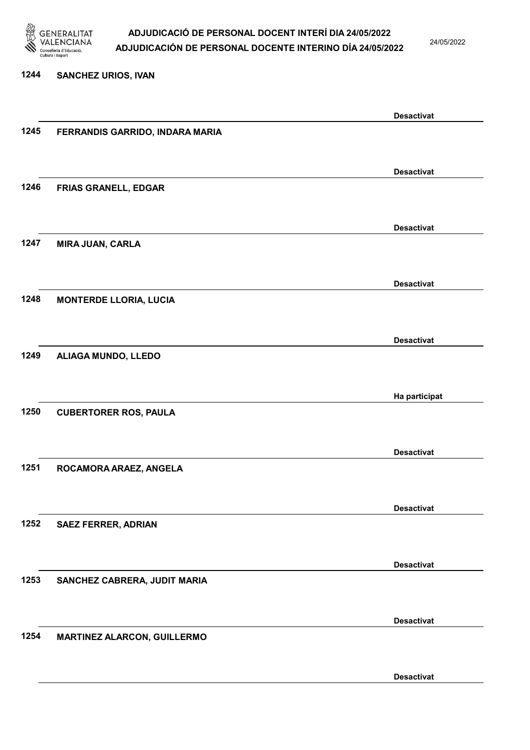| | | |
|---|---|---|
| 1244 | SANCHEZ URIOS, IVAN | Desactivat |
| 1245 | FERRANDIS GARRIDO, INDARA MARIA | Desactivat |
| 1246 | FRIAS GRANELL, EDGAR | Desactivat |
| 1247 | MIRA JUAN, CARLA | Desactivat |
| 1248 | MONTERDE LLORIA, LUCIA | Desactivat |
| 1249 | ALIAGA MUNDO, LLEDO | Ha participat |
| 1250 | CUBERTORER ROS, PAULA | Desactivat |
| 1251 | ROCAMORA ARAEZ, ANGELA | Desactivat |
| 1252 | SAEZ FERRER, ADRIAN | Desactivat |
| 1253 | SANCHEZ CABRERA, JUDIT MARIA | Desactivat |
| 1254 | MARTINEZ ALARCON, GUILLERMO | Desactivat |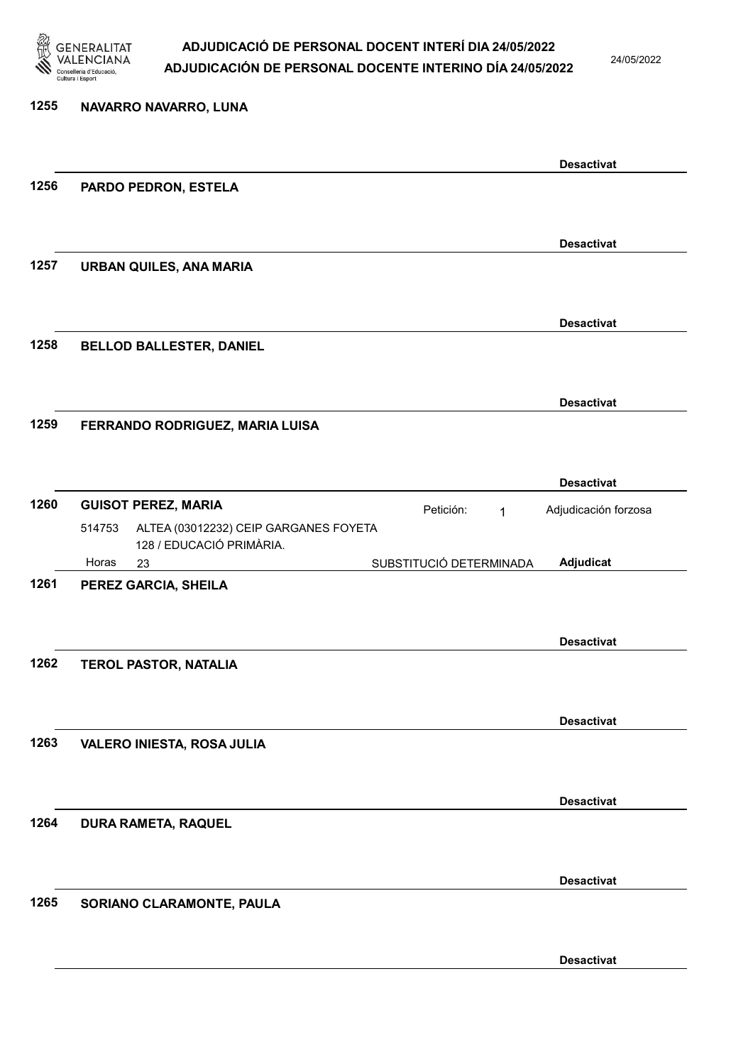1255 NAVARRO NAVARRO, LUNA

Desactivat

1256 PARDO PEDRON, ESTELA

Desactivat

1257 URBAN QUILES, ANA MARIA

Desactivat

1258 BELLOD BALLESTER, DANIEL

Desactivat

1259 FERRANDO RODRIGUEZ, MARIA LUISA

Desactivat

1260 GUISOT PEREZ, MARIA — Petición: 1 — Adjudicación forzosa

514753 ALTEA (03012232) CEIP GARGANES FOYETA
128 / EDUCACIÓ PRIMÀRIA.
Horas 23 — SUBSTITUCIÓ DETERMINADA — **Adjudicat**

1261 PEREZ GARCIA, SHEILA

Desactivat

1262 TEROL PASTOR, NATALIA

Desactivat

1263 VALERO INIESTA, ROSA JULIA

Desactivat

1264 DURA RAMETA, RAQUEL

Desactivat

1265 SORIANO CLARAMONTE, PAULA

Desactivat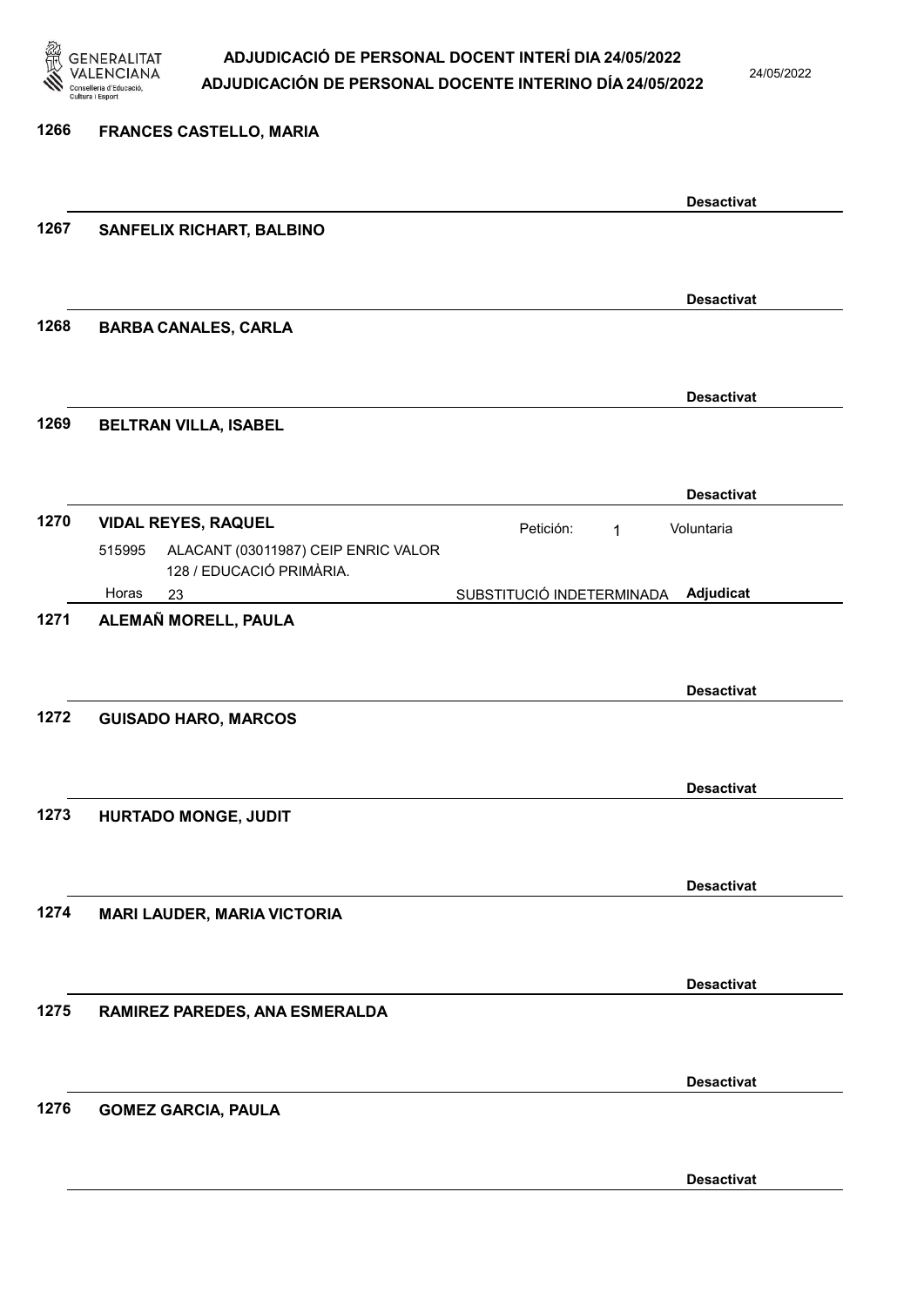**1266 FRANCES CASTELLO, MARIA**

Desactivat

**1267 SANFELIX RICHART, BALBINO**

Desactivat

**1268 BARBA CANALES, CARLA**

Desactivat

**1269 BELTRAN VILLA, ISABEL**

Desactivat

**1270 VIDAL REYES, RAQUEL**

Petición: 1 Voluntaria

515995 ALACANT (03011987) CEIP ENRIC VALOR
128 / EDUCACIÓ PRIMÀRIA.

Horas 23 SUBSTITUCIÓ INDETERMINADA **Adjudicat**

**1271 ALEMAÑ MORELL, PAULA**

Desactivat

**1272 GUISADO HARO, MARCOS**

Desactivat

**1273 HURTADO MONGE, JUDIT**

Desactivat

**1274 MARI LAUDER, MARIA VICTORIA**

Desactivat

**1275 RAMIREZ PAREDES, ANA ESMERALDA**

Desactivat

**1276 GOMEZ GARCIA, PAULA**

Desactivat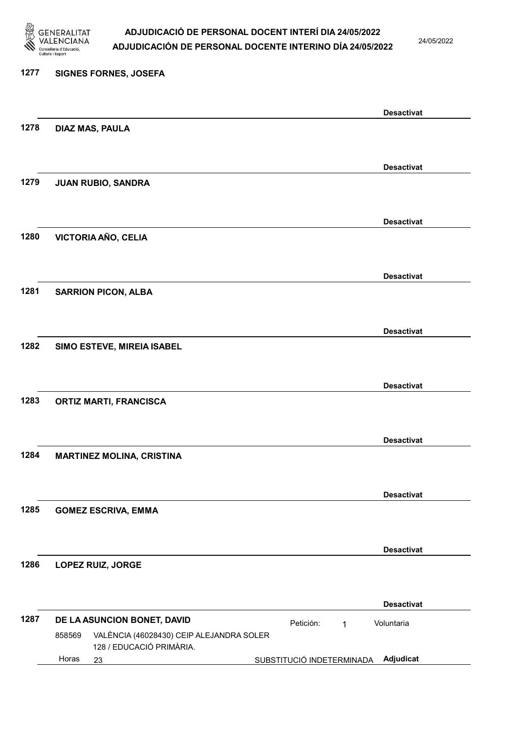1277 **SIGNES FORNES, JOSEFA**

**Desactivat**

1278 **DIAZ MAS, PAULA**

**Desactivat**

1279 **JUAN RUBIO, SANDRA**

**Desactivat**

1280 **VICTORIA AÑO, CELIA**

**Desactivat**

1281 **SARRION PICON, ALBA**

**Desactivat**

1282 **SIMO ESTEVE, MIREIA ISABEL**

**Desactivat**

1283 **ORTIZ MARTI, FRANCISCA**

**Desactivat**

1284 **MARTINEZ MOLINA, CRISTINA**

**Desactivat**

1285 **GOMEZ ESCRIVA, EMMA**

**Desactivat**

1286 **LOPEZ RUIZ, JORGE**

**Desactivat**

1287 **DE LA ASUNCION BONET, DAVID** Petición: 1 Voluntaria

858569 VALÈNCIA (46028430) CEIP ALEJANDRA SOLER
128 / EDUCACIÓ PRIMÀRIA.

Horas 23 SUBSTITUCIÓ INDETERMINADA **Adjudicat**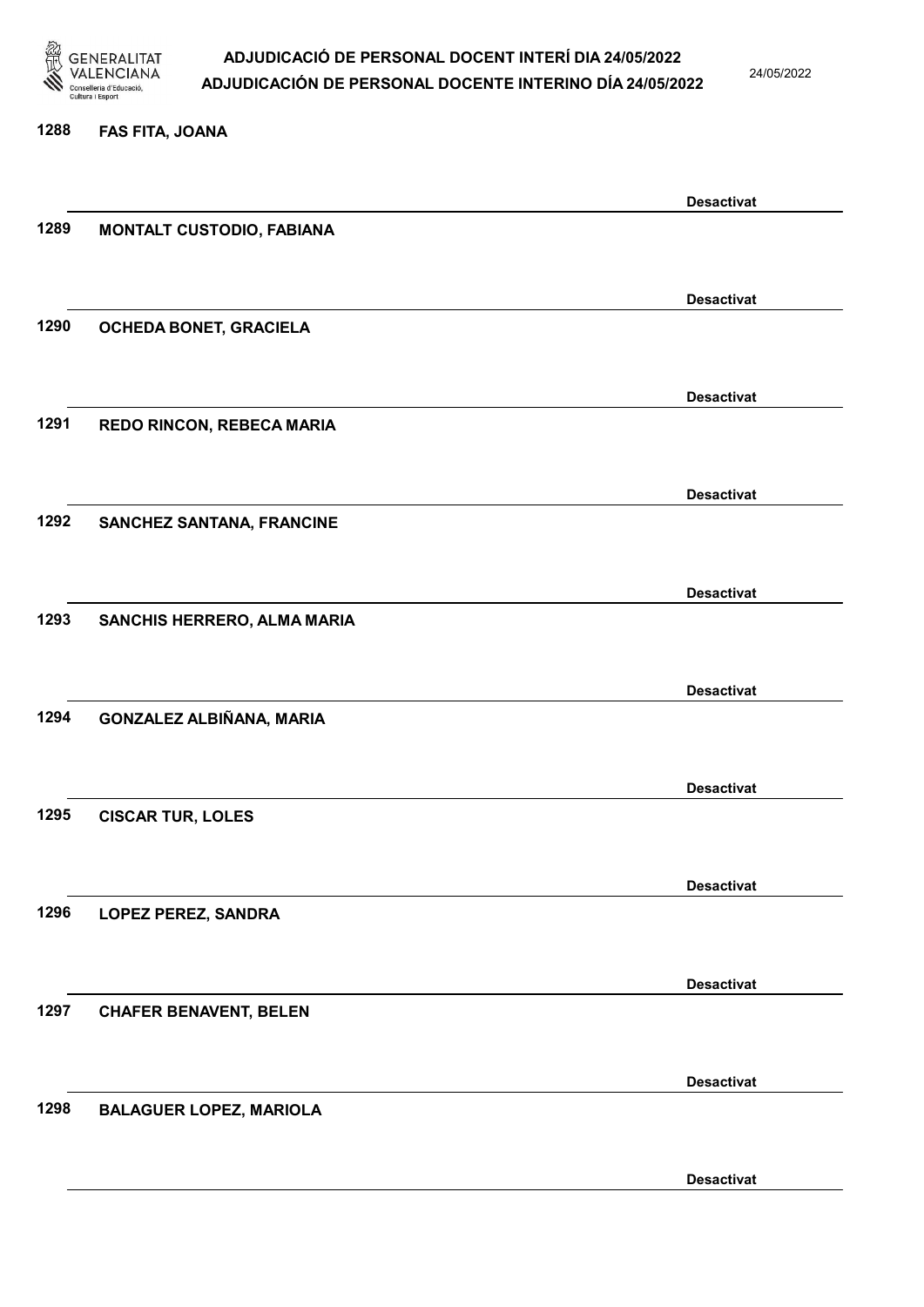1288 FAS FITA, JOANA

Desactivat

1289 MONTALT CUSTODIO, FABIANA

Desactivat

1290 OCHEDA BONET, GRACIELA

Desactivat

1291 REDO RINCON, REBECA MARIA

Desactivat

1292 SANCHEZ SANTANA, FRANCINE

Desactivat

1293 SANCHIS HERRERO, ALMA MARIA

Desactivat

1294 GONZALEZ ALBIÑANA, MARIA

Desactivat

1295 CISCAR TUR, LOLES

Desactivat

1296 LOPEZ PEREZ, SANDRA

Desactivat

1297 CHAFER BENAVENT, BELEN

Desactivat

1298 BALAGUER LOPEZ, MARIOLA

Desactivat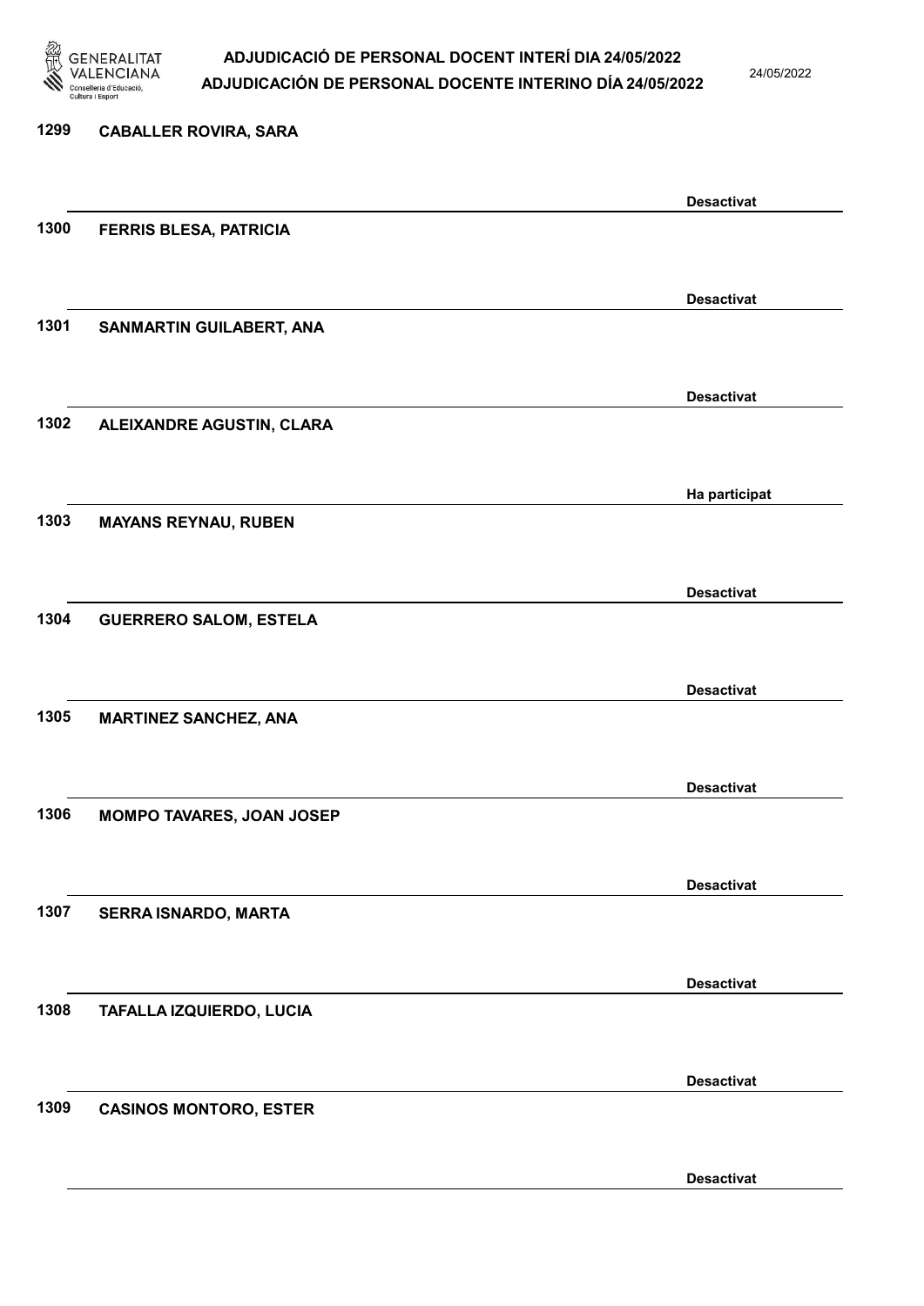| Núm. | Nom | Estat |
|---|---|---|
| 1299 | CABALLER ROVIRA, SARA | Desactivat |
| 1300 | FERRIS BLESA, PATRICIA | Desactivat |
| 1301 | SANMARTIN GUILABERT, ANA | Desactivat |
| 1302 | ALEIXANDRE AGUSTIN, CLARA | Ha participat |
| 1303 | MAYANS REYNAU, RUBEN | Desactivat |
| 1304 | GUERRERO SALOM, ESTELA | Desactivat |
| 1305 | MARTINEZ SANCHEZ, ANA | Desactivat |
| 1306 | MOMPO TAVARES, JOAN JOSEP | Desactivat |
| 1307 | SERRA ISNARDO, MARTA | Desactivat |
| 1308 | TAFALLA IZQUIERDO, LUCIA | Desactivat |
| 1309 | CASINOS MONTORO, ESTER | Desactivat |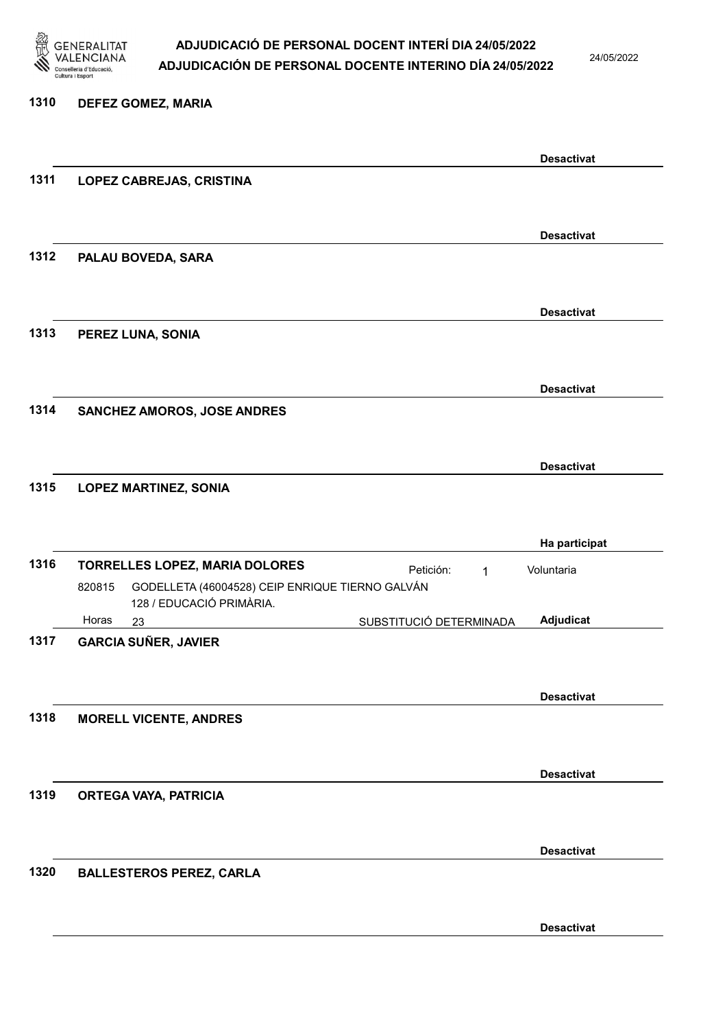**1310 DEFEZ GOMEZ, MARIA**

Desactivat

**1311 LOPEZ CABREJAS, CRISTINA**

Desactivat

**1312 PALAU BOVEDA, SARA**

Desactivat

**1313 PEREZ LUNA, SONIA**

Desactivat

**1314 SANCHEZ AMOROS, JOSE ANDRES**

Desactivat

**1315 LOPEZ MARTINEZ, SONIA**

Ha participat

**1316 TORRELLES LOPEZ, MARIA DOLORES** Petición: 1 Voluntaria

820815 GODELLETA (46004528) CEIP ENRIQUE TIERNO GALVÁN
128 / EDUCACIÓ PRIMÀRIA.

Horas 23 SUBSTITUCIÓ DETERMINADA **Adjudicat**

**1317 GARCIA SUÑER, JAVIER**

Desactivat

**1318 MORELL VICENTE, ANDRES**

Desactivat

**1319 ORTEGA VAYA, PATRICIA**

Desactivat

**1320 BALLESTEROS PEREZ, CARLA**

Desactivat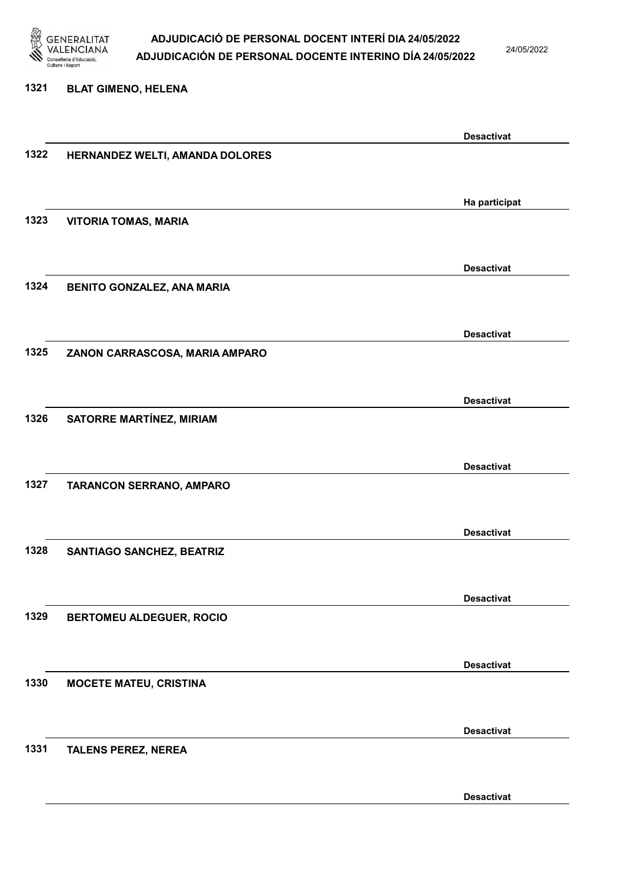| | | |
|---|---|---|
| 1321 | BLAT GIMENO, HELENA | Desactivat |
| 1322 | HERNANDEZ WELTI, AMANDA DOLORES | Ha participat |
| 1323 | VITORIA TOMAS, MARIA | Desactivat |
| 1324 | BENITO GONZALEZ, ANA MARIA | Desactivat |
| 1325 | ZANON CARRASCOSA, MARIA AMPARO | Desactivat |
| 1326 | SATORRE MARTÍNEZ, MIRIAM | Desactivat |
| 1327 | TARANCON SERRANO, AMPARO | Desactivat |
| 1328 | SANTIAGO SANCHEZ, BEATRIZ | Desactivat |
| 1329 | BERTOMEU ALDEGUER, ROCIO | Desactivat |
| 1330 | MOCETE MATEU, CRISTINA | Desactivat |
| 1331 | TALENS PEREZ, NEREA | Desactivat |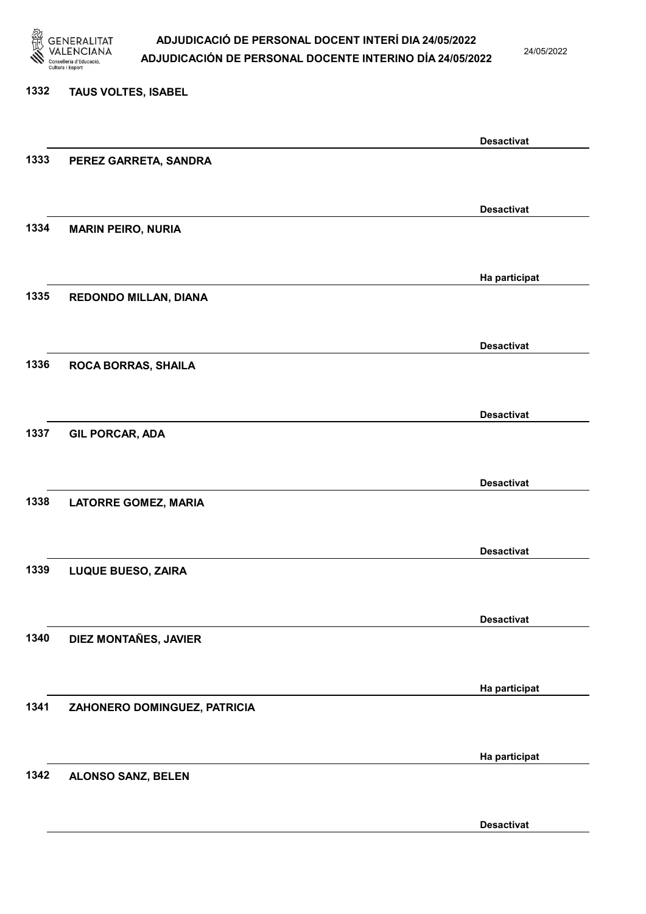| Núm. | Nom | Estat |
|---|---|---|
| 1332 | TAUS VOLTES, ISABEL | Desactivat |
| 1333 | PEREZ GARRETA, SANDRA | Desactivat |
| 1334 | MARIN PEIRO, NURIA | Ha participat |
| 1335 | REDONDO MILLAN, DIANA | Desactivat |
| 1336 | ROCA BORRAS, SHAILA | Desactivat |
| 1337 | GIL PORCAR, ADA | Desactivat |
| 1338 | LATORRE GOMEZ, MARIA | Desactivat |
| 1339 | LUQUE BUESO, ZAIRA | Desactivat |
| 1340 | DIEZ MONTAÑES, JAVIER | Ha participat |
| 1341 | ZAHONERO DOMINGUEZ, PATRICIA | Ha participat |
| 1342 | ALONSO SANZ, BELEN | Desactivat |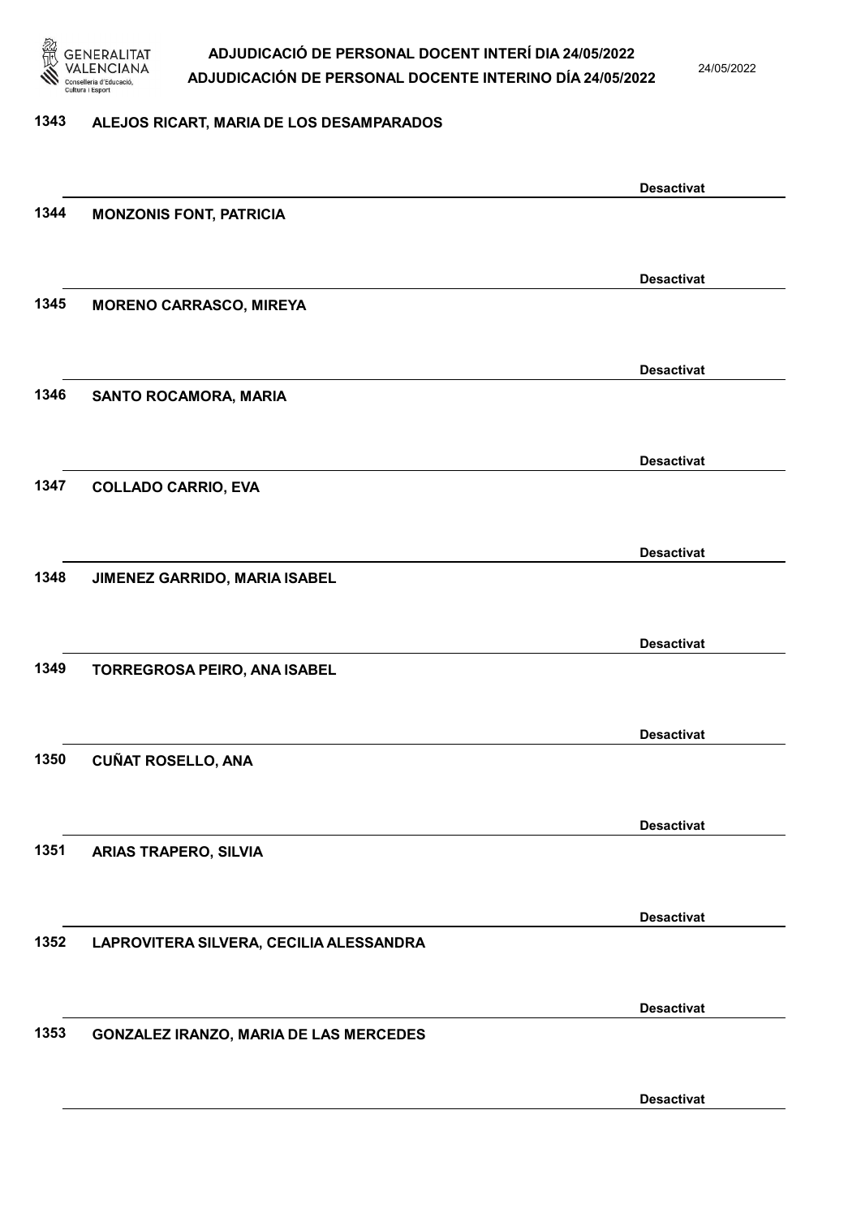1343 ALEJOS RICART, MARIA DE LOS DESAMPARADOS

Desactivat

1344 MONZONIS FONT, PATRICIA

Desactivat

1345 MORENO CARRASCO, MIREYA

Desactivat

1346 SANTO ROCAMORA, MARIA

Desactivat

1347 COLLADO CARRIO, EVA

Desactivat

1348 JIMENEZ GARRIDO, MARIA ISABEL

Desactivat

1349 TORREGROSA PEIRO, ANA ISABEL

Desactivat

1350 CUÑAT ROSELLO, ANA

Desactivat

1351 ARIAS TRAPERO, SILVIA

Desactivat

1352 LAPROVITERA SILVERA, CECILIA ALESSANDRA

Desactivat

1353 GONZALEZ IRANZO, MARIA DE LAS MERCEDES

Desactivat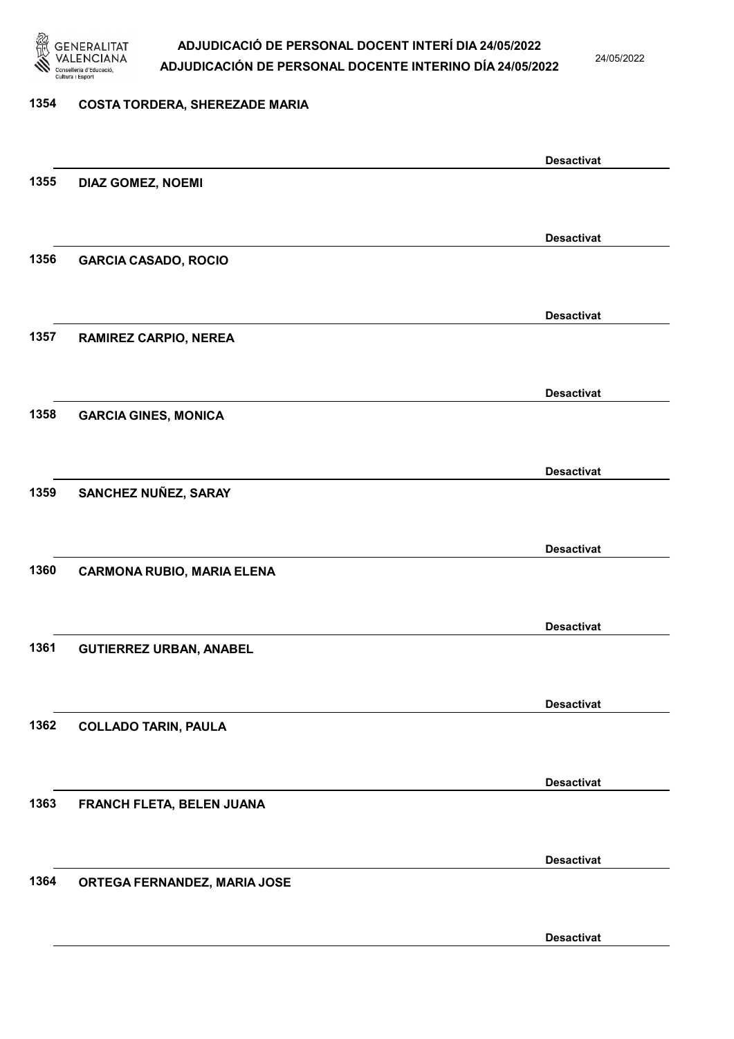1354 COSTA TORDERA, SHEREZADE MARIA

Desactivat

1355 DIAZ GOMEZ, NOEMI

Desactivat

1356 GARCIA CASADO, ROCIO

Desactivat

1357 RAMIREZ CARPIO, NEREA

Desactivat

1358 GARCIA GINES, MONICA

Desactivat

1359 SANCHEZ NUÑEZ, SARAY

Desactivat

1360 CARMONA RUBIO, MARIA ELENA

Desactivat

1361 GUTIERREZ URBAN, ANABEL

Desactivat

1362 COLLADO TARIN, PAULA

Desactivat

1363 FRANCH FLETA, BELEN JUANA

Desactivat

1364 ORTEGA FERNANDEZ, MARIA JOSE

Desactivat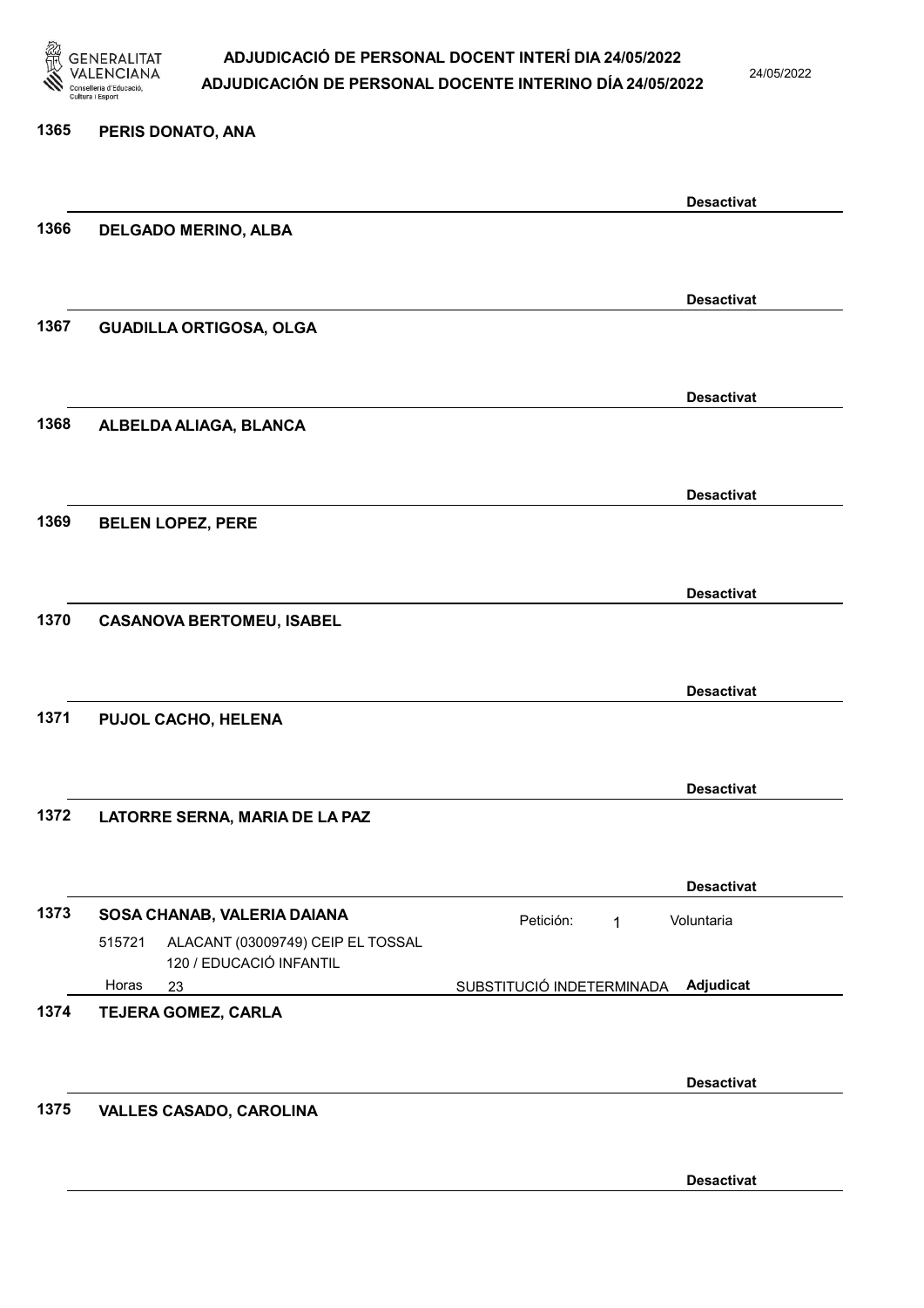**1365 PERIS DONATO, ANA**

**Desactivat**

**1366 DELGADO MERINO, ALBA**

**Desactivat**

**1367 GUADILLA ORTIGOSA, OLGA**

**Desactivat**

**1368 ALBELDA ALIAGA, BLANCA**

**Desactivat**

**1369 BELEN LOPEZ, PERE**

**Desactivat**

**1370 CASANOVA BERTOMEU, ISABEL**

**Desactivat**

**1371 PUJOL CACHO, HELENA**

**Desactivat**

**1372 LATORRE SERNA, MARIA DE LA PAZ**

**Desactivat**

**1373 SOSA CHANAB, VALERIA DAIANA** Petición: 1 Voluntaria

515721 ALACANT (03009749) CEIP EL TOSSAL
120 / EDUCACIÓ INFANTIL

Horas 23 SUBSTITUCIÓ INDETERMINADA **Adjudicat**

**1374 TEJERA GOMEZ, CARLA**

**Desactivat**

**1375 VALLES CASADO, CAROLINA**

**Desactivat**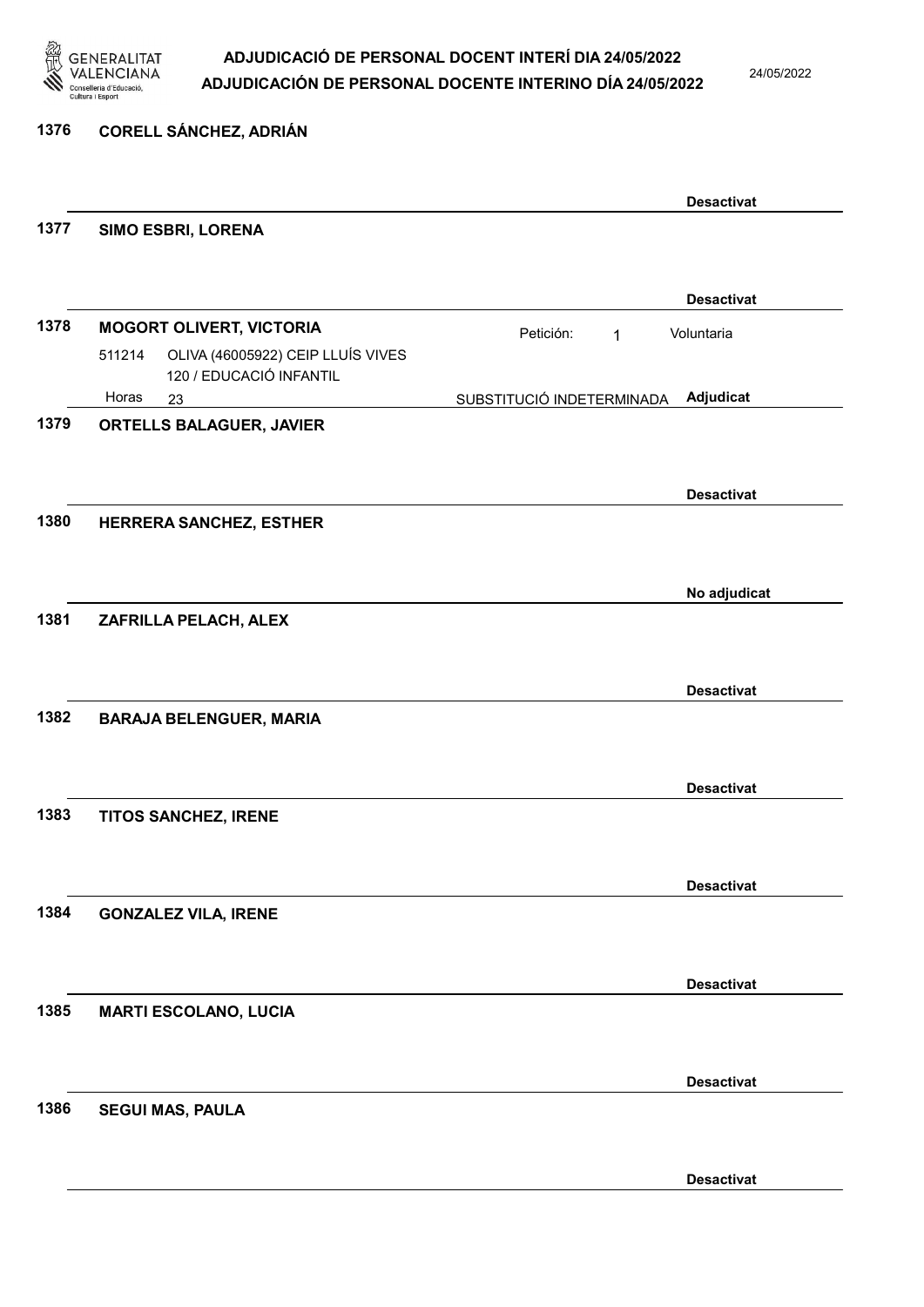**1376** **CORELL SÁNCHEZ, ADRIÁN**

**Desactivat**

**1377** **SIMO ESBRI, LORENA**

**Desactivat**

**1378** **MOGORT OLIVERT, VICTORIA** — Petición: 1 — Voluntaria

511214 OLIVA (46005922) CEIP LLUÍS VIVES
120 / EDUCACIÓ INFANTIL

Horas 23 — SUBSTITUCIÓ INDETERMINADA — **Adjudicat**

**1379** **ORTELLS BALAGUER, JAVIER**

**Desactivat**

**1380** **HERRERA SANCHEZ, ESTHER**

**No adjudicat**

**1381** **ZAFRILLA PELACH, ALEX**

**Desactivat**

**1382** **BARAJA BELENGUER, MARIA**

**Desactivat**

**1383** **TITOS SANCHEZ, IRENE**

**Desactivat**

**1384** **GONZALEZ VILA, IRENE**

**Desactivat**

**1385** **MARTI ESCOLANO, LUCIA**

**Desactivat**

**1386** **SEGUI MAS, PAULA**

**Desactivat**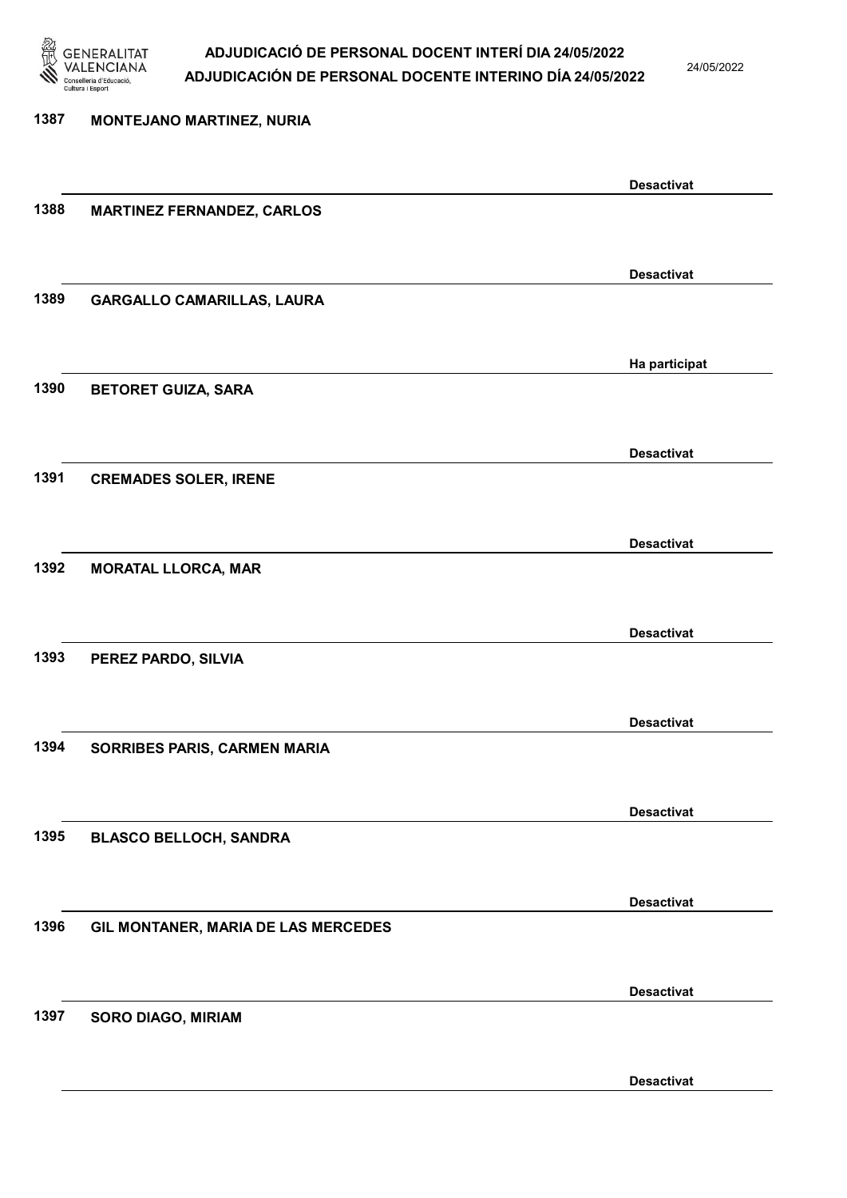| Núm. | Nom | Estat |
|---|---|---|
| 1387 | MONTEJANO MARTINEZ, NURIA | Desactivat |
| 1388 | MARTINEZ FERNANDEZ, CARLOS | Desactivat |
| 1389 | GARGALLO CAMARILLAS, LAURA | Ha participat |
| 1390 | BETORET GUIZA, SARA | Desactivat |
| 1391 | CREMADES SOLER, IRENE | Desactivat |
| 1392 | MORATAL LLORCA, MAR | Desactivat |
| 1393 | PEREZ PARDO, SILVIA | Desactivat |
| 1394 | SORRIBES PARIS, CARMEN MARIA | Desactivat |
| 1395 | BLASCO BELLOCH, SANDRA | Desactivat |
| 1396 | GIL MONTANER, MARIA DE LAS MERCEDES | Desactivat |
| 1397 | SORO DIAGO, MIRIAM | Desactivat |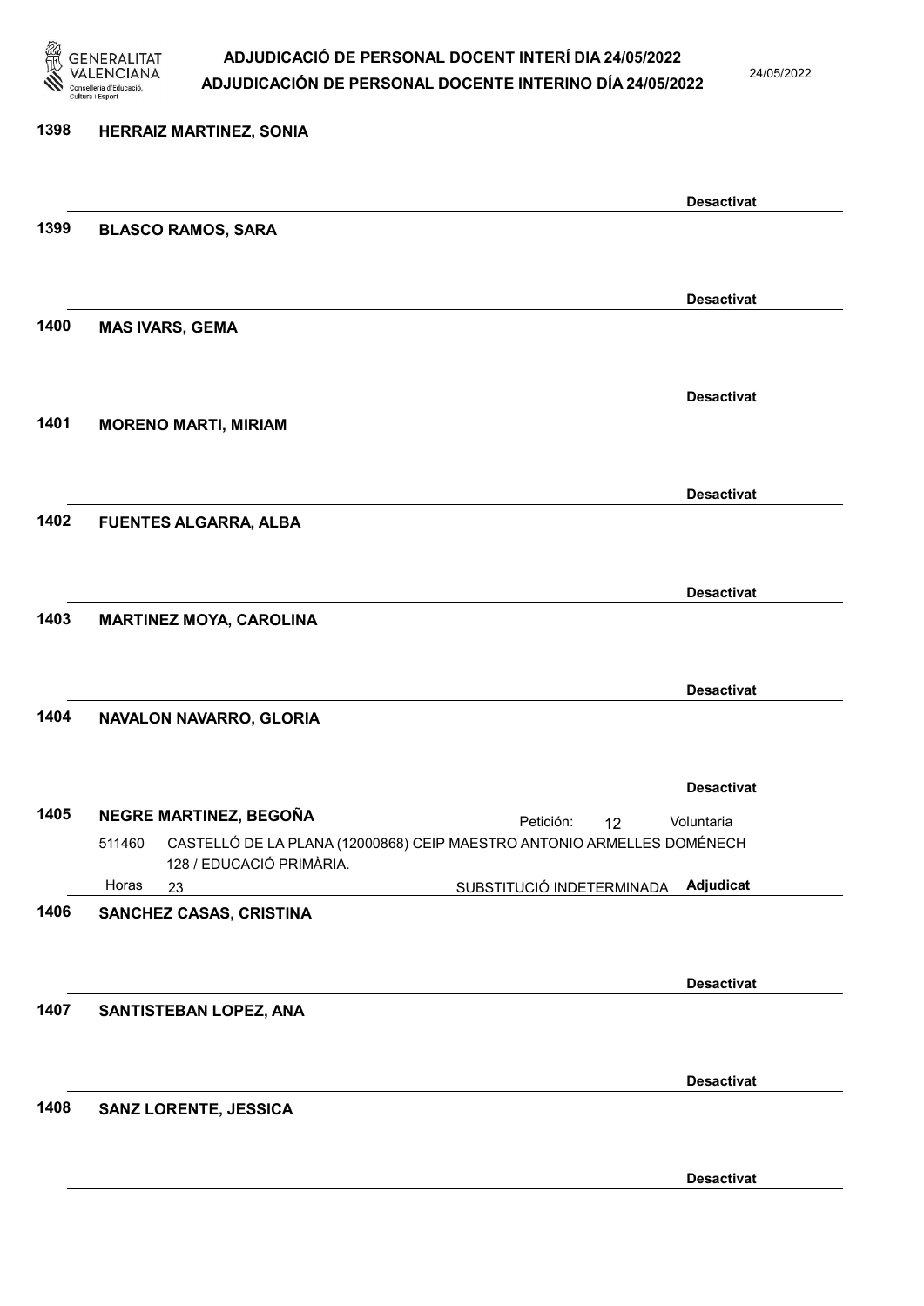1398 HERRAIZ MARTINEZ, SONIA

Desactivat

1399 BLASCO RAMOS, SARA

Desactivat

1400 MAS IVARS, GEMA

Desactivat

1401 MORENO MARTI, MIRIAM

Desactivat

1402 FUENTES ALGARRA, ALBA

Desactivat

1403 MARTINEZ MOYA, CAROLINA

Desactivat

1404 NAVALON NAVARRO, GLORIA

Desactivat

1405 NEGRE MARTINEZ, BEGOÑA — Petición: 12 — Voluntaria

511460 CASTELLÓ DE LA PLANA (12000868) CEIP MAESTRO ANTONIO ARMELLES DOMÉNECH 128 / EDUCACIÓ PRIMÀRIA.

Horas 23 — SUBSTITUCIÓ INDETERMINADA — Adjudicat

1406 SANCHEZ CASAS, CRISTINA

Desactivat

1407 SANTISTEBAN LOPEZ, ANA

Desactivat

1408 SANZ LORENTE, JESSICA

Desactivat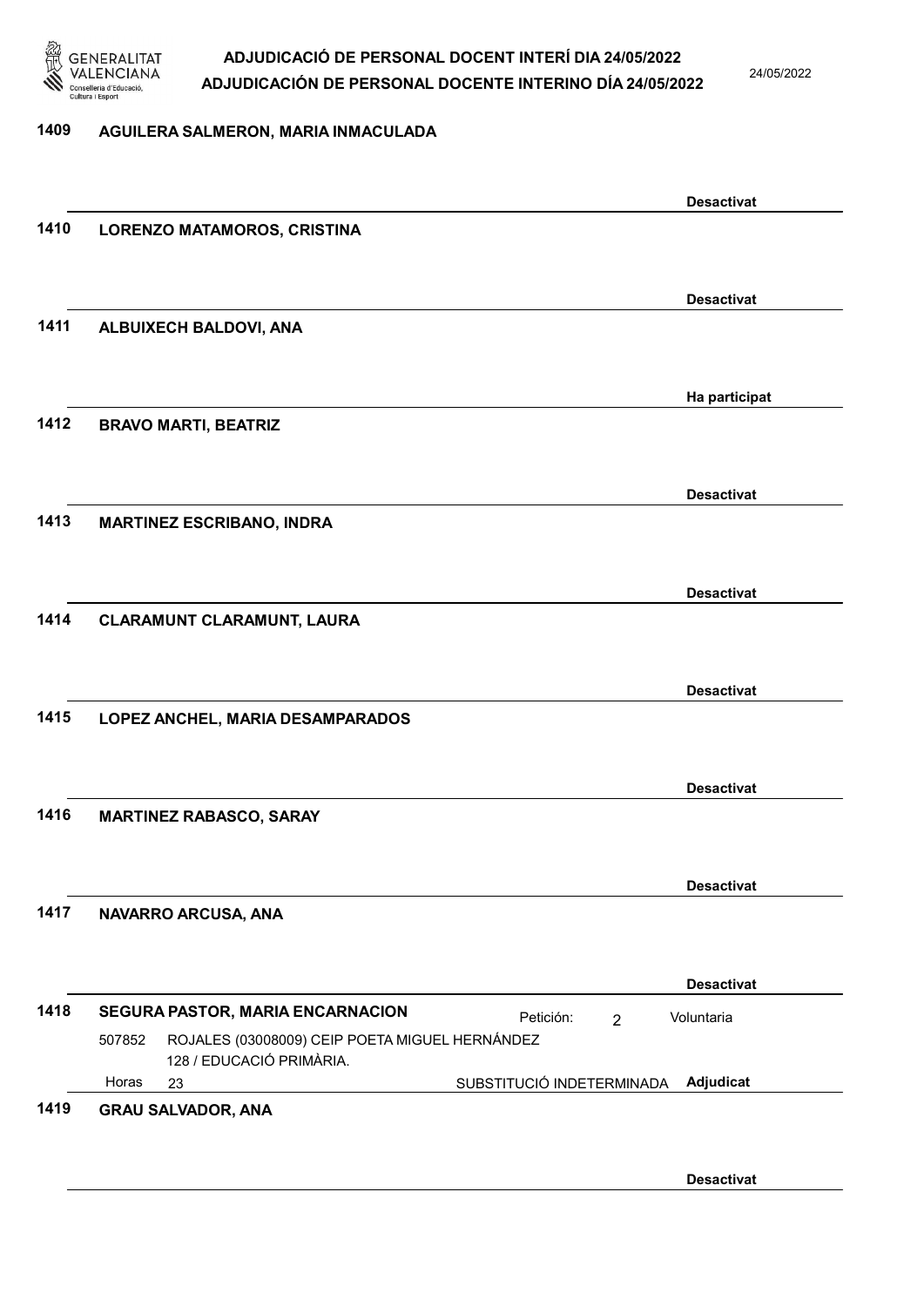1409 **AGUILERA SALMERON, MARIA INMACULADA**

**Desactivat**

1410 **LORENZO MATAMOROS, CRISTINA**

**Desactivat**

1411 **ALBUIXECH BALDOVI, ANA**

**Ha participat**

1412 **BRAVO MARTI, BEATRIZ**

**Desactivat**

1413 **MARTINEZ ESCRIBANO, INDRA**

**Desactivat**

1414 **CLARAMUNT CLARAMUNT, LAURA**

**Desactivat**

1415 **LOPEZ ANCHEL, MARIA DESAMPARADOS**

**Desactivat**

1416 **MARTINEZ RABASCO, SARAY**

**Desactivat**

1417 **NAVARRO ARCUSA, ANA**

**Desactivat**

1418 **SEGURA PASTOR, MARIA ENCARNACION** Petición: 2 Voluntaria

507852 ROJALES (03008009) CEIP POETA MIGUEL HERNÁNDEZ
128 / EDUCACIÓ PRIMÀRIA.

Horas 23 SUBSTITUCIÓ INDETERMINADA **Adjudicat**

1419 **GRAU SALVADOR, ANA**

**Desactivat**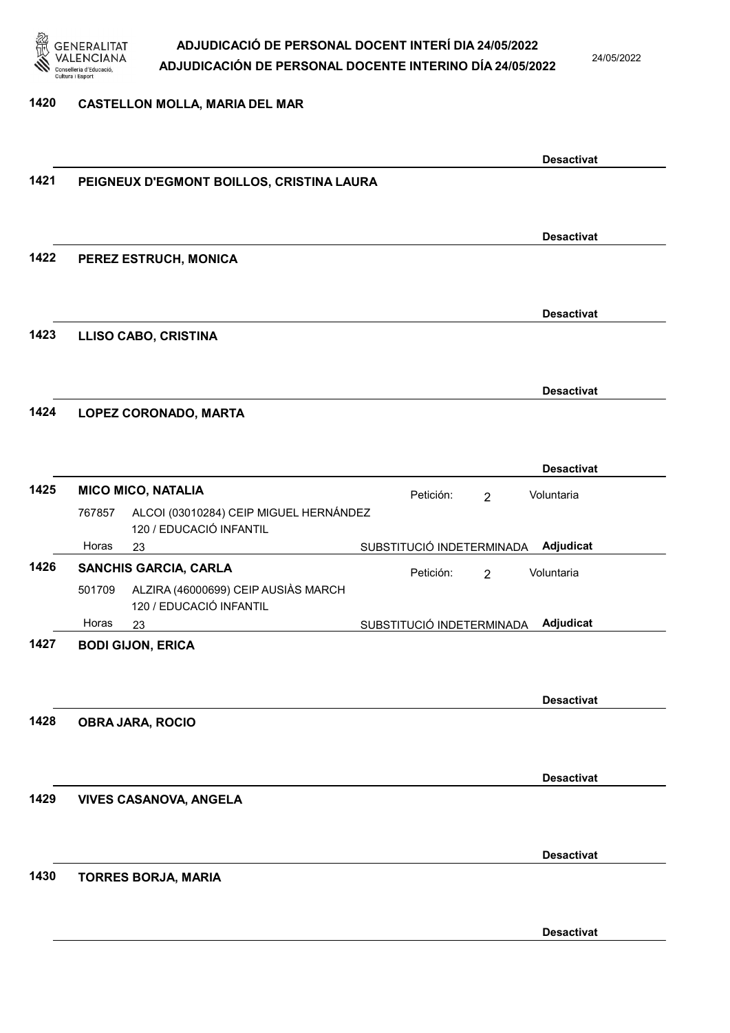**1420 CASTELLON MOLLA, MARIA DEL MAR**

Desactivat

**1421 PEIGNEUX D'EGMONT BOILLOS, CRISTINA LAURA**

Desactivat

**1422 PEREZ ESTRUCH, MONICA**

Desactivat

**1423 LLISO CABO, CRISTINA**

Desactivat

**1424 LOPEZ CORONADO, MARTA**

Desactivat

**1425 MICO MICO, NATALIA** — Petición: 2 — Voluntaria

767857 ALCOI (03010284) CEIP MIGUEL HERNÁNDEZ
120 / EDUCACIÓ INFANTIL
Horas 23 — SUBSTITUCIÓ INDETERMINADA — **Adjudicat**

**1426 SANCHIS GARCIA, CARLA** — Petición: 2 — Voluntaria

501709 ALZIRA (46000699) CEIP AUSIÀS MARCH
120 / EDUCACIÓ INFANTIL
Horas 23 — SUBSTITUCIÓ INDETERMINADA — **Adjudicat**

**1427 BODI GIJON, ERICA**

Desactivat

**1428 OBRA JARA, ROCIO**

Desactivat

**1429 VIVES CASANOVA, ANGELA**

Desactivat

**1430 TORRES BORJA, MARIA**

Desactivat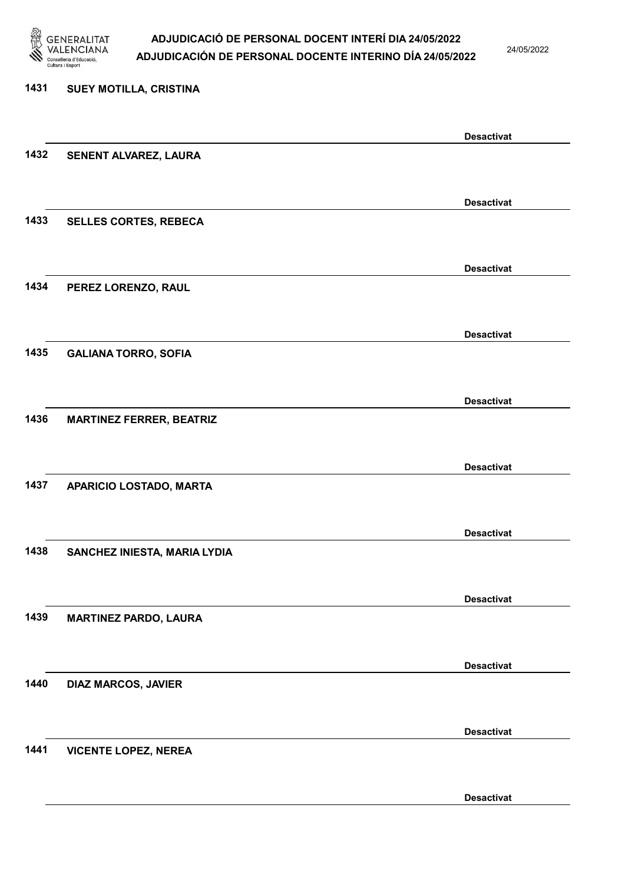1431 SUEY MOTILLA, CRISTINA

Desactivat

1432 SENENT ALVAREZ, LAURA

Desactivat

1433 SELLES CORTES, REBECA

Desactivat

1434 PEREZ LORENZO, RAUL

Desactivat

1435 GALIANA TORRO, SOFIA

Desactivat

1436 MARTINEZ FERRER, BEATRIZ

Desactivat

1437 APARICIO LOSTADO, MARTA

Desactivat

1438 SANCHEZ INIESTA, MARIA LYDIA

Desactivat

1439 MARTINEZ PARDO, LAURA

Desactivat

1440 DIAZ MARCOS, JAVIER

Desactivat

1441 VICENTE LOPEZ, NEREA

Desactivat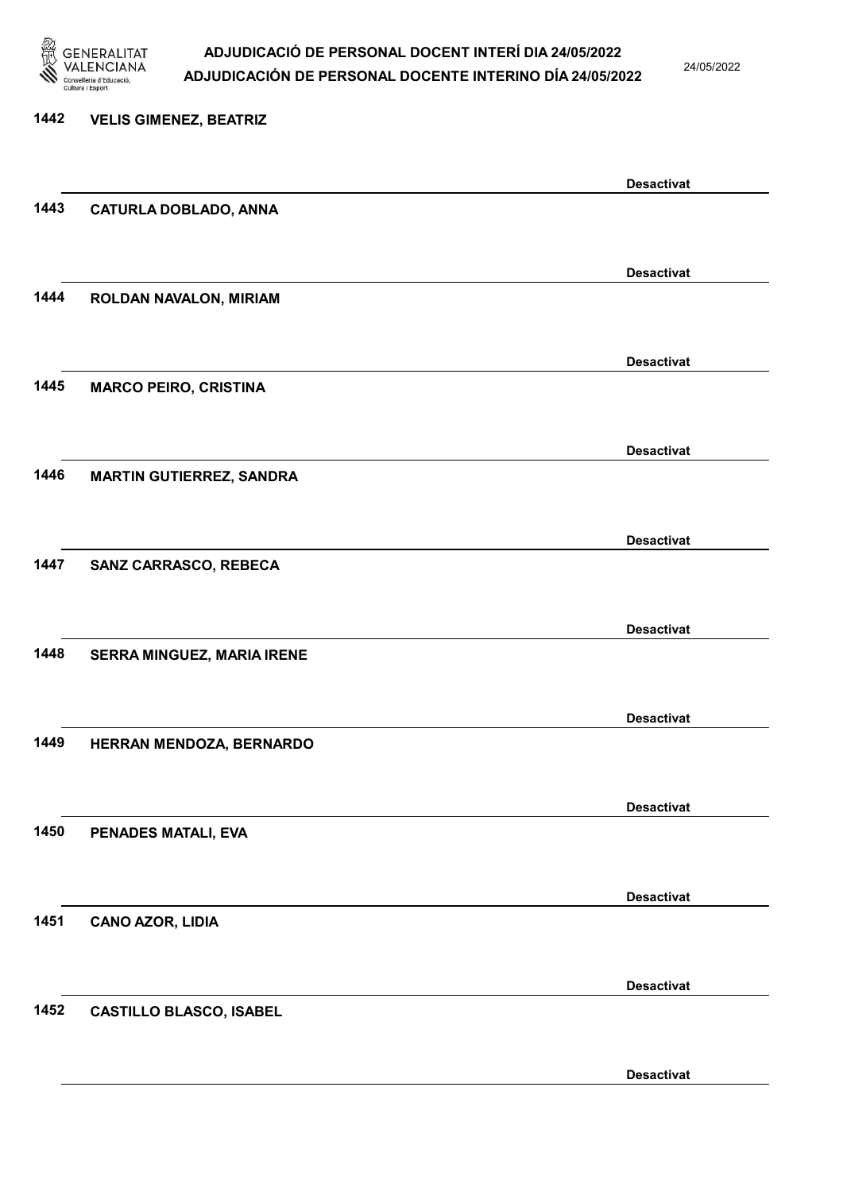1442 **VELIS GIMENEZ, BEATRIZ**

**Desactivat**

1443 **CATURLA DOBLADO, ANNA**

**Desactivat**

1444 **ROLDAN NAVALON, MIRIAM**

**Desactivat**

1445 **MARCO PEIRO, CRISTINA**

**Desactivat**

1446 **MARTIN GUTIERREZ, SANDRA**

**Desactivat**

1447 **SANZ CARRASCO, REBECA**

**Desactivat**

1448 **SERRA MINGUEZ, MARIA IRENE**

**Desactivat**

1449 **HERRAN MENDOZA, BERNARDO**

**Desactivat**

1450 **PENADES MATALI, EVA**

**Desactivat**

1451 **CANO AZOR, LIDIA**

**Desactivat**

1452 **CASTILLO BLASCO, ISABEL**

**Desactivat**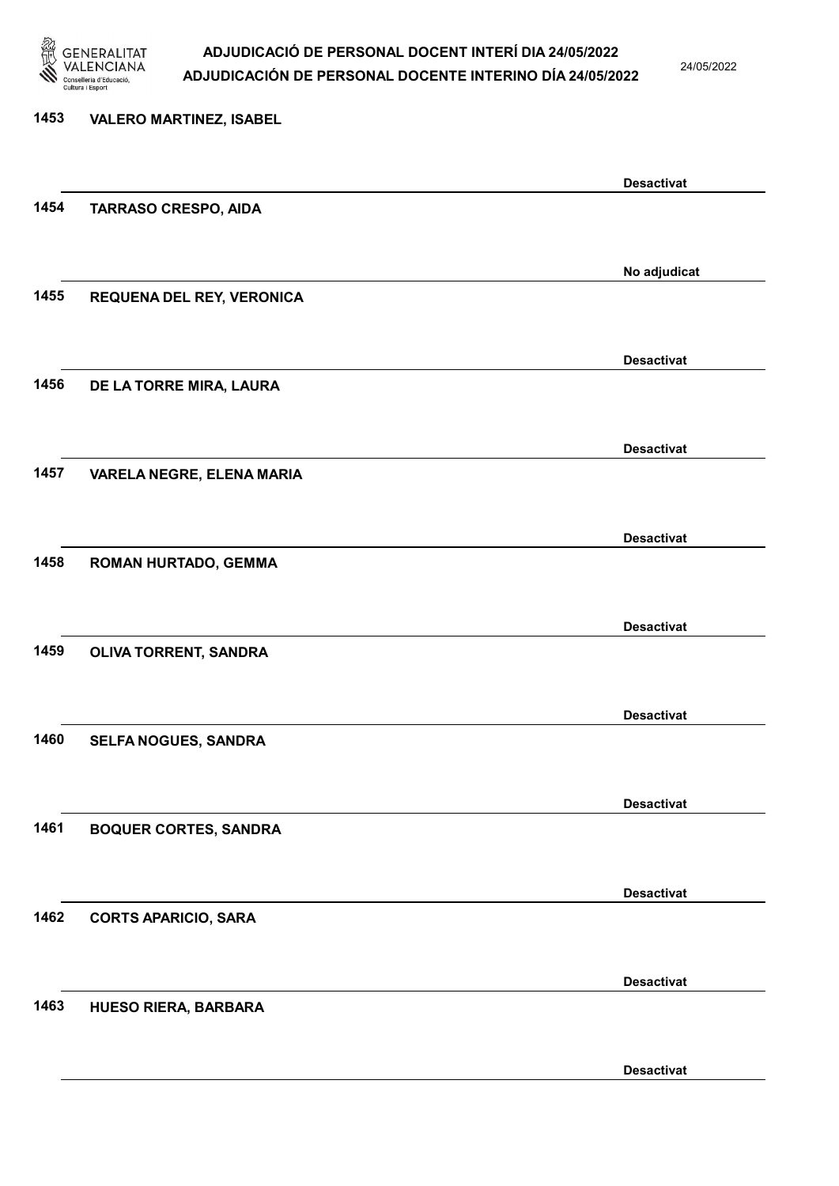1453 VALERO MARTINEZ, ISABEL

Desactivat

1454 TARRASO CRESPO, AIDA

No adjudicat

1455 REQUENA DEL REY, VERONICA

Desactivat

1456 DE LA TORRE MIRA, LAURA

Desactivat

1457 VARELA NEGRE, ELENA MARIA

Desactivat

1458 ROMAN HURTADO, GEMMA

Desactivat

1459 OLIVA TORRENT, SANDRA

Desactivat

1460 SELFA NOGUES, SANDRA

Desactivat

1461 BOQUER CORTES, SANDRA

Desactivat

1462 CORTS APARICIO, SARA

Desactivat

1463 HUESO RIERA, BARBARA

Desactivat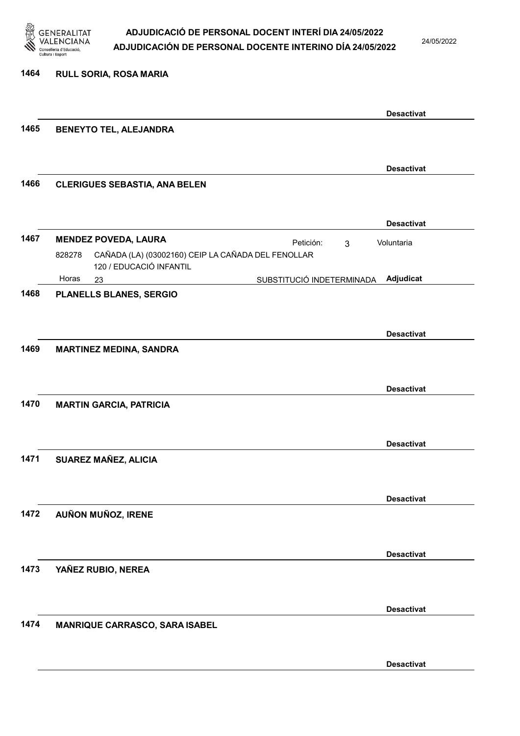1464 RULL SORIA, ROSA MARIA

Desactivat

1465 BENEYTO TEL, ALEJANDRA

Desactivat

1466 CLERIGUES SEBASTIA, ANA BELEN

Desactivat

1467 MENDEZ POVEDA, LAURA — Petición: 3 — Voluntaria

828278 CAÑADA (LA) (03002160) CEIP LA CAÑADA DEL FENOLLAR
120 / EDUCACIÓ INFANTIL

Horas 23 — SUBSTITUCIÓ INDETERMINADA — Adjudicat

1468 PLANELLS BLANES, SERGIO

Desactivat

1469 MARTINEZ MEDINA, SANDRA

Desactivat

1470 MARTIN GARCIA, PATRICIA

Desactivat

1471 SUAREZ MAÑEZ, ALICIA

Desactivat

1472 AUÑON MUÑOZ, IRENE

Desactivat

1473 YAÑEZ RUBIO, NEREA

Desactivat

1474 MANRIQUE CARRASCO, SARA ISABEL

Desactivat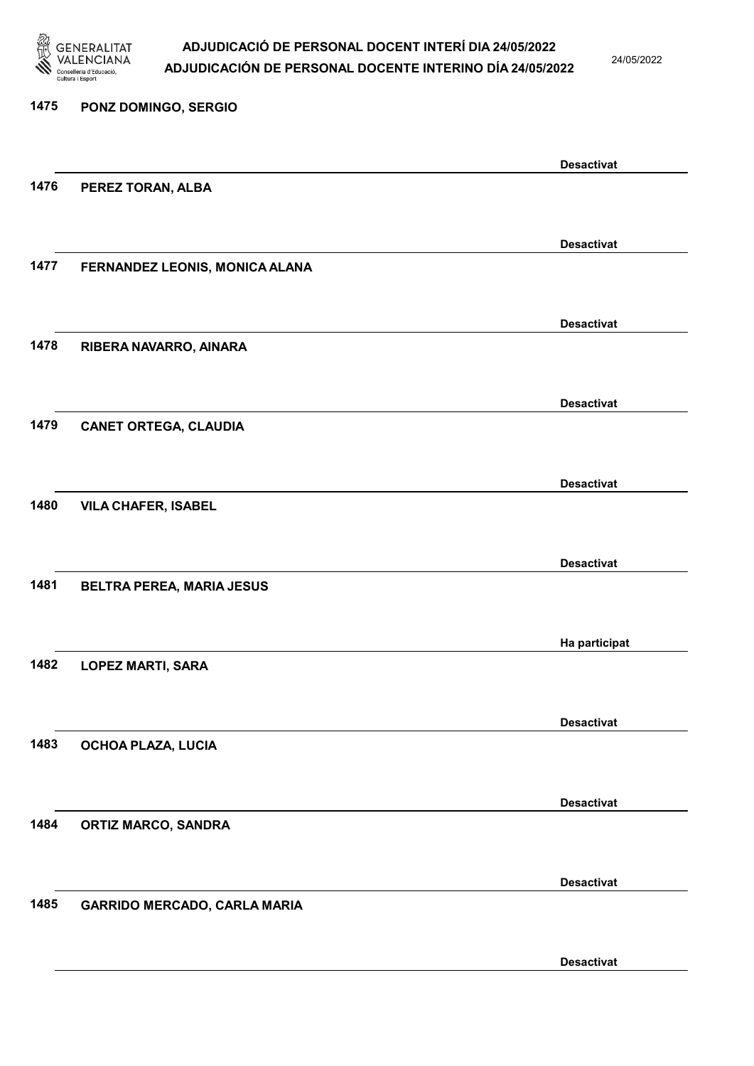1475 PONZ DOMINGO, SERGIO

Desactivat

1476 PEREZ TORAN, ALBA

Desactivat

1477 FERNANDEZ LEONIS, MONICA ALANA

Desactivat

1478 RIBERA NAVARRO, AINARA

Desactivat

1479 CANET ORTEGA, CLAUDIA

Desactivat

1480 VILA CHAFER, ISABEL

Desactivat

1481 BELTRA PEREA, MARIA JESUS

Ha participat

1482 LOPEZ MARTI, SARA

Desactivat

1483 OCHOA PLAZA, LUCIA

Desactivat

1484 ORTIZ MARCO, SANDRA

Desactivat

1485 GARRIDO MERCADO, CARLA MARIA

Desactivat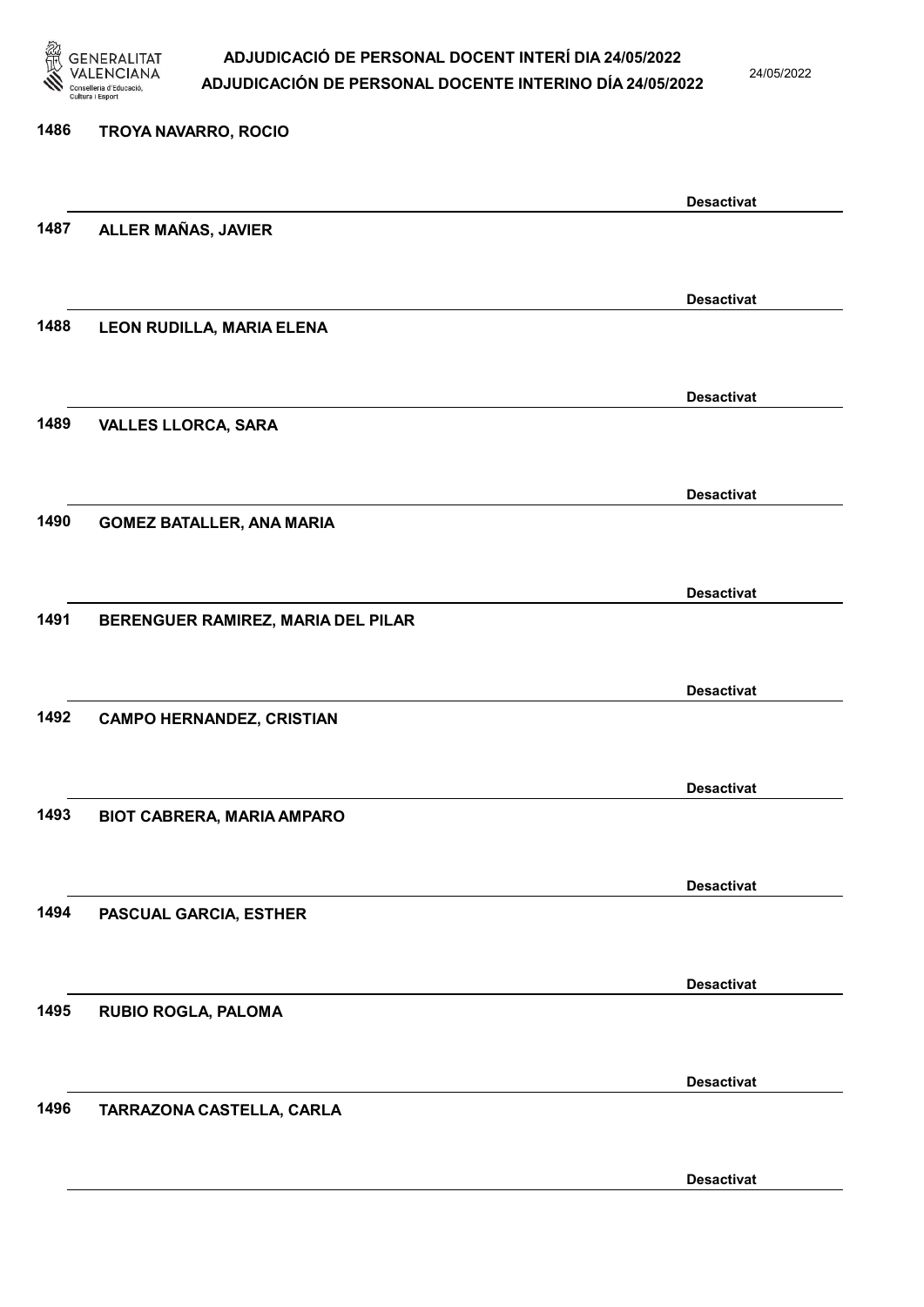1486 TROYA NAVARRO, ROCIO

Desactivat

1487 ALLER MAÑAS, JAVIER

Desactivat

1488 LEON RUDILLA, MARIA ELENA

Desactivat

1489 VALLES LLORCA, SARA

Desactivat

1490 GOMEZ BATALLER, ANA MARIA

Desactivat

1491 BERENGUER RAMIREZ, MARIA DEL PILAR

Desactivat

1492 CAMPO HERNANDEZ, CRISTIAN

Desactivat

1493 BIOT CABRERA, MARIA AMPARO

Desactivat

1494 PASCUAL GARCIA, ESTHER

Desactivat

1495 RUBIO ROGLA, PALOMA

Desactivat

1496 TARRAZONA CASTELLA, CARLA

Desactivat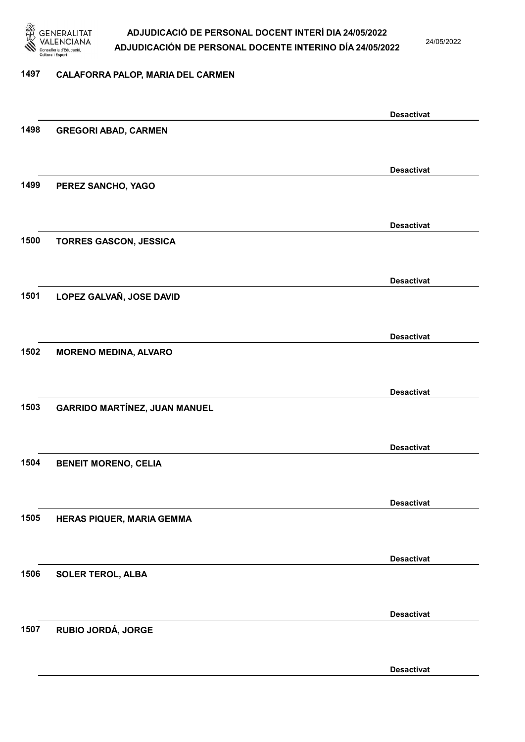1497 **CALAFORRA PALOP, MARIA DEL CARMEN**

**Desactivat**

1498 **GREGORI ABAD, CARMEN**

**Desactivat**

1499 **PEREZ SANCHO, YAGO**

**Desactivat**

1500 **TORRES GASCON, JESSICA**

**Desactivat**

1501 **LOPEZ GALVAÑ, JOSE DAVID**

**Desactivat**

1502 **MORENO MEDINA, ALVARO**

**Desactivat**

1503 **GARRIDO MARTÍNEZ, JUAN MANUEL**

**Desactivat**

1504 **BENEIT MORENO, CELIA**

**Desactivat**

1505 **HERAS PIQUER, MARIA GEMMA**

**Desactivat**

1506 **SOLER TEROL, ALBA**

**Desactivat**

1507 **RUBIO JORDÁ, JORGE**

**Desactivat**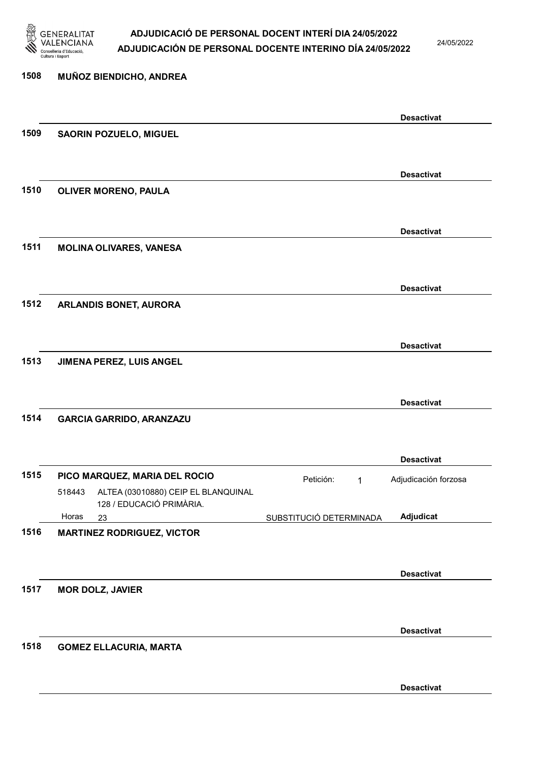1508 **MUÑOZ BIENDICHO, ANDREA**

**Desactivat**

1509 **SAORIN POZUELO, MIGUEL**

**Desactivat**

1510 **OLIVER MORENO, PAULA**

**Desactivat**

1511 **MOLINA OLIVARES, VANESA**

**Desactivat**

1512 **ARLANDIS BONET, AURORA**

**Desactivat**

1513 **JIMENA PEREZ, LUIS ANGEL**

**Desactivat**

1514 **GARCIA GARRIDO, ARANZAZU**

**Desactivat**

1515 **PICO MARQUEZ, MARIA DEL ROCIO** Petición: 1 Adjudicación forzosa

518443 ALTEA (03010880) CEIP EL BLANQUINAL
128 / EDUCACIÓ PRIMÀRIA.

Horas 23 SUBSTITUCIÓ DETERMINADA **Adjudicat**

1516 **MARTINEZ RODRIGUEZ, VICTOR**

**Desactivat**

1517 **MOR DOLZ, JAVIER**

**Desactivat**

1518 **GOMEZ ELLACURIA, MARTA**

**Desactivat**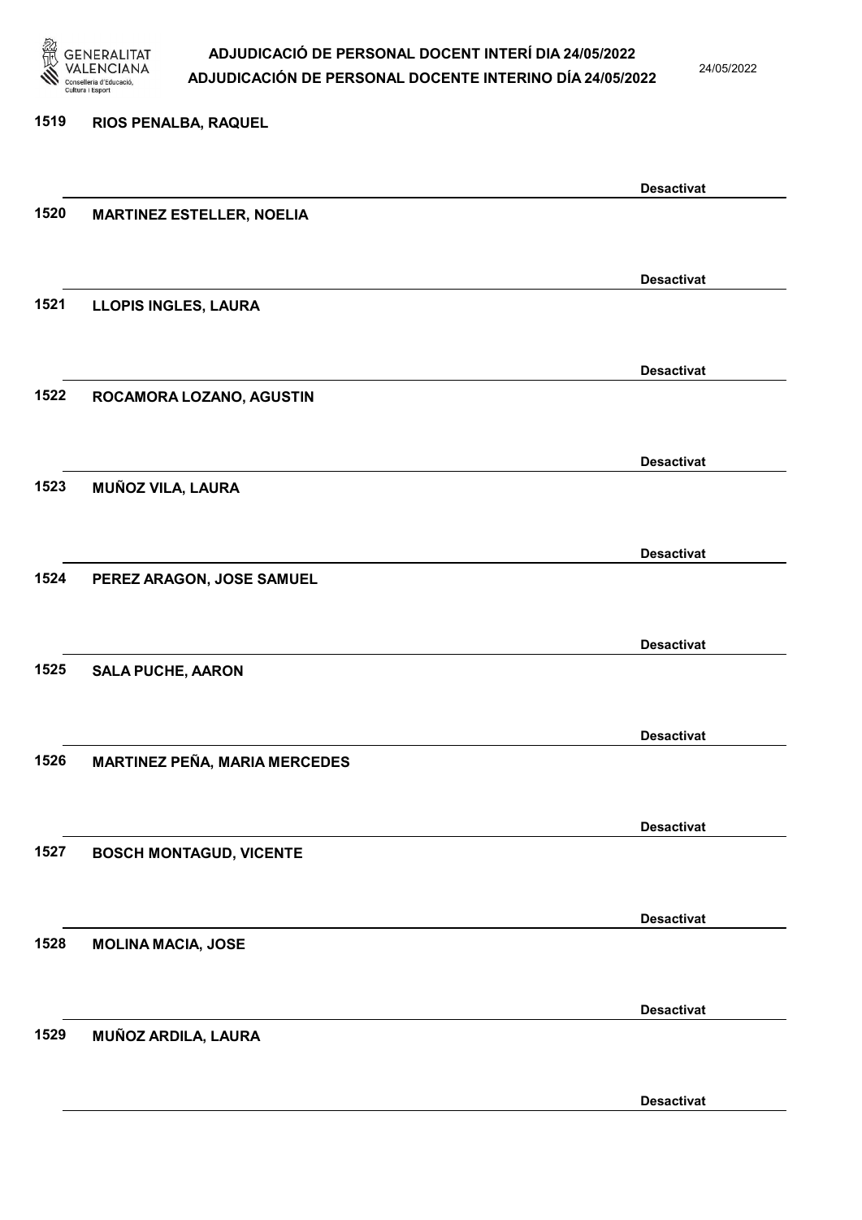1519 RIOS PENALBA, RAQUEL

Desactivat

1520 MARTINEZ ESTELLER, NOELIA

Desactivat

1521 LLOPIS INGLES, LAURA

Desactivat

1522 ROCAMORA LOZANO, AGUSTIN

Desactivat

1523 MUÑOZ VILA, LAURA

Desactivat

1524 PEREZ ARAGON, JOSE SAMUEL

Desactivat

1525 SALA PUCHE, AARON

Desactivat

1526 MARTINEZ PEÑA, MARIA MERCEDES

Desactivat

1527 BOSCH MONTAGUD, VICENTE

Desactivat

1528 MOLINA MACIA, JOSE

Desactivat

1529 MUÑOZ ARDILA, LAURA

Desactivat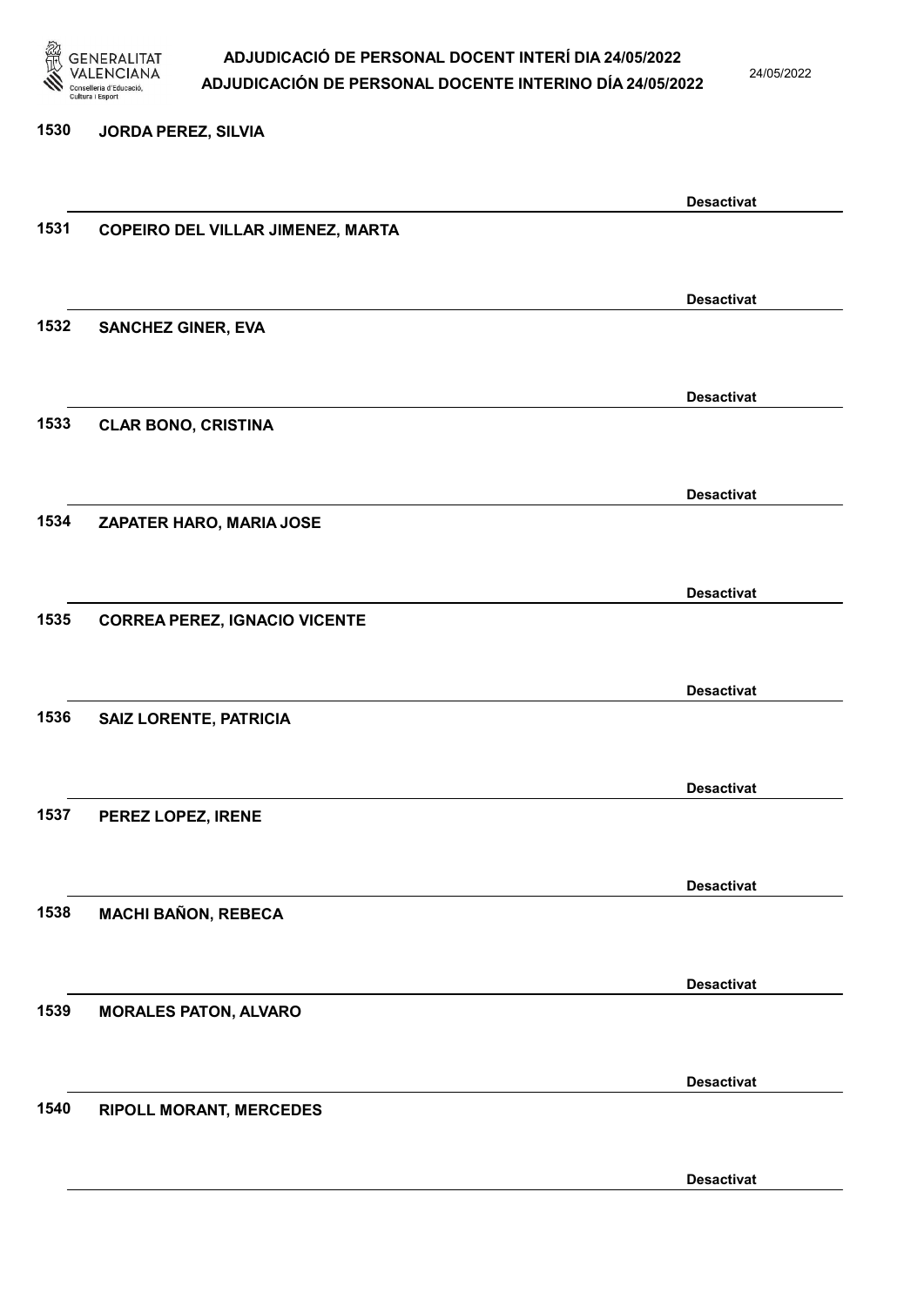1530 JORDA PEREZ, SILVIA

Desactivat

1531 COPEIRO DEL VILLAR JIMENEZ, MARTA

Desactivat

1532 SANCHEZ GINER, EVA

Desactivat

1533 CLAR BONO, CRISTINA

Desactivat

1534 ZAPATER HARO, MARIA JOSE

Desactivat

1535 CORREA PEREZ, IGNACIO VICENTE

Desactivat

1536 SAIZ LORENTE, PATRICIA

Desactivat

1537 PEREZ LOPEZ, IRENE

Desactivat

1538 MACHI BAÑON, REBECA

Desactivat

1539 MORALES PATON, ALVARO

Desactivat

1540 RIPOLL MORANT, MERCEDES

Desactivat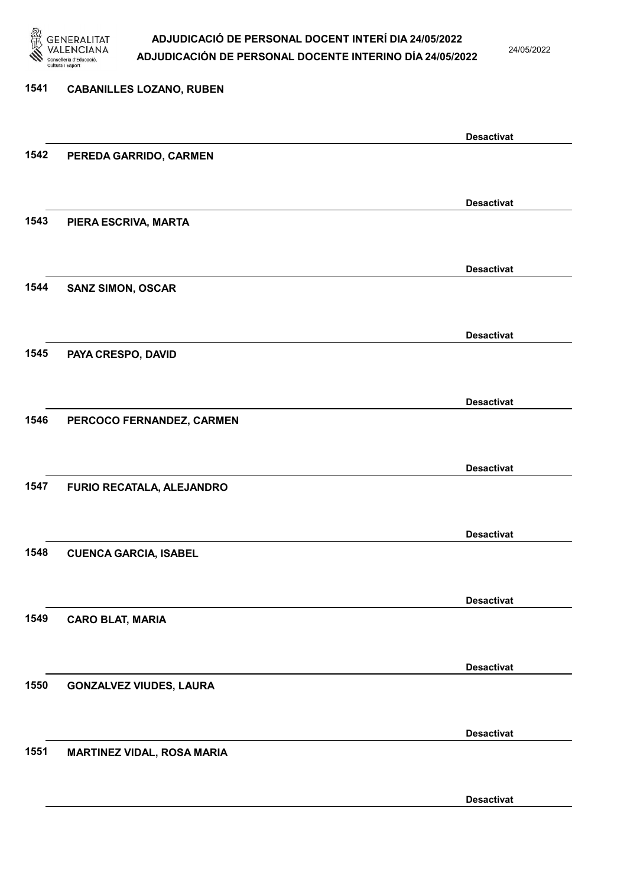1541 CABANILLES LOZANO, RUBEN

Desactivat

1542 PEREDA GARRIDO, CARMEN

Desactivat

1543 PIERA ESCRIVA, MARTA

Desactivat

1544 SANZ SIMON, OSCAR

Desactivat

1545 PAYA CRESPO, DAVID

Desactivat

1546 PERCOCO FERNANDEZ, CARMEN

Desactivat

1547 FURIO RECATALA, ALEJANDRO

Desactivat

1548 CUENCA GARCIA, ISABEL

Desactivat

1549 CARO BLAT, MARIA

Desactivat

1550 GONZALVEZ VIUDES, LAURA

Desactivat

1551 MARTINEZ VIDAL, ROSA MARIA

Desactivat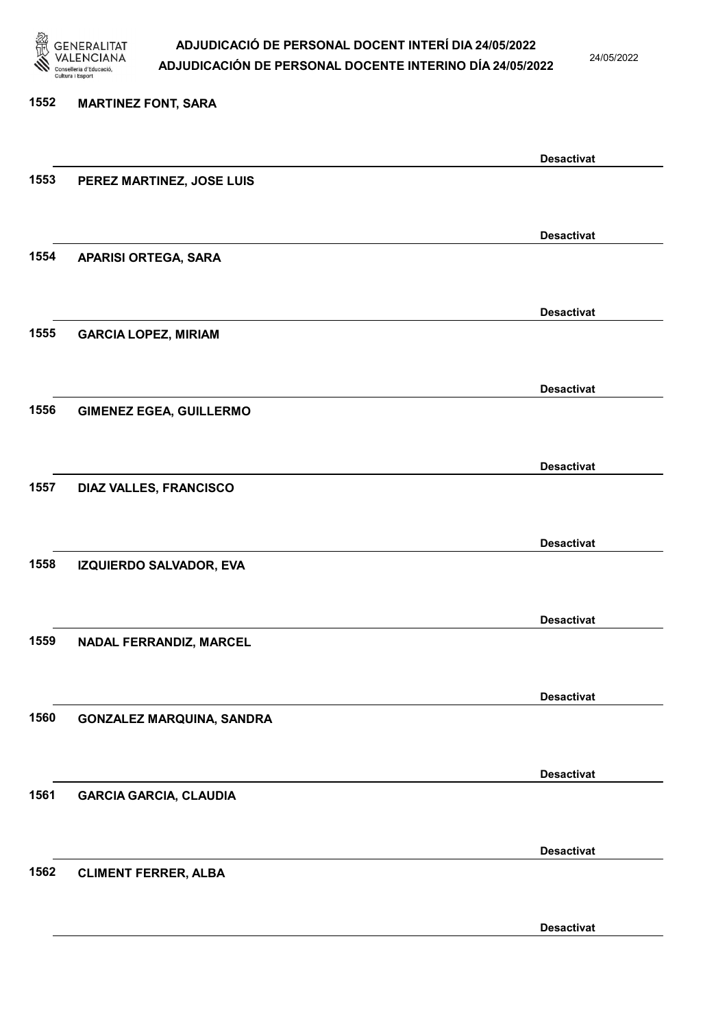1552 **MARTINEZ FONT, SARA**

**Desactivat**

1553 **PEREZ MARTINEZ, JOSE LUIS**

**Desactivat**

1554 **APARISI ORTEGA, SARA**

**Desactivat**

1555 **GARCIA LOPEZ, MIRIAM**

**Desactivat**

1556 **GIMENEZ EGEA, GUILLERMO**

**Desactivat**

1557 **DIAZ VALLES, FRANCISCO**

**Desactivat**

1558 **IZQUIERDO SALVADOR, EVA**

**Desactivat**

1559 **NADAL FERRANDIZ, MARCEL**

**Desactivat**

1560 **GONZALEZ MARQUINA, SANDRA**

**Desactivat**

1561 **GARCIA GARCIA, CLAUDIA**

**Desactivat**

1562 **CLIMENT FERRER, ALBA**

**Desactivat**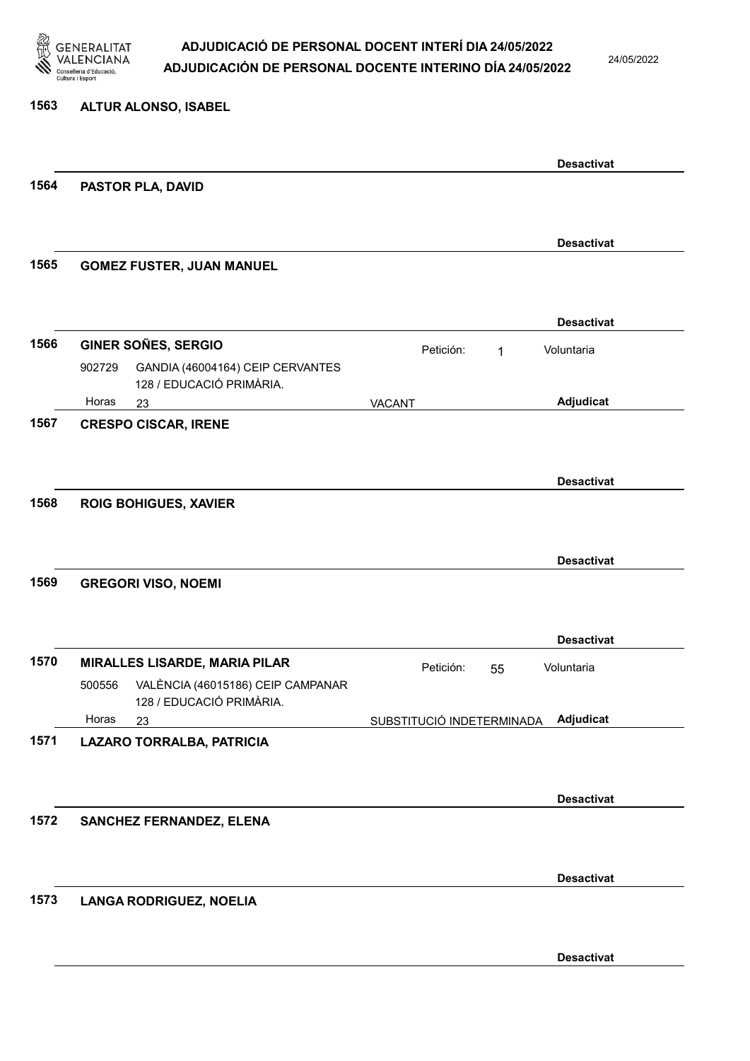**1563 ALTUR ALONSO, ISABEL**

Desactivat

**1564 PASTOR PLA, DAVID**

Desactivat

**1565 GOMEZ FUSTER, JUAN MANUEL**

Desactivat

**1566 GINER SOÑES, SERGIO**

Petición: 1 — Voluntaria

902729 GANDIA (46004164) CEIP CERVANTES
128 / EDUCACIÓ PRIMÀRIA.

Horas 23 — VACANT — Adjudicat

**1567 CRESPO CISCAR, IRENE**

Desactivat

**1568 ROIG BOHIGUES, XAVIER**

Desactivat

**1569 GREGORI VISO, NOEMI**

Desactivat

**1570 MIRALLES LISARDE, MARIA PILAR**

Petición: 55 — Voluntaria

500556 VALÈNCIA (46015186) CEIP CAMPANAR
128 / EDUCACIÓ PRIMÀRIA.

Horas 23 — SUBSTITUCIÓ INDETERMINADA — Adjudicat

**1571 LAZARO TORRALBA, PATRICIA**

Desactivat

**1572 SANCHEZ FERNANDEZ, ELENA**

Desactivat

**1573 LANGA RODRIGUEZ, NOELIA**

Desactivat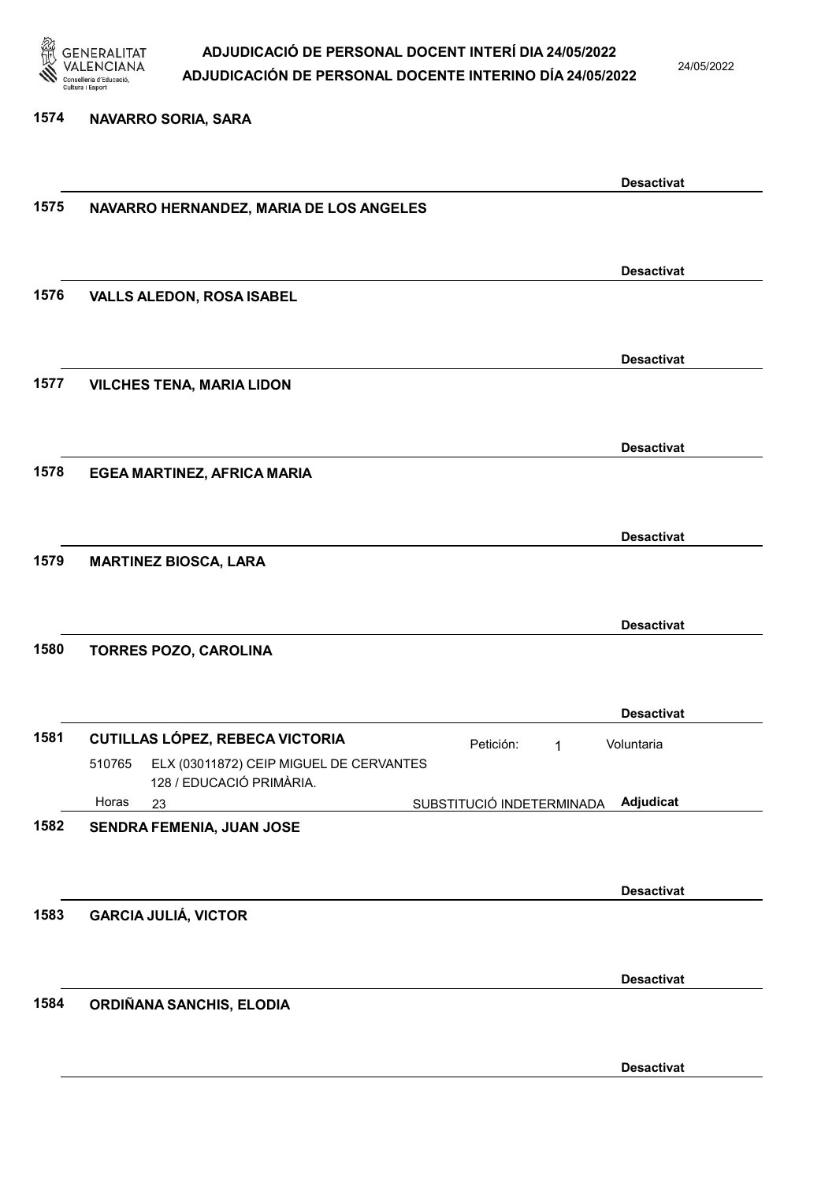1574 NAVARRO SORIA, SARA

Desactivat

1575 NAVARRO HERNANDEZ, MARIA DE LOS ANGELES

Desactivat

1576 VALLS ALEDON, ROSA ISABEL

Desactivat

1577 VILCHES TENA, MARIA LIDON

Desactivat

1578 EGEA MARTINEZ, AFRICA MARIA

Desactivat

1579 MARTINEZ BIOSCA, LARA

Desactivat

1580 TORRES POZO, CAROLINA

Desactivat

1581 CUTILLAS LÓPEZ, REBECA VICTORIA — Petición: 1 — Voluntaria

510765 ELX (03011872) CEIP MIGUEL DE CERVANTES
128 / EDUCACIÓ PRIMÀRIA.
Horas 23 — SUBSTITUCIÓ INDETERMINADA — Adjudicat

1582 SENDRA FEMENIA, JUAN JOSE

Desactivat

1583 GARCIA JULIÁ, VICTOR

Desactivat

1584 ORDIÑANA SANCHIS, ELODIA

Desactivat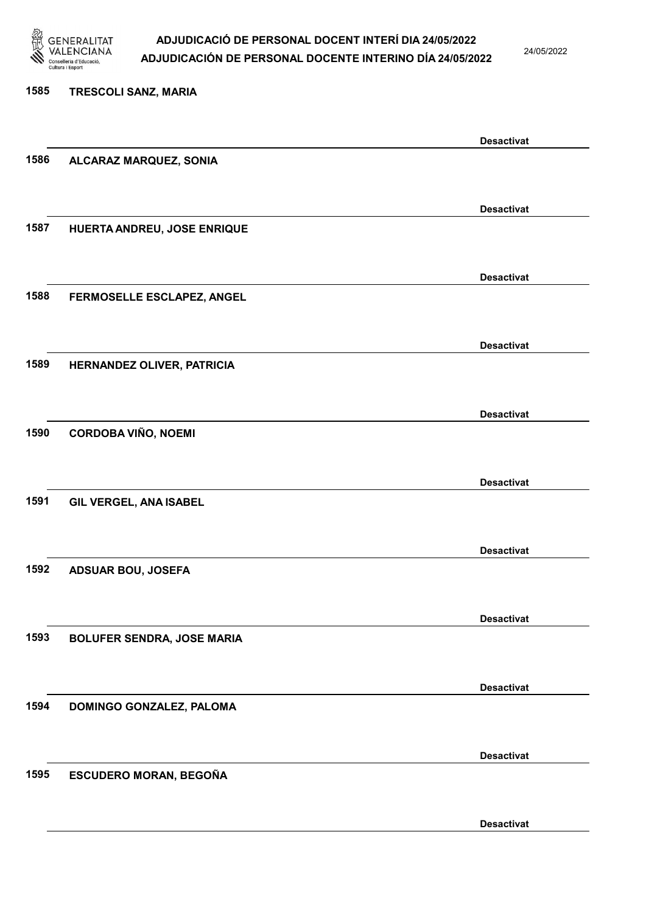1585 TRESCOLI SANZ, MARIA

Desactivat

1586 ALCARAZ MARQUEZ, SONIA

Desactivat

1587 HUERTA ANDREU, JOSE ENRIQUE

Desactivat

1588 FERMOSELLE ESCLAPEZ, ANGEL

Desactivat

1589 HERNANDEZ OLIVER, PATRICIA

Desactivat

1590 CORDOBA VIÑO, NOEMI

Desactivat

1591 GIL VERGEL, ANA ISABEL

Desactivat

1592 ADSUAR BOU, JOSEFA

Desactivat

1593 BOLUFER SENDRA, JOSE MARIA

Desactivat

1594 DOMINGO GONZALEZ, PALOMA

Desactivat

1595 ESCUDERO MORAN, BEGOÑA

Desactivat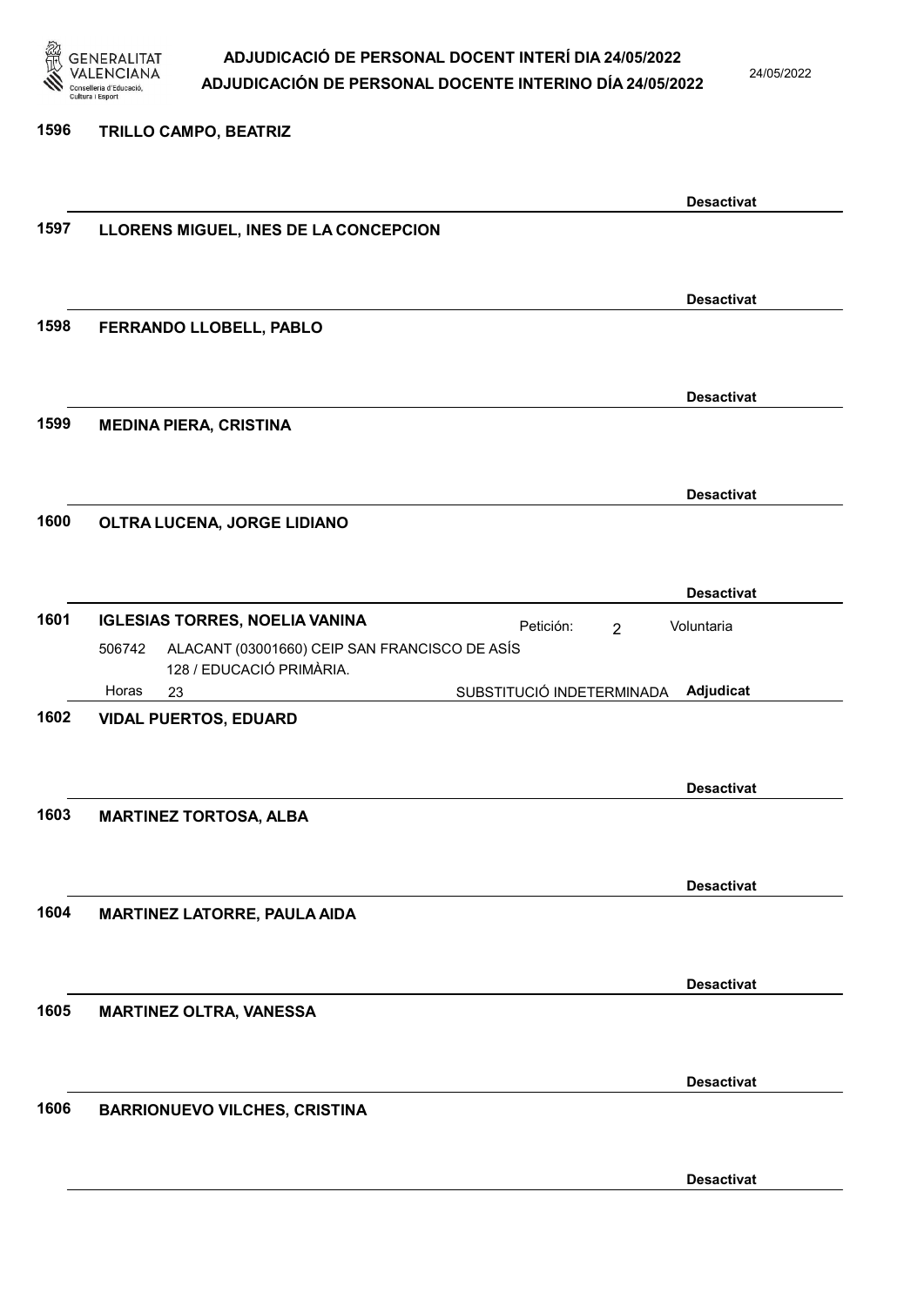1596 **TRILLO CAMPO, BEATRIZ**

**Desactivat**

1597 **LLORENS MIGUEL, INES DE LA CONCEPCION**

**Desactivat**

1598 **FERRANDO LLOBELL, PABLO**

**Desactivat**

1599 **MEDINA PIERA, CRISTINA**

**Desactivat**

1600 **OLTRA LUCENA, JORGE LIDIANO**

**Desactivat**

1601 **IGLESIAS TORRES, NOELIA VANINA** Petición: 2 Voluntaria

506742 ALACANT (03001660) CEIP SAN FRANCISCO DE ASÍS
128 / EDUCACIÓ PRIMÀRIA.

Horas 23 SUBSTITUCIÓ INDETERMINADA **Adjudicat**

1602 **VIDAL PUERTOS, EDUARD**

**Desactivat**

1603 **MARTINEZ TORTOSA, ALBA**

**Desactivat**

1604 **MARTINEZ LATORRE, PAULA AIDA**

**Desactivat**

1605 **MARTINEZ OLTRA, VANESSA**

**Desactivat**

1606 **BARRIONUEVO VILCHES, CRISTINA**

**Desactivat**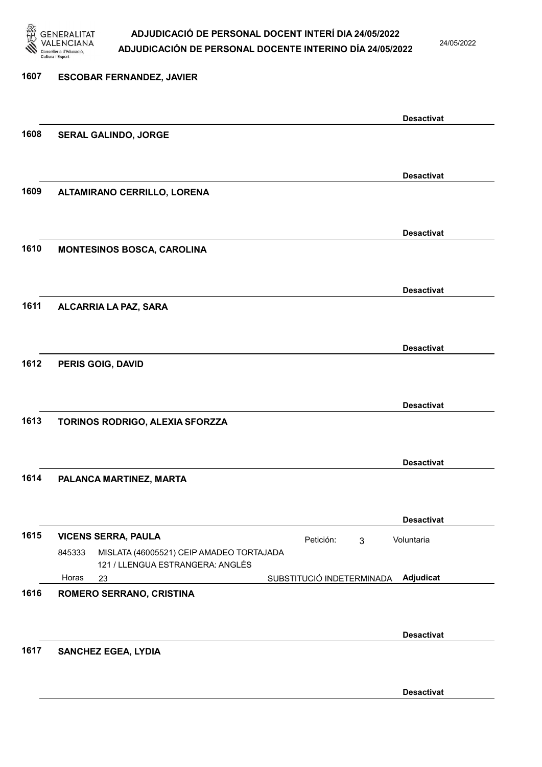**1607 ESCOBAR FERNANDEZ, JAVIER**

Desactivat

**1608 SERAL GALINDO, JORGE**

Desactivat

**1609 ALTAMIRANO CERRILLO, LORENA**

Desactivat

**1610 MONTESINOS BOSCA, CAROLINA**

Desactivat

**1611 ALCARRIA LA PAZ, SARA**

Desactivat

**1612 PERIS GOIG, DAVID**

Desactivat

**1613 TORINOS RODRIGO, ALEXIA SFORZZA**

Desactivat

**1614 PALANCA MARTINEZ, MARTA**

Desactivat

**1615 VICENS SERRA, PAULA** — Petición: 3 — Voluntaria

845333 MISLATA (46005521) CEIP AMADEO TORTAJADA
121 / LLENGUA ESTRANGERA: ANGLÉS
Horas 23 — SUBSTITUCIÓ INDETERMINADA — Adjudicat

**1616 ROMERO SERRANO, CRISTINA**

Desactivat

**1617 SANCHEZ EGEA, LYDIA**

Desactivat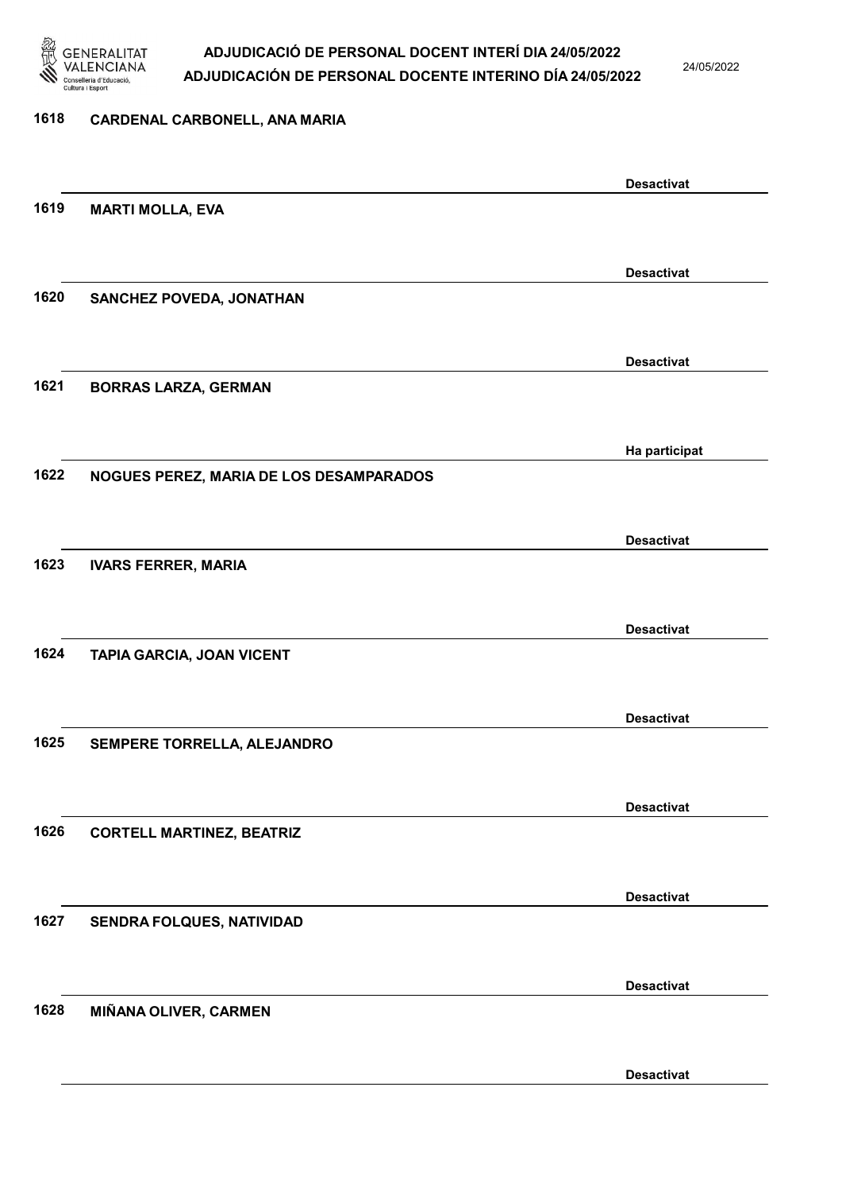1618 **CARDENAL CARBONELL, ANA MARIA**

**Desactivat**

1619 **MARTI MOLLA, EVA**

**Desactivat**

1620 **SANCHEZ POVEDA, JONATHAN**

**Desactivat**

1621 **BORRAS LARZA, GERMAN**

**Ha participat**

1622 **NOGUES PEREZ, MARIA DE LOS DESAMPARADOS**

**Desactivat**

1623 **IVARS FERRER, MARIA**

**Desactivat**

1624 **TAPIA GARCIA, JOAN VICENT**

**Desactivat**

1625 **SEMPERE TORRELLA, ALEJANDRO**

**Desactivat**

1626 **CORTELL MARTINEZ, BEATRIZ**

**Desactivat**

1627 **SENDRA FOLQUES, NATIVIDAD**

**Desactivat**

1628 **MIÑANA OLIVER, CARMEN**

**Desactivat**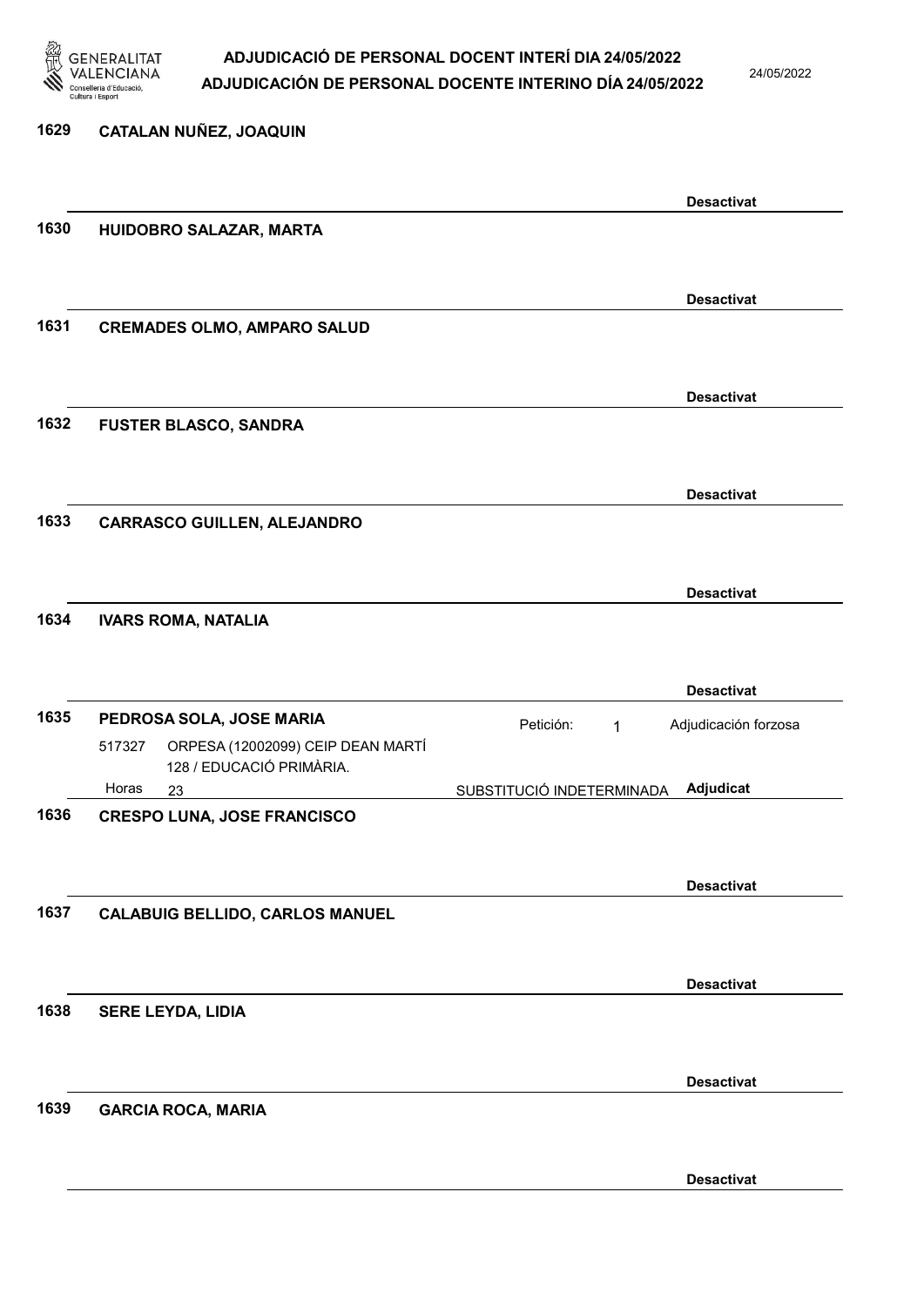**1629 CATALAN NUÑEZ, JOAQUIN**

**Desactivat**

**1630 HUIDOBRO SALAZAR, MARTA**

**Desactivat**

**1631 CREMADES OLMO, AMPARO SALUD**

**Desactivat**

**1632 FUSTER BLASCO, SANDRA**

**Desactivat**

**1633 CARRASCO GUILLEN, ALEJANDRO**

**Desactivat**

**1634 IVARS ROMA, NATALIA**

**Desactivat**

**1635 PEDROSA SOLA, JOSE MARIA**

Petición: 1 — Adjudicación forzosa

517327 ORPESA (12002099) CEIP DEAN MARTÍ 128 / EDUCACIÓ PRIMÀRIA.

Horas 23 — SUBSTITUCIÓ INDETERMINADA — **Adjudicat**

**1636 CRESPO LUNA, JOSE FRANCISCO**

**Desactivat**

**1637 CALABUIG BELLIDO, CARLOS MANUEL**

**Desactivat**

**1638 SERE LEYDA, LIDIA**

**Desactivat**

**1639 GARCIA ROCA, MARIA**

**Desactivat**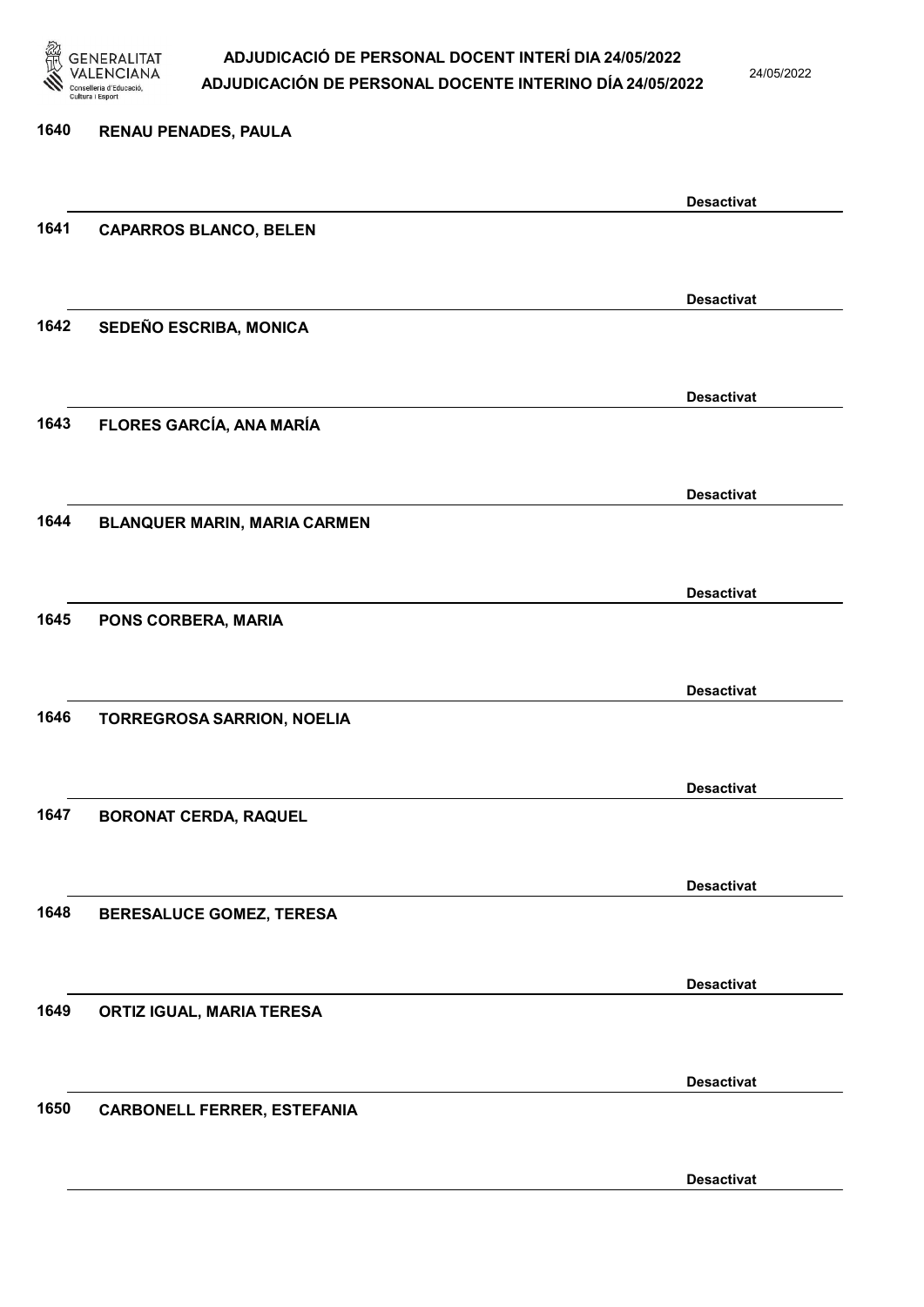1640 RENAU PENADES, PAULA

Desactivat

1641 CAPARROS BLANCO, BELEN

Desactivat

1642 SEDEÑO ESCRIBA, MONICA

Desactivat

1643 FLORES GARCÍA, ANA MARÍA

Desactivat

1644 BLANQUER MARIN, MARIA CARMEN

Desactivat

1645 PONS CORBERA, MARIA

Desactivat

1646 TORREGROSA SARRION, NOELIA

Desactivat

1647 BORONAT CERDA, RAQUEL

Desactivat

1648 BERESALUCE GOMEZ, TERESA

Desactivat

1649 ORTIZ IGUAL, MARIA TERESA

Desactivat

1650 CARBONELL FERRER, ESTEFANIA

Desactivat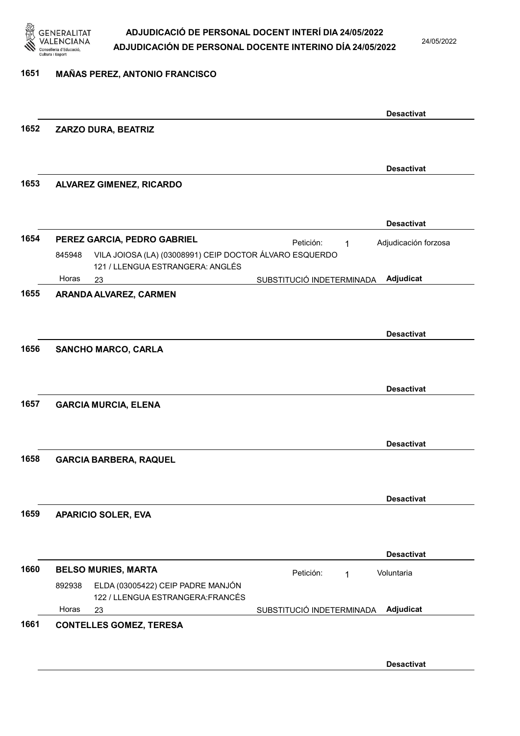**1651 MAÑAS PEREZ, ANTONIO FRANCISCO**

**Desactivat**

**1652 ZARZO DURA, BEATRIZ**

**Desactivat**

**1653 ALVAREZ GIMENEZ, RICARDO**

**Desactivat**

**1654 PEREZ GARCIA, PEDRO GABRIEL** — Petición: 1 — Adjudicación forzosa

845948 VILA JOIOSA (LA) (03008991) CEIP DOCTOR ÁLVARO ESQUERDO
121 / LLENGUA ESTRANGERA: ANGLÉS
Horas 23 — SUBSTITUCIÓ INDETERMINADA — **Adjudicat**

**1655 ARANDA ALVAREZ, CARMEN**

**Desactivat**

**1656 SANCHO MARCO, CARLA**

**Desactivat**

**1657 GARCIA MURCIA, ELENA**

**Desactivat**

**1658 GARCIA BARBERA, RAQUEL**

**Desactivat**

**1659 APARICIO SOLER, EVA**

**Desactivat**

**1660 BELSO MURIES, MARTA** — Petición: 1 — Voluntaria

892938 ELDA (03005422) CEIP PADRE MANJÓN
122 / LLENGUA ESTRANGERA:FRANCÉS
Horas 23 — SUBSTITUCIÓ INDETERMINADA — **Adjudicat**

**1661 CONTELLES GOMEZ, TERESA**

**Desactivat**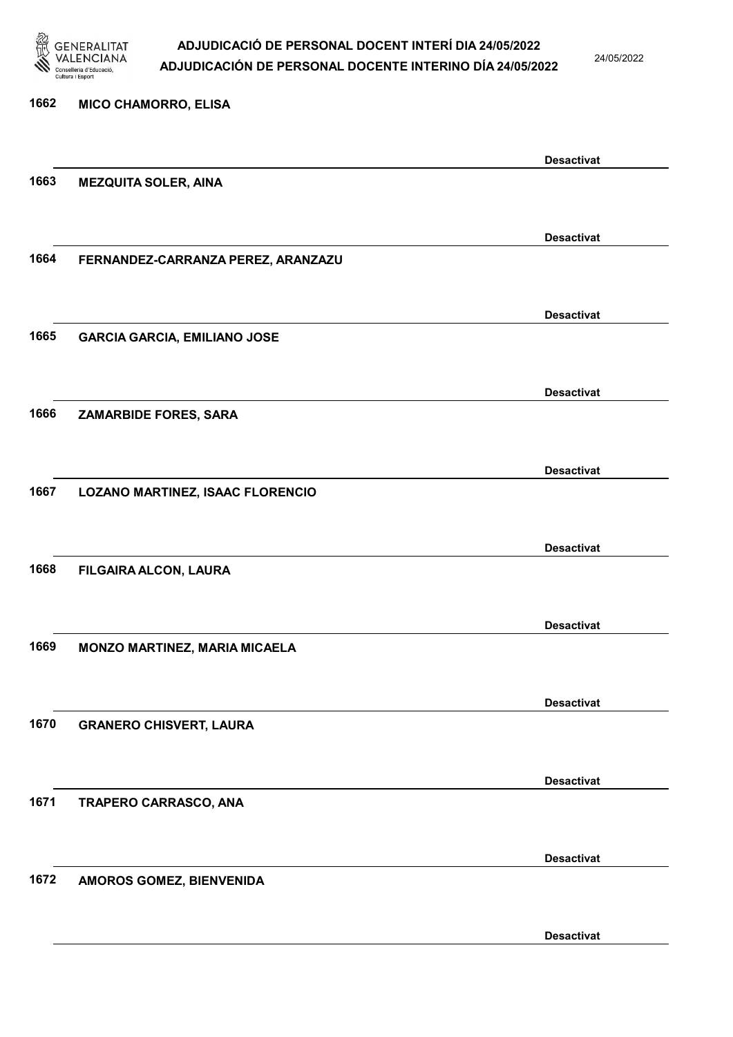1662 **MICO CHAMORRO, ELISA**

**Desactivat**

1663 **MEZQUITA SOLER, AINA**

**Desactivat**

1664 **FERNANDEZ-CARRANZA PEREZ, ARANZAZU**

**Desactivat**

1665 **GARCIA GARCIA, EMILIANO JOSE**

**Desactivat**

1666 **ZAMARBIDE FORES, SARA**

**Desactivat**

1667 **LOZANO MARTINEZ, ISAAC FLORENCIO**

**Desactivat**

1668 **FILGAIRA ALCON, LAURA**

**Desactivat**

1669 **MONZO MARTINEZ, MARIA MICAELA**

**Desactivat**

1670 **GRANERO CHISVERT, LAURA**

**Desactivat**

1671 **TRAPERO CARRASCO, ANA**

**Desactivat**

1672 **AMOROS GOMEZ, BIENVENIDA**

**Desactivat**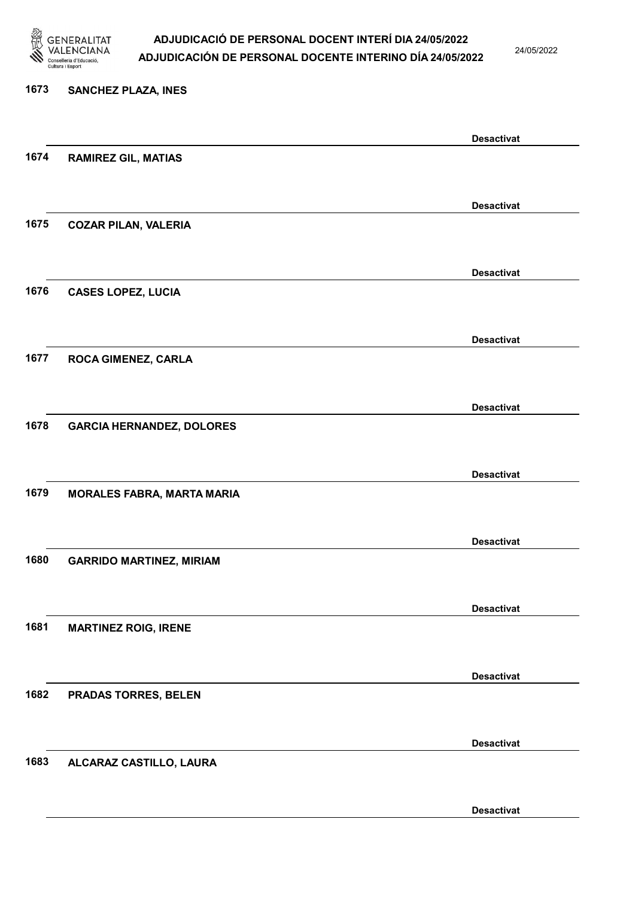1673 SANCHEZ PLAZA, INES

Desactivat

1674 RAMIREZ GIL, MATIAS

Desactivat

1675 COZAR PILAN, VALERIA

Desactivat

1676 CASES LOPEZ, LUCIA

Desactivat

1677 ROCA GIMENEZ, CARLA

Desactivat

1678 GARCIA HERNANDEZ, DOLORES

Desactivat

1679 MORALES FABRA, MARTA MARIA

Desactivat

1680 GARRIDO MARTINEZ, MIRIAM

Desactivat

1681 MARTINEZ ROIG, IRENE

Desactivat

1682 PRADAS TORRES, BELEN

Desactivat

1683 ALCARAZ CASTILLO, LAURA

Desactivat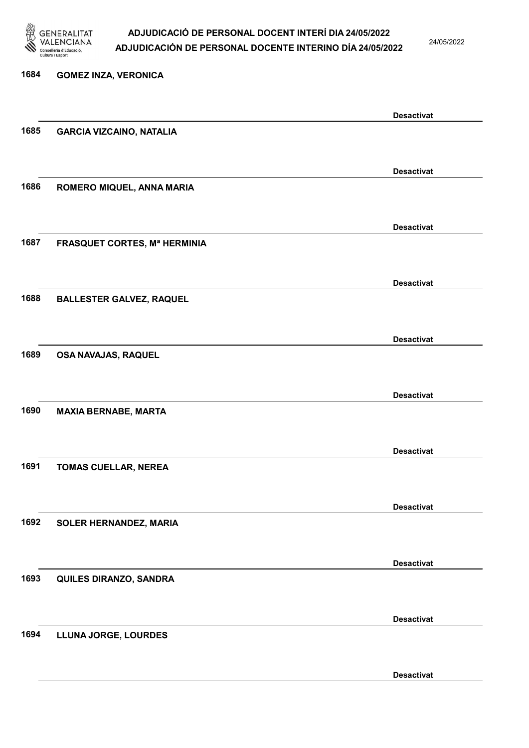1684 **GOMEZ INZA, VERONICA**

**Desactivat**

1685 **GARCIA VIZCAINO, NATALIA**

**Desactivat**

1686 **ROMERO MIQUEL, ANNA MARIA**

**Desactivat**

1687 **FRASQUET CORTES, Mª HERMINIA**

**Desactivat**

1688 **BALLESTER GALVEZ, RAQUEL**

**Desactivat**

1689 **OSA NAVAJAS, RAQUEL**

**Desactivat**

1690 **MAXIA BERNABE, MARTA**

**Desactivat**

1691 **TOMAS CUELLAR, NEREA**

**Desactivat**

1692 **SOLER HERNANDEZ, MARIA**

**Desactivat**

1693 **QUILES DIRANZO, SANDRA**

**Desactivat**

1694 **LLUNA JORGE, LOURDES**

**Desactivat**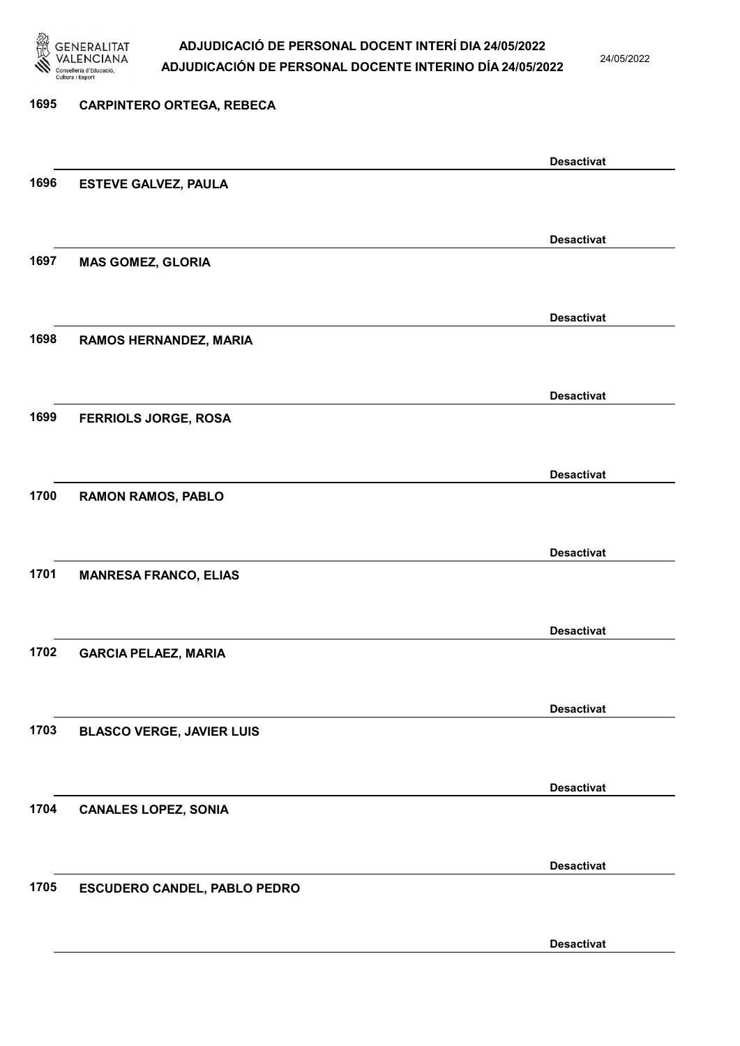1695 **CARPINTERO ORTEGA, REBECA**

**Desactivat**

1696 **ESTEVE GALVEZ, PAULA**

**Desactivat**

1697 **MAS GOMEZ, GLORIA**

**Desactivat**

1698 **RAMOS HERNANDEZ, MARIA**

**Desactivat**

1699 **FERRIOLS JORGE, ROSA**

**Desactivat**

1700 **RAMON RAMOS, PABLO**

**Desactivat**

1701 **MANRESA FRANCO, ELIAS**

**Desactivat**

1702 **GARCIA PELAEZ, MARIA**

**Desactivat**

1703 **BLASCO VERGE, JAVIER LUIS**

**Desactivat**

1704 **CANALES LOPEZ, SONIA**

**Desactivat**

1705 **ESCUDERO CANDEL, PABLO PEDRO**

**Desactivat**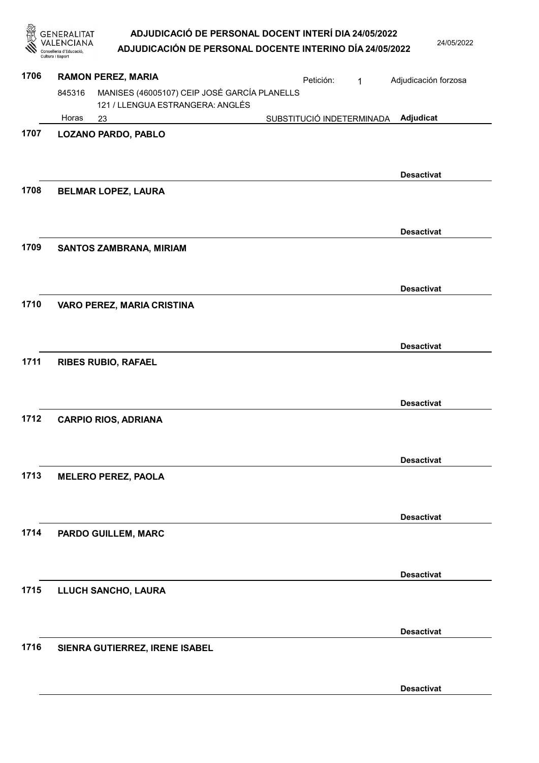**1706** **RAMON PEREZ, MARIA** — Petición: 1 — Adjudicación forzosa

845316 MANISES (46005107) CEIP JOSÉ GARCÍA PLANELLS
121 / LLENGUA ESTRANGERA: ANGLÉS
Horas 23 — SUBSTITUCIÓ INDETERMINADA — **Adjudicat**

**1707** **LOZANO PARDO, PABLO**

**Desactivat**

**1708** **BELMAR LOPEZ, LAURA**

**Desactivat**

**1709** **SANTOS ZAMBRANA, MIRIAM**

**Desactivat**

**1710** **VARO PEREZ, MARIA CRISTINA**

**Desactivat**

**1711** **RIBES RUBIO, RAFAEL**

**Desactivat**

**1712** **CARPIO RIOS, ADRIANA**

**Desactivat**

**1713** **MELERO PEREZ, PAOLA**

**Desactivat**

**1714** **PARDO GUILLEM, MARC**

**Desactivat**

**1715** **LLUCH SANCHO, LAURA**

**Desactivat**

**1716** **SIENRA GUTIERREZ, IRENE ISABEL**

**Desactivat**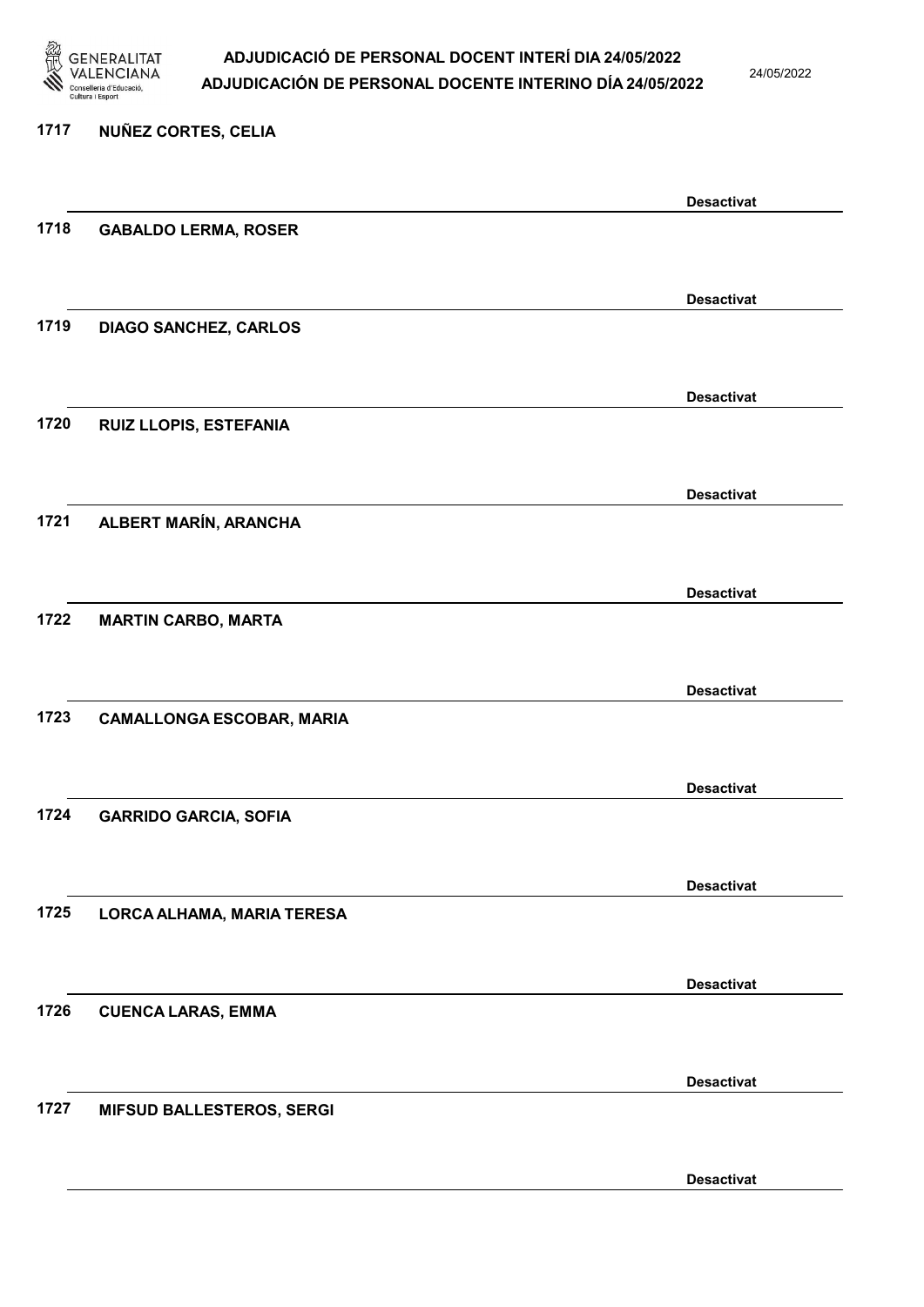1717 **NUÑEZ CORTES, CELIA**

**Desactivat**

1718 **GABALDO LERMA, ROSER**

**Desactivat**

1719 **DIAGO SANCHEZ, CARLOS**

**Desactivat**

1720 **RUIZ LLOPIS, ESTEFANIA**

**Desactivat**

1721 **ALBERT MARÍN, ARANCHA**

**Desactivat**

1722 **MARTIN CARBO, MARTA**

**Desactivat**

1723 **CAMALLONGA ESCOBAR, MARIA**

**Desactivat**

1724 **GARRIDO GARCIA, SOFIA**

**Desactivat**

1725 **LORCA ALHAMA, MARIA TERESA**

**Desactivat**

1726 **CUENCA LARAS, EMMA**

**Desactivat**

1727 **MIFSUD BALLESTEROS, SERGI**

**Desactivat**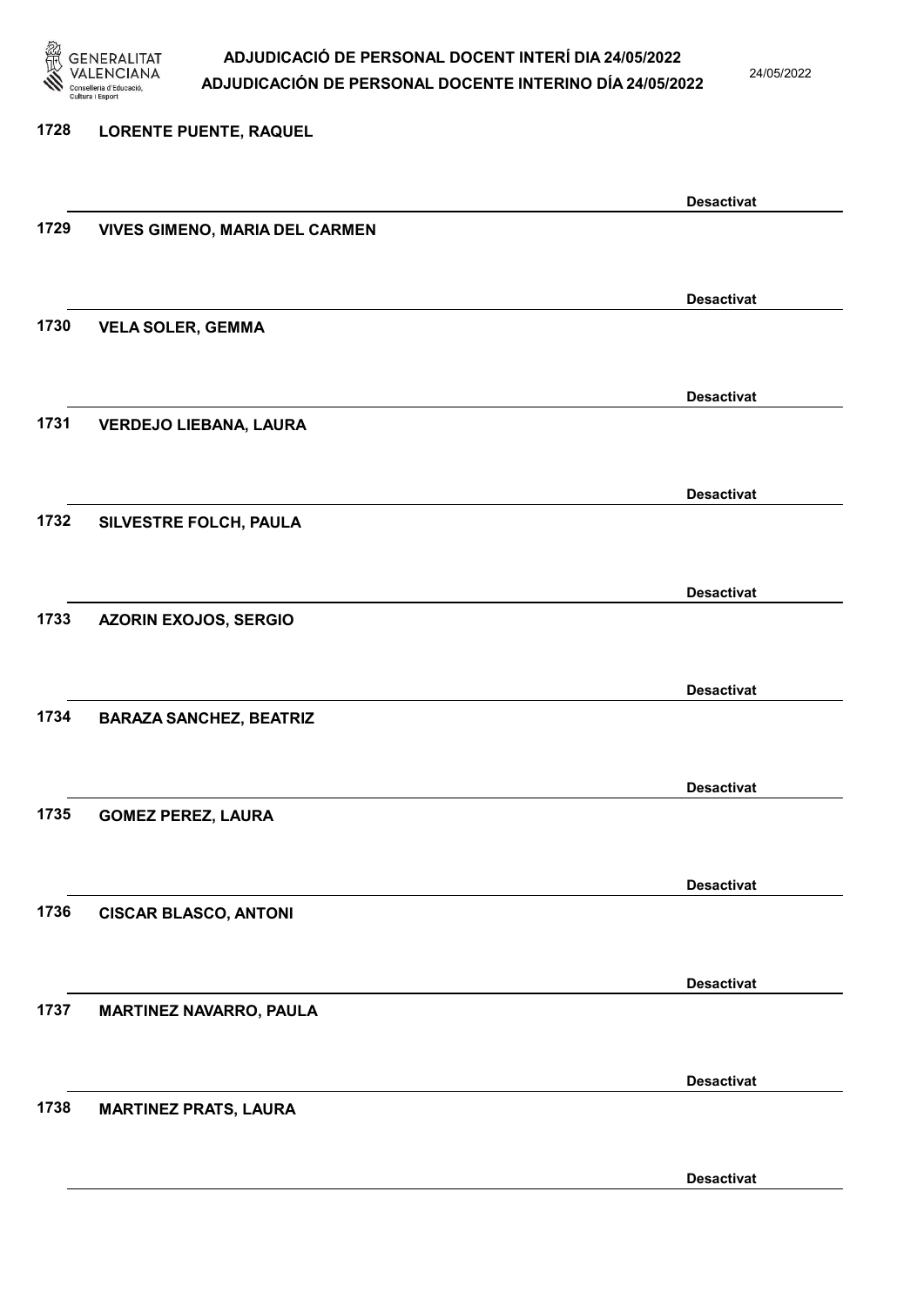1728 LORENTE PUENTE, RAQUEL

Desactivat

1729 VIVES GIMENO, MARIA DEL CARMEN

Desactivat

1730 VELA SOLER, GEMMA

Desactivat

1731 VERDEJO LIEBANA, LAURA

Desactivat

1732 SILVESTRE FOLCH, PAULA

Desactivat

1733 AZORIN EXOJOS, SERGIO

Desactivat

1734 BARAZA SANCHEZ, BEATRIZ

Desactivat

1735 GOMEZ PEREZ, LAURA

Desactivat

1736 CISCAR BLASCO, ANTONI

Desactivat

1737 MARTINEZ NAVARRO, PAULA

Desactivat

1738 MARTINEZ PRATS, LAURA

Desactivat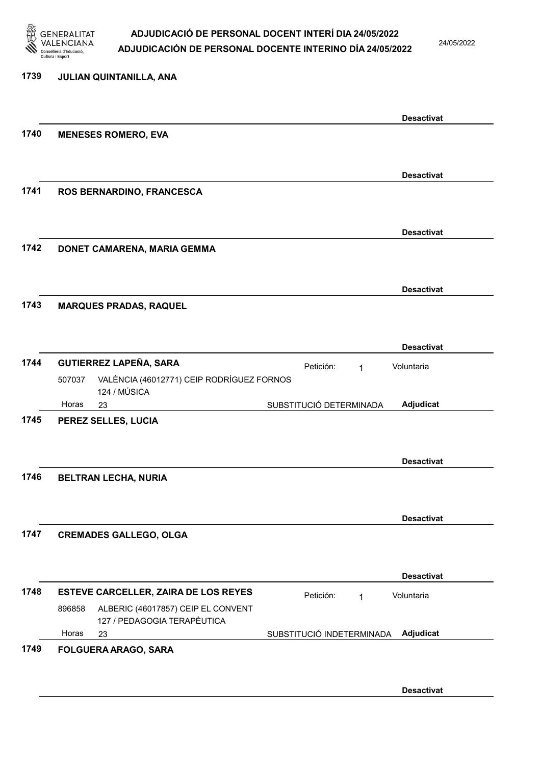| Núm. | Nom | | | | Estat |
|---|---|---|---|---|---|
| 1739 | JULIAN QUINTANILLA, ANA | | | | Desactivat |
| 1740 | MENESES ROMERO, EVA | | | | Desactivat |
| 1741 | ROS BERNARDINO, FRANCESCA | | | | Desactivat |
| 1742 | DONET CAMARENA, MARIA GEMMA | | | | Desactivat |
| 1743 | MARQUES PRADAS, RAQUEL | | | | Desactivat |
| 1744 | GUTIERREZ LAPEÑA, SARA | | Petición: | 1 | Voluntaria |
| | 507037 | VALÈNCIA (46012771) CEIP RODRÍGUEZ FORNOS<br>124 / MÚSICA | | | |
| | Horas | 23 | SUBSTITUCIÓ DETERMINADA | | Adjudicat |
| 1745 | PEREZ SELLES, LUCIA | | | | Desactivat |
| 1746 | BELTRAN LECHA, NURIA | | | | Desactivat |
| 1747 | CREMADES GALLEGO, OLGA | | | | Desactivat |
| 1748 | ESTEVE CARCELLER, ZAIRA DE LOS REYES | | Petición: | 1 | Voluntaria |
| | 896858 | ALBERIC (46017857) CEIP EL CONVENT<br>127 / PEDAGOGIA TERAPÈUTICA | | | |
| | Horas | 23 | SUBSTITUCIÓ INDETERMINADA | | Adjudicat |
| 1749 | FOLGUERA ARAGO, SARA | | | | Desactivat |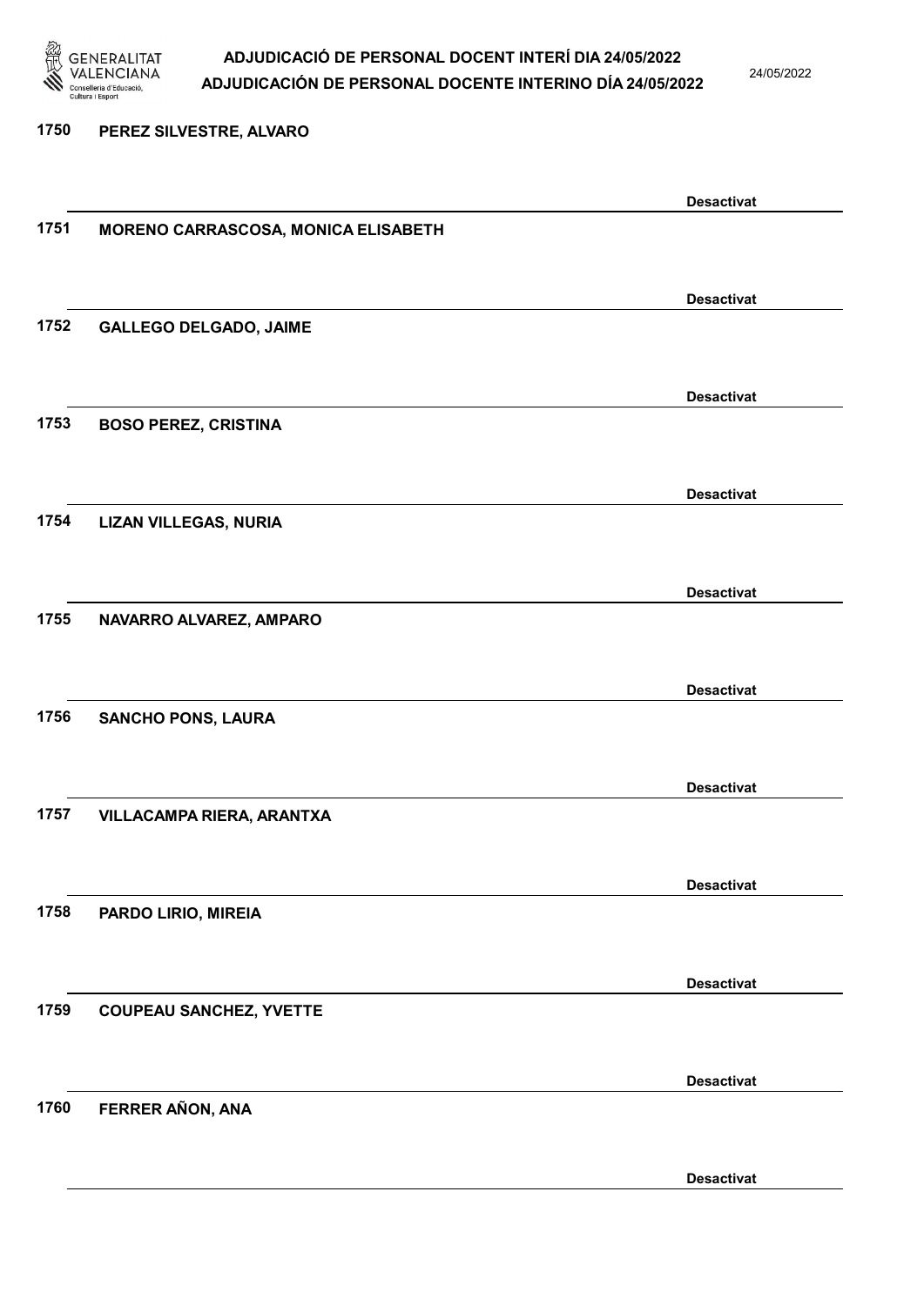1750 PEREZ SILVESTRE, ALVARO

Desactivat

1751 MORENO CARRASCOSA, MONICA ELISABETH

Desactivat

1752 GALLEGO DELGADO, JAIME

Desactivat

1753 BOSO PEREZ, CRISTINA

Desactivat

1754 LIZAN VILLEGAS, NURIA

Desactivat

1755 NAVARRO ALVAREZ, AMPARO

Desactivat

1756 SANCHO PONS, LAURA

Desactivat

1757 VILLACAMPA RIERA, ARANTXA

Desactivat

1758 PARDO LIRIO, MIREIA

Desactivat

1759 COUPEAU SANCHEZ, YVETTE

Desactivat

1760 FERRER AÑON, ANA

Desactivat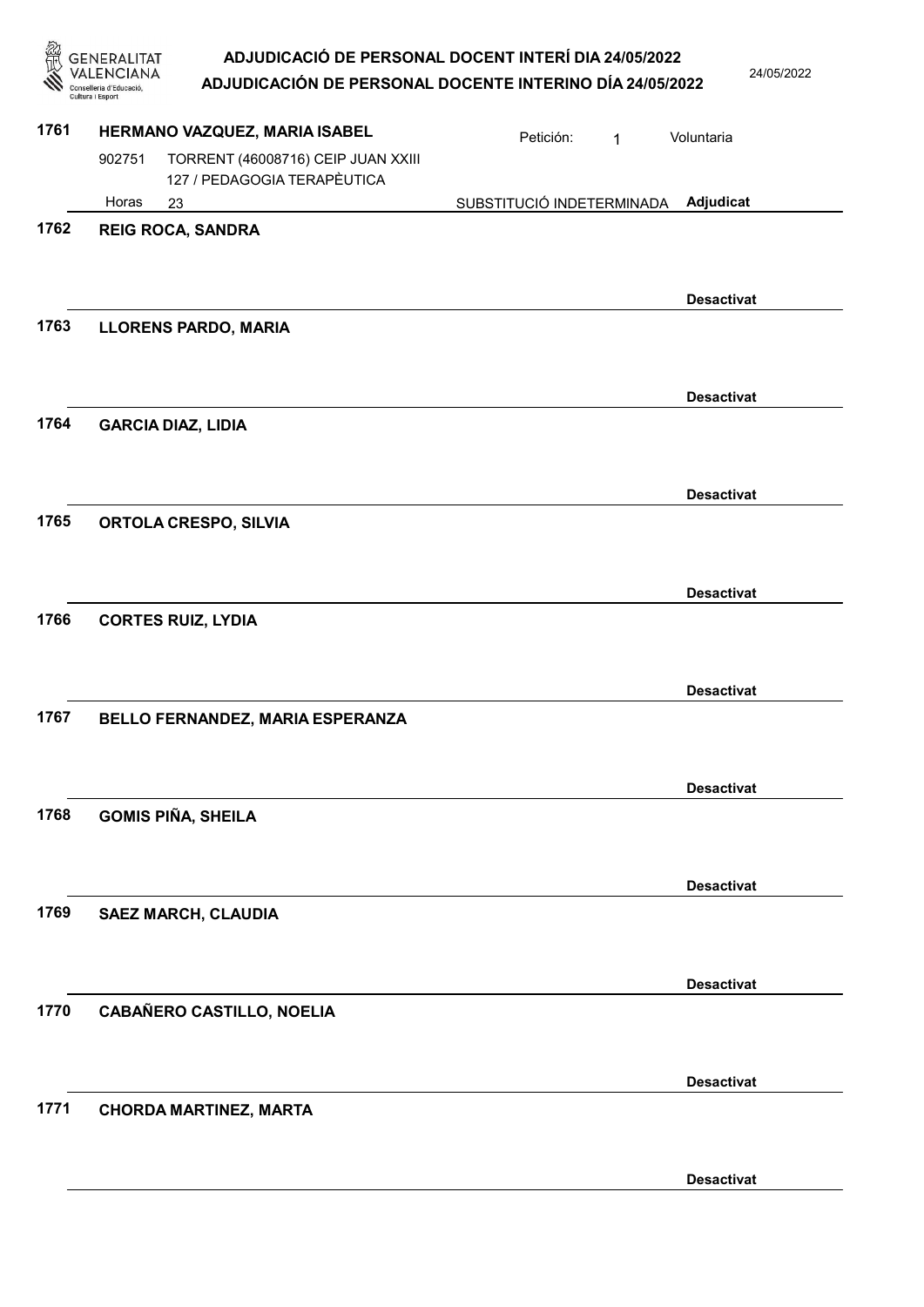**1761 HERMANO VAZQUEZ, MARIA ISABEL**

Petición: 1 — Voluntaria

902751 TORRENT (46008716) CEIP JUAN XXIII
127 / PEDAGOGIA TERAPÈUTICA

Horas 23 — SUBSTITUCIÓ INDETERMINADA — **Adjudicat**

**1762 REIG ROCA, SANDRA**

**Desactivat**

**1763 LLORENS PARDO, MARIA**

**Desactivat**

**1764 GARCIA DIAZ, LIDIA**

**Desactivat**

**1765 ORTOLA CRESPO, SILVIA**

**Desactivat**

**1766 CORTES RUIZ, LYDIA**

**Desactivat**

**1767 BELLO FERNANDEZ, MARIA ESPERANZA**

**Desactivat**

**1768 GOMIS PIÑA, SHEILA**

**Desactivat**

**1769 SAEZ MARCH, CLAUDIA**

**Desactivat**

**1770 CABAÑERO CASTILLO, NOELIA**

**Desactivat**

**1771 CHORDA MARTINEZ, MARTA**

**Desactivat**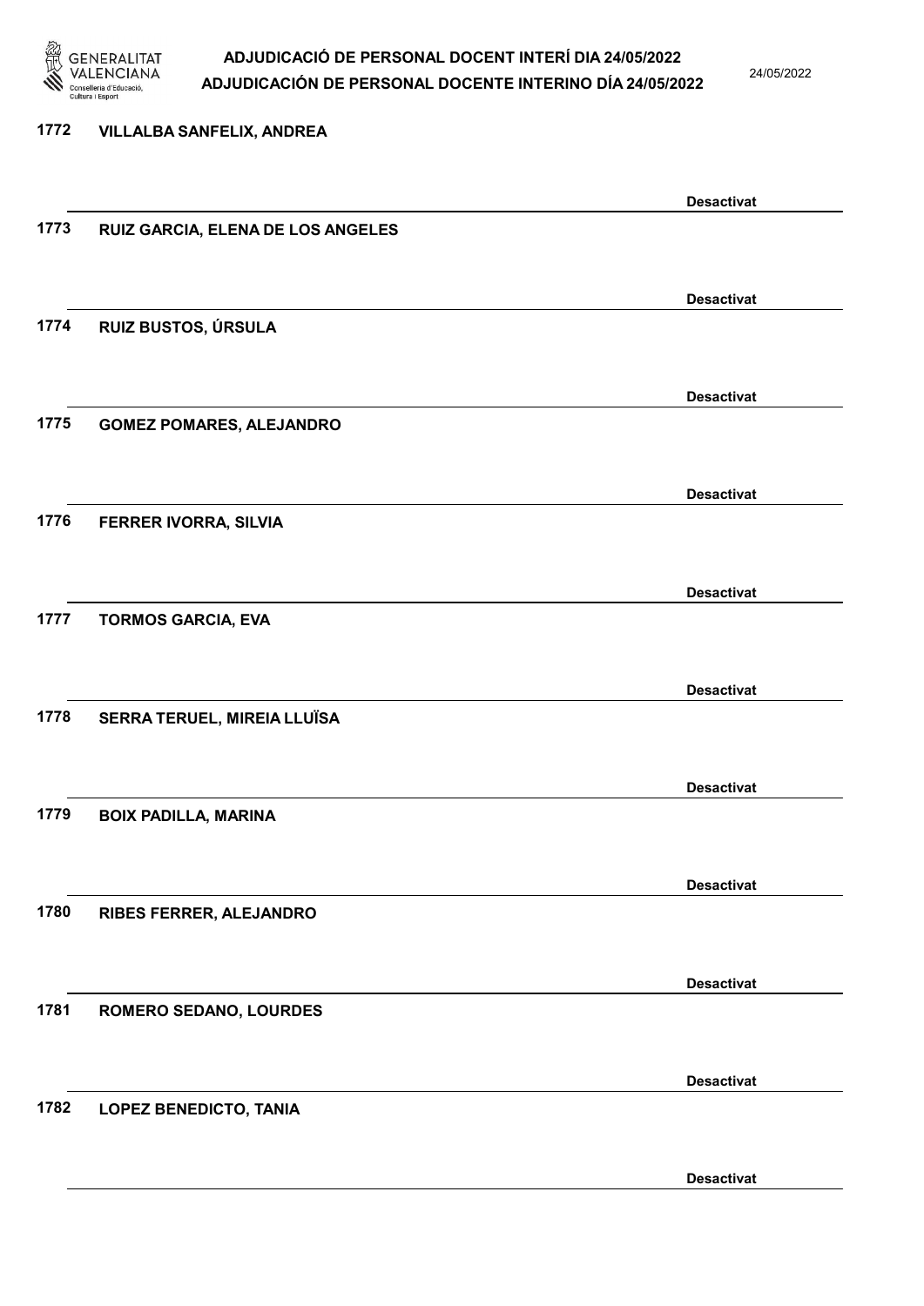1772 VILLALBA SANFELIX, ANDREA

Desactivat

1773 RUIZ GARCIA, ELENA DE LOS ANGELES

Desactivat

1774 RUIZ BUSTOS, ÚRSULA

Desactivat

1775 GOMEZ POMARES, ALEJANDRO

Desactivat

1776 FERRER IVORRA, SILVIA

Desactivat

1777 TORMOS GARCIA, EVA

Desactivat

1778 SERRA TERUEL, MIREIA LLUÏSA

Desactivat

1779 BOIX PADILLA, MARINA

Desactivat

1780 RIBES FERRER, ALEJANDRO

Desactivat

1781 ROMERO SEDANO, LOURDES

Desactivat

1782 LOPEZ BENEDICTO, TANIA

Desactivat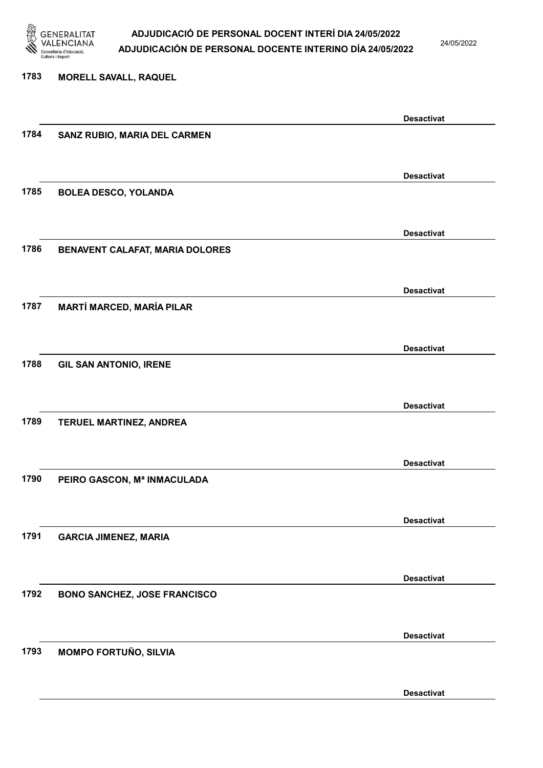1783 MORELL SAVALL, RAQUEL

Desactivat

1784 SANZ RUBIO, MARIA DEL CARMEN

Desactivat

1785 BOLEA DESCO, YOLANDA

Desactivat

1786 BENAVENT CALAFAT, MARIA DOLORES

Desactivat

1787 MARTÍ MARCED, MARÍA PILAR

Desactivat

1788 GIL SAN ANTONIO, IRENE

Desactivat

1789 TERUEL MARTINEZ, ANDREA

Desactivat

1790 PEIRO GASCON, Mª INMACULADA

Desactivat

1791 GARCIA JIMENEZ, MARIA

Desactivat

1792 BONO SANCHEZ, JOSE FRANCISCO

Desactivat

1793 MOMPO FORTUÑO, SILVIA

Desactivat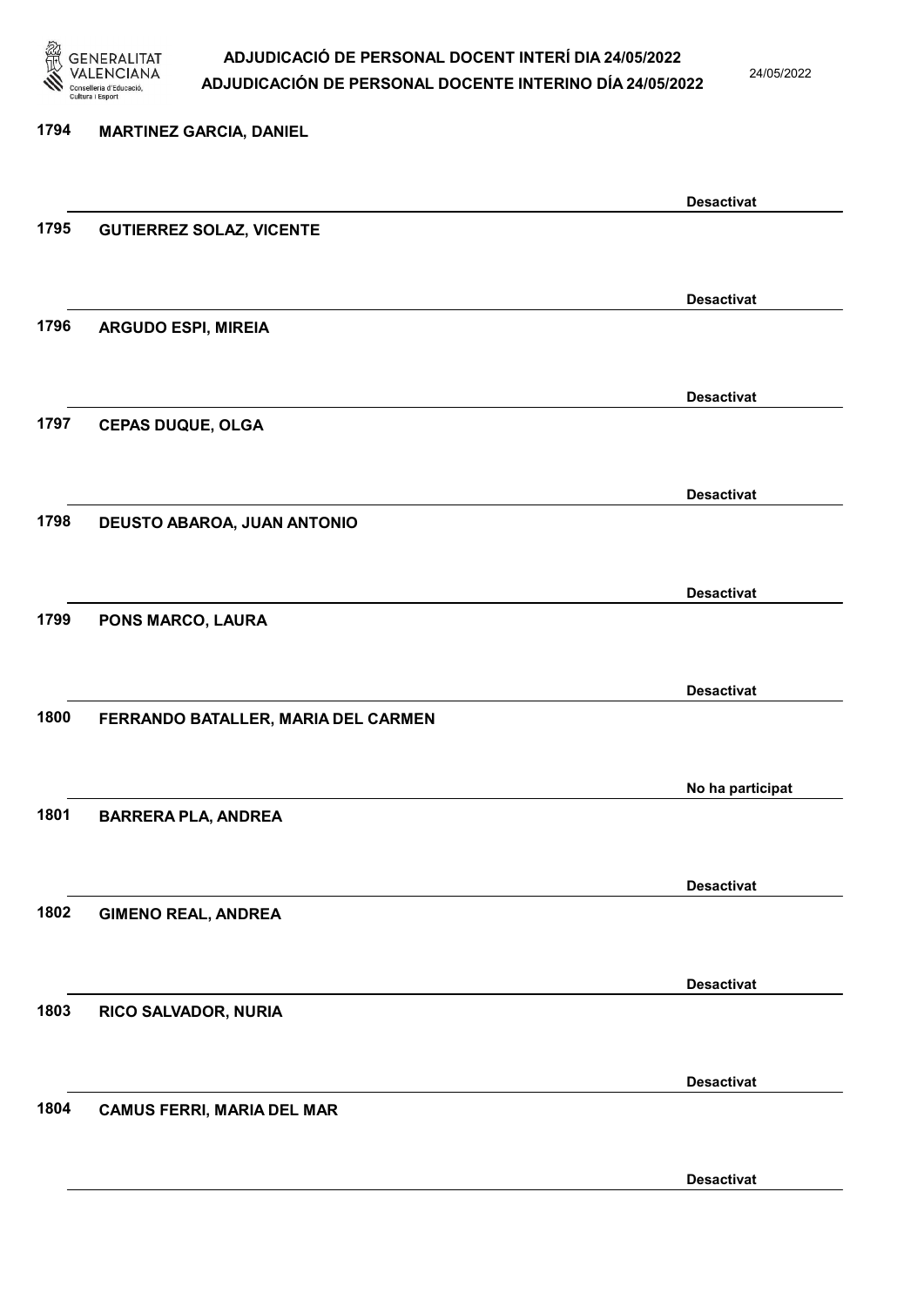| Núm. | Nom | Estat |
|---|---|---|
| 1794 | MARTINEZ GARCIA, DANIEL | Desactivat |
| 1795 | GUTIERREZ SOLAZ, VICENTE | Desactivat |
| 1796 | ARGUDO ESPI, MIREIA | Desactivat |
| 1797 | CEPAS DUQUE, OLGA | Desactivat |
| 1798 | DEUSTO ABAROA, JUAN ANTONIO | Desactivat |
| 1799 | PONS MARCO, LAURA | Desactivat |
| 1800 | FERRANDO BATALLER, MARIA DEL CARMEN | No ha participat |
| 1801 | BARRERA PLA, ANDREA | Desactivat |
| 1802 | GIMENO REAL, ANDREA | Desactivat |
| 1803 | RICO SALVADOR, NURIA | Desactivat |
| 1804 | CAMUS FERRI, MARIA DEL MAR | Desactivat |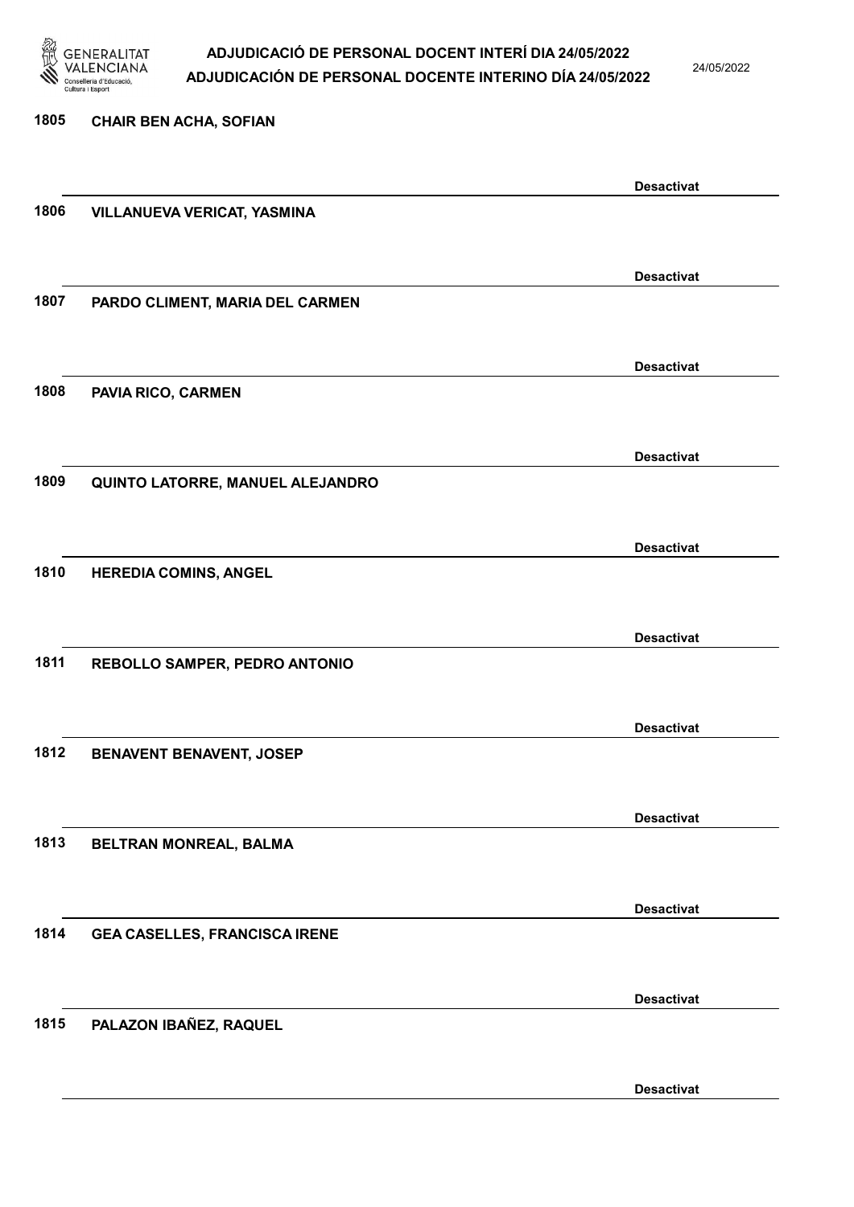1805 CHAIR BEN ACHA, SOFIAN

Desactivat

1806 VILLANUEVA VERICAT, YASMINA

Desactivat

1807 PARDO CLIMENT, MARIA DEL CARMEN

Desactivat

1808 PAVIA RICO, CARMEN

Desactivat

1809 QUINTO LATORRE, MANUEL ALEJANDRO

Desactivat

1810 HEREDIA COMINS, ANGEL

Desactivat

1811 REBOLLO SAMPER, PEDRO ANTONIO

Desactivat

1812 BENAVENT BENAVENT, JOSEP

Desactivat

1813 BELTRAN MONREAL, BALMA

Desactivat

1814 GEA CASELLES, FRANCISCA IRENE

Desactivat

1815 PALAZON IBAÑEZ, RAQUEL

Desactivat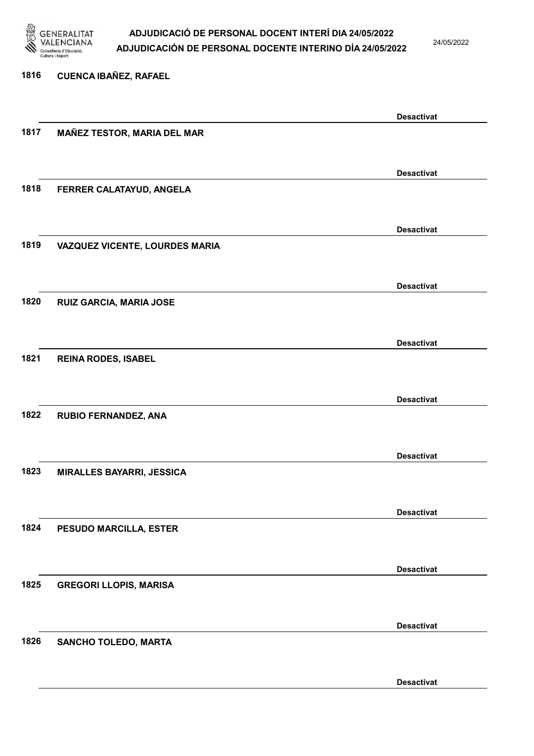1816 **CUENCA IBAÑEZ, RAFAEL**

**Desactivat**

1817 **MAÑEZ TESTOR, MARIA DEL MAR**

**Desactivat**

1818 **FERRER CALATAYUD, ANGELA**

**Desactivat**

1819 **VAZQUEZ VICENTE, LOURDES MARIA**

**Desactivat**

1820 **RUIZ GARCIA, MARIA JOSE**

**Desactivat**

1821 **REINA RODES, ISABEL**

**Desactivat**

1822 **RUBIO FERNANDEZ, ANA**

**Desactivat**

1823 **MIRALLES BAYARRI, JESSICA**

**Desactivat**

1824 **PESUDO MARCILLA, ESTER**

**Desactivat**

1825 **GREGORI LLOPIS, MARISA**

**Desactivat**

1826 **SANCHO TOLEDO, MARTA**

**Desactivat**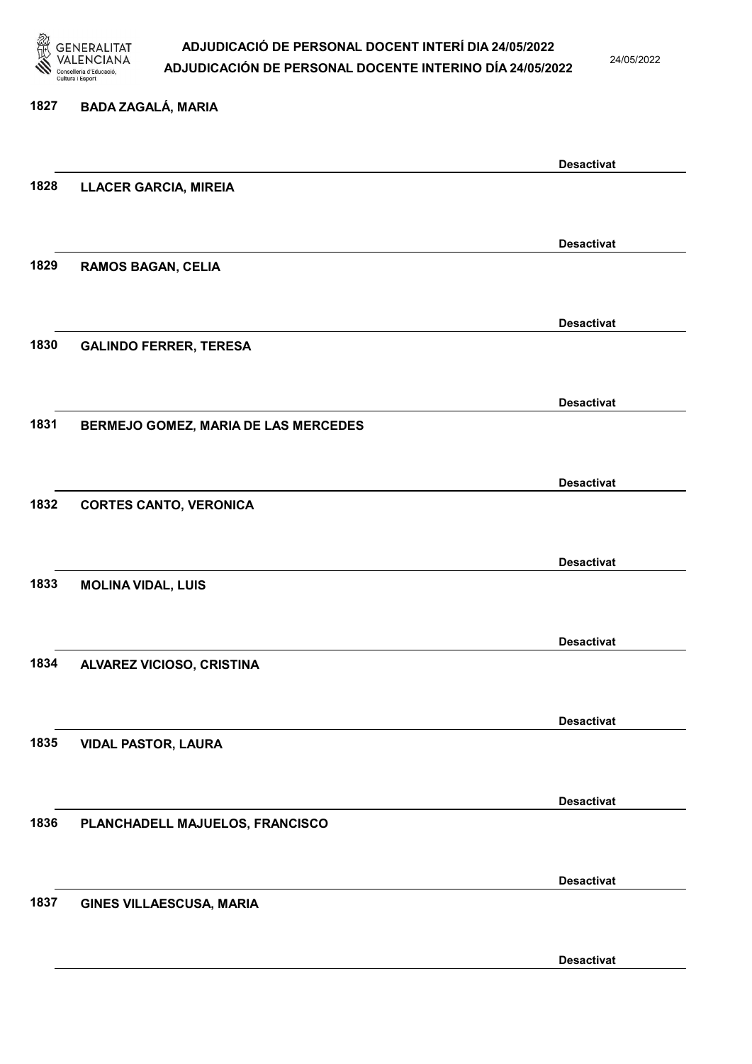1827 **BADA ZAGALÁ, MARIA**

Desactivat

1828 **LLACER GARCIA, MIREIA**

Desactivat

1829 **RAMOS BAGAN, CELIA**

Desactivat

1830 **GALINDO FERRER, TERESA**

Desactivat

1831 **BERMEJO GOMEZ, MARIA DE LAS MERCEDES**

Desactivat

1832 **CORTES CANTO, VERONICA**

Desactivat

1833 **MOLINA VIDAL, LUIS**

Desactivat

1834 **ALVAREZ VICIOSO, CRISTINA**

Desactivat

1835 **VIDAL PASTOR, LAURA**

Desactivat

1836 **PLANCHADELL MAJUELOS, FRANCISCO**

Desactivat

1837 **GINES VILLAESCUSA, MARIA**

Desactivat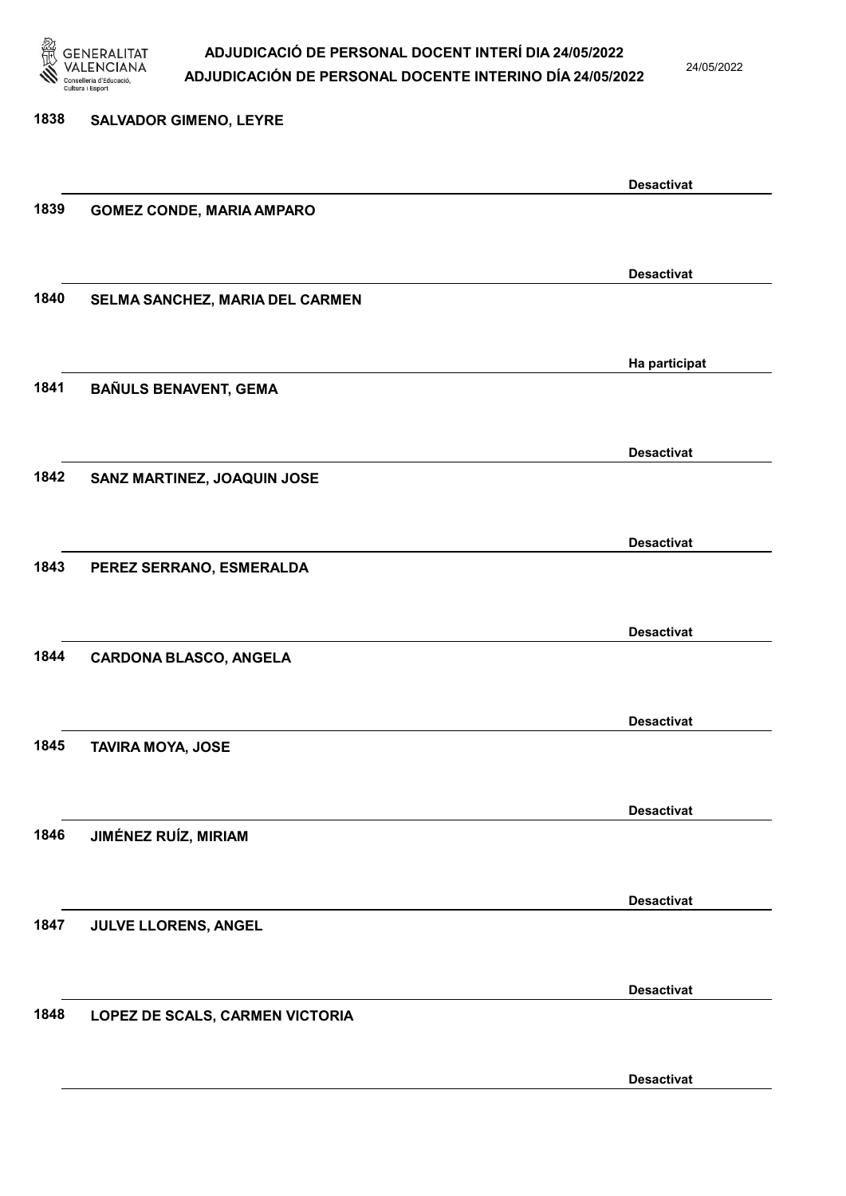1838 SALVADOR GIMENO, LEYRE

Desactivat

1839 GOMEZ CONDE, MARIA AMPARO

Desactivat

1840 SELMA SANCHEZ, MARIA DEL CARMEN

Ha participat

1841 BAÑULS BENAVENT, GEMA

Desactivat

1842 SANZ MARTINEZ, JOAQUIN JOSE

Desactivat

1843 PEREZ SERRANO, ESMERALDA

Desactivat

1844 CARDONA BLASCO, ANGELA

Desactivat

1845 TAVIRA MOYA, JOSE

Desactivat

1846 JIMÉNEZ RUÍZ, MIRIAM

Desactivat

1847 JULVE LLORENS, ANGEL

Desactivat

1848 LOPEZ DE SCALS, CARMEN VICTORIA

Desactivat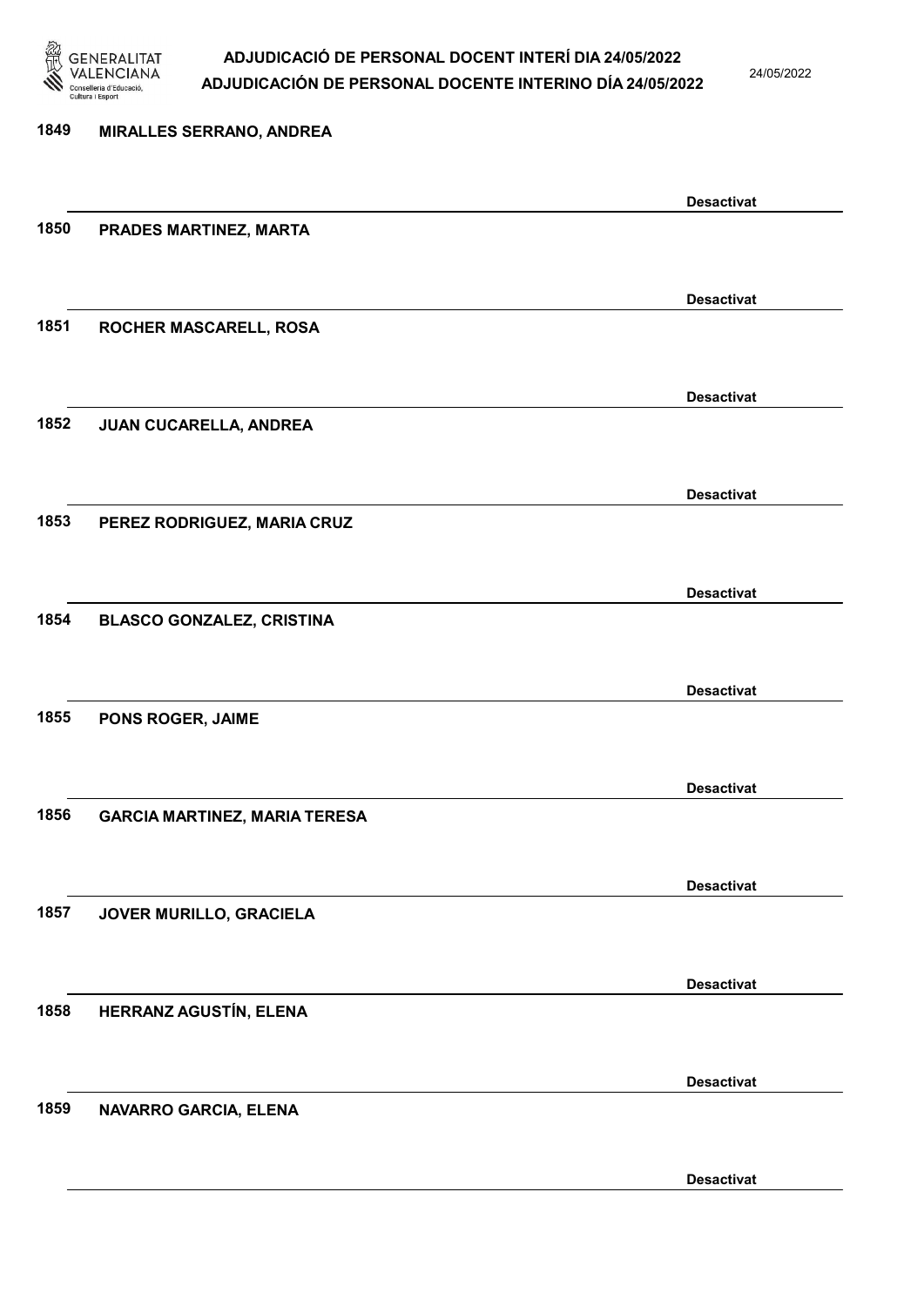1849 MIRALLES SERRANO, ANDREA

Desactivat

1850 PRADES MARTINEZ, MARTA

Desactivat

1851 ROCHER MASCARELL, ROSA

Desactivat

1852 JUAN CUCARELLA, ANDREA

Desactivat

1853 PEREZ RODRIGUEZ, MARIA CRUZ

Desactivat

1854 BLASCO GONZALEZ, CRISTINA

Desactivat

1855 PONS ROGER, JAIME

Desactivat

1856 GARCIA MARTINEZ, MARIA TERESA

Desactivat

1857 JOVER MURILLO, GRACIELA

Desactivat

1858 HERRANZ AGUSTÍN, ELENA

Desactivat

1859 NAVARRO GARCIA, ELENA

Desactivat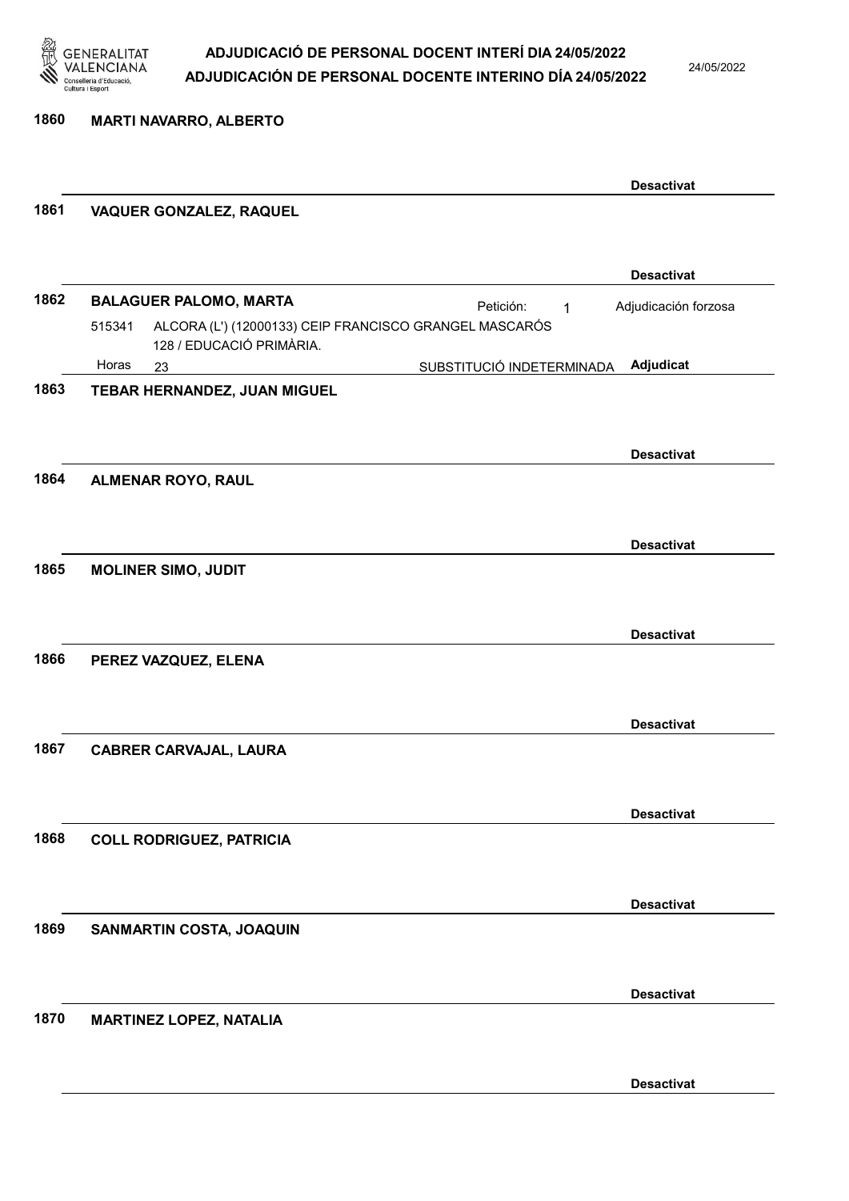**1860** **MARTI NAVARRO, ALBERTO**

**Desactivat**

**1861** **VAQUER GONZALEZ, RAQUEL**

**Desactivat**

**1862** **BALAGUER PALOMO, MARTA**

Petición: 1 — Adjudicación forzosa

515341 ALCORA (L') (12000133) CEIP FRANCISCO GRANGEL MASCARÓS
128 / EDUCACIÓ PRIMÀRIA.

Horas 23 — SUBSTITUCIÓ INDETERMINADA — **Adjudicat**

**1863** **TEBAR HERNANDEZ, JUAN MIGUEL**

**Desactivat**

**1864** **ALMENAR ROYO, RAUL**

**Desactivat**

**1865** **MOLINER SIMO, JUDIT**

**Desactivat**

**1866** **PEREZ VAZQUEZ, ELENA**

**Desactivat**

**1867** **CABRER CARVAJAL, LAURA**

**Desactivat**

**1868** **COLL RODRIGUEZ, PATRICIA**

**Desactivat**

**1869** **SANMARTIN COSTA, JOAQUIN**

**Desactivat**

**1870** **MARTINEZ LOPEZ, NATALIA**

**Desactivat**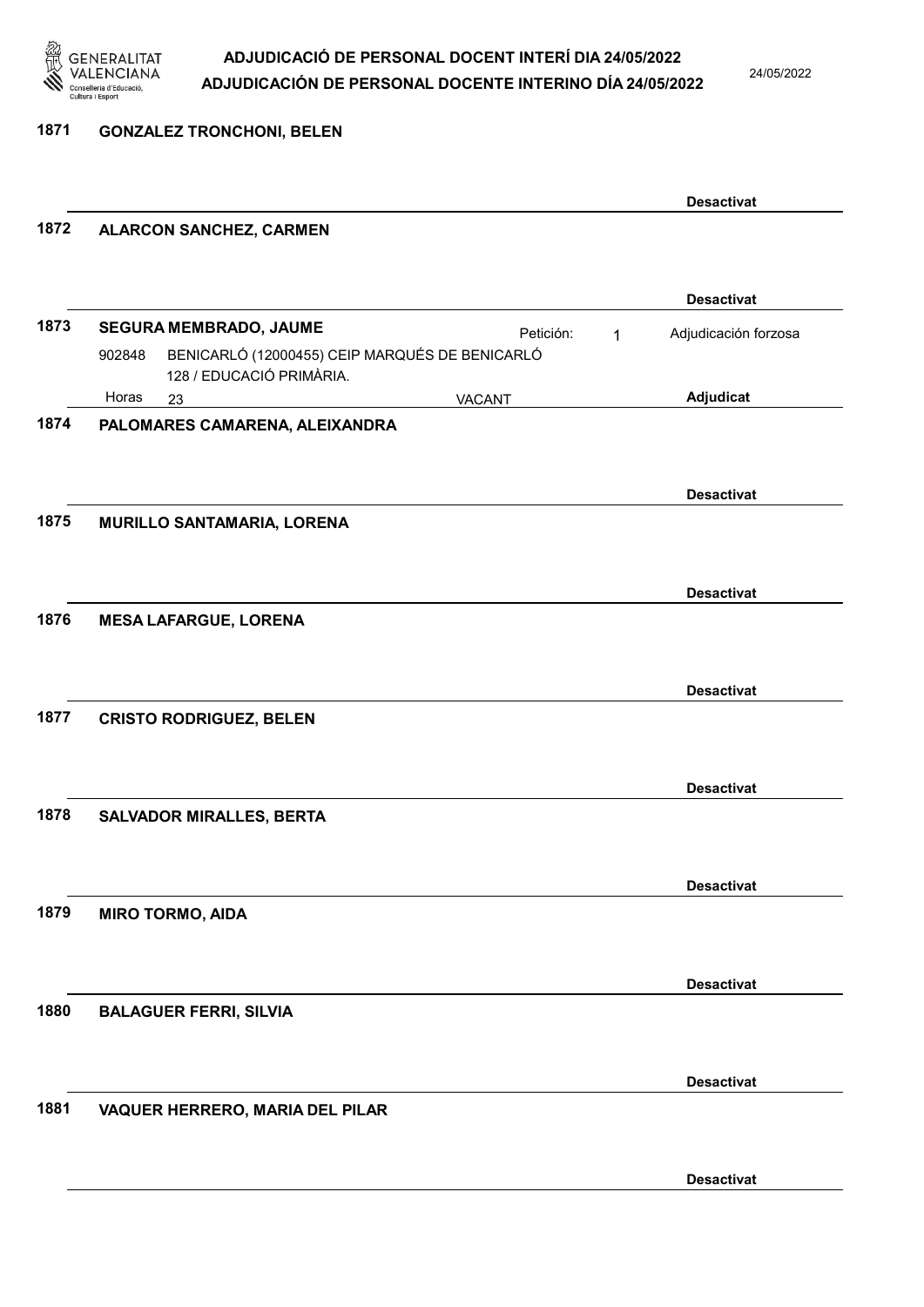**1871 GONZALEZ TRONCHONI, BELEN**

Desactivat

**1872 ALARCON SANCHEZ, CARMEN**

Desactivat

**1873 SEGURA MEMBRADO, JAUME** — Petición: 1 — Adjudicación forzosa

902848 BENICARLÓ (12000455) CEIP MARQUÉS DE BENICARLÓ
128 / EDUCACIÓ PRIMÀRIA.
Horas 23 VACANT

Adjudicat

**1874 PALOMARES CAMARENA, ALEIXANDRA**

Desactivat

**1875 MURILLO SANTAMARIA, LORENA**

Desactivat

**1876 MESA LAFARGUE, LORENA**

Desactivat

**1877 CRISTO RODRIGUEZ, BELEN**

Desactivat

**1878 SALVADOR MIRALLES, BERTA**

Desactivat

**1879 MIRO TORMO, AIDA**

Desactivat

**1880 BALAGUER FERRI, SILVIA**

Desactivat

**1881 VAQUER HERRERO, MARIA DEL PILAR**

Desactivat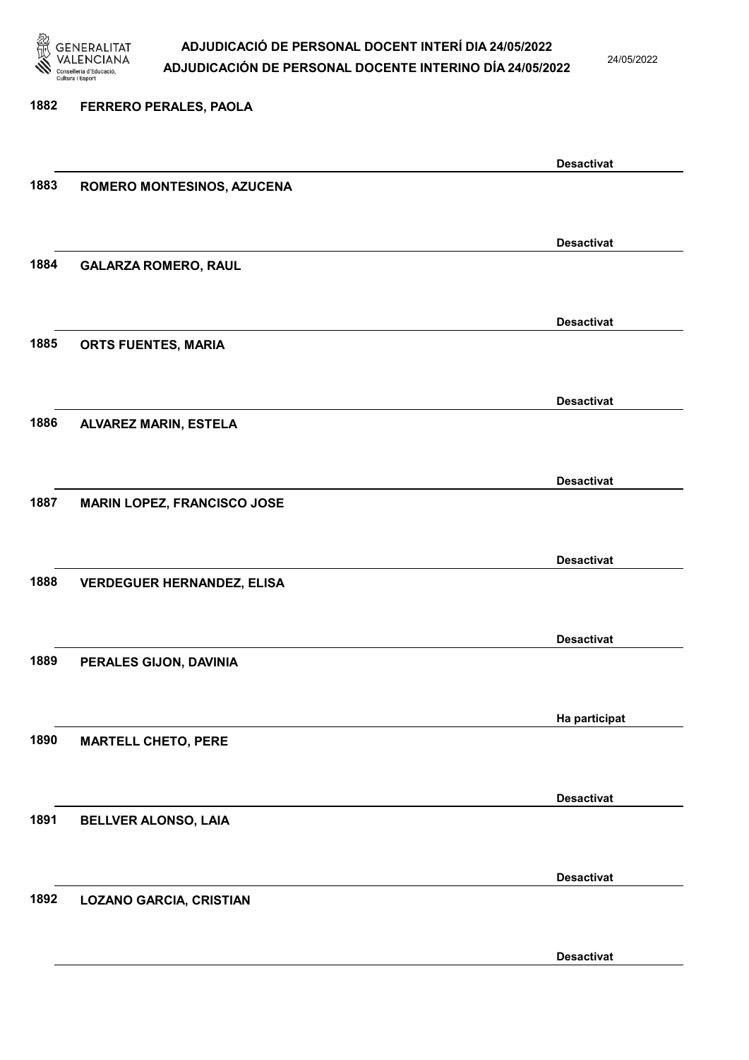| | | |
|---|---|---|
| 1882 | FERRERO PERALES, PAOLA | Desactivat |
| 1883 | ROMERO MONTESINOS, AZUCENA | Desactivat |
| 1884 | GALARZA ROMERO, RAUL | Desactivat |
| 1885 | ORTS FUENTES, MARIA | Desactivat |
| 1886 | ALVAREZ MARIN, ESTELA | Desactivat |
| 1887 | MARIN LOPEZ, FRANCISCO JOSE | Desactivat |
| 1888 | VERDEGUER HERNANDEZ, ELISA | Desactivat |
| 1889 | PERALES GIJON, DAVINIA | Ha participat |
| 1890 | MARTELL CHETO, PERE | Desactivat |
| 1891 | BELLVER ALONSO, LAIA | Desactivat |
| 1892 | LOZANO GARCIA, CRISTIAN | Desactivat |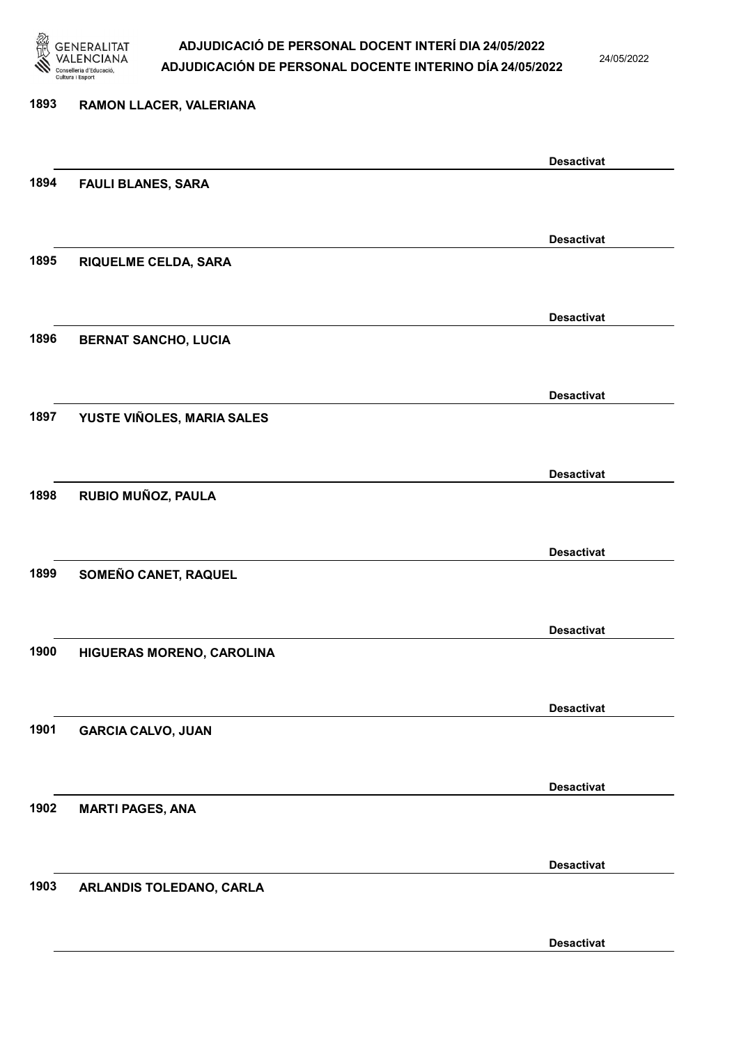1893 **RAMON LLACER, VALERIANA**

**Desactivat**

1894 **FAULI BLANES, SARA**

**Desactivat**

1895 **RIQUELME CELDA, SARA**

**Desactivat**

1896 **BERNAT SANCHO, LUCIA**

**Desactivat**

1897 **YUSTE VIÑOLES, MARIA SALES**

**Desactivat**

1898 **RUBIO MUÑOZ, PAULA**

**Desactivat**

1899 **SOMEÑO CANET, RAQUEL**

**Desactivat**

1900 **HIGUERAS MORENO, CAROLINA**

**Desactivat**

1901 **GARCIA CALVO, JUAN**

**Desactivat**

1902 **MARTI PAGES, ANA**

**Desactivat**

1903 **ARLANDIS TOLEDANO, CARLA**

**Desactivat**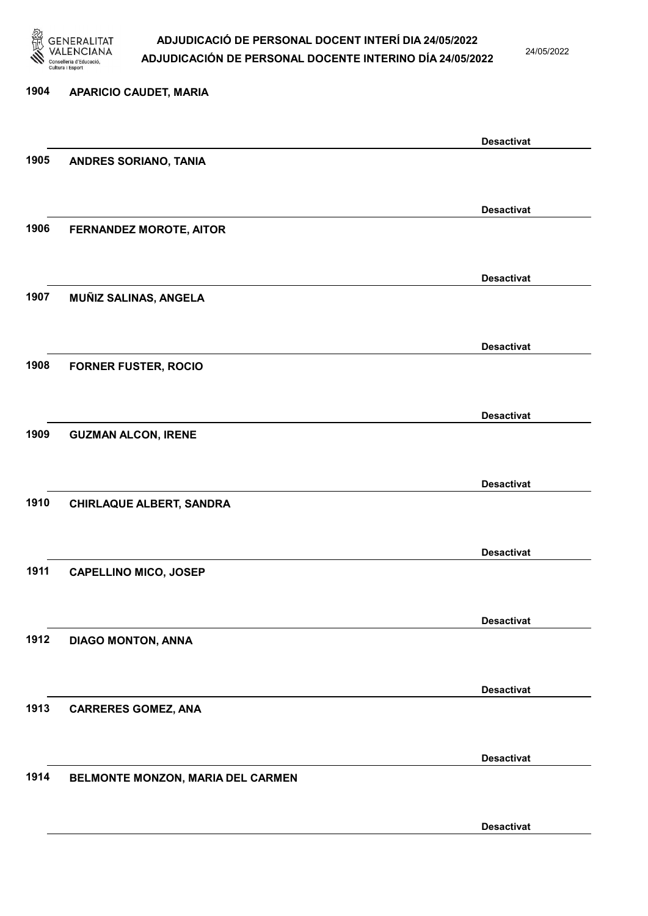1904 APARICIO CAUDET, MARIA

Desactivat

1905 ANDRES SORIANO, TANIA

Desactivat

1906 FERNANDEZ MOROTE, AITOR

Desactivat

1907 MUÑIZ SALINAS, ANGELA

Desactivat

1908 FORNER FUSTER, ROCIO

Desactivat

1909 GUZMAN ALCON, IRENE

Desactivat

1910 CHIRLAQUE ALBERT, SANDRA

Desactivat

1911 CAPELLINO MICO, JOSEP

Desactivat

1912 DIAGO MONTON, ANNA

Desactivat

1913 CARRERES GOMEZ, ANA

Desactivat

1914 BELMONTE MONZON, MARIA DEL CARMEN

Desactivat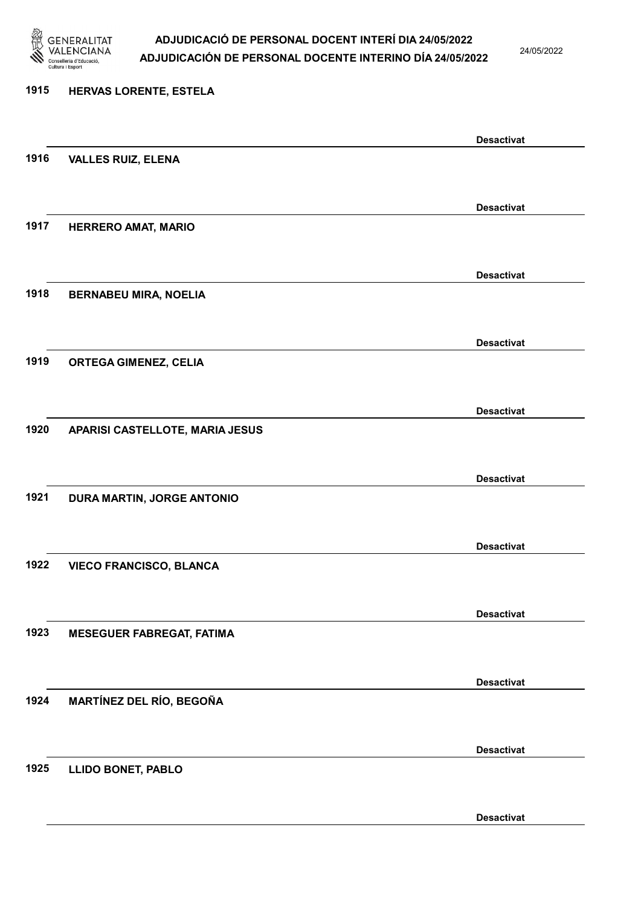1915 **HERVAS LORENTE, ESTELA**

**Desactivat**

1916 **VALLES RUIZ, ELENA**

**Desactivat**

1917 **HERRERO AMAT, MARIO**

**Desactivat**

1918 **BERNABEU MIRA, NOELIA**

**Desactivat**

1919 **ORTEGA GIMENEZ, CELIA**

**Desactivat**

1920 **APARISI CASTELLOTE, MARIA JESUS**

**Desactivat**

1921 **DURA MARTIN, JORGE ANTONIO**

**Desactivat**

1922 **VIECO FRANCISCO, BLANCA**

**Desactivat**

1923 **MESEGUER FABREGAT, FATIMA**

**Desactivat**

1924 **MARTÍNEZ DEL RÍO, BEGOÑA**

**Desactivat**

1925 **LLIDO BONET, PABLO**

**Desactivat**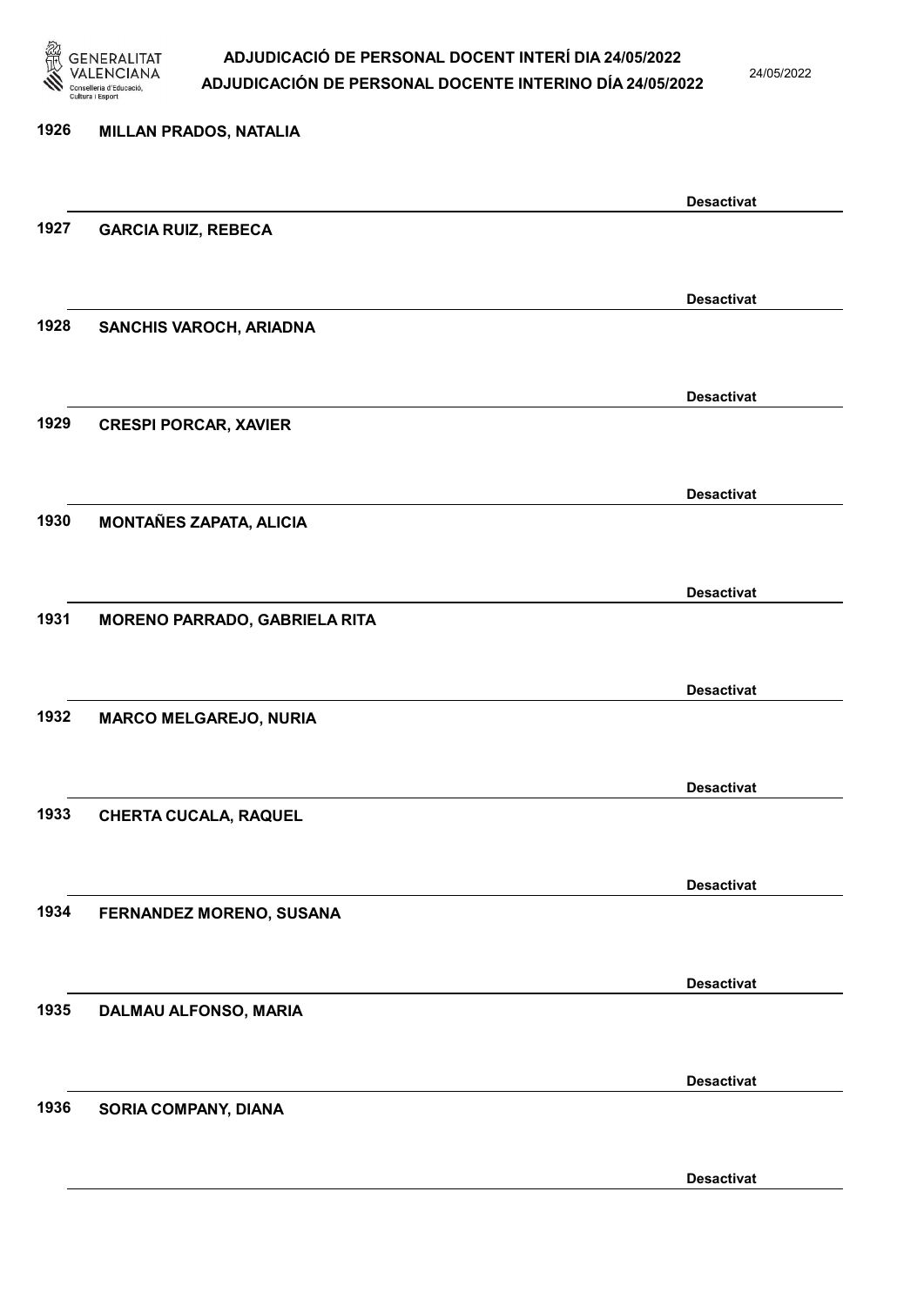| | | |
|---|---|---|
| 1926 | MILLAN PRADOS, NATALIA | |
| | | Desactivat |
| 1927 | GARCIA RUIZ, REBECA | |
| | | Desactivat |
| 1928 | SANCHIS VAROCH, ARIADNA | |
| | | Desactivat |
| 1929 | CRESPI PORCAR, XAVIER | |
| | | Desactivat |
| 1930 | MONTAÑES ZAPATA, ALICIA | |
| | | Desactivat |
| 1931 | MORENO PARRADO, GABRIELA RITA | |
| | | Desactivat |
| 1932 | MARCO MELGAREJO, NURIA | |
| | | Desactivat |
| 1933 | CHERTA CUCALA, RAQUEL | |
| | | Desactivat |
| 1934 | FERNANDEZ MORENO, SUSANA | |
| | | Desactivat |
| 1935 | DALMAU ALFONSO, MARIA | |
| | | Desactivat |
| 1936 | SORIA COMPANY, DIANA | |
| | | Desactivat |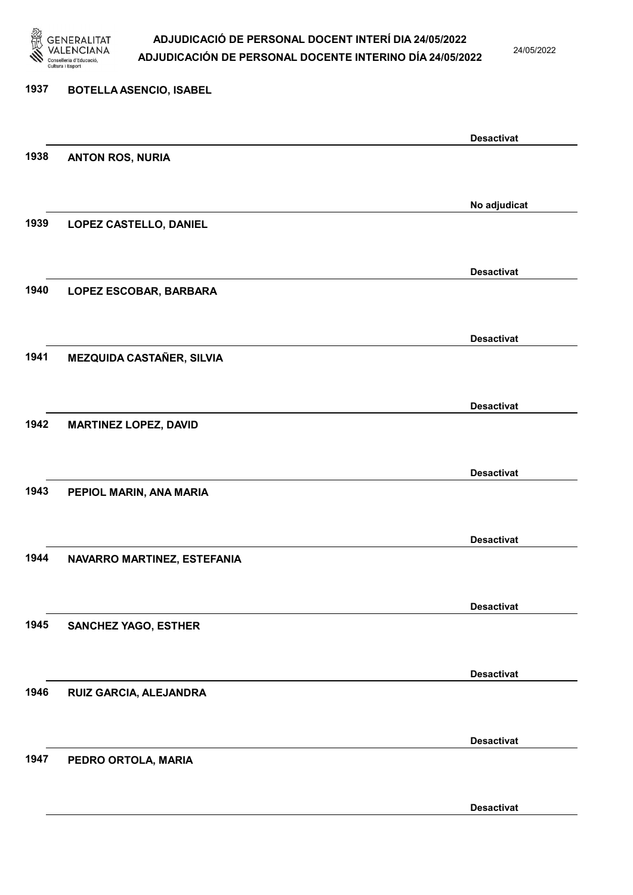1937 **BOTELLA ASENCIO, ISABEL**

**Desactivat**

1938 **ANTON ROS, NURIA**

**No adjudicat**

1939 **LOPEZ CASTELLO, DANIEL**

**Desactivat**

1940 **LOPEZ ESCOBAR, BARBARA**

**Desactivat**

1941 **MEZQUIDA CASTAÑER, SILVIA**

**Desactivat**

1942 **MARTINEZ LOPEZ, DAVID**

**Desactivat**

1943 **PEPIOL MARIN, ANA MARIA**

**Desactivat**

1944 **NAVARRO MARTINEZ, ESTEFANIA**

**Desactivat**

1945 **SANCHEZ YAGO, ESTHER**

**Desactivat**

1946 **RUIZ GARCIA, ALEJANDRA**

**Desactivat**

1947 **PEDRO ORTOLA, MARIA**

**Desactivat**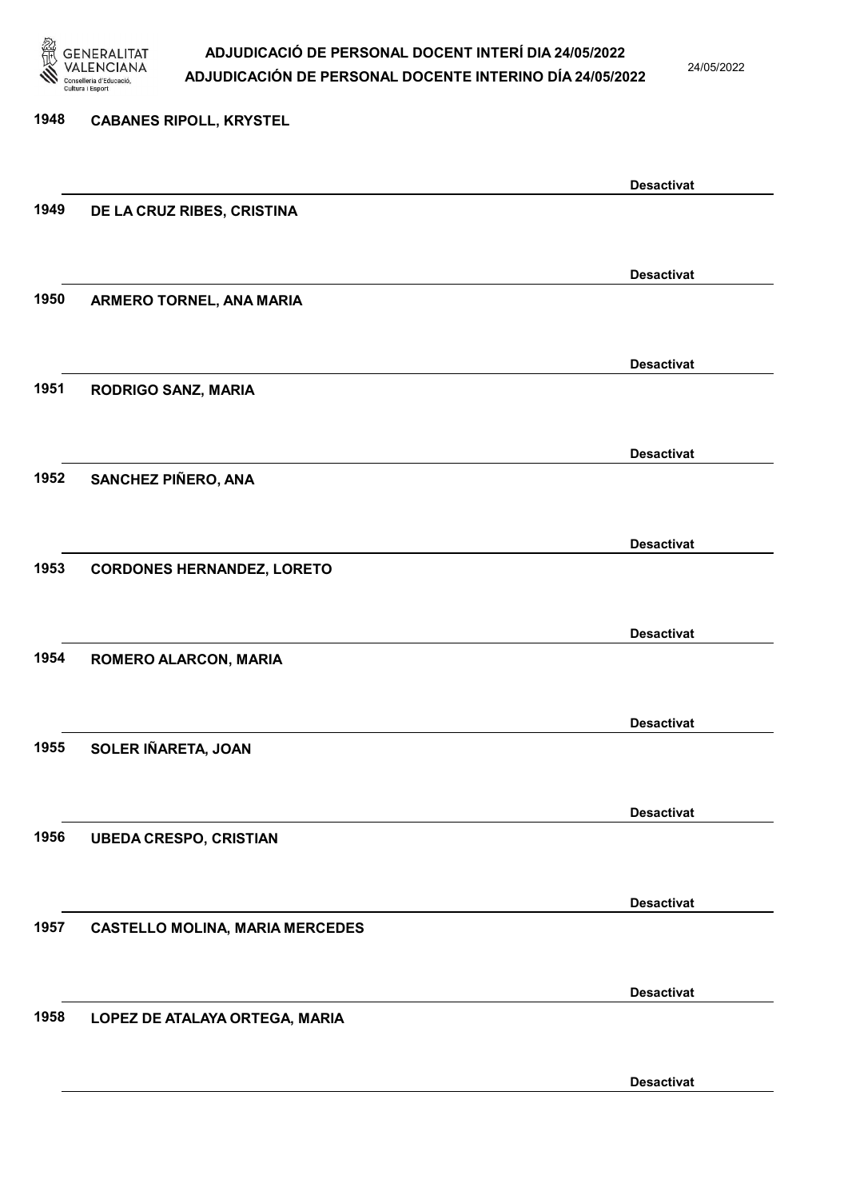1948 **CABANES RIPOLL, KRYSTEL**

**Desactivat**

1949 **DE LA CRUZ RIBES, CRISTINA**

**Desactivat**

1950 **ARMERO TORNEL, ANA MARIA**

**Desactivat**

1951 **RODRIGO SANZ, MARIA**

**Desactivat**

1952 **SANCHEZ PIÑERO, ANA**

**Desactivat**

1953 **CORDONES HERNANDEZ, LORETO**

**Desactivat**

1954 **ROMERO ALARCON, MARIA**

**Desactivat**

1955 **SOLER IÑARETA, JOAN**

**Desactivat**

1956 **UBEDA CRESPO, CRISTIAN**

**Desactivat**

1957 **CASTELLO MOLINA, MARIA MERCEDES**

**Desactivat**

1958 **LOPEZ DE ATALAYA ORTEGA, MARIA**

**Desactivat**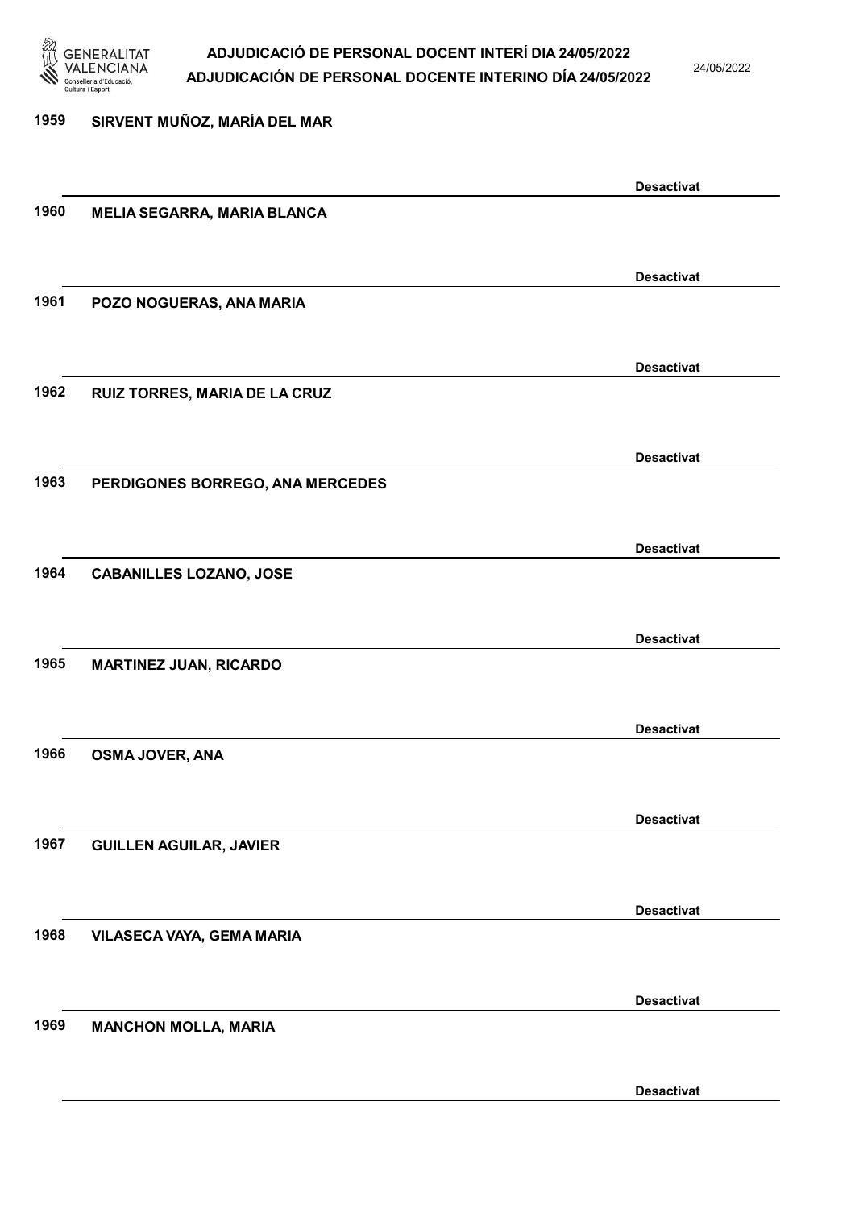1959 SIRVENT MUÑOZ, MARÍA DEL MAR

Desactivat

1960 MELIA SEGARRA, MARIA BLANCA

Desactivat

1961 POZO NOGUERAS, ANA MARIA

Desactivat

1962 RUIZ TORRES, MARIA DE LA CRUZ

Desactivat

1963 PERDIGONES BORREGO, ANA MERCEDES

Desactivat

1964 CABANILLES LOZANO, JOSE

Desactivat

1965 MARTINEZ JUAN, RICARDO

Desactivat

1966 OSMA JOVER, ANA

Desactivat

1967 GUILLEN AGUILAR, JAVIER

Desactivat

1968 VILASECA VAYA, GEMA MARIA

Desactivat

1969 MANCHON MOLLA, MARIA

Desactivat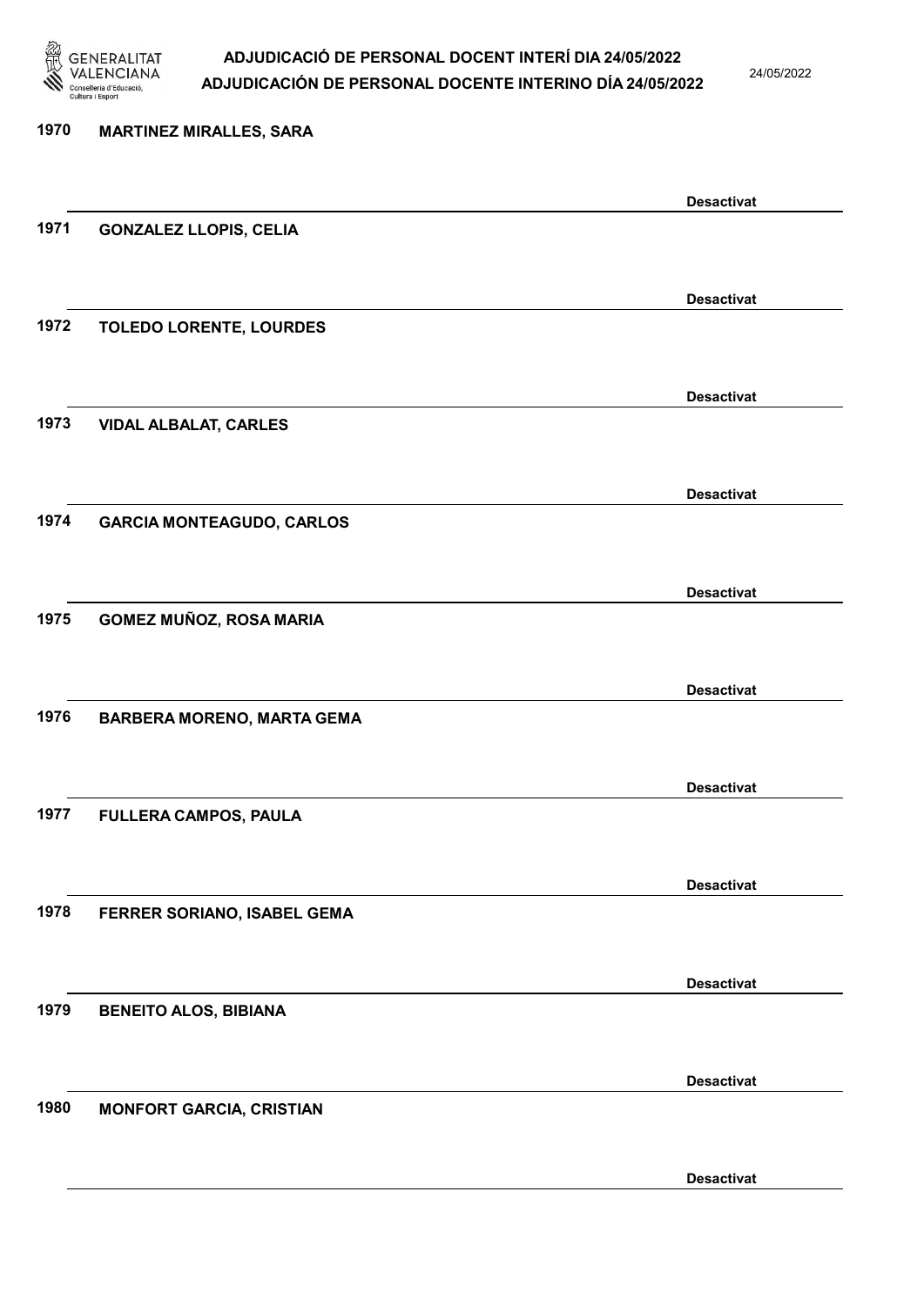1970 MARTINEZ MIRALLES, SARA

Desactivat

1971 GONZALEZ LLOPIS, CELIA

Desactivat

1972 TOLEDO LORENTE, LOURDES

Desactivat

1973 VIDAL ALBALAT, CARLES

Desactivat

1974 GARCIA MONTEAGUDO, CARLOS

Desactivat

1975 GOMEZ MUÑOZ, ROSA MARIA

Desactivat

1976 BARBERA MORENO, MARTA GEMA

Desactivat

1977 FULLERA CAMPOS, PAULA

Desactivat

1978 FERRER SORIANO, ISABEL GEMA

Desactivat

1979 BENEITO ALOS, BIBIANA

Desactivat

1980 MONFORT GARCIA, CRISTIAN

Desactivat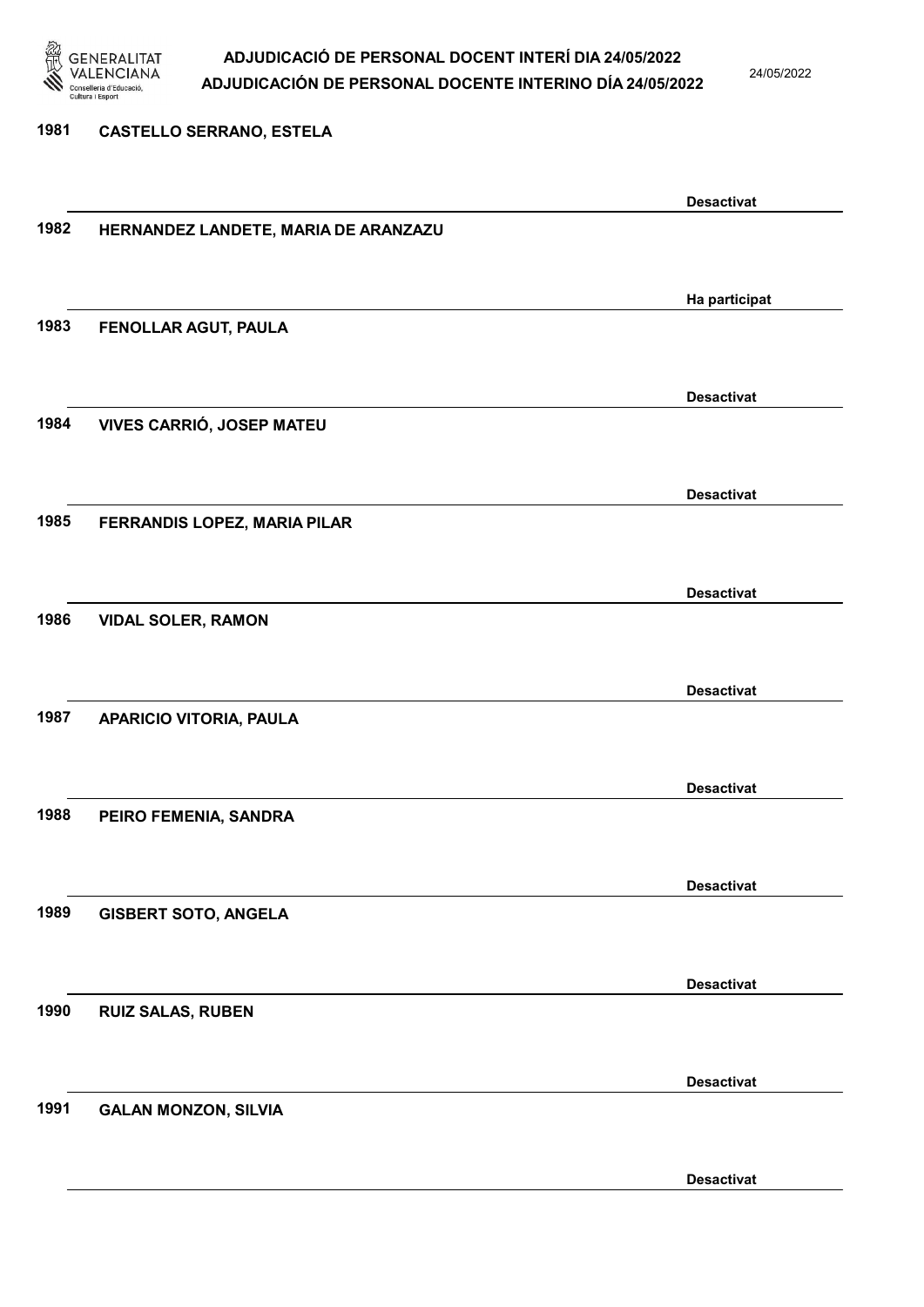1981 CASTELLO SERRANO, ESTELA

Desactivat

1982 HERNANDEZ LANDETE, MARIA DE ARANZAZU

Ha participat

1983 FENOLLAR AGUT, PAULA

Desactivat

1984 VIVES CARRIÓ, JOSEP MATEU

Desactivat

1985 FERRANDIS LOPEZ, MARIA PILAR

Desactivat

1986 VIDAL SOLER, RAMON

Desactivat

1987 APARICIO VITORIA, PAULA

Desactivat

1988 PEIRO FEMENIA, SANDRA

Desactivat

1989 GISBERT SOTO, ANGELA

Desactivat

1990 RUIZ SALAS, RUBEN

Desactivat

1991 GALAN MONZON, SILVIA

Desactivat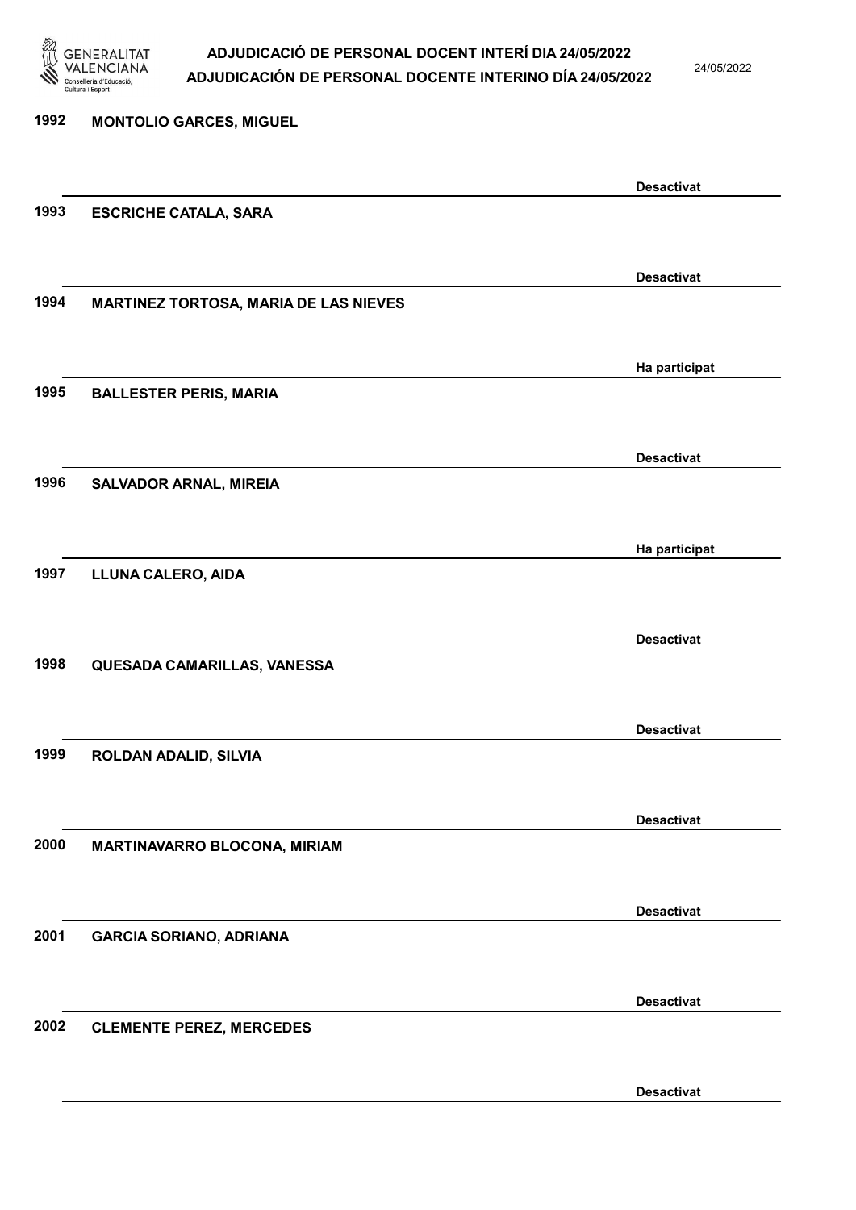| Núm. | Nom | Estat |
|---|---|---|
| 1992 | MONTOLIO GARCES, MIGUEL | Desactivat |
| 1993 | ESCRICHE CATALA, SARA | Desactivat |
| 1994 | MARTINEZ TORTOSA, MARIA DE LAS NIEVES | Ha participat |
| 1995 | BALLESTER PERIS, MARIA | Desactivat |
| 1996 | SALVADOR ARNAL, MIREIA | Ha participat |
| 1997 | LLUNA CALERO, AIDA | Desactivat |
| 1998 | QUESADA CAMARILLAS, VANESSA | Desactivat |
| 1999 | ROLDAN ADALID, SILVIA | Desactivat |
| 2000 | MARTINAVARRO BLOCONA, MIRIAM | Desactivat |
| 2001 | GARCIA SORIANO, ADRIANA | Desactivat |
| 2002 | CLEMENTE PEREZ, MERCEDES | Desactivat |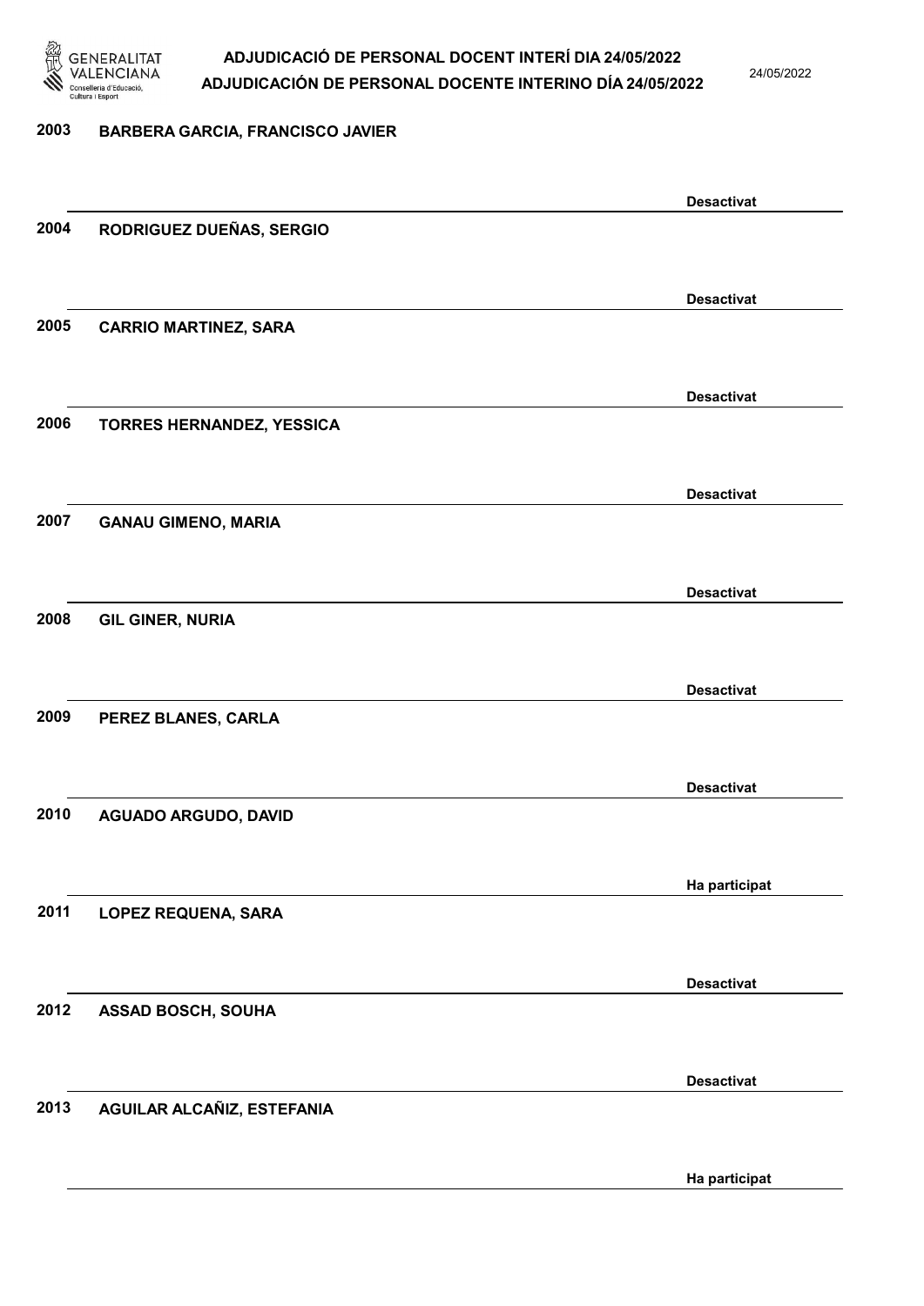**2003** **BARBERA GARCIA, FRANCISCO JAVIER**

Desactivat

**2004** **RODRIGUEZ DUEÑAS, SERGIO**

Desactivat

**2005** **CARRIO MARTINEZ, SARA**

Desactivat

**2006** **TORRES HERNANDEZ, YESSICA**

Desactivat

**2007** **GANAU GIMENO, MARIA**

Desactivat

**2008** **GIL GINER, NURIA**

Desactivat

**2009** **PEREZ BLANES, CARLA**

Desactivat

**2010** **AGUADO ARGUDO, DAVID**

Ha participat

**2011** **LOPEZ REQUENA, SARA**

Desactivat

**2012** **ASSAD BOSCH, SOUHA**

Desactivat

**2013** **AGUILAR ALCAÑIZ, ESTEFANIA**

Ha participat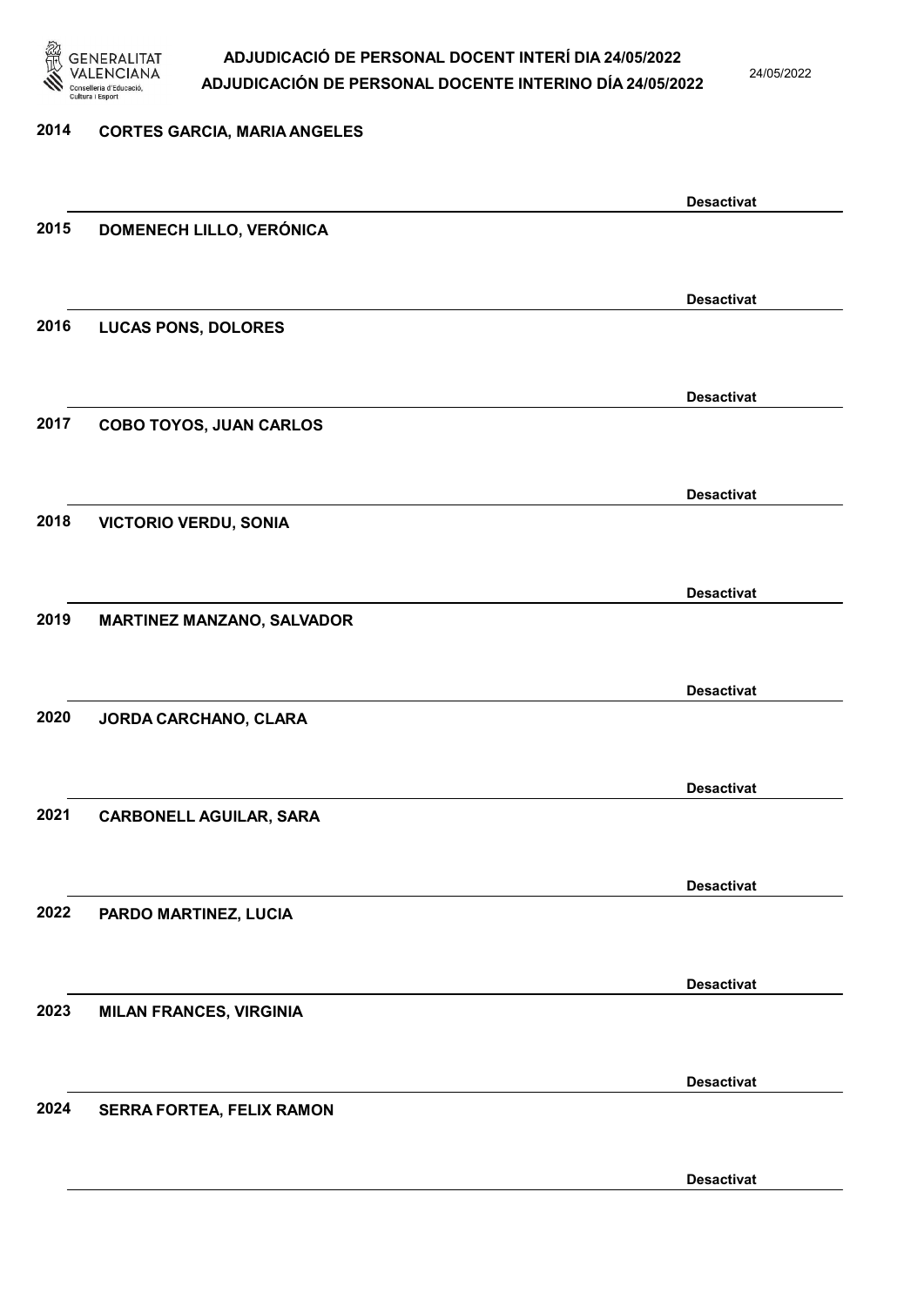2014 CORTES GARCIA, MARIA ANGELES

Desactivat

2015 DOMENECH LILLO, VERÓNICA

Desactivat

2016 LUCAS PONS, DOLORES

Desactivat

2017 COBO TOYOS, JUAN CARLOS

Desactivat

2018 VICTORIO VERDU, SONIA

Desactivat

2019 MARTINEZ MANZANO, SALVADOR

Desactivat

2020 JORDA CARCHANO, CLARA

Desactivat

2021 CARBONELL AGUILAR, SARA

Desactivat

2022 PARDO MARTINEZ, LUCIA

Desactivat

2023 MILAN FRANCES, VIRGINIA

Desactivat

2024 SERRA FORTEA, FELIX RAMON

Desactivat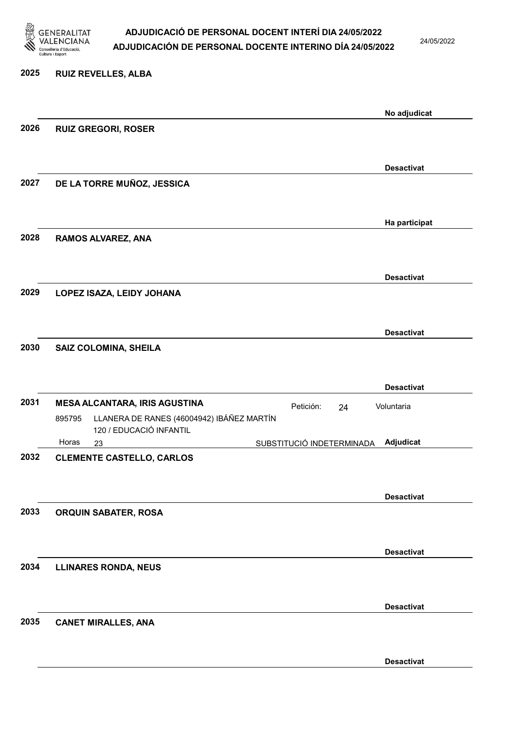**2025** **RUIZ REVELLES, ALBA**

**No adjudicat**

**2026** **RUIZ GREGORI, ROSER**

**Desactivat**

**2027** **DE LA TORRE MUÑOZ, JESSICA**

**Ha participat**

**2028** **RAMOS ALVAREZ, ANA**

**Desactivat**

**2029** **LOPEZ ISAZA, LEIDY JOHANA**

**Desactivat**

**2030** **SAIZ COLOMINA, SHEILA**

**Desactivat**

**2031** **MESA ALCANTARA, IRIS AGUSTINA** — Petición: 24 — Voluntaria

895795 LLANERA DE RANES (46004942) IBÁÑEZ MARTÍN
120 / EDUCACIÓ INFANTIL
Horas 23 — SUBSTITUCIÓ INDETERMINADA — **Adjudicat**

**2032** **CLEMENTE CASTELLO, CARLOS**

**Desactivat**

**2033** **ORQUIN SABATER, ROSA**

**Desactivat**

**2034** **LLINARES RONDA, NEUS**

**Desactivat**

**2035** **CANET MIRALLES, ANA**

**Desactivat**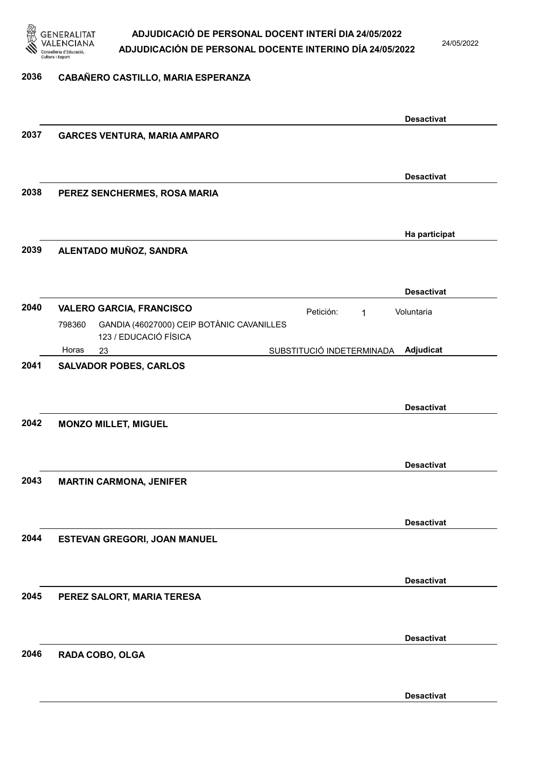**2036** **CABAÑERO CASTILLO, MARIA ESPERANZA**

**Desactivat**

**2037** **GARCES VENTURA, MARIA AMPARO**

**Desactivat**

**2038** **PEREZ SENCHERMES, ROSA MARIA**

**Ha participat**

**2039** **ALENTADO MUÑOZ, SANDRA**

**Desactivat**

**2040** **VALERO GARCIA, FRANCISCO** Petición: 1 Voluntaria

798360 GANDIA (46027000) CEIP BOTÀNIC CAVANILLES
123 / EDUCACIÓ FÍSICA
Horas 23 SUBSTITUCIÓ INDETERMINADA **Adjudicat**

**2041** **SALVADOR POBES, CARLOS**

**Desactivat**

**2042** **MONZO MILLET, MIGUEL**

**Desactivat**

**2043** **MARTIN CARMONA, JENIFER**

**Desactivat**

**2044** **ESTEVAN GREGORI, JOAN MANUEL**

**Desactivat**

**2045** **PEREZ SALORT, MARIA TERESA**

**Desactivat**

**2046** **RADA COBO, OLGA**

**Desactivat**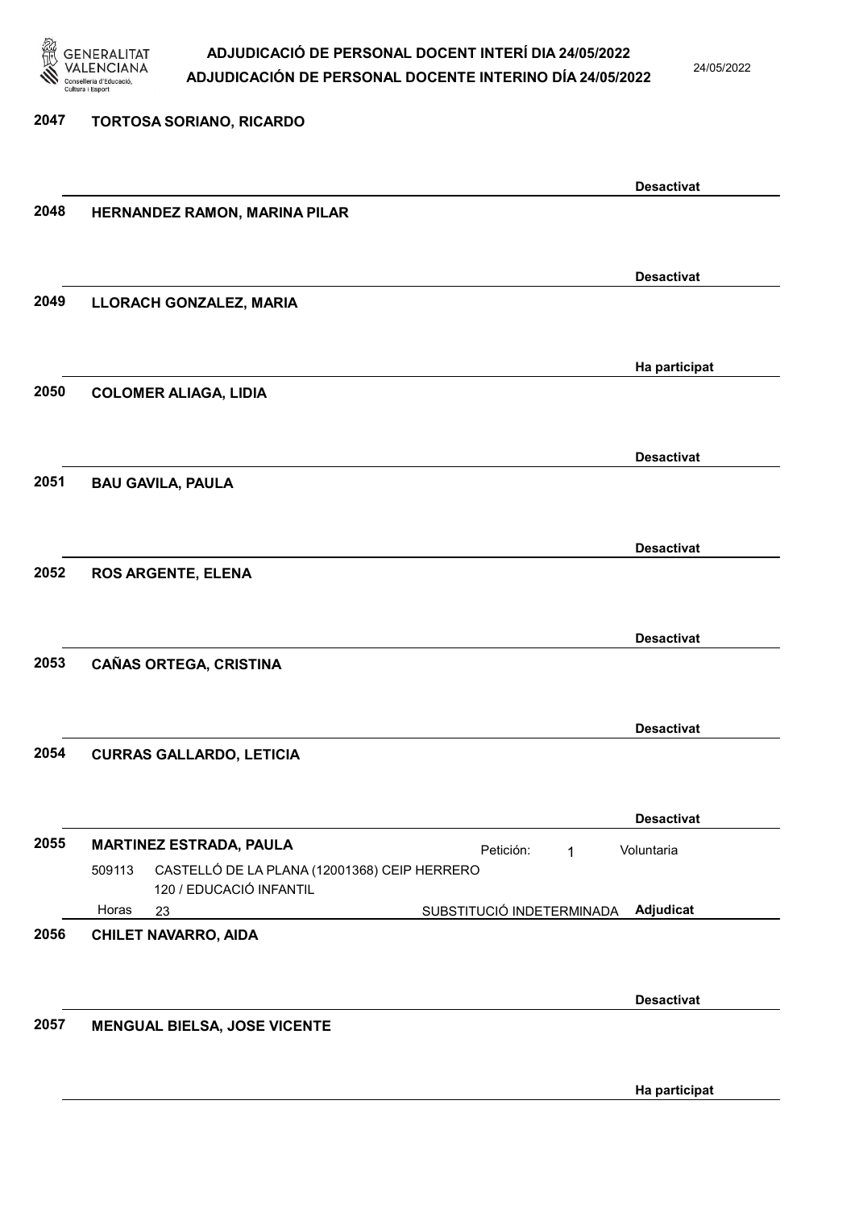**2047 TORTOSA SORIANO, RICARDO**

Desactivat

**2048 HERNANDEZ RAMON, MARINA PILAR**

Desactivat

**2049 LLORACH GONZALEZ, MARIA**

Ha participat

**2050 COLOMER ALIAGA, LIDIA**

Desactivat

**2051 BAU GAVILA, PAULA**

Desactivat

**2052 ROS ARGENTE, ELENA**

Desactivat

**2053 CAÑAS ORTEGA, CRISTINA**

Desactivat

**2054 CURRAS GALLARDO, LETICIA**

Desactivat

**2055 MARTINEZ ESTRADA, PAULA** Petición: 1 Voluntaria

509113 CASTELLÓ DE LA PLANA (12001368) CEIP HERRERO
120 / EDUCACIÓ INFANTIL

Horas 23 SUBSTITUCIÓ INDETERMINADA Adjudicat

**2056 CHILET NAVARRO, AIDA**

Desactivat

**2057 MENGUAL BIELSA, JOSE VICENTE**

Ha participat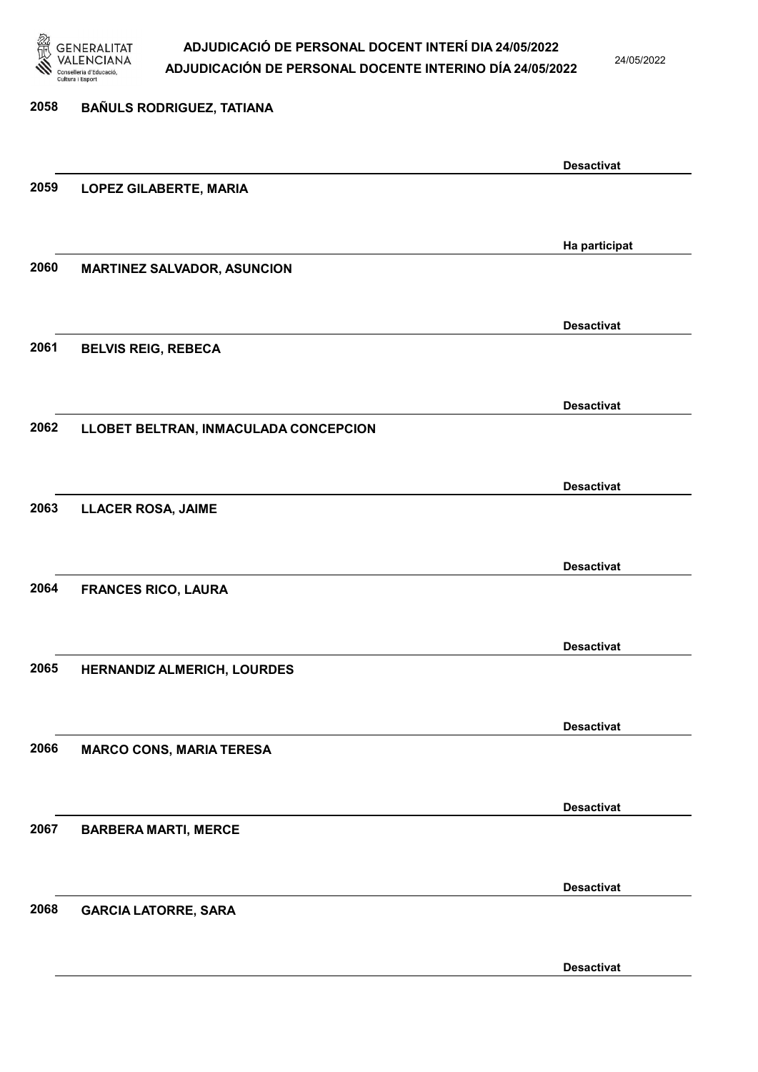| Núm. | Nom | Estat |
| --- | --- | --- |
| 2058 | BAÑULS RODRIGUEZ, TATIANA | Desactivat |
| 2059 | LOPEZ GILABERTE, MARIA | Ha participat |
| 2060 | MARTINEZ SALVADOR, ASUNCION | Desactivat |
| 2061 | BELVIS REIG, REBECA | Desactivat |
| 2062 | LLOBET BELTRAN, INMACULADA CONCEPCION | Desactivat |
| 2063 | LLACER ROSA, JAIME | Desactivat |
| 2064 | FRANCES RICO, LAURA | Desactivat |
| 2065 | HERNANDIZ ALMERICH, LOURDES | Desactivat |
| 2066 | MARCO CONS, MARIA TERESA | Desactivat |
| 2067 | BARBERA MARTI, MERCE | Desactivat |
| 2068 | GARCIA LATORRE, SARA | Desactivat |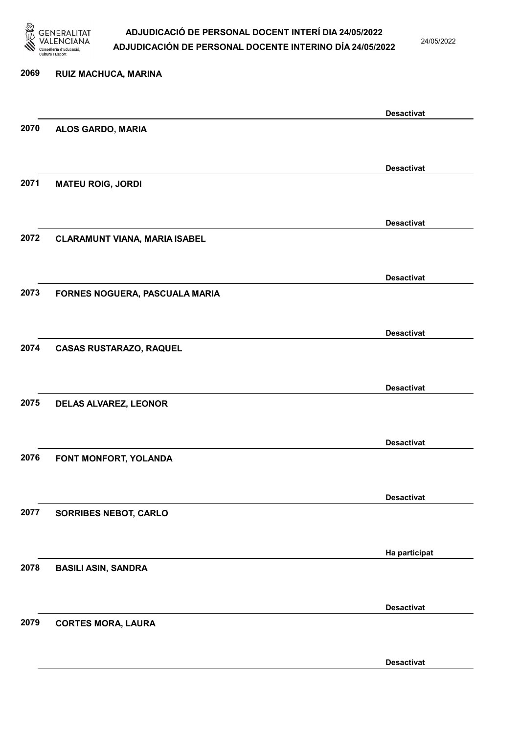| | | |
|---|---|---|
| 2069 | RUIZ MACHUCA, MARINA | Desactivat |
| 2070 | ALOS GARDO, MARIA | Desactivat |
| 2071 | MATEU ROIG, JORDI | Desactivat |
| 2072 | CLARAMUNT VIANA, MARIA ISABEL | Desactivat |
| 2073 | FORNES NOGUERA, PASCUALA MARIA | Desactivat |
| 2074 | CASAS RUSTARAZO, RAQUEL | Desactivat |
| 2075 | DELAS ALVAREZ, LEONOR | Desactivat |
| 2076 | FONT MONFORT, YOLANDA | Desactivat |
| 2077 | SORRIBES NEBOT, CARLO | Ha participat |
| 2078 | BASILI ASIN, SANDRA | Desactivat |
| 2079 | CORTES MORA, LAURA | Desactivat |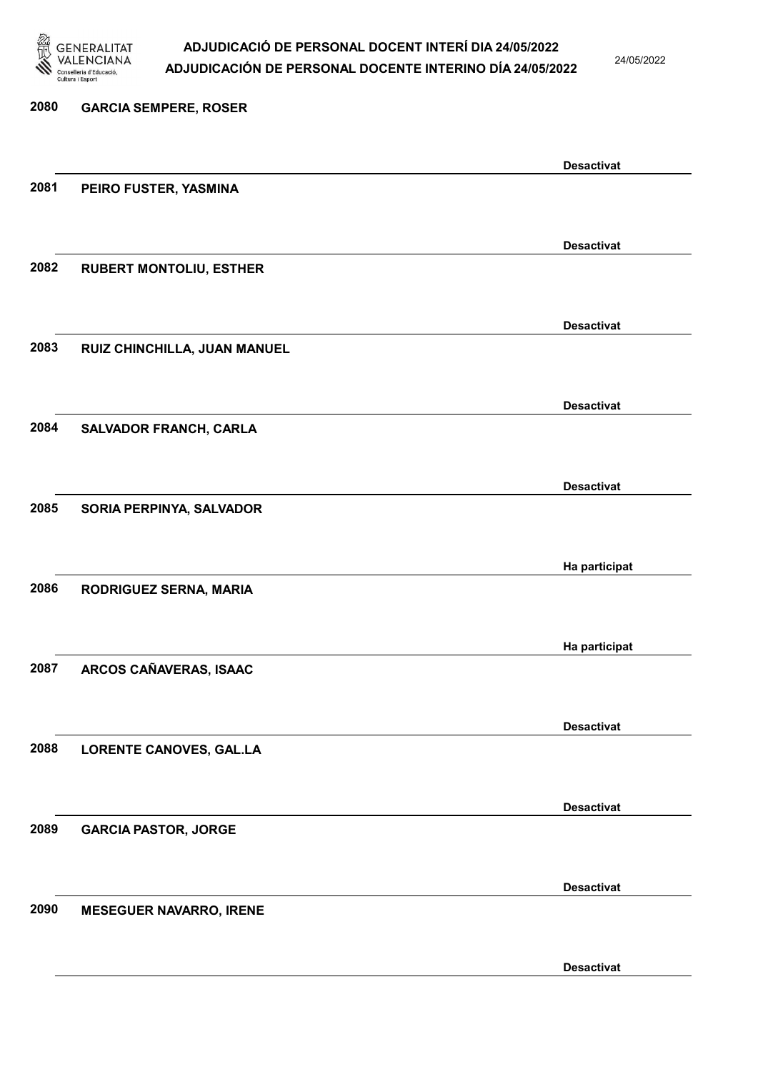2080 **GARCIA SEMPERE, ROSER**

**Desactivat**

2081 **PEIRO FUSTER, YASMINA**

**Desactivat**

2082 **RUBERT MONTOLIU, ESTHER**

**Desactivat**

2083 **RUIZ CHINCHILLA, JUAN MANUEL**

**Desactivat**

2084 **SALVADOR FRANCH, CARLA**

**Desactivat**

2085 **SORIA PERPINYA, SALVADOR**

**Ha participat**

2086 **RODRIGUEZ SERNA, MARIA**

**Ha participat**

2087 **ARCOS CAÑAVERAS, ISAAC**

**Desactivat**

2088 **LORENTE CANOVES, GAL.LA**

**Desactivat**

2089 **GARCIA PASTOR, JORGE**

**Desactivat**

2090 **MESEGUER NAVARRO, IRENE**

**Desactivat**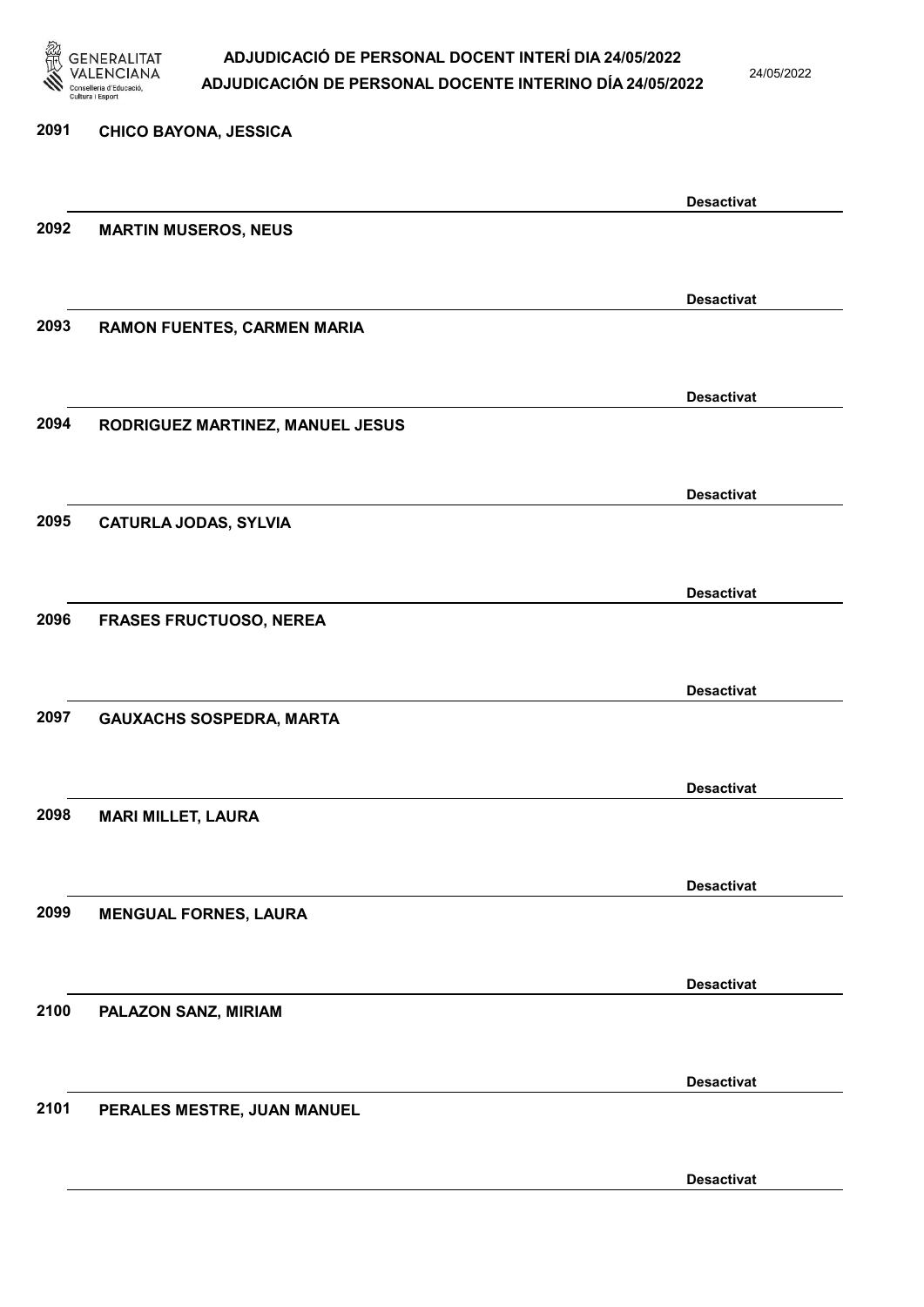2091 CHICO BAYONA, JESSICA

Desactivat

2092 MARTIN MUSEROS, NEUS

Desactivat

2093 RAMON FUENTES, CARMEN MARIA

Desactivat

2094 RODRIGUEZ MARTINEZ, MANUEL JESUS

Desactivat

2095 CATURLA JODAS, SYLVIA

Desactivat

2096 FRASES FRUCTUOSO, NEREA

Desactivat

2097 GAUXACHS SOSPEDRA, MARTA

Desactivat

2098 MARI MILLET, LAURA

Desactivat

2099 MENGUAL FORNES, LAURA

Desactivat

2100 PALAZON SANZ, MIRIAM

Desactivat

2101 PERALES MESTRE, JUAN MANUEL

Desactivat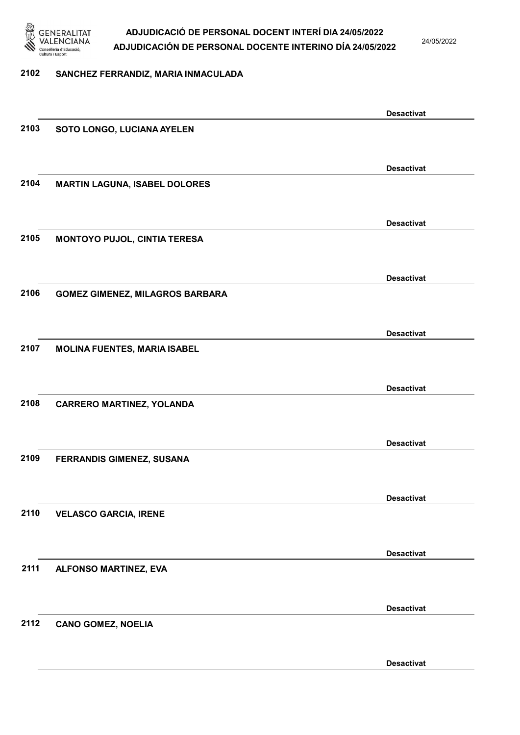2102 SANCHEZ FERRANDIZ, MARIA INMACULADA

Desactivat

2103 SOTO LONGO, LUCIANA AYELEN

Desactivat

2104 MARTIN LAGUNA, ISABEL DOLORES

Desactivat

2105 MONTOYO PUJOL, CINTIA TERESA

Desactivat

2106 GOMEZ GIMENEZ, MILAGROS BARBARA

Desactivat

2107 MOLINA FUENTES, MARIA ISABEL

Desactivat

2108 CARRERO MARTINEZ, YOLANDA

Desactivat

2109 FERRANDIS GIMENEZ, SUSANA

Desactivat

2110 VELASCO GARCIA, IRENE

Desactivat

2111 ALFONSO MARTINEZ, EVA

Desactivat

2112 CANO GOMEZ, NOELIA

Desactivat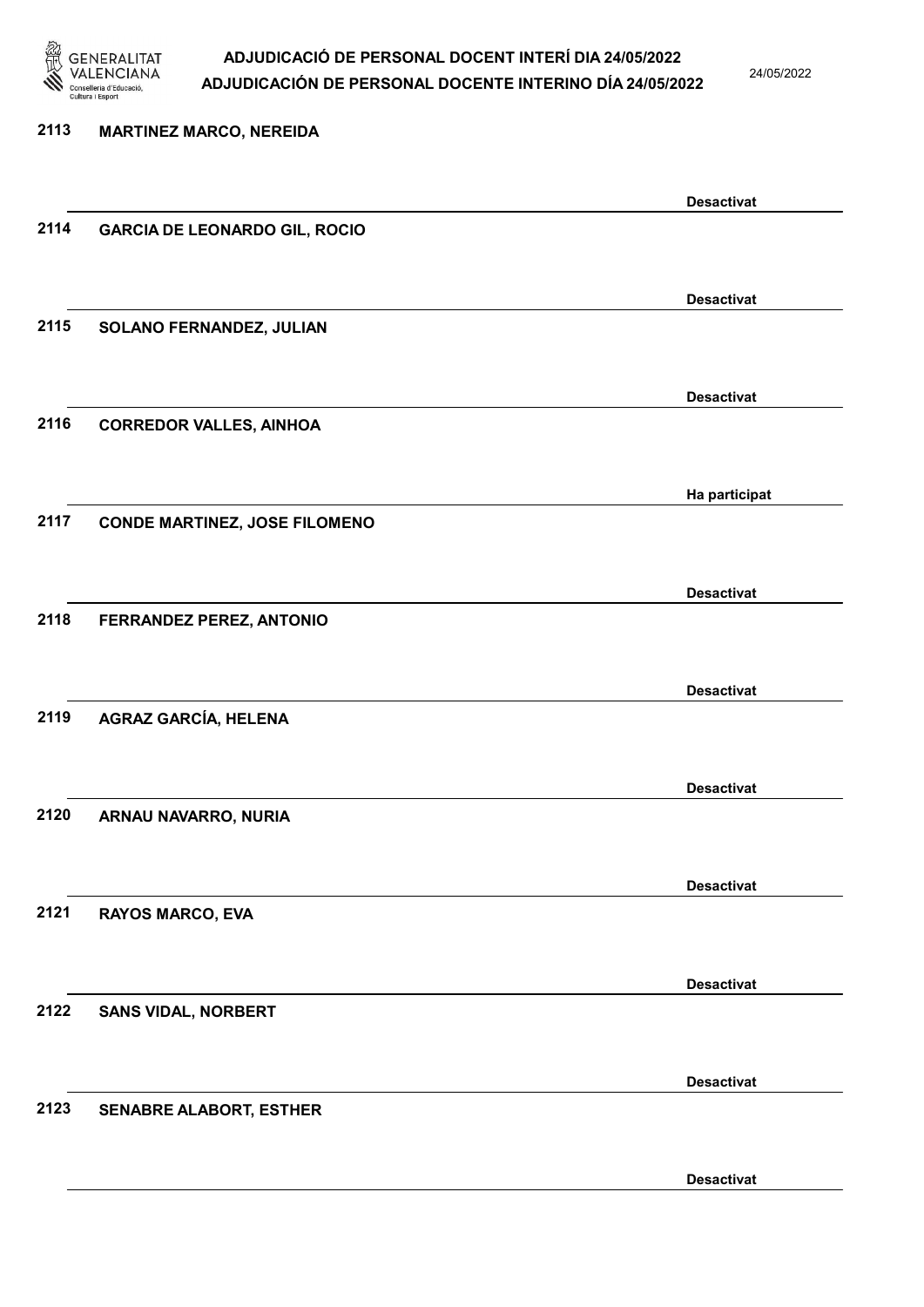2113 MARTINEZ MARCO, NEREIDA

Desactivat

2114 GARCIA DE LEONARDO GIL, ROCIO

Desactivat

2115 SOLANO FERNANDEZ, JULIAN

Desactivat

2116 CORREDOR VALLES, AINHOA

Ha participat

2117 CONDE MARTINEZ, JOSE FILOMENO

Desactivat

2118 FERRANDEZ PEREZ, ANTONIO

Desactivat

2119 AGRAZ GARCÍA, HELENA

Desactivat

2120 ARNAU NAVARRO, NURIA

Desactivat

2121 RAYOS MARCO, EVA

Desactivat

2122 SANS VIDAL, NORBERT

Desactivat

2123 SENABRE ALABORT, ESTHER

Desactivat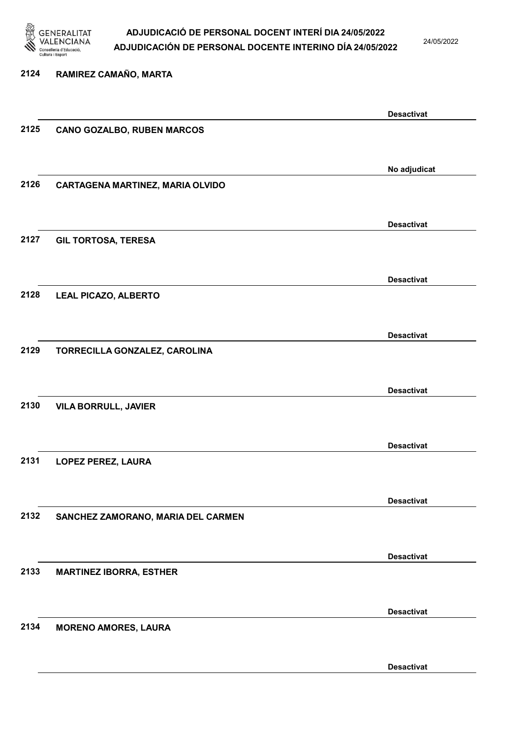2124 RAMIREZ CAMAÑO, MARTA

Desactivat

2125 CANO GOZALBO, RUBEN MARCOS

No adjudicat

2126 CARTAGENA MARTINEZ, MARIA OLVIDO

Desactivat

2127 GIL TORTOSA, TERESA

Desactivat

2128 LEAL PICAZO, ALBERTO

Desactivat

2129 TORRECILLA GONZALEZ, CAROLINA

Desactivat

2130 VILA BORRULL, JAVIER

Desactivat

2131 LOPEZ PEREZ, LAURA

Desactivat

2132 SANCHEZ ZAMORANO, MARIA DEL CARMEN

Desactivat

2133 MARTINEZ IBORRA, ESTHER

Desactivat

2134 MORENO AMORES, LAURA

Desactivat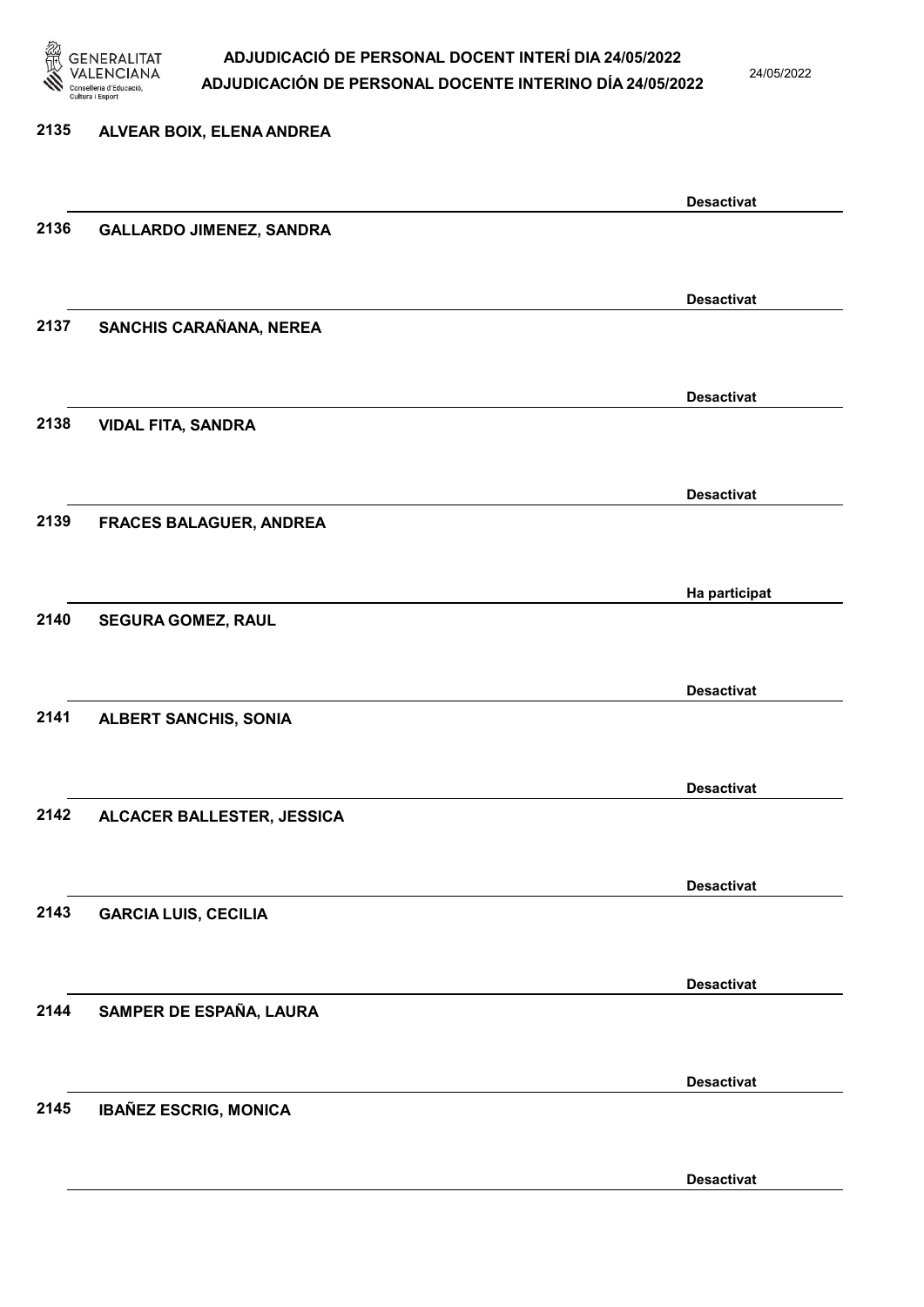2135 ALVEAR BOIX, ELENA ANDREA

Desactivat

2136 GALLARDO JIMENEZ, SANDRA

Desactivat

2137 SANCHIS CARAÑANA, NEREA

Desactivat

2138 VIDAL FITA, SANDRA

Desactivat

2139 FRACES BALAGUER, ANDREA

Ha participat

2140 SEGURA GOMEZ, RAUL

Desactivat

2141 ALBERT SANCHIS, SONIA

Desactivat

2142 ALCACER BALLESTER, JESSICA

Desactivat

2143 GARCIA LUIS, CECILIA

Desactivat

2144 SAMPER DE ESPAÑA, LAURA

Desactivat

2145 IBAÑEZ ESCRIG, MONICA

Desactivat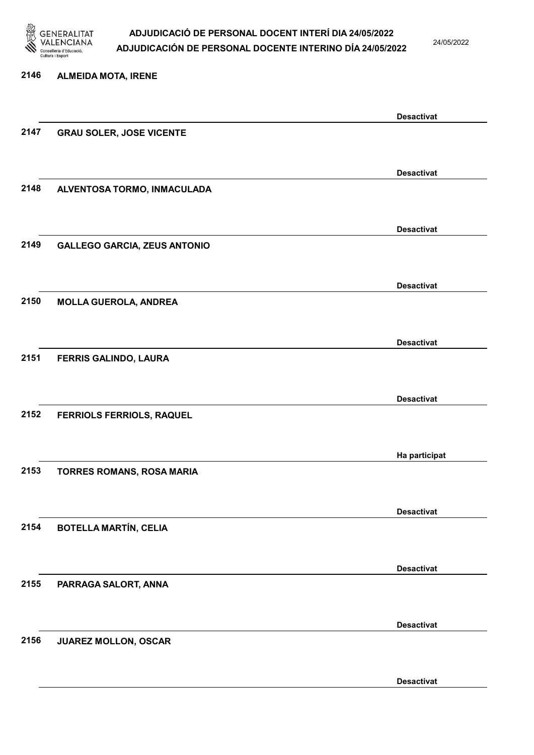2146 ALMEIDA MOTA, IRENE

Desactivat

2147 GRAU SOLER, JOSE VICENTE

Desactivat

2148 ALVENTOSA TORMO, INMACULADA

Desactivat

2149 GALLEGO GARCIA, ZEUS ANTONIO

Desactivat

2150 MOLLA GUEROLA, ANDREA

Desactivat

2151 FERRIS GALINDO, LAURA

Desactivat

2152 FERRIOLS FERRIOLS, RAQUEL

Ha participat

2153 TORRES ROMANS, ROSA MARIA

Desactivat

2154 BOTELLA MARTÍN, CELIA

Desactivat

2155 PARRAGA SALORT, ANNA

Desactivat

2156 JUAREZ MOLLON, OSCAR

Desactivat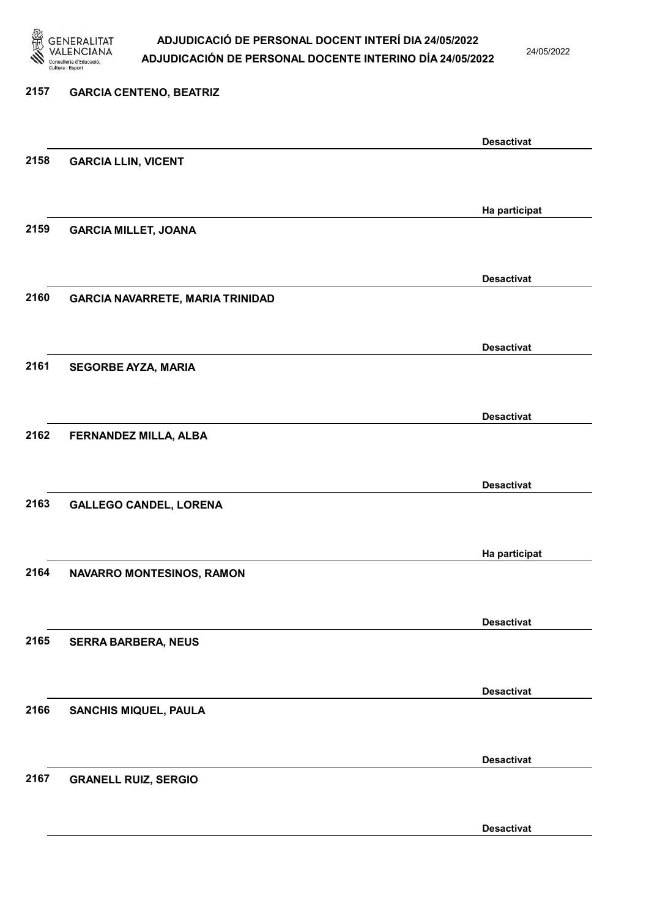2157 **GARCIA CENTENO, BEATRIZ**

**Desactivat**

2158 **GARCIA LLIN, VICENT**

**Ha participat**

2159 **GARCIA MILLET, JOANA**

**Desactivat**

2160 **GARCIA NAVARRETE, MARIA TRINIDAD**

**Desactivat**

2161 **SEGORBE AYZA, MARIA**

**Desactivat**

2162 **FERNANDEZ MILLA, ALBA**

**Desactivat**

2163 **GALLEGO CANDEL, LORENA**

**Ha participat**

2164 **NAVARRO MONTESINOS, RAMON**

**Desactivat**

2165 **SERRA BARBERA, NEUS**

**Desactivat**

2166 **SANCHIS MIQUEL, PAULA**

**Desactivat**

2167 **GRANELL RUIZ, SERGIO**

**Desactivat**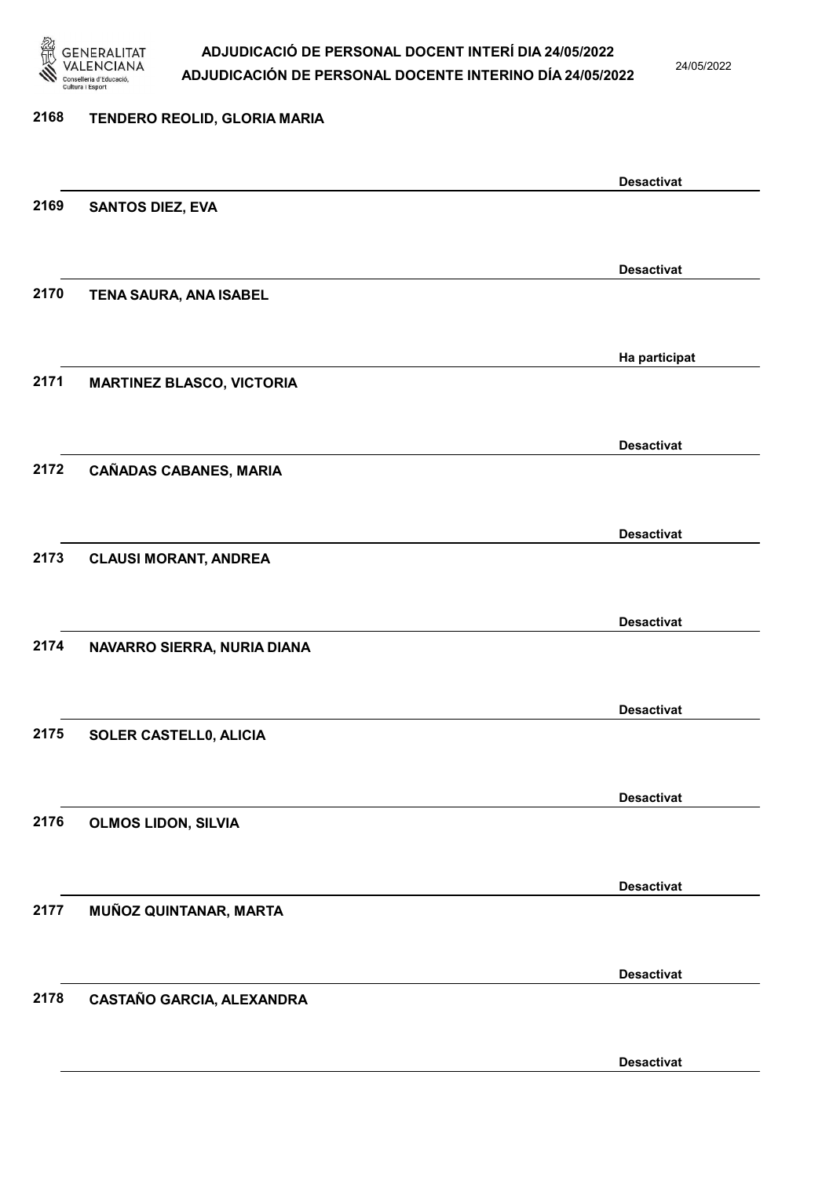2168 TENDERO REOLID, GLORIA MARIA

Desactivat

2169 SANTOS DIEZ, EVA

Desactivat

2170 TENA SAURA, ANA ISABEL

Ha participat

2171 MARTINEZ BLASCO, VICTORIA

Desactivat

2172 CAÑADAS CABANES, MARIA

Desactivat

2173 CLAUSI MORANT, ANDREA

Desactivat

2174 NAVARRO SIERRA, NURIA DIANA

Desactivat

2175 SOLER CASTELL0, ALICIA

Desactivat

2176 OLMOS LIDON, SILVIA

Desactivat

2177 MUÑOZ QUINTANAR, MARTA

Desactivat

2178 CASTAÑO GARCIA, ALEXANDRA

Desactivat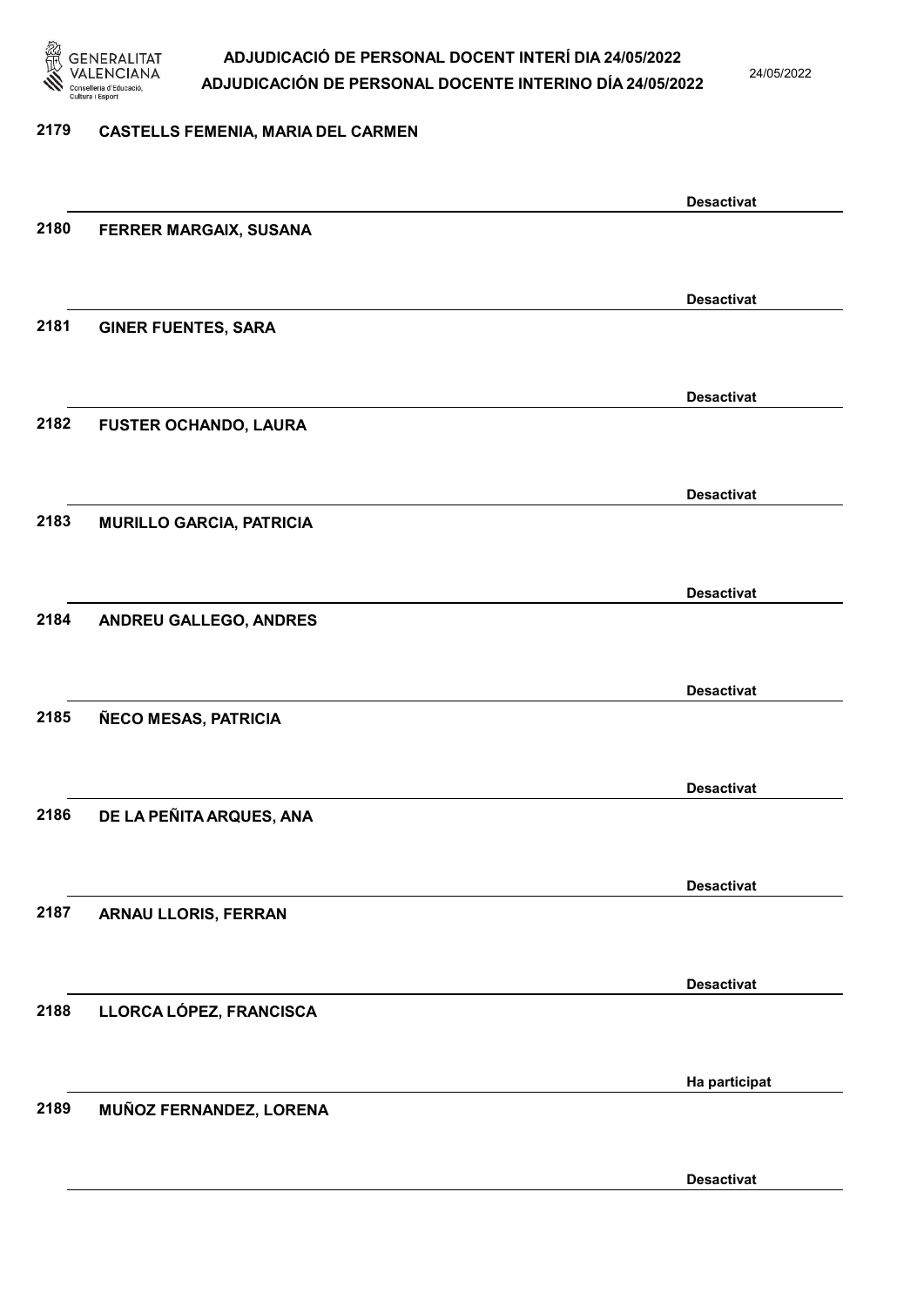2179 CASTELLS FEMENIA, MARIA DEL CARMEN

Desactivat

2180 FERRER MARGAIX, SUSANA

Desactivat

2181 GINER FUENTES, SARA

Desactivat

2182 FUSTER OCHANDO, LAURA

Desactivat

2183 MURILLO GARCIA, PATRICIA

Desactivat

2184 ANDREU GALLEGO, ANDRES

Desactivat

2185 ÑECO MESAS, PATRICIA

Desactivat

2186 DE LA PEÑITA ARQUES, ANA

Desactivat

2187 ARNAU LLORIS, FERRAN

Desactivat

2188 LLORCA LÓPEZ, FRANCISCA

Ha participat

2189 MUÑOZ FERNANDEZ, LORENA

Desactivat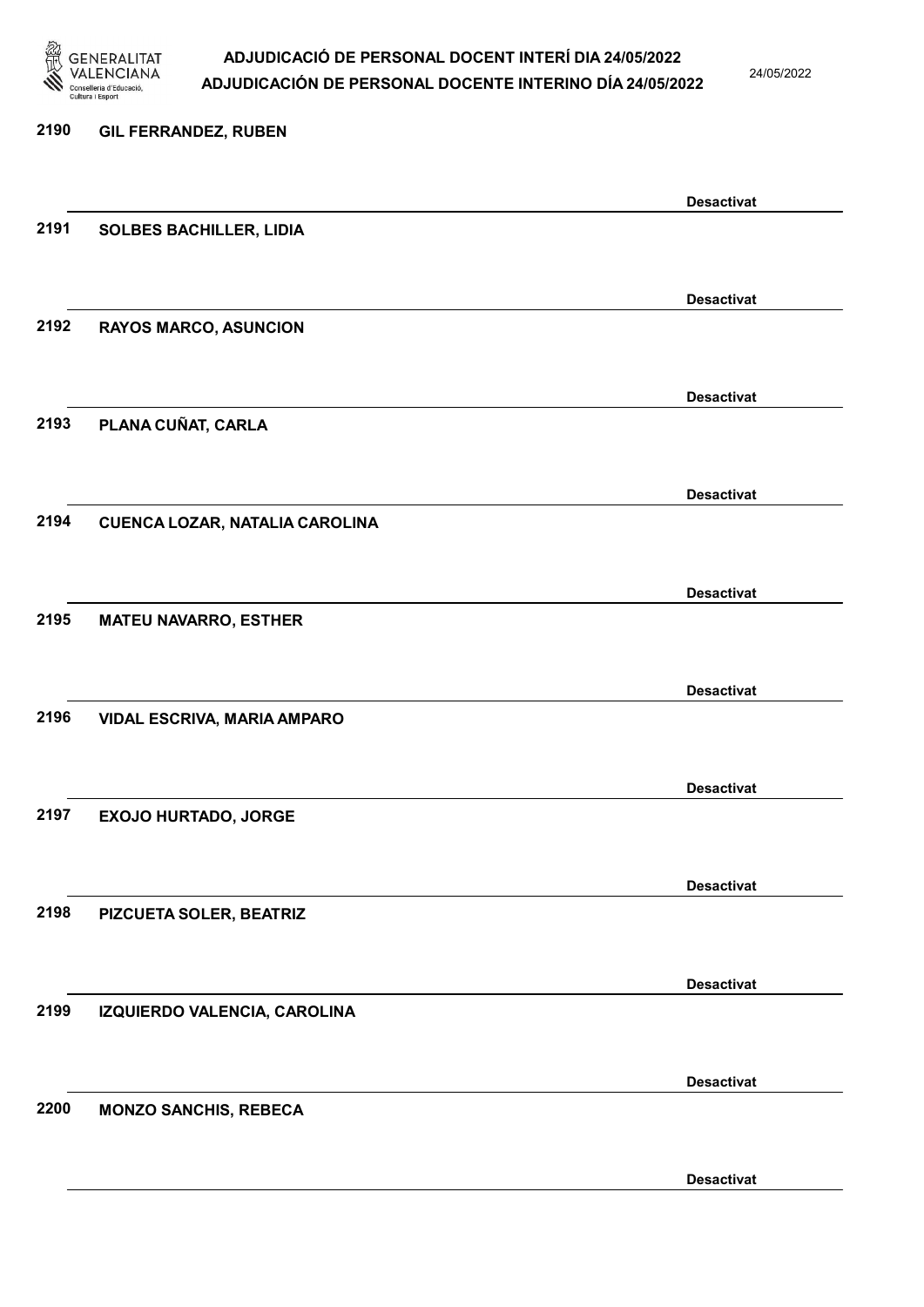**2190 GIL FERRANDEZ, RUBEN**

Desactivat

**2191 SOLBES BACHILLER, LIDIA**

Desactivat

**2192 RAYOS MARCO, ASUNCION**

Desactivat

**2193 PLANA CUÑAT, CARLA**

Desactivat

**2194 CUENCA LOZAR, NATALIA CAROLINA**

Desactivat

**2195 MATEU NAVARRO, ESTHER**

Desactivat

**2196 VIDAL ESCRIVA, MARIA AMPARO**

Desactivat

**2197 EXOJO HURTADO, JORGE**

Desactivat

**2198 PIZCUETA SOLER, BEATRIZ**

Desactivat

**2199 IZQUIERDO VALENCIA, CAROLINA**

Desactivat

**2200 MONZO SANCHIS, REBECA**

Desactivat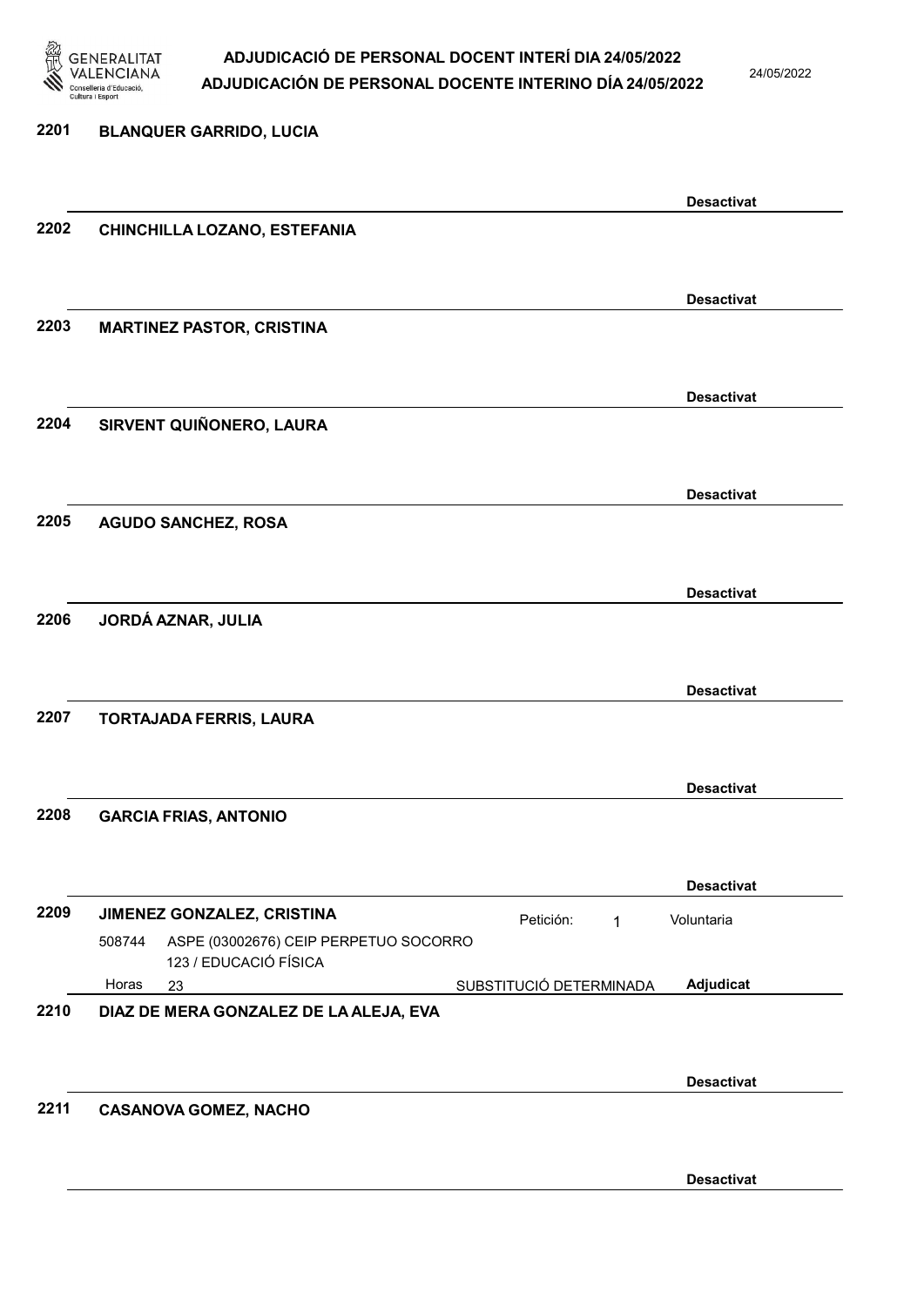**2201 BLANQUER GARRIDO, LUCIA**

Desactivat

**2202 CHINCHILLA LOZANO, ESTEFANIA**

Desactivat

**2203 MARTINEZ PASTOR, CRISTINA**

Desactivat

**2204 SIRVENT QUIÑONERO, LAURA**

Desactivat

**2205 AGUDO SANCHEZ, ROSA**

Desactivat

**2206 JORDÁ AZNAR, JULIA**

Desactivat

**2207 TORTAJADA FERRIS, LAURA**

Desactivat

**2208 GARCIA FRIAS, ANTONIO**

Desactivat

**2209 JIMENEZ GONZALEZ, CRISTINA**

Petición: 1 — Voluntaria

508744 ASPE (03002676) CEIP PERPETUO SOCORRO
123 / EDUCACIÓ FÍSICA

Horas 23 — SUBSTITUCIÓ DETERMINADA — **Adjudicat**

**2210 DIAZ DE MERA GONZALEZ DE LA ALEJA, EVA**

Desactivat

**2211 CASANOVA GOMEZ, NACHO**

Desactivat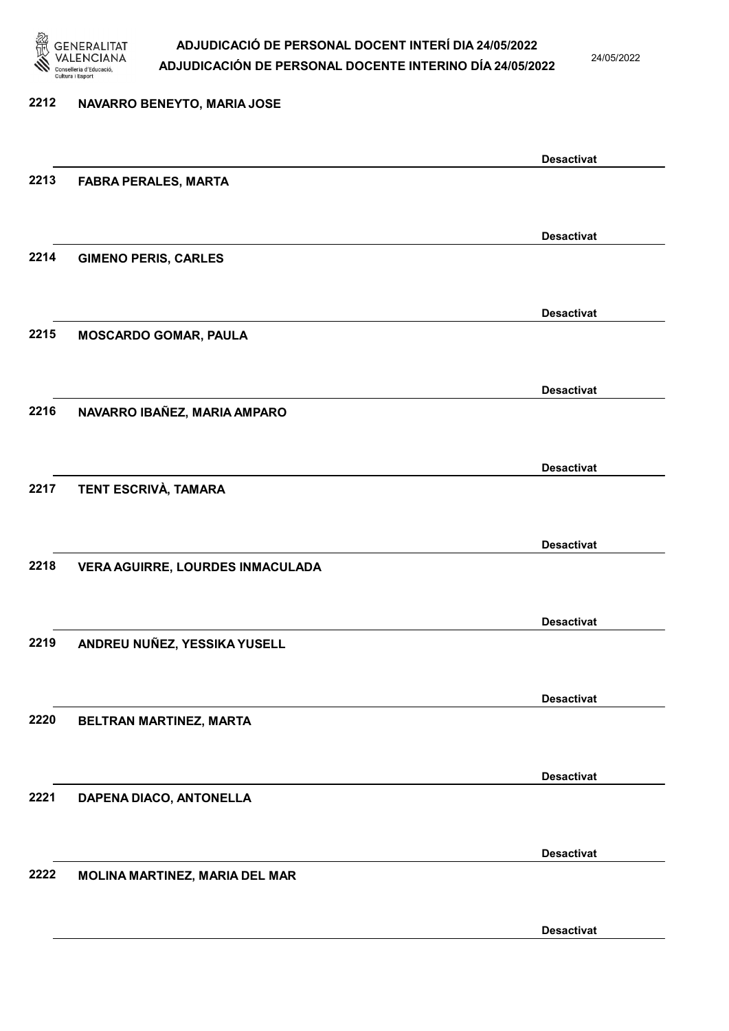2212 NAVARRO BENEYTO, MARIA JOSE

Desactivat

2213 FABRA PERALES, MARTA

Desactivat

2214 GIMENO PERIS, CARLES

Desactivat

2215 MOSCARDO GOMAR, PAULA

Desactivat

2216 NAVARRO IBAÑEZ, MARIA AMPARO

Desactivat

2217 TENT ESCRIVÀ, TAMARA

Desactivat

2218 VERA AGUIRRE, LOURDES INMACULADA

Desactivat

2219 ANDREU NUÑEZ, YESSIKA YUSELL

Desactivat

2220 BELTRAN MARTINEZ, MARTA

Desactivat

2221 DAPENA DIACO, ANTONELLA

Desactivat

2222 MOLINA MARTINEZ, MARIA DEL MAR

Desactivat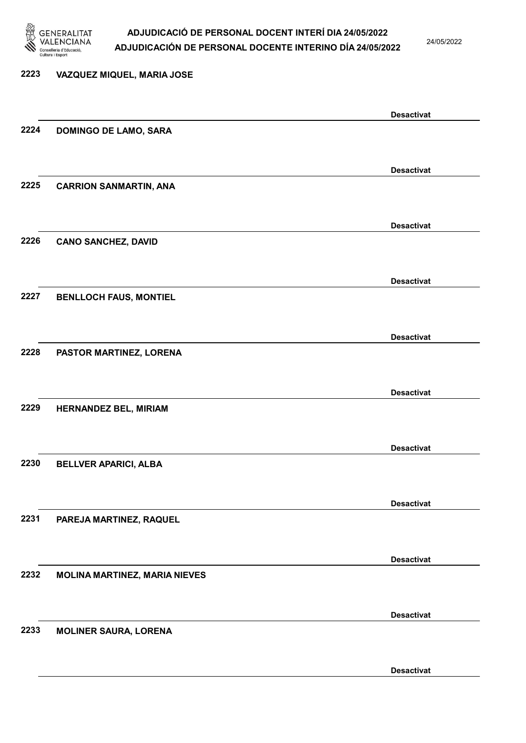2223 VAZQUEZ MIQUEL, MARIA JOSE

Desactivat

2224 DOMINGO DE LAMO, SARA

Desactivat

2225 CARRION SANMARTIN, ANA

Desactivat

2226 CANO SANCHEZ, DAVID

Desactivat

2227 BENLLOCH FAUS, MONTIEL

Desactivat

2228 PASTOR MARTINEZ, LORENA

Desactivat

2229 HERNANDEZ BEL, MIRIAM

Desactivat

2230 BELLVER APARICI, ALBA

Desactivat

2231 PAREJA MARTINEZ, RAQUEL

Desactivat

2232 MOLINA MARTINEZ, MARIA NIEVES

Desactivat

2233 MOLINER SAURA, LORENA

Desactivat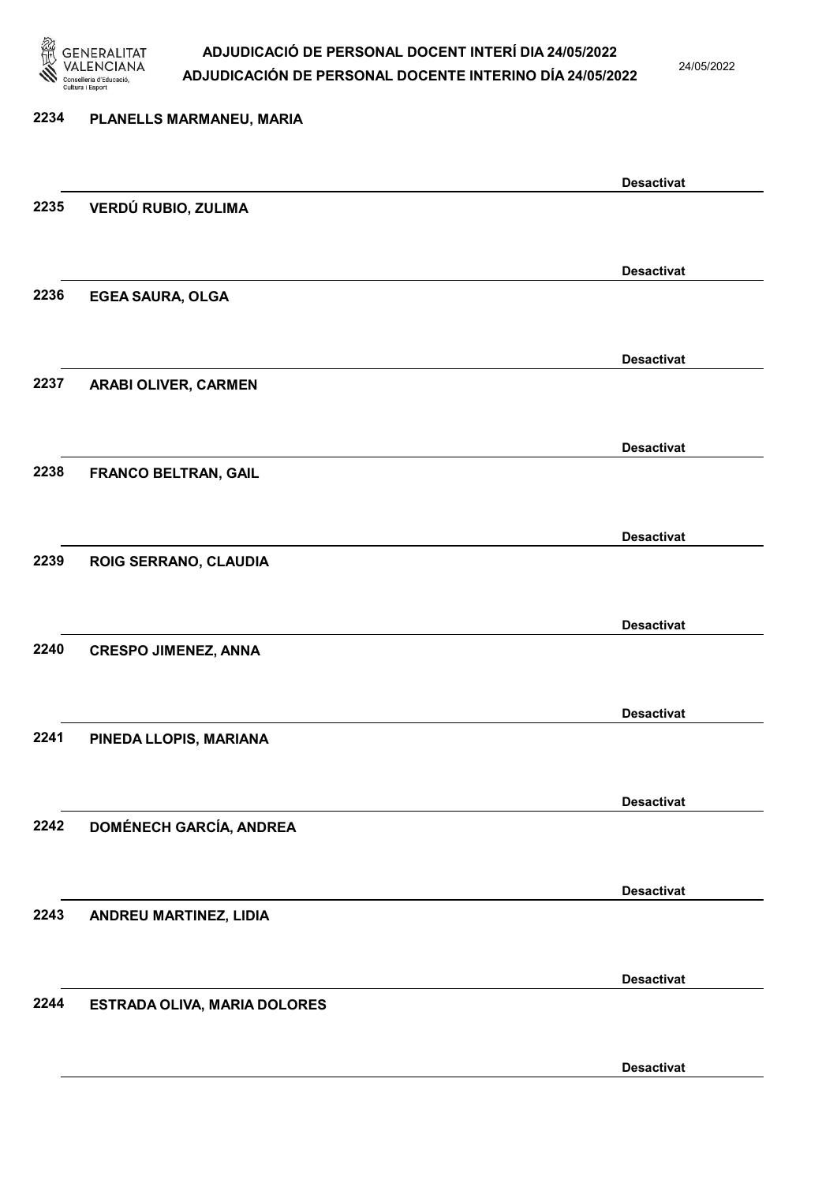2234 PLANELLS MARMANEU, MARIA

Desactivat

2235 VERDÚ RUBIO, ZULIMA

Desactivat

2236 EGEA SAURA, OLGA

Desactivat

2237 ARABI OLIVER, CARMEN

Desactivat

2238 FRANCO BELTRAN, GAIL

Desactivat

2239 ROIG SERRANO, CLAUDIA

Desactivat

2240 CRESPO JIMENEZ, ANNA

Desactivat

2241 PINEDA LLOPIS, MARIANA

Desactivat

2242 DOMÉNECH GARCÍA, ANDREA

Desactivat

2243 ANDREU MARTINEZ, LIDIA

Desactivat

2244 ESTRADA OLIVA, MARIA DOLORES

Desactivat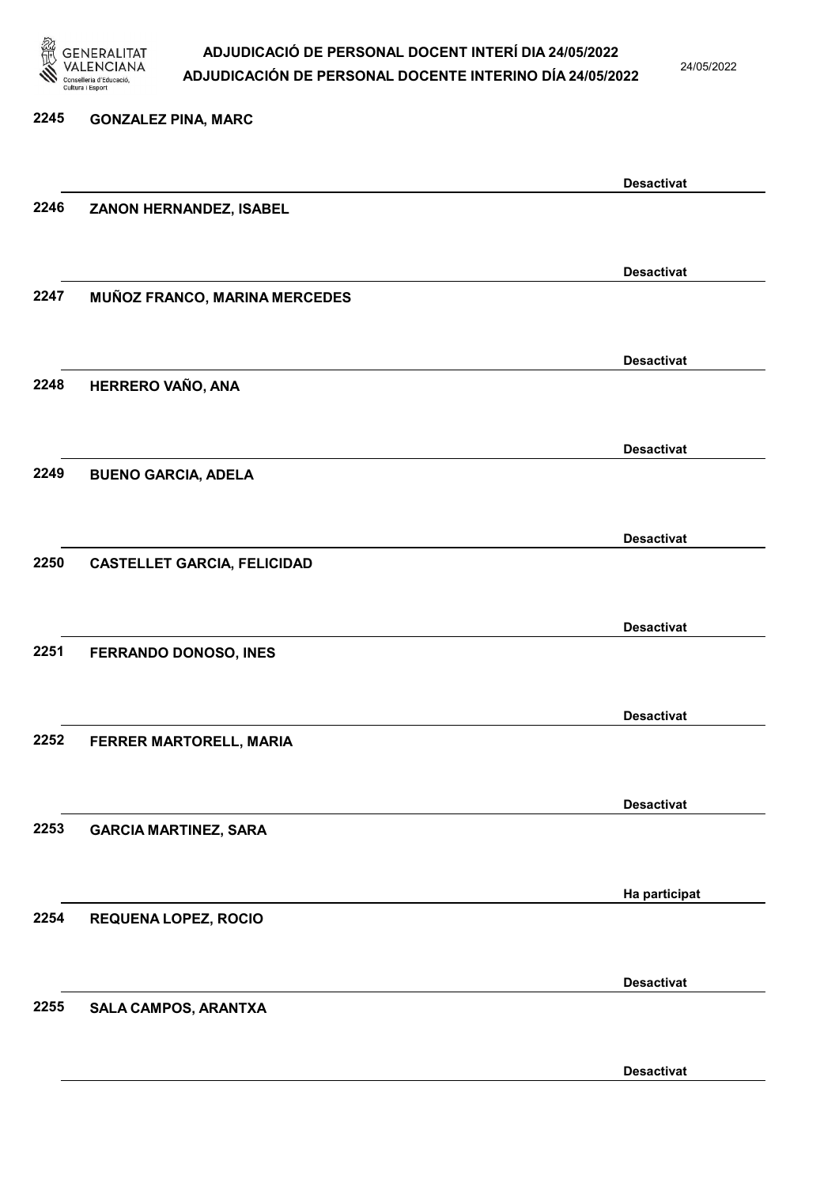2245 GONZALEZ PINA, MARC

Desactivat

2246 ZANON HERNANDEZ, ISABEL

Desactivat

2247 MUÑOZ FRANCO, MARINA MERCEDES

Desactivat

2248 HERRERO VAÑO, ANA

Desactivat

2249 BUENO GARCIA, ADELA

Desactivat

2250 CASTELLET GARCIA, FELICIDAD

Desactivat

2251 FERRANDO DONOSO, INES

Desactivat

2252 FERRER MARTORELL, MARIA

Desactivat

2253 GARCIA MARTINEZ, SARA

Ha participat

2254 REQUENA LOPEZ, ROCIO

Desactivat

2255 SALA CAMPOS, ARANTXA

Desactivat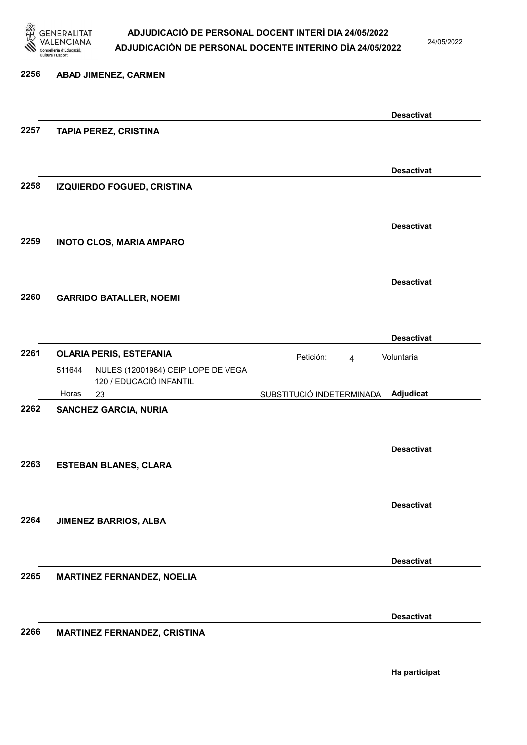**2256 ABAD JIMENEZ, CARMEN**

Desactivat

**2257 TAPIA PEREZ, CRISTINA**

Desactivat

**2258 IZQUIERDO FOGUED, CRISTINA**

Desactivat

**2259 INOTO CLOS, MARIA AMPARO**

Desactivat

**2260 GARRIDO BATALLER, NOEMI**

Desactivat

**2261 OLARIA PERIS, ESTEFANIA**

Petición: 4 — Voluntaria

511644 NULES (12001964) CEIP LOPE DE VEGA
120 / EDUCACIÓ INFANTIL
Horas 23 — SUBSTITUCIÓ INDETERMINADA — Adjudicat

**2262 SANCHEZ GARCIA, NURIA**

Desactivat

**2263 ESTEBAN BLANES, CLARA**

Desactivat

**2264 JIMENEZ BARRIOS, ALBA**

Desactivat

**2265 MARTINEZ FERNANDEZ, NOELIA**

Desactivat

**2266 MARTINEZ FERNANDEZ, CRISTINA**

Ha participat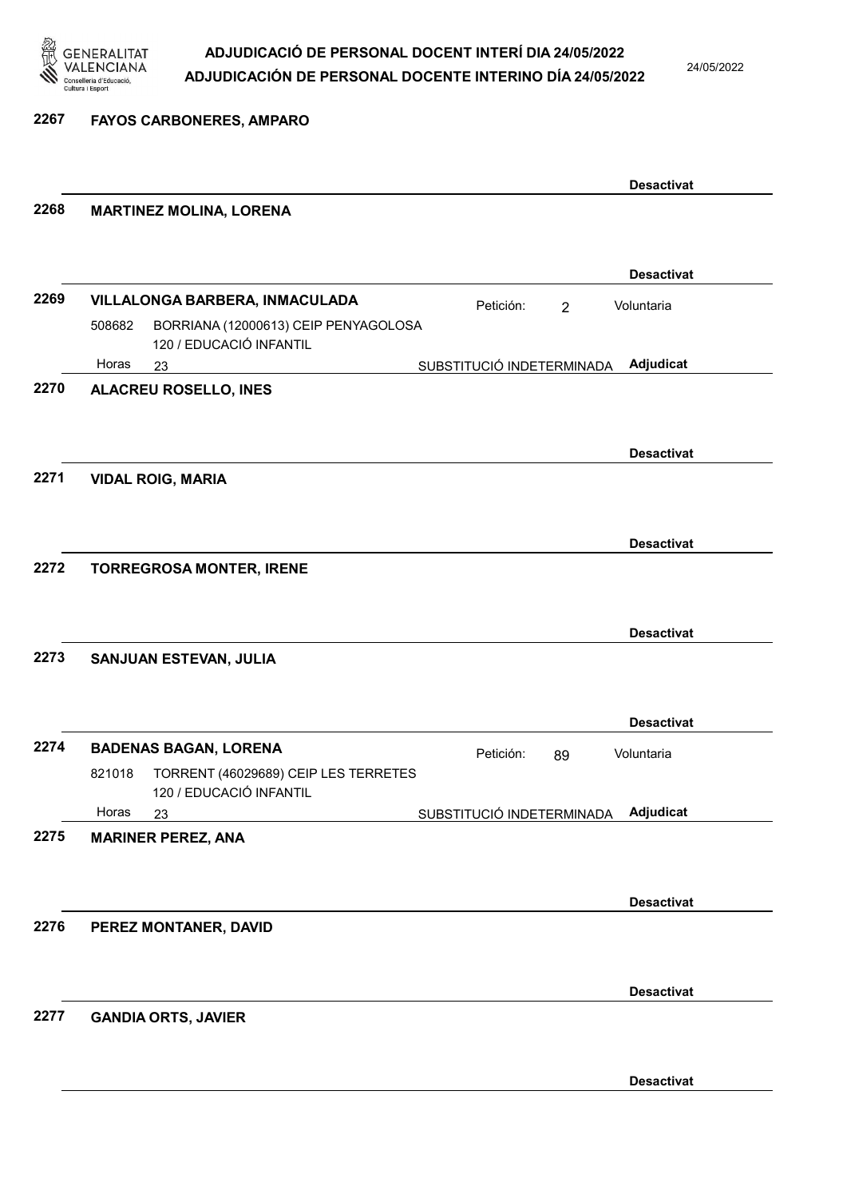**2267 FAYOS CARBONERES, AMPARO**

Desactivat

**2268 MARTINEZ MOLINA, LORENA**

Desactivat

**2269 VILLALONGA BARBERA, INMACULADA** — Petición: 2 — Voluntaria

508682 BORRIANA (12000613) CEIP PENYAGOLOSA
120 / EDUCACIÓ INFANTIL

Horas 23 — SUBSTITUCIÓ INDETERMINADA — **Adjudicat**

**2270 ALACREU ROSELLO, INES**

Desactivat

**2271 VIDAL ROIG, MARIA**

Desactivat

**2272 TORREGROSA MONTER, IRENE**

Desactivat

**2273 SANJUAN ESTEVAN, JULIA**

Desactivat

**2274 BADENAS BAGAN, LORENA** — Petición: 89 — Voluntaria

821018 TORRENT (46029689) CEIP LES TERRETES
120 / EDUCACIÓ INFANTIL

Horas 23 — SUBSTITUCIÓ INDETERMINADA — **Adjudicat**

**2275 MARINER PEREZ, ANA**

Desactivat

**2276 PEREZ MONTANER, DAVID**

Desactivat

**2277 GANDIA ORTS, JAVIER**

Desactivat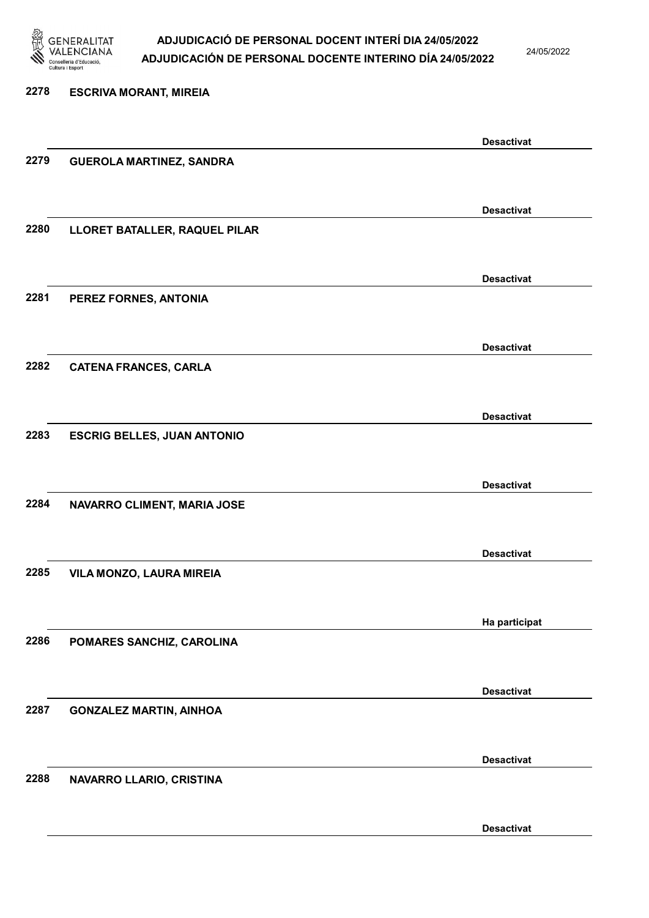2278 ESCRIVA MORANT, MIREIA

Desactivat

2279 GUEROLA MARTINEZ, SANDRA

Desactivat

2280 LLORET BATALLER, RAQUEL PILAR

Desactivat

2281 PEREZ FORNES, ANTONIA

Desactivat

2282 CATENA FRANCES, CARLA

Desactivat

2283 ESCRIG BELLES, JUAN ANTONIO

Desactivat

2284 NAVARRO CLIMENT, MARIA JOSE

Desactivat

2285 VILA MONZO, LAURA MIREIA

Ha participat

2286 POMARES SANCHIZ, CAROLINA

Desactivat

2287 GONZALEZ MARTIN, AINHOA

Desactivat

2288 NAVARRO LLARIO, CRISTINA

Desactivat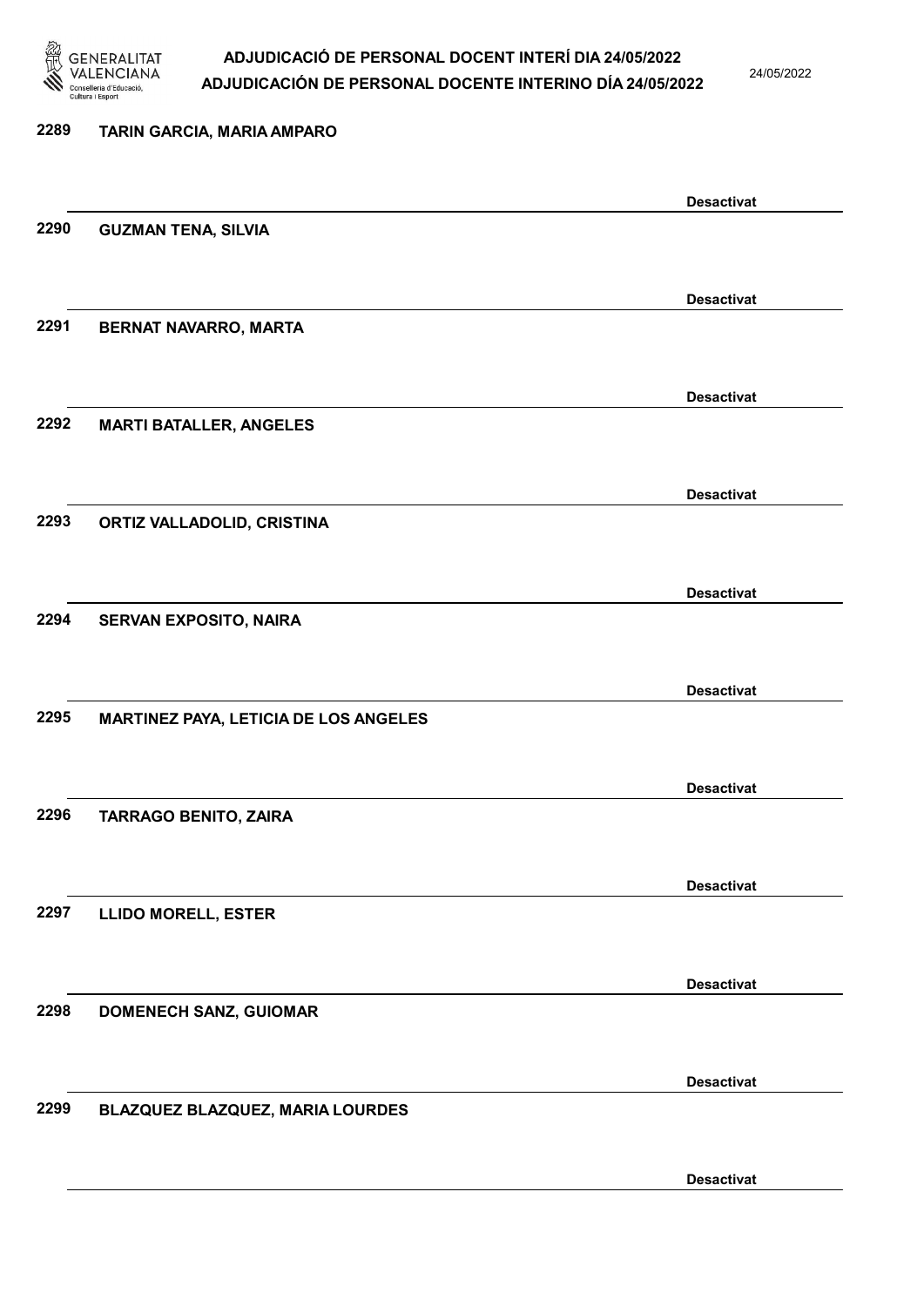2289 **TARIN GARCIA, MARIA AMPARO**

**Desactivat**

2290 **GUZMAN TENA, SILVIA**

**Desactivat**

2291 **BERNAT NAVARRO, MARTA**

**Desactivat**

2292 **MARTI BATALLER, ANGELES**

**Desactivat**

2293 **ORTIZ VALLADOLID, CRISTINA**

**Desactivat**

2294 **SERVAN EXPOSITO, NAIRA**

**Desactivat**

2295 **MARTINEZ PAYA, LETICIA DE LOS ANGELES**

**Desactivat**

2296 **TARRAGO BENITO, ZAIRA**

**Desactivat**

2297 **LLIDO MORELL, ESTER**

**Desactivat**

2298 **DOMENECH SANZ, GUIOMAR**

**Desactivat**

2299 **BLAZQUEZ BLAZQUEZ, MARIA LOURDES**

**Desactivat**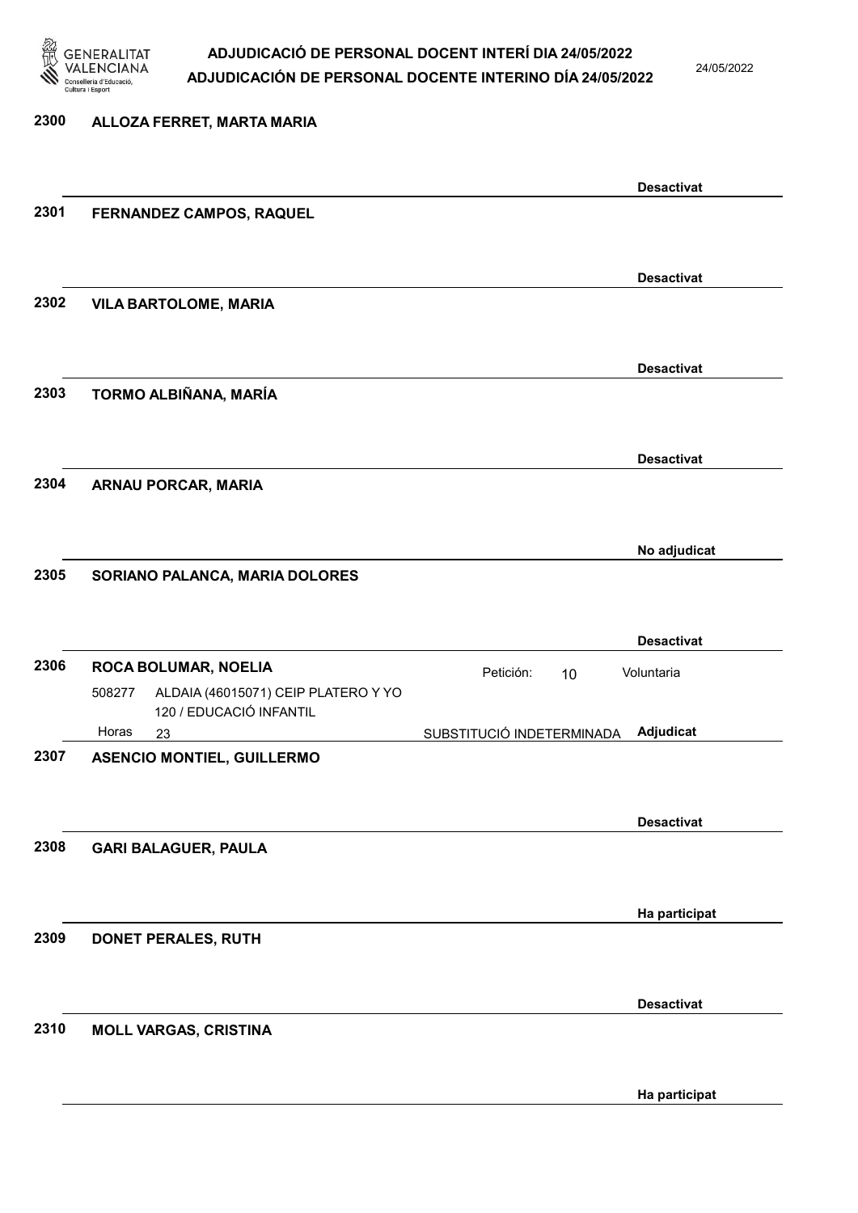**2300** **ALLOZA FERRET, MARTA MARIA**

**Desactivat**

**2301** **FERNANDEZ CAMPOS, RAQUEL**

**Desactivat**

**2302** **VILA BARTOLOME, MARIA**

**Desactivat**

**2303** **TORMO ALBIÑANA, MARÍA**

**Desactivat**

**2304** **ARNAU PORCAR, MARIA**

**No adjudicat**

**2305** **SORIANO PALANCA, MARIA DOLORES**

**Desactivat**

**2306** **ROCA BOLUMAR, NOELIA** Petición: 10 Voluntaria

508277 ALDAIA (46015071) CEIP PLATERO Y YO
120 / EDUCACIÓ INFANTIL

Horas 23 SUBSTITUCIÓ INDETERMINADA **Adjudicat**

**2307** **ASENCIO MONTIEL, GUILLERMO**

**Desactivat**

**2308** **GARI BALAGUER, PAULA**

**Ha participat**

**2309** **DONET PERALES, RUTH**

**Desactivat**

**2310** **MOLL VARGAS, CRISTINA**

**Ha participat**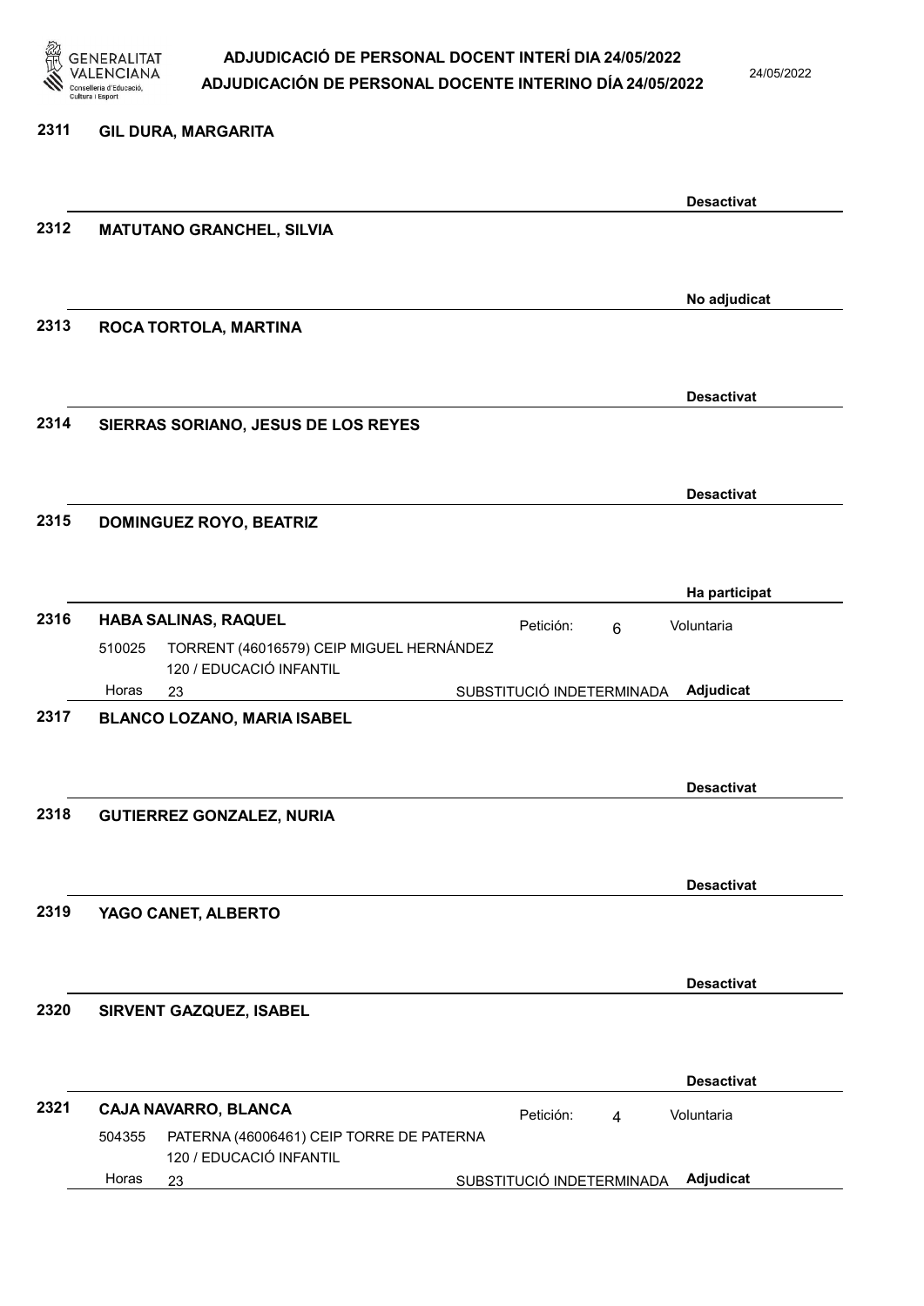**2311 GIL DURA, MARGARITA**

Desactivat

**2312 MATUTANO GRANCHEL, SILVIA**

No adjudicat

**2313 ROCA TORTOLA, MARTINA**

Desactivat

**2314 SIERRAS SORIANO, JESUS DE LOS REYES**

Desactivat

**2315 DOMINGUEZ ROYO, BEATRIZ**

Ha participat

**2316 HABA SALINAS, RAQUEL**

Petición: 6 — Voluntaria

510025 TORRENT (46016579) CEIP MIGUEL HERNÁNDEZ
120 / EDUCACIÓ INFANTIL
Horas 23 — SUBSTITUCIÓ INDETERMINADA — **Adjudicat**

**2317 BLANCO LOZANO, MARIA ISABEL**

Desactivat

**2318 GUTIERREZ GONZALEZ, NURIA**

Desactivat

**2319 YAGO CANET, ALBERTO**

Desactivat

**2320 SIRVENT GAZQUEZ, ISABEL**

Desactivat

**2321 CAJA NAVARRO, BLANCA**

Petición: 4 — Voluntaria

504355 PATERNA (46006461) CEIP TORRE DE PATERNA
120 / EDUCACIÓ INFANTIL
Horas 23 — SUBSTITUCIÓ INDETERMINADA — **Adjudicat**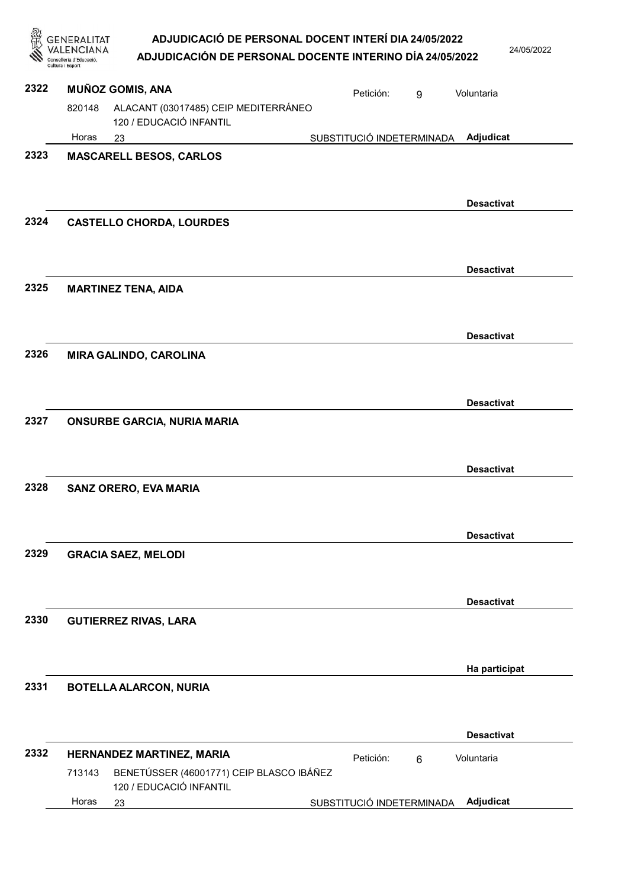| Nº | Nombre | Detalle | Petición | Estado |
|---|---|---|---|---|
| 2322 | MUÑOZ GOMIS, ANA | 820148 ALACANT (03017485) CEIP MEDITERRÁNEO<br>120 / EDUCACIÓ INFANTIL<br>Horas 23 — SUBSTITUCIÓ INDETERMINADA | Petición: 9 — Voluntaria | Adjudicat |
| 2323 | MASCARELL BESOS, CARLOS | | | Desactivat |
| 2324 | CASTELLO CHORDA, LOURDES | | | Desactivat |
| 2325 | MARTINEZ TENA, AIDA | | | Desactivat |
| 2326 | MIRA GALINDO, CAROLINA | | | Desactivat |
| 2327 | ONSURBE GARCIA, NURIA MARIA | | | Desactivat |
| 2328 | SANZ ORERO, EVA MARIA | | | Desactivat |
| 2329 | GRACIA SAEZ, MELODI | | | Desactivat |
| 2330 | GUTIERREZ RIVAS, LARA | | | Ha participat |
| 2331 | BOTELLA ALARCON, NURIA | | | Desactivat |
| 2332 | HERNANDEZ MARTINEZ, MARIA | 713143 BENETÚSSER (46001771) CEIP BLASCO IBÁÑEZ<br>120 / EDUCACIÓ INFANTIL<br>Horas 23 — SUBSTITUCIÓ INDETERMINADA | Petición: 6 — Voluntaria | Adjudicat |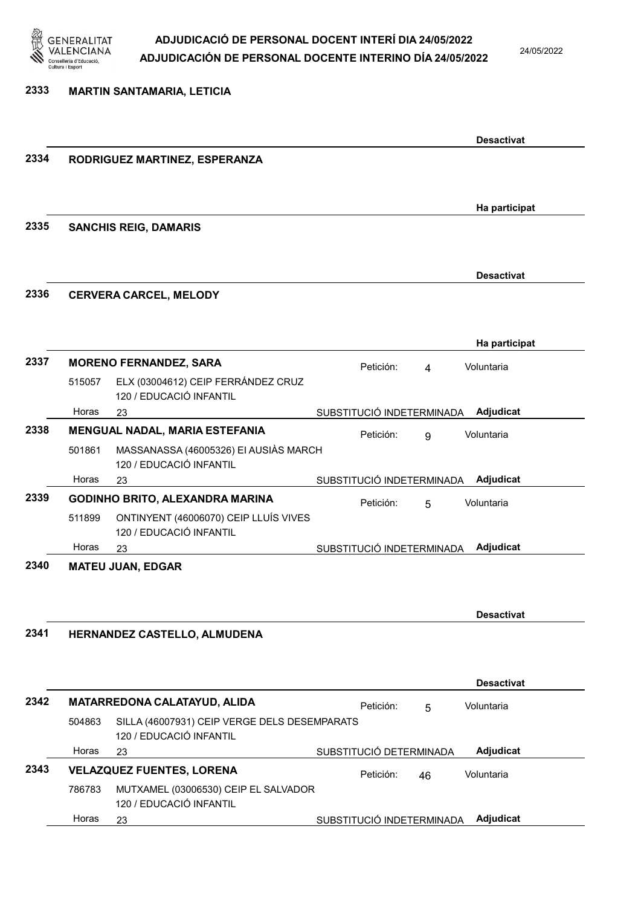**2333 MARTIN SANTAMARIA, LETICIA**

Desactivat

**2334 RODRIGUEZ MARTINEZ, ESPERANZA**

Ha participat

**2335 SANCHIS REIG, DAMARIS**

Desactivat

**2336 CERVERA CARCEL, MELODY**

Ha participat

**2337 MORENO FERNANDEZ, SARA** — Petición: 4 — Voluntaria

515057 ELX (03004612) CEIP FERRÁNDEZ CRUZ
120 / EDUCACIÓ INFANTIL

Horas 23 — SUBSTITUCIÓ INDETERMINADA — **Adjudicat**

**2338 MENGUAL NADAL, MARIA ESTEFANIA** — Petición: 9 — Voluntaria

501861 MASSANASSA (46005326) EI AUSIÀS MARCH
120 / EDUCACIÓ INFANTIL

Horas 23 — SUBSTITUCIÓ INDETERMINADA — **Adjudicat**

**2339 GODINHO BRITO, ALEXANDRA MARINA** — Petición: 5 — Voluntaria

511899 ONTINYENT (46006070) CEIP LLUÍS VIVES
120 / EDUCACIÓ INFANTIL

Horas 23 — SUBSTITUCIÓ INDETERMINADA — **Adjudicat**

**2340 MATEU JUAN, EDGAR**

Desactivat

**2341 HERNANDEZ CASTELLO, ALMUDENA**

Desactivat

**2342 MATARREDONA CALATAYUD, ALIDA** — Petición: 5 — Voluntaria

504863 SILLA (46007931) CEIP VERGE DELS DESEMPARATS
120 / EDUCACIÓ INFANTIL

Horas 23 — SUBSTITUCIÓ DETERMINADA — **Adjudicat**

**2343 VELAZQUEZ FUENTES, LORENA** — Petición: 46 — Voluntaria

786783 MUTXAMEL (03006530) CEIP EL SALVADOR
120 / EDUCACIÓ INFANTIL

Horas 23 — SUBSTITUCIÓ INDETERMINADA — **Adjudicat**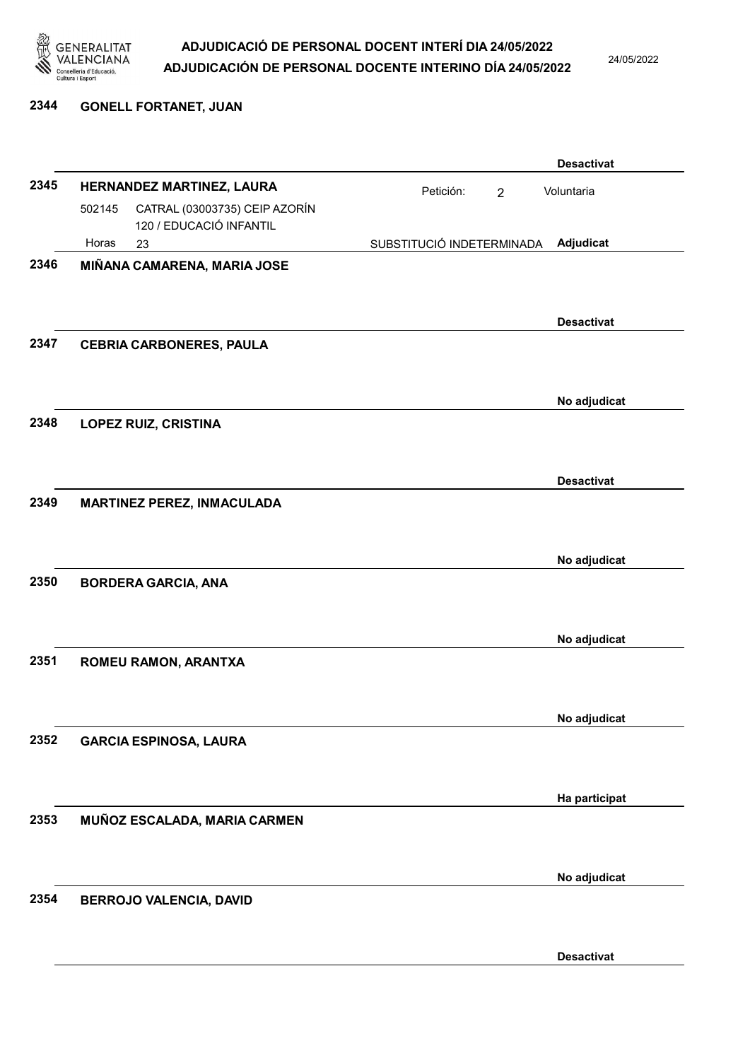2344 **GONELL FORTANET, JUAN**

**Desactivat**

2345 **HERNANDEZ MARTINEZ, LAURA** — Petición: 2 — Voluntaria

502145 CATRAL (03003735) CEIP AZORÍN
120 / EDUCACIÓ INFANTIL
Horas 23 — SUBSTITUCIÓ INDETERMINADA — **Adjudicat**

2346 **MIÑANA CAMARENA, MARIA JOSE**

**Desactivat**

2347 **CEBRIA CARBONERES, PAULA**

**No adjudicat**

2348 **LOPEZ RUIZ, CRISTINA**

**Desactivat**

2349 **MARTINEZ PEREZ, INMACULADA**

**No adjudicat**

2350 **BORDERA GARCIA, ANA**

**No adjudicat**

2351 **ROMEU RAMON, ARANTXA**

**No adjudicat**

2352 **GARCIA ESPINOSA, LAURA**

**Ha participat**

2353 **MUÑOZ ESCALADA, MARIA CARMEN**

**No adjudicat**

2354 **BERROJO VALENCIA, DAVID**

**Desactivat**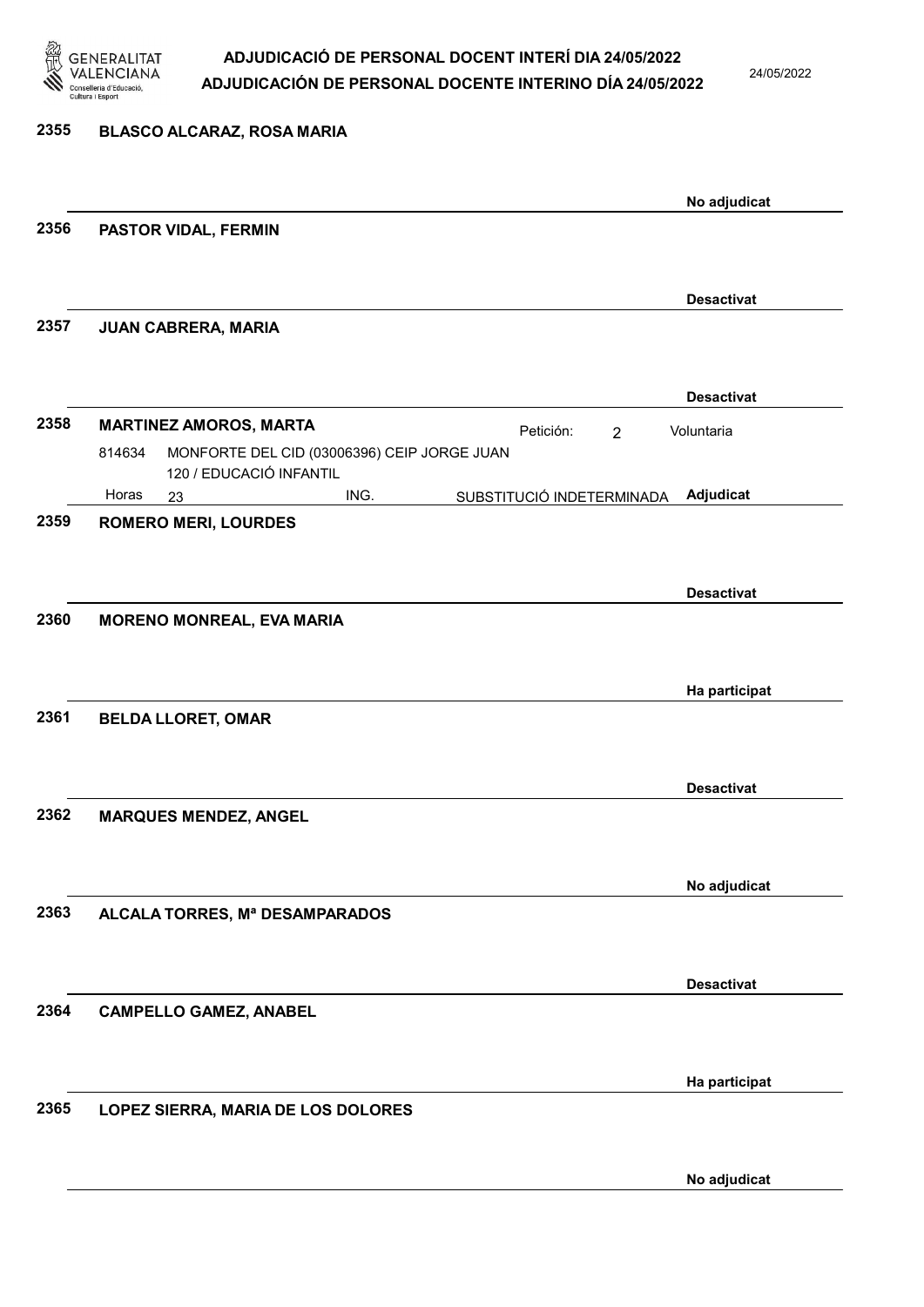**2355** **BLASCO ALCARAZ, ROSA MARIA**

**No adjudicat**

**2356** **PASTOR VIDAL, FERMIN**

**Desactivat**

**2357** **JUAN CABRERA, MARIA**

**Desactivat**

**2358** **MARTINEZ AMOROS, MARTA** Petición: 2 Voluntaria

814634 MONFORTE DEL CID (03006396) CEIP JORGE JUAN
120 / EDUCACIÓ INFANTIL

Horas 23 ING. SUBSTITUCIÓ INDETERMINADA **Adjudicat**

**2359** **ROMERO MERI, LOURDES**

**Desactivat**

**2360** **MORENO MONREAL, EVA MARIA**

**Ha participat**

**2361** **BELDA LLORET, OMAR**

**Desactivat**

**2362** **MARQUES MENDEZ, ANGEL**

**No adjudicat**

**2363** **ALCALA TORRES, Mª DESAMPARADOS**

**Desactivat**

**2364** **CAMPELLO GAMEZ, ANABEL**

**Ha participat**

**2365** **LOPEZ SIERRA, MARIA DE LOS DOLORES**

**No adjudicat**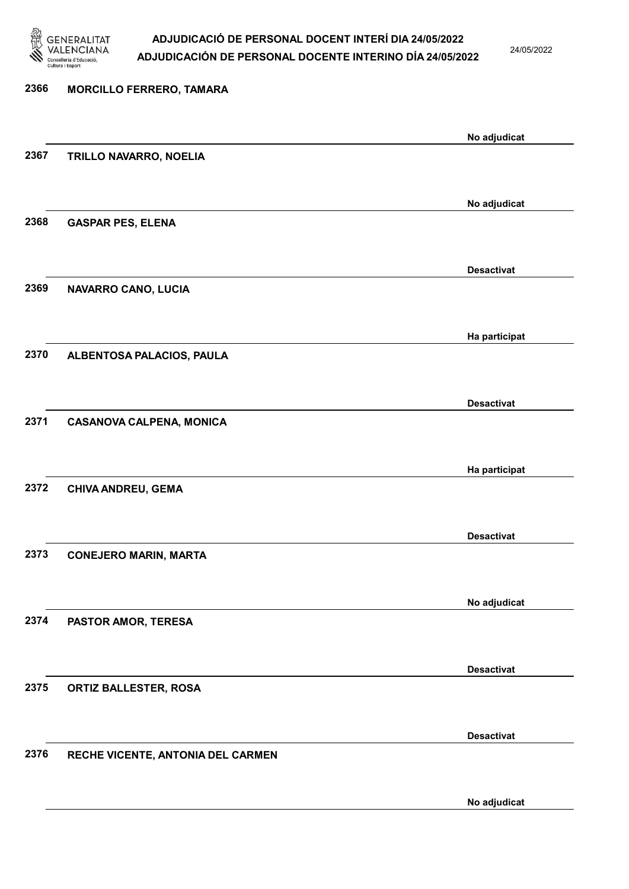| Núm. | Nom | Estat |
|---|---|---|
| 2366 | MORCILLO FERRERO, TAMARA | No adjudicat |
| 2367 | TRILLO NAVARRO, NOELIA | No adjudicat |
| 2368 | GASPAR PES, ELENA | Desactivat |
| 2369 | NAVARRO CANO, LUCIA | Ha participat |
| 2370 | ALBENTOSA PALACIOS, PAULA | Desactivat |
| 2371 | CASANOVA CALPENA, MONICA | Ha participat |
| 2372 | CHIVA ANDREU, GEMA | Desactivat |
| 2373 | CONEJERO MARIN, MARTA | No adjudicat |
| 2374 | PASTOR AMOR, TERESA | Desactivat |
| 2375 | ORTIZ BALLESTER, ROSA | Desactivat |
| 2376 | RECHE VICENTE, ANTONIA DEL CARMEN | No adjudicat |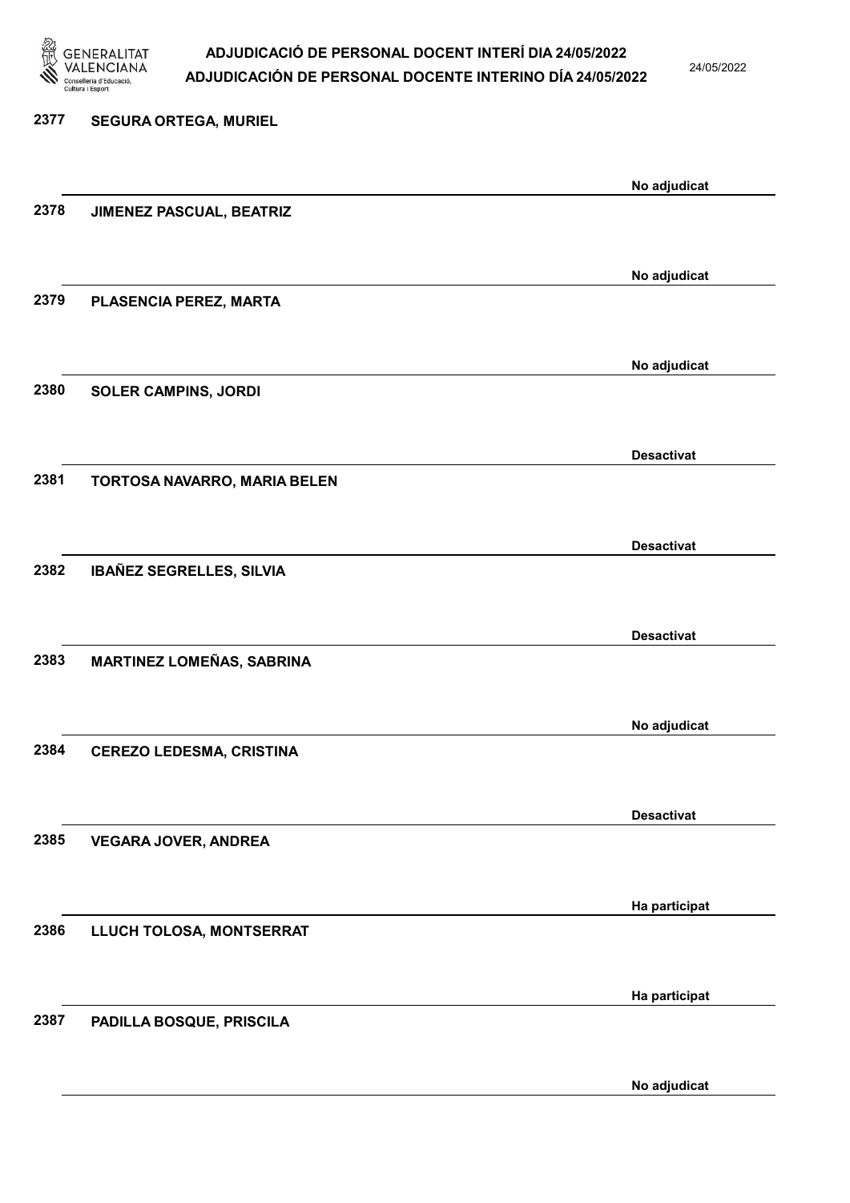| Núm. | Nom | Estat |
|---|---|---|
| 2377 | SEGURA ORTEGA, MURIEL | No adjudicat |
| 2378 | JIMENEZ PASCUAL, BEATRIZ | No adjudicat |
| 2379 | PLASENCIA PEREZ, MARTA | No adjudicat |
| 2380 | SOLER CAMPINS, JORDI | Desactivat |
| 2381 | TORTOSA NAVARRO, MARIA BELEN | Desactivat |
| 2382 | IBAÑEZ SEGRELLES, SILVIA | Desactivat |
| 2383 | MARTINEZ LOMEÑAS, SABRINA | No adjudicat |
| 2384 | CEREZO LEDESMA, CRISTINA | Desactivat |
| 2385 | VEGARA JOVER, ANDREA | Ha participat |
| 2386 | LLUCH TOLOSA, MONTSERRAT | Ha participat |
| 2387 | PADILLA BOSQUE, PRISCILA | No adjudicat |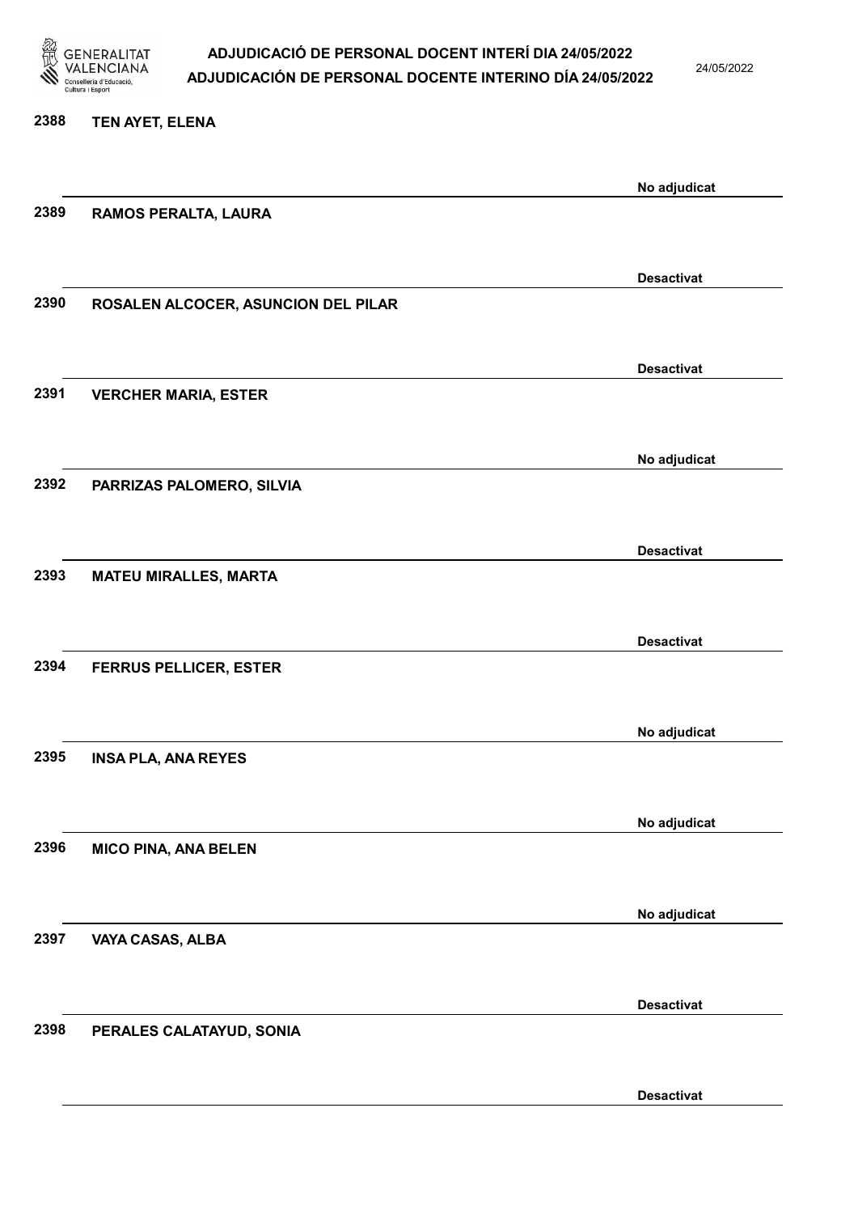2388 TEN AYET, ELENA

No adjudicat

2389 RAMOS PERALTA, LAURA

Desactivat

2390 ROSALEN ALCOCER, ASUNCION DEL PILAR

Desactivat

2391 VERCHER MARIA, ESTER

No adjudicat

2392 PARRIZAS PALOMERO, SILVIA

Desactivat

2393 MATEU MIRALLES, MARTA

Desactivat

2394 FERRUS PELLICER, ESTER

No adjudicat

2395 INSA PLA, ANA REYES

No adjudicat

2396 MICO PINA, ANA BELEN

No adjudicat

2397 VAYA CASAS, ALBA

Desactivat

2398 PERALES CALATAYUD, SONIA

Desactivat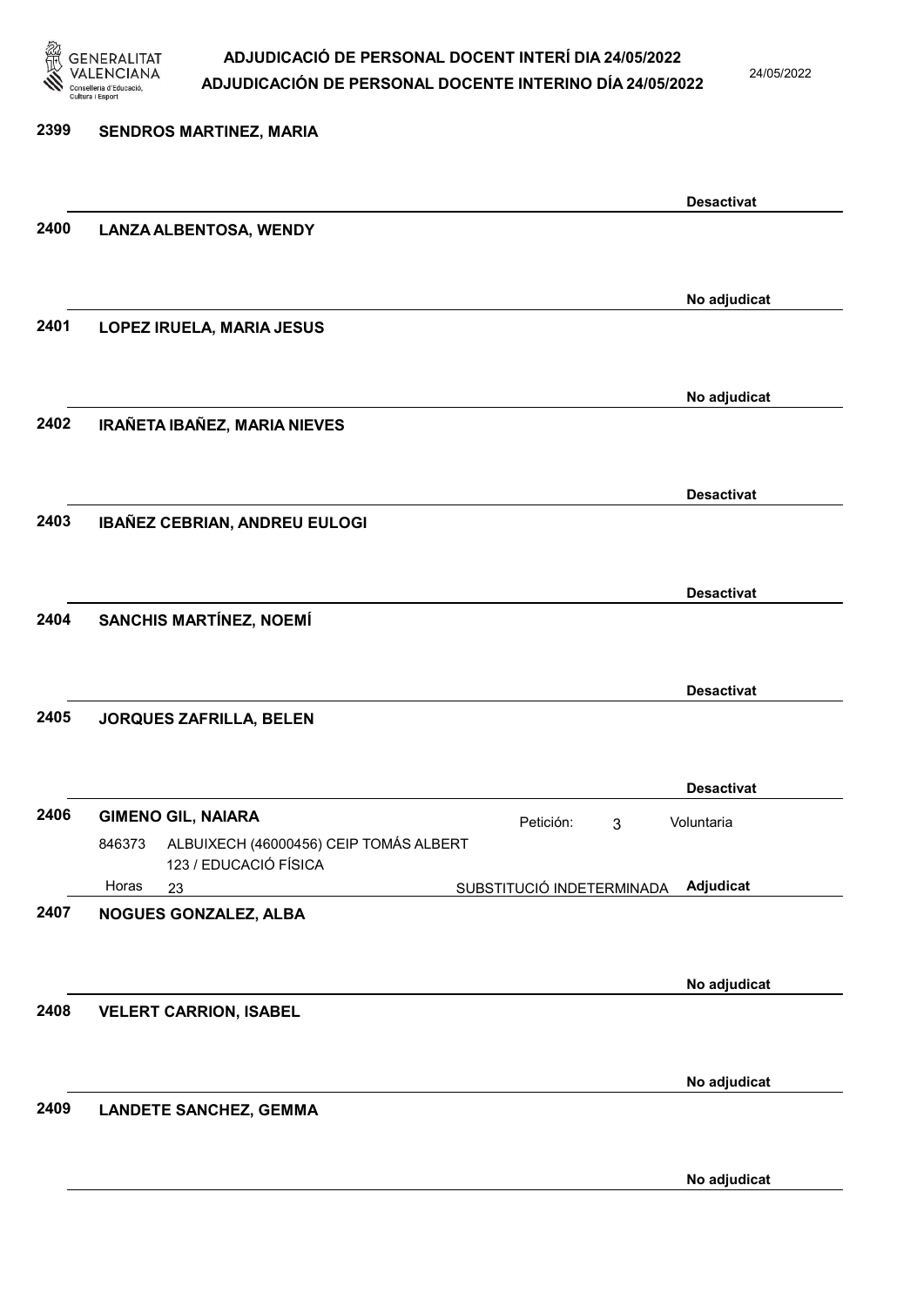2399 **SENDROS MARTINEZ, MARIA**

**Desactivat**

2400 **LANZA ALBENTOSA, WENDY**

**No adjudicat**

2401 **LOPEZ IRUELA, MARIA JESUS**

**No adjudicat**

2402 **IRAÑETA IBAÑEZ, MARIA NIEVES**

**Desactivat**

2403 **IBAÑEZ CEBRIAN, ANDREU EULOGI**

**Desactivat**

2404 **SANCHIS MARTÍNEZ, NOEMÍ**

**Desactivat**

2405 **JORQUES ZAFRILLA, BELEN**

**Desactivat**

2406 **GIMENO GIL, NAIARA** Petición: 3 Voluntaria

846373 ALBUIXECH (46000456) CEIP TOMÁS ALBERT
123 / EDUCACIÓ FÍSICA
Horas 23 SUBSTITUCIÓ INDETERMINADA **Adjudicat**

2407 **NOGUES GONZALEZ, ALBA**

**No adjudicat**

2408 **VELERT CARRION, ISABEL**

**No adjudicat**

2409 **LANDETE SANCHEZ, GEMMA**

**No adjudicat**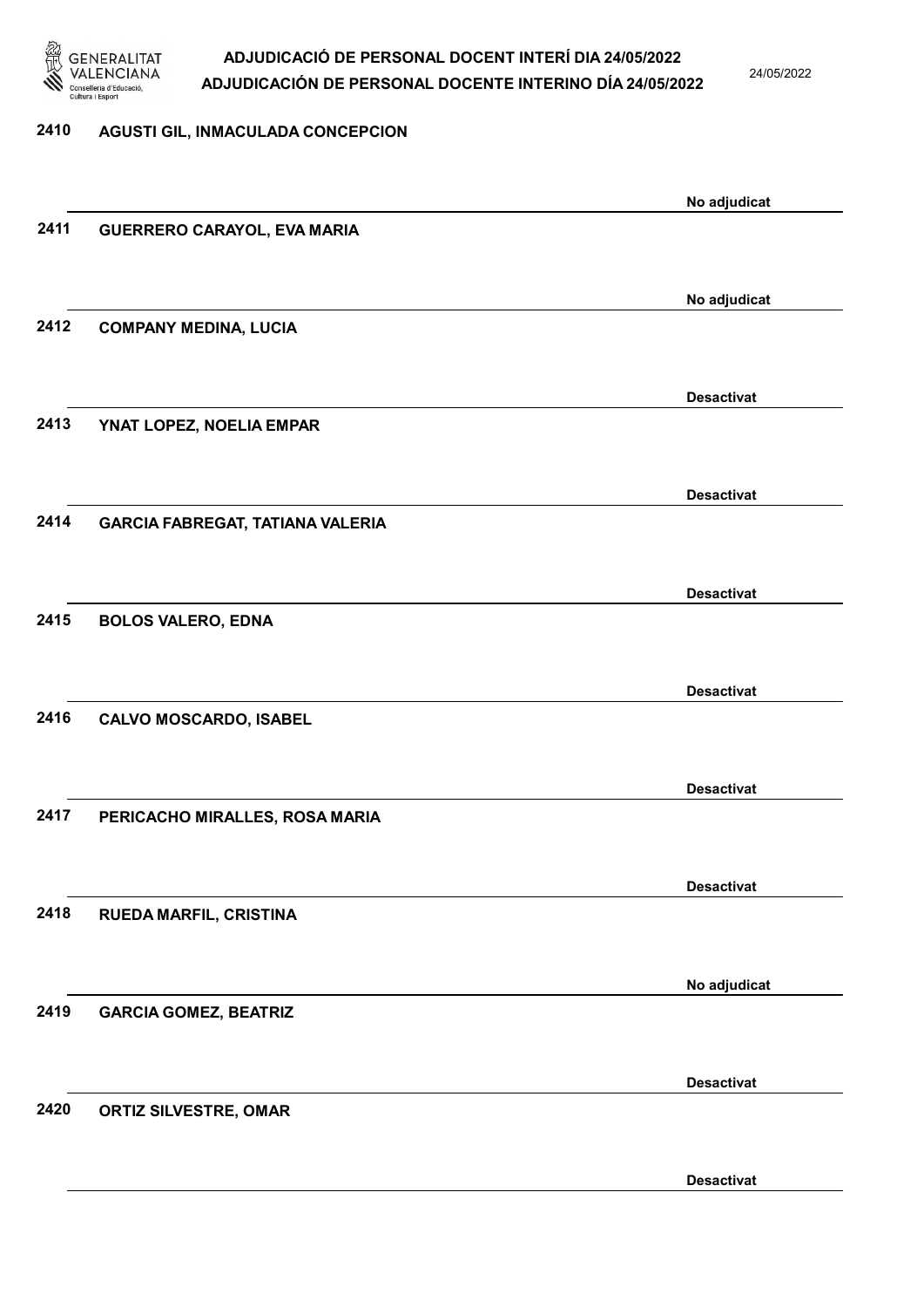2410 AGUSTI GIL, INMACULADA CONCEPCION

No adjudicat

2411 GUERRERO CARAYOL, EVA MARIA

No adjudicat

2412 COMPANY MEDINA, LUCIA

Desactivat

2413 YNAT LOPEZ, NOELIA EMPAR

Desactivat

2414 GARCIA FABREGAT, TATIANA VALERIA

Desactivat

2415 BOLOS VALERO, EDNA

Desactivat

2416 CALVO MOSCARDO, ISABEL

Desactivat

2417 PERICACHO MIRALLES, ROSA MARIA

Desactivat

2418 RUEDA MARFIL, CRISTINA

No adjudicat

2419 GARCIA GOMEZ, BEATRIZ

Desactivat

2420 ORTIZ SILVESTRE, OMAR

Desactivat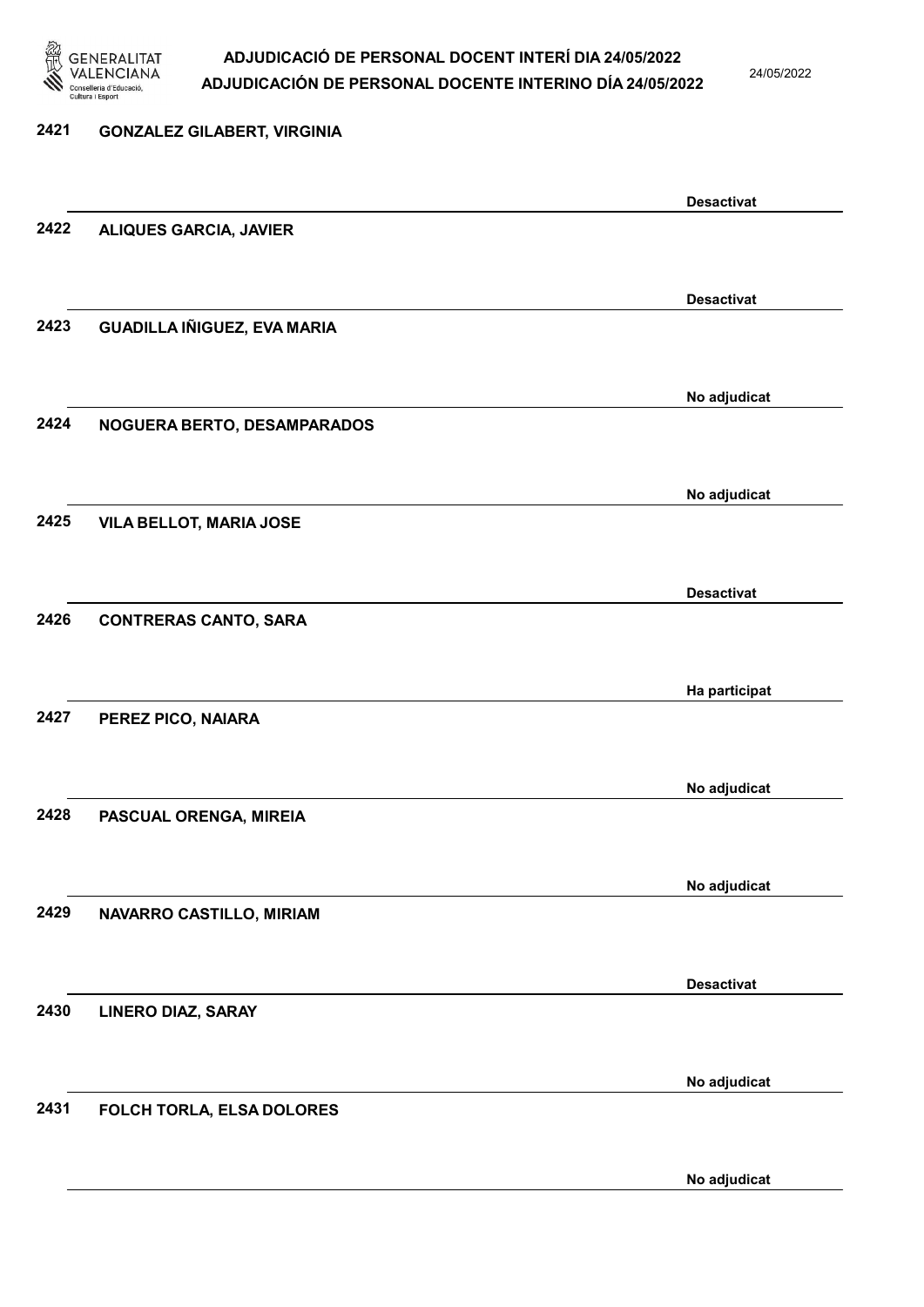| Núm. | Nom | Estat |
|---|---|---|
| 2421 | GONZALEZ GILABERT, VIRGINIA | Desactivat |
| 2422 | ALIQUES GARCIA, JAVIER | Desactivat |
| 2423 | GUADILLA IÑIGUEZ, EVA MARIA | No adjudicat |
| 2424 | NOGUERA BERTO, DESAMPARADOS | No adjudicat |
| 2425 | VILA BELLOT, MARIA JOSE | Desactivat |
| 2426 | CONTRERAS CANTO, SARA | Ha participat |
| 2427 | PEREZ PICO, NAIARA | No adjudicat |
| 2428 | PASCUAL ORENGA, MIREIA | No adjudicat |
| 2429 | NAVARRO CASTILLO, MIRIAM | Desactivat |
| 2430 | LINERO DIAZ, SARAY | No adjudicat |
| 2431 | FOLCH TORLA, ELSA DOLORES | No adjudicat |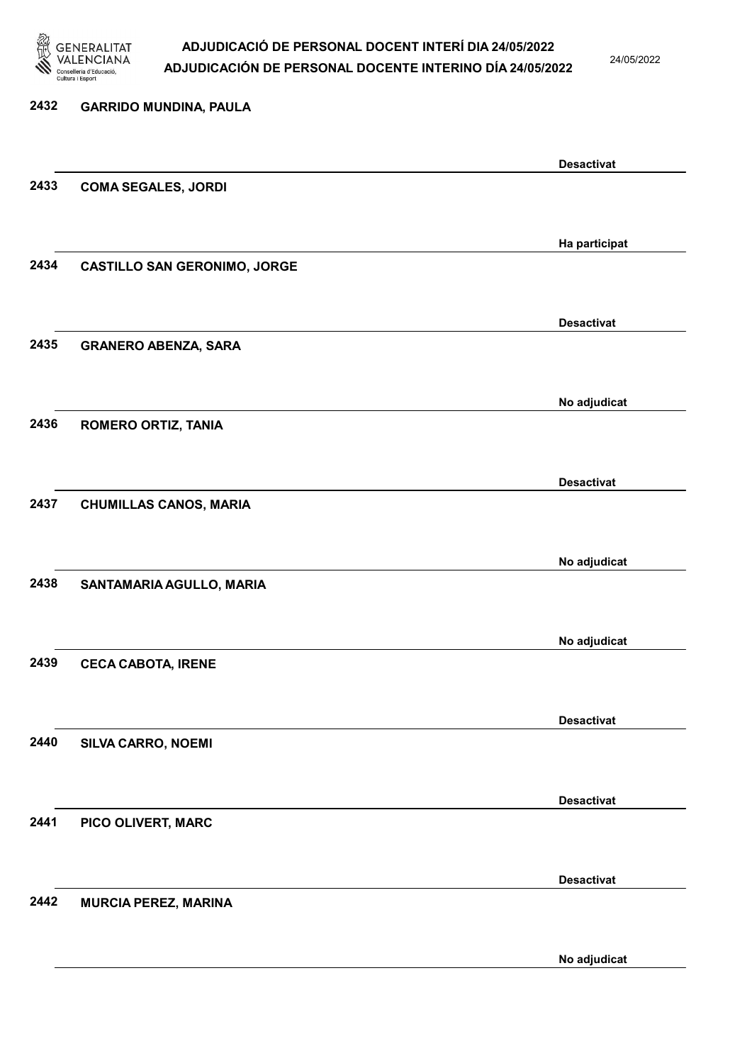| | | |
|---|---|---|
| 2432 | GARRIDO MUNDINA, PAULA | Desactivat |
| 2433 | COMA SEGALES, JORDI | Ha participat |
| 2434 | CASTILLO SAN GERONIMO, JORGE | Desactivat |
| 2435 | GRANERO ABENZA, SARA | No adjudicat |
| 2436 | ROMERO ORTIZ, TANIA | Desactivat |
| 2437 | CHUMILLAS CANOS, MARIA | No adjudicat |
| 2438 | SANTAMARIA AGULLO, MARIA | No adjudicat |
| 2439 | CECA CABOTA, IRENE | Desactivat |
| 2440 | SILVA CARRO, NOEMI | Desactivat |
| 2441 | PICO OLIVERT, MARC | Desactivat |
| 2442 | MURCIA PEREZ, MARINA | No adjudicat |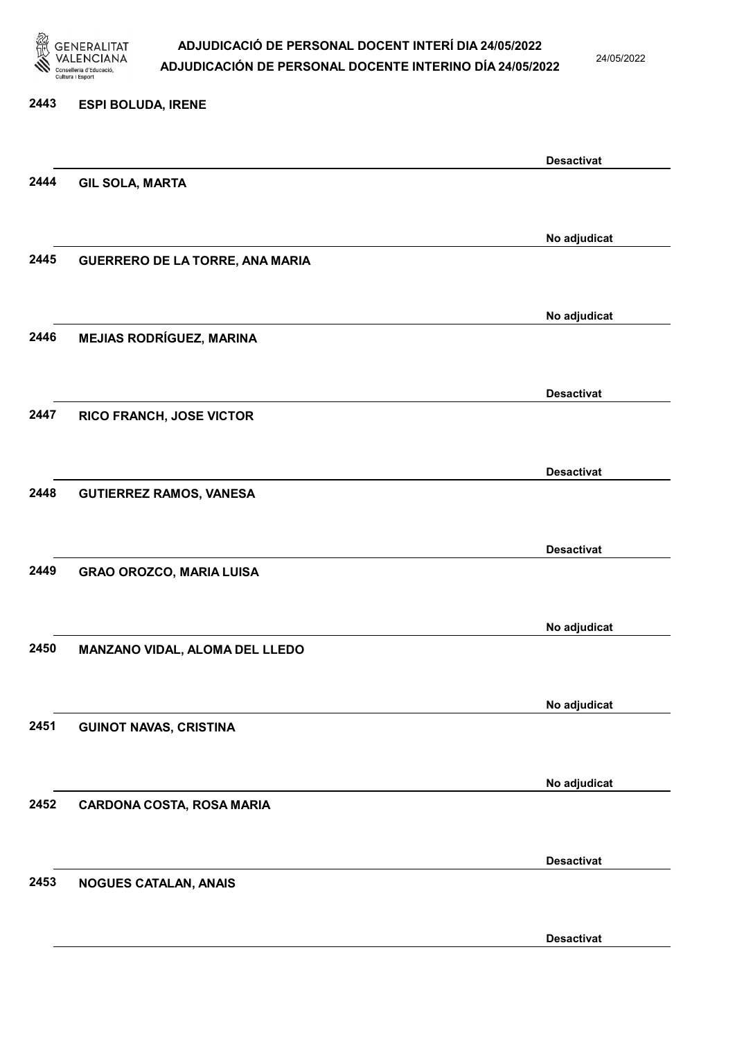| Núm. | Nom | Estat |
|---|---|---|
| 2443 | **ESPI BOLUDA, IRENE** | **Desactivat** |
| 2444 | **GIL SOLA, MARTA** | **No adjudicat** |
| 2445 | **GUERRERO DE LA TORRE, ANA MARIA** | **No adjudicat** |
| 2446 | **MEJIAS RODRÍGUEZ, MARINA** | **Desactivat** |
| 2447 | **RICO FRANCH, JOSE VICTOR** | **Desactivat** |
| 2448 | **GUTIERREZ RAMOS, VANESA** | **Desactivat** |
| 2449 | **GRAO OROZCO, MARIA LUISA** | **No adjudicat** |
| 2450 | **MANZANO VIDAL, ALOMA DEL LLEDO** | **No adjudicat** |
| 2451 | **GUINOT NAVAS, CRISTINA** | **No adjudicat** |
| 2452 | **CARDONA COSTA, ROSA MARIA** | **Desactivat** |
| 2453 | **NOGUES CATALAN, ANAIS** | **Desactivat** |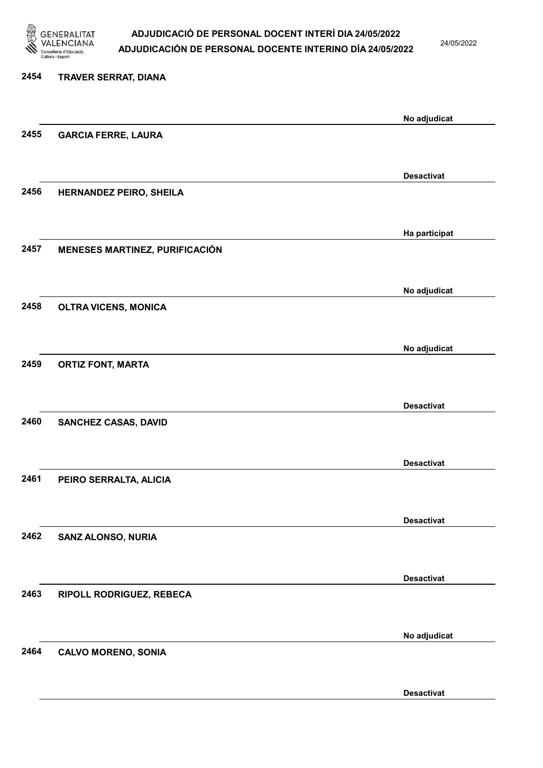| | | |
|---|---|---|
| 2454 | TRAVER SERRAT, DIANA | No adjudicat |
| 2455 | GARCIA FERRE, LAURA | Desactivat |
| 2456 | HERNANDEZ PEIRO, SHEILA | Ha participat |
| 2457 | MENESES MARTINEZ, PURIFICACIÓN | No adjudicat |
| 2458 | OLTRA VICENS, MONICA | No adjudicat |
| 2459 | ORTIZ FONT, MARTA | Desactivat |
| 2460 | SANCHEZ CASAS, DAVID | Desactivat |
| 2461 | PEIRO SERRALTA, ALICIA | Desactivat |
| 2462 | SANZ ALONSO, NURIA | Desactivat |
| 2463 | RIPOLL RODRIGUEZ, REBECA | No adjudicat |
| 2464 | CALVO MORENO, SONIA | Desactivat |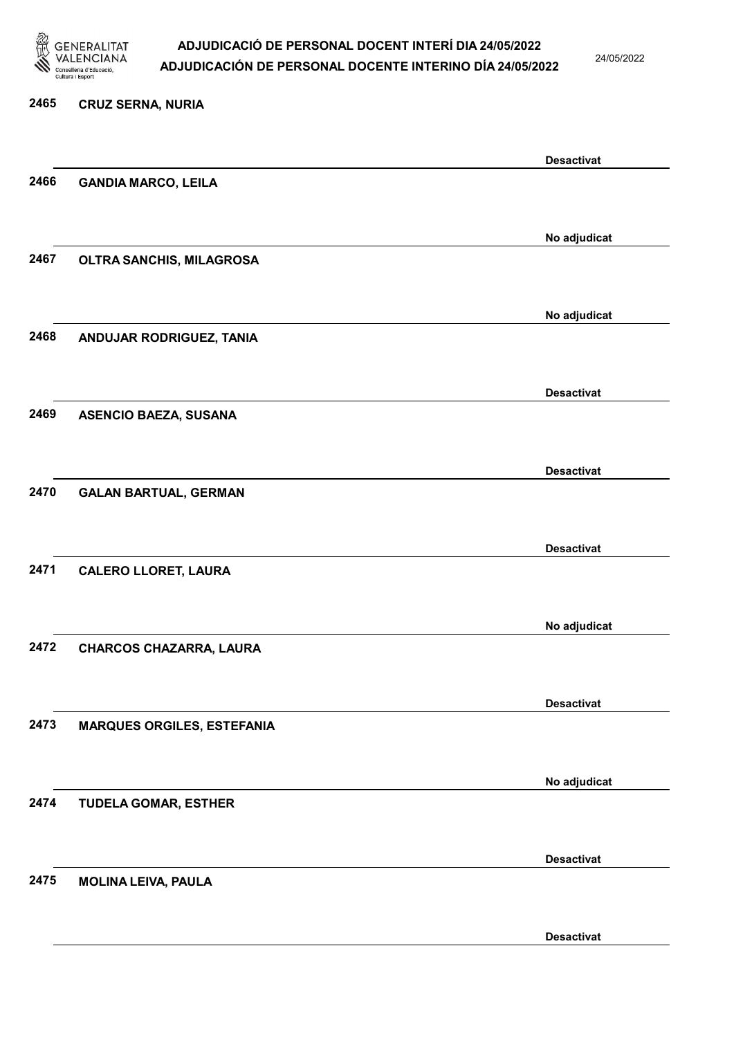2465 **CRUZ SERNA, NURIA**

**Desactivat**

2466 **GANDIA MARCO, LEILA**

**No adjudicat**

2467 **OLTRA SANCHIS, MILAGROSA**

**No adjudicat**

2468 **ANDUJAR RODRIGUEZ, TANIA**

**Desactivat**

2469 **ASENCIO BAEZA, SUSANA**

**Desactivat**

2470 **GALAN BARTUAL, GERMAN**

**Desactivat**

2471 **CALERO LLORET, LAURA**

**No adjudicat**

2472 **CHARCOS CHAZARRA, LAURA**

**Desactivat**

2473 **MARQUES ORGILES, ESTEFANIA**

**No adjudicat**

2474 **TUDELA GOMAR, ESTHER**

**Desactivat**

2475 **MOLINA LEIVA, PAULA**

**Desactivat**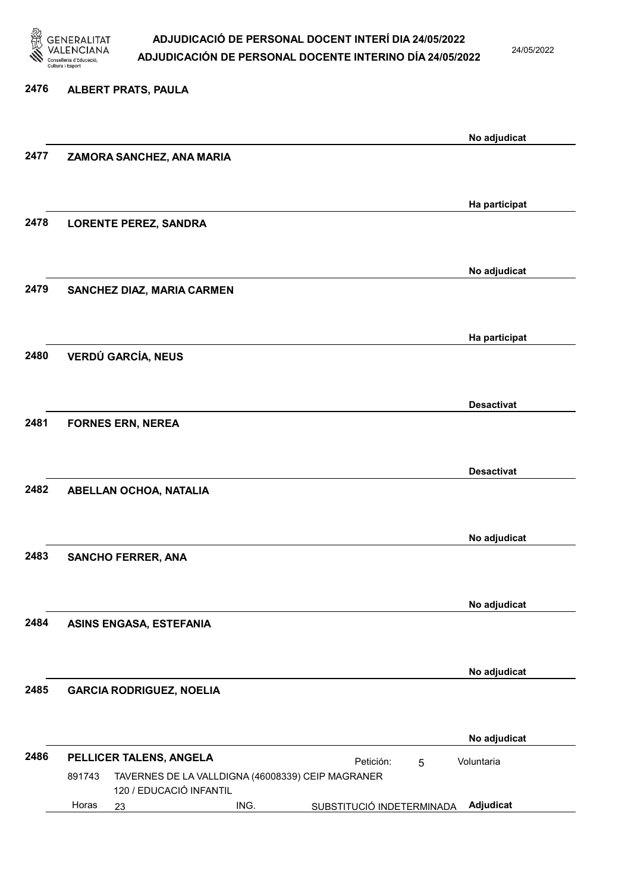**2476 ALBERT PRATS, PAULA**

No adjudicat

**2477 ZAMORA SANCHEZ, ANA MARIA**

Ha participat

**2478 LORENTE PEREZ, SANDRA**

No adjudicat

**2479 SANCHEZ DIAZ, MARIA CARMEN**

Ha participat

**2480 VERDÚ GARCÍA, NEUS**

Desactivat

**2481 FORNES ERN, NEREA**

Desactivat

**2482 ABELLAN OCHOA, NATALIA**

No adjudicat

**2483 SANCHO FERRER, ANA**

No adjudicat

**2484 ASINS ENGASA, ESTEFANIA**

No adjudicat

**2485 GARCIA RODRIGUEZ, NOELIA**

No adjudicat

**2486 PELLICER TALENS, ANGELA** Petición: 5 Voluntaria

891743 TAVERNES DE LA VALLDIGNA (46008339) CEIP MAGRANER
120 / EDUCACIÓ INFANTIL
Horas 23 ING. SUBSTITUCIÓ INDETERMINADA **Adjudicat**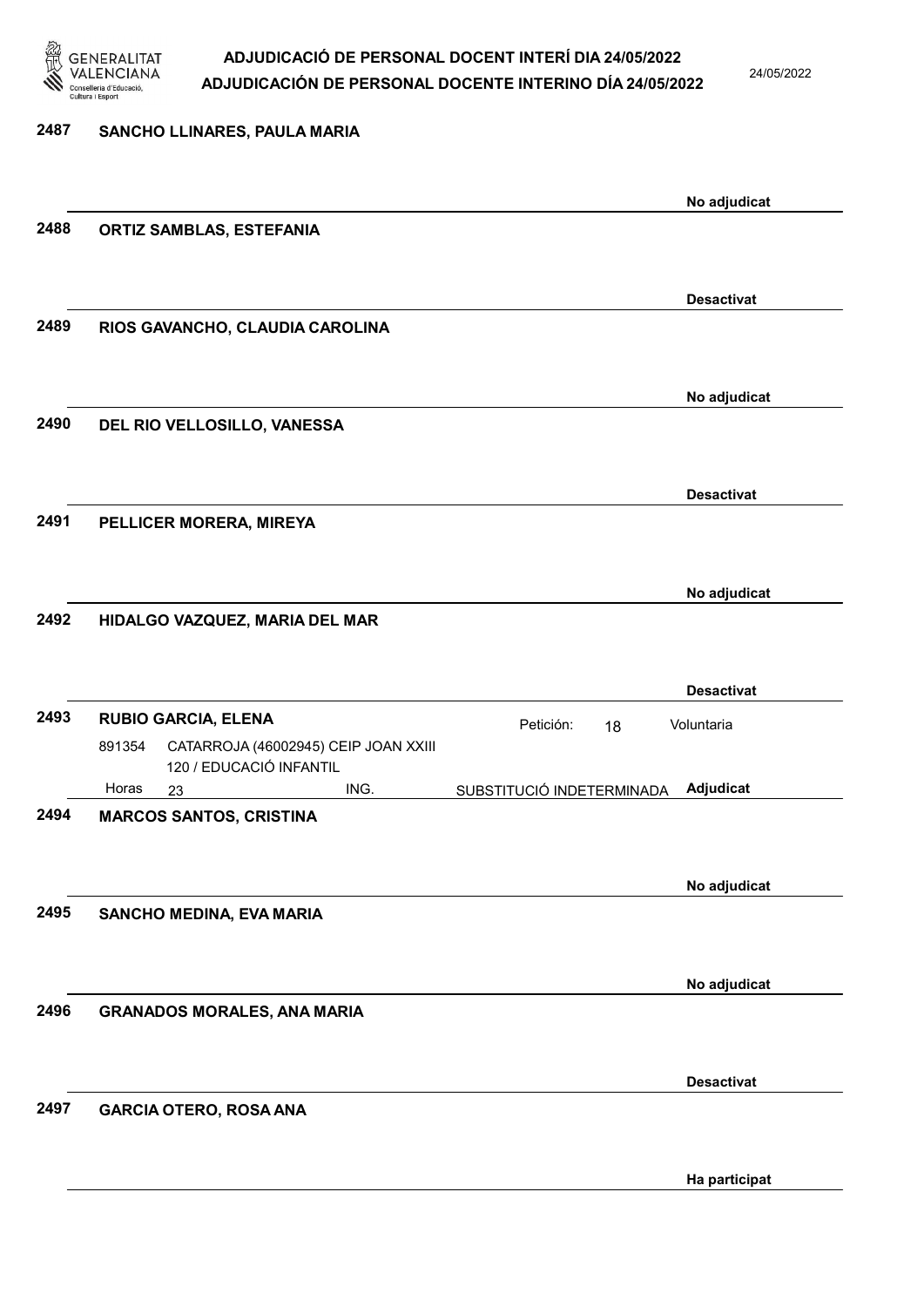**2487 SANCHO LLINARES, PAULA MARIA**

No adjudicat

**2488 ORTIZ SAMBLAS, ESTEFANIA**

Desactivat

**2489 RIOS GAVANCHO, CLAUDIA CAROLINA**

No adjudicat

**2490 DEL RIO VELLOSILLO, VANESSA**

Desactivat

**2491 PELLICER MORERA, MIREYA**

No adjudicat

**2492 HIDALGO VAZQUEZ, MARIA DEL MAR**

Desactivat

**2493 RUBIO GARCIA, ELENA** — Petición: 18 — Voluntaria

891354 CATARROJA (46002945) CEIP JOAN XXIII
120 / EDUCACIÓ INFANTIL
Horas 23 ING. SUBSTITUCIÓ INDETERMINADA

Adjudicat

**2494 MARCOS SANTOS, CRISTINA**

No adjudicat

**2495 SANCHO MEDINA, EVA MARIA**

No adjudicat

**2496 GRANADOS MORALES, ANA MARIA**

Desactivat

**2497 GARCIA OTERO, ROSA ANA**

Ha participat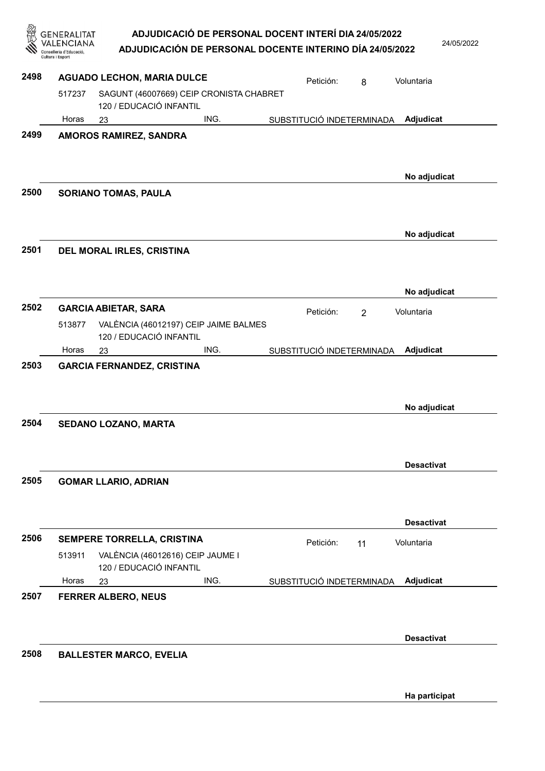**2498** **AGUADO LECHON, MARIA DULCE** Petición: 8 Voluntaria

517237 SAGUNT (46007669) CEIP CRONISTA CHABRET
120 / EDUCACIÓ INFANTIL
Horas 23 ING. SUBSTITUCIÓ INDETERMINADA **Adjudicat**

**2499** **AMOROS RAMIREZ, SANDRA**

**No adjudicat**

**2500** **SORIANO TOMAS, PAULA**

**No adjudicat**

**2501** **DEL MORAL IRLES, CRISTINA**

**No adjudicat**

**2502** **GARCIA ABIETAR, SARA** Petición: 2 Voluntaria

513877 VALÈNCIA (46012197) CEIP JAIME BALMES
120 / EDUCACIÓ INFANTIL
Horas 23 ING. SUBSTITUCIÓ INDETERMINADA **Adjudicat**

**2503** **GARCIA FERNANDEZ, CRISTINA**

**No adjudicat**

**2504** **SEDANO LOZANO, MARTA**

**Desactivat**

**2505** **GOMAR LLARIO, ADRIAN**

**Desactivat**

**2506** **SEMPERE TORRELLA, CRISTINA** Petición: 11 Voluntaria

513911 VALÈNCIA (46012616) CEIP JAUME I
120 / EDUCACIÓ INFANTIL
Horas 23 ING. SUBSTITUCIÓ INDETERMINADA **Adjudicat**

**2507** **FERRER ALBERO, NEUS**

**Desactivat**

**2508** **BALLESTER MARCO, EVELIA**

**Ha participat**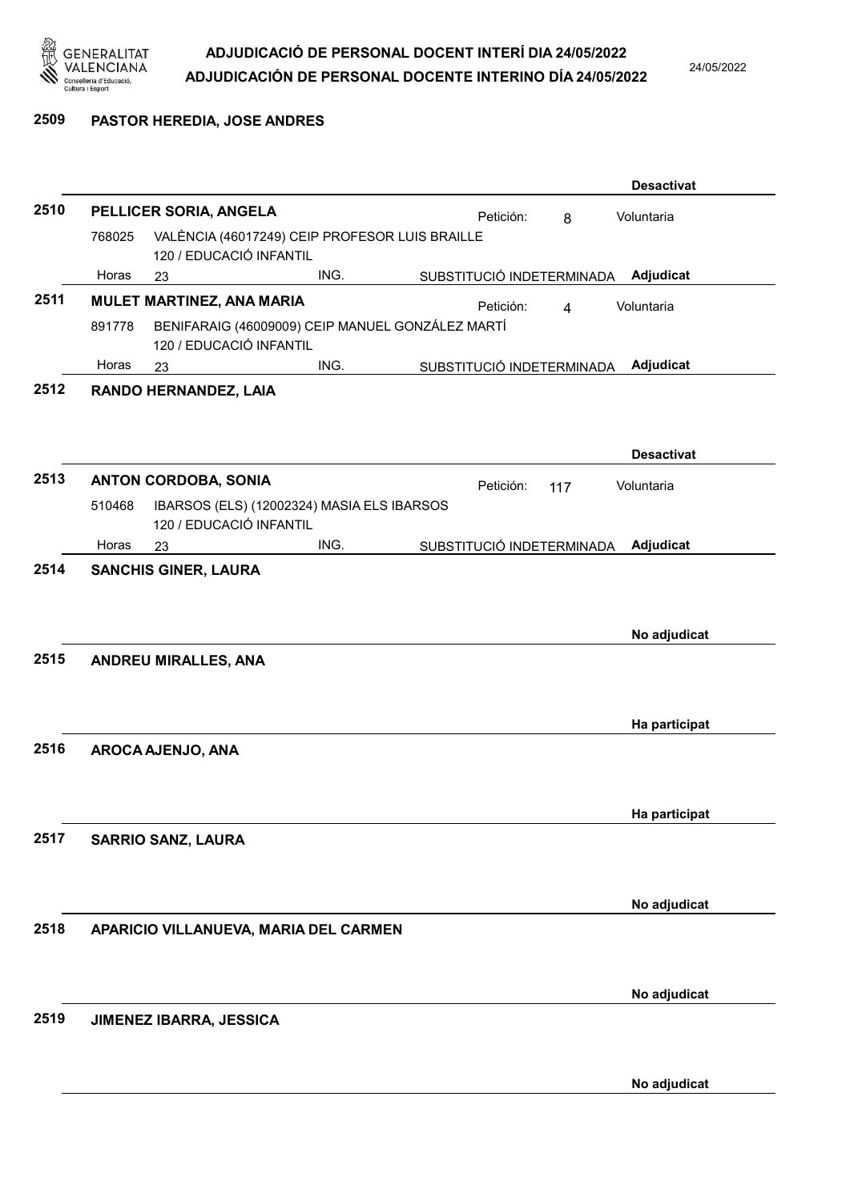**2509 PASTOR HEREDIA, JOSE ANDRES**

Desactivat

---

**2510 PELLICER SORIA, ANGELA** — Petición: 8 — Voluntaria

768025 VALÈNCIA (46017249) CEIP PROFESOR LUIS BRAILLE
120 / EDUCACIÓ INFANTIL

Horas 23 — ING. — SUBSTITUCIÓ INDETERMINADA — **Adjudicat**

---

**2511 MULET MARTINEZ, ANA MARIA** — Petición: 4 — Voluntaria

891778 BENIFARAIG (46009009) CEIP MANUEL GONZÁLEZ MARTÍ
120 / EDUCACIÓ INFANTIL

Horas 23 — ING. — SUBSTITUCIÓ INDETERMINADA — **Adjudicat**

---

**2512 RANDO HERNANDEZ, LAIA**

Desactivat

---

**2513 ANTON CORDOBA, SONIA** — Petición: 117 — Voluntaria

510468 IBARSOS (ELS) (12002324) MASIA ELS IBARSOS
120 / EDUCACIÓ INFANTIL

Horas 23 — ING. — SUBSTITUCIÓ INDETERMINADA — **Adjudicat**

---

**2514 SANCHIS GINER, LAURA**

No adjudicat

---

**2515 ANDREU MIRALLES, ANA**

Ha participat

---

**2516 AROCA AJENJO, ANA**

Ha participat

---

**2517 SARRIO SANZ, LAURA**

No adjudicat

---

**2518 APARICIO VILLANUEVA, MARIA DEL CARMEN**

No adjudicat

---

**2519 JIMENEZ IBARRA, JESSICA**

No adjudicat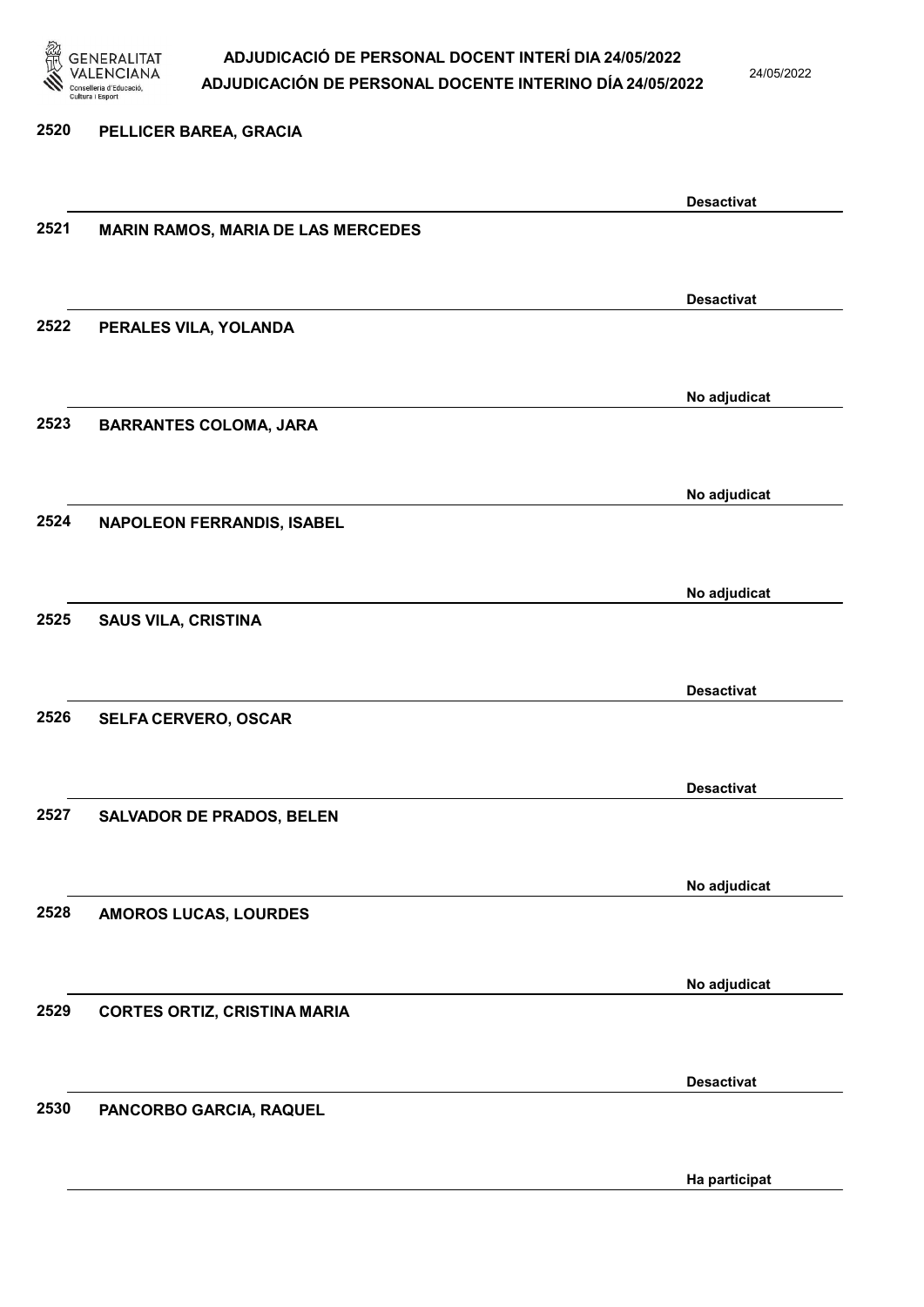2520 PELLICER BAREA, GRACIA

Desactivat

2521 MARIN RAMOS, MARIA DE LAS MERCEDES

Desactivat

2522 PERALES VILA, YOLANDA

No adjudicat

2523 BARRANTES COLOMA, JARA

No adjudicat

2524 NAPOLEON FERRANDIS, ISABEL

No adjudicat

2525 SAUS VILA, CRISTINA

Desactivat

2526 SELFA CERVERO, OSCAR

Desactivat

2527 SALVADOR DE PRADOS, BELEN

No adjudicat

2528 AMOROS LUCAS, LOURDES

No adjudicat

2529 CORTES ORTIZ, CRISTINA MARIA

Desactivat

2530 PANCORBO GARCIA, RAQUEL

Ha participat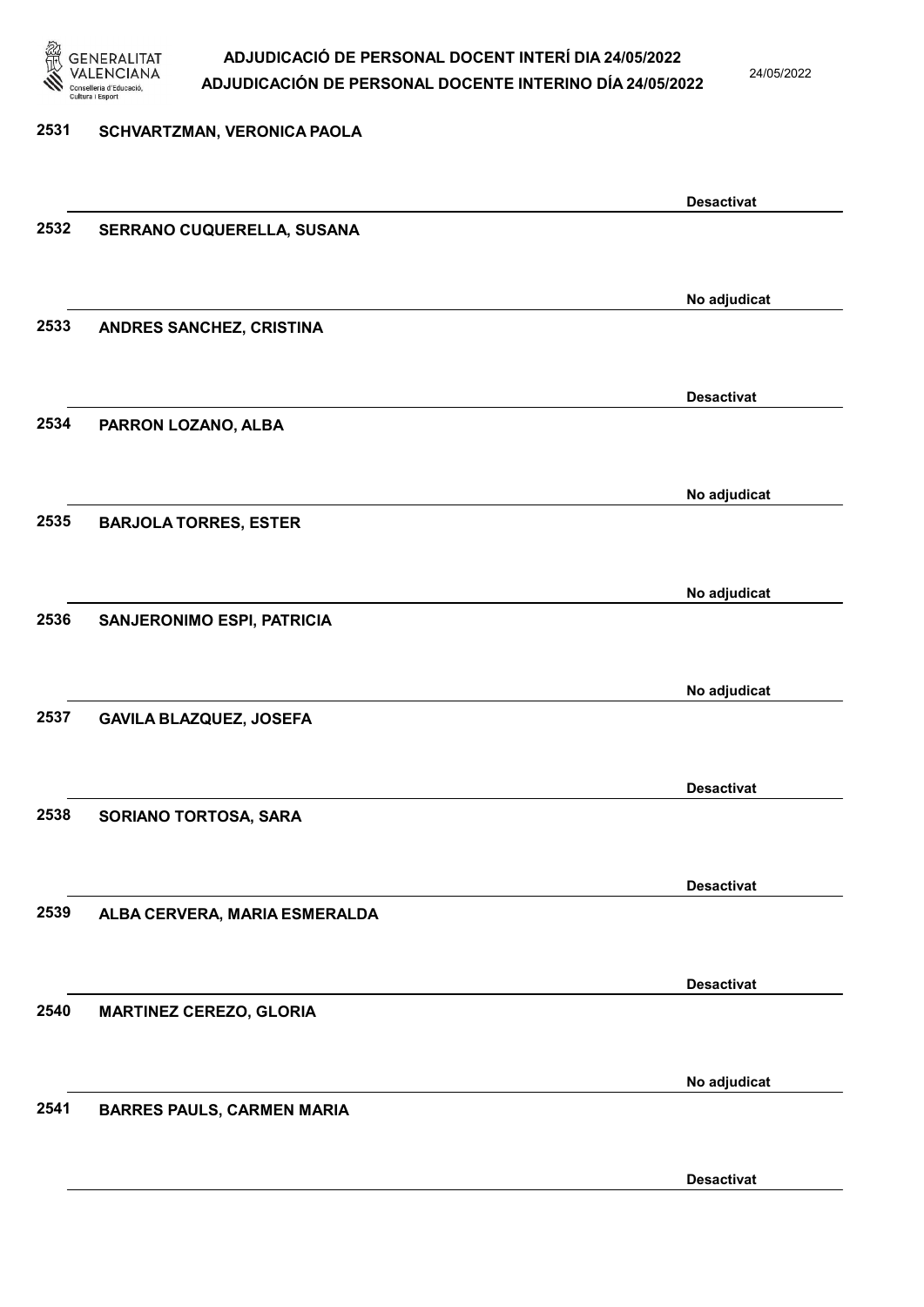2531 SCHVARTZMAN, VERONICA PAOLA

Desactivat

2532 SERRANO CUQUERELLA, SUSANA

No adjudicat

2533 ANDRES SANCHEZ, CRISTINA

Desactivat

2534 PARRON LOZANO, ALBA

No adjudicat

2535 BARJOLA TORRES, ESTER

No adjudicat

2536 SANJERONIMO ESPI, PATRICIA

No adjudicat

2537 GAVILA BLAZQUEZ, JOSEFA

Desactivat

2538 SORIANO TORTOSA, SARA

Desactivat

2539 ALBA CERVERA, MARIA ESMERALDA

Desactivat

2540 MARTINEZ CEREZO, GLORIA

No adjudicat

2541 BARRES PAULS, CARMEN MARIA

Desactivat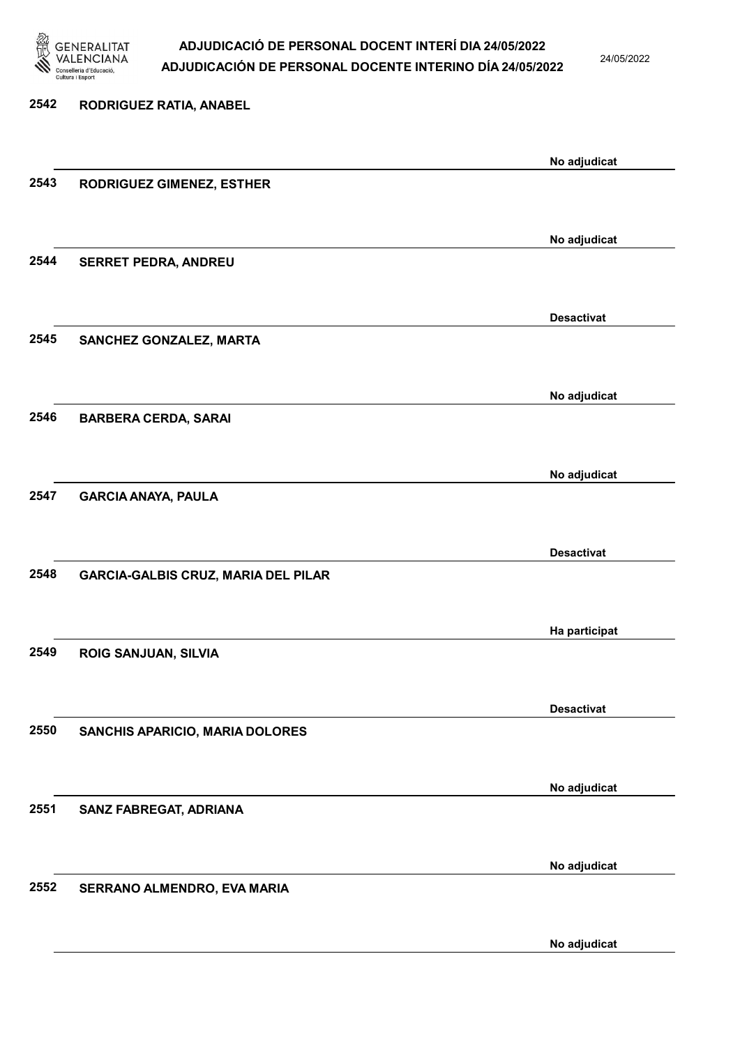| Núm. | Nom | Estat |
|---|---|---|
| 2542 | RODRIGUEZ RATIA, ANABEL | No adjudicat |
| 2543 | RODRIGUEZ GIMENEZ, ESTHER | No adjudicat |
| 2544 | SERRET PEDRA, ANDREU | Desactivat |
| 2545 | SANCHEZ GONZALEZ, MARTA | No adjudicat |
| 2546 | BARBERA CERDA, SARAI | No adjudicat |
| 2547 | GARCIA ANAYA, PAULA | Desactivat |
| 2548 | GARCIA-GALBIS CRUZ, MARIA DEL PILAR | Ha participat |
| 2549 | ROIG SANJUAN, SILVIA | Desactivat |
| 2550 | SANCHIS APARICIO, MARIA DOLORES | No adjudicat |
| 2551 | SANZ FABREGAT, ADRIANA | No adjudicat |
| 2552 | SERRANO ALMENDRO, EVA MARIA | No adjudicat |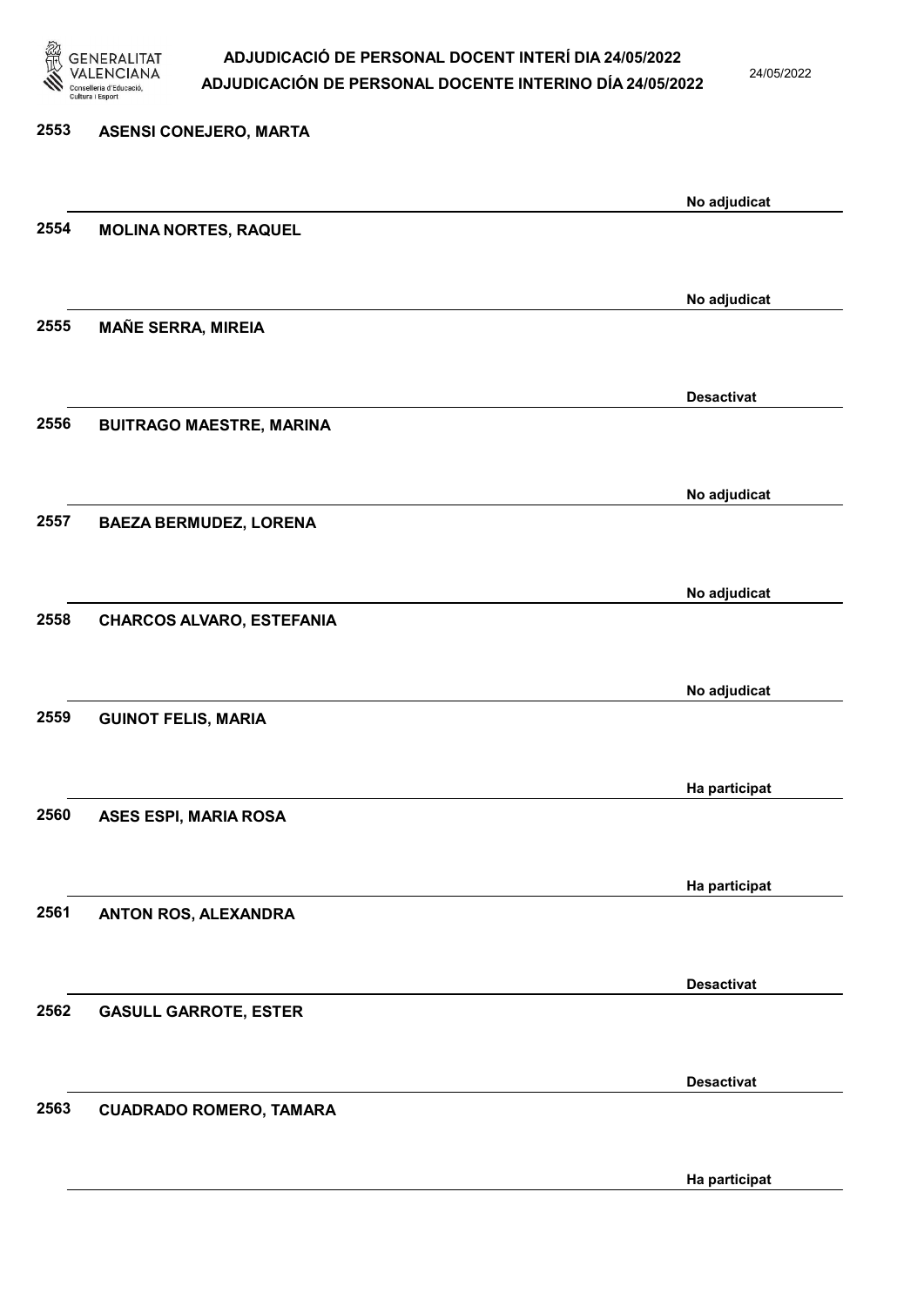| Núm. | Nom | Estat |
|---|---|---|
| 2553 | **ASENSI CONEJERO, MARTA** | No adjudicat |
| 2554 | **MOLINA NORTES, RAQUEL** | No adjudicat |
| 2555 | **MAÑE SERRA, MIREIA** | Desactivat |
| 2556 | **BUITRAGO MAESTRE, MARINA** | No adjudicat |
| 2557 | **BAEZA BERMUDEZ, LORENA** | No adjudicat |
| 2558 | **CHARCOS ALVARO, ESTEFANIA** | No adjudicat |
| 2559 | **GUINOT FELIS, MARIA** | Ha participat |
| 2560 | **ASES ESPI, MARIA ROSA** | Ha participat |
| 2561 | **ANTON ROS, ALEXANDRA** | Desactivat |
| 2562 | **GASULL GARROTE, ESTER** | Desactivat |
| 2563 | **CUADRADO ROMERO, TAMARA** | Ha participat |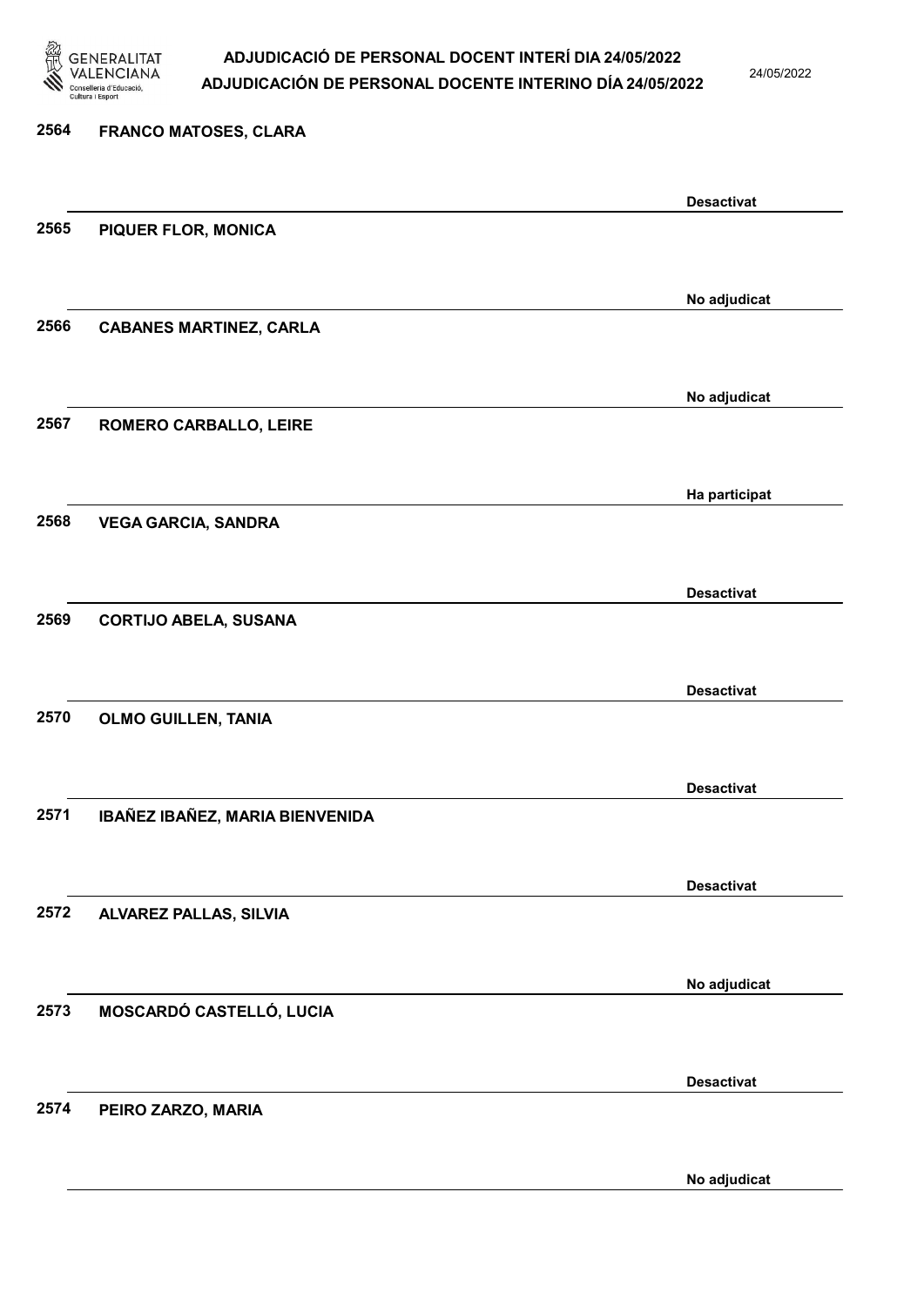| | | |
|---|---|---|
| 2564 | FRANCO MATOSES, CLARA | Desactivat |
| 2565 | PIQUER FLOR, MONICA | No adjudicat |
| 2566 | CABANES MARTINEZ, CARLA | No adjudicat |
| 2567 | ROMERO CARBALLO, LEIRE | Ha participat |
| 2568 | VEGA GARCIA, SANDRA | Desactivat |
| 2569 | CORTIJO ABELA, SUSANA | Desactivat |
| 2570 | OLMO GUILLEN, TANIA | Desactivat |
| 2571 | IBAÑEZ IBAÑEZ, MARIA BIENVENIDA | Desactivat |
| 2572 | ALVAREZ PALLAS, SILVIA | No adjudicat |
| 2573 | MOSCARDÓ CASTELLÓ, LUCIA | Desactivat |
| 2574 | PEIRO ZARZO, MARIA | No adjudicat |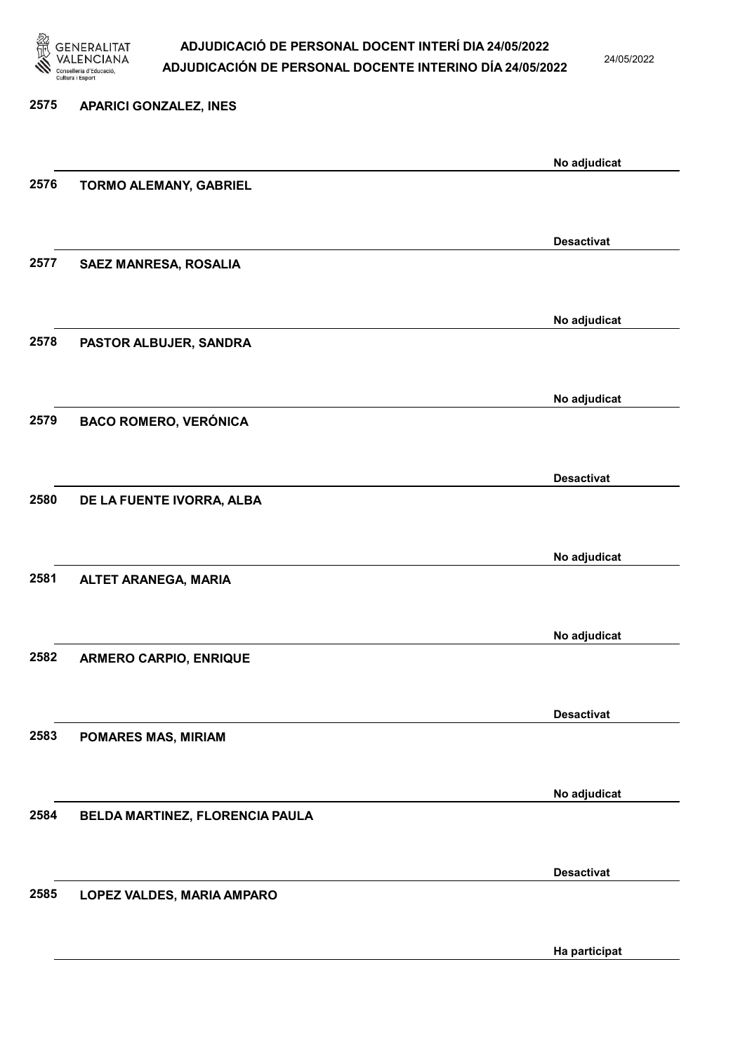2575 APARICI GONZALEZ, INES

No adjudicat

2576 TORMO ALEMANY, GABRIEL

Desactivat

2577 SAEZ MANRESA, ROSALIA

No adjudicat

2578 PASTOR ALBUJER, SANDRA

No adjudicat

2579 BACO ROMERO, VERÓNICA

Desactivat

2580 DE LA FUENTE IVORRA, ALBA

No adjudicat

2581 ALTET ARANEGA, MARIA

No adjudicat

2582 ARMERO CARPIO, ENRIQUE

Desactivat

2583 POMARES MAS, MIRIAM

No adjudicat

2584 BELDA MARTINEZ, FLORENCIA PAULA

Desactivat

2585 LOPEZ VALDES, MARIA AMPARO

Ha participat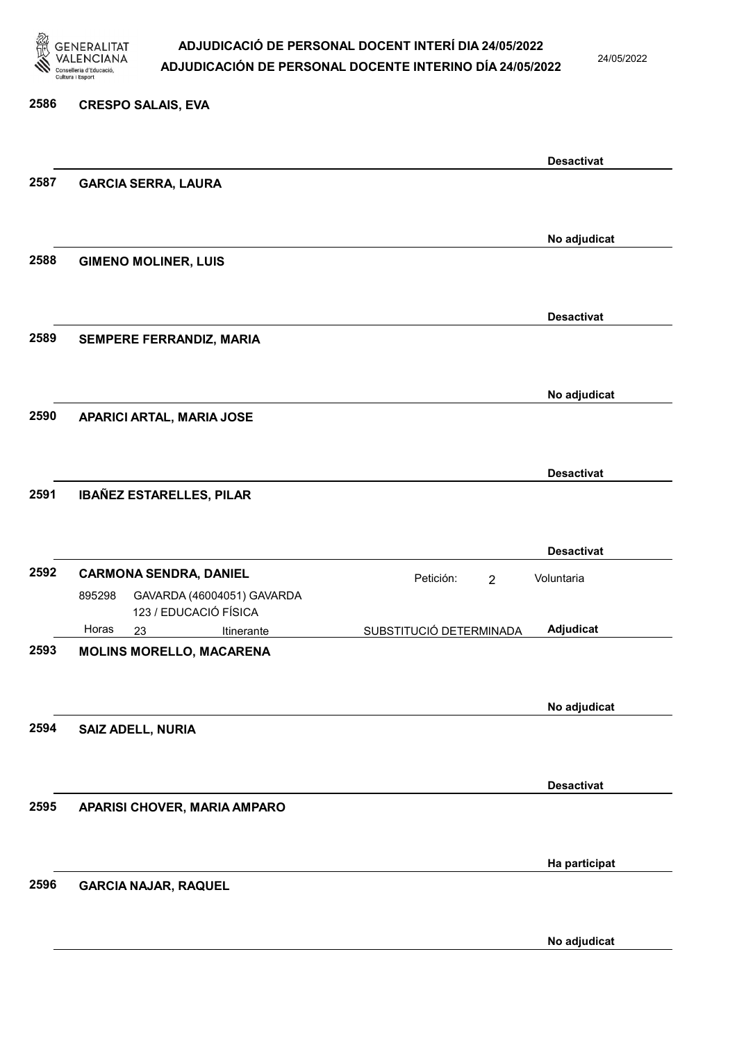**2586 CRESPO SALAIS, EVA**

**Desactivat**

**2587 GARCIA SERRA, LAURA**

**No adjudicat**

**2588 GIMENO MOLINER, LUIS**

**Desactivat**

**2589 SEMPERE FERRANDIZ, MARIA**

**No adjudicat**

**2590 APARICI ARTAL, MARIA JOSE**

**Desactivat**

**2591 IBAÑEZ ESTARELLES, PILAR**

**Desactivat**

**2592 CARMONA SENDRA, DANIEL**

Petición: 2 Voluntaria

895298 GAVARDA (46004051) GAVARDA
123 / EDUCACIÓ FÍSICA

Horas 23 Itinerante SUBSTITUCIÓ DETERMINADA **Adjudicat**

**2593 MOLINS MORELLO, MACARENA**

**No adjudicat**

**2594 SAIZ ADELL, NURIA**

**Desactivat**

**2595 APARISI CHOVER, MARIA AMPARO**

**Ha participat**

**2596 GARCIA NAJAR, RAQUEL**

**No adjudicat**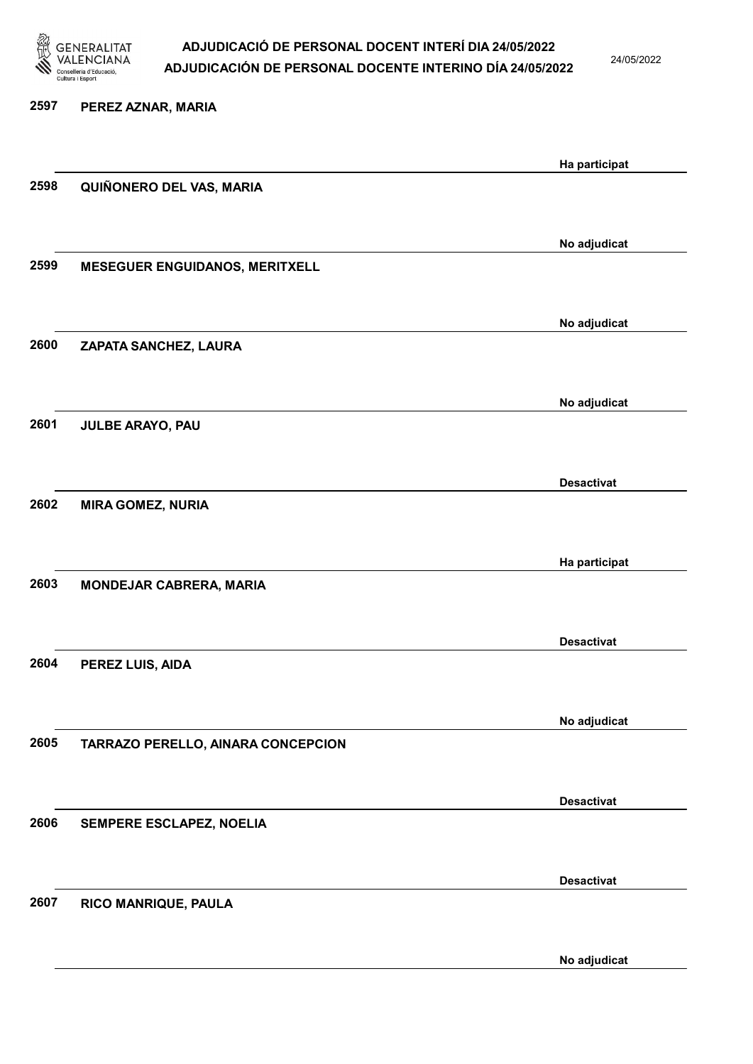2597 **PEREZ AZNAR, MARIA**

**Ha participat**

2598 **QUIÑONERO DEL VAS, MARIA**

**No adjudicat**

2599 **MESEGUER ENGUIDANOS, MERITXELL**

**No adjudicat**

2600 **ZAPATA SANCHEZ, LAURA**

**No adjudicat**

2601 **JULBE ARAYO, PAU**

**Desactivat**

2602 **MIRA GOMEZ, NURIA**

**Ha participat**

2603 **MONDEJAR CABRERA, MARIA**

**Desactivat**

2604 **PEREZ LUIS, AIDA**

**No adjudicat**

2605 **TARRAZO PERELLO, AINARA CONCEPCION**

**Desactivat**

2606 **SEMPERE ESCLAPEZ, NOELIA**

**Desactivat**

2607 **RICO MANRIQUE, PAULA**

**No adjudicat**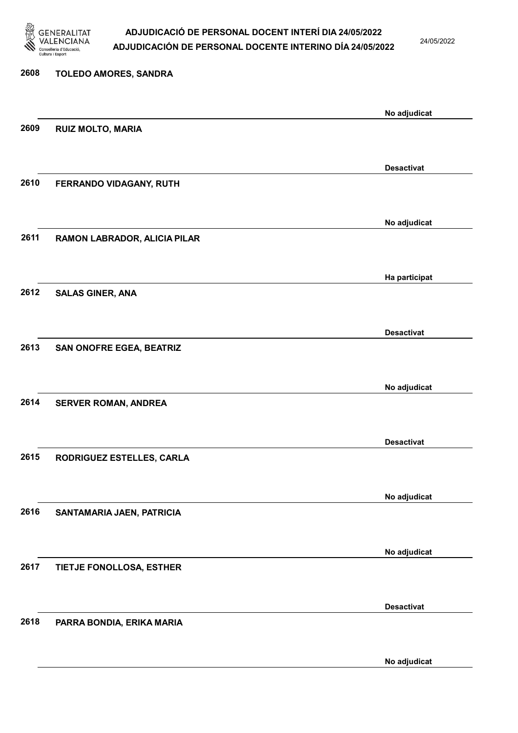| | | |
|---|---|---|
| 2608 | TOLEDO AMORES, SANDRA | No adjudicat |
| 2609 | RUIZ MOLTO, MARIA | Desactivat |
| 2610 | FERRANDO VIDAGANY, RUTH | No adjudicat |
| 2611 | RAMON LABRADOR, ALICIA PILAR | Ha participat |
| 2612 | SALAS GINER, ANA | Desactivat |
| 2613 | SAN ONOFRE EGEA, BEATRIZ | No adjudicat |
| 2614 | SERVER ROMAN, ANDREA | Desactivat |
| 2615 | RODRIGUEZ ESTELLES, CARLA | No adjudicat |
| 2616 | SANTAMARIA JAEN, PATRICIA | No adjudicat |
| 2617 | TIETJE FONOLLOSA, ESTHER | Desactivat |
| 2618 | PARRA BONDIA, ERIKA MARIA | No adjudicat |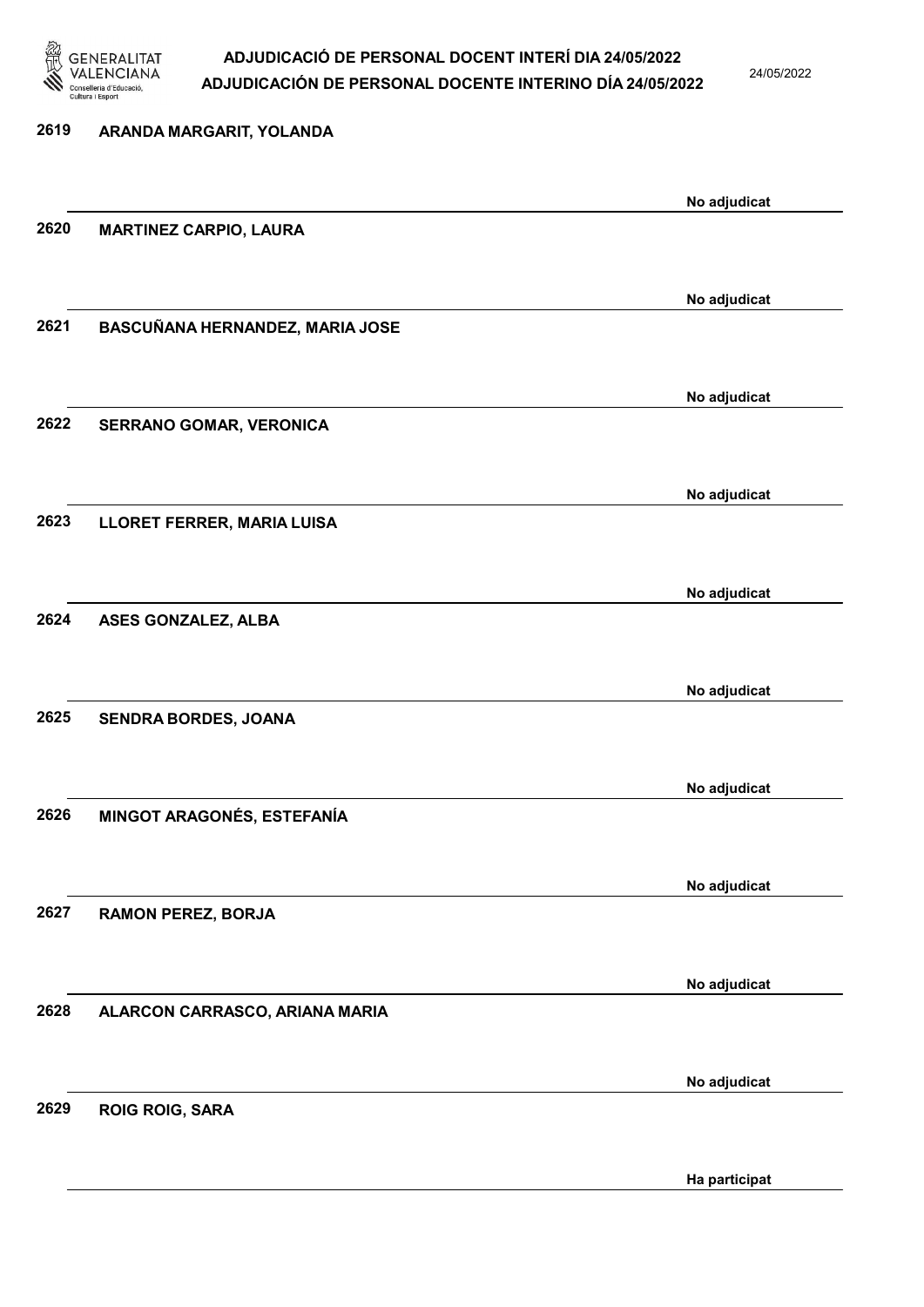2619 ARANDA MARGARIT, YOLANDA

No adjudicat

2620 MARTINEZ CARPIO, LAURA

No adjudicat

2621 BASCUÑANA HERNANDEZ, MARIA JOSE

No adjudicat

2622 SERRANO GOMAR, VERONICA

No adjudicat

2623 LLORET FERRER, MARIA LUISA

No adjudicat

2624 ASES GONZALEZ, ALBA

No adjudicat

2625 SENDRA BORDES, JOANA

No adjudicat

2626 MINGOT ARAGONÉS, ESTEFANÍA

No adjudicat

2627 RAMON PEREZ, BORJA

No adjudicat

2628 ALARCON CARRASCO, ARIANA MARIA

No adjudicat

2629 ROIG ROIG, SARA

Ha participat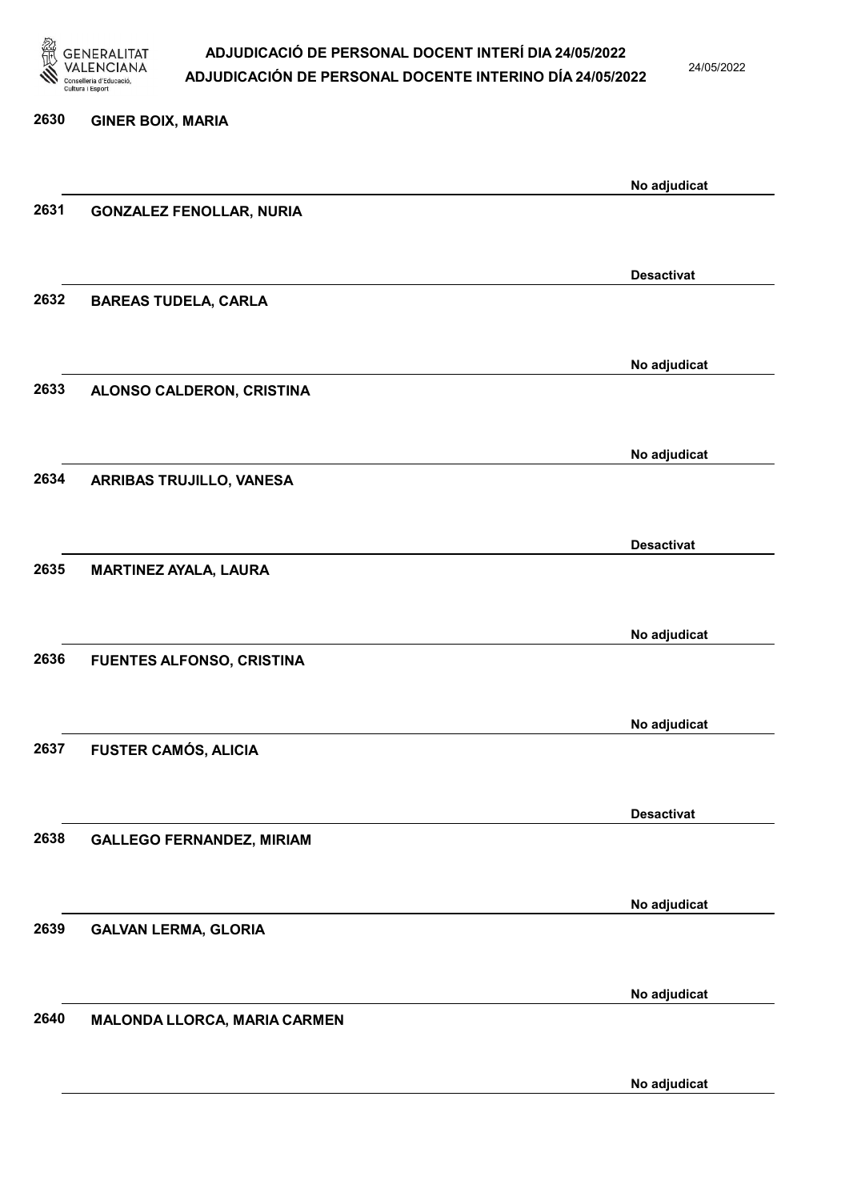| | | |
|---|---|---|
| 2630 | GINER BOIX, MARIA | No adjudicat |
| 2631 | GONZALEZ FENOLLAR, NURIA | Desactivat |
| 2632 | BAREAS TUDELA, CARLA | No adjudicat |
| 2633 | ALONSO CALDERON, CRISTINA | No adjudicat |
| 2634 | ARRIBAS TRUJILLO, VANESA | Desactivat |
| 2635 | MARTINEZ AYALA, LAURA | No adjudicat |
| 2636 | FUENTES ALFONSO, CRISTINA | No adjudicat |
| 2637 | FUSTER CAMÓS, ALICIA | Desactivat |
| 2638 | GALLEGO FERNANDEZ, MIRIAM | No adjudicat |
| 2639 | GALVAN LERMA, GLORIA | No adjudicat |
| 2640 | MALONDA LLORCA, MARIA CARMEN | No adjudicat |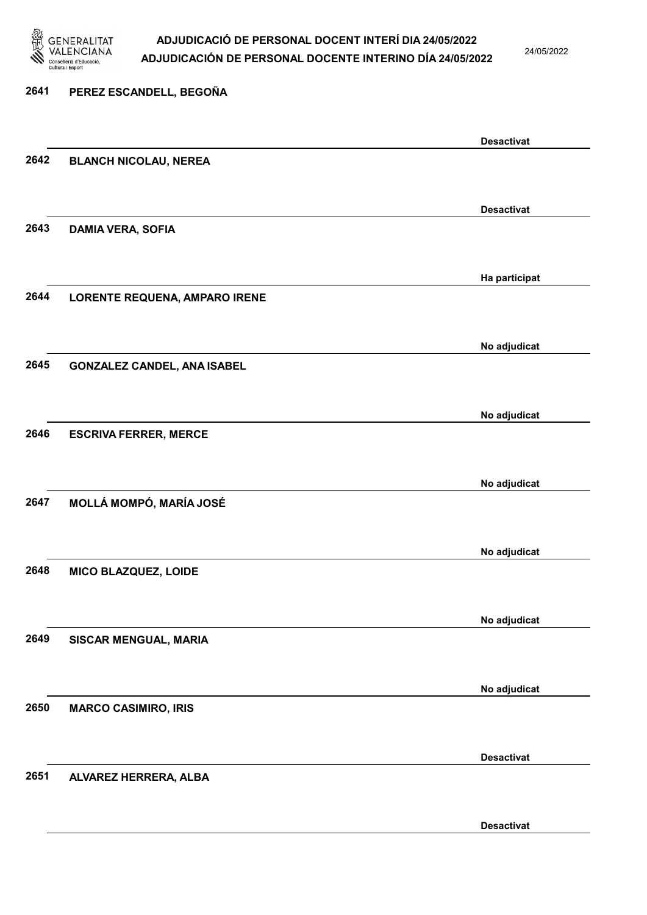| Núm. | Nom | Estat |
| --- | --- | --- |
| 2641 | PEREZ ESCANDELL, BEGOÑA | Desactivat |
| 2642 | BLANCH NICOLAU, NEREA | Desactivat |
| 2643 | DAMIA VERA, SOFIA | Ha participat |
| 2644 | LORENTE REQUENA, AMPARO IRENE | No adjudicat |
| 2645 | GONZALEZ CANDEL, ANA ISABEL | No adjudicat |
| 2646 | ESCRIVA FERRER, MERCE | No adjudicat |
| 2647 | MOLLÁ MOMPÓ, MARÍA JOSÉ | No adjudicat |
| 2648 | MICO BLAZQUEZ, LOIDE | No adjudicat |
| 2649 | SISCAR MENGUAL, MARIA | No adjudicat |
| 2650 | MARCO CASIMIRO, IRIS | Desactivat |
| 2651 | ALVAREZ HERRERA, ALBA | Desactivat |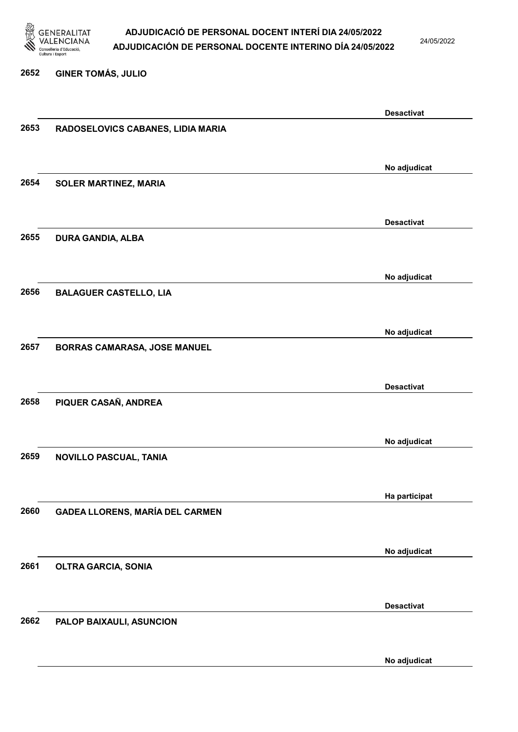| Núm. | Nom | Estat |
|---|---|---|
| 2652 | GINER TOMÁS, JULIO | Desactivat |
| 2653 | RADOSELOVICS CABANES, LIDIA MARIA | No adjudicat |
| 2654 | SOLER MARTINEZ, MARIA | Desactivat |
| 2655 | DURA GANDIA, ALBA | No adjudicat |
| 2656 | BALAGUER CASTELLO, LIA | No adjudicat |
| 2657 | BORRAS CAMARASA, JOSE MANUEL | Desactivat |
| 2658 | PIQUER CASAÑ, ANDREA | No adjudicat |
| 2659 | NOVILLO PASCUAL, TANIA | Ha participat |
| 2660 | GADEA LLORENS, MARÍA DEL CARMEN | No adjudicat |
| 2661 | OLTRA GARCIA, SONIA | Desactivat |
| 2662 | PALOP BAIXAULI, ASUNCION | No adjudicat |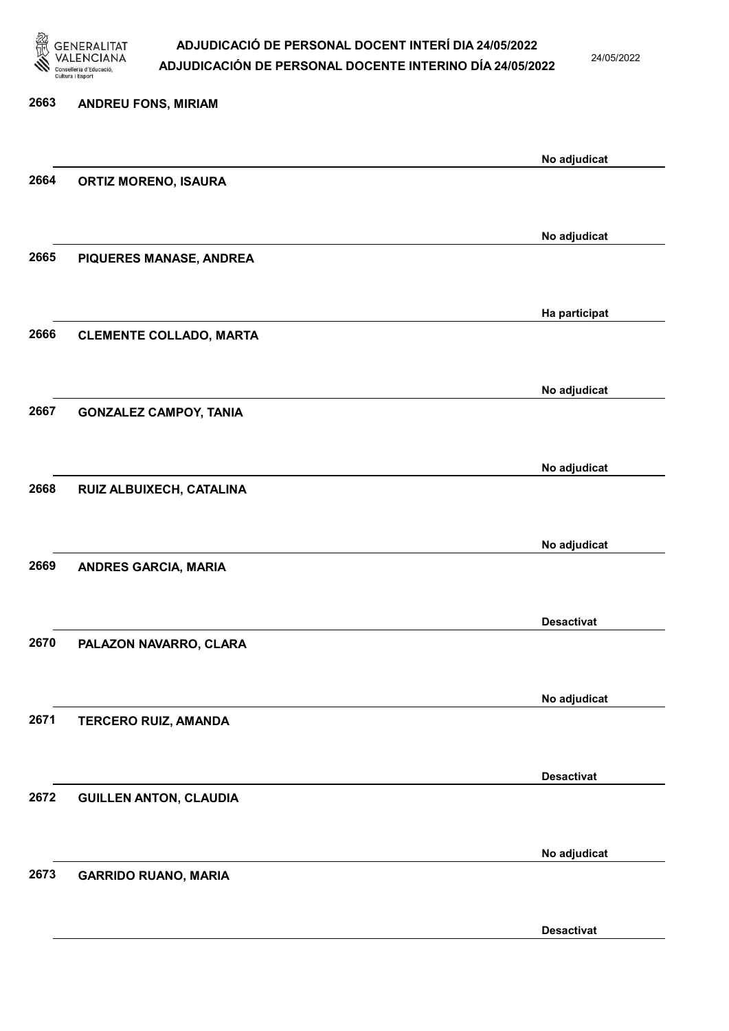2663 ANDREU FONS, MIRIAM

No adjudicat

2664 ORTIZ MORENO, ISAURA

No adjudicat

2665 PIQUERES MANASE, ANDREA

Ha participat

2666 CLEMENTE COLLADO, MARTA

No adjudicat

2667 GONZALEZ CAMPOY, TANIA

No adjudicat

2668 RUIZ ALBUIXECH, CATALINA

No adjudicat

2669 ANDRES GARCIA, MARIA

Desactivat

2670 PALAZON NAVARRO, CLARA

No adjudicat

2671 TERCERO RUIZ, AMANDA

Desactivat

2672 GUILLEN ANTON, CLAUDIA

No adjudicat

2673 GARRIDO RUANO, MARIA

Desactivat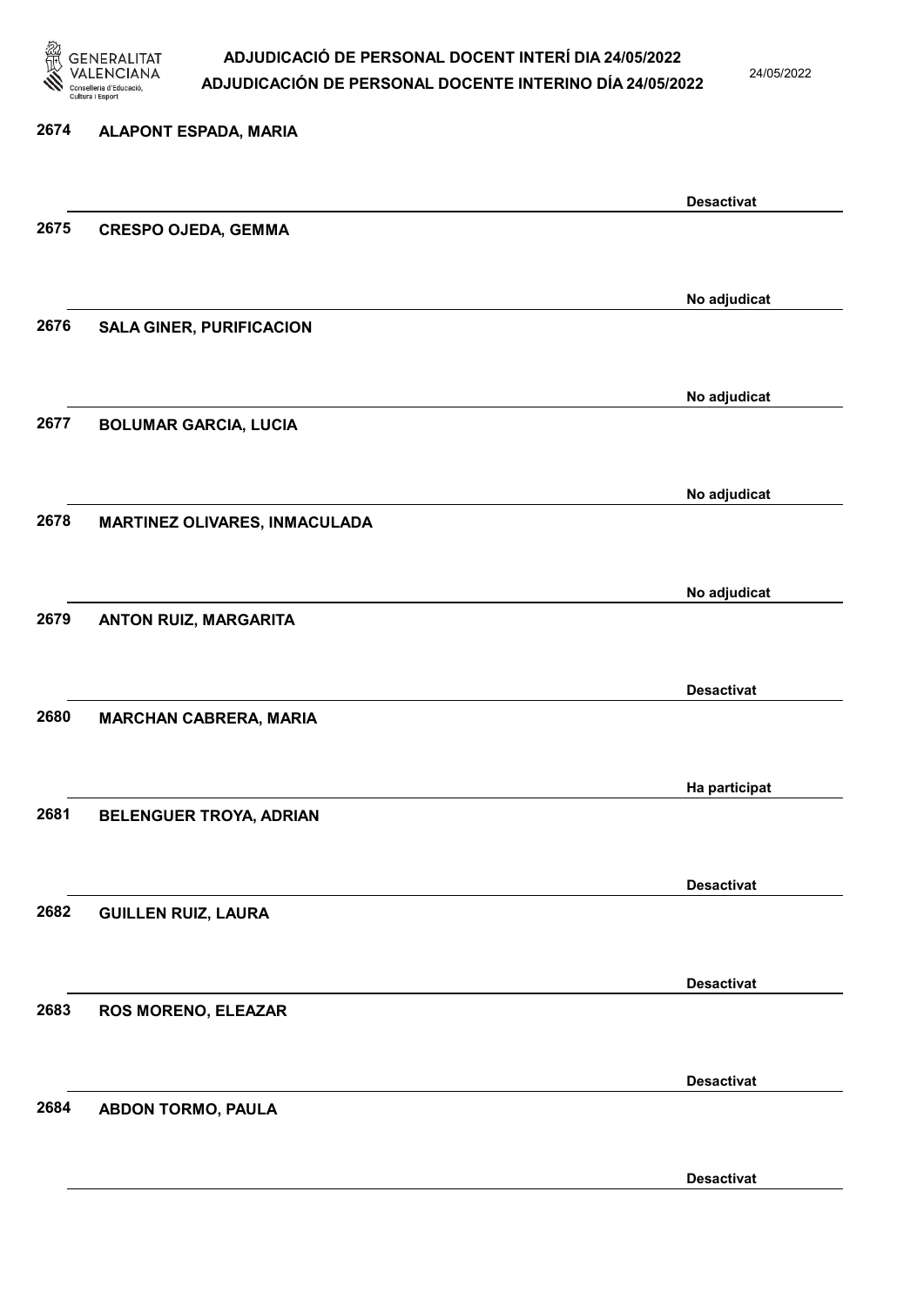| Núm. | Nom | Estat |
|---|---|---|
| 2674 | ALAPONT ESPADA, MARIA | Desactivat |
| 2675 | CRESPO OJEDA, GEMMA | No adjudicat |
| 2676 | SALA GINER, PURIFICACION | No adjudicat |
| 2677 | BOLUMAR GARCIA, LUCIA | No adjudicat |
| 2678 | MARTINEZ OLIVARES, INMACULADA | No adjudicat |
| 2679 | ANTON RUIZ, MARGARITA | Desactivat |
| 2680 | MARCHAN CABRERA, MARIA | Ha participat |
| 2681 | BELENGUER TROYA, ADRIAN | Desactivat |
| 2682 | GUILLEN RUIZ, LAURA | Desactivat |
| 2683 | ROS MORENO, ELEAZAR | Desactivat |
| 2684 | ABDON TORMO, PAULA | Desactivat |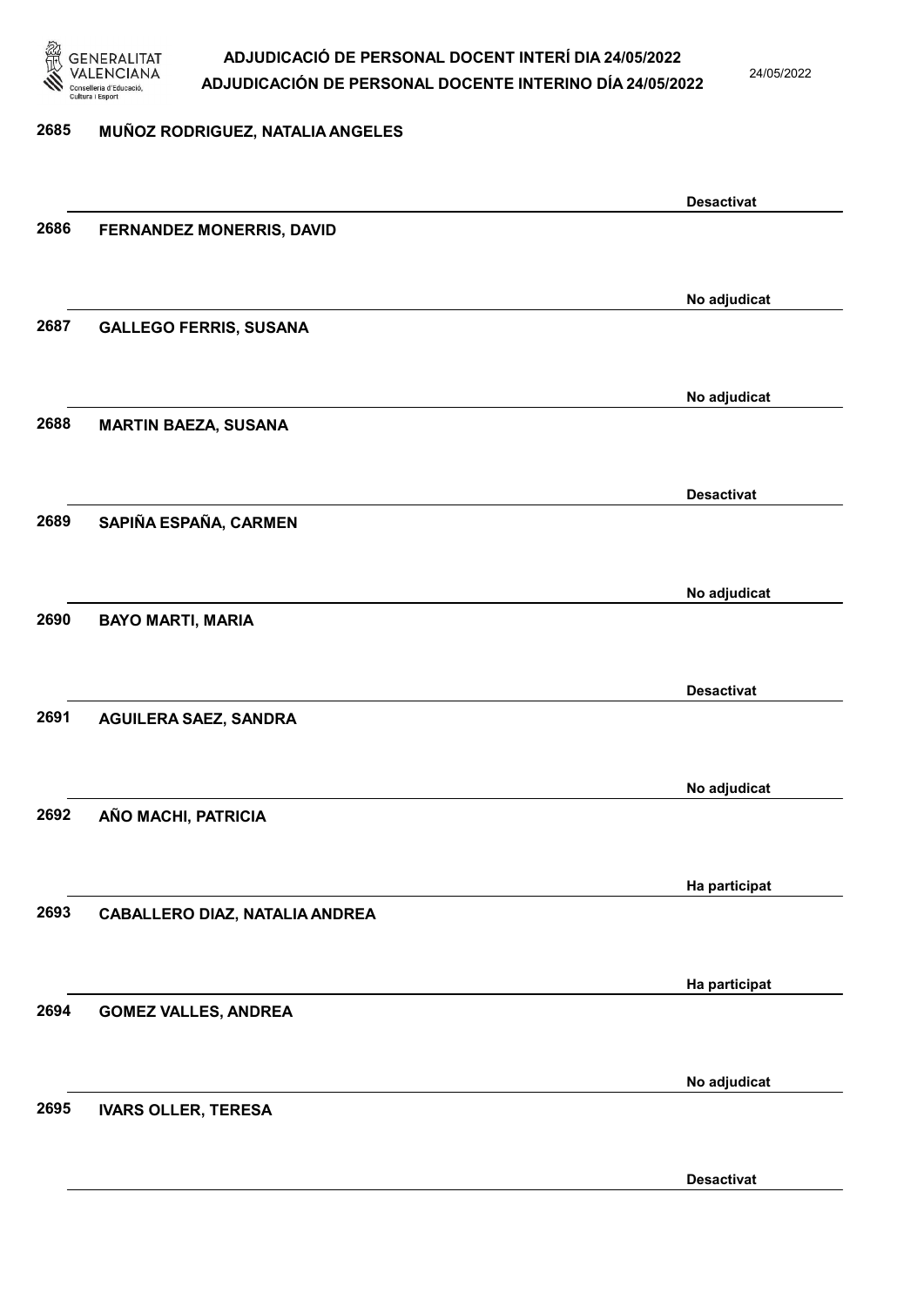2685 **MUÑOZ RODRIGUEZ, NATALIA ANGELES**

**Desactivat**

2686 **FERNANDEZ MONERRIS, DAVID**

**No adjudicat**

2687 **GALLEGO FERRIS, SUSANA**

**No adjudicat**

2688 **MARTIN BAEZA, SUSANA**

**Desactivat**

2689 **SAPIÑA ESPAÑA, CARMEN**

**No adjudicat**

2690 **BAYO MARTI, MARIA**

**Desactivat**

2691 **AGUILERA SAEZ, SANDRA**

**No adjudicat**

2692 **AÑO MACHI, PATRICIA**

**Ha participat**

2693 **CABALLERO DIAZ, NATALIA ANDREA**

**Ha participat**

2694 **GOMEZ VALLES, ANDREA**

**No adjudicat**

2695 **IVARS OLLER, TERESA**

**Desactivat**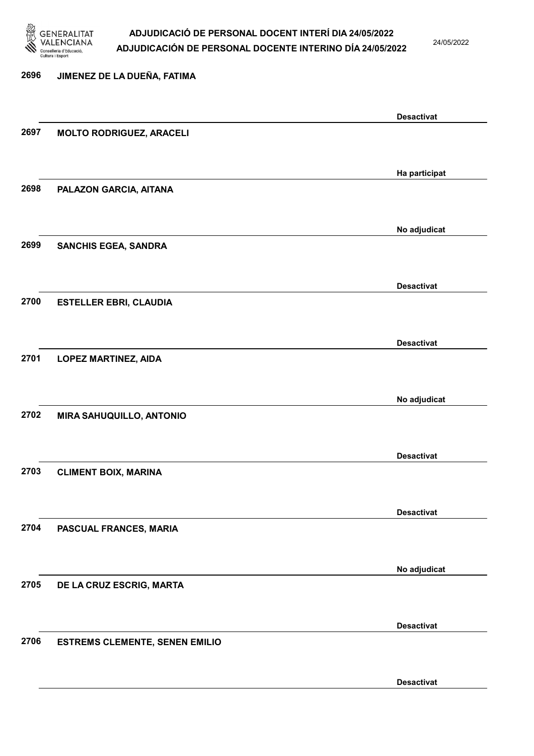2696 JIMENEZ DE LA DUEÑA, FATIMA

Desactivat

2697 MOLTO RODRIGUEZ, ARACELI

Ha participat

2698 PALAZON GARCIA, AITANA

No adjudicat

2699 SANCHIS EGEA, SANDRA

Desactivat

2700 ESTELLER EBRI, CLAUDIA

Desactivat

2701 LOPEZ MARTINEZ, AIDA

No adjudicat

2702 MIRA SAHUQUILLO, ANTONIO

Desactivat

2703 CLIMENT BOIX, MARINA

Desactivat

2704 PASCUAL FRANCES, MARIA

No adjudicat

2705 DE LA CRUZ ESCRIG, MARTA

Desactivat

2706 ESTREMS CLEMENTE, SENEN EMILIO

Desactivat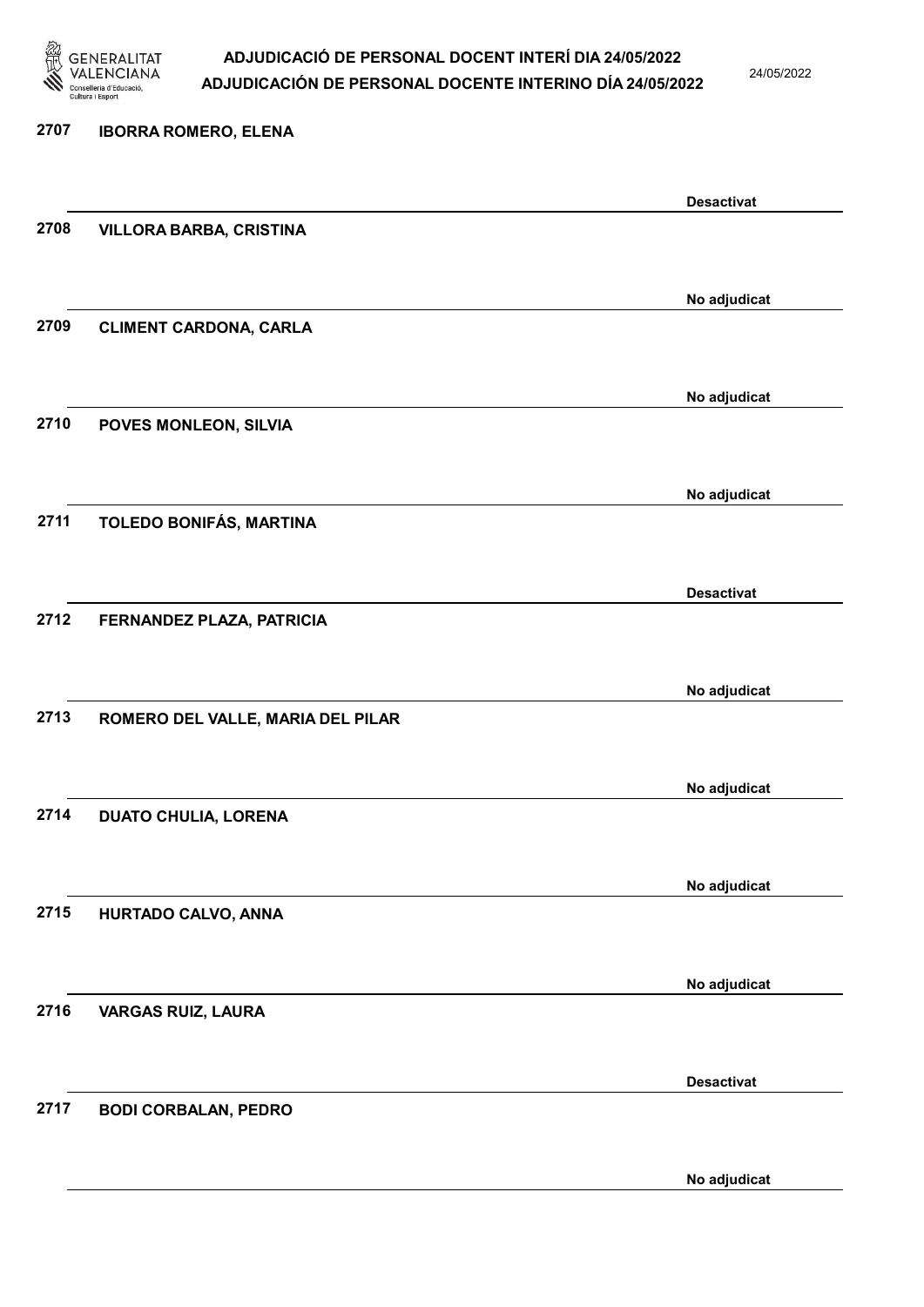| | | |
|---|---|---|
| 2707 | IBORRA ROMERO, ELENA | Desactivat |
| 2708 | VILLORA BARBA, CRISTINA | No adjudicat |
| 2709 | CLIMENT CARDONA, CARLA | No adjudicat |
| 2710 | POVES MONLEON, SILVIA | No adjudicat |
| 2711 | TOLEDO BONIFÁS, MARTINA | Desactivat |
| 2712 | FERNANDEZ PLAZA, PATRICIA | No adjudicat |
| 2713 | ROMERO DEL VALLE, MARIA DEL PILAR | No adjudicat |
| 2714 | DUATO CHULIA, LORENA | No adjudicat |
| 2715 | HURTADO CALVO, ANNA | No adjudicat |
| 2716 | VARGAS RUIZ, LAURA | Desactivat |
| 2717 | BODI CORBALAN, PEDRO | No adjudicat |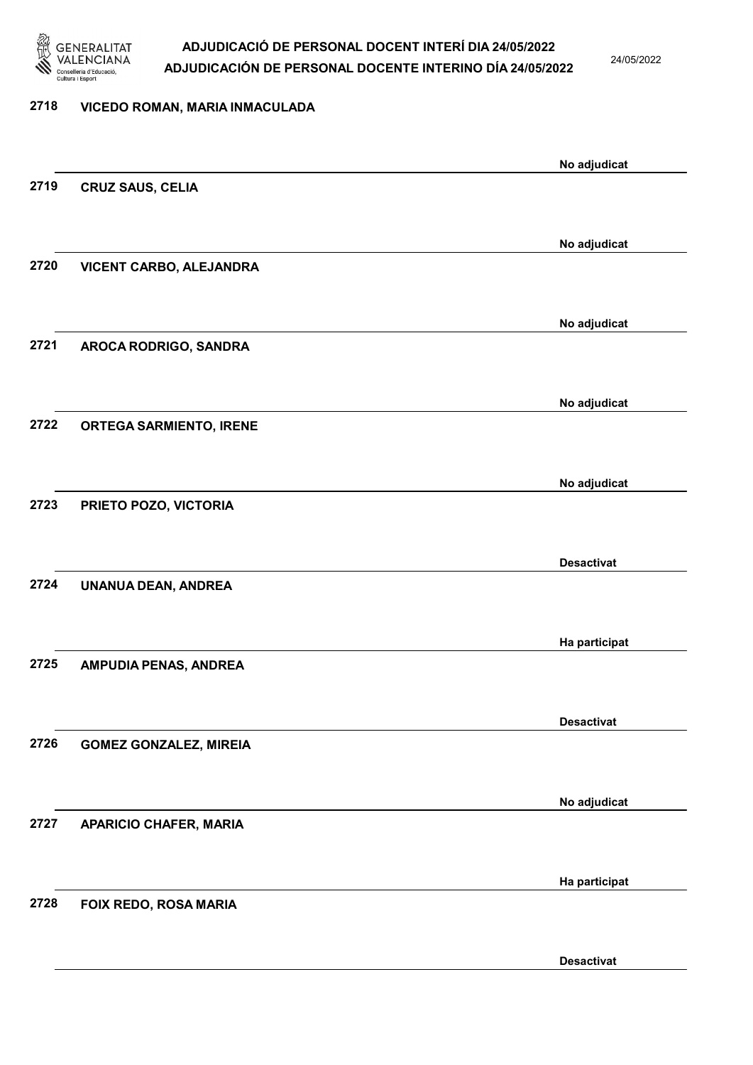2718 VICEDO ROMAN, MARIA INMACULADA

No adjudicat

2719 CRUZ SAUS, CELIA

No adjudicat

2720 VICENT CARBO, ALEJANDRA

No adjudicat

2721 AROCA RODRIGO, SANDRA

No adjudicat

2722 ORTEGA SARMIENTO, IRENE

No adjudicat

2723 PRIETO POZO, VICTORIA

Desactivat

2724 UNANUA DEAN, ANDREA

Ha participat

2725 AMPUDIA PENAS, ANDREA

Desactivat

2726 GOMEZ GONZALEZ, MIREIA

No adjudicat

2727 APARICIO CHAFER, MARIA

Ha participat

2728 FOIX REDO, ROSA MARIA

Desactivat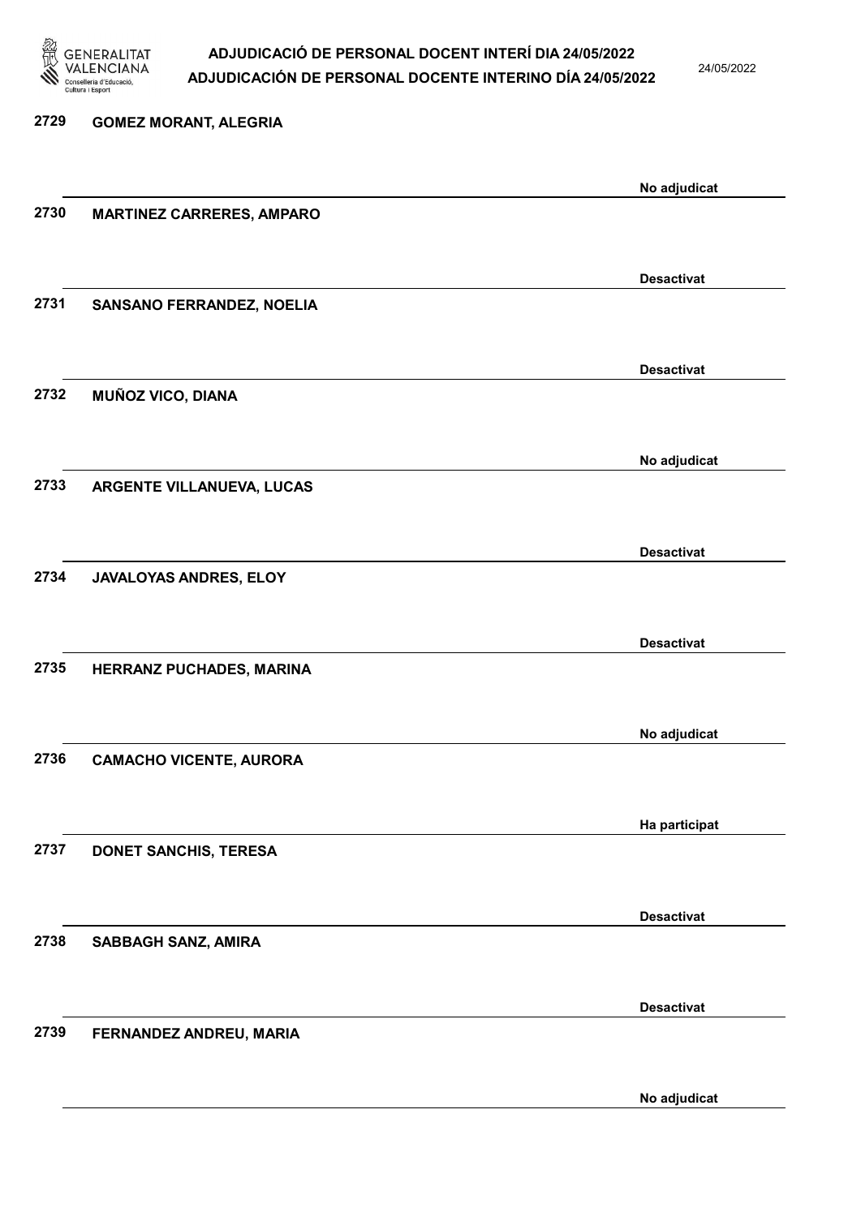2729 **GOMEZ MORANT, ALEGRIA**

No adjudicat

2730 **MARTINEZ CARRERES, AMPARO**

Desactivat

2731 **SANSANO FERRANDEZ, NOELIA**

Desactivat

2732 **MUÑOZ VICO, DIANA**

No adjudicat

2733 **ARGENTE VILLANUEVA, LUCAS**

Desactivat

2734 **JAVALOYAS ANDRES, ELOY**

Desactivat

2735 **HERRANZ PUCHADES, MARINA**

No adjudicat

2736 **CAMACHO VICENTE, AURORA**

Ha participat

2737 **DONET SANCHIS, TERESA**

Desactivat

2738 **SABBAGH SANZ, AMIRA**

Desactivat

2739 **FERNANDEZ ANDREU, MARIA**

No adjudicat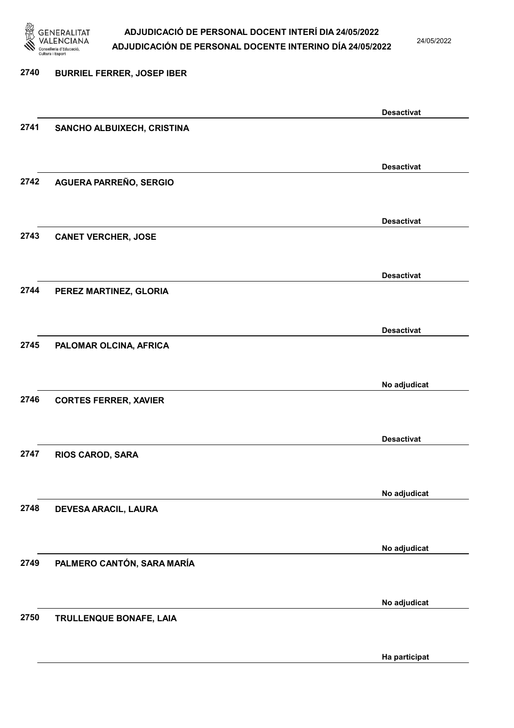| Núm. | Nom | Estat |
| --- | --- | --- |
| 2740 | BURRIEL FERRER, JOSEP IBER | Desactivat |
| 2741 | SANCHO ALBUIXECH, CRISTINA | Desactivat |
| 2742 | AGUERA PARREÑO, SERGIO | Desactivat |
| 2743 | CANET VERCHER, JOSE | Desactivat |
| 2744 | PEREZ MARTINEZ, GLORIA | Desactivat |
| 2745 | PALOMAR OLCINA, AFRICA | No adjudicat |
| 2746 | CORTES FERRER, XAVIER | Desactivat |
| 2747 | RIOS CAROD, SARA | No adjudicat |
| 2748 | DEVESA ARACIL, LAURA | No adjudicat |
| 2749 | PALMERO CANTÓN, SARA MARÍA | No adjudicat |
| 2750 | TRULLENQUE BONAFE, LAIA | Ha participat |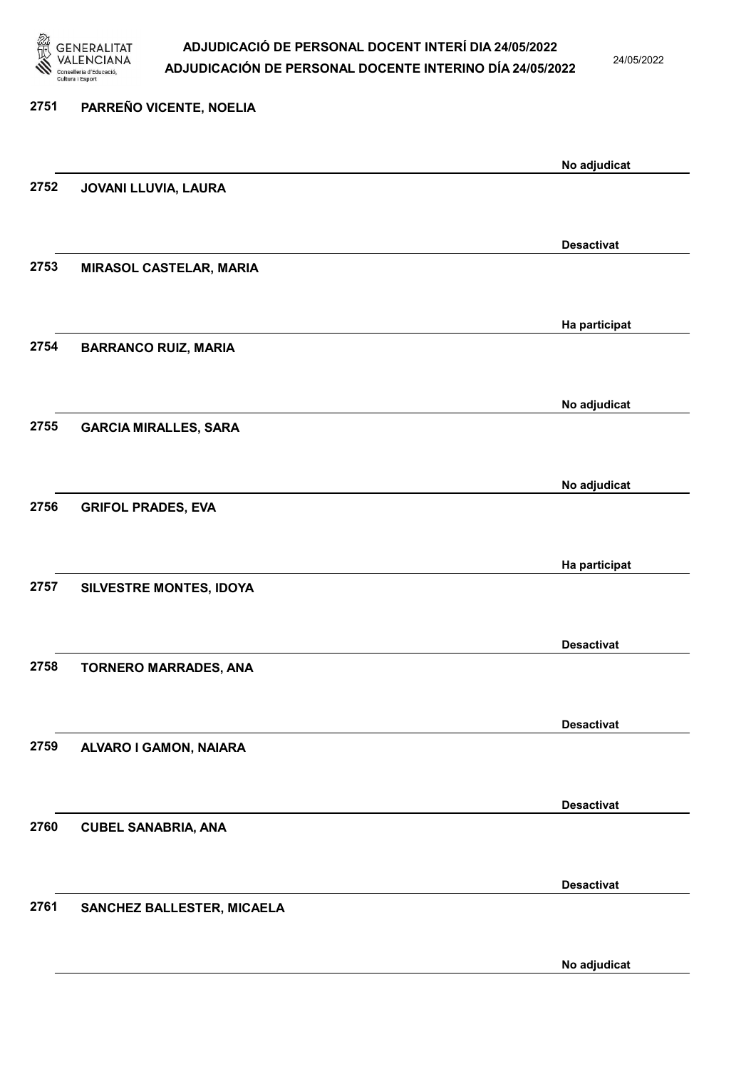| Núm. | Nom | Estat |
| --- | --- | --- |
| 2751 | PARREÑO VICENTE, NOELIA | No adjudicat |
| 2752 | JOVANI LLUVIA, LAURA | Desactivat |
| 2753 | MIRASOL CASTELAR, MARIA | Ha participat |
| 2754 | BARRANCO RUIZ, MARIA | No adjudicat |
| 2755 | GARCIA MIRALLES, SARA | No adjudicat |
| 2756 | GRIFOL PRADES, EVA | Ha participat |
| 2757 | SILVESTRE MONTES, IDOYA | Desactivat |
| 2758 | TORNERO MARRADES, ANA | Desactivat |
| 2759 | ALVARO I GAMON, NAIARA | Desactivat |
| 2760 | CUBEL SANABRIA, ANA | Desactivat |
| 2761 | SANCHEZ BALLESTER, MICAELA | No adjudicat |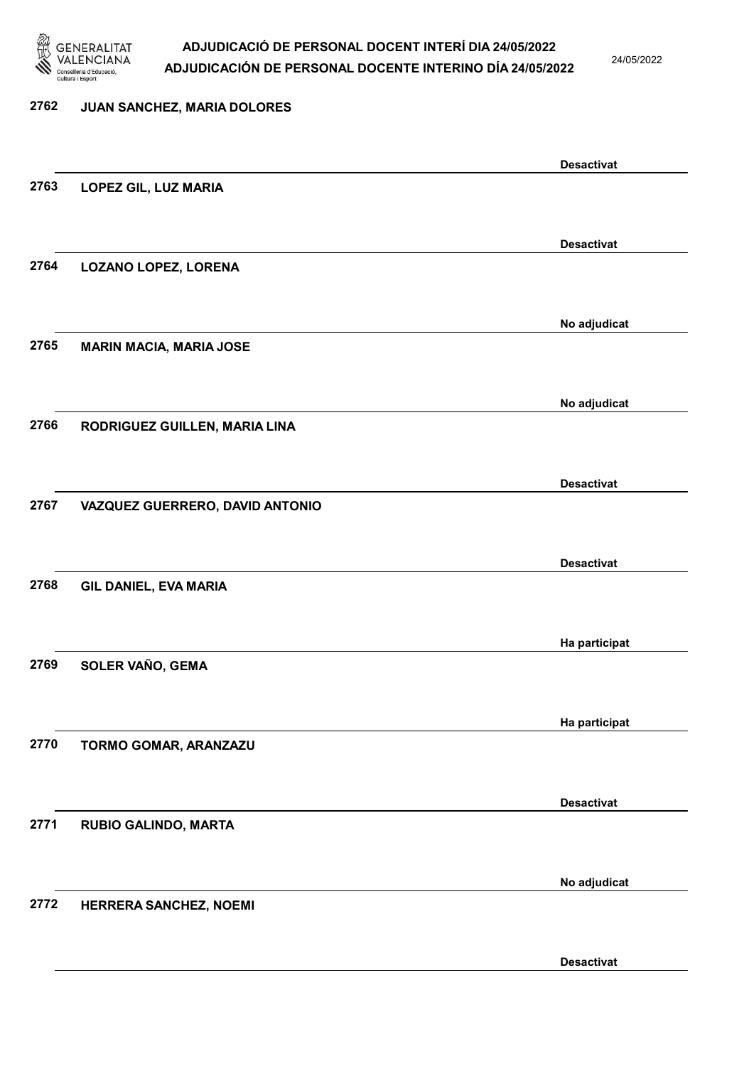| Núm. | Nom | Estat |
|---|---|---|
| 2762 | JUAN SANCHEZ, MARIA DOLORES | Desactivat |
| 2763 | LOPEZ GIL, LUZ MARIA | Desactivat |
| 2764 | LOZANO LOPEZ, LORENA | No adjudicat |
| 2765 | MARIN MACIA, MARIA JOSE | No adjudicat |
| 2766 | RODRIGUEZ GUILLEN, MARIA LINA | Desactivat |
| 2767 | VAZQUEZ GUERRERO, DAVID ANTONIO | Desactivat |
| 2768 | GIL DANIEL, EVA MARIA | Ha participat |
| 2769 | SOLER VAÑO, GEMA | Ha participat |
| 2770 | TORMO GOMAR, ARANZAZU | Desactivat |
| 2771 | RUBIO GALINDO, MARTA | No adjudicat |
| 2772 | HERRERA SANCHEZ, NOEMI | Desactivat |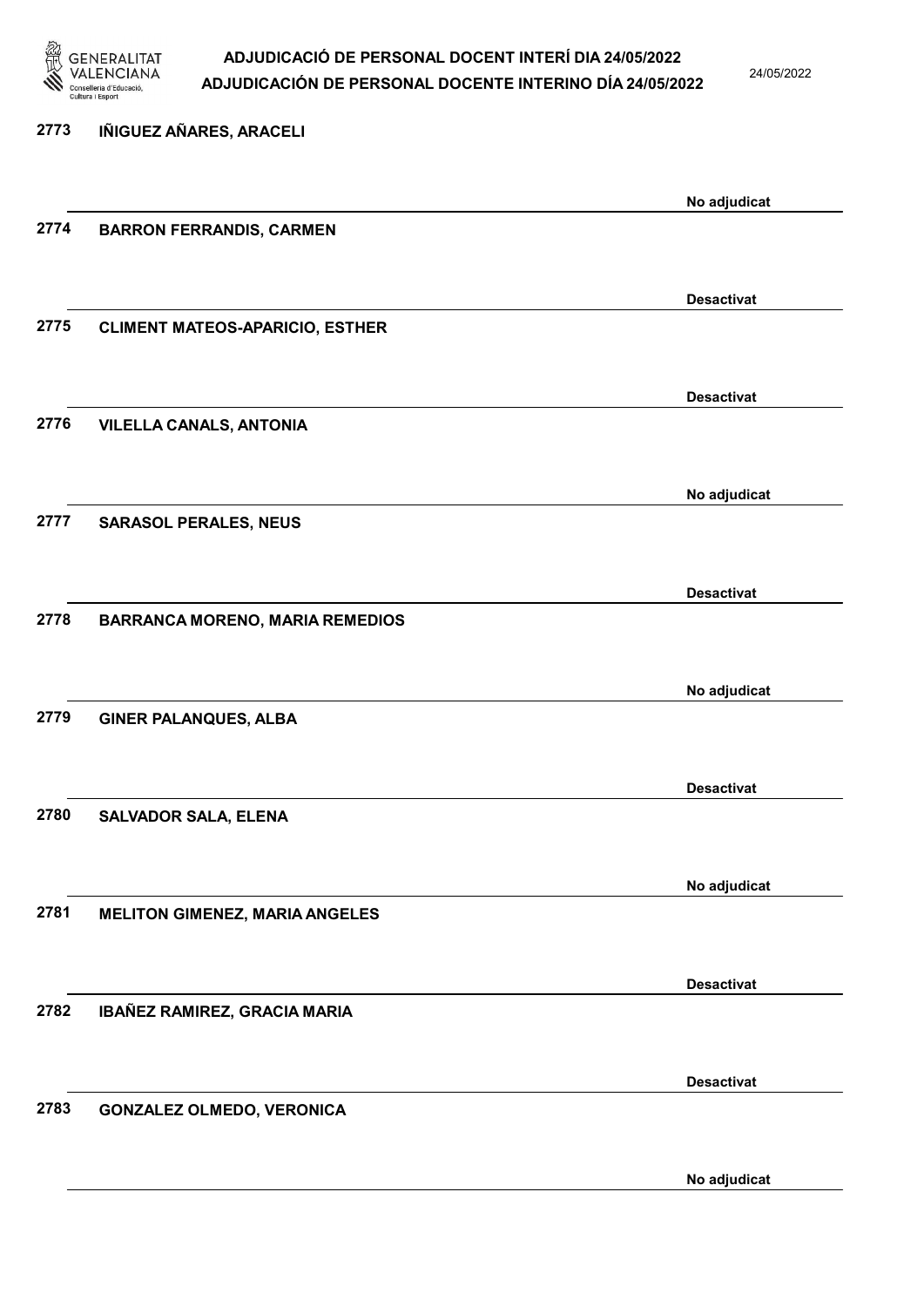2773 IÑIGUEZ AÑARES, ARACELI

No adjudicat

2774 BARRON FERRANDIS, CARMEN

Desactivat

2775 CLIMENT MATEOS-APARICIO, ESTHER

Desactivat

2776 VILELLA CANALS, ANTONIA

No adjudicat

2777 SARASOL PERALES, NEUS

Desactivat

2778 BARRANCA MORENO, MARIA REMEDIOS

No adjudicat

2779 GINER PALANQUES, ALBA

Desactivat

2780 SALVADOR SALA, ELENA

No adjudicat

2781 MELITON GIMENEZ, MARIA ANGELES

Desactivat

2782 IBAÑEZ RAMIREZ, GRACIA MARIA

Desactivat

2783 GONZALEZ OLMEDO, VERONICA

No adjudicat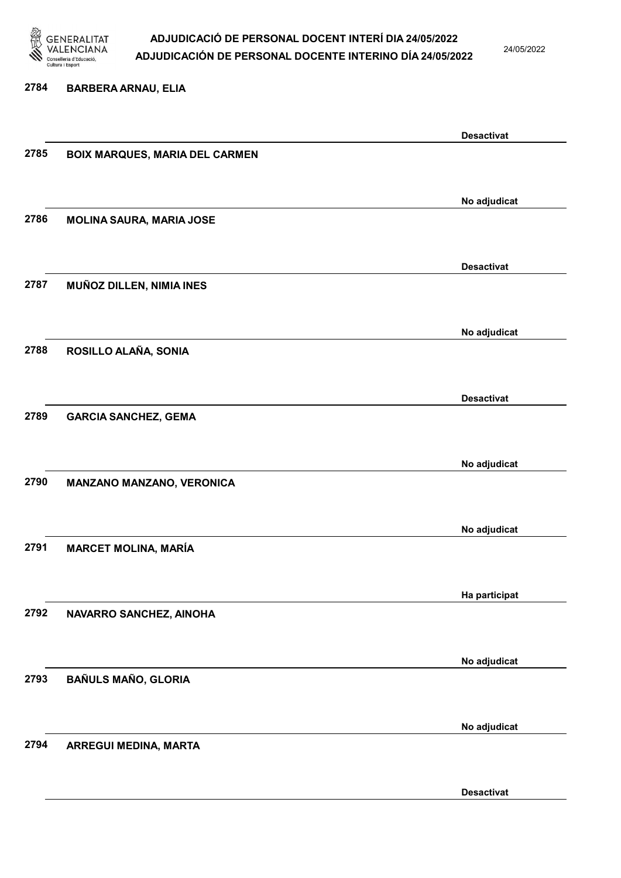| Núm. | Nom | Estat |
| --- | --- | --- |
| 2784 | BARBERA ARNAU, ELIA | Desactivat |
| 2785 | BOIX MARQUES, MARIA DEL CARMEN | No adjudicat |
| 2786 | MOLINA SAURA, MARIA JOSE | Desactivat |
| 2787 | MUÑOZ DILLEN, NIMIA INES | No adjudicat |
| 2788 | ROSILLO ALAÑA, SONIA | Desactivat |
| 2789 | GARCIA SANCHEZ, GEMA | No adjudicat |
| 2790 | MANZANO MANZANO, VERONICA | No adjudicat |
| 2791 | MARCET MOLINA, MARÍA | Ha participat |
| 2792 | NAVARRO SANCHEZ, AINOHA | No adjudicat |
| 2793 | BAÑULS MAÑO, GLORIA | No adjudicat |
| 2794 | ARREGUI MEDINA, MARTA | Desactivat |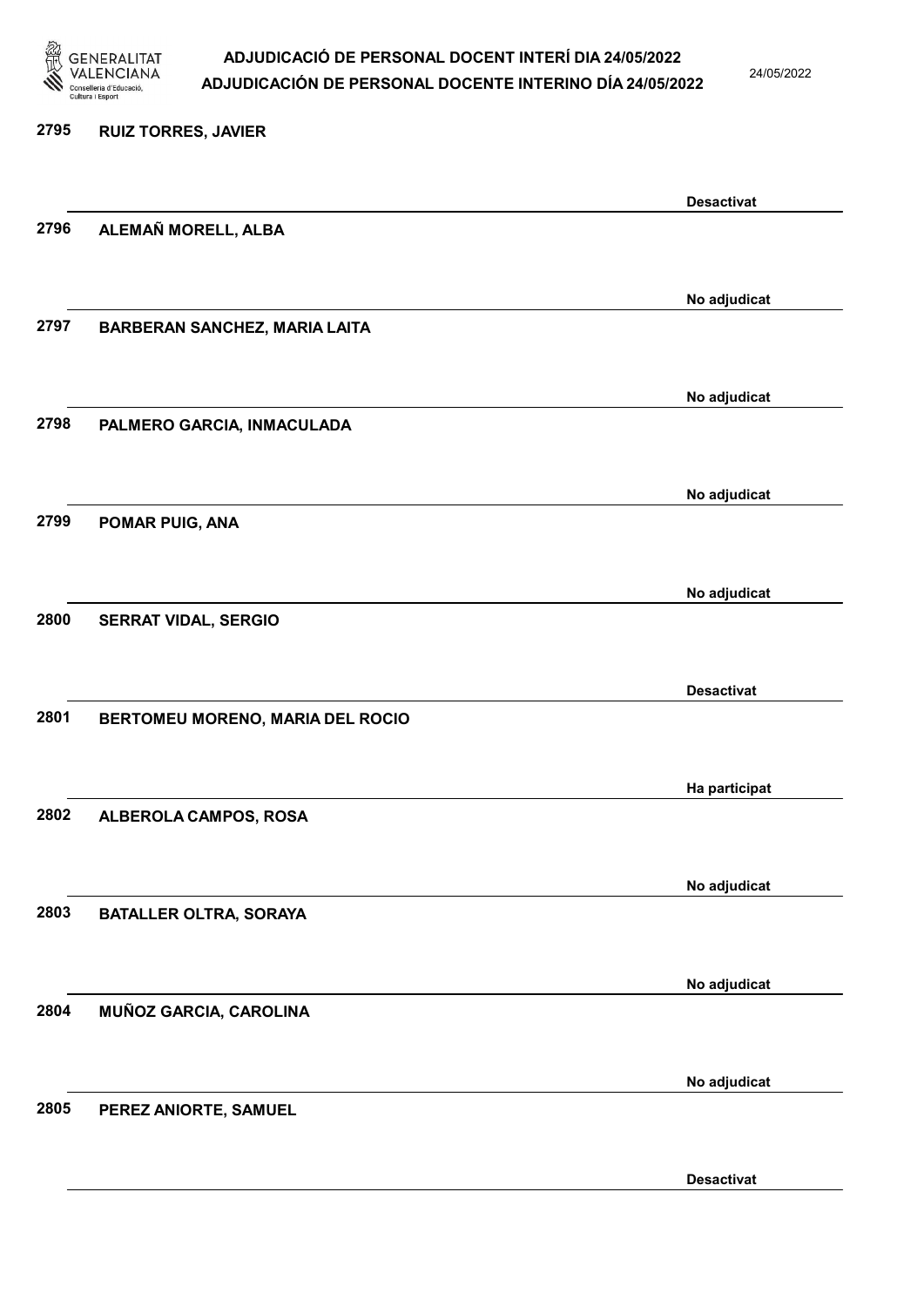| | | |
|---|---|---|
| 2795 | RUIZ TORRES, JAVIER | Desactivat |
| 2796 | ALEMAÑ MORELL, ALBA | No adjudicat |
| 2797 | BARBERAN SANCHEZ, MARIA LAITA | No adjudicat |
| 2798 | PALMERO GARCIA, INMACULADA | No adjudicat |
| 2799 | POMAR PUIG, ANA | No adjudicat |
| 2800 | SERRAT VIDAL, SERGIO | Desactivat |
| 2801 | BERTOMEU MORENO, MARIA DEL ROCIO | Ha participat |
| 2802 | ALBEROLA CAMPOS, ROSA | No adjudicat |
| 2803 | BATALLER OLTRA, SORAYA | No adjudicat |
| 2804 | MUÑOZ GARCIA, CAROLINA | No adjudicat |
| 2805 | PEREZ ANIORTE, SAMUEL | Desactivat |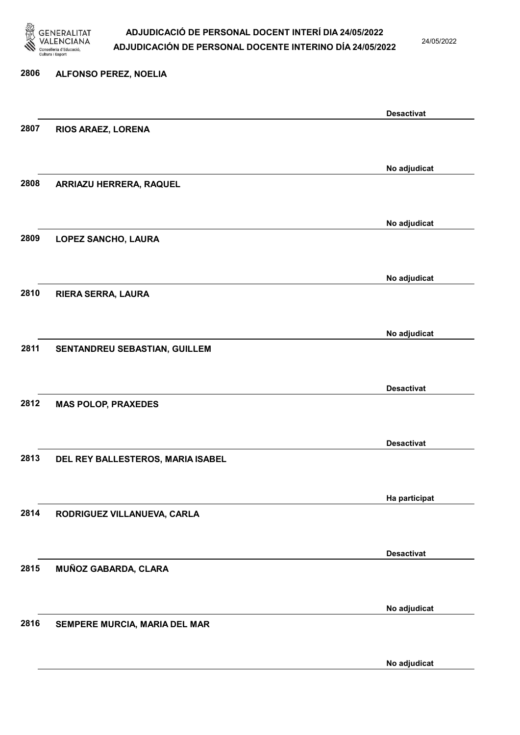| Núm. | Nom | Estat |
|---|---|---|
| 2806 | ALFONSO PEREZ, NOELIA | Desactivat |
| 2807 | RIOS ARAEZ, LORENA | No adjudicat |
| 2808 | ARRIAZU HERRERA, RAQUEL | No adjudicat |
| 2809 | LOPEZ SANCHO, LAURA | No adjudicat |
| 2810 | RIERA SERRA, LAURA | No adjudicat |
| 2811 | SENTANDREU SEBASTIAN, GUILLEM | Desactivat |
| 2812 | MAS POLOP, PRAXEDES | Desactivat |
| 2813 | DEL REY BALLESTEROS, MARIA ISABEL | Ha participat |
| 2814 | RODRIGUEZ VILLANUEVA, CARLA | Desactivat |
| 2815 | MUÑOZ GABARDA, CLARA | No adjudicat |
| 2816 | SEMPERE MURCIA, MARIA DEL MAR | No adjudicat |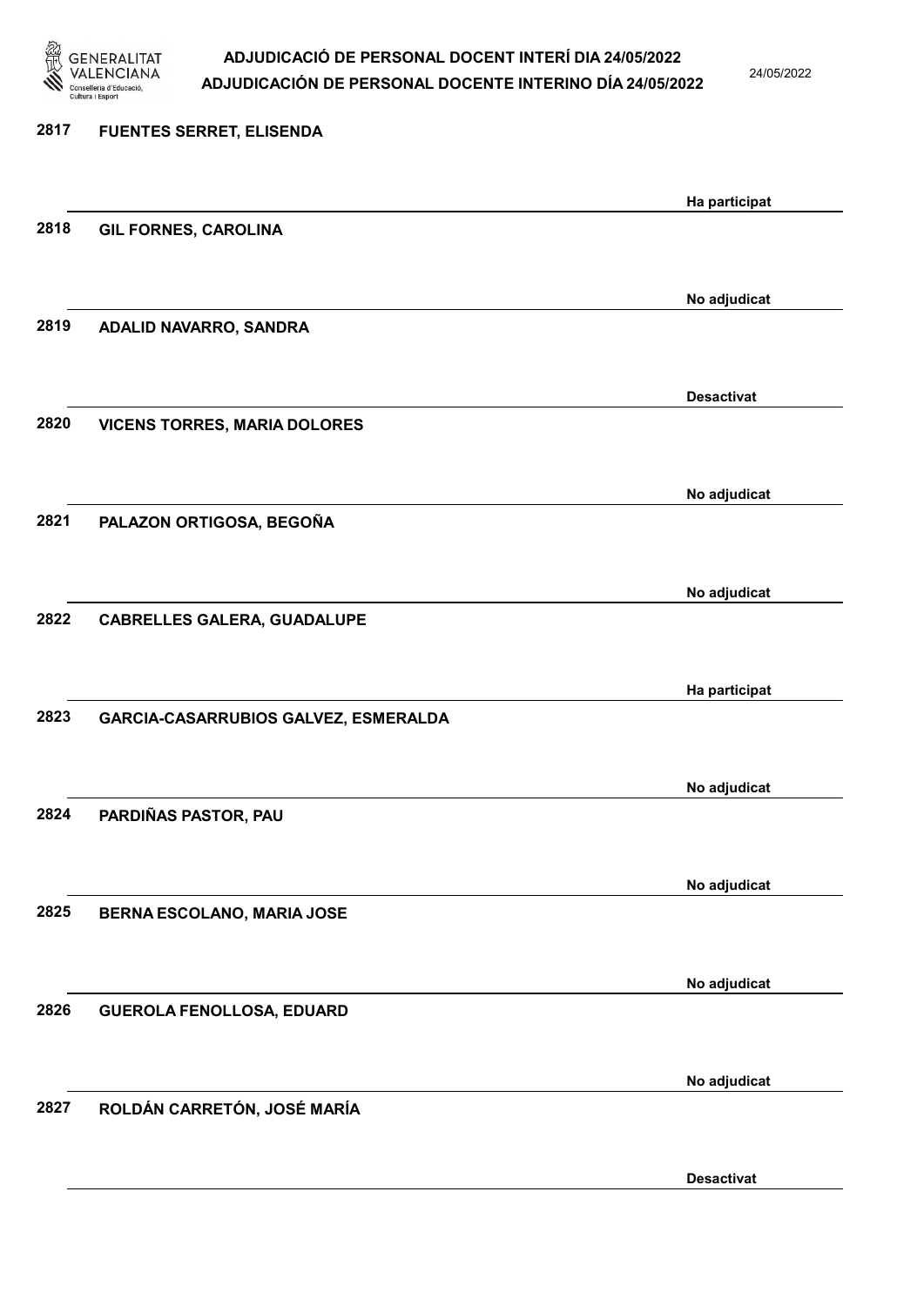2817 FUENTES SERRET, ELISENDA

Ha participat

2818 GIL FORNES, CAROLINA

No adjudicat

2819 ADALID NAVARRO, SANDRA

Desactivat

2820 VICENS TORRES, MARIA DOLORES

No adjudicat

2821 PALAZON ORTIGOSA, BEGOÑA

No adjudicat

2822 CABRELLES GALERA, GUADALUPE

Ha participat

2823 GARCIA-CASARRUBIOS GALVEZ, ESMERALDA

No adjudicat

2824 PARDIÑAS PASTOR, PAU

No adjudicat

2825 BERNA ESCOLANO, MARIA JOSE

No adjudicat

2826 GUEROLA FENOLLOSA, EDUARD

No adjudicat

2827 ROLDÁN CARRETÓN, JOSÉ MARÍA

Desactivat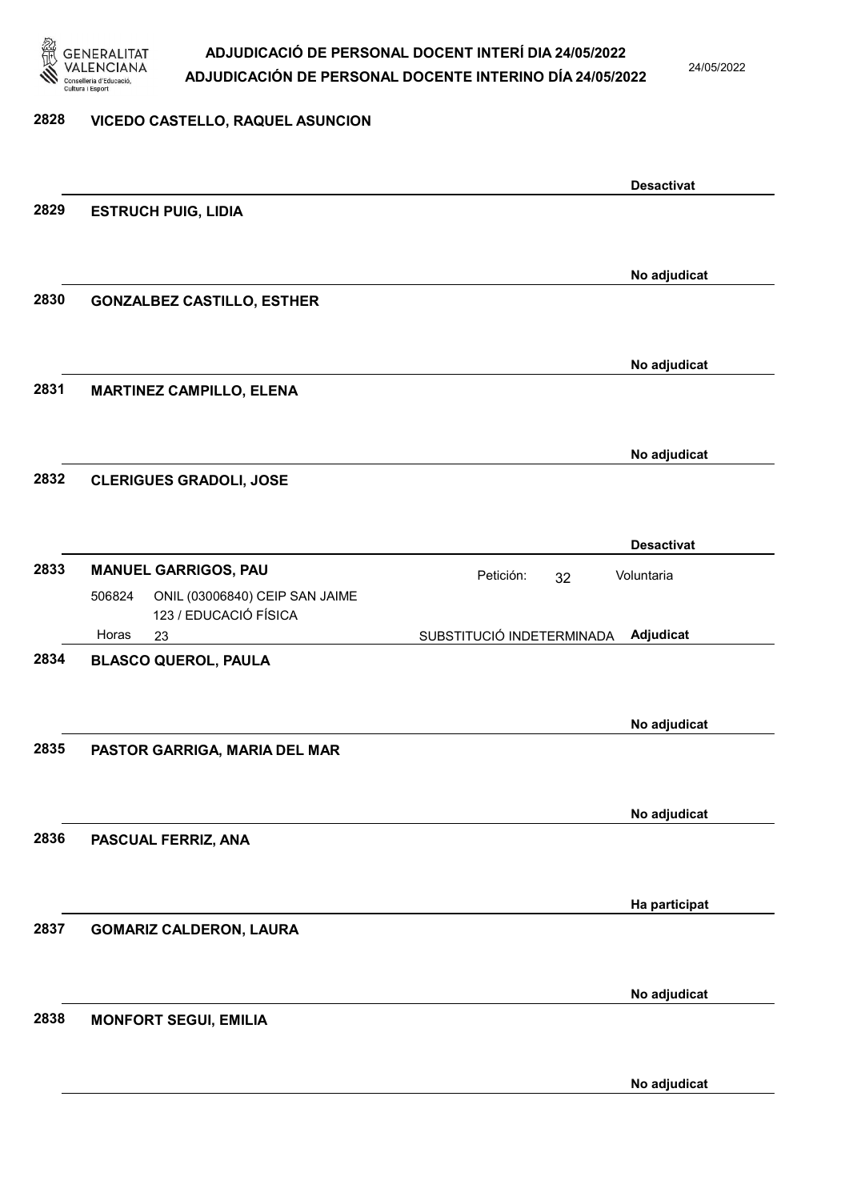**2828 VICEDO CASTELLO, RAQUEL ASUNCION**

**Desactivat**

**2829 ESTRUCH PUIG, LIDIA**

**No adjudicat**

**2830 GONZALBEZ CASTILLO, ESTHER**

**No adjudicat**

**2831 MARTINEZ CAMPILLO, ELENA**

**No adjudicat**

**2832 CLERIGUES GRADOLI, JOSE**

**Desactivat**

**2833 MANUEL GARRIGOS, PAU**

Petición: 32 Voluntaria

506824 ONIL (03006840) CEIP SAN JAIME 123 / EDUCACIÓ FÍSICA

Horas 23 SUBSTITUCIÓ INDETERMINADA **Adjudicat**

**2834 BLASCO QUEROL, PAULA**

**No adjudicat**

**2835 PASTOR GARRIGA, MARIA DEL MAR**

**No adjudicat**

**2836 PASCUAL FERRIZ, ANA**

**Ha participat**

**2837 GOMARIZ CALDERON, LAURA**

**No adjudicat**

**2838 MONFORT SEGUI, EMILIA**

**No adjudicat**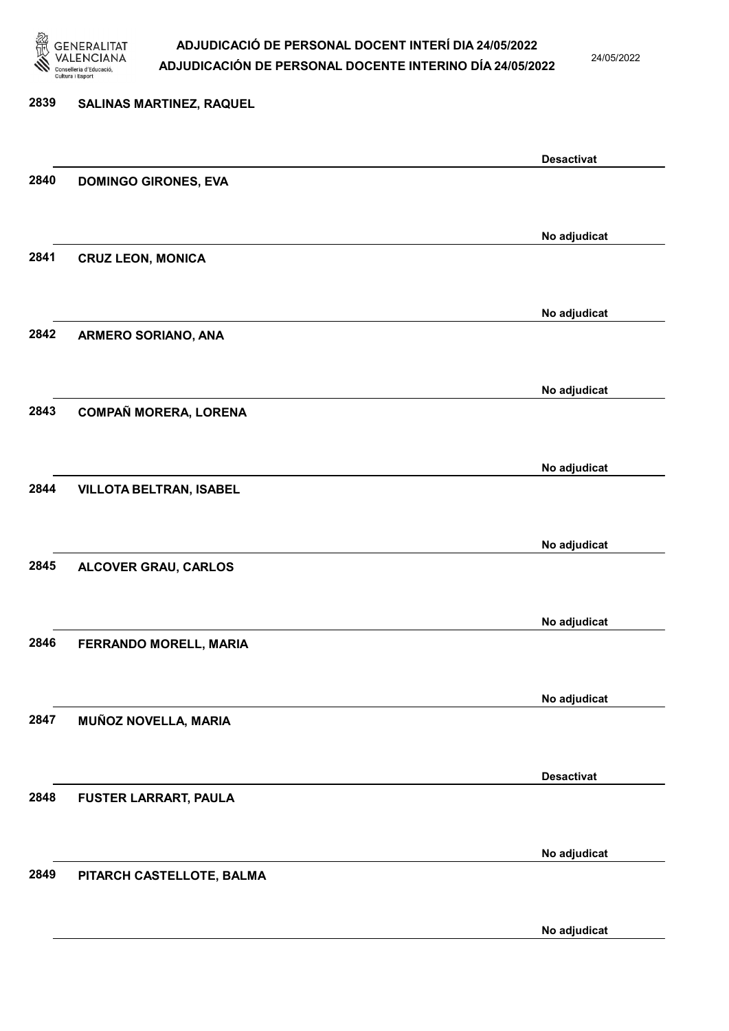2839 SALINAS MARTINEZ, RAQUEL

Desactivat

2840 DOMINGO GIRONES, EVA

No adjudicat

2841 CRUZ LEON, MONICA

No adjudicat

2842 ARMERO SORIANO, ANA

No adjudicat

2843 COMPAÑ MORERA, LORENA

No adjudicat

2844 VILLOTA BELTRAN, ISABEL

No adjudicat

2845 ALCOVER GRAU, CARLOS

No adjudicat

2846 FERRANDO MORELL, MARIA

No adjudicat

2847 MUÑOZ NOVELLA, MARIA

Desactivat

2848 FUSTER LARRART, PAULA

No adjudicat

2849 PITARCH CASTELLOTE, BALMA

No adjudicat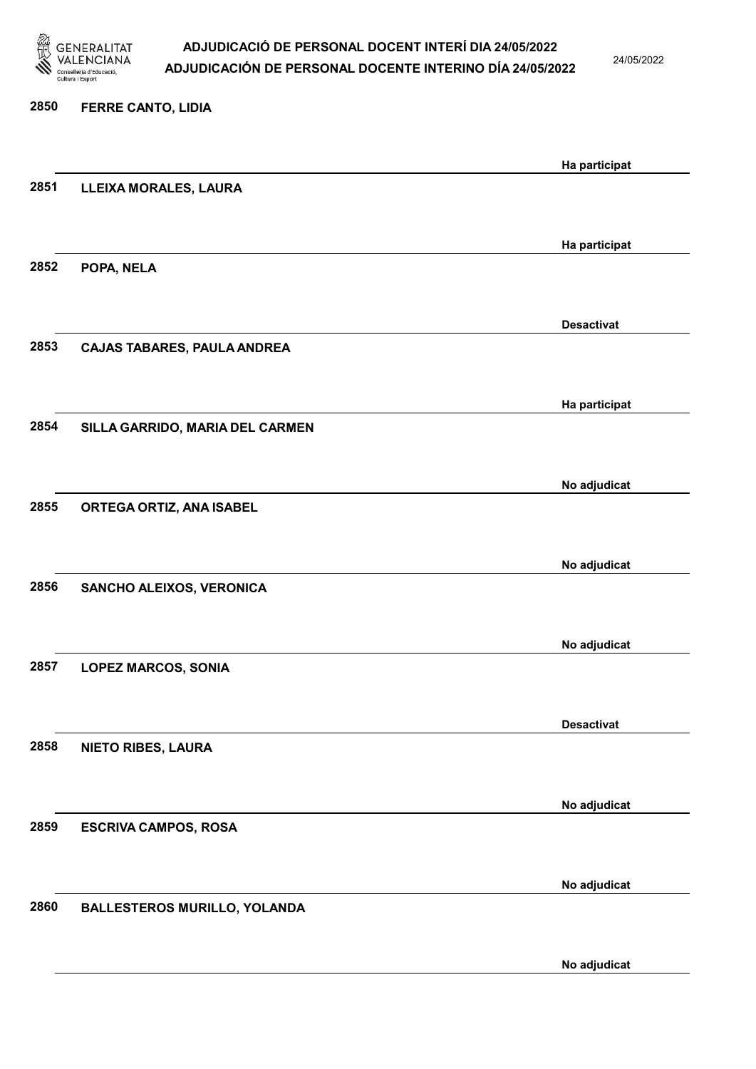| Núm. | Nom | Estat |
| --- | --- | --- |
| 2850 | FERRE CANTO, LIDIA | Ha participat |
| 2851 | LLEIXA MORALES, LAURA | Ha participat |
| 2852 | POPA, NELA | Desactivat |
| 2853 | CAJAS TABARES, PAULA ANDREA | Ha participat |
| 2854 | SILLA GARRIDO, MARIA DEL CARMEN | No adjudicat |
| 2855 | ORTEGA ORTIZ, ANA ISABEL | No adjudicat |
| 2856 | SANCHO ALEIXOS, VERONICA | No adjudicat |
| 2857 | LOPEZ MARCOS, SONIA | Desactivat |
| 2858 | NIETO RIBES, LAURA | No adjudicat |
| 2859 | ESCRIVA CAMPOS, ROSA | No adjudicat |
| 2860 | BALLESTEROS MURILLO, YOLANDA | No adjudicat |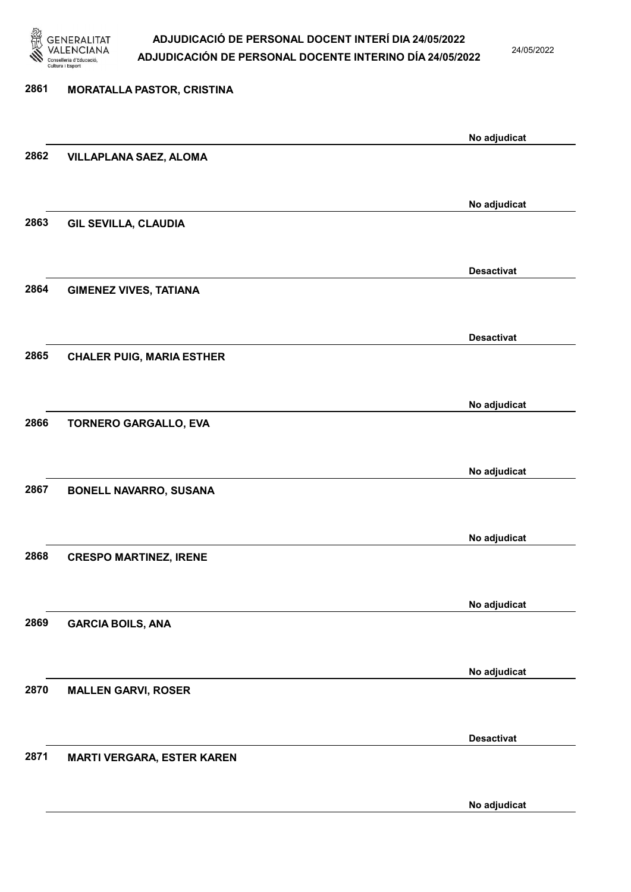2861 **MORATALLA PASTOR, CRISTINA**

No adjudicat

2862 **VILLAPLANA SAEZ, ALOMA**

No adjudicat

2863 **GIL SEVILLA, CLAUDIA**

Desactivat

2864 **GIMENEZ VIVES, TATIANA**

Desactivat

2865 **CHALER PUIG, MARIA ESTHER**

No adjudicat

2866 **TORNERO GARGALLO, EVA**

No adjudicat

2867 **BONELL NAVARRO, SUSANA**

No adjudicat

2868 **CRESPO MARTINEZ, IRENE**

No adjudicat

2869 **GARCIA BOILS, ANA**

No adjudicat

2870 **MALLEN GARVI, ROSER**

Desactivat

2871 **MARTI VERGARA, ESTER KAREN**

No adjudicat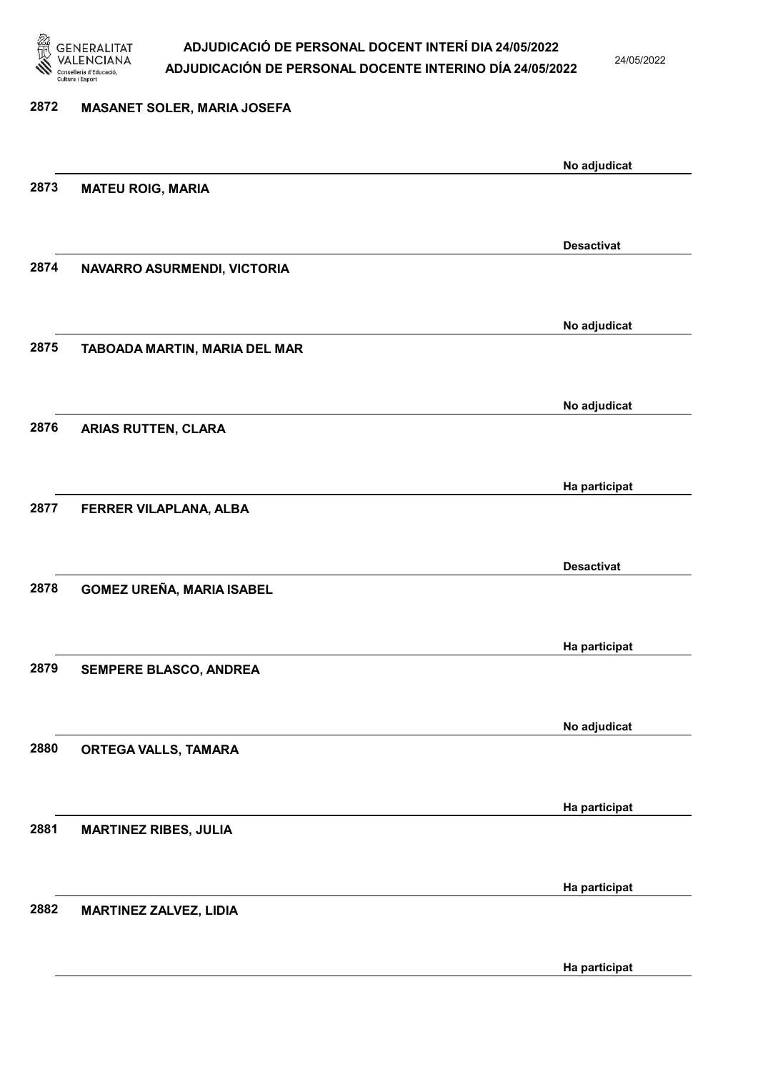2872 **MASANET SOLER, MARIA JOSEFA**

**No adjudicat**

2873 **MATEU ROIG, MARIA**

**Desactivat**

2874 **NAVARRO ASURMENDI, VICTORIA**

**No adjudicat**

2875 **TABOADA MARTIN, MARIA DEL MAR**

**No adjudicat**

2876 **ARIAS RUTTEN, CLARA**

**Ha participat**

2877 **FERRER VILAPLANA, ALBA**

**Desactivat**

2878 **GOMEZ UREÑA, MARIA ISABEL**

**Ha participat**

2879 **SEMPERE BLASCO, ANDREA**

**No adjudicat**

2880 **ORTEGA VALLS, TAMARA**

**Ha participat**

2881 **MARTINEZ RIBES, JULIA**

**Ha participat**

2882 **MARTINEZ ZALVEZ, LIDIA**

**Ha participat**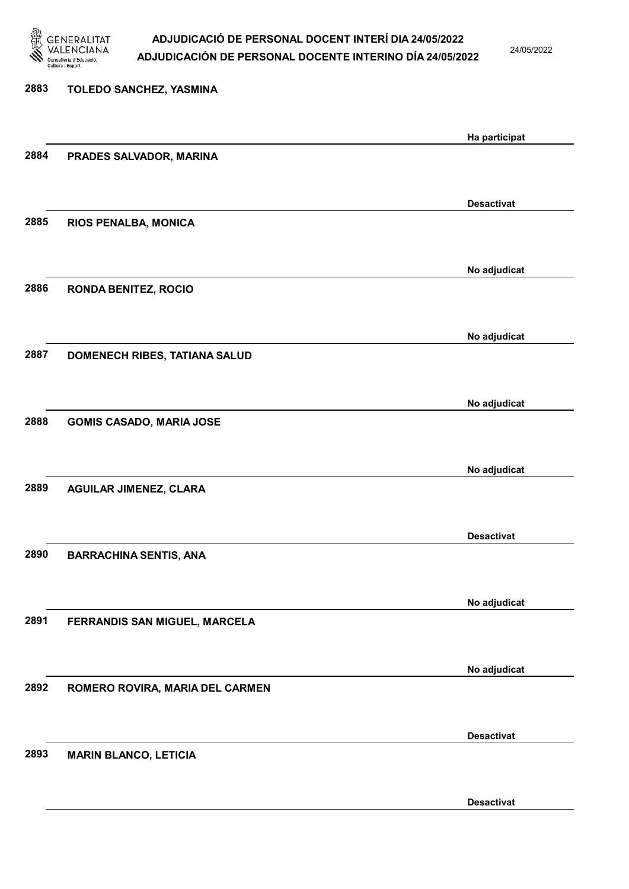| | | |
|---|---|---|
| 2883 | TOLEDO SANCHEZ, YASMINA | Ha participat |
| 2884 | PRADES SALVADOR, MARINA | Desactivat |
| 2885 | RIOS PENALBA, MONICA | No adjudicat |
| 2886 | RONDA BENITEZ, ROCIO | No adjudicat |
| 2887 | DOMENECH RIBES, TATIANA SALUD | No adjudicat |
| 2888 | GOMIS CASADO, MARIA JOSE | No adjudicat |
| 2889 | AGUILAR JIMENEZ, CLARA | Desactivat |
| 2890 | BARRACHINA SENTIS, ANA | No adjudicat |
| 2891 | FERRANDIS SAN MIGUEL, MARCELA | No adjudicat |
| 2892 | ROMERO ROVIRA, MARIA DEL CARMEN | Desactivat |
| 2893 | MARIN BLANCO, LETICIA | Desactivat |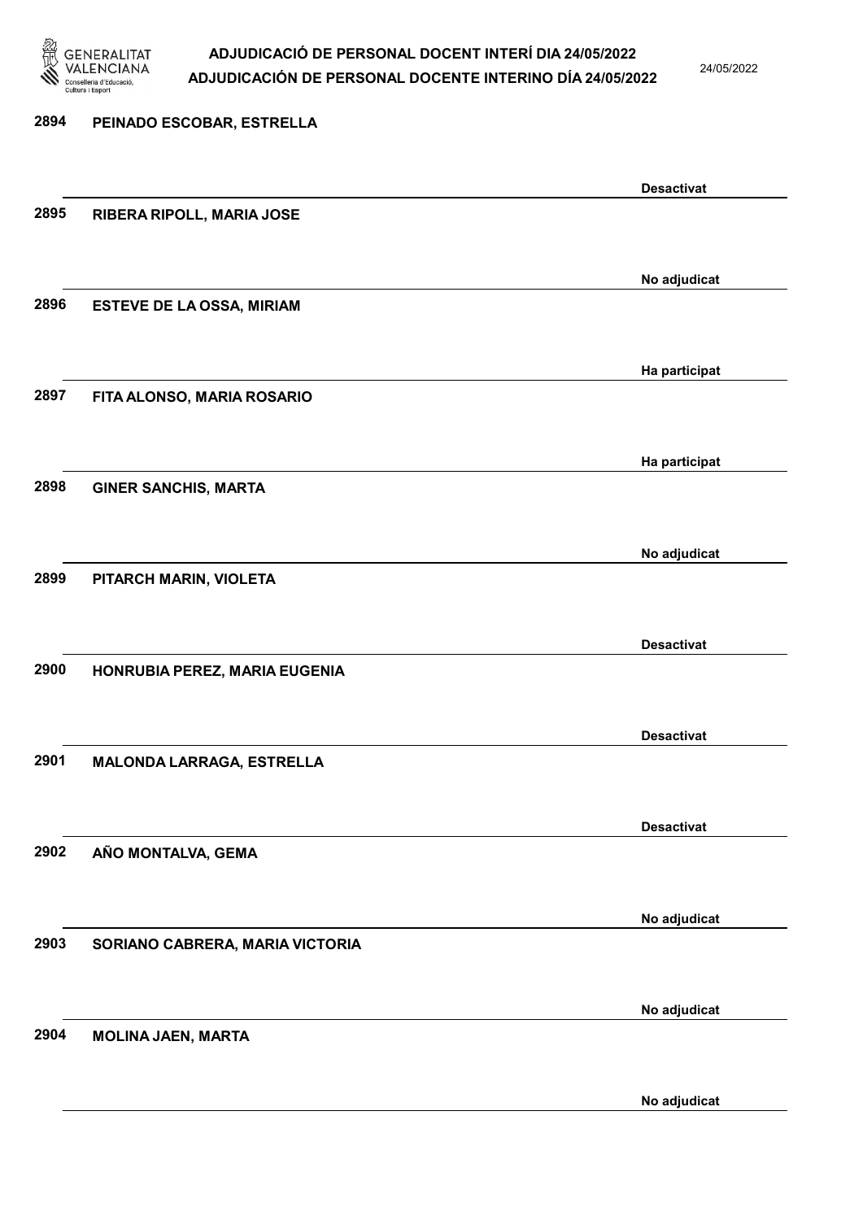| | | |
|---|---|---|
| 2894 | PEINADO ESCOBAR, ESTRELLA | Desactivat |
| 2895 | RIBERA RIPOLL, MARIA JOSE | No adjudicat |
| 2896 | ESTEVE DE LA OSSA, MIRIAM | Ha participat |
| 2897 | FITA ALONSO, MARIA ROSARIO | Ha participat |
| 2898 | GINER SANCHIS, MARTA | No adjudicat |
| 2899 | PITARCH MARIN, VIOLETA | Desactivat |
| 2900 | HONRUBIA PEREZ, MARIA EUGENIA | Desactivat |
| 2901 | MALONDA LARRAGA, ESTRELLA | Desactivat |
| 2902 | AÑO MONTALVA, GEMA | No adjudicat |
| 2903 | SORIANO CABRERA, MARIA VICTORIA | No adjudicat |
| 2904 | MOLINA JAEN, MARTA | No adjudicat |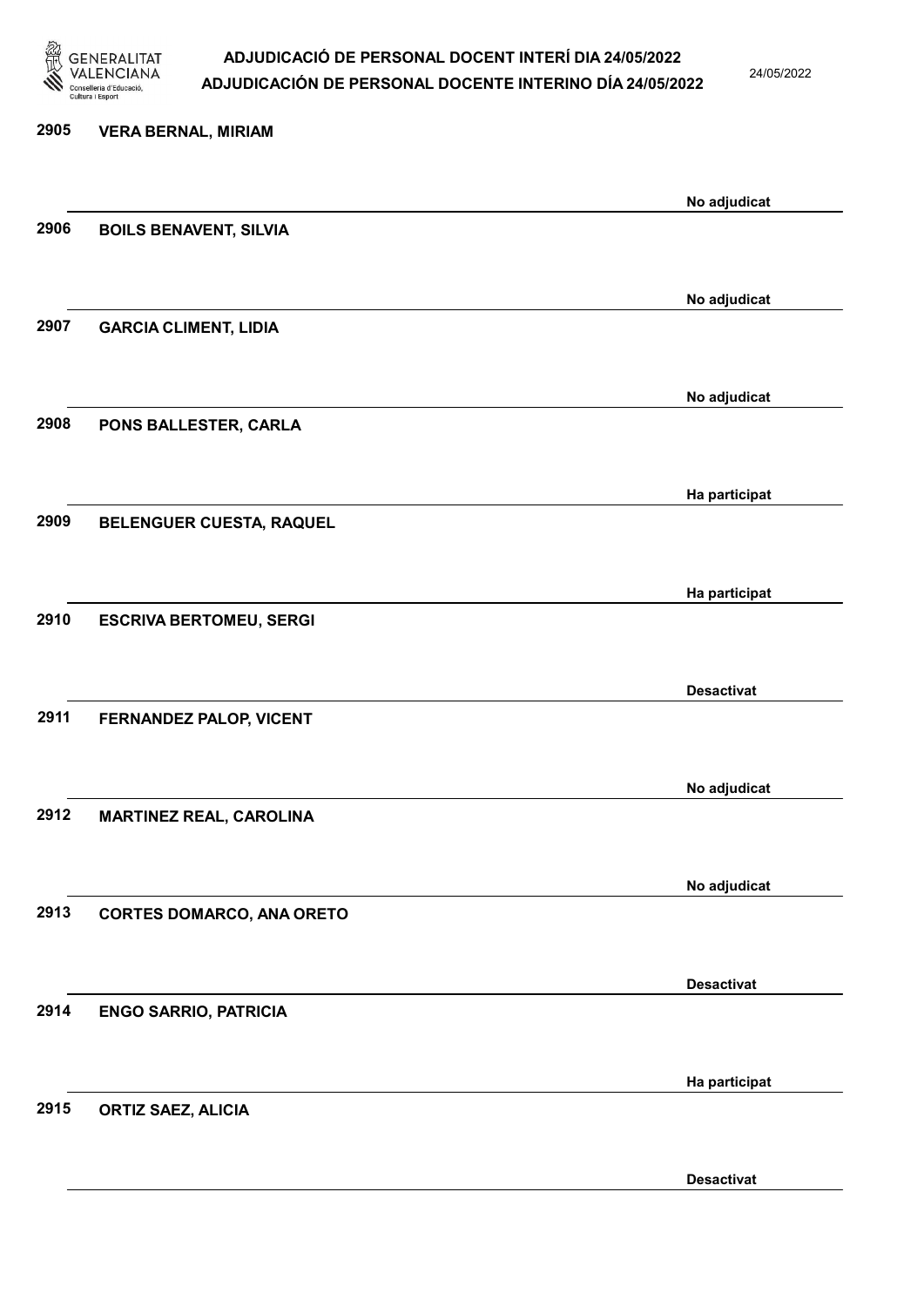| Núm. | Nom | Estat |
|---|---|---|
| 2905 | VERA BERNAL, MIRIAM | No adjudicat |
| 2906 | BOILS BENAVENT, SILVIA | No adjudicat |
| 2907 | GARCIA CLIMENT, LIDIA | No adjudicat |
| 2908 | PONS BALLESTER, CARLA | Ha participat |
| 2909 | BELENGUER CUESTA, RAQUEL | Ha participat |
| 2910 | ESCRIVA BERTOMEU, SERGI | Desactivat |
| 2911 | FERNANDEZ PALOP, VICENT | No adjudicat |
| 2912 | MARTINEZ REAL, CAROLINA | No adjudicat |
| 2913 | CORTES DOMARCO, ANA ORETO | Desactivat |
| 2914 | ENGO SARRIO, PATRICIA | Ha participat |
| 2915 | ORTIZ SAEZ, ALICIA | Desactivat |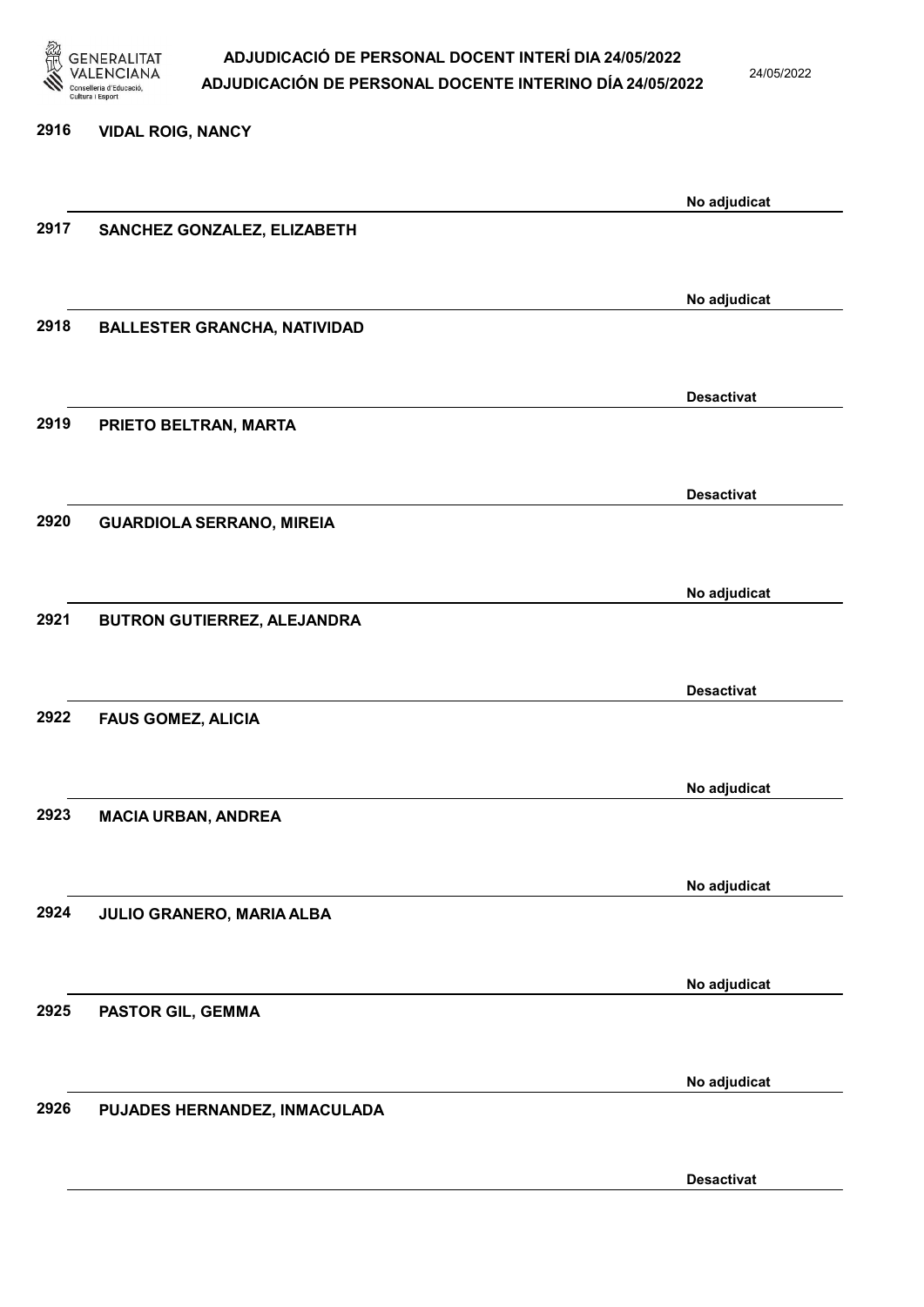2916 VIDAL ROIG, NANCY

No adjudicat

2917 SANCHEZ GONZALEZ, ELIZABETH

No adjudicat

2918 BALLESTER GRANCHA, NATIVIDAD

Desactivat

2919 PRIETO BELTRAN, MARTA

Desactivat

2920 GUARDIOLA SERRANO, MIREIA

No adjudicat

2921 BUTRON GUTIERREZ, ALEJANDRA

Desactivat

2922 FAUS GOMEZ, ALICIA

No adjudicat

2923 MACIA URBAN, ANDREA

No adjudicat

2924 JULIO GRANERO, MARIA ALBA

No adjudicat

2925 PASTOR GIL, GEMMA

No adjudicat

2926 PUJADES HERNANDEZ, INMACULADA

Desactivat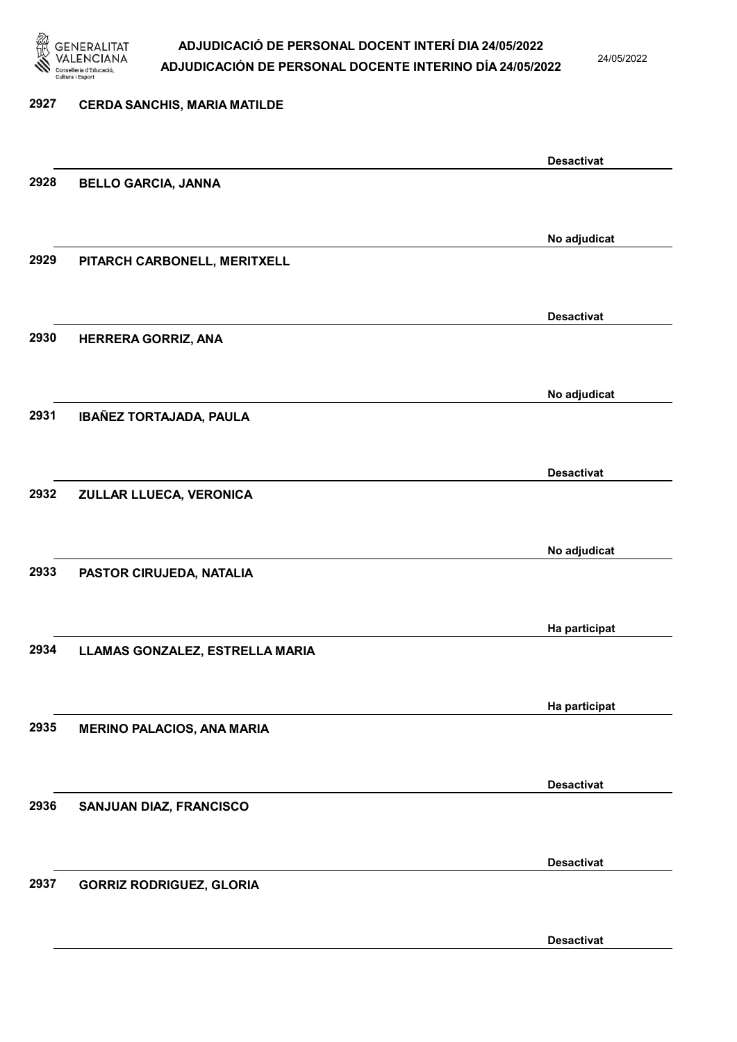2927 **CERDA SANCHIS, MARIA MATILDE**

**Desactivat**

2928 **BELLO GARCIA, JANNA**

**No adjudicat**

2929 **PITARCH CARBONELL, MERITXELL**

**Desactivat**

2930 **HERRERA GORRIZ, ANA**

**No adjudicat**

2931 **IBAÑEZ TORTAJADA, PAULA**

**Desactivat**

2932 **ZULLAR LLUECA, VERONICA**

**No adjudicat**

2933 **PASTOR CIRUJEDA, NATALIA**

**Ha participat**

2934 **LLAMAS GONZALEZ, ESTRELLA MARIA**

**Ha participat**

2935 **MERINO PALACIOS, ANA MARIA**

**Desactivat**

2936 **SANJUAN DIAZ, FRANCISCO**

**Desactivat**

2937 **GORRIZ RODRIGUEZ, GLORIA**

**Desactivat**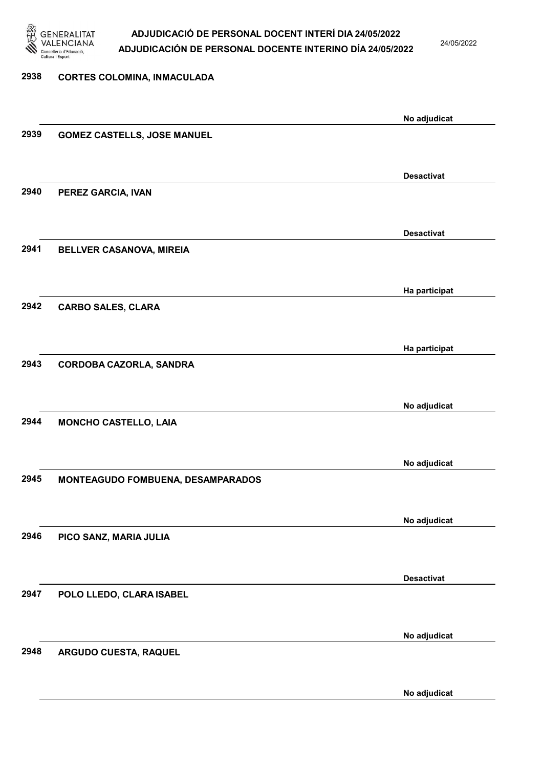2938 CORTES COLOMINA, INMACULADA

No adjudicat

2939 GOMEZ CASTELLS, JOSE MANUEL

Desactivat

2940 PEREZ GARCIA, IVAN

Desactivat

2941 BELLVER CASANOVA, MIREIA

Ha participat

2942 CARBO SALES, CLARA

Ha participat

2943 CORDOBA CAZORLA, SANDRA

No adjudicat

2944 MONCHO CASTELLO, LAIA

No adjudicat

2945 MONTEAGUDO FOMBUENA, DESAMPARADOS

No adjudicat

2946 PICO SANZ, MARIA JULIA

Desactivat

2947 POLO LLEDO, CLARA ISABEL

No adjudicat

2948 ARGUDO CUESTA, RAQUEL

No adjudicat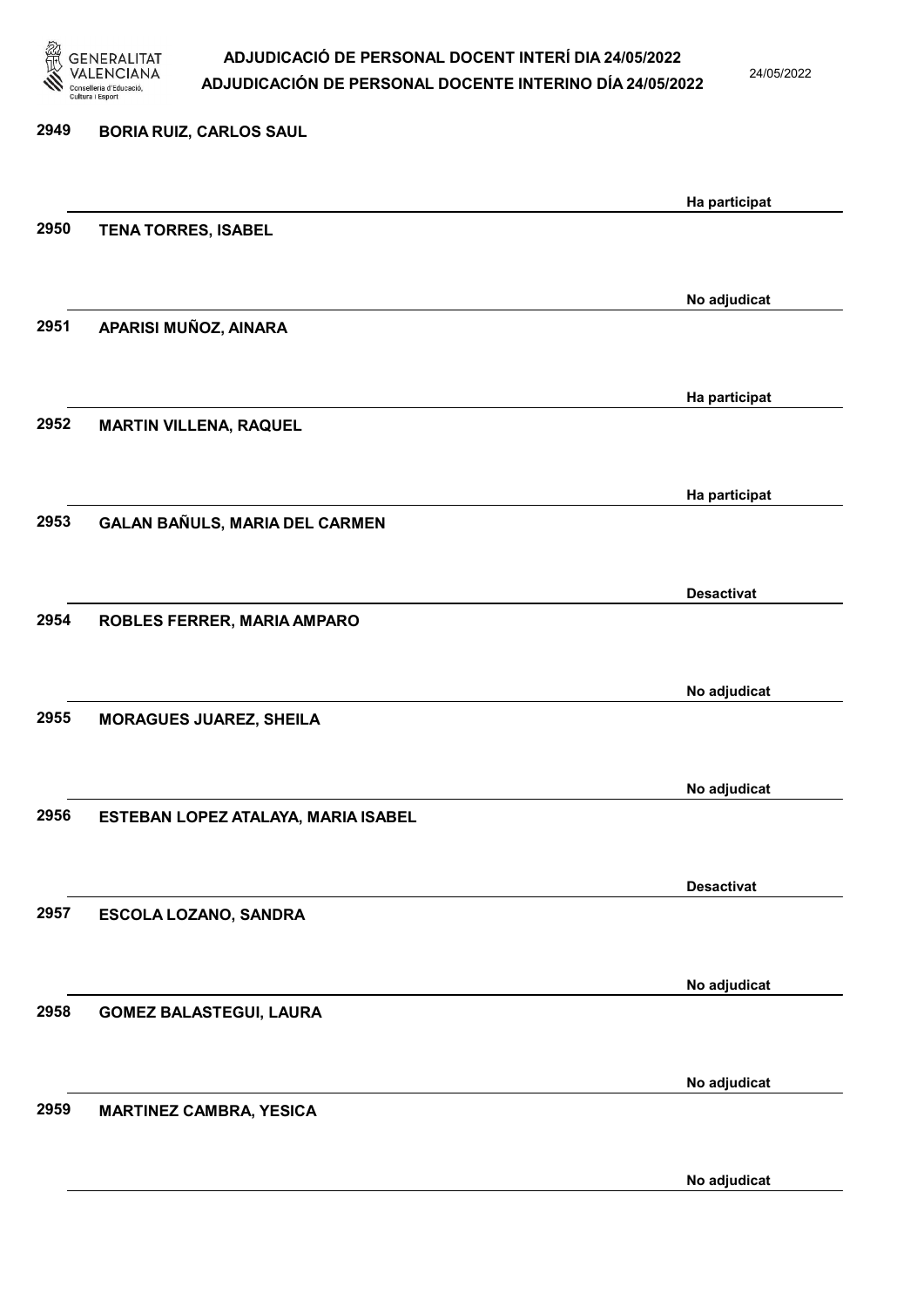2949 **BORIA RUIZ, CARLOS SAUL**

Ha participat

2950 **TENA TORRES, ISABEL**

No adjudicat

2951 **APARISI MUÑOZ, AINARA**

Ha participat

2952 **MARTIN VILLENA, RAQUEL**

Ha participat

2953 **GALAN BAÑULS, MARIA DEL CARMEN**

Desactivat

2954 **ROBLES FERRER, MARIA AMPARO**

No adjudicat

2955 **MORAGUES JUAREZ, SHEILA**

No adjudicat

2956 **ESTEBAN LOPEZ ATALAYA, MARIA ISABEL**

Desactivat

2957 **ESCOLA LOZANO, SANDRA**

No adjudicat

2958 **GOMEZ BALASTEGUI, LAURA**

No adjudicat

2959 **MARTINEZ CAMBRA, YESICA**

No adjudicat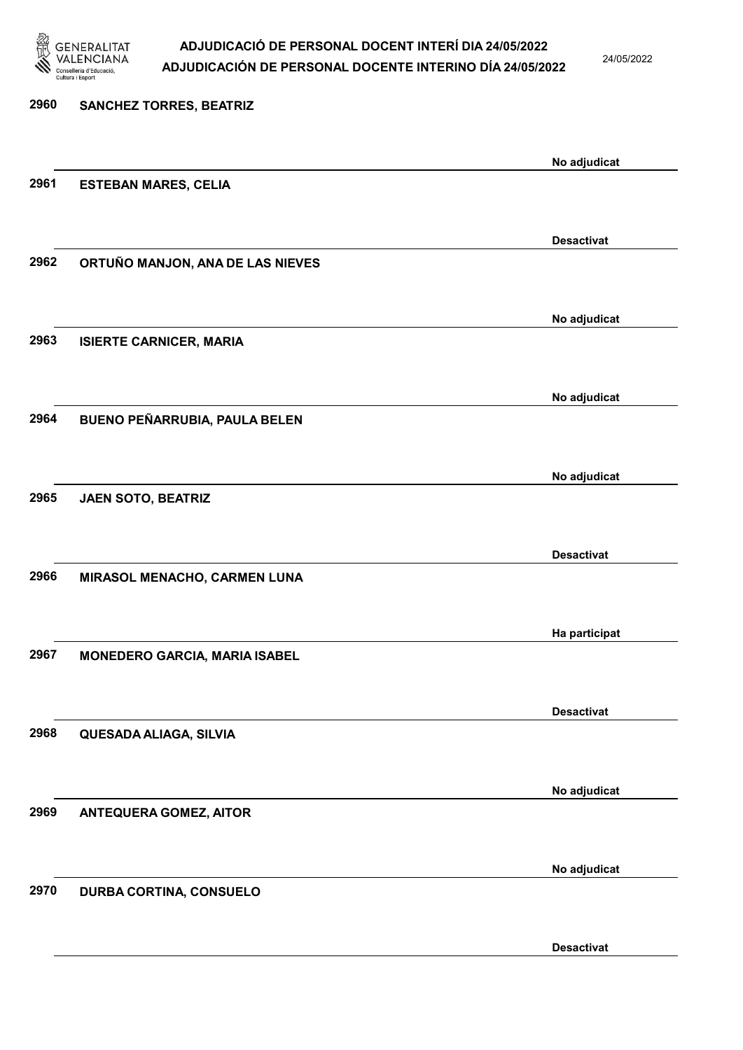2960 SANCHEZ TORRES, BEATRIZ

No adjudicat

2961 ESTEBAN MARES, CELIA

Desactivat

2962 ORTUÑO MANJON, ANA DE LAS NIEVES

No adjudicat

2963 ISIERTE CARNICER, MARIA

No adjudicat

2964 BUENO PEÑARRUBIA, PAULA BELEN

No adjudicat

2965 JAEN SOTO, BEATRIZ

Desactivat

2966 MIRASOL MENACHO, CARMEN LUNA

Ha participat

2967 MONEDERO GARCIA, MARIA ISABEL

Desactivat

2968 QUESADA ALIAGA, SILVIA

No adjudicat

2969 ANTEQUERA GOMEZ, AITOR

No adjudicat

2970 DURBA CORTINA, CONSUELO

Desactivat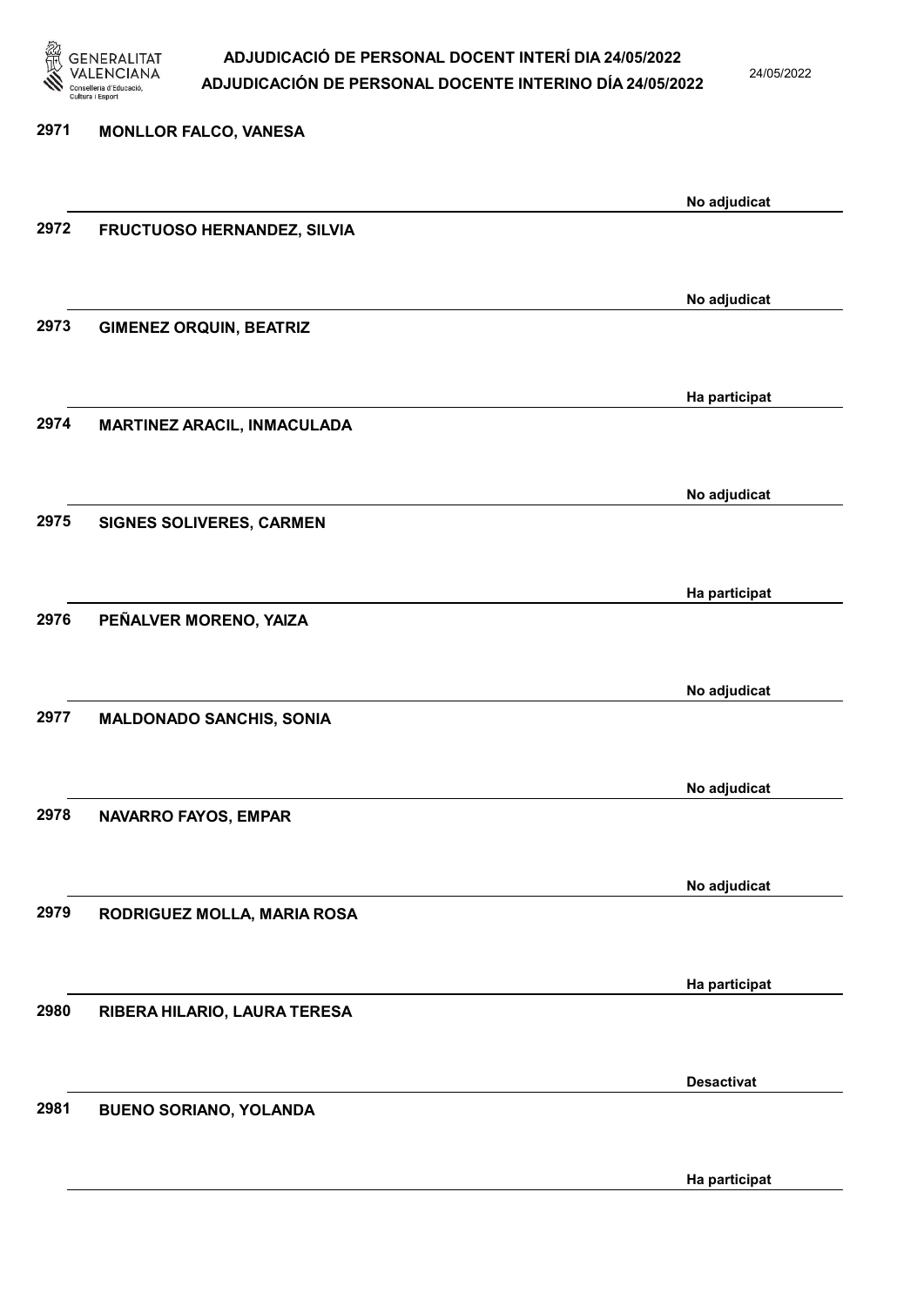2971 MONLLOR FALCO, VANESA

No adjudicat

2972 FRUCTUOSO HERNANDEZ, SILVIA

No adjudicat

2973 GIMENEZ ORQUIN, BEATRIZ

Ha participat

2974 MARTINEZ ARACIL, INMACULADA

No adjudicat

2975 SIGNES SOLIVERES, CARMEN

Ha participat

2976 PEÑALVER MORENO, YAIZA

No adjudicat

2977 MALDONADO SANCHIS, SONIA

No adjudicat

2978 NAVARRO FAYOS, EMPAR

No adjudicat

2979 RODRIGUEZ MOLLA, MARIA ROSA

Ha participat

2980 RIBERA HILARIO, LAURA TERESA

Desactivat

2981 BUENO SORIANO, YOLANDA

Ha participat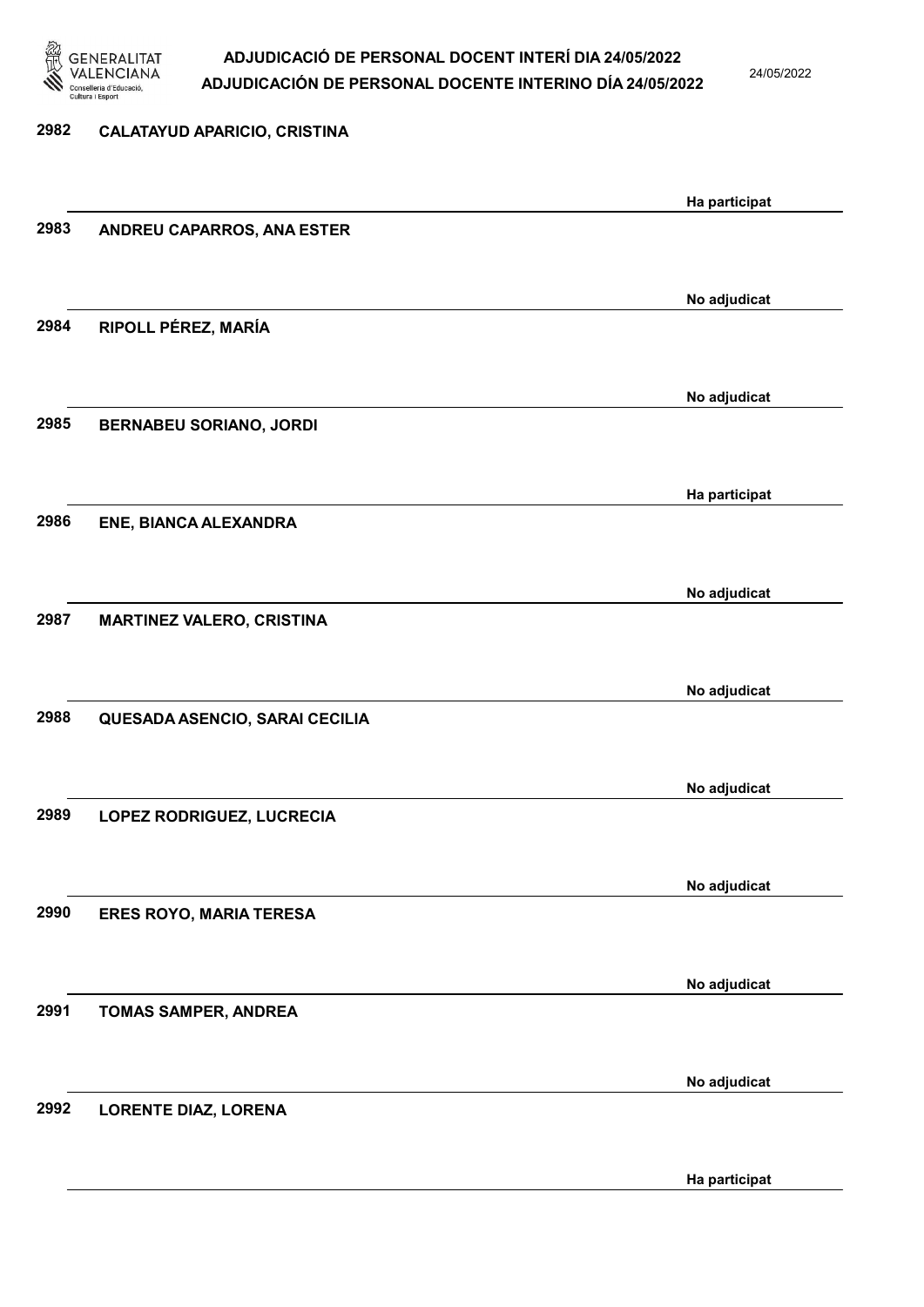2982 CALATAYUD APARICIO, CRISTINA

Ha participat

2983 ANDREU CAPARROS, ANA ESTER

No adjudicat

2984 RIPOLL PÉREZ, MARÍA

No adjudicat

2985 BERNABEU SORIANO, JORDI

Ha participat

2986 ENE, BIANCA ALEXANDRA

No adjudicat

2987 MARTINEZ VALERO, CRISTINA

No adjudicat

2988 QUESADA ASENCIO, SARAI CECILIA

No adjudicat

2989 LOPEZ RODRIGUEZ, LUCRECIA

No adjudicat

2990 ERES ROYO, MARIA TERESA

No adjudicat

2991 TOMAS SAMPER, ANDREA

No adjudicat

2992 LORENTE DIAZ, LORENA

Ha participat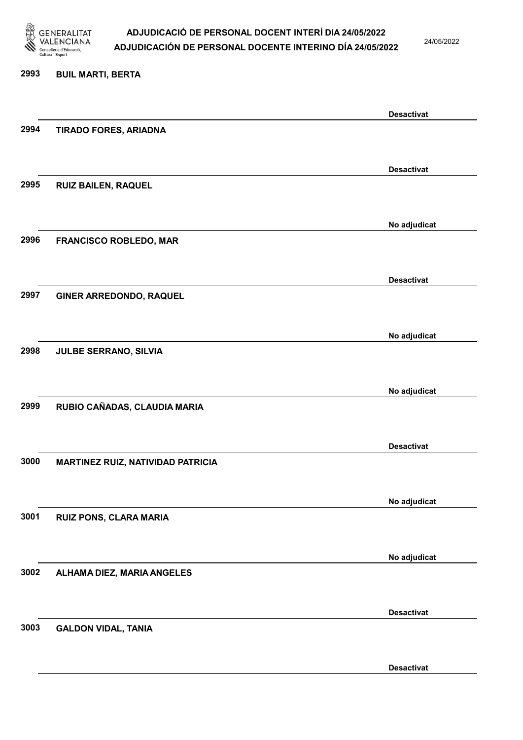2993 BUIL MARTI, BERTA

Desactivat

2994 TIRADO FORES, ARIADNA

Desactivat

2995 RUIZ BAILEN, RAQUEL

No adjudicat

2996 FRANCISCO ROBLEDO, MAR

Desactivat

2997 GINER ARREDONDO, RAQUEL

No adjudicat

2998 JULBE SERRANO, SILVIA

No adjudicat

2999 RUBIO CAÑADAS, CLAUDIA MARIA

Desactivat

3000 MARTINEZ RUIZ, NATIVIDAD PATRICIA

No adjudicat

3001 RUIZ PONS, CLARA MARIA

No adjudicat

3002 ALHAMA DIEZ, MARIA ANGELES

Desactivat

3003 GALDON VIDAL, TANIA

Desactivat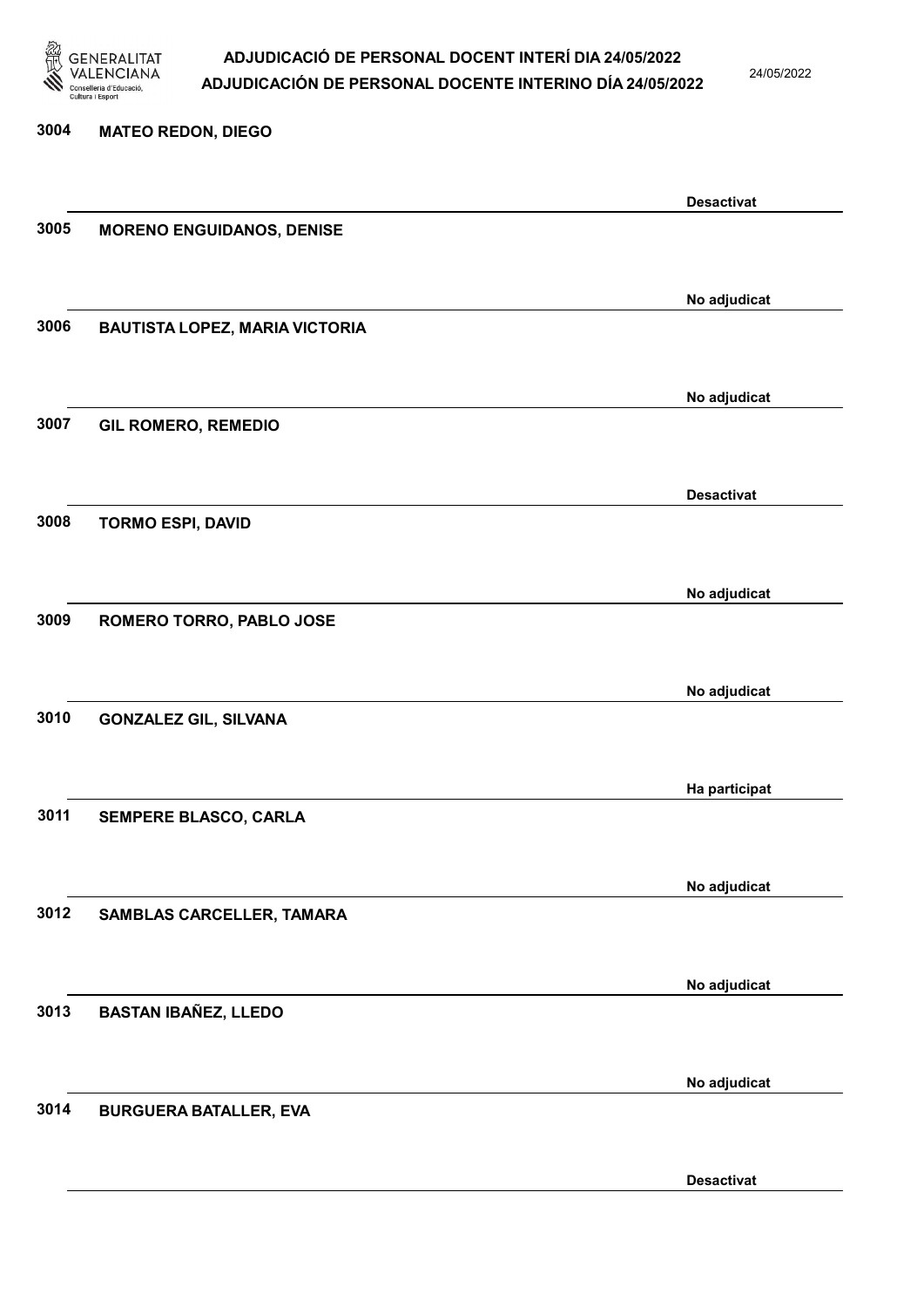**3004 MATEO REDON, DIEGO**

Desactivat

**3005 MORENO ENGUIDANOS, DENISE**

No adjudicat

**3006 BAUTISTA LOPEZ, MARIA VICTORIA**

No adjudicat

**3007 GIL ROMERO, REMEDIO**

Desactivat

**3008 TORMO ESPI, DAVID**

No adjudicat

**3009 ROMERO TORRO, PABLO JOSE**

No adjudicat

**3010 GONZALEZ GIL, SILVANA**

Ha participat

**3011 SEMPERE BLASCO, CARLA**

No adjudicat

**3012 SAMBLAS CARCELLER, TAMARA**

No adjudicat

**3013 BASTAN IBAÑEZ, LLEDO**

No adjudicat

**3014 BURGUERA BATALLER, EVA**

Desactivat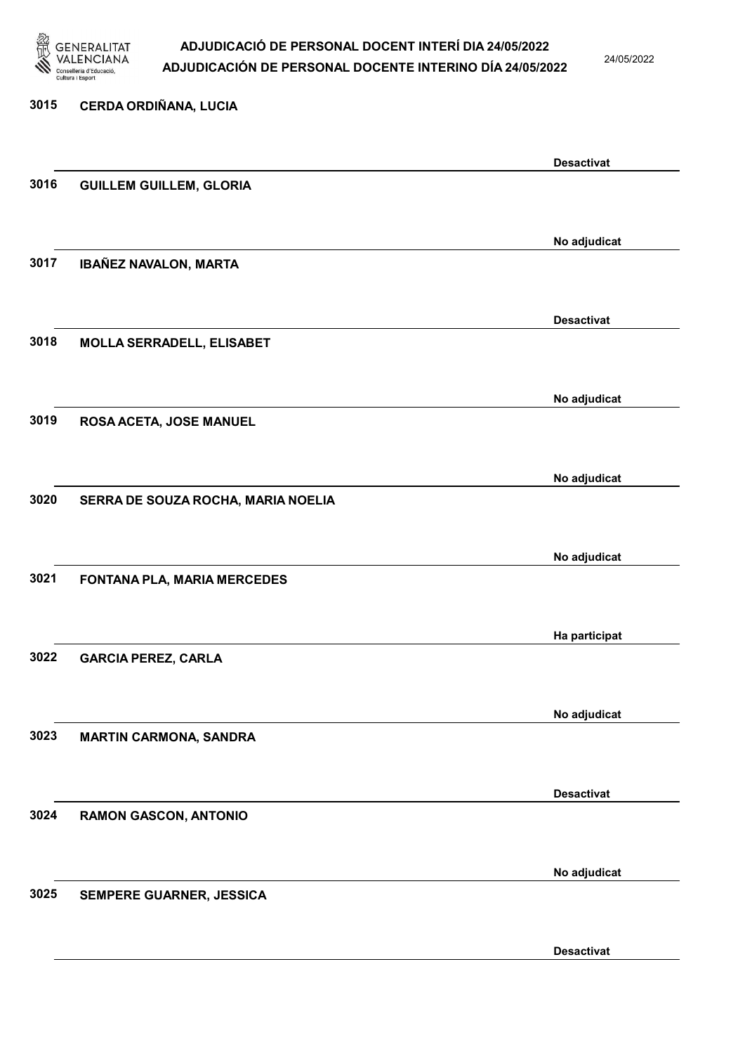| Núm. | Nom | Estat |
|---|---|---|
| 3015 | CERDA ORDIÑANA, LUCIA | Desactivat |
| 3016 | GUILLEM GUILLEM, GLORIA | No adjudicat |
| 3017 | IBAÑEZ NAVALON, MARTA | Desactivat |
| 3018 | MOLLA SERRADELL, ELISABET | No adjudicat |
| 3019 | ROSA ACETA, JOSE MANUEL | No adjudicat |
| 3020 | SERRA DE SOUZA ROCHA, MARIA NOELIA | No adjudicat |
| 3021 | FONTANA PLA, MARIA MERCEDES | Ha participat |
| 3022 | GARCIA PEREZ, CARLA | No adjudicat |
| 3023 | MARTIN CARMONA, SANDRA | Desactivat |
| 3024 | RAMON GASCON, ANTONIO | No adjudicat |
| 3025 | SEMPERE GUARNER, JESSICA | Desactivat |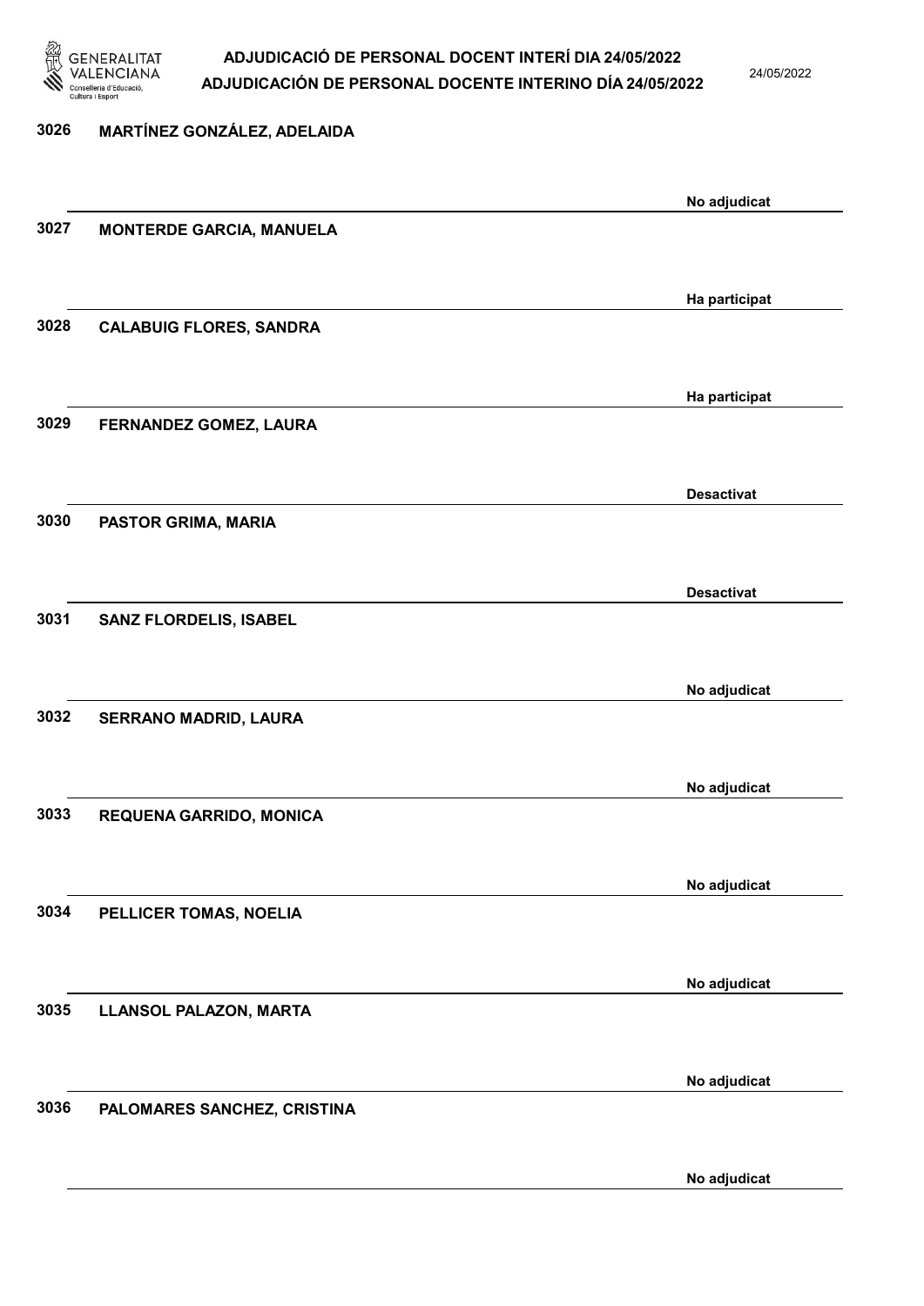3026 **MARTÍNEZ GONZÁLEZ, ADELAIDA**

No adjudicat

3027 **MONTERDE GARCIA, MANUELA**

Ha participat

3028 **CALABUIG FLORES, SANDRA**

Ha participat

3029 **FERNANDEZ GOMEZ, LAURA**

Desactivat

3030 **PASTOR GRIMA, MARIA**

Desactivat

3031 **SANZ FLORDELIS, ISABEL**

No adjudicat

3032 **SERRANO MADRID, LAURA**

No adjudicat

3033 **REQUENA GARRIDO, MONICA**

No adjudicat

3034 **PELLICER TOMAS, NOELIA**

No adjudicat

3035 **LLANSOL PALAZON, MARTA**

No adjudicat

3036 **PALOMARES SANCHEZ, CRISTINA**

No adjudicat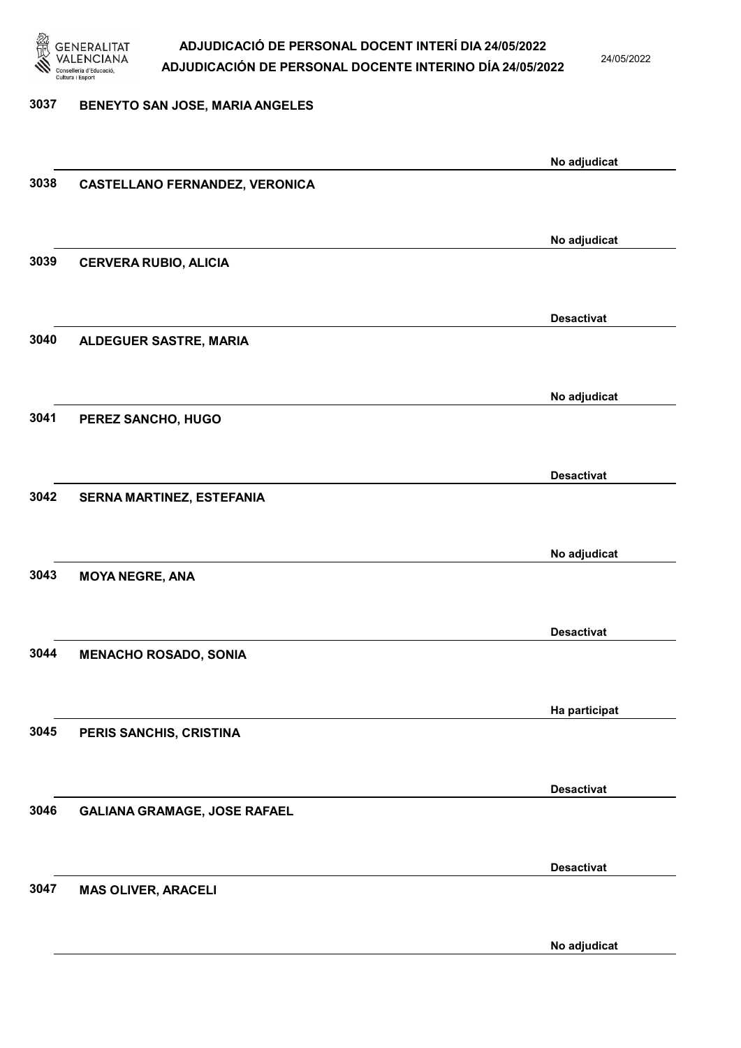3037 BENEYTO SAN JOSE, MARIA ANGELES

No adjudicat

3038 CASTELLANO FERNANDEZ, VERONICA

No adjudicat

3039 CERVERA RUBIO, ALICIA

Desactivat

3040 ALDEGUER SASTRE, MARIA

No adjudicat

3041 PEREZ SANCHO, HUGO

Desactivat

3042 SERNA MARTINEZ, ESTEFANIA

No adjudicat

3043 MOYA NEGRE, ANA

Desactivat

3044 MENACHO ROSADO, SONIA

Ha participat

3045 PERIS SANCHIS, CRISTINA

Desactivat

3046 GALIANA GRAMAGE, JOSE RAFAEL

Desactivat

3047 MAS OLIVER, ARACELI

No adjudicat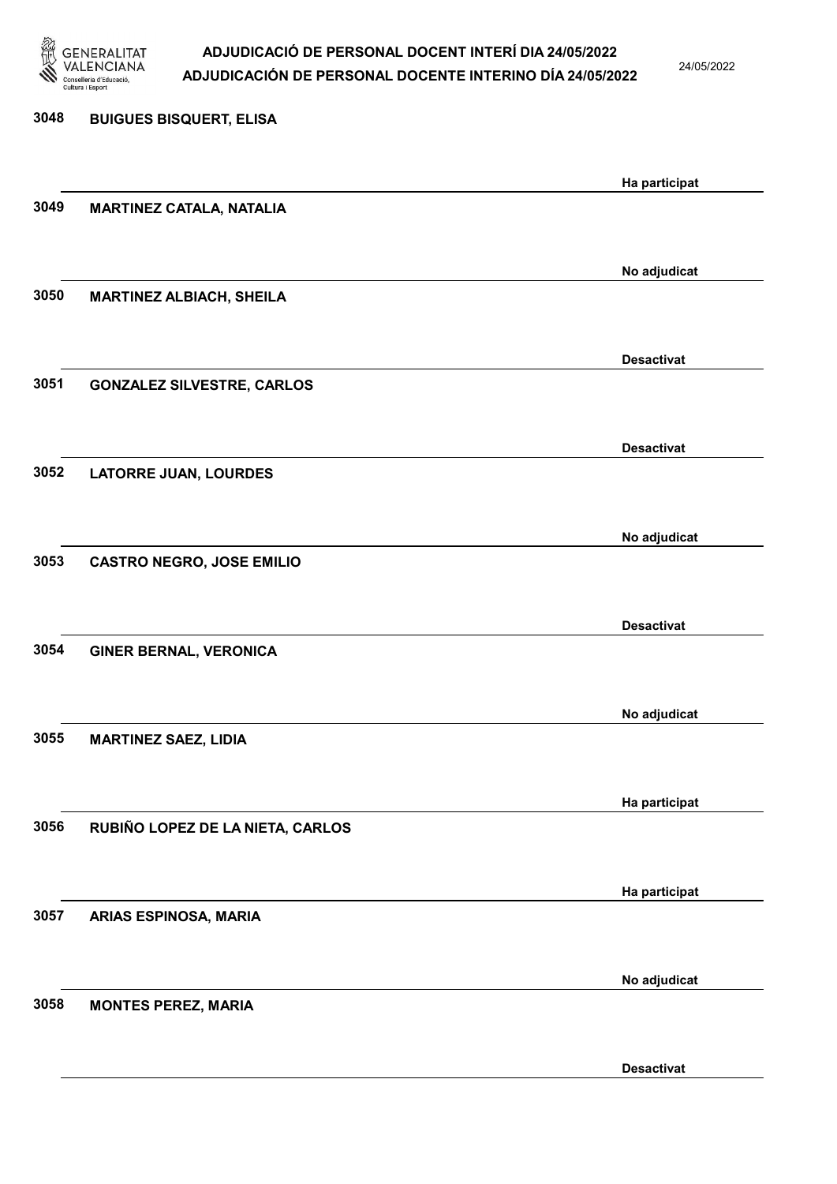3048 **BUIGUES BISQUERT, ELISA**

Ha participat

3049 **MARTINEZ CATALA, NATALIA**

No adjudicat

3050 **MARTINEZ ALBIACH, SHEILA**

Desactivat

3051 **GONZALEZ SILVESTRE, CARLOS**

Desactivat

3052 **LATORRE JUAN, LOURDES**

No adjudicat

3053 **CASTRO NEGRO, JOSE EMILIO**

Desactivat

3054 **GINER BERNAL, VERONICA**

No adjudicat

3055 **MARTINEZ SAEZ, LIDIA**

Ha participat

3056 **RUBIÑO LOPEZ DE LA NIETA, CARLOS**

Ha participat

3057 **ARIAS ESPINOSA, MARIA**

No adjudicat

3058 **MONTES PEREZ, MARIA**

Desactivat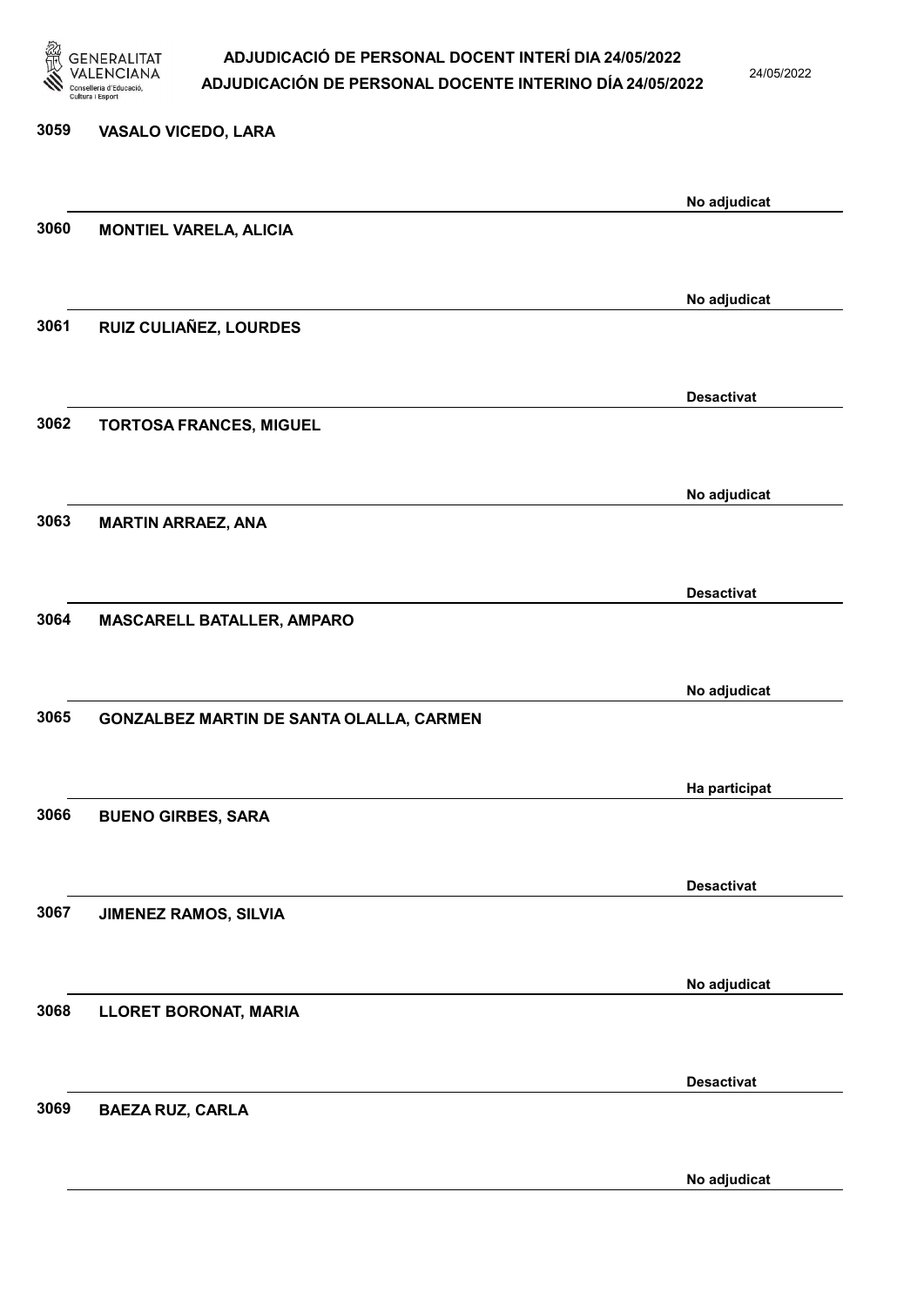3059 VASALO VICEDO, LARA

No adjudicat

3060 MONTIEL VARELA, ALICIA

No adjudicat

3061 RUIZ CULIAÑEZ, LOURDES

Desactivat

3062 TORTOSA FRANCES, MIGUEL

No adjudicat

3063 MARTIN ARRAEZ, ANA

Desactivat

3064 MASCARELL BATALLER, AMPARO

No adjudicat

3065 GONZALBEZ MARTIN DE SANTA OLALLA, CARMEN

Ha participat

3066 BUENO GIRBES, SARA

Desactivat

3067 JIMENEZ RAMOS, SILVIA

No adjudicat

3068 LLORET BORONAT, MARIA

Desactivat

3069 BAEZA RUZ, CARLA

No adjudicat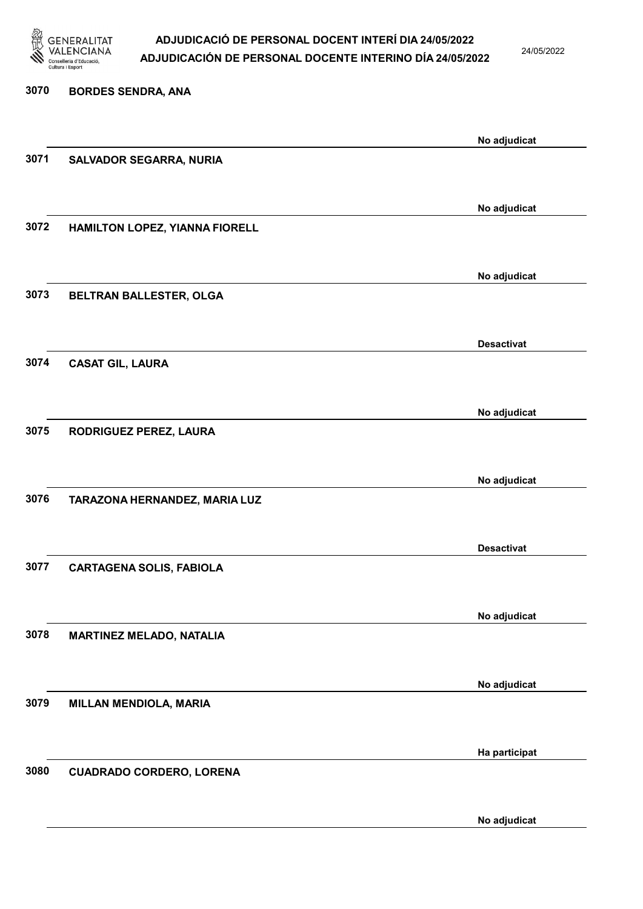3070 **BORDES SENDRA, ANA**

No adjudicat

3071 **SALVADOR SEGARRA, NURIA**

No adjudicat

3072 **HAMILTON LOPEZ, YIANNA FIORELL**

No adjudicat

3073 **BELTRAN BALLESTER, OLGA**

Desactivat

3074 **CASAT GIL, LAURA**

No adjudicat

3075 **RODRIGUEZ PEREZ, LAURA**

No adjudicat

3076 **TARAZONA HERNANDEZ, MARIA LUZ**

Desactivat

3077 **CARTAGENA SOLIS, FABIOLA**

No adjudicat

3078 **MARTINEZ MELADO, NATALIA**

No adjudicat

3079 **MILLAN MENDIOLA, MARIA**

Ha participat

3080 **CUADRADO CORDERO, LORENA**

No adjudicat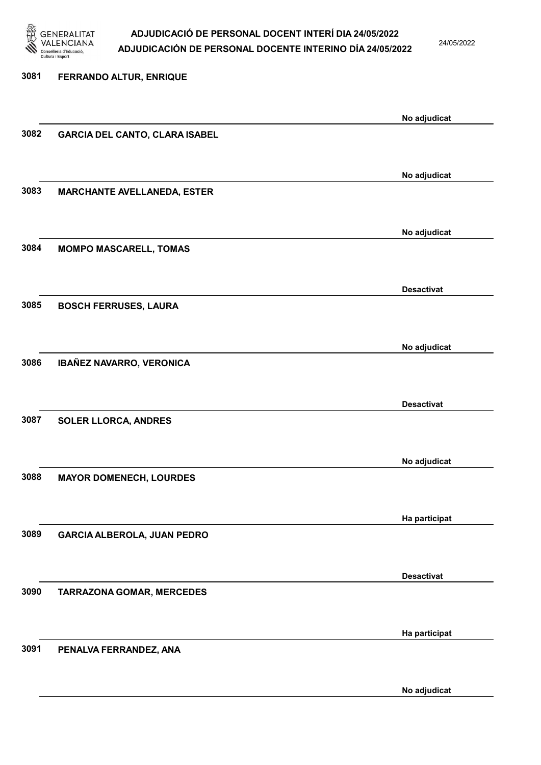3081 **FERRANDO ALTUR, ENRIQUE**

No adjudicat

3082 **GARCIA DEL CANTO, CLARA ISABEL**

No adjudicat

3083 **MARCHANTE AVELLANEDA, ESTER**

No adjudicat

3084 **MOMPO MASCARELL, TOMAS**

Desactivat

3085 **BOSCH FERRUSES, LAURA**

No adjudicat

3086 **IBAÑEZ NAVARRO, VERONICA**

Desactivat

3087 **SOLER LLORCA, ANDRES**

No adjudicat

3088 **MAYOR DOMENECH, LOURDES**

Ha participat

3089 **GARCIA ALBEROLA, JUAN PEDRO**

Desactivat

3090 **TARRAZONA GOMAR, MERCEDES**

Ha participat

3091 **PENALVA FERRANDEZ, ANA**

No adjudicat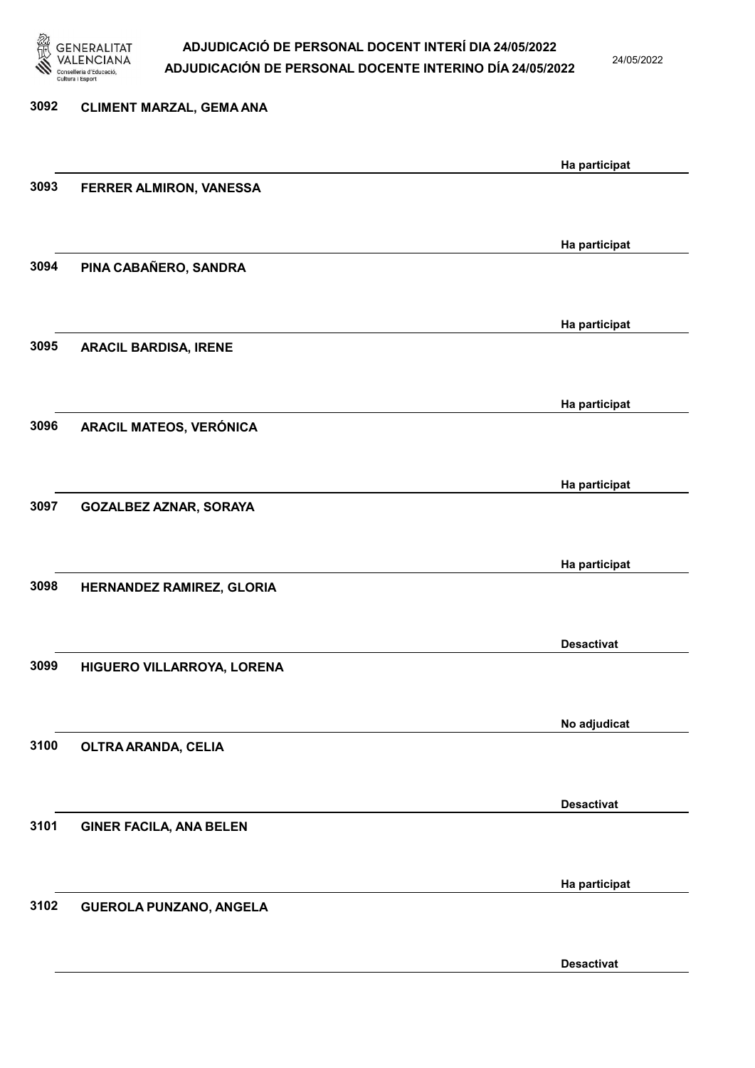| Núm. | Nom | Estat |
|---|---|---|
| 3092 | CLIMENT MARZAL, GEMA ANA | Ha participat |
| 3093 | FERRER ALMIRON, VANESSA | Ha participat |
| 3094 | PINA CABAÑERO, SANDRA | Ha participat |
| 3095 | ARACIL BARDISA, IRENE | Ha participat |
| 3096 | ARACIL MATEOS, VERÓNICA | Ha participat |
| 3097 | GOZALBEZ AZNAR, SORAYA | Ha participat |
| 3098 | HERNANDEZ RAMIREZ, GLORIA | Desactivat |
| 3099 | HIGUERO VILLARROYA, LORENA | No adjudicat |
| 3100 | OLTRA ARANDA, CELIA | Desactivat |
| 3101 | GINER FACILA, ANA BELEN | Ha participat |
| 3102 | GUEROLA PUNZANO, ANGELA | Desactivat |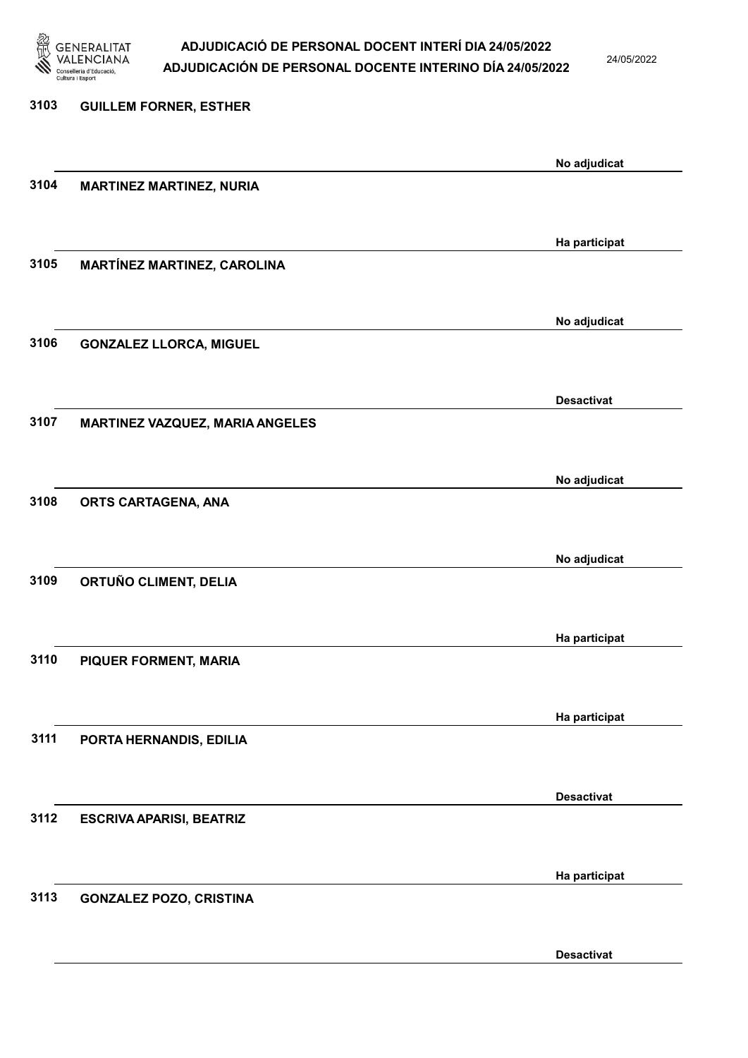3103 **GUILLEM FORNER, ESTHER**

No adjudicat

3104 **MARTINEZ MARTINEZ, NURIA**

Ha participat

3105 **MARTÍNEZ MARTINEZ, CAROLINA**

No adjudicat

3106 **GONZALEZ LLORCA, MIGUEL**

Desactivat

3107 **MARTINEZ VAZQUEZ, MARIA ANGELES**

No adjudicat

3108 **ORTS CARTAGENA, ANA**

No adjudicat

3109 **ORTUÑO CLIMENT, DELIA**

Ha participat

3110 **PIQUER FORMENT, MARIA**

Ha participat

3111 **PORTA HERNANDIS, EDILIA**

Desactivat

3112 **ESCRIVA APARISI, BEATRIZ**

Ha participat

3113 **GONZALEZ POZO, CRISTINA**

Desactivat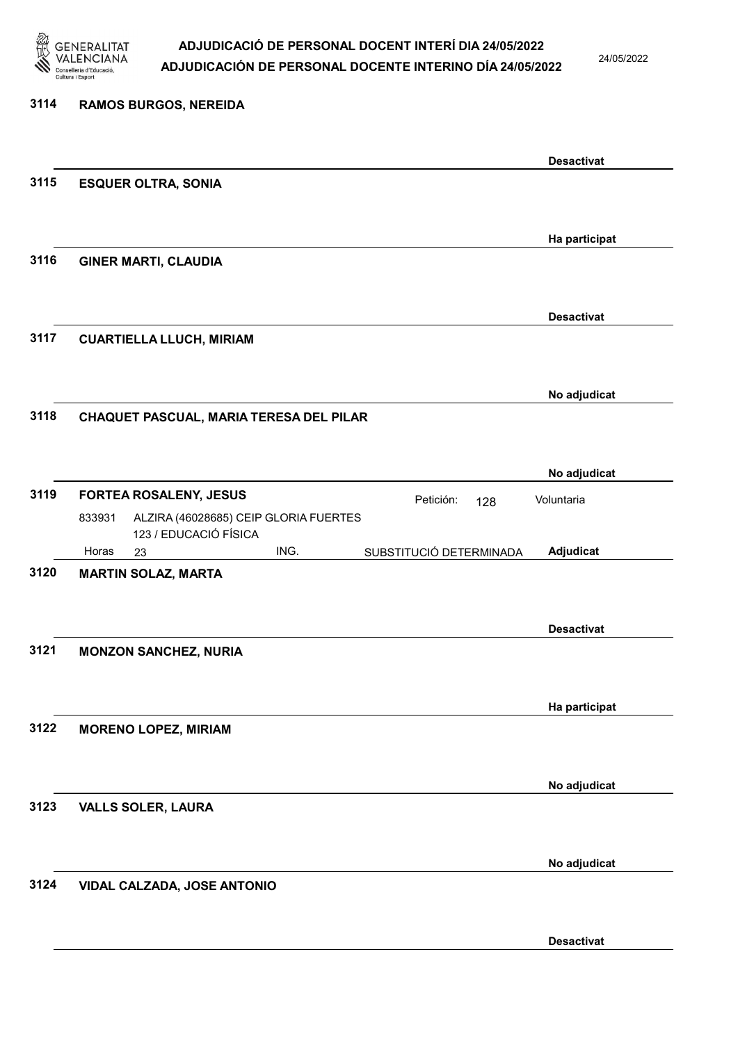| Nº | Nom | | | | | Estat |
|---|---|---|---|---|---|---|
| 3114 | RAMOS BURGOS, NEREIDA | | | | | Desactivat |
| 3115 | ESQUER OLTRA, SONIA | | | | | Ha participat |
| 3116 | GINER MARTI, CLAUDIA | | | | | Desactivat |
| 3117 | CUARTIELLA LLUCH, MIRIAM | | | | | No adjudicat |
| 3118 | CHAQUET PASCUAL, MARIA TERESA DEL PILAR | | | | | No adjudicat |
| 3119 | FORTEA ROSALENY, JESUS | | | Petición: | 128 | Voluntaria |
| | 833931 | ALZIRA (46028685) CEIP GLORIA FUERTES<br>123 / EDUCACIÓ FÍSICA | | | | |
| | Horas | 23 | ING. | SUBSTITUCIÓ DETERMINADA | | Adjudicat |
| 3120 | MARTIN SOLAZ, MARTA | | | | | Desactivat |
| 3121 | MONZON SANCHEZ, NURIA | | | | | Ha participat |
| 3122 | MORENO LOPEZ, MIRIAM | | | | | No adjudicat |
| 3123 | VALLS SOLER, LAURA | | | | | No adjudicat |
| 3124 | VIDAL CALZADA, JOSE ANTONIO | | | | | Desactivat |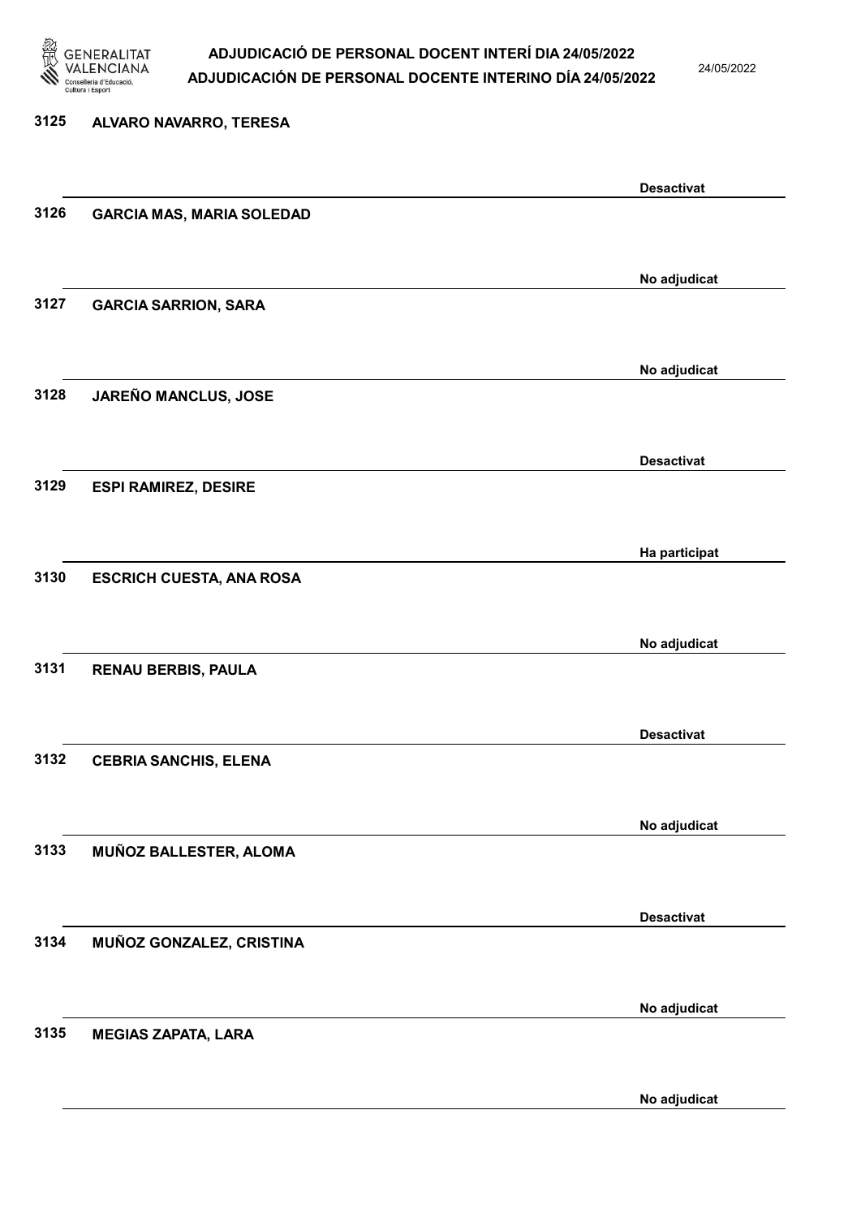3125 **ALVARO NAVARRO, TERESA**

**Desactivat**

3126 **GARCIA MAS, MARIA SOLEDAD**

**No adjudicat**

3127 **GARCIA SARRION, SARA**

**No adjudicat**

3128 **JAREÑO MANCLUS, JOSE**

**Desactivat**

3129 **ESPI RAMIREZ, DESIRE**

**Ha participat**

3130 **ESCRICH CUESTA, ANA ROSA**

**No adjudicat**

3131 **RENAU BERBIS, PAULA**

**Desactivat**

3132 **CEBRIA SANCHIS, ELENA**

**No adjudicat**

3133 **MUÑOZ BALLESTER, ALOMA**

**Desactivat**

3134 **MUÑOZ GONZALEZ, CRISTINA**

**No adjudicat**

3135 **MEGIAS ZAPATA, LARA**

**No adjudicat**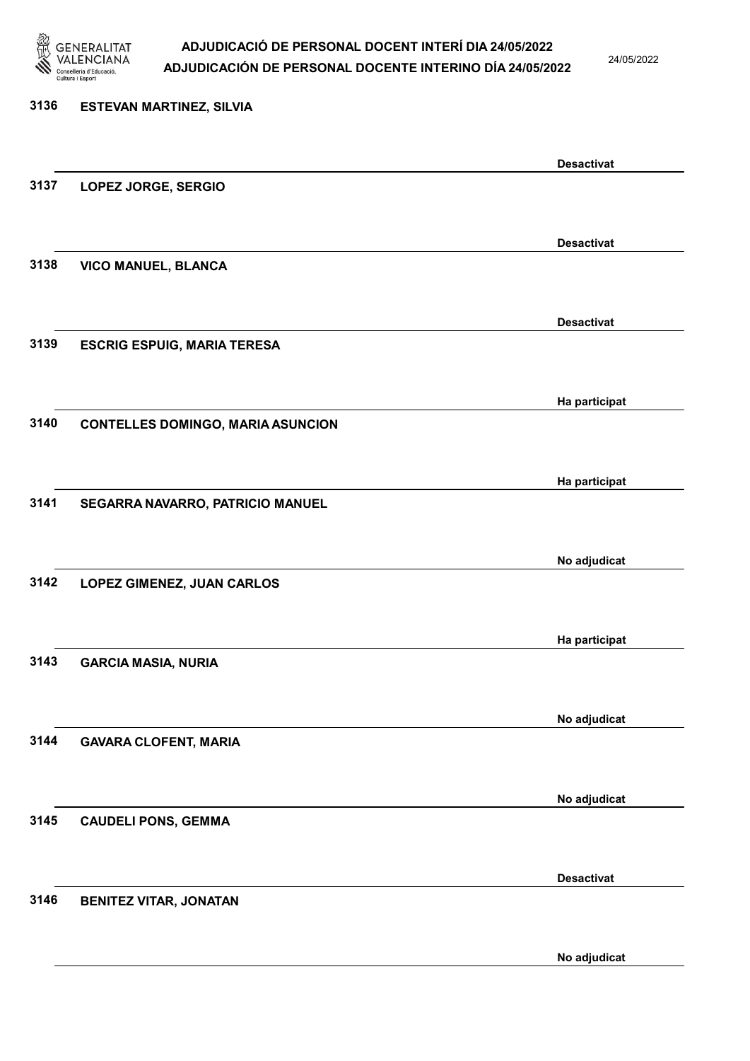3136 **ESTEVAN MARTINEZ, SILVIA**

Desactivat

3137 **LOPEZ JORGE, SERGIO**

Desactivat

3138 **VICO MANUEL, BLANCA**

Desactivat

3139 **ESCRIG ESPUIG, MARIA TERESA**

Ha participat

3140 **CONTELLES DOMINGO, MARIA ASUNCION**

Ha participat

3141 **SEGARRA NAVARRO, PATRICIO MANUEL**

No adjudicat

3142 **LOPEZ GIMENEZ, JUAN CARLOS**

Ha participat

3143 **GARCIA MASIA, NURIA**

No adjudicat

3144 **GAVARA CLOFENT, MARIA**

No adjudicat

3145 **CAUDELI PONS, GEMMA**

Desactivat

3146 **BENITEZ VITAR, JONATAN**

No adjudicat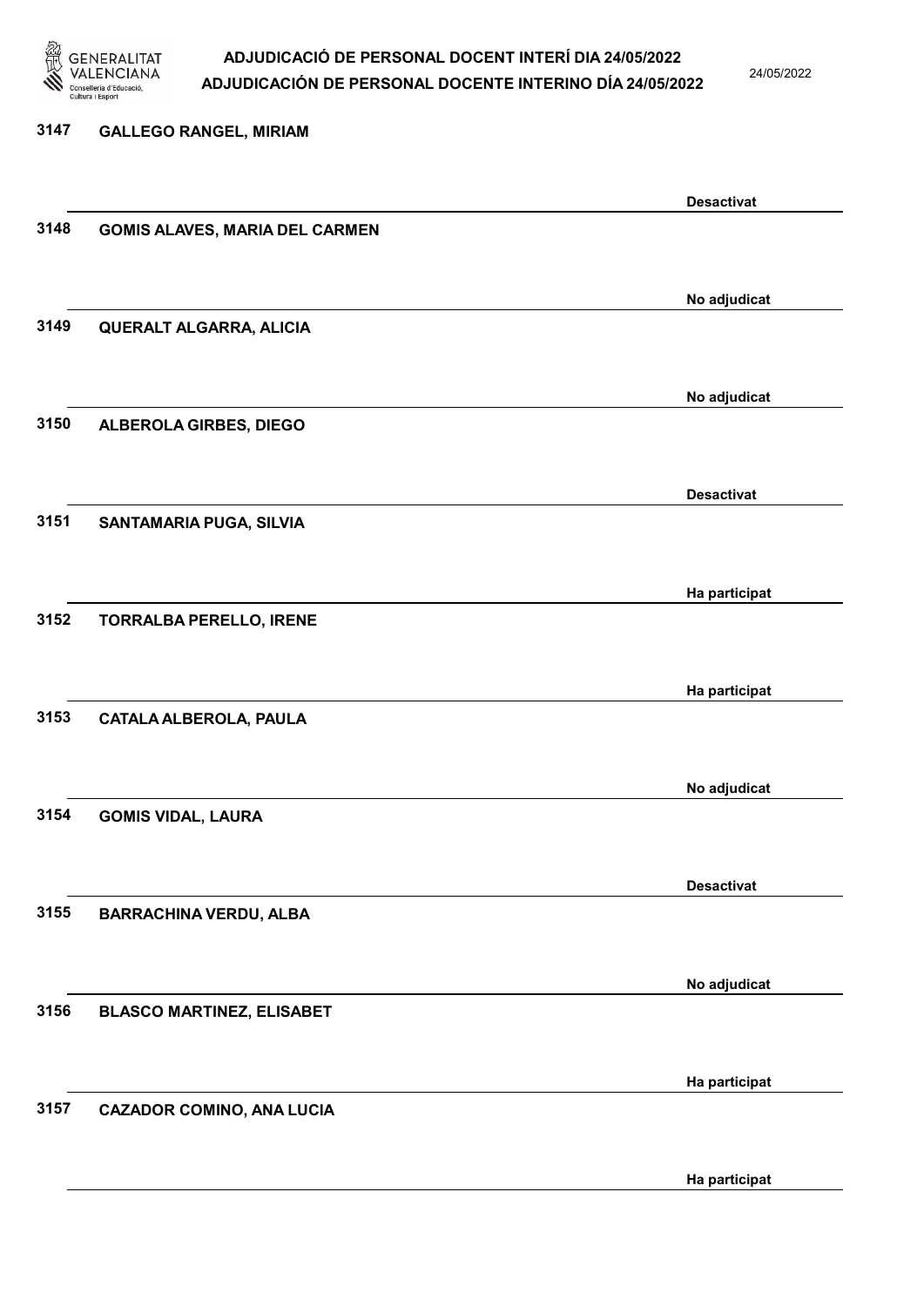| Núm. | Nom | Estat |
| --- | --- | --- |
| 3147 | GALLEGO RANGEL, MIRIAM | Desactivat |
| 3148 | GOMIS ALAVES, MARIA DEL CARMEN | No adjudicat |
| 3149 | QUERALT ALGARRA, ALICIA | No adjudicat |
| 3150 | ALBEROLA GIRBES, DIEGO | Desactivat |
| 3151 | SANTAMARIA PUGA, SILVIA | Ha participat |
| 3152 | TORRALBA PERELLO, IRENE | Ha participat |
| 3153 | CATALA ALBEROLA, PAULA | No adjudicat |
| 3154 | GOMIS VIDAL, LAURA | Desactivat |
| 3155 | BARRACHINA VERDU, ALBA | No adjudicat |
| 3156 | BLASCO MARTINEZ, ELISABET | Ha participat |
| 3157 | CAZADOR COMINO, ANA LUCIA | Ha participat |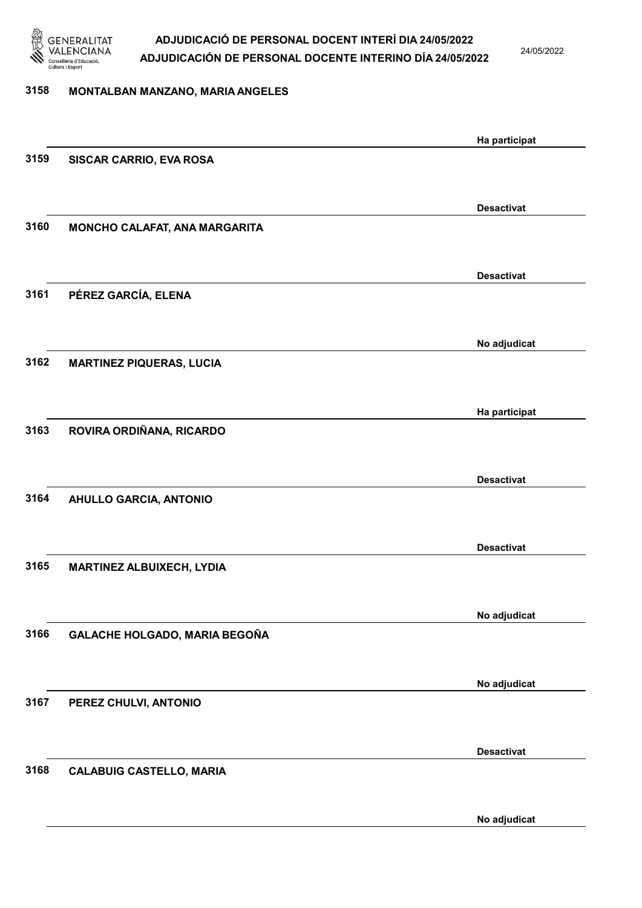3158 MONTALBAN MANZANO, MARIA ANGELES

Ha participat

3159 SISCAR CARRIO, EVA ROSA

Desactivat

3160 MONCHO CALAFAT, ANA MARGARITA

Desactivat

3161 PÉREZ GARCÍA, ELENA

No adjudicat

3162 MARTINEZ PIQUERAS, LUCIA

Ha participat

3163 ROVIRA ORDIÑANA, RICARDO

Desactivat

3164 AHULLO GARCIA, ANTONIO

Desactivat

3165 MARTINEZ ALBUIXECH, LYDIA

No adjudicat

3166 GALACHE HOLGADO, MARIA BEGOÑA

No adjudicat

3167 PEREZ CHULVI, ANTONIO

Desactivat

3168 CALABUIG CASTELLO, MARIA

No adjudicat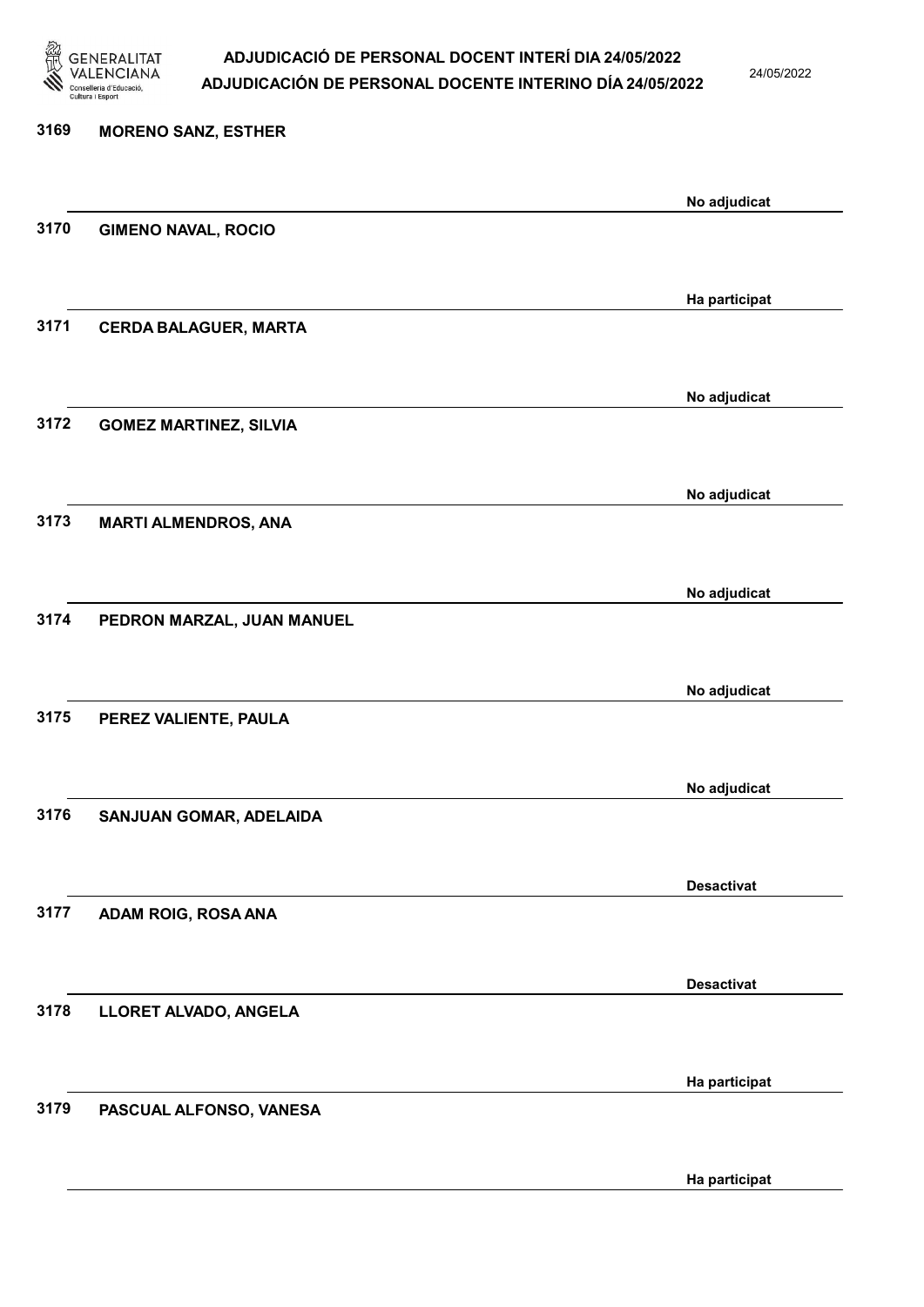| Núm. | Nom | Estat |
| --- | --- | --- |
| 3169 | MORENO SANZ, ESTHER | No adjudicat |
| 3170 | GIMENO NAVAL, ROCIO | Ha participat |
| 3171 | CERDA BALAGUER, MARTA | No adjudicat |
| 3172 | GOMEZ MARTINEZ, SILVIA | No adjudicat |
| 3173 | MARTI ALMENDROS, ANA | No adjudicat |
| 3174 | PEDRON MARZAL, JUAN MANUEL | No adjudicat |
| 3175 | PEREZ VALIENTE, PAULA | No adjudicat |
| 3176 | SANJUAN GOMAR, ADELAIDA | Desactivat |
| 3177 | ADAM ROIG, ROSA ANA | Desactivat |
| 3178 | LLORET ALVADO, ANGELA | Ha participat |
| 3179 | PASCUAL ALFONSO, VANESA | Ha participat |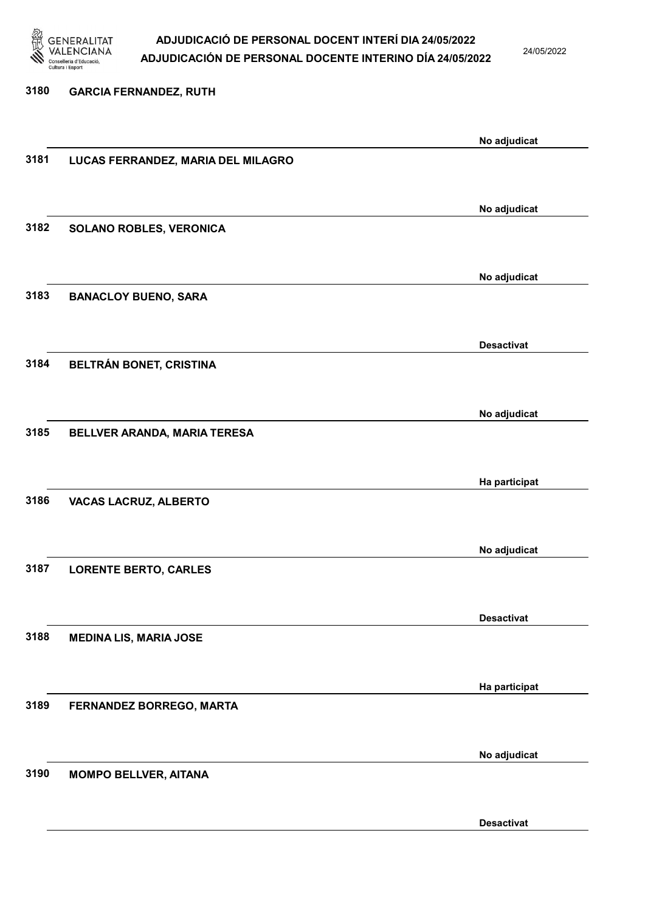3180 GARCIA FERNANDEZ, RUTH

No adjudicat

3181 LUCAS FERRANDEZ, MARIA DEL MILAGRO

No adjudicat

3182 SOLANO ROBLES, VERONICA

No adjudicat

3183 BANACLOY BUENO, SARA

Desactivat

3184 BELTRÁN BONET, CRISTINA

No adjudicat

3185 BELLVER ARANDA, MARIA TERESA

Ha participat

3186 VACAS LACRUZ, ALBERTO

No adjudicat

3187 LORENTE BERTO, CARLES

Desactivat

3188 MEDINA LIS, MARIA JOSE

Ha participat

3189 FERNANDEZ BORREGO, MARTA

No adjudicat

3190 MOMPO BELLVER, AITANA

Desactivat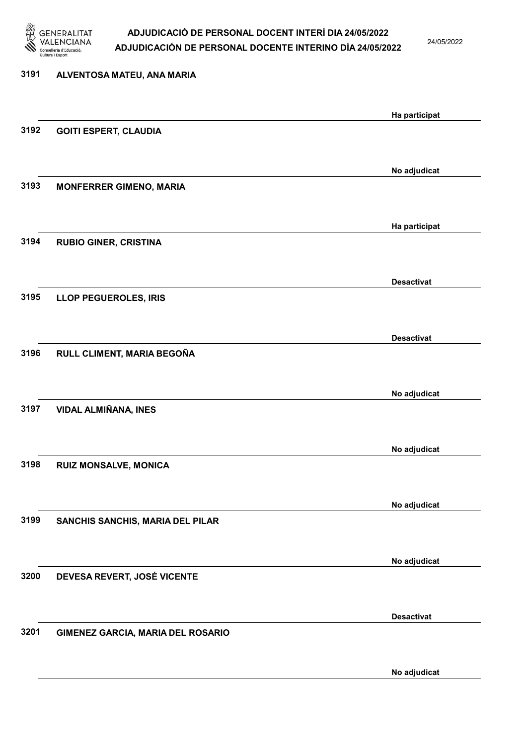| | | |
|---|---|---|
| 3191 | ALVENTOSA MATEU, ANA MARIA | Ha participat |
| 3192 | GOITI ESPERT, CLAUDIA | No adjudicat |
| 3193 | MONFERRER GIMENO, MARIA | Ha participat |
| 3194 | RUBIO GINER, CRISTINA | Desactivat |
| 3195 | LLOP PEGUEROLES, IRIS | Desactivat |
| 3196 | RULL CLIMENT, MARIA BEGOÑA | No adjudicat |
| 3197 | VIDAL ALMIÑANA, INES | No adjudicat |
| 3198 | RUIZ MONSALVE, MONICA | No adjudicat |
| 3199 | SANCHIS SANCHIS, MARIA DEL PILAR | No adjudicat |
| 3200 | DEVESA REVERT, JOSÉ VICENTE | Desactivat |
| 3201 | GIMENEZ GARCIA, MARIA DEL ROSARIO | No adjudicat |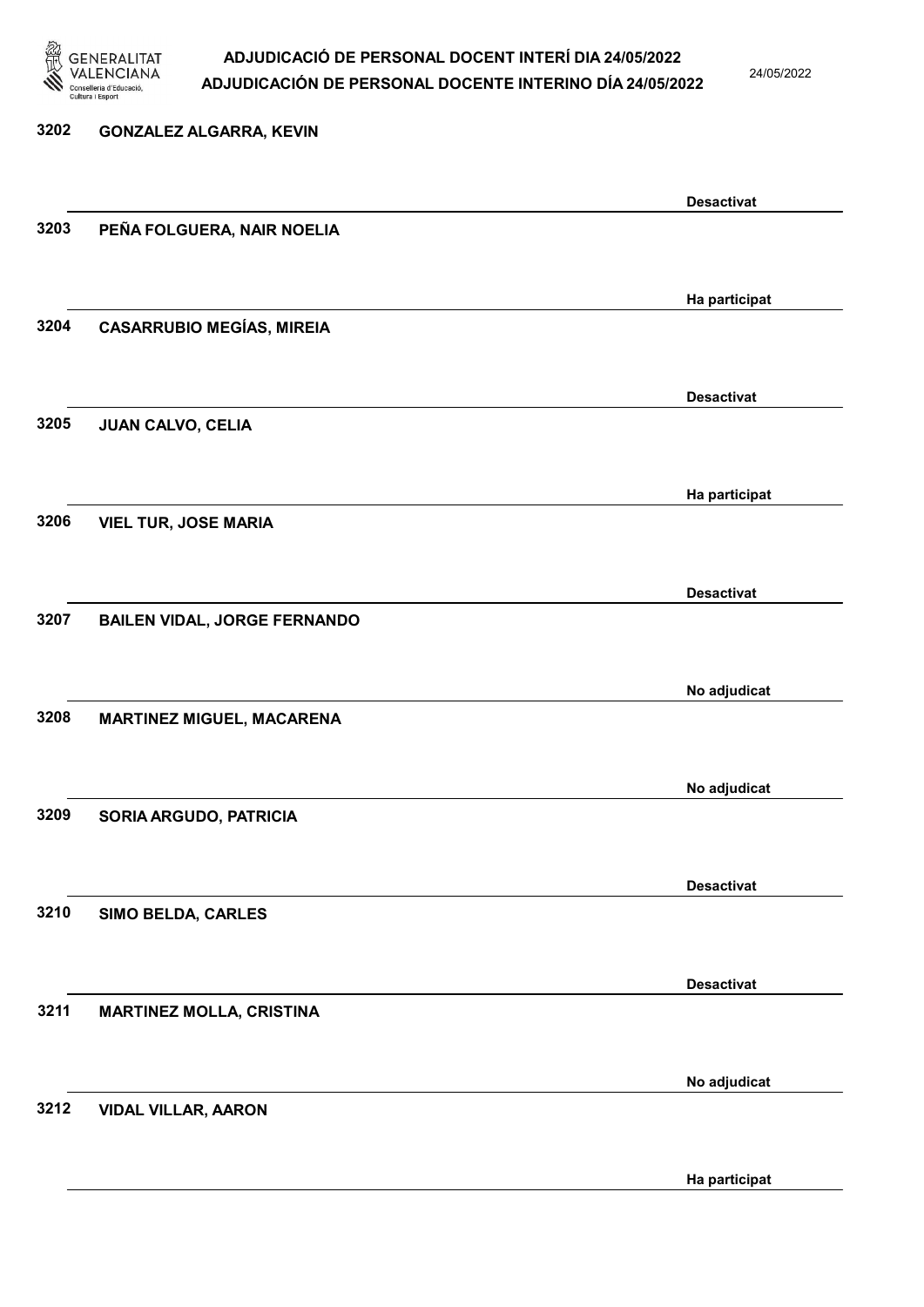| | | |
|---|---|---|
| 3202 | GONZALEZ ALGARRA, KEVIN | Desactivat |
| 3203 | PEÑA FOLGUERA, NAIR NOELIA | Ha participat |
| 3204 | CASARRUBIO MEGÍAS, MIREIA | Desactivat |
| 3205 | JUAN CALVO, CELIA | Ha participat |
| 3206 | VIEL TUR, JOSE MARIA | Desactivat |
| 3207 | BAILEN VIDAL, JORGE FERNANDO | No adjudicat |
| 3208 | MARTINEZ MIGUEL, MACARENA | No adjudicat |
| 3209 | SORIA ARGUDO, PATRICIA | Desactivat |
| 3210 | SIMO BELDA, CARLES | Desactivat |
| 3211 | MARTINEZ MOLLA, CRISTINA | No adjudicat |
| 3212 | VIDAL VILLAR, AARON | Ha participat |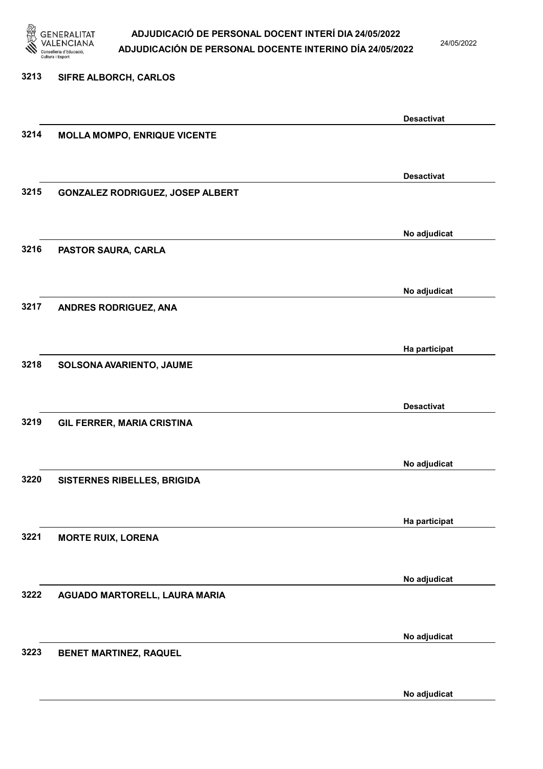| Núm. | Nom | Estat |
|---|---|---|
| 3213 | SIFRE ALBORCH, CARLOS | Desactivat |
| 3214 | MOLLA MOMPO, ENRIQUE VICENTE | Desactivat |
| 3215 | GONZALEZ RODRIGUEZ, JOSEP ALBERT | No adjudicat |
| 3216 | PASTOR SAURA, CARLA | No adjudicat |
| 3217 | ANDRES RODRIGUEZ, ANA | Ha participat |
| 3218 | SOLSONA AVARIENTO, JAUME | Desactivat |
| 3219 | GIL FERRER, MARIA CRISTINA | No adjudicat |
| 3220 | SISTERNES RIBELLES, BRIGIDA | Ha participat |
| 3221 | MORTE RUIX, LORENA | No adjudicat |
| 3222 | AGUADO MARTORELL, LAURA MARIA | No adjudicat |
| 3223 | BENET MARTINEZ, RAQUEL | No adjudicat |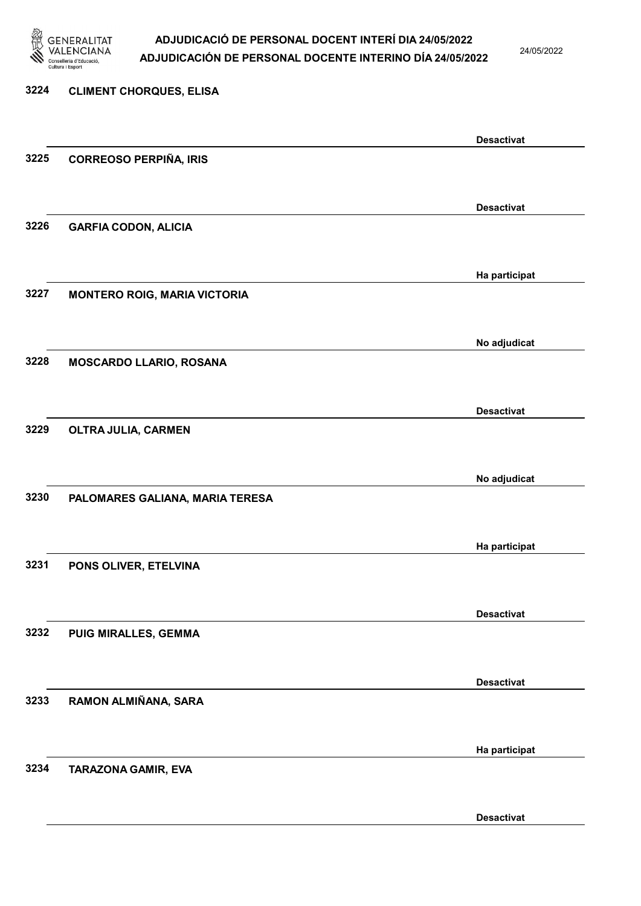| Núm. | Nom | Estat |
| --- | --- | --- |
| 3224 | CLIMENT CHORQUES, ELISA | Desactivat |
| 3225 | CORREOSO PERPIÑA, IRIS | Desactivat |
| 3226 | GARFIA CODON, ALICIA | Ha participat |
| 3227 | MONTERO ROIG, MARIA VICTORIA | No adjudicat |
| 3228 | MOSCARDO LLARIO, ROSANA | Desactivat |
| 3229 | OLTRA JULIA, CARMEN | No adjudicat |
| 3230 | PALOMARES GALIANA, MARIA TERESA | Ha participat |
| 3231 | PONS OLIVER, ETELVINA | Desactivat |
| 3232 | PUIG MIRALLES, GEMMA | Desactivat |
| 3233 | RAMON ALMIÑANA, SARA | Ha participat |
| 3234 | TARAZONA GAMIR, EVA | Desactivat |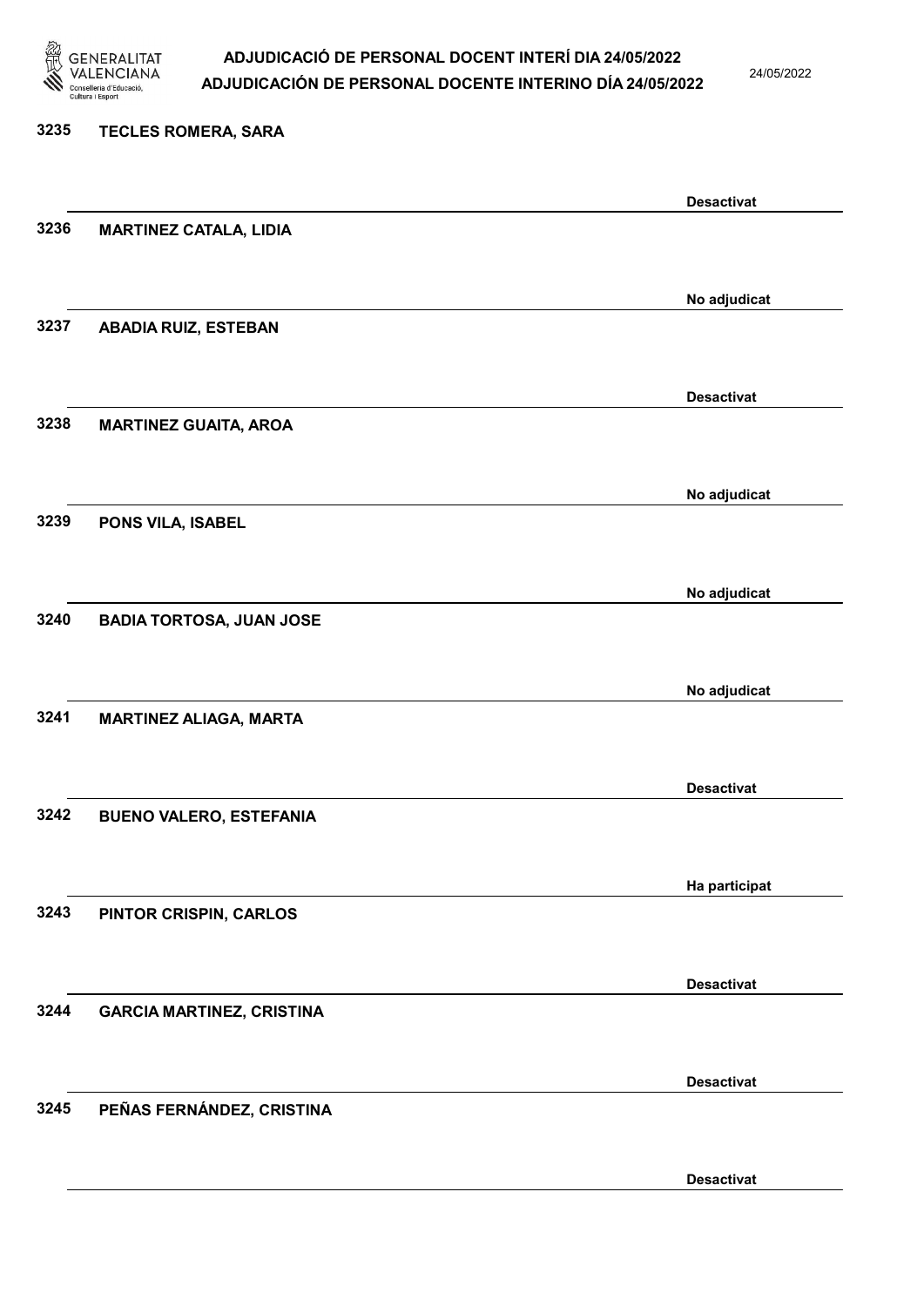| Núm. | Nom | Estat |
|---|---|---|
| 3235 | TECLES ROMERA, SARA | Desactivat |
| 3236 | MARTINEZ CATALA, LIDIA | No adjudicat |
| 3237 | ABADIA RUIZ, ESTEBAN | Desactivat |
| 3238 | MARTINEZ GUAITA, AROA | No adjudicat |
| 3239 | PONS VILA, ISABEL | No adjudicat |
| 3240 | BADIA TORTOSA, JUAN JOSE | No adjudicat |
| 3241 | MARTINEZ ALIAGA, MARTA | Desactivat |
| 3242 | BUENO VALERO, ESTEFANIA | Ha participat |
| 3243 | PINTOR CRISPIN, CARLOS | Desactivat |
| 3244 | GARCIA MARTINEZ, CRISTINA | Desactivat |
| 3245 | PEÑAS FERNÁNDEZ, CRISTINA | Desactivat |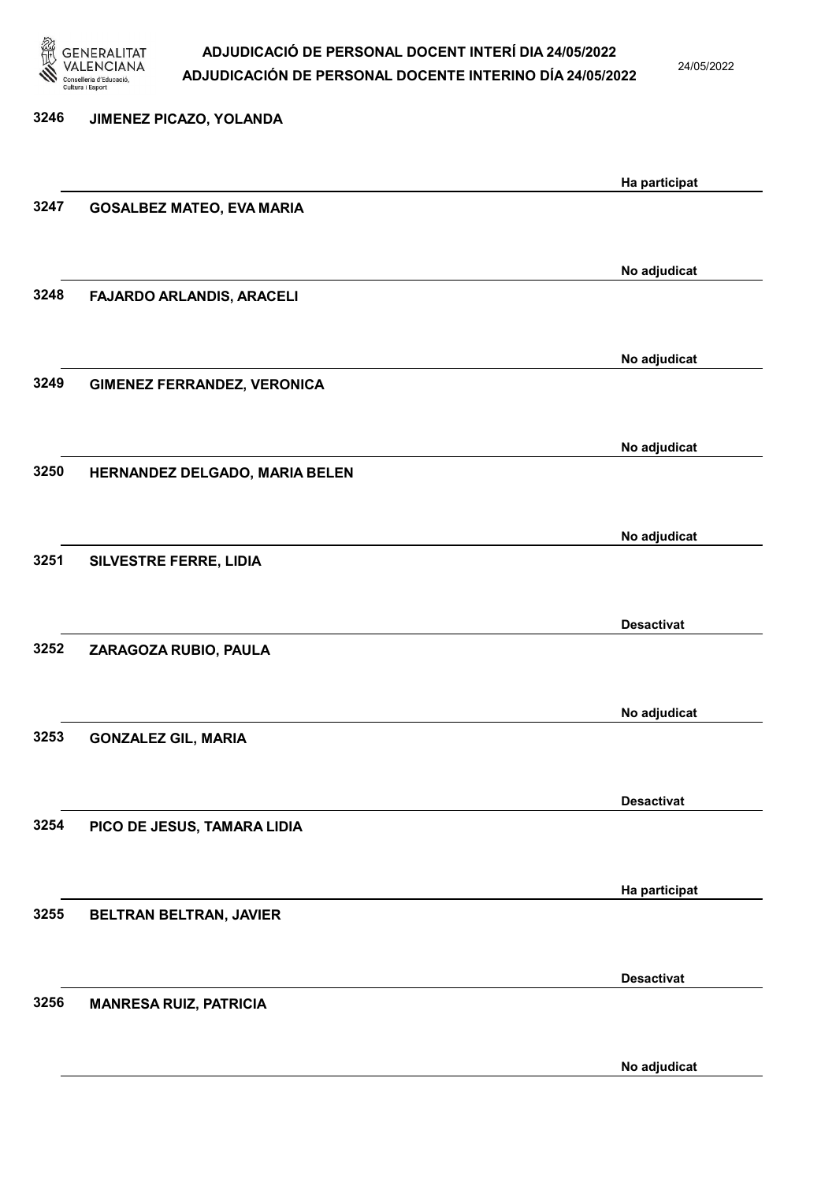| Núm. | Nom | Estat |
| --- | --- | --- |
| 3246 | JIMENEZ PICAZO, YOLANDA | Ha participat |
| 3247 | GOSALBEZ MATEO, EVA MARIA | No adjudicat |
| 3248 | FAJARDO ARLANDIS, ARACELI | No adjudicat |
| 3249 | GIMENEZ FERRANDEZ, VERONICA | No adjudicat |
| 3250 | HERNANDEZ DELGADO, MARIA BELEN | No adjudicat |
| 3251 | SILVESTRE FERRE, LIDIA | Desactivat |
| 3252 | ZARAGOZA RUBIO, PAULA | No adjudicat |
| 3253 | GONZALEZ GIL, MARIA | Desactivat |
| 3254 | PICO DE JESUS, TAMARA LIDIA | Ha participat |
| 3255 | BELTRAN BELTRAN, JAVIER | Desactivat |
| 3256 | MANRESA RUIZ, PATRICIA | No adjudicat |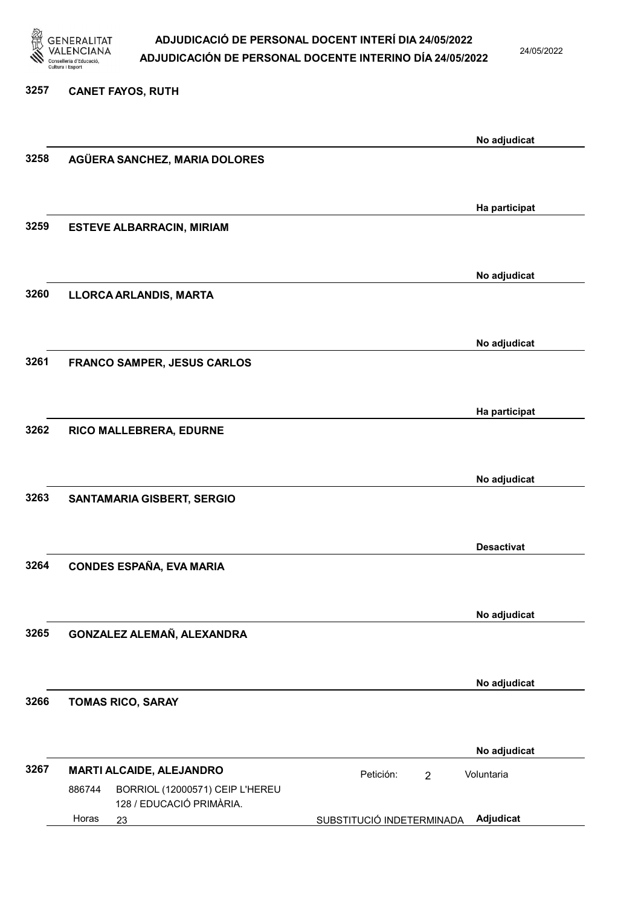**3257 CANET FAYOS, RUTH**

No adjudicat

**3258 AGÜERA SANCHEZ, MARIA DOLORES**

Ha participat

**3259 ESTEVE ALBARRACIN, MIRIAM**

No adjudicat

**3260 LLORCA ARLANDIS, MARTA**

No adjudicat

**3261 FRANCO SAMPER, JESUS CARLOS**

Ha participat

**3262 RICO MALLEBRERA, EDURNE**

No adjudicat

**3263 SANTAMARIA GISBERT, SERGIO**

Desactivat

**3264 CONDES ESPAÑA, EVA MARIA**

No adjudicat

**3265 GONZALEZ ALEMAÑ, ALEXANDRA**

No adjudicat

**3266 TOMAS RICO, SARAY**

No adjudicat

**3267 MARTI ALCAIDE, ALEJANDRO**

Petición: 2 — Voluntaria

886744 BORRIOL (12000571) CEIP L'HEREU 128 / EDUCACIÓ PRIMÀRIA.

Horas 23 — SUBSTITUCIÓ INDETERMINADA — Adjudicat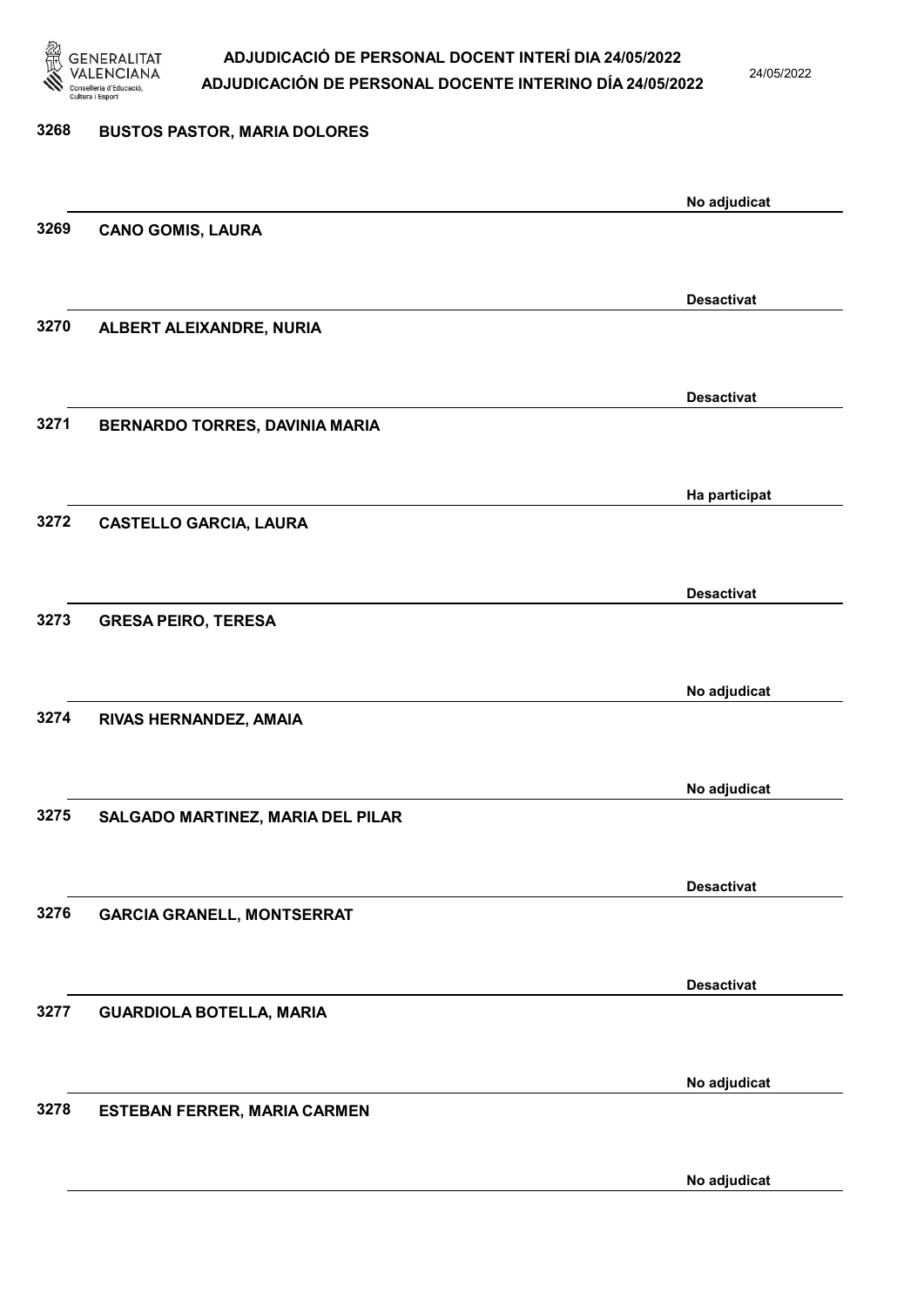3268 **BUSTOS PASTOR, MARIA DOLORES**

No adjudicat

3269 **CANO GOMIS, LAURA**

Desactivat

3270 **ALBERT ALEIXANDRE, NURIA**

Desactivat

3271 **BERNARDO TORRES, DAVINIA MARIA**

Ha participat

3272 **CASTELLO GARCIA, LAURA**

Desactivat

3273 **GRESA PEIRO, TERESA**

No adjudicat

3274 **RIVAS HERNANDEZ, AMAIA**

No adjudicat

3275 **SALGADO MARTINEZ, MARIA DEL PILAR**

Desactivat

3276 **GARCIA GRANELL, MONTSERRAT**

Desactivat

3277 **GUARDIOLA BOTELLA, MARIA**

No adjudicat

3278 **ESTEBAN FERRER, MARIA CARMEN**

No adjudicat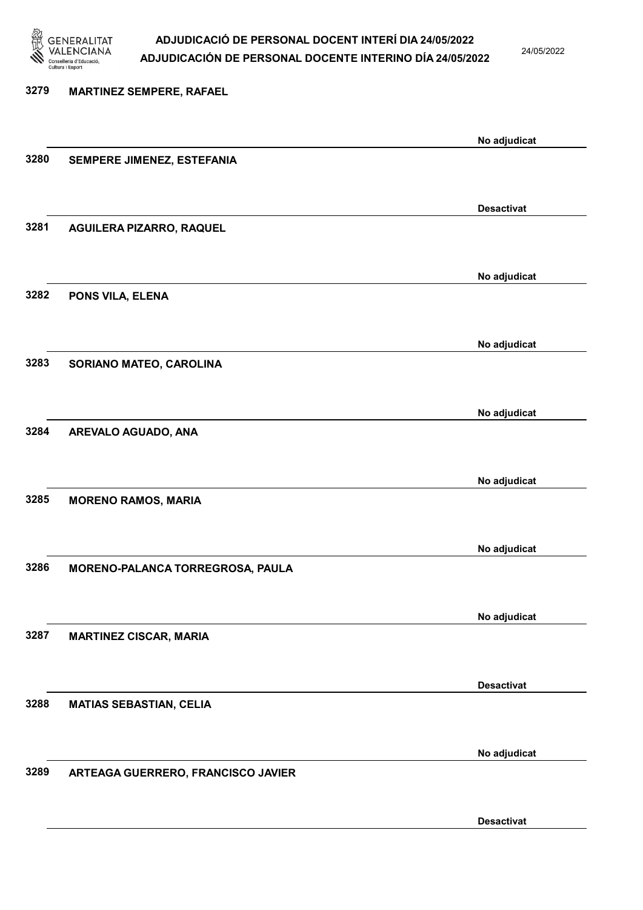3279 MARTINEZ SEMPERE, RAFAEL

No adjudicat

3280 SEMPERE JIMENEZ, ESTEFANIA

Desactivat

3281 AGUILERA PIZARRO, RAQUEL

No adjudicat

3282 PONS VILA, ELENA

No adjudicat

3283 SORIANO MATEO, CAROLINA

No adjudicat

3284 AREVALO AGUADO, ANA

No adjudicat

3285 MORENO RAMOS, MARIA

No adjudicat

3286 MORENO-PALANCA TORREGROSA, PAULA

No adjudicat

3287 MARTINEZ CISCAR, MARIA

Desactivat

3288 MATIAS SEBASTIAN, CELIA

No adjudicat

3289 ARTEAGA GUERRERO, FRANCISCO JAVIER

Desactivat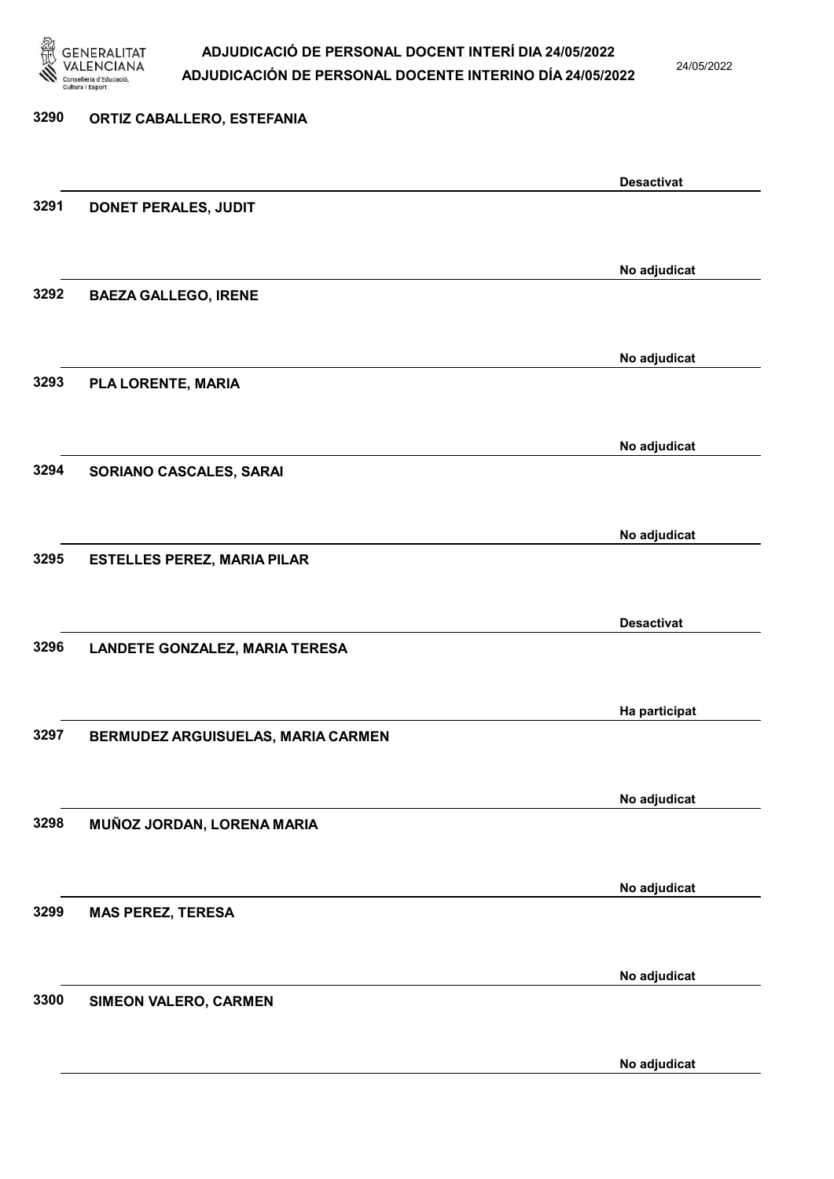3290 ORTIZ CABALLERO, ESTEFANIA

Desactivat

3291 DONET PERALES, JUDIT

No adjudicat

3292 BAEZA GALLEGO, IRENE

No adjudicat

3293 PLA LORENTE, MARIA

No adjudicat

3294 SORIANO CASCALES, SARAI

No adjudicat

3295 ESTELLES PEREZ, MARIA PILAR

Desactivat

3296 LANDETE GONZALEZ, MARIA TERESA

Ha participat

3297 BERMUDEZ ARGUISUELAS, MARIA CARMEN

No adjudicat

3298 MUÑOZ JORDAN, LORENA MARIA

No adjudicat

3299 MAS PEREZ, TERESA

No adjudicat

3300 SIMEON VALERO, CARMEN

No adjudicat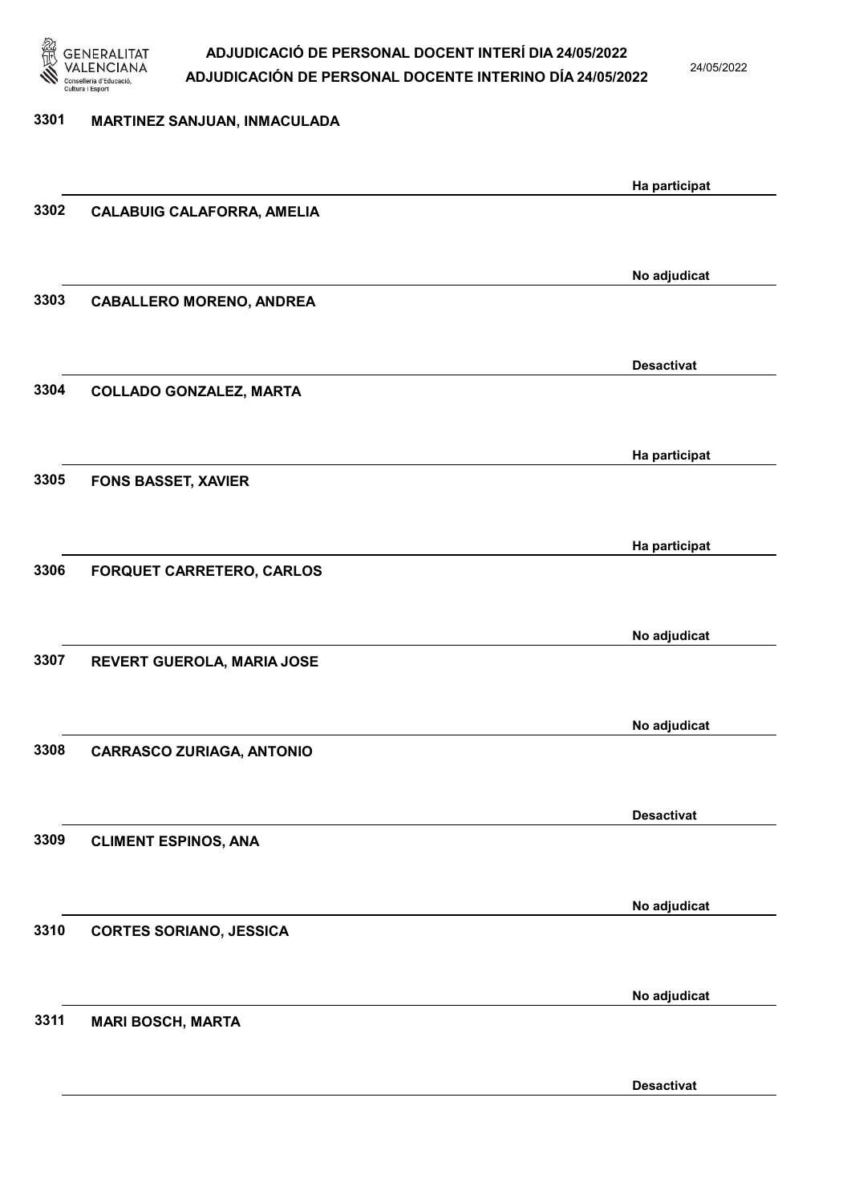| Núm. | Nom | Estat |
|---|---|---|
| 3301 | MARTINEZ SANJUAN, INMACULADA | Ha participat |
| 3302 | CALABUIG CALAFORRA, AMELIA | No adjudicat |
| 3303 | CABALLERO MORENO, ANDREA | Desactivat |
| 3304 | COLLADO GONZALEZ, MARTA | Ha participat |
| 3305 | FONS BASSET, XAVIER | Ha participat |
| 3306 | FORQUET CARRETERO, CARLOS | No adjudicat |
| 3307 | REVERT GUEROLA, MARIA JOSE | No adjudicat |
| 3308 | CARRASCO ZURIAGA, ANTONIO | Desactivat |
| 3309 | CLIMENT ESPINOS, ANA | No adjudicat |
| 3310 | CORTES SORIANO, JESSICA | No adjudicat |
| 3311 | MARI BOSCH, MARTA | Desactivat |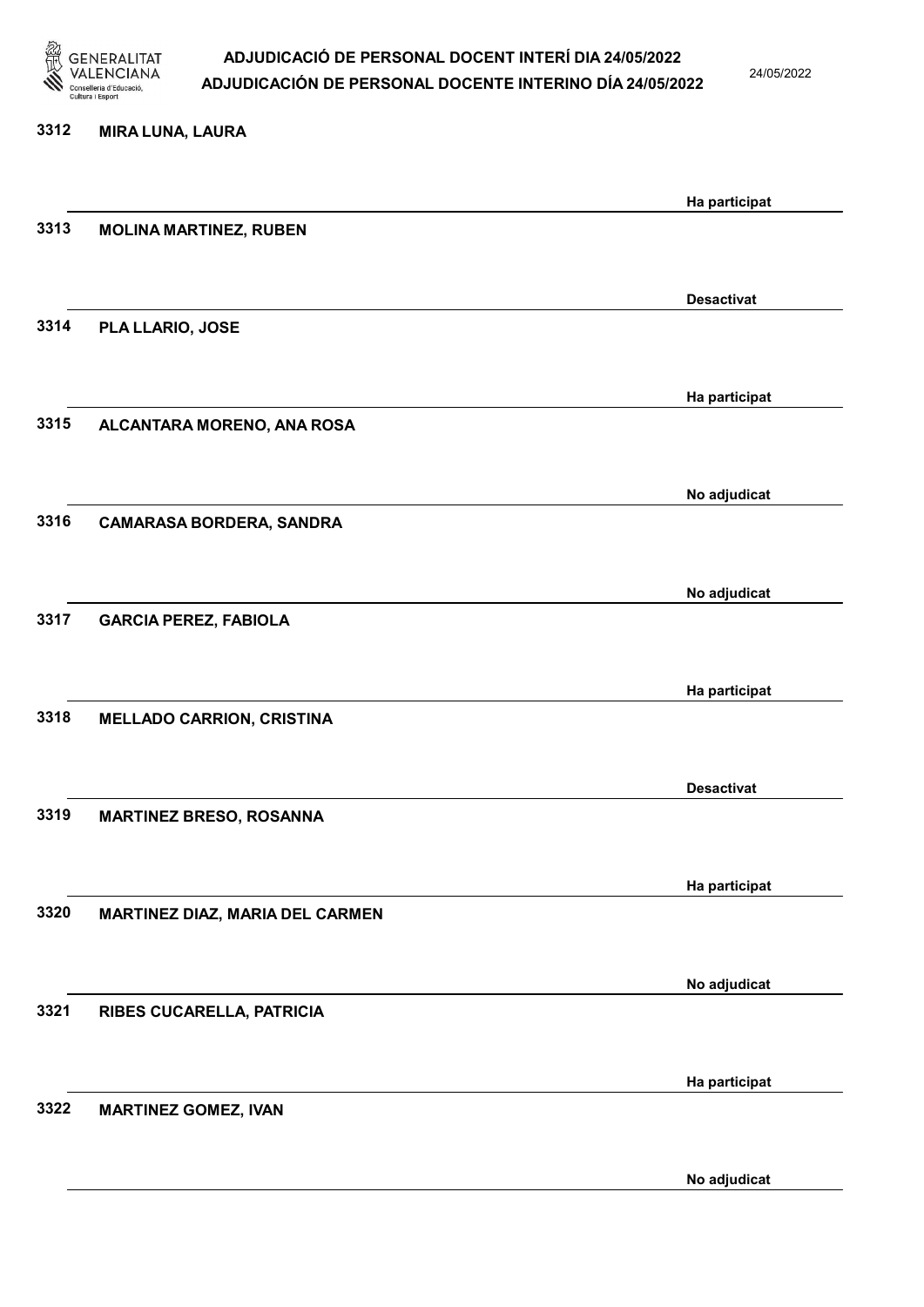| | | |
|---|---|---|
| 3312 | MIRA LUNA, LAURA | Ha participat |
| 3313 | MOLINA MARTINEZ, RUBEN | Desactivat |
| 3314 | PLA LLARIO, JOSE | Ha participat |
| 3315 | ALCANTARA MORENO, ANA ROSA | No adjudicat |
| 3316 | CAMARASA BORDERA, SANDRA | No adjudicat |
| 3317 | GARCIA PEREZ, FABIOLA | Ha participat |
| 3318 | MELLADO CARRION, CRISTINA | Desactivat |
| 3319 | MARTINEZ BRESO, ROSANNA | Ha participat |
| 3320 | MARTINEZ DIAZ, MARIA DEL CARMEN | No adjudicat |
| 3321 | RIBES CUCARELLA, PATRICIA | Ha participat |
| 3322 | MARTINEZ GOMEZ, IVAN | No adjudicat |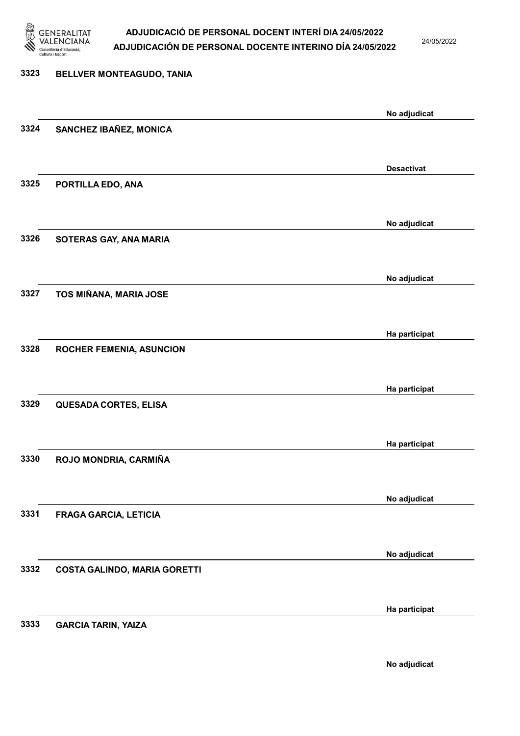3323 BELLVER MONTEAGUDO, TANIA

No adjudicat

3324 SANCHEZ IBAÑEZ, MONICA

Desactivat

3325 PORTILLA EDO, ANA

No adjudicat

3326 SOTERAS GAY, ANA MARIA

No adjudicat

3327 TOS MIÑANA, MARIA JOSE

Ha participat

3328 ROCHER FEMENIA, ASUNCION

Ha participat

3329 QUESADA CORTES, ELISA

Ha participat

3330 ROJO MONDRIA, CARMIÑA

No adjudicat

3331 FRAGA GARCIA, LETICIA

No adjudicat

3332 COSTA GALINDO, MARIA GORETTI

Ha participat

3333 GARCIA TARIN, YAIZA

No adjudicat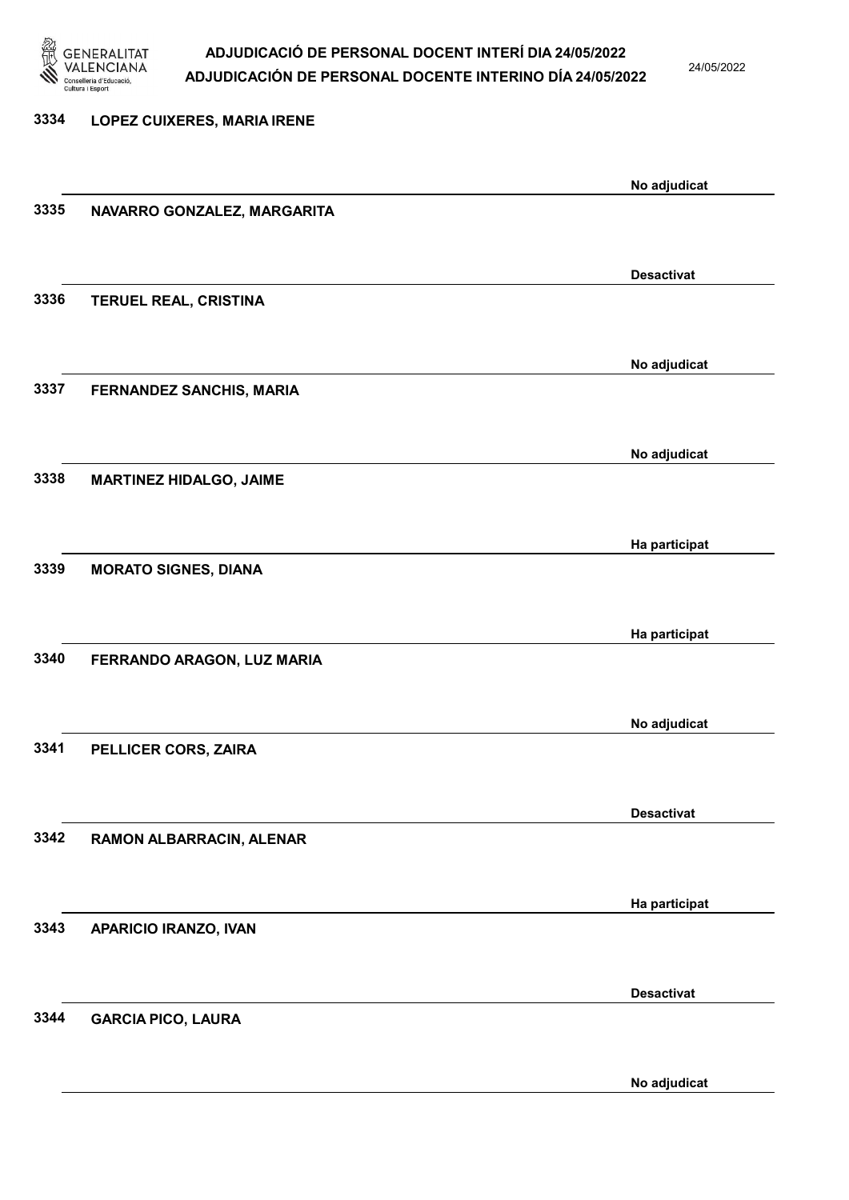| Núm. | Nom | Estat |
|---|---|---|
| 3334 | LOPEZ CUIXERES, MARIA IRENE | No adjudicat |
| 3335 | NAVARRO GONZALEZ, MARGARITA | Desactivat |
| 3336 | TERUEL REAL, CRISTINA | No adjudicat |
| 3337 | FERNANDEZ SANCHIS, MARIA | No adjudicat |
| 3338 | MARTINEZ HIDALGO, JAIME | Ha participat |
| 3339 | MORATO SIGNES, DIANA | Ha participat |
| 3340 | FERRANDO ARAGON, LUZ MARIA | No adjudicat |
| 3341 | PELLICER CORS, ZAIRA | Desactivat |
| 3342 | RAMON ALBARRACIN, ALENAR | Ha participat |
| 3343 | APARICIO IRANZO, IVAN | Desactivat |
| 3344 | GARCIA PICO, LAURA | No adjudicat |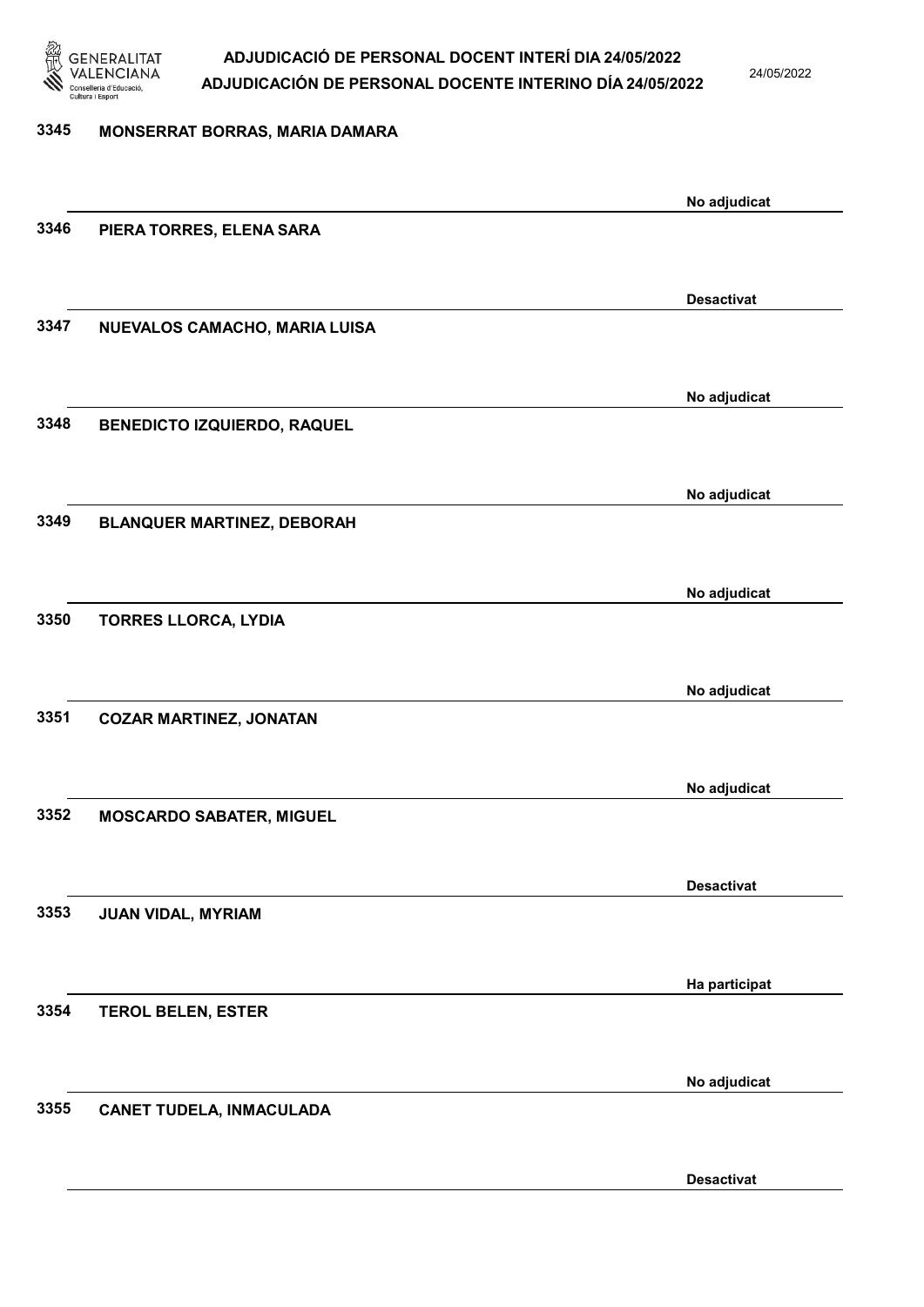3345 MONSERRAT BORRAS, MARIA DAMARA

No adjudicat

3346 PIERA TORRES, ELENA SARA

Desactivat

3347 NUEVALOS CAMACHO, MARIA LUISA

No adjudicat

3348 BENEDICTO IZQUIERDO, RAQUEL

No adjudicat

3349 BLANQUER MARTINEZ, DEBORAH

No adjudicat

3350 TORRES LLORCA, LYDIA

No adjudicat

3351 COZAR MARTINEZ, JONATAN

No adjudicat

3352 MOSCARDO SABATER, MIGUEL

Desactivat

3353 JUAN VIDAL, MYRIAM

Ha participat

3354 TEROL BELEN, ESTER

No adjudicat

3355 CANET TUDELA, INMACULADA

Desactivat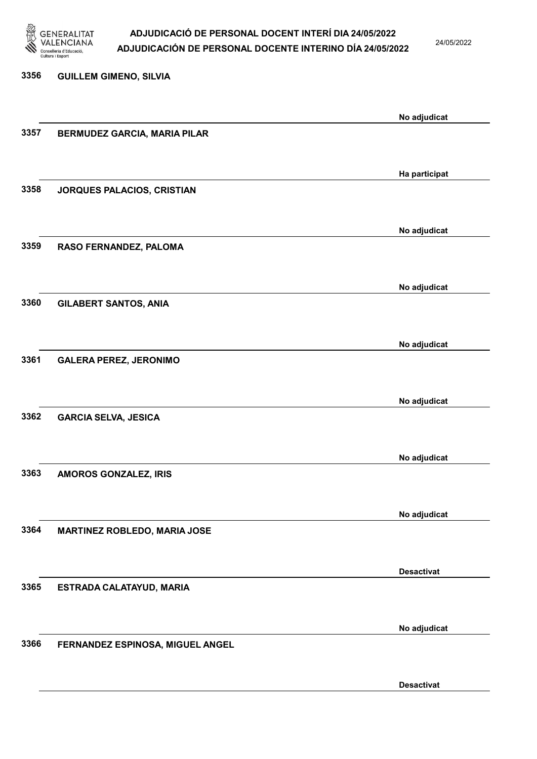3356 GUILLEM GIMENO, SILVIA

No adjudicat

3357 BERMUDEZ GARCIA, MARIA PILAR

Ha participat

3358 JORQUES PALACIOS, CRISTIAN

No adjudicat

3359 RASO FERNANDEZ, PALOMA

No adjudicat

3360 GILABERT SANTOS, ANIA

No adjudicat

3361 GALERA PEREZ, JERONIMO

No adjudicat

3362 GARCIA SELVA, JESICA

No adjudicat

3363 AMOROS GONZALEZ, IRIS

No adjudicat

3364 MARTINEZ ROBLEDO, MARIA JOSE

Desactivat

3365 ESTRADA CALATAYUD, MARIA

No adjudicat

3366 FERNANDEZ ESPINOSA, MIGUEL ANGEL

Desactivat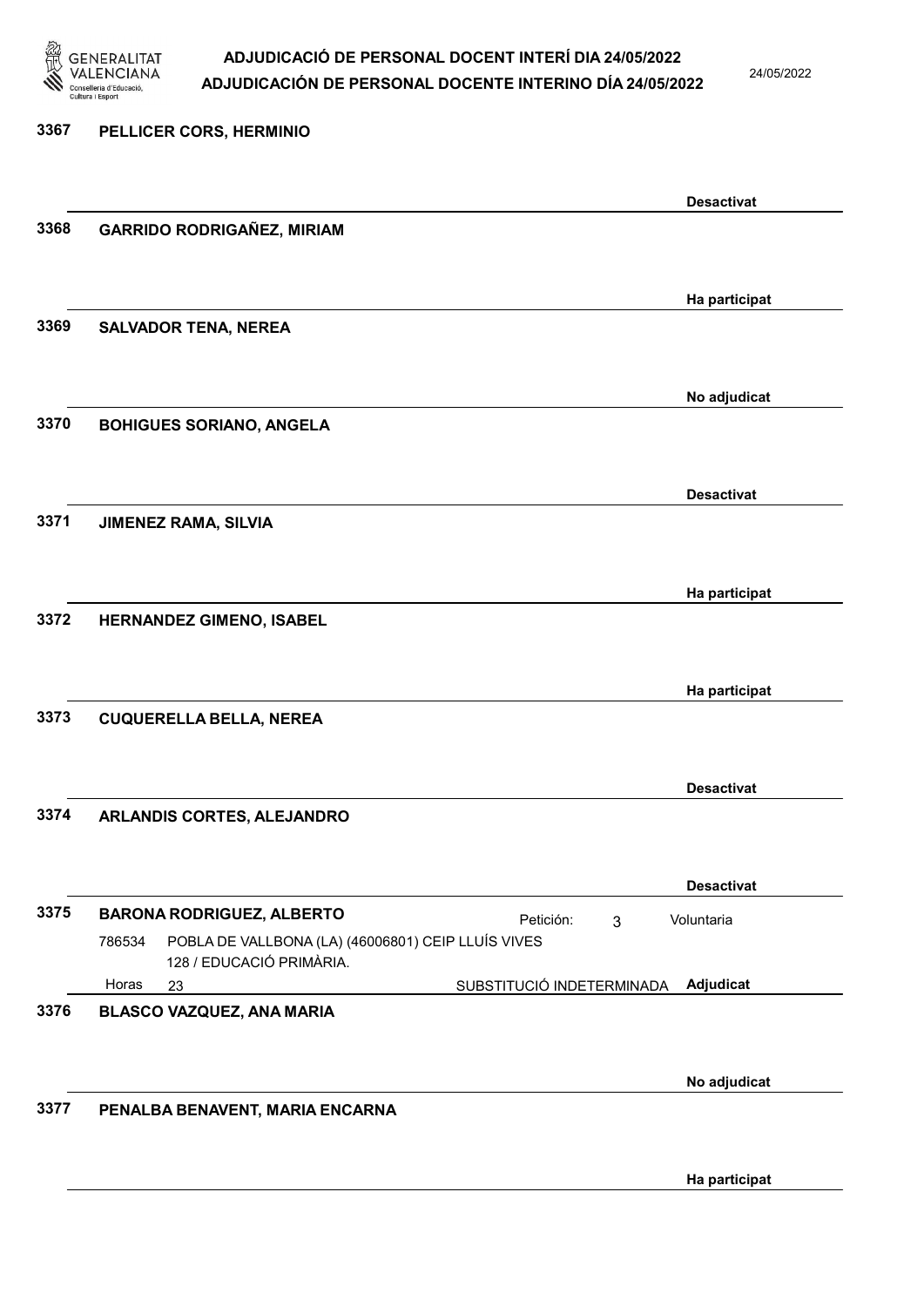**3367** **PELLICER CORS, HERMINIO**

**Desactivat**

**3368** **GARRIDO RODRIGAÑEZ, MIRIAM**

**Ha participat**

**3369** **SALVADOR TENA, NEREA**

**No adjudicat**

**3370** **BOHIGUES SORIANO, ANGELA**

**Desactivat**

**3371** **JIMENEZ RAMA, SILVIA**

**Ha participat**

**3372** **HERNANDEZ GIMENO, ISABEL**

**Ha participat**

**3373** **CUQUERELLA BELLA, NEREA**

**Desactivat**

**3374** **ARLANDIS CORTES, ALEJANDRO**

**Desactivat**

**3375** **BARONA RODRIGUEZ, ALBERTO** Petición: 3 Voluntaria

786534 POBLA DE VALLBONA (LA) (46006801) CEIP LLUÍS VIVES
128 / EDUCACIÓ PRIMÀRIA.

Horas 23 SUBSTITUCIÓ INDETERMINADA **Adjudicat**

**3376** **BLASCO VAZQUEZ, ANA MARIA**

**No adjudicat**

**3377** **PENALBA BENAVENT, MARIA ENCARNA**

**Ha participat**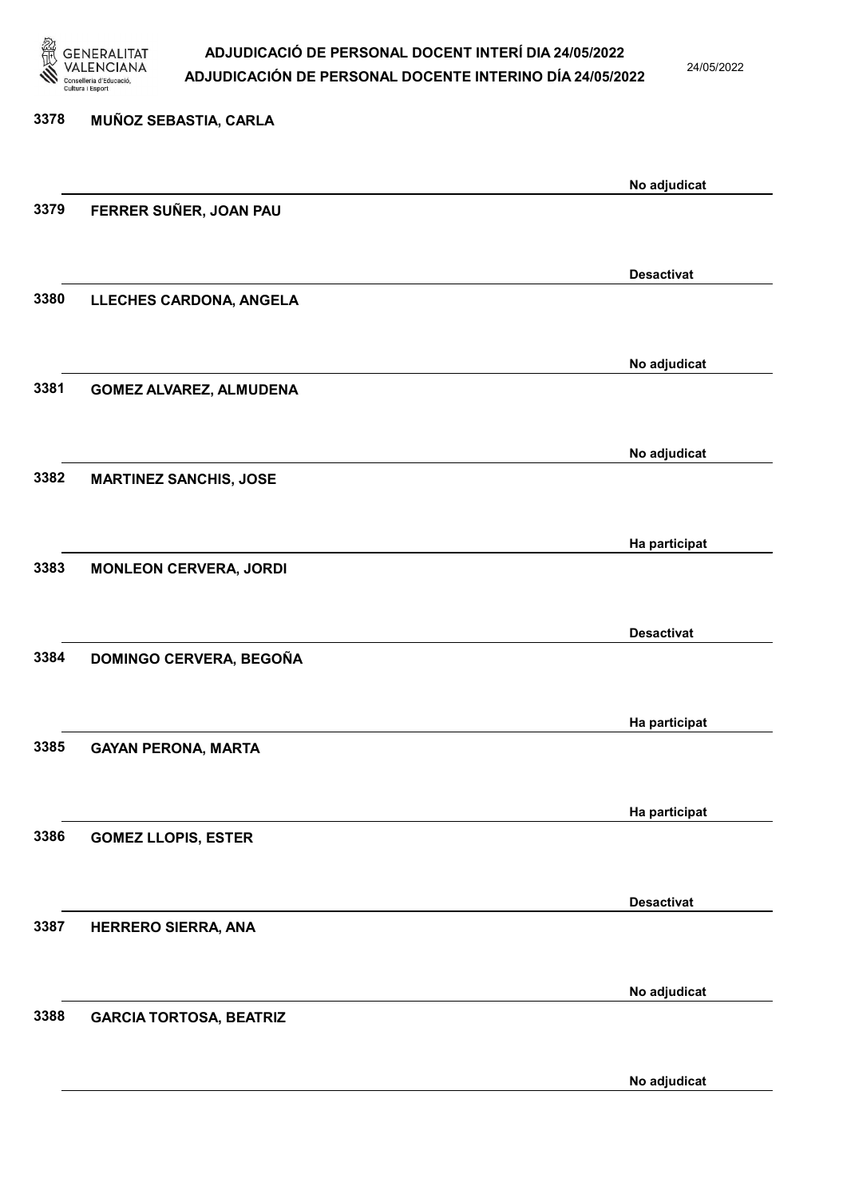3378 **MUÑOZ SEBASTIA, CARLA**

No adjudicat

3379 **FERRER SUÑER, JOAN PAU**

Desactivat

3380 **LLECHES CARDONA, ANGELA**

No adjudicat

3381 **GOMEZ ALVAREZ, ALMUDENA**

No adjudicat

3382 **MARTINEZ SANCHIS, JOSE**

Ha participat

3383 **MONLEON CERVERA, JORDI**

Desactivat

3384 **DOMINGO CERVERA, BEGOÑA**

Ha participat

3385 **GAYAN PERONA, MARTA**

Ha participat

3386 **GOMEZ LLOPIS, ESTER**

Desactivat

3387 **HERRERO SIERRA, ANA**

No adjudicat

3388 **GARCIA TORTOSA, BEATRIZ**

No adjudicat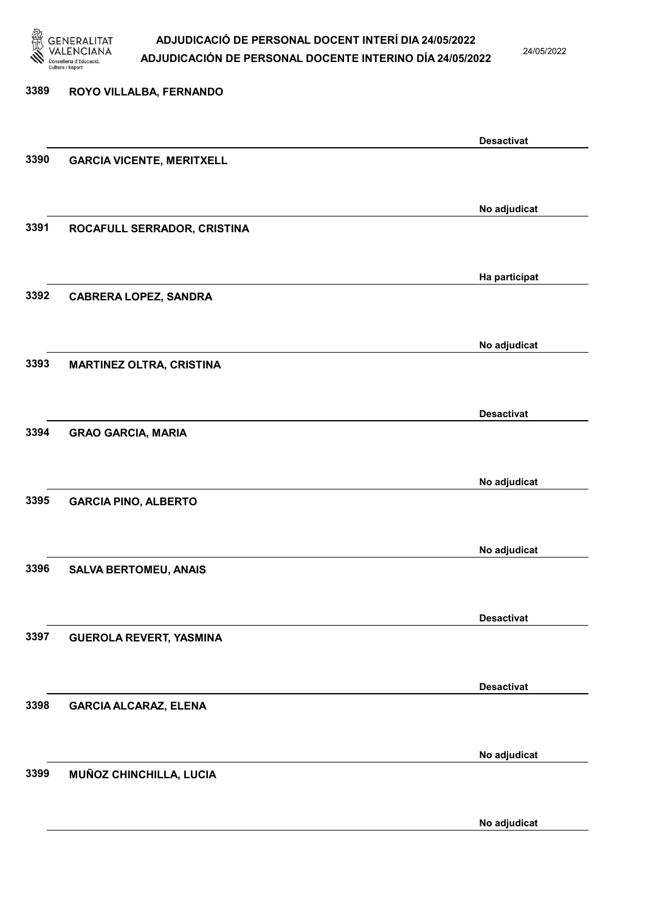| Núm. | Nom | Estat |
| --- | --- | --- |
| 3389 | ROYO VILLALBA, FERNANDO | Desactivat |
| 3390 | GARCIA VICENTE, MERITXELL | No adjudicat |
| 3391 | ROCAFULL SERRADOR, CRISTINA | Ha participat |
| 3392 | CABRERA LOPEZ, SANDRA | No adjudicat |
| 3393 | MARTINEZ OLTRA, CRISTINA | Desactivat |
| 3394 | GRAO GARCIA, MARIA | No adjudicat |
| 3395 | GARCIA PINO, ALBERTO | No adjudicat |
| 3396 | SALVA BERTOMEU, ANAIS | Desactivat |
| 3397 | GUEROLA REVERT, YASMINA | Desactivat |
| 3398 | GARCIA ALCARAZ, ELENA | No adjudicat |
| 3399 | MUÑOZ CHINCHILLA, LUCIA | No adjudicat |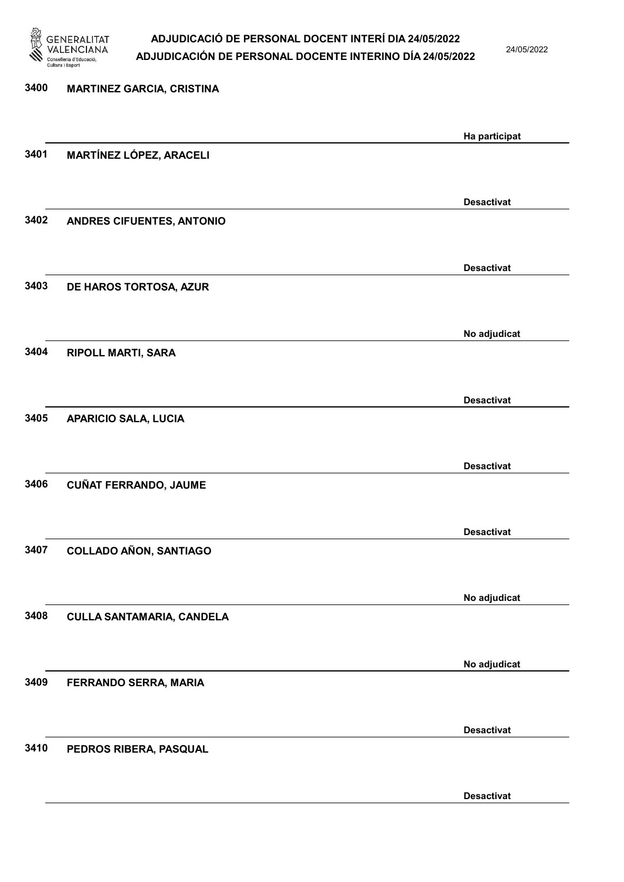3400 **MARTINEZ GARCIA, CRISTINA**

**Ha participat**

3401 **MARTÍNEZ LÓPEZ, ARACELI**

**Desactivat**

3402 **ANDRES CIFUENTES, ANTONIO**

**Desactivat**

3403 **DE HAROS TORTOSA, AZUR**

**No adjudicat**

3404 **RIPOLL MARTI, SARA**

**Desactivat**

3405 **APARICIO SALA, LUCIA**

**Desactivat**

3406 **CUÑAT FERRANDO, JAUME**

**Desactivat**

3407 **COLLADO AÑON, SANTIAGO**

**No adjudicat**

3408 **CULLA SANTAMARIA, CANDELA**

**No adjudicat**

3409 **FERRANDO SERRA, MARIA**

**Desactivat**

3410 **PEDROS RIBERA, PASQUAL**

**Desactivat**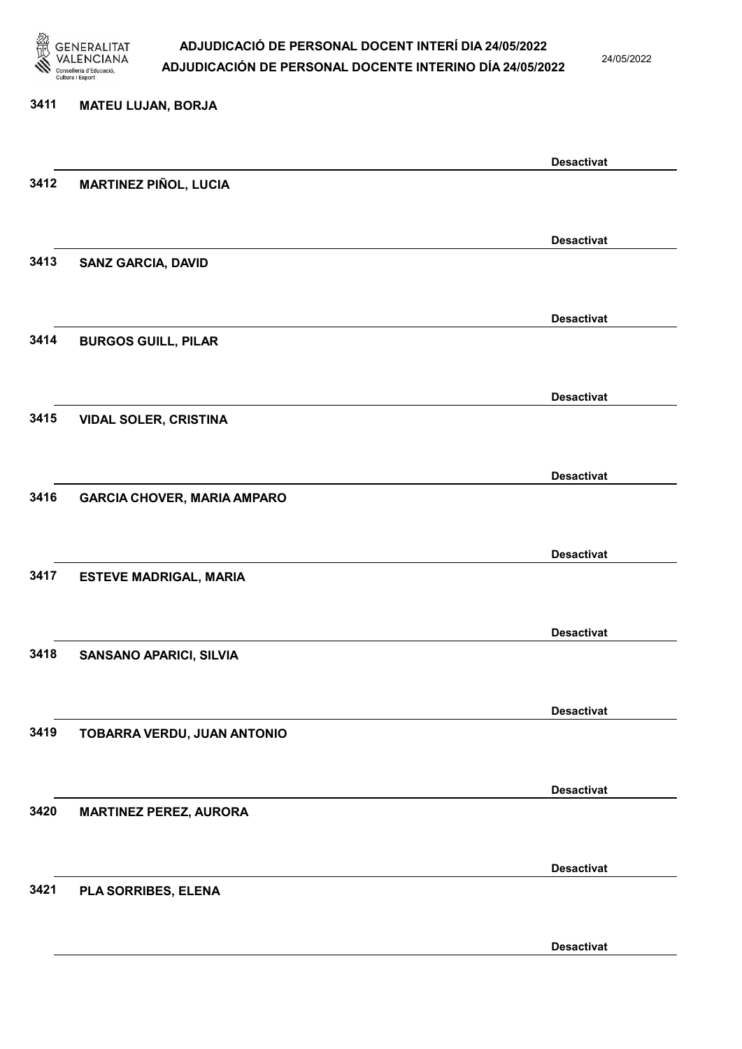3411 **MATEU LUJAN, BORJA**

**Desactivat**

3412 **MARTINEZ PIÑOL, LUCIA**

**Desactivat**

3413 **SANZ GARCIA, DAVID**

**Desactivat**

3414 **BURGOS GUILL, PILAR**

**Desactivat**

3415 **VIDAL SOLER, CRISTINA**

**Desactivat**

3416 **GARCIA CHOVER, MARIA AMPARO**

**Desactivat**

3417 **ESTEVE MADRIGAL, MARIA**

**Desactivat**

3418 **SANSANO APARICI, SILVIA**

**Desactivat**

3419 **TOBARRA VERDU, JUAN ANTONIO**

**Desactivat**

3420 **MARTINEZ PEREZ, AURORA**

**Desactivat**

3421 **PLA SORRIBES, ELENA**

**Desactivat**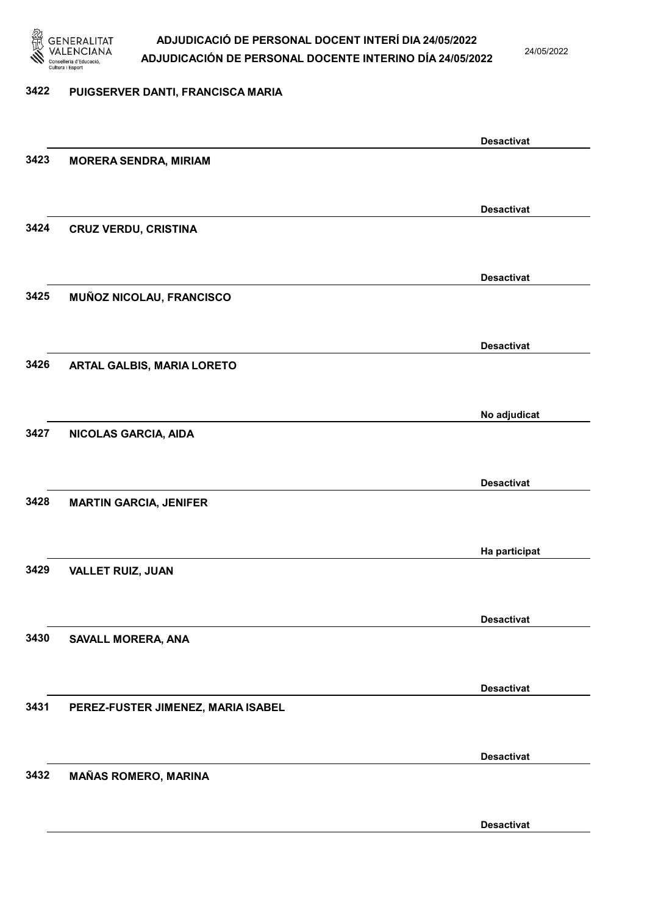3422 PUIGSERVER DANTI, FRANCISCA MARIA

Desactivat

3423 MORERA SENDRA, MIRIAM

Desactivat

3424 CRUZ VERDU, CRISTINA

Desactivat

3425 MUÑOZ NICOLAU, FRANCISCO

Desactivat

3426 ARTAL GALBIS, MARIA LORETO

No adjudicat

3427 NICOLAS GARCIA, AIDA

Desactivat

3428 MARTIN GARCIA, JENIFER

Ha participat

3429 VALLET RUIZ, JUAN

Desactivat

3430 SAVALL MORERA, ANA

Desactivat

3431 PEREZ-FUSTER JIMENEZ, MARIA ISABEL

Desactivat

3432 MAÑAS ROMERO, MARINA

Desactivat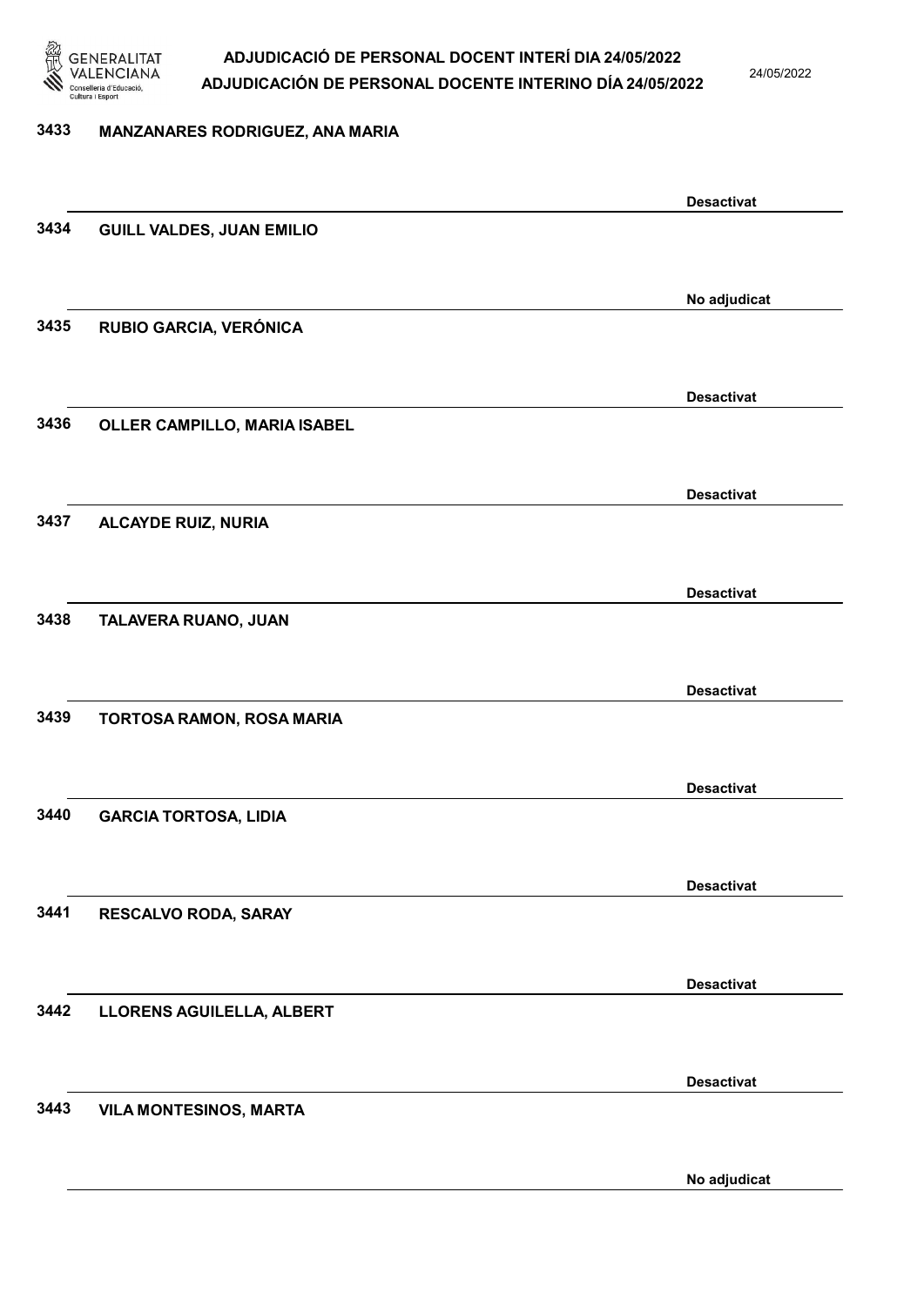3433 MANZANARES RODRIGUEZ, ANA MARIA

Desactivat

3434 GUILL VALDES, JUAN EMILIO

No adjudicat

3435 RUBIO GARCIA, VERÓNICA

Desactivat

3436 OLLER CAMPILLO, MARIA ISABEL

Desactivat

3437 ALCAYDE RUIZ, NURIA

Desactivat

3438 TALAVERA RUANO, JUAN

Desactivat

3439 TORTOSA RAMON, ROSA MARIA

Desactivat

3440 GARCIA TORTOSA, LIDIA

Desactivat

3441 RESCALVO RODA, SARAY

Desactivat

3442 LLORENS AGUILELLA, ALBERT

Desactivat

3443 VILA MONTESINOS, MARTA

No adjudicat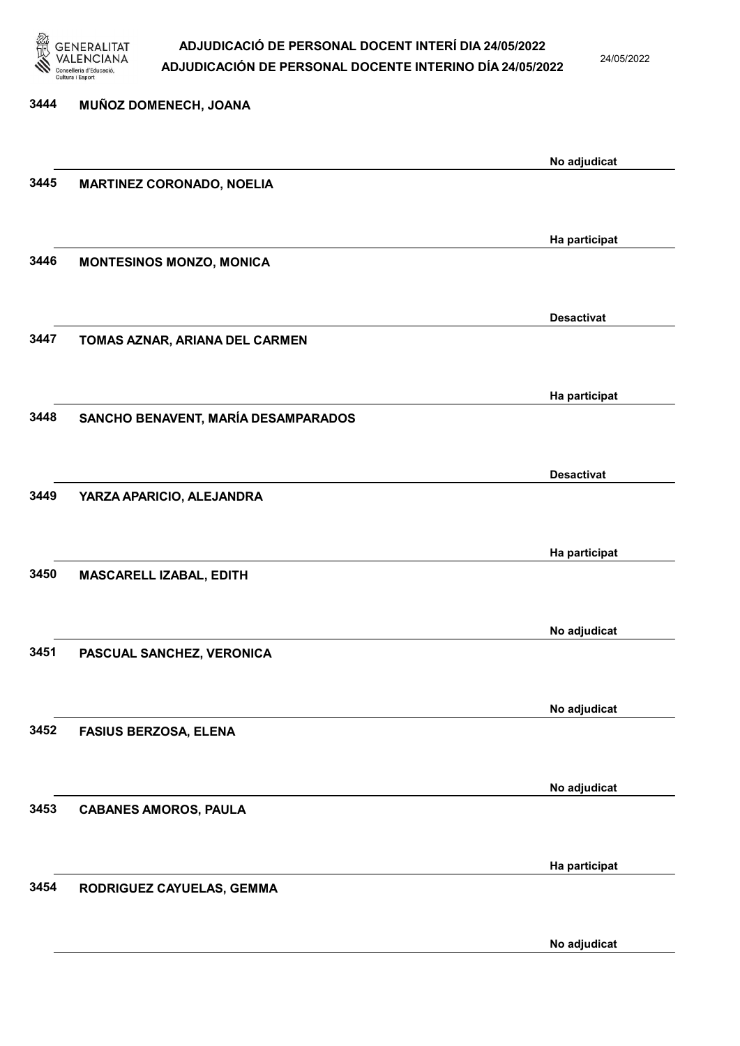3444 MUÑOZ DOMENECH, JOANA

No adjudicat

3445 MARTINEZ CORONADO, NOELIA

Ha participat

3446 MONTESINOS MONZO, MONICA

Desactivat

3447 TOMAS AZNAR, ARIANA DEL CARMEN

Ha participat

3448 SANCHO BENAVENT, MARÍA DESAMPARADOS

Desactivat

3449 YARZA APARICIO, ALEJANDRA

Ha participat

3450 MASCARELL IZABAL, EDITH

No adjudicat

3451 PASCUAL SANCHEZ, VERONICA

No adjudicat

3452 FASIUS BERZOSA, ELENA

No adjudicat

3453 CABANES AMOROS, PAULA

Ha participat

3454 RODRIGUEZ CAYUELAS, GEMMA

No adjudicat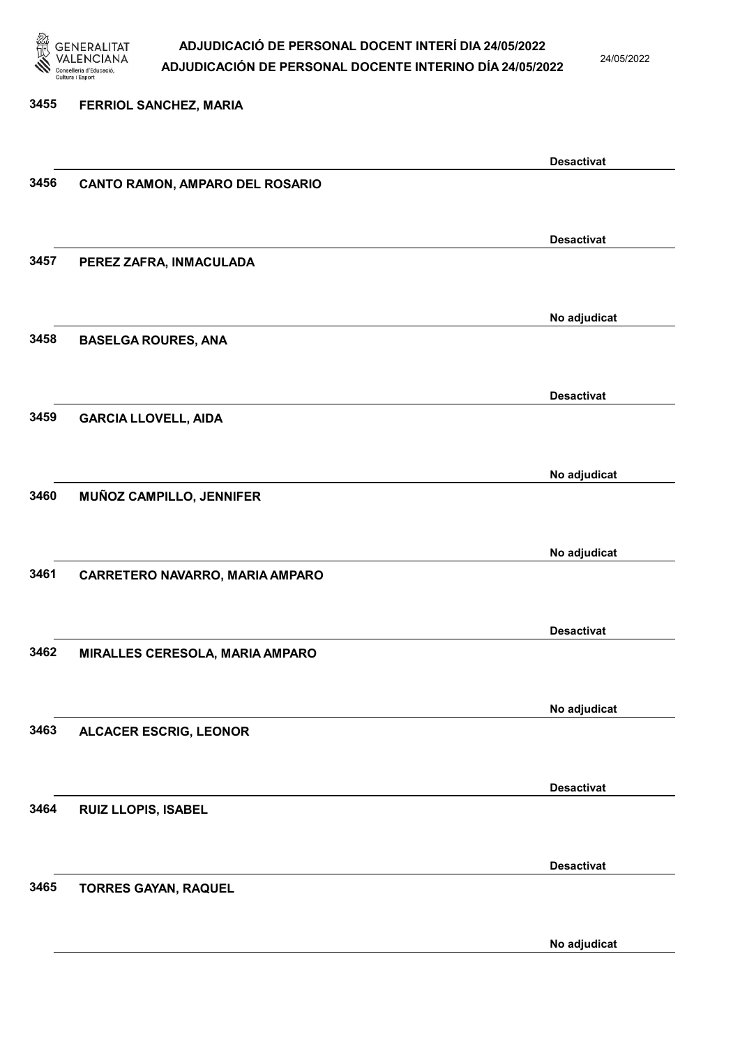3455 **FERRIOL SANCHEZ, MARIA**

**Desactivat**

3456 **CANTO RAMON, AMPARO DEL ROSARIO**

**Desactivat**

3457 **PEREZ ZAFRA, INMACULADA**

**No adjudicat**

3458 **BASELGA ROURES, ANA**

**Desactivat**

3459 **GARCIA LLOVELL, AIDA**

**No adjudicat**

3460 **MUÑOZ CAMPILLO, JENNIFER**

**No adjudicat**

3461 **CARRETERO NAVARRO, MARIA AMPARO**

**Desactivat**

3462 **MIRALLES CERESOLA, MARIA AMPARO**

**No adjudicat**

3463 **ALCACER ESCRIG, LEONOR**

**Desactivat**

3464 **RUIZ LLOPIS, ISABEL**

**Desactivat**

3465 **TORRES GAYAN, RAQUEL**

**No adjudicat**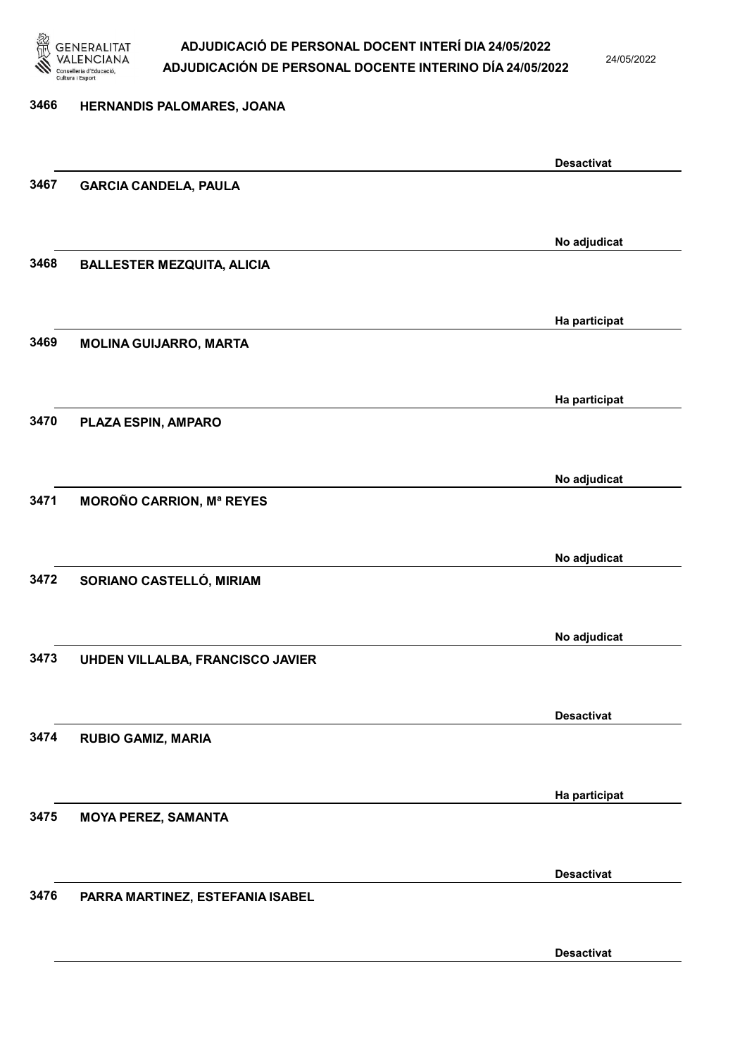| | | |
|---|---|---|
| 3466 | HERNANDIS PALOMARES, JOANA | Desactivat |
| 3467 | GARCIA CANDELA, PAULA | No adjudicat |
| 3468 | BALLESTER MEZQUITA, ALICIA | Ha participat |
| 3469 | MOLINA GUIJARRO, MARTA | Ha participat |
| 3470 | PLAZA ESPIN, AMPARO | No adjudicat |
| 3471 | MOROÑO CARRION, Mª REYES | No adjudicat |
| 3472 | SORIANO CASTELLÓ, MIRIAM | No adjudicat |
| 3473 | UHDEN VILLALBA, FRANCISCO JAVIER | Desactivat |
| 3474 | RUBIO GAMIZ, MARIA | Ha participat |
| 3475 | MOYA PEREZ, SAMANTA | Desactivat |
| 3476 | PARRA MARTINEZ, ESTEFANIA ISABEL | Desactivat |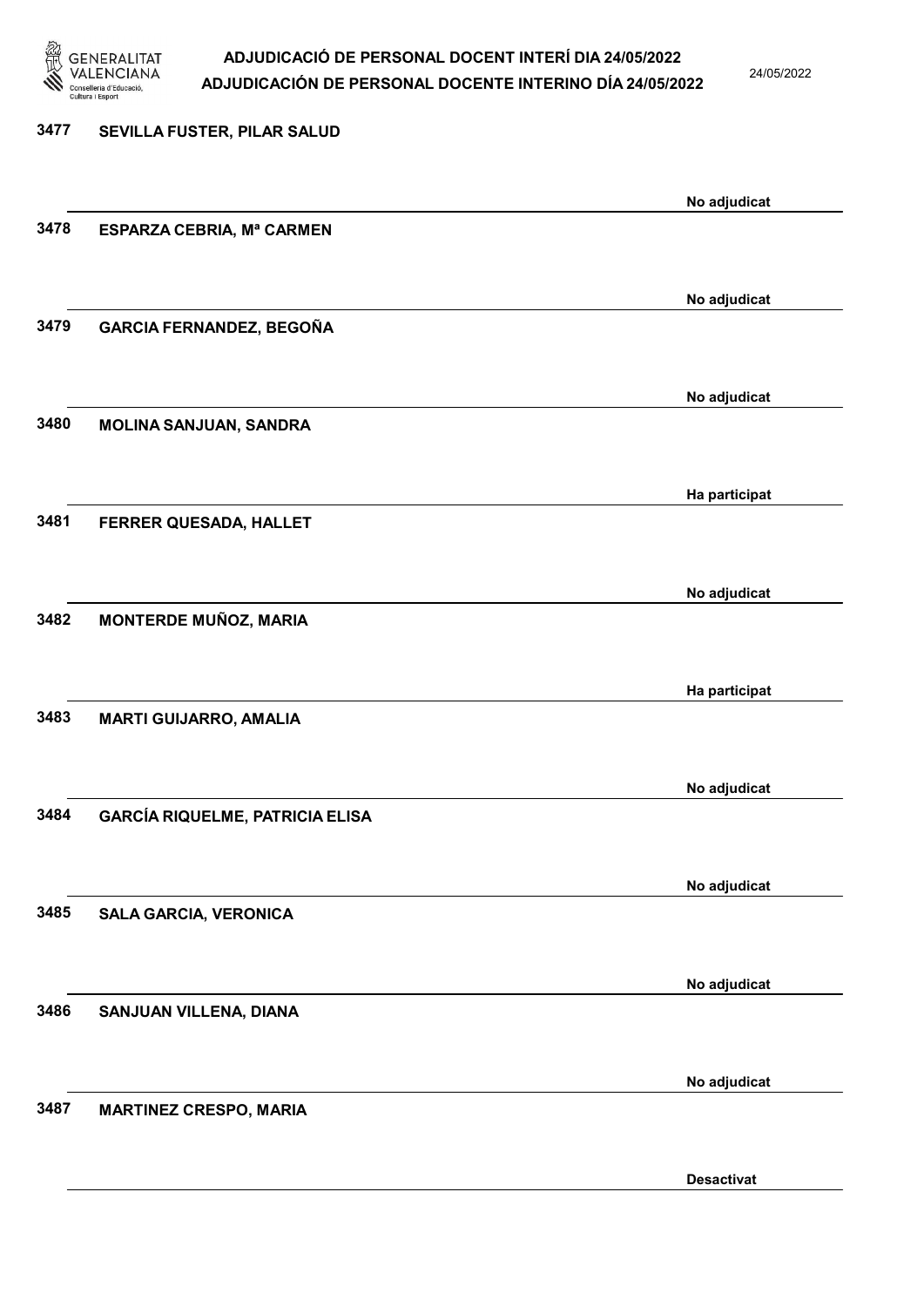3477 SEVILLA FUSTER, PILAR SALUD

No adjudicat

3478 ESPARZA CEBRIA, Mª CARMEN

No adjudicat

3479 GARCIA FERNANDEZ, BEGOÑA

No adjudicat

3480 MOLINA SANJUAN, SANDRA

Ha participat

3481 FERRER QUESADA, HALLET

No adjudicat

3482 MONTERDE MUÑOZ, MARIA

Ha participat

3483 MARTI GUIJARRO, AMALIA

No adjudicat

3484 GARCÍA RIQUELME, PATRICIA ELISA

No adjudicat

3485 SALA GARCIA, VERONICA

No adjudicat

3486 SANJUAN VILLENA, DIANA

No adjudicat

3487 MARTINEZ CRESPO, MARIA

Desactivat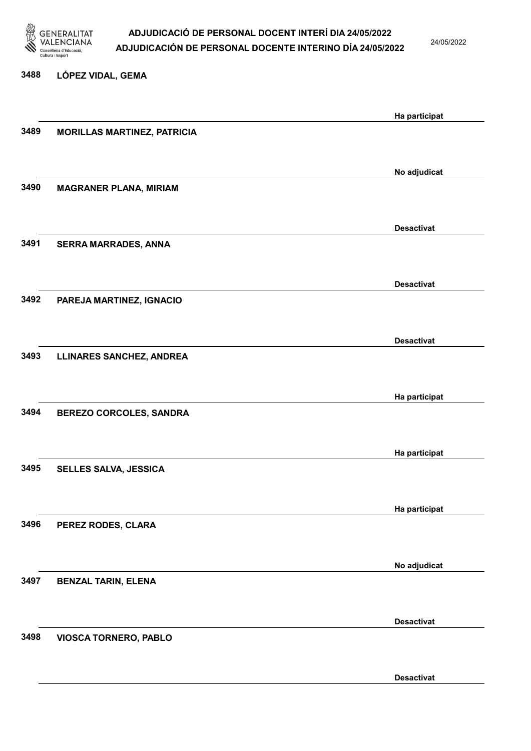| Núm. | Nom | Estat |
|---|---|---|
| 3488 | LÓPEZ VIDAL, GEMA | Ha participat |
| 3489 | MORILLAS MARTINEZ, PATRICIA | No adjudicat |
| 3490 | MAGRANER PLANA, MIRIAM | Desactivat |
| 3491 | SERRA MARRADES, ANNA | Desactivat |
| 3492 | PAREJA MARTINEZ, IGNACIO | Desactivat |
| 3493 | LLINARES SANCHEZ, ANDREA | Ha participat |
| 3494 | BEREZO CORCOLES, SANDRA | Ha participat |
| 3495 | SELLES SALVA, JESSICA | Ha participat |
| 3496 | PEREZ RODES, CLARA | No adjudicat |
| 3497 | BENZAL TARIN, ELENA | Desactivat |
| 3498 | VIOSCA TORNERO, PABLO | Desactivat |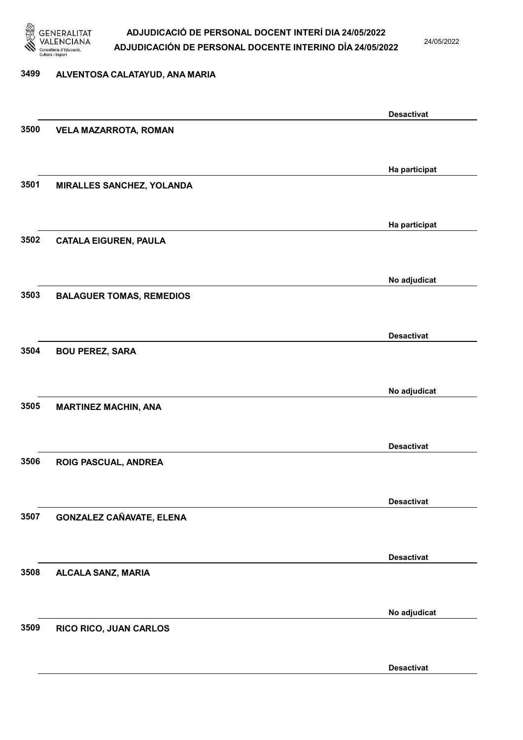| Núm. | Nom | Estat |
|---|---|---|
| 3499 | ALVENTOSA CALATAYUD, ANA MARIA | Desactivat |
| 3500 | VELA MAZARROTA, ROMAN | Ha participat |
| 3501 | MIRALLES SANCHEZ, YOLANDA | Ha participat |
| 3502 | CATALA EIGUREN, PAULA | No adjudicat |
| 3503 | BALAGUER TOMAS, REMEDIOS | Desactivat |
| 3504 | BOU PEREZ, SARA | No adjudicat |
| 3505 | MARTINEZ MACHIN, ANA | Desactivat |
| 3506 | ROIG PASCUAL, ANDREA | Desactivat |
| 3507 | GONZALEZ CAÑAVATE, ELENA | Desactivat |
| 3508 | ALCALA SANZ, MARIA | No adjudicat |
| 3509 | RICO RICO, JUAN CARLOS | Desactivat |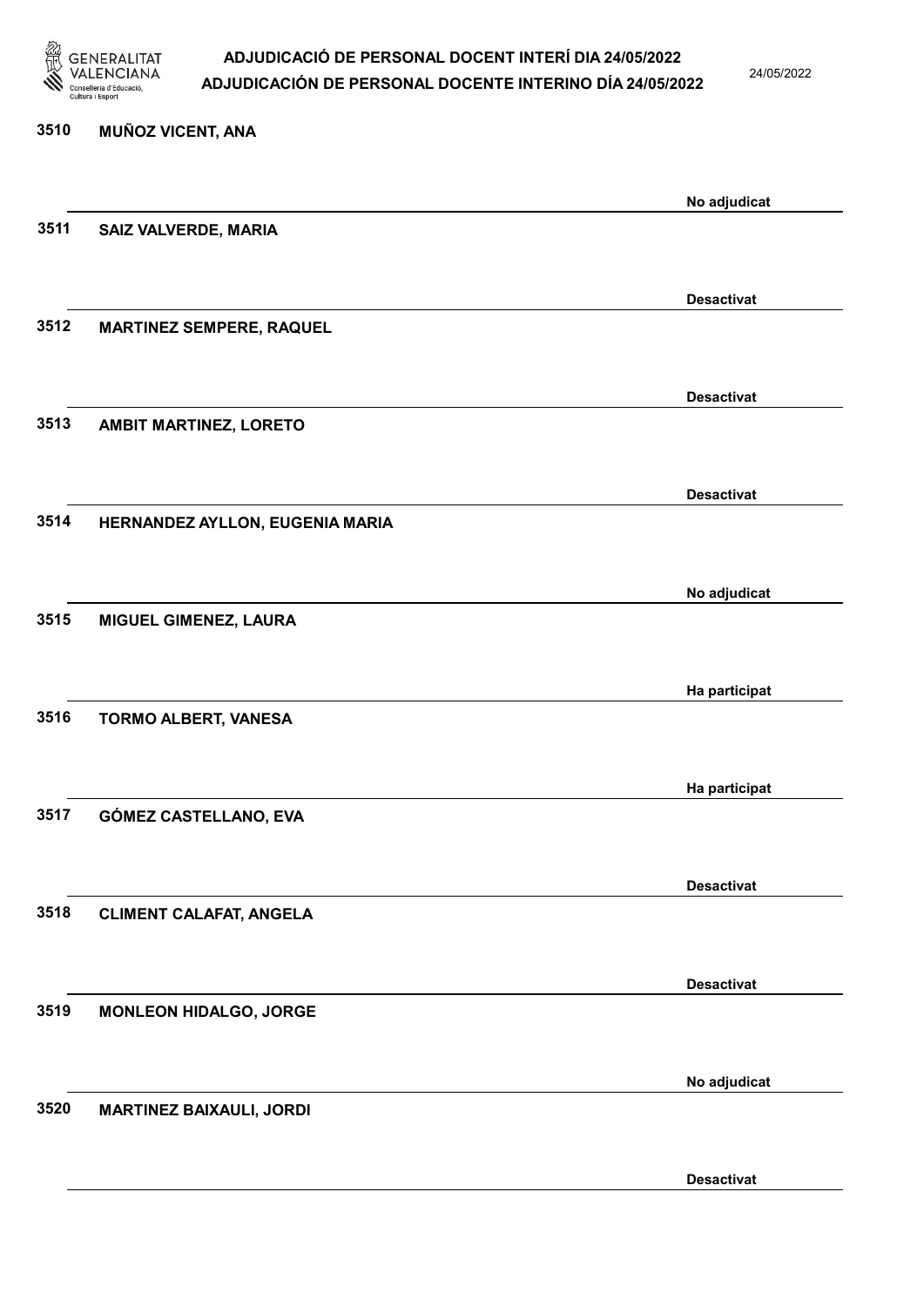3510 **MUÑOZ VICENT, ANA**

No adjudicat

3511 **SAIZ VALVERDE, MARIA**

Desactivat

3512 **MARTINEZ SEMPERE, RAQUEL**

Desactivat

3513 **AMBIT MARTINEZ, LORETO**

Desactivat

3514 **HERNANDEZ AYLLON, EUGENIA MARIA**

No adjudicat

3515 **MIGUEL GIMENEZ, LAURA**

Ha participat

3516 **TORMO ALBERT, VANESA**

Ha participat

3517 **GÓMEZ CASTELLANO, EVA**

Desactivat

3518 **CLIMENT CALAFAT, ANGELA**

Desactivat

3519 **MONLEON HIDALGO, JORGE**

No adjudicat

3520 **MARTINEZ BAIXAULI, JORDI**

Desactivat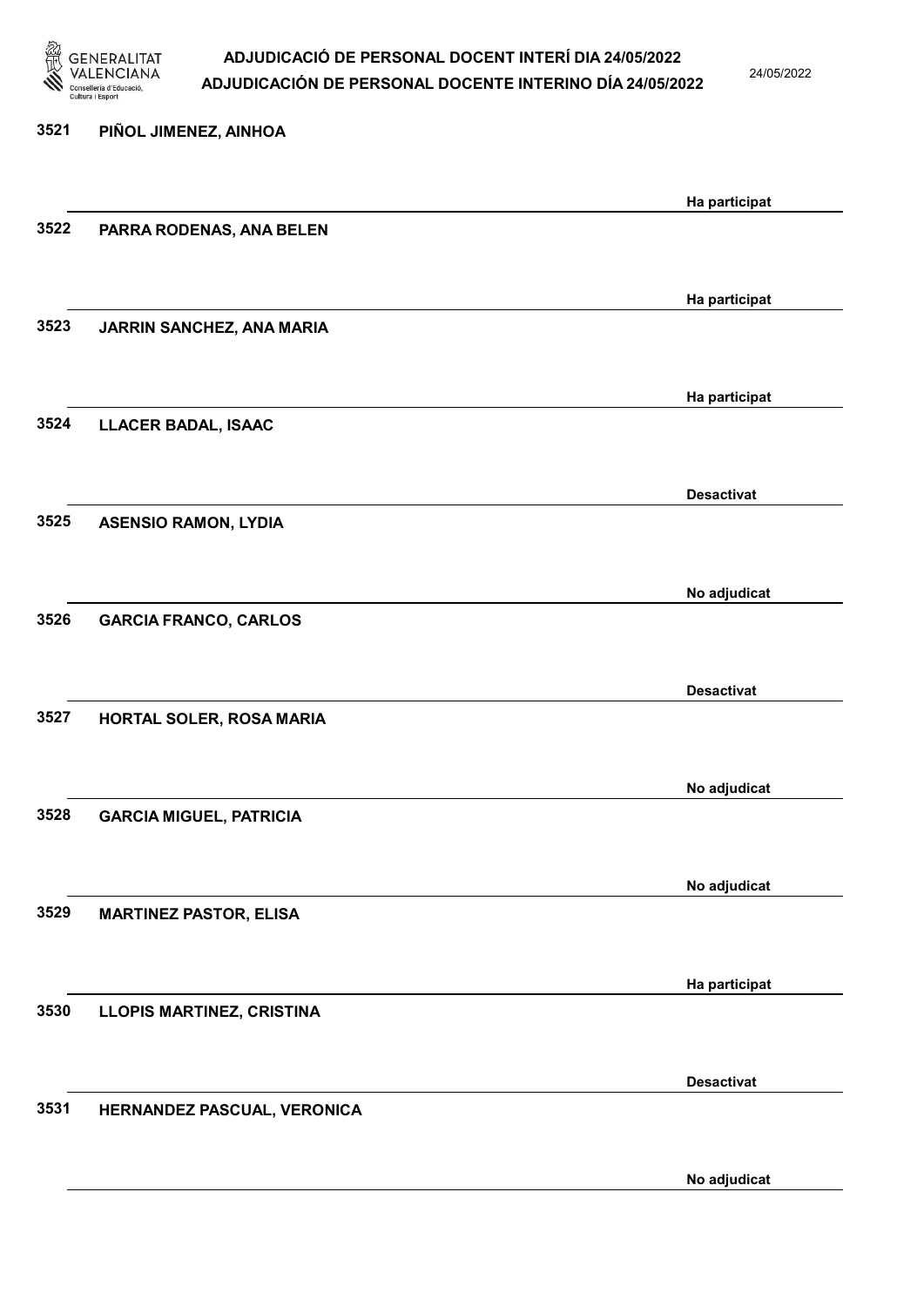| Núm. | Nom | Estat |
|---|---|---|
| 3521 | PIÑOL JIMENEZ, AINHOA | Ha participat |
| 3522 | PARRA RODENAS, ANA BELEN | Ha participat |
| 3523 | JARRIN SANCHEZ, ANA MARIA | Ha participat |
| 3524 | LLACER BADAL, ISAAC | Desactivat |
| 3525 | ASENSIO RAMON, LYDIA | No adjudicat |
| 3526 | GARCIA FRANCO, CARLOS | Desactivat |
| 3527 | HORTAL SOLER, ROSA MARIA | No adjudicat |
| 3528 | GARCIA MIGUEL, PATRICIA | No adjudicat |
| 3529 | MARTINEZ PASTOR, ELISA | Ha participat |
| 3530 | LLOPIS MARTINEZ, CRISTINA | Desactivat |
| 3531 | HERNANDEZ PASCUAL, VERONICA | No adjudicat |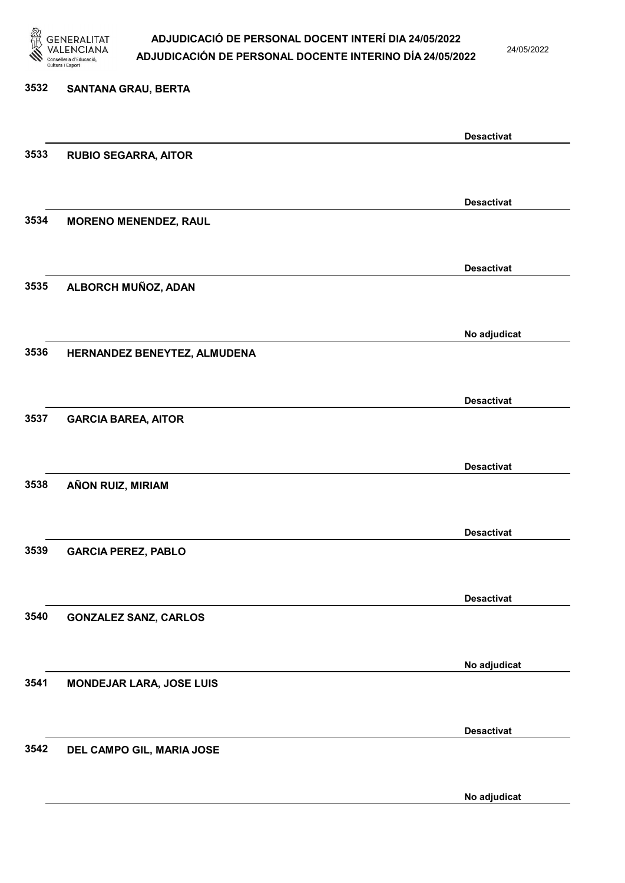3532 SANTANA GRAU, BERTA

Desactivat

3533 RUBIO SEGARRA, AITOR

Desactivat

3534 MORENO MENENDEZ, RAUL

Desactivat

3535 ALBORCH MUÑOZ, ADAN

No adjudicat

3536 HERNANDEZ BENEYTEZ, ALMUDENA

Desactivat

3537 GARCIA BAREA, AITOR

Desactivat

3538 AÑON RUIZ, MIRIAM

Desactivat

3539 GARCIA PEREZ, PABLO

Desactivat

3540 GONZALEZ SANZ, CARLOS

No adjudicat

3541 MONDEJAR LARA, JOSE LUIS

Desactivat

3542 DEL CAMPO GIL, MARIA JOSE

No adjudicat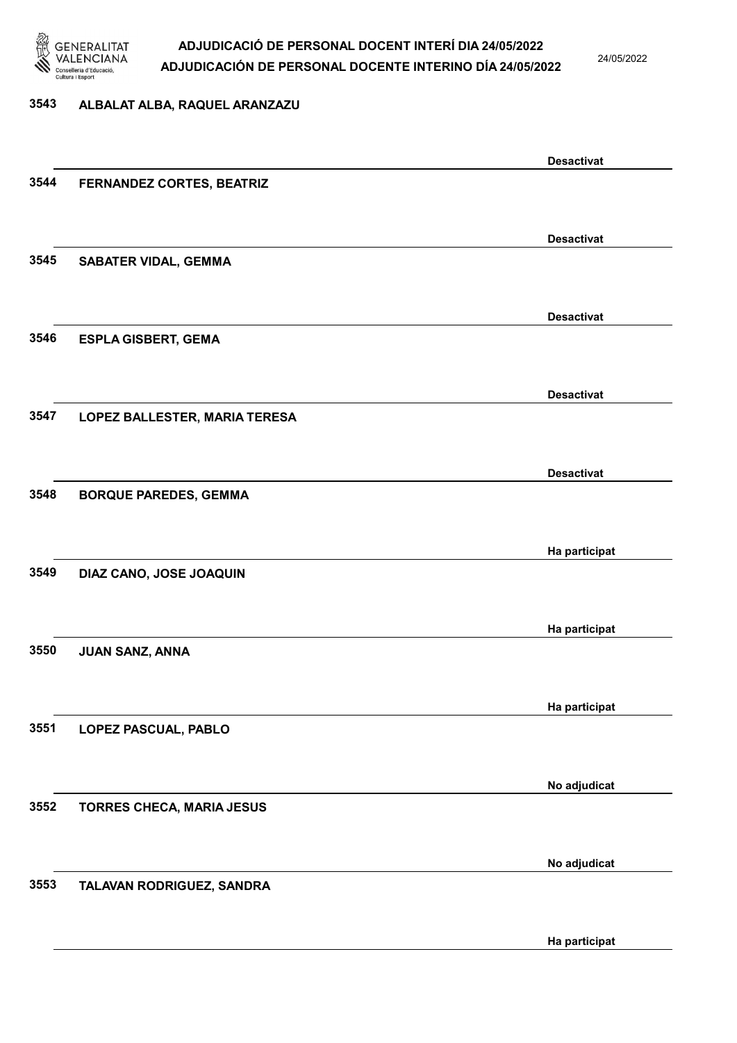3543 ALBALAT ALBA, RAQUEL ARANZAZU

Desactivat

3544 FERNANDEZ CORTES, BEATRIZ

Desactivat

3545 SABATER VIDAL, GEMMA

Desactivat

3546 ESPLA GISBERT, GEMA

Desactivat

3547 LOPEZ BALLESTER, MARIA TERESA

Desactivat

3548 BORQUE PAREDES, GEMMA

Ha participat

3549 DIAZ CANO, JOSE JOAQUIN

Ha participat

3550 JUAN SANZ, ANNA

Ha participat

3551 LOPEZ PASCUAL, PABLO

No adjudicat

3552 TORRES CHECA, MARIA JESUS

No adjudicat

3553 TALAVAN RODRIGUEZ, SANDRA

Ha participat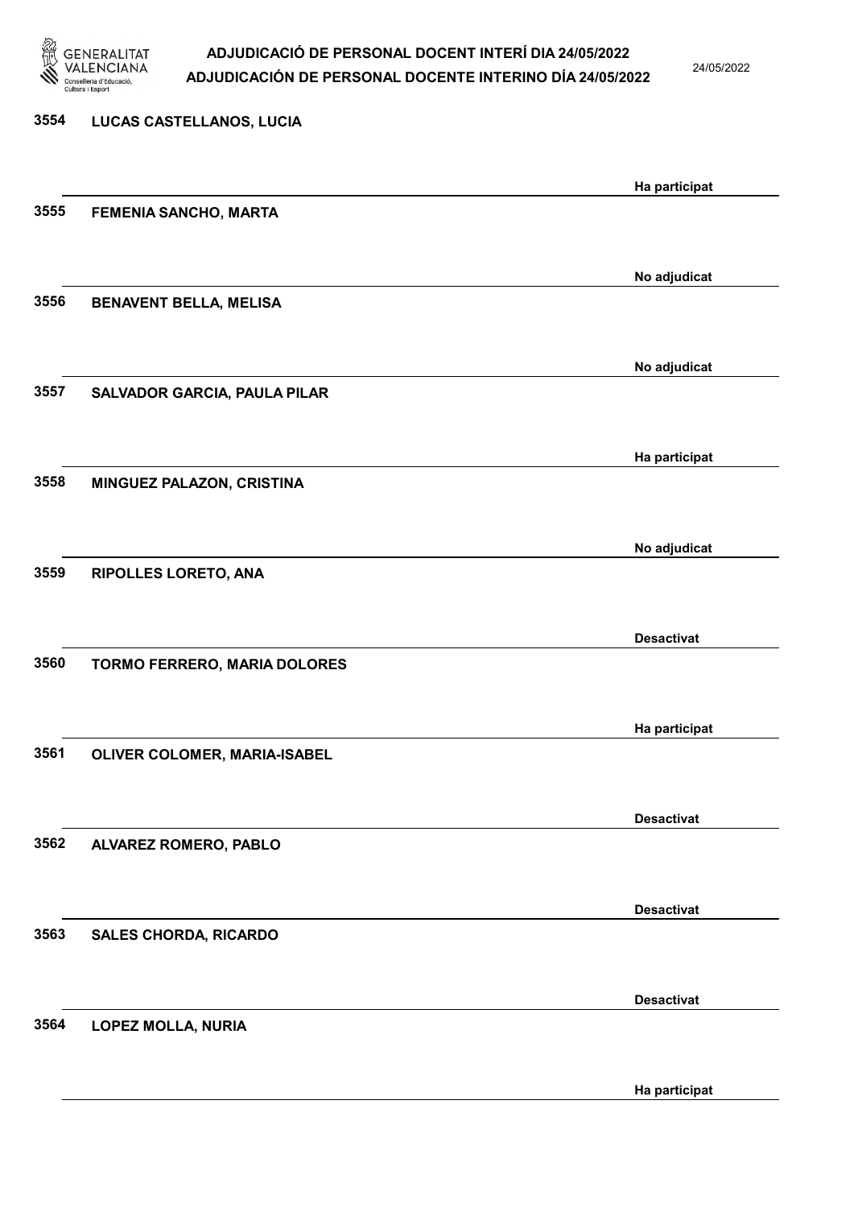3554 LUCAS CASTELLANOS, LUCIA

Ha participat

3555 FEMENIA SANCHO, MARTA

No adjudicat

3556 BENAVENT BELLA, MELISA

No adjudicat

3557 SALVADOR GARCIA, PAULA PILAR

Ha participat

3558 MINGUEZ PALAZON, CRISTINA

No adjudicat

3559 RIPOLLES LORETO, ANA

Desactivat

3560 TORMO FERRERO, MARIA DOLORES

Ha participat

3561 OLIVER COLOMER, MARIA-ISABEL

Desactivat

3562 ALVAREZ ROMERO, PABLO

Desactivat

3563 SALES CHORDA, RICARDO

Desactivat

3564 LOPEZ MOLLA, NURIA

Ha participat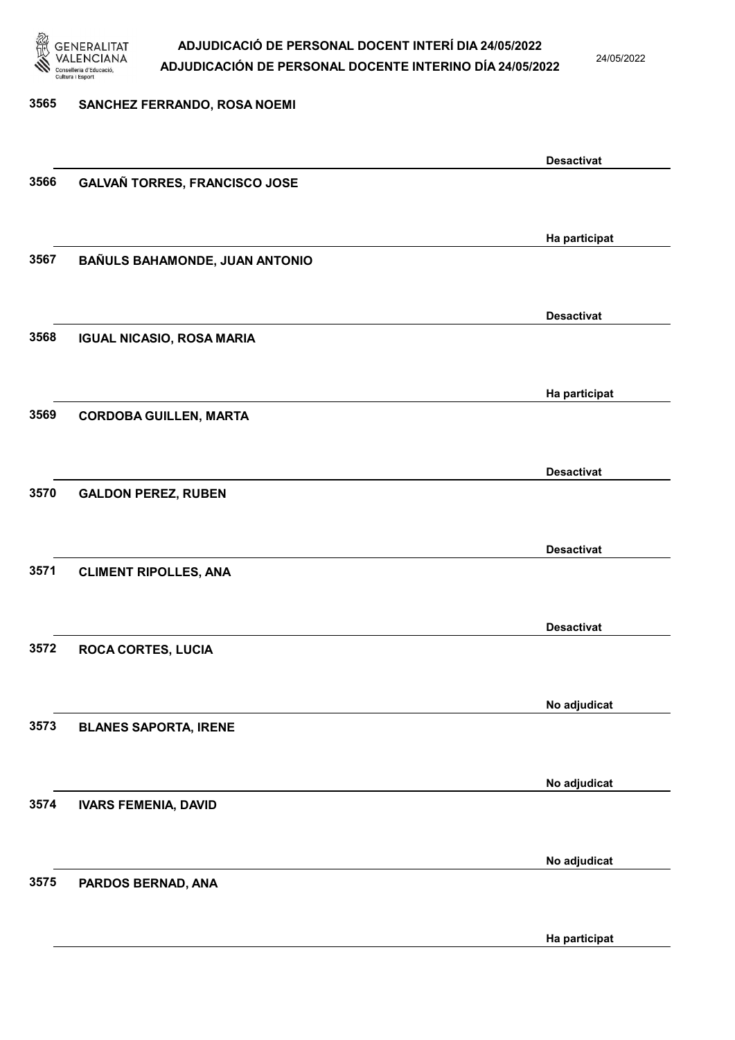| Núm. | Nom | Estat |
| --- | --- | --- |
| 3565 | SANCHEZ FERRANDO, ROSA NOEMI | Desactivat |
| 3566 | GALVAÑ TORRES, FRANCISCO JOSE | Ha participat |
| 3567 | BAÑULS BAHAMONDE, JUAN ANTONIO | Desactivat |
| 3568 | IGUAL NICASIO, ROSA MARIA | Ha participat |
| 3569 | CORDOBA GUILLEN, MARTA | Desactivat |
| 3570 | GALDON PEREZ, RUBEN | Desactivat |
| 3571 | CLIMENT RIPOLLES, ANA | Desactivat |
| 3572 | ROCA CORTES, LUCIA | No adjudicat |
| 3573 | BLANES SAPORTA, IRENE | No adjudicat |
| 3574 | IVARS FEMENIA, DAVID | No adjudicat |
| 3575 | PARDOS BERNAD, ANA | Ha participat |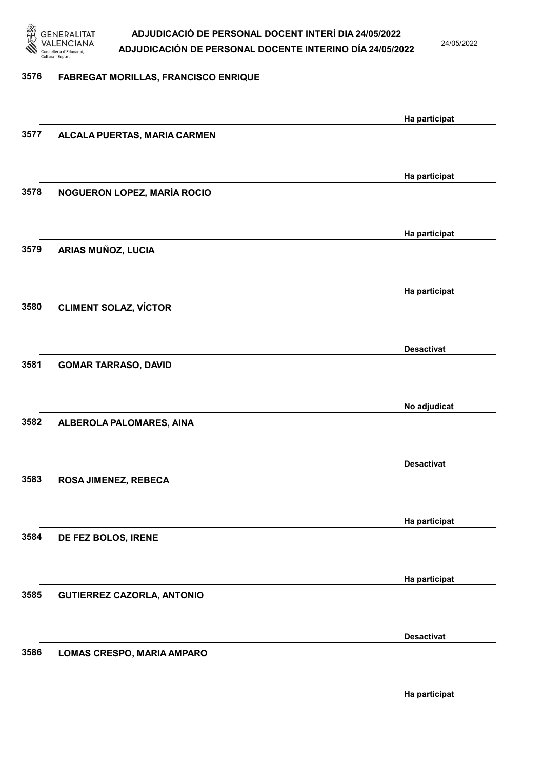| Núm. | Nom | Estat |
|---|---|---|
| 3576 | FABREGAT MORILLAS, FRANCISCO ENRIQUE | Ha participat |
| 3577 | ALCALA PUERTAS, MARIA CARMEN | Ha participat |
| 3578 | NOGUERON LOPEZ, MARÍA ROCIO | Ha participat |
| 3579 | ARIAS MUÑOZ, LUCIA | Ha participat |
| 3580 | CLIMENT SOLAZ, VÍCTOR | Desactivat |
| 3581 | GOMAR TARRASO, DAVID | No adjudicat |
| 3582 | ALBEROLA PALOMARES, AINA | Desactivat |
| 3583 | ROSA JIMENEZ, REBECA | Ha participat |
| 3584 | DE FEZ BOLOS, IRENE | Ha participat |
| 3585 | GUTIERREZ CAZORLA, ANTONIO | Desactivat |
| 3586 | LOMAS CRESPO, MARIA AMPARO | Ha participat |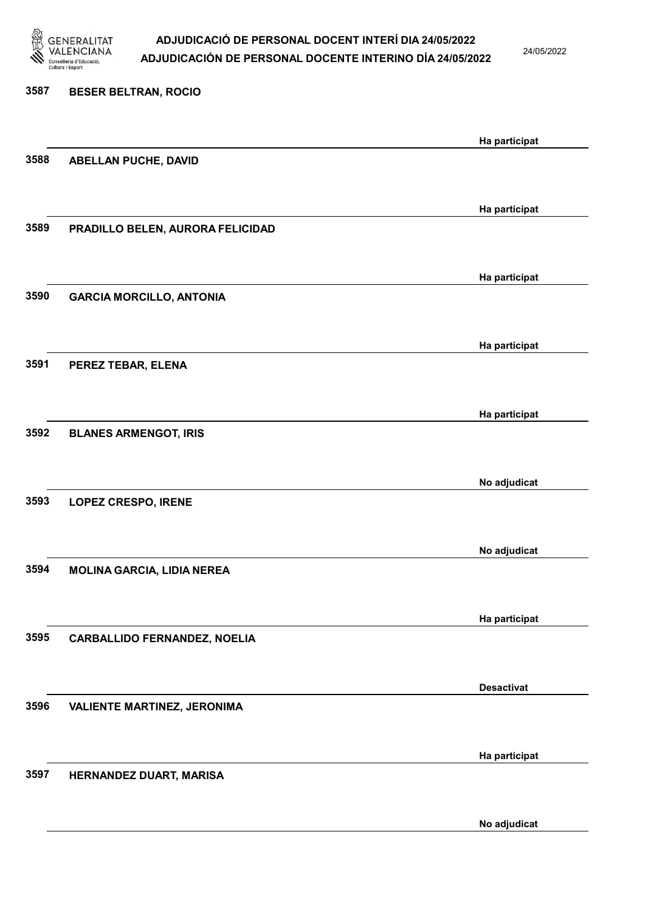| Núm. | Nom | Estat |
| --- | --- | --- |
| 3587 | BESER BELTRAN, ROCIO | Ha participat |
| 3588 | ABELLAN PUCHE, DAVID | Ha participat |
| 3589 | PRADILLO BELEN, AURORA FELICIDAD | Ha participat |
| 3590 | GARCIA MORCILLO, ANTONIA | Ha participat |
| 3591 | PEREZ TEBAR, ELENA | Ha participat |
| 3592 | BLANES ARMENGOT, IRIS | No adjudicat |
| 3593 | LOPEZ CRESPO, IRENE | No adjudicat |
| 3594 | MOLINA GARCIA, LIDIA NEREA | Ha participat |
| 3595 | CARBALLIDO FERNANDEZ, NOELIA | Desactivat |
| 3596 | VALIENTE MARTINEZ, JERONIMA | Ha participat |
| 3597 | HERNANDEZ DUART, MARISA | No adjudicat |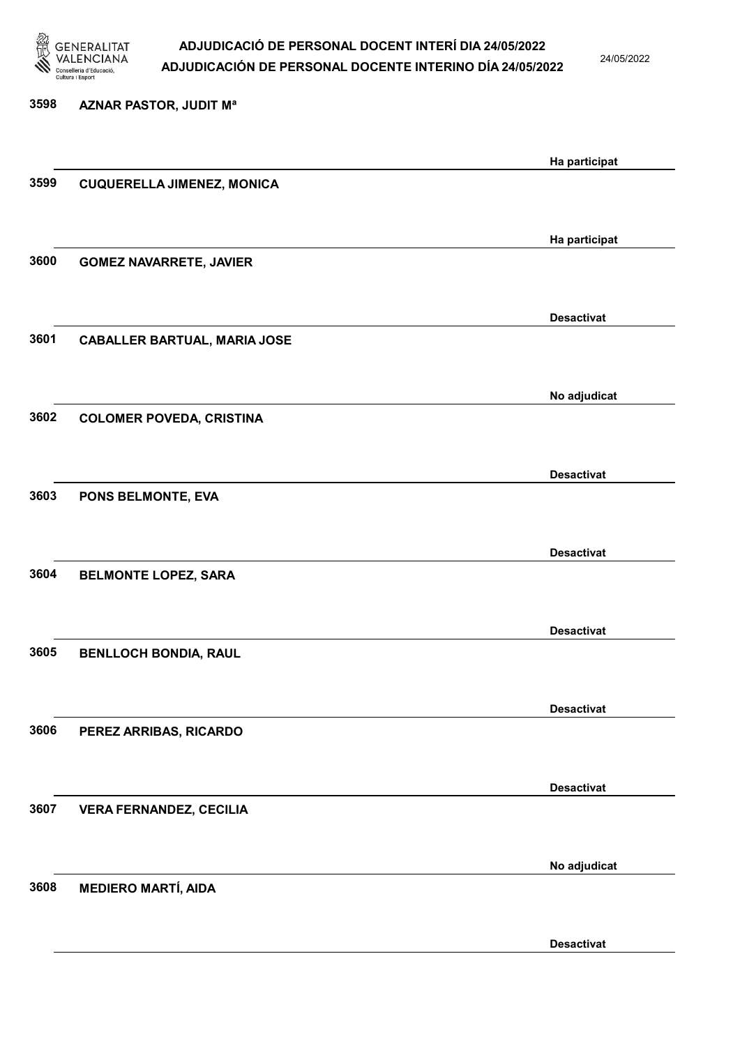| | | |
|---|---|---|
| 3598 | AZNAR PASTOR, JUDIT Mª | Ha participat |
| 3599 | CUQUERELLA JIMENEZ, MONICA | Ha participat |
| 3600 | GOMEZ NAVARRETE, JAVIER | Desactivat |
| 3601 | CABALLER BARTUAL, MARIA JOSE | No adjudicat |
| 3602 | COLOMER POVEDA, CRISTINA | Desactivat |
| 3603 | PONS BELMONTE, EVA | Desactivat |
| 3604 | BELMONTE LOPEZ, SARA | Desactivat |
| 3605 | BENLLOCH BONDIA, RAUL | Desactivat |
| 3606 | PEREZ ARRIBAS, RICARDO | Desactivat |
| 3607 | VERA FERNANDEZ, CECILIA | No adjudicat |
| 3608 | MEDIERO MARTÍ, AIDA | Desactivat |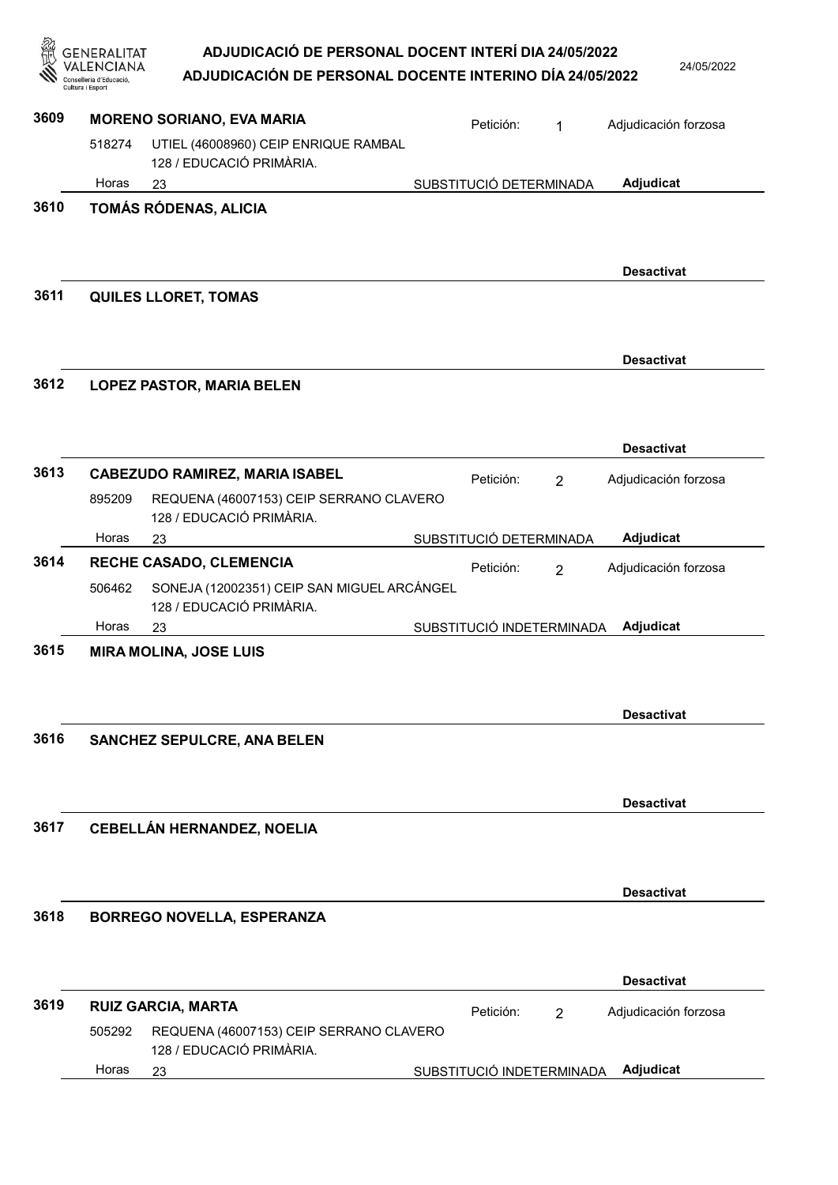**3609** **MORENO SORIANO, EVA MARIA** — Petición: 1 — Adjudicación forzosa
518274 UTIEL (46008960) CEIP ENRIQUE RAMBAL
128 / EDUCACIÓ PRIMÀRIA.
Horas 23 — SUBSTITUCIÓ DETERMINADA — **Adjudicat**

**3610** **TOMÁS RÓDENAS, ALICIA**
**Desactivat**

**3611** **QUILES LLORET, TOMAS**
**Desactivat**

**3612** **LOPEZ PASTOR, MARIA BELEN**
**Desactivat**

**3613** **CABEZUDO RAMIREZ, MARIA ISABEL** — Petición: 2 — Adjudicación forzosa
895209 REQUENA (46007153) CEIP SERRANO CLAVERO
128 / EDUCACIÓ PRIMÀRIA.
Horas 23 — SUBSTITUCIÓ DETERMINADA — **Adjudicat**

**3614** **RECHE CASADO, CLEMENCIA** — Petición: 2 — Adjudicación forzosa
506462 SONEJA (12002351) CEIP SAN MIGUEL ARCÁNGEL
128 / EDUCACIÓ PRIMÀRIA.
Horas 23 — SUBSTITUCIÓ INDETERMINADA — **Adjudicat**

**3615** **MIRA MOLINA, JOSE LUIS**
**Desactivat**

**3616** **SANCHEZ SEPULCRE, ANA BELEN**
**Desactivat**

**3617** **CEBELLÁN HERNANDEZ, NOELIA**
**Desactivat**

**3618** **BORREGO NOVELLA, ESPERANZA**
**Desactivat**

**3619** **RUIZ GARCIA, MARTA** — Petición: 2 — Adjudicación forzosa
505292 REQUENA (46007153) CEIP SERRANO CLAVERO
128 / EDUCACIÓ PRIMÀRIA.
Horas 23 — SUBSTITUCIÓ INDETERMINADA — **Adjudicat**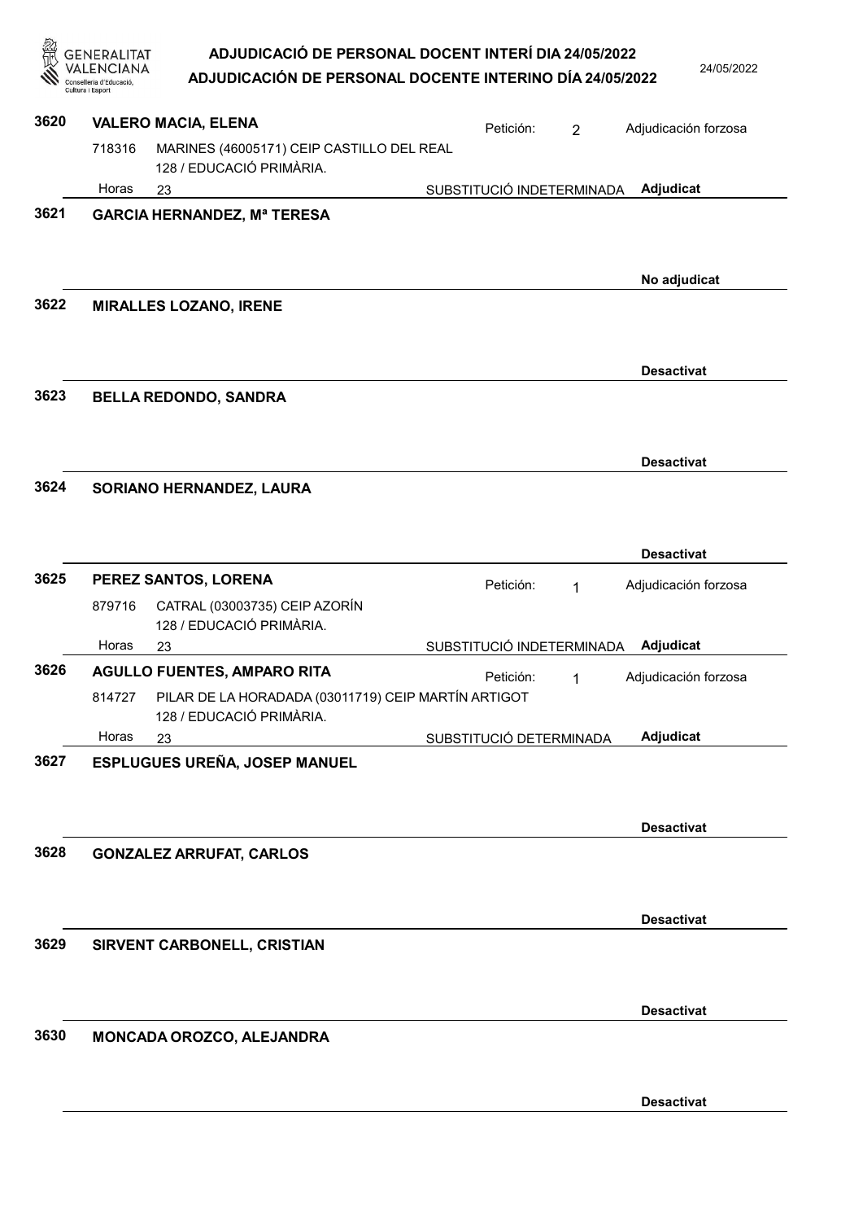**3620 VALERO MACIA, ELENA**
Petición: 2 — Adjudicación forzosa
718316 MARINES (46005171) CEIP CASTILLO DEL REAL
128 / EDUCACIÓ PRIMÀRIA.
Horas 23 — SUBSTITUCIÓ INDETERMINADA — **Adjudicat**

**3621 GARCIA HERNANDEZ, Mª TERESA**
**No adjudicat**

**3622 MIRALLES LOZANO, IRENE**
**Desactivat**

**3623 BELLA REDONDO, SANDRA**
**Desactivat**

**3624 SORIANO HERNANDEZ, LAURA**
**Desactivat**

**3625 PEREZ SANTOS, LORENA**
Petición: 1 — Adjudicación forzosa
879716 CATRAL (03003735) CEIP AZORÍN
128 / EDUCACIÓ PRIMÀRIA.
Horas 23 — SUBSTITUCIÓ INDETERMINADA — **Adjudicat**

**3626 AGULLO FUENTES, AMPARO RITA**
Petición: 1 — Adjudicación forzosa
814727 PILAR DE LA HORADADA (03011719) CEIP MARTÍN ARTIGOT
128 / EDUCACIÓ PRIMÀRIA.
Horas 23 — SUBSTITUCIÓ DETERMINADA — **Adjudicat**

**3627 ESPLUGUES UREÑA, JOSEP MANUEL**
**Desactivat**

**3628 GONZALEZ ARRUFAT, CARLOS**
**Desactivat**

**3629 SIRVENT CARBONELL, CRISTIAN**
**Desactivat**

**3630 MONCADA OROZCO, ALEJANDRA**
**Desactivat**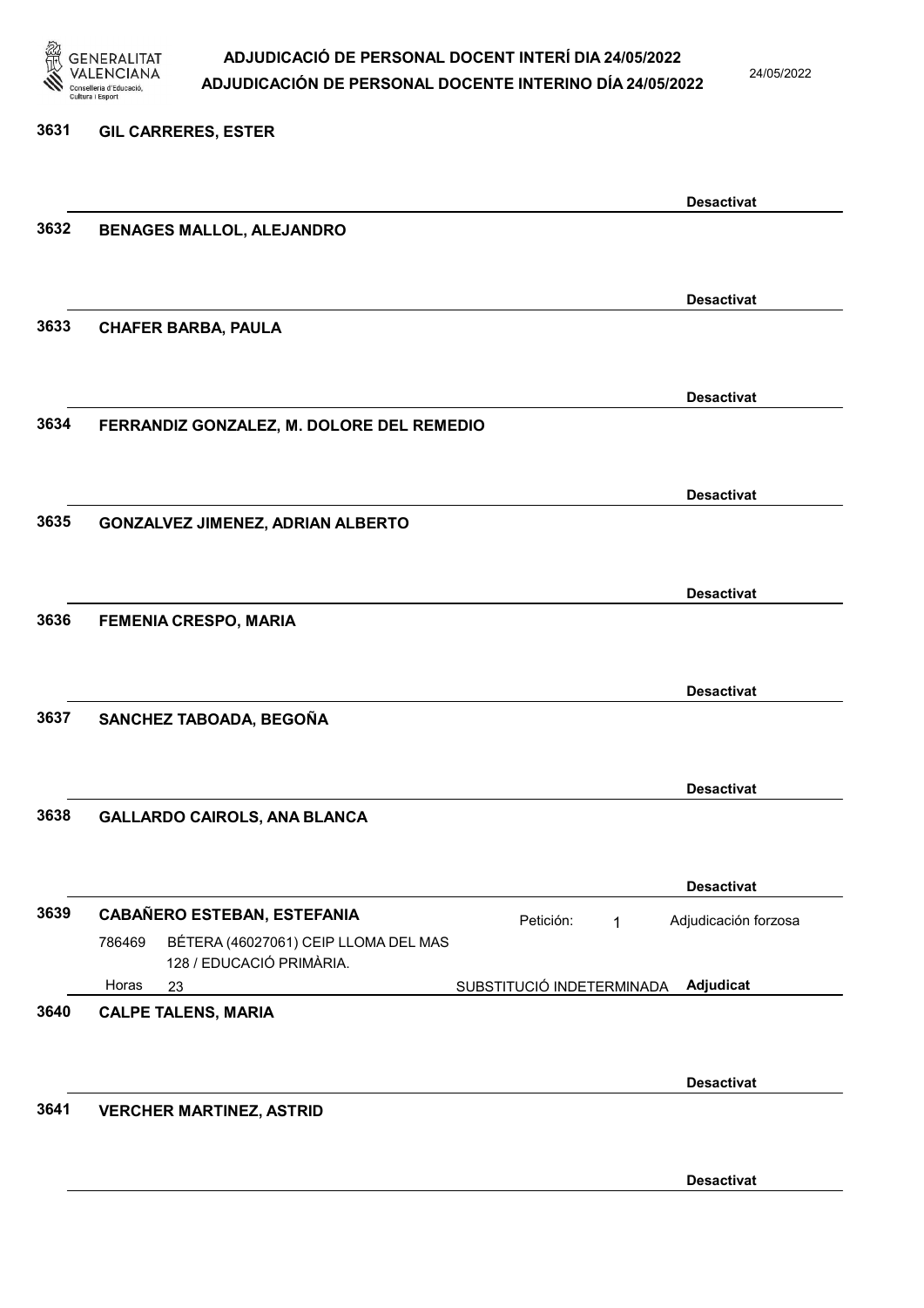3631 **GIL CARRERES, ESTER**

**Desactivat**

3632 **BENAGES MALLOL, ALEJANDRO**

**Desactivat**

3633 **CHAFER BARBA, PAULA**

**Desactivat**

3634 **FERRANDIZ GONZALEZ, M. DOLORE DEL REMEDIO**

**Desactivat**

3635 **GONZALVEZ JIMENEZ, ADRIAN ALBERTO**

**Desactivat**

3636 **FEMENIA CRESPO, MARIA**

**Desactivat**

3637 **SANCHEZ TABOADA, BEGOÑA**

**Desactivat**

3638 **GALLARDO CAIROLS, ANA BLANCA**

**Desactivat**

3639 **CABAÑERO ESTEBAN, ESTEFANIA** — Petición: 1 — Adjudicación forzosa

786469 BÉTERA (46027061) CEIP LLOMA DEL MAS 128 / EDUCACIÓ PRIMÀRIA.

Horas 23 — SUBSTITUCIÓ INDETERMINADA — **Adjudicat**

3640 **CALPE TALENS, MARIA**

**Desactivat**

3641 **VERCHER MARTINEZ, ASTRID**

**Desactivat**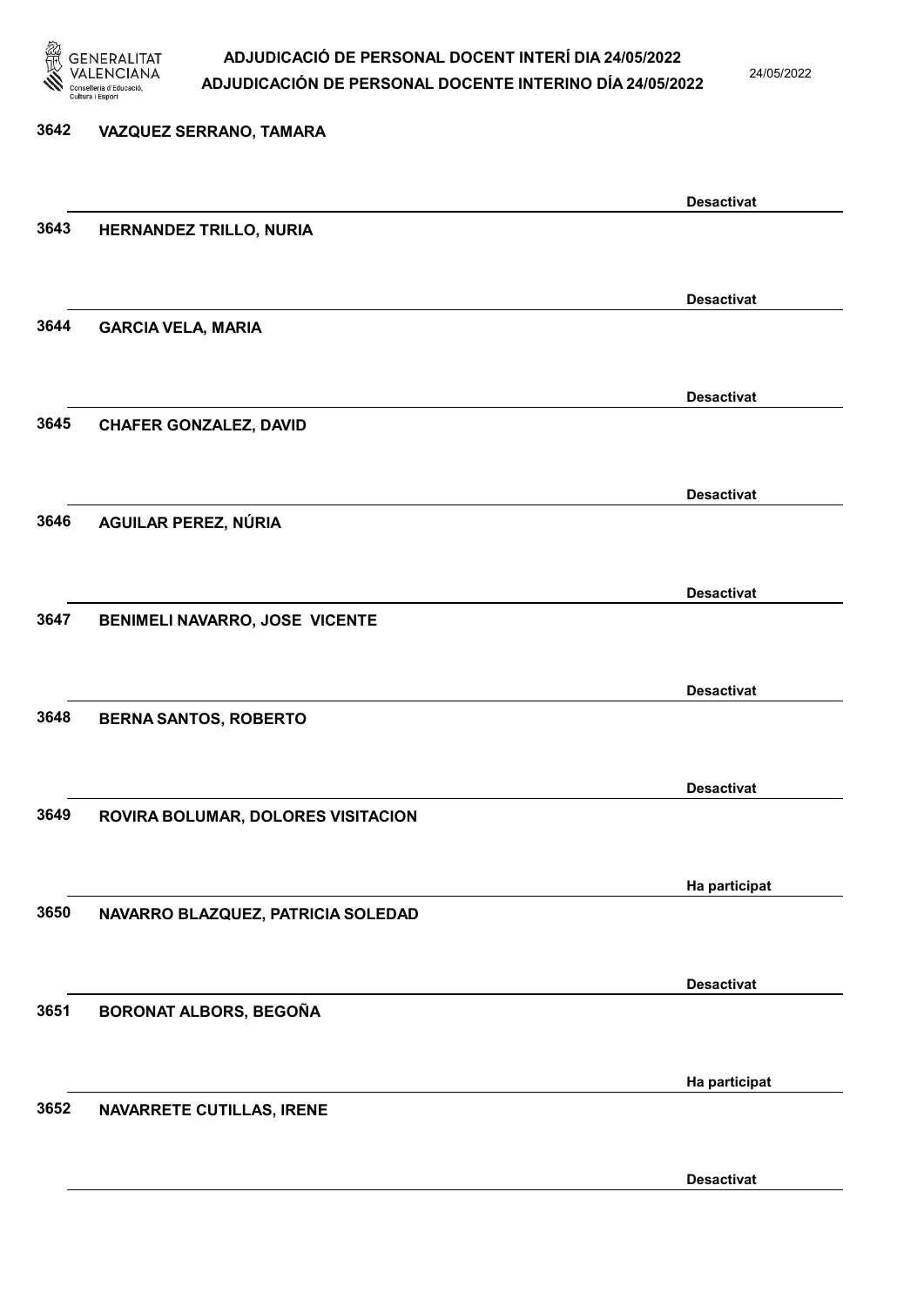3642 VAZQUEZ SERRANO, TAMARA

Desactivat

3643 HERNANDEZ TRILLO, NURIA

Desactivat

3644 GARCIA VELA, MARIA

Desactivat

3645 CHAFER GONZALEZ, DAVID

Desactivat

3646 AGUILAR PEREZ, NÚRIA

Desactivat

3647 BENIMELI NAVARRO, JOSE VICENTE

Desactivat

3648 BERNA SANTOS, ROBERTO

Desactivat

3649 ROVIRA BOLUMAR, DOLORES VISITACION

Ha participat

3650 NAVARRO BLAZQUEZ, PATRICIA SOLEDAD

Desactivat

3651 BORONAT ALBORS, BEGOÑA

Ha participat

3652 NAVARRETE CUTILLAS, IRENE

Desactivat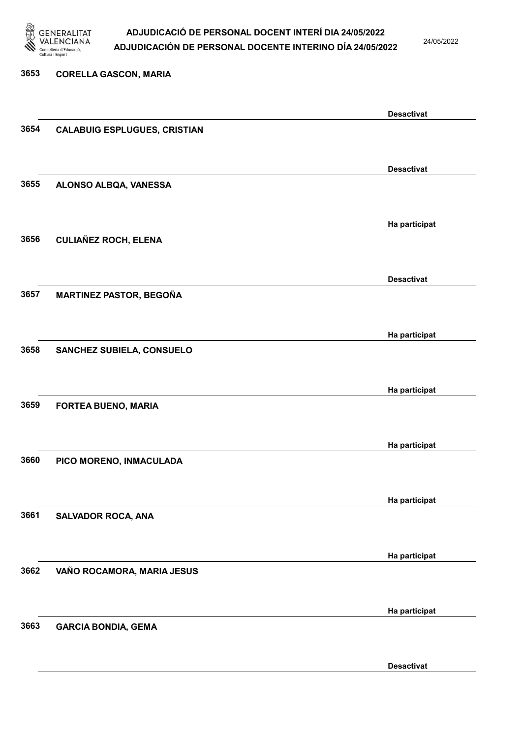| Núm. | Nom | Estat |
|---|---|---|
| 3653 | CORELLA GASCON, MARIA | Desactivat |
| 3654 | CALABUIG ESPLUGUES, CRISTIAN | Desactivat |
| 3655 | ALONSO ALBQA, VANESSA | Ha participat |
| 3656 | CULIAÑEZ ROCH, ELENA | Desactivat |
| 3657 | MARTINEZ PASTOR, BEGOÑA | Ha participat |
| 3658 | SANCHEZ SUBIELA, CONSUELO | Ha participat |
| 3659 | FORTEA BUENO, MARIA | Ha participat |
| 3660 | PICO MORENO, INMACULADA | Ha participat |
| 3661 | SALVADOR ROCA, ANA | Ha participat |
| 3662 | VAÑO ROCAMORA, MARIA JESUS | Ha participat |
| 3663 | GARCIA BONDIA, GEMA | Desactivat |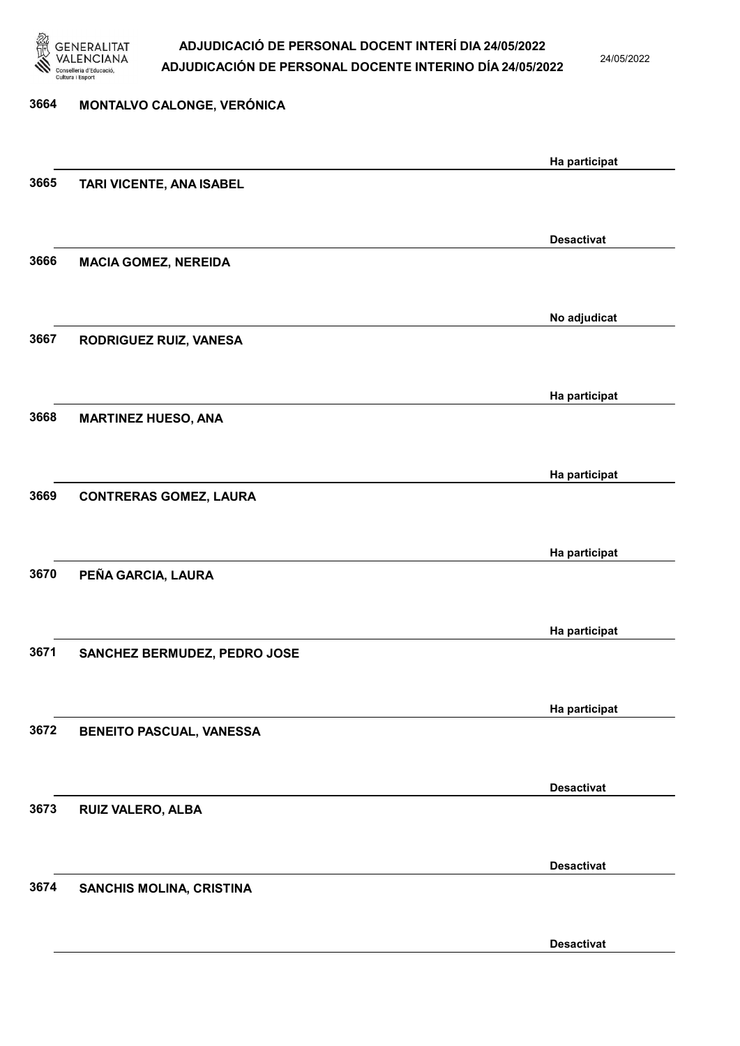| Núm. | Nom | Estat |
| --- | --- | --- |
| 3664 | MONTALVO CALONGE, VERÓNICA | Ha participat |
| 3665 | TARI VICENTE, ANA ISABEL | Desactivat |
| 3666 | MACIA GOMEZ, NEREIDA | No adjudicat |
| 3667 | RODRIGUEZ RUIZ, VANESA | Ha participat |
| 3668 | MARTINEZ HUESO, ANA | Ha participat |
| 3669 | CONTRERAS GOMEZ, LAURA | Ha participat |
| 3670 | PEÑA GARCIA, LAURA | Ha participat |
| 3671 | SANCHEZ BERMUDEZ, PEDRO JOSE | Ha participat |
| 3672 | BENEITO PASCUAL, VANESSA | Desactivat |
| 3673 | RUIZ VALERO, ALBA | Desactivat |
| 3674 | SANCHIS MOLINA, CRISTINA | Desactivat |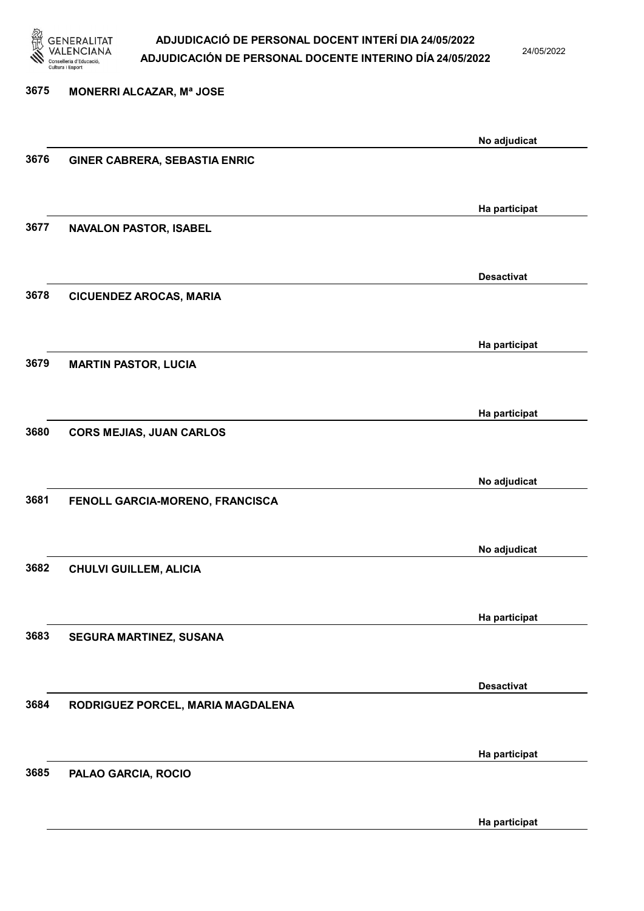3675 MONERRI ALCAZAR, Mª JOSE

No adjudicat

3676 GINER CABRERA, SEBASTIA ENRIC

Ha participat

3677 NAVALON PASTOR, ISABEL

Desactivat

3678 CICUENDEZ AROCAS, MARIA

Ha participat

3679 MARTIN PASTOR, LUCIA

Ha participat

3680 CORS MEJIAS, JUAN CARLOS

No adjudicat

3681 FENOLL GARCIA-MORENO, FRANCISCA

No adjudicat

3682 CHULVI GUILLEM, ALICIA

Ha participat

3683 SEGURA MARTINEZ, SUSANA

Desactivat

3684 RODRIGUEZ PORCEL, MARIA MAGDALENA

Ha participat

3685 PALAO GARCIA, ROCIO

Ha participat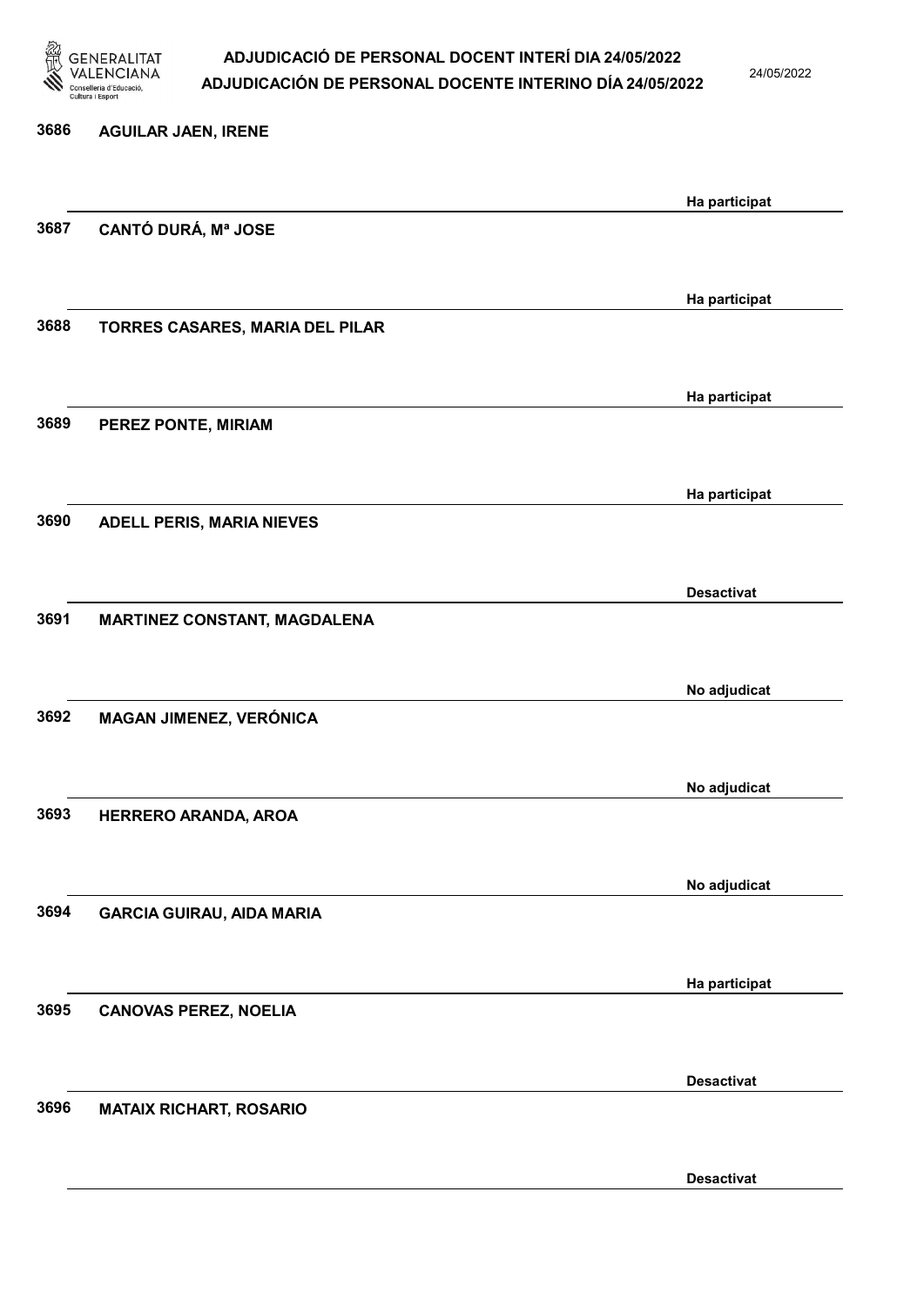3686 **AGUILAR JAEN, IRENE**

Ha participat

3687 **CANTÓ DURÁ, Mª JOSE**

Ha participat

3688 **TORRES CASARES, MARIA DEL PILAR**

Ha participat

3689 **PEREZ PONTE, MIRIAM**

Ha participat

3690 **ADELL PERIS, MARIA NIEVES**

Desactivat

3691 **MARTINEZ CONSTANT, MAGDALENA**

No adjudicat

3692 **MAGAN JIMENEZ, VERÓNICA**

No adjudicat

3693 **HERRERO ARANDA, AROA**

No adjudicat

3694 **GARCIA GUIRAU, AIDA MARIA**

Ha participat

3695 **CANOVAS PEREZ, NOELIA**

Desactivat

3696 **MATAIX RICHART, ROSARIO**

Desactivat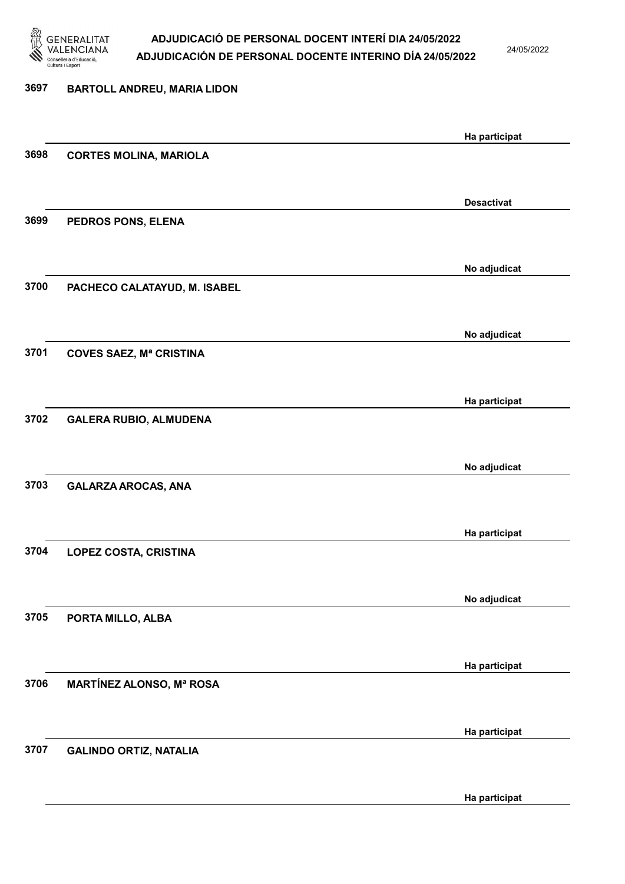| | | |
|---|---|---|
| 3697 | BARTOLL ANDREU, MARIA LIDON | Ha participat |
| 3698 | CORTES MOLINA, MARIOLA | Desactivat |
| 3699 | PEDROS PONS, ELENA | No adjudicat |
| 3700 | PACHECO CALATAYUD, M. ISABEL | No adjudicat |
| 3701 | COVES SAEZ, Mª CRISTINA | Ha participat |
| 3702 | GALERA RUBIO, ALMUDENA | No adjudicat |
| 3703 | GALARZA AROCAS, ANA | Ha participat |
| 3704 | LOPEZ COSTA, CRISTINA | No adjudicat |
| 3705 | PORTA MILLO, ALBA | Ha participat |
| 3706 | MARTÍNEZ ALONSO, Mª ROSA | Ha participat |
| 3707 | GALINDO ORTIZ, NATALIA | Ha participat |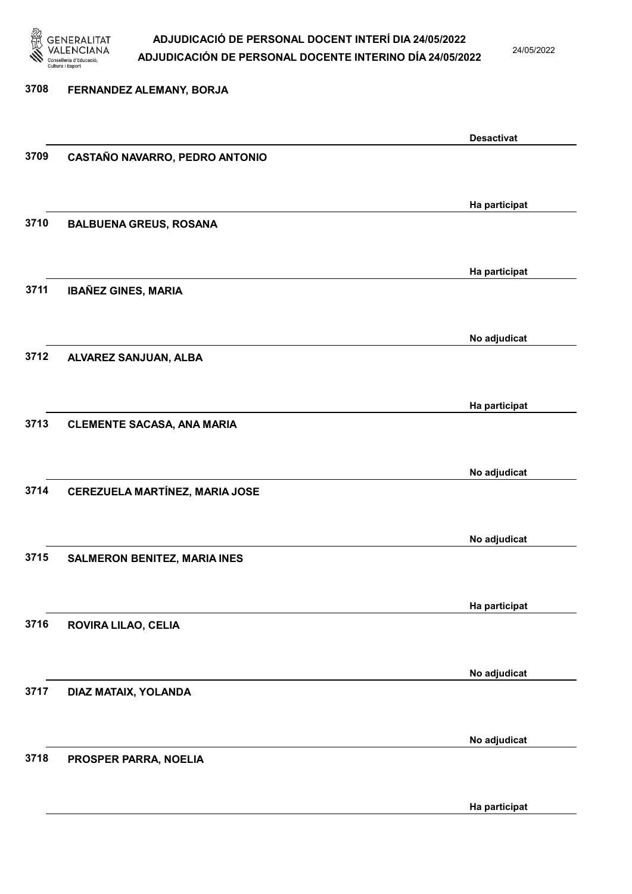| | | |
|---|---|---|
| 3708 | FERNANDEZ ALEMANY, BORJA | Desactivat |
| 3709 | CASTAÑO NAVARRO, PEDRO ANTONIO | Ha participat |
| 3710 | BALBUENA GREUS, ROSANA | Ha participat |
| 3711 | IBAÑEZ GINES, MARIA | No adjudicat |
| 3712 | ALVAREZ SANJUAN, ALBA | Ha participat |
| 3713 | CLEMENTE SACASA, ANA MARIA | No adjudicat |
| 3714 | CEREZUELA MARTÍNEZ, MARIA JOSE | No adjudicat |
| 3715 | SALMERON BENITEZ, MARIA INES | Ha participat |
| 3716 | ROVIRA LILAO, CELIA | No adjudicat |
| 3717 | DIAZ MATAIX, YOLANDA | No adjudicat |
| 3718 | PROSPER PARRA, NOELIA | Ha participat |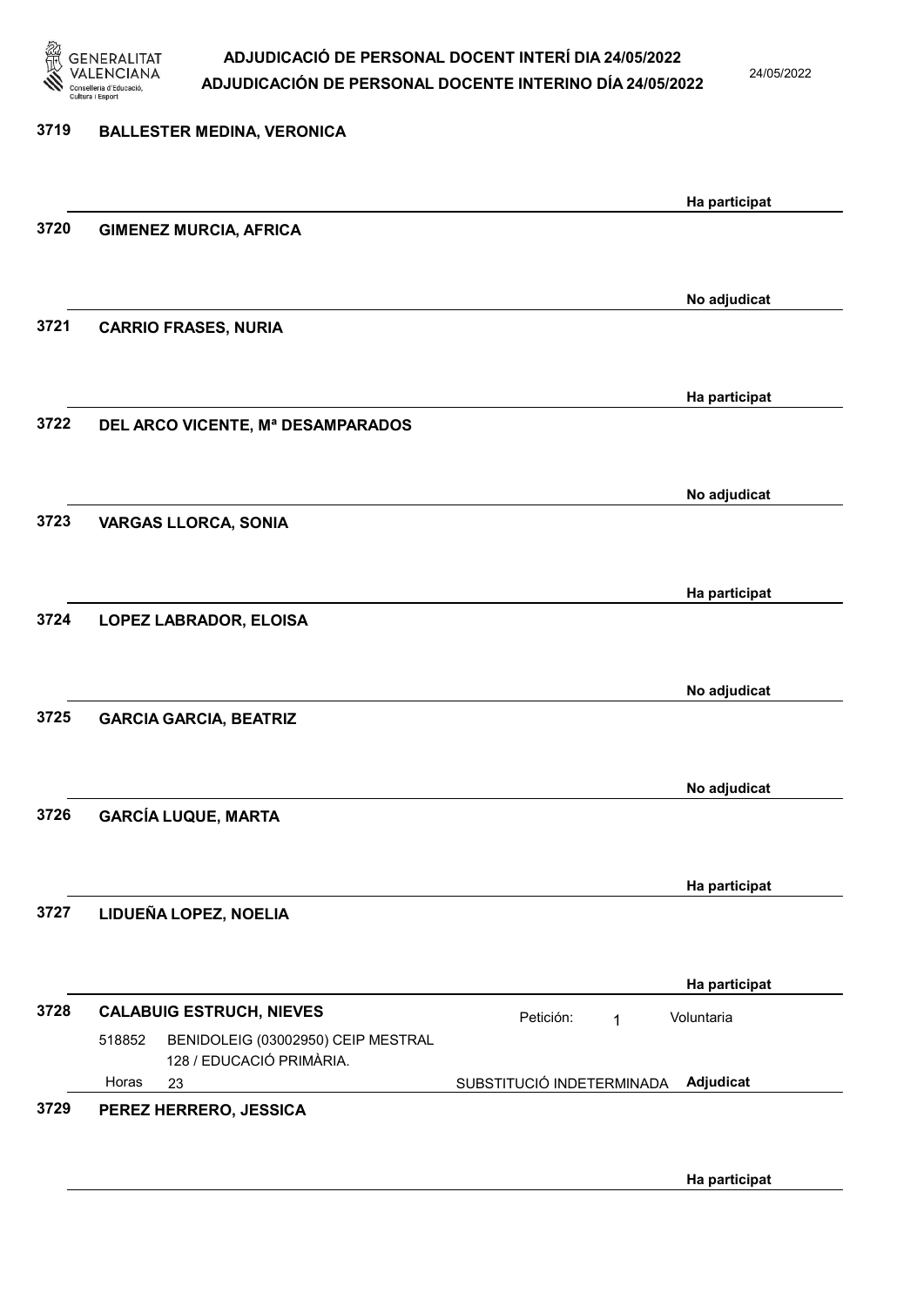3719 **BALLESTER MEDINA, VERONICA**

**Ha participat**

3720 **GIMENEZ MURCIA, AFRICA**

**No adjudicat**

3721 **CARRIO FRASES, NURIA**

**Ha participat**

3722 **DEL ARCO VICENTE, Mª DESAMPARADOS**

**No adjudicat**

3723 **VARGAS LLORCA, SONIA**

**Ha participat**

3724 **LOPEZ LABRADOR, ELOISA**

**No adjudicat**

3725 **GARCIA GARCIA, BEATRIZ**

**No adjudicat**

3726 **GARCÍA LUQUE, MARTA**

**Ha participat**

3727 **LIDUEÑA LOPEZ, NOELIA**

**Ha participat**

3728 **CALABUIG ESTRUCH, NIEVES** Petición: 1 Voluntaria

518852 BENIDOLEIG (03002950) CEIP MESTRAL 128 / EDUCACIÓ PRIMÀRIA.

Horas 23 SUBSTITUCIÓ INDETERMINADA **Adjudicat**

3729 **PEREZ HERRERO, JESSICA**

**Ha participat**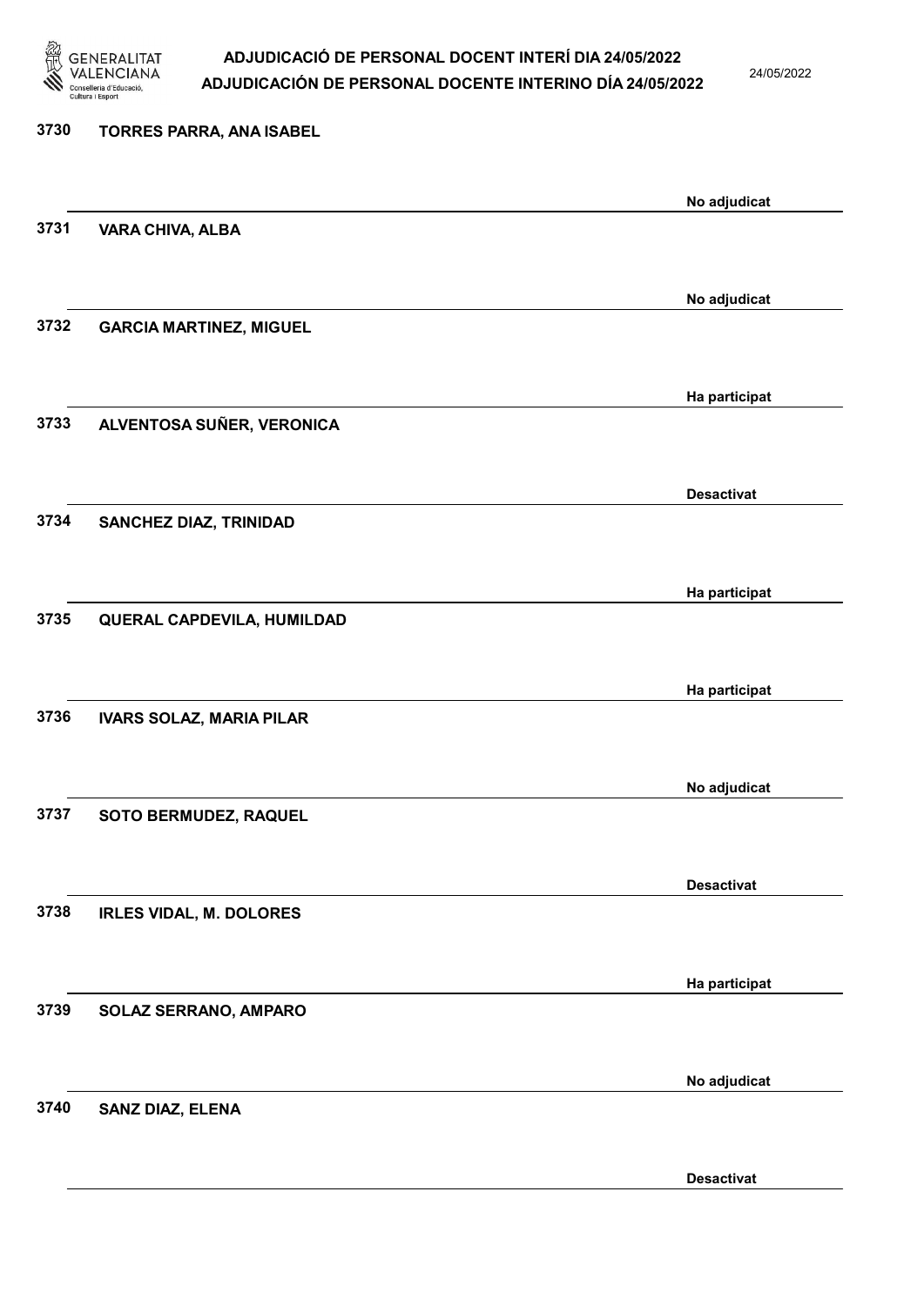| Núm. | Nom | Estat |
|---|---|---|
| 3730 | TORRES PARRA, ANA ISABEL | No adjudicat |
| 3731 | VARA CHIVA, ALBA | No adjudicat |
| 3732 | GARCIA MARTINEZ, MIGUEL | Ha participat |
| 3733 | ALVENTOSA SUÑER, VERONICA | Desactivat |
| 3734 | SANCHEZ DIAZ, TRINIDAD | Ha participat |
| 3735 | QUERAL CAPDEVILA, HUMILDAD | Ha participat |
| 3736 | IVARS SOLAZ, MARIA PILAR | No adjudicat |
| 3737 | SOTO BERMUDEZ, RAQUEL | Desactivat |
| 3738 | IRLES VIDAL, M. DOLORES | Ha participat |
| 3739 | SOLAZ SERRANO, AMPARO | No adjudicat |
| 3740 | SANZ DIAZ, ELENA | Desactivat |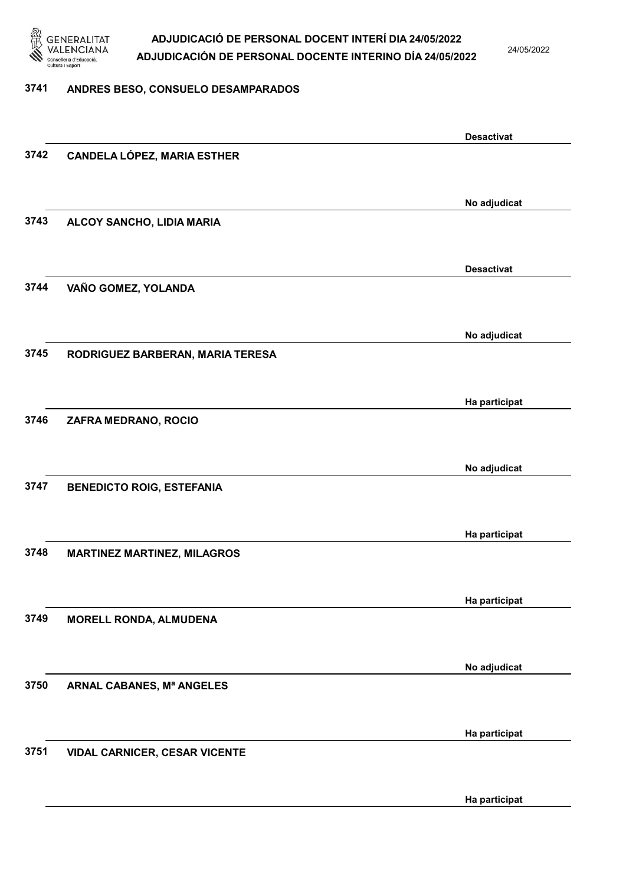| Núm. | Nom | Estat |
|---|---|---|
| 3741 | ANDRES BESO, CONSUELO DESAMPARADOS | Desactivat |
| 3742 | CANDELA LÓPEZ, MARIA ESTHER | No adjudicat |
| 3743 | ALCOY SANCHO, LIDIA MARIA | Desactivat |
| 3744 | VAÑO GOMEZ, YOLANDA | No adjudicat |
| 3745 | RODRIGUEZ BARBERAN, MARIA TERESA | Ha participat |
| 3746 | ZAFRA MEDRANO, ROCIO | No adjudicat |
| 3747 | BENEDICTO ROIG, ESTEFANIA | Ha participat |
| 3748 | MARTINEZ MARTINEZ, MILAGROS | Ha participat |
| 3749 | MORELL RONDA, ALMUDENA | No adjudicat |
| 3750 | ARNAL CABANES, Mª ANGELES | Ha participat |
| 3751 | VIDAL CARNICER, CESAR VICENTE | Ha participat |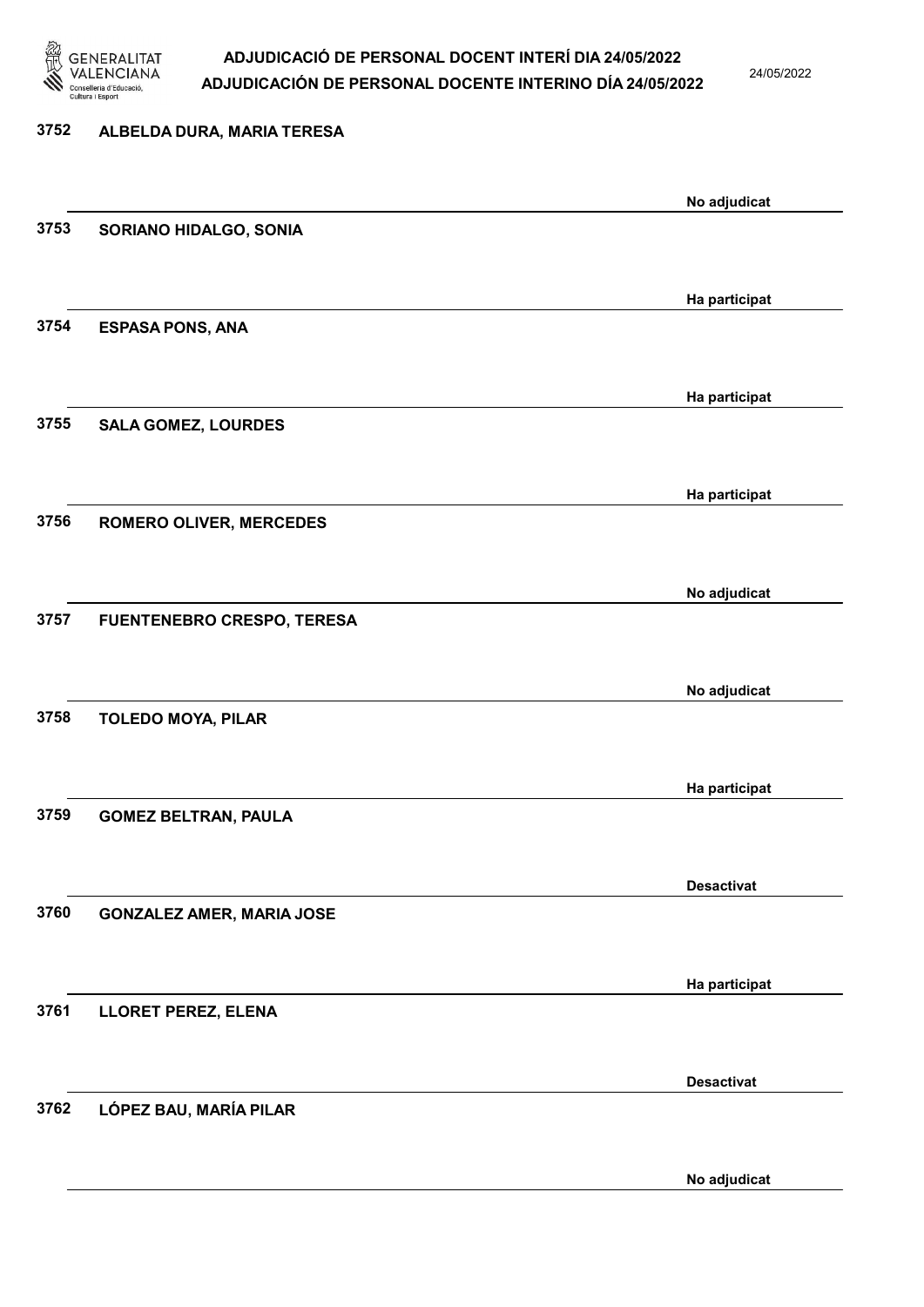3752 ALBELDA DURA, MARIA TERESA

No adjudicat

3753 SORIANO HIDALGO, SONIA

Ha participat

3754 ESPASA PONS, ANA

Ha participat

3755 SALA GOMEZ, LOURDES

Ha participat

3756 ROMERO OLIVER, MERCEDES

No adjudicat

3757 FUENTENEBRO CRESPO, TERESA

No adjudicat

3758 TOLEDO MOYA, PILAR

Ha participat

3759 GOMEZ BELTRAN, PAULA

Desactivat

3760 GONZALEZ AMER, MARIA JOSE

Ha participat

3761 LLORET PEREZ, ELENA

Desactivat

3762 LÓPEZ BAU, MARÍA PILAR

No adjudicat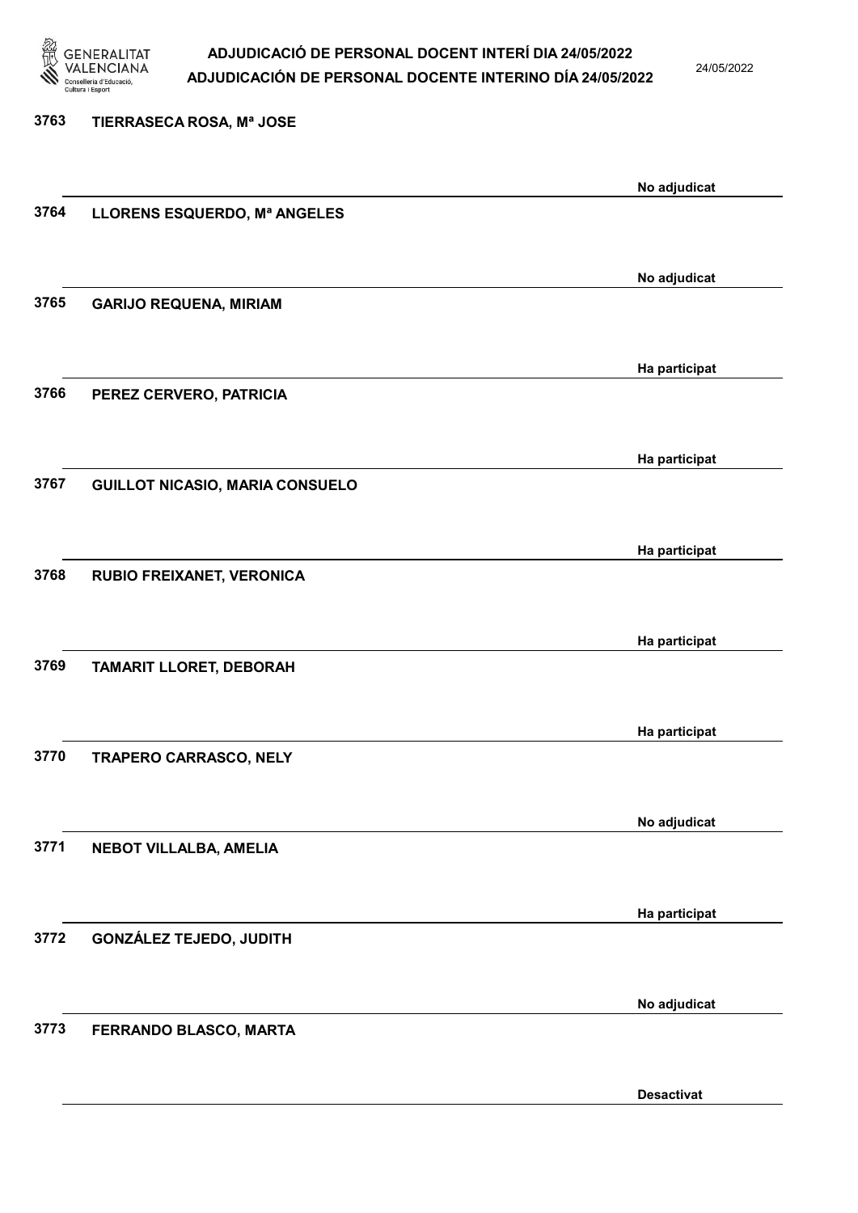| Núm. | Nom | Estat |
|---|---|---|
| 3763 | TIERRASECA ROSA, Mª JOSE | No adjudicat |
| 3764 | LLORENS ESQUERDO, Mª ANGELES | No adjudicat |
| 3765 | GARIJO REQUENA, MIRIAM | Ha participat |
| 3766 | PEREZ CERVERO, PATRICIA | Ha participat |
| 3767 | GUILLOT NICASIO, MARIA CONSUELO | Ha participat |
| 3768 | RUBIO FREIXANET, VERONICA | Ha participat |
| 3769 | TAMARIT LLORET, DEBORAH | Ha participat |
| 3770 | TRAPERO CARRASCO, NELY | No adjudicat |
| 3771 | NEBOT VILLALBA, AMELIA | Ha participat |
| 3772 | GONZÁLEZ TEJEDO, JUDITH | No adjudicat |
| 3773 | FERRANDO BLASCO, MARTA | Desactivat |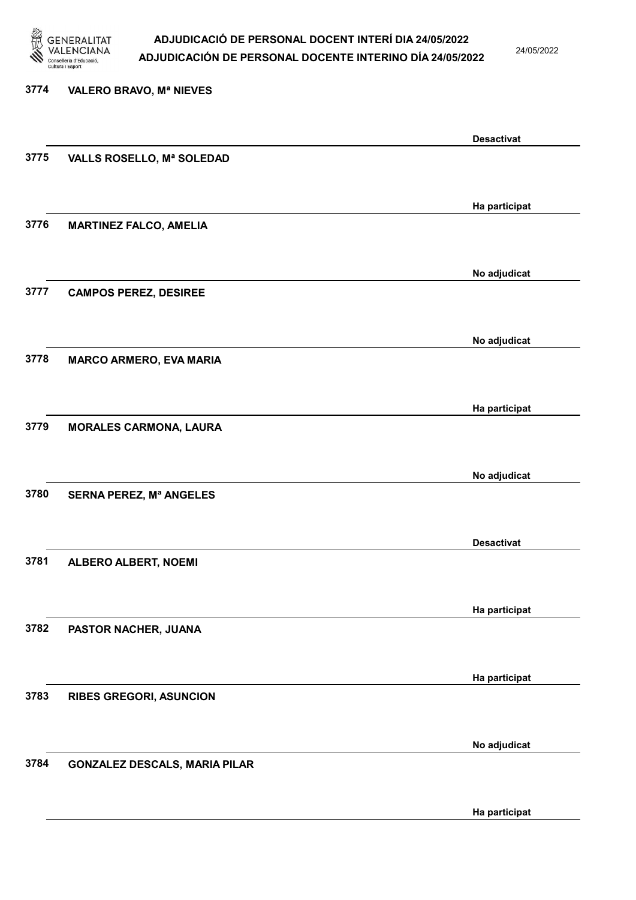| | | |
|---|---|---|
| 3774 | VALERO BRAVO, Mª NIEVES | Desactivat |
| 3775 | VALLS ROSELLO, Mª SOLEDAD | Ha participat |
| 3776 | MARTINEZ FALCO, AMELIA | No adjudicat |
| 3777 | CAMPOS PEREZ, DESIREE | No adjudicat |
| 3778 | MARCO ARMERO, EVA MARIA | Ha participat |
| 3779 | MORALES CARMONA, LAURA | No adjudicat |
| 3780 | SERNA PEREZ, Mª ANGELES | Desactivat |
| 3781 | ALBERO ALBERT, NOEMI | Ha participat |
| 3782 | PASTOR NACHER, JUANA | Ha participat |
| 3783 | RIBES GREGORI, ASUNCION | No adjudicat |
| 3784 | GONZALEZ DESCALS, MARIA PILAR | Ha participat |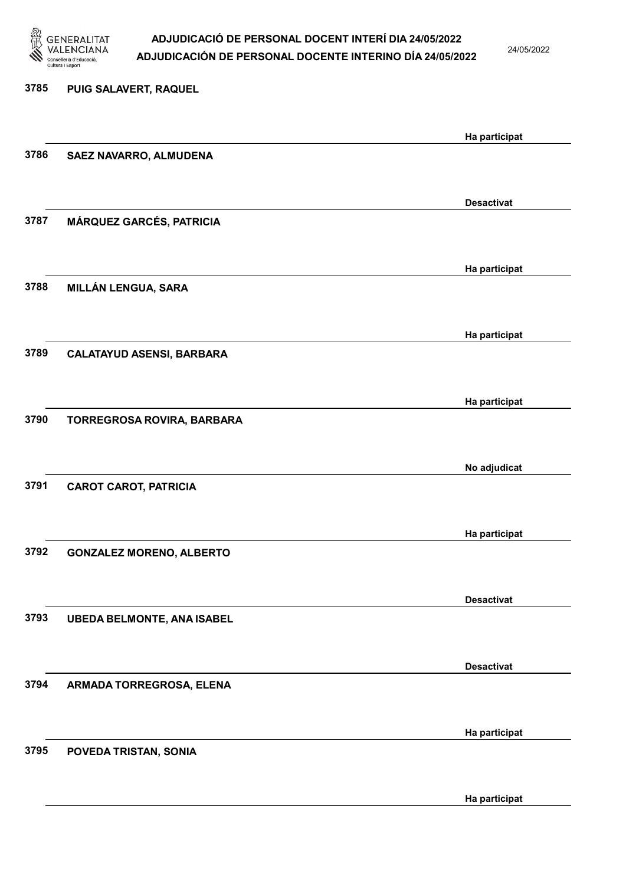| | | |
|---|---|---|
| 3785 | PUIG SALAVERT, RAQUEL | Ha participat |
| 3786 | SAEZ NAVARRO, ALMUDENA | Desactivat |
| 3787 | MÁRQUEZ GARCÉS, PATRICIA | Ha participat |
| 3788 | MILLÁN LENGUA, SARA | Ha participat |
| 3789 | CALATAYUD ASENSI, BARBARA | Ha participat |
| 3790 | TORREGROSA ROVIRA, BARBARA | No adjudicat |
| 3791 | CAROT CAROT, PATRICIA | Ha participat |
| 3792 | GONZALEZ MORENO, ALBERTO | Desactivat |
| 3793 | UBEDA BELMONTE, ANA ISABEL | Desactivat |
| 3794 | ARMADA TORREGROSA, ELENA | Ha participat |
| 3795 | POVEDA TRISTAN, SONIA | Ha participat |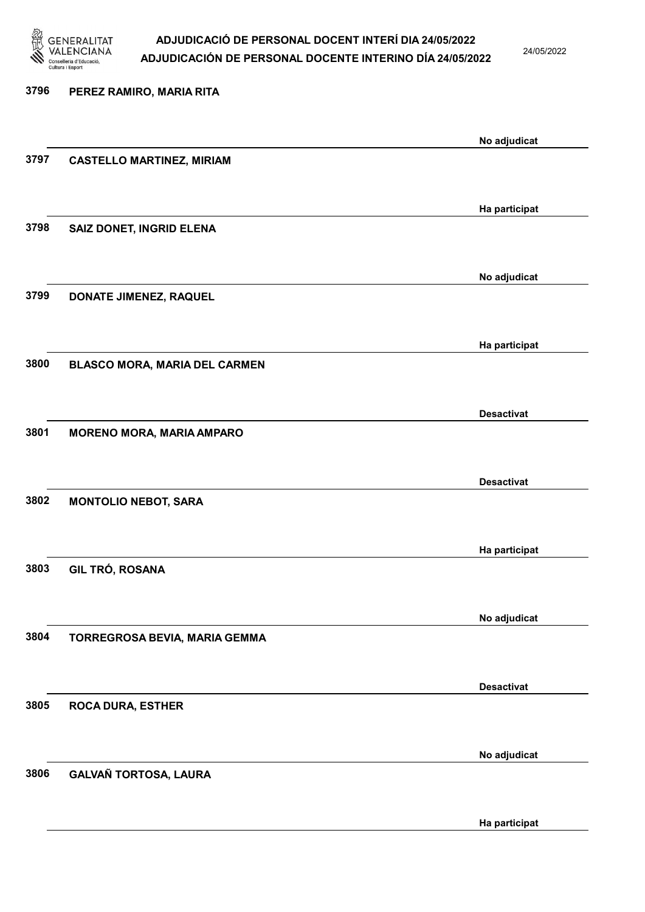3796 PEREZ RAMIRO, MARIA RITA

No adjudicat

3797 CASTELLO MARTINEZ, MIRIAM

Ha participat

3798 SAIZ DONET, INGRID ELENA

No adjudicat

3799 DONATE JIMENEZ, RAQUEL

Ha participat

3800 BLASCO MORA, MARIA DEL CARMEN

Desactivat

3801 MORENO MORA, MARIA AMPARO

Desactivat

3802 MONTOLIO NEBOT, SARA

Ha participat

3803 GIL TRÓ, ROSANA

No adjudicat

3804 TORREGROSA BEVIA, MARIA GEMMA

Desactivat

3805 ROCA DURA, ESTHER

No adjudicat

3806 GALVAÑ TORTOSA, LAURA

Ha participat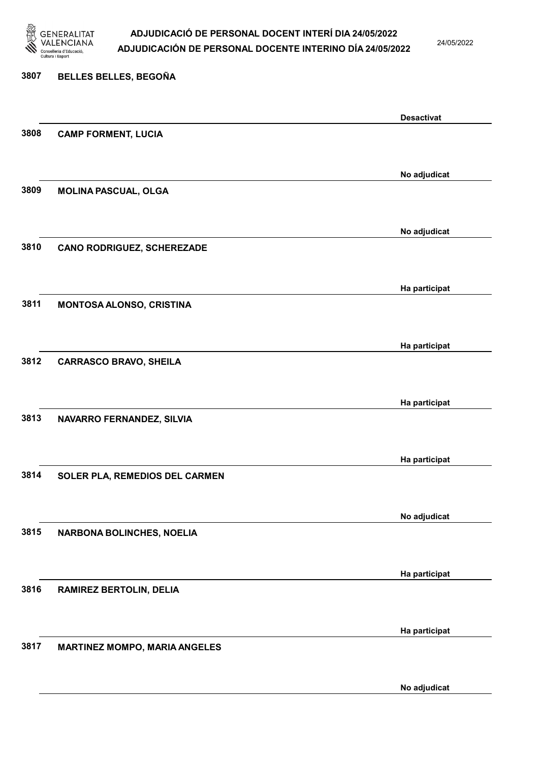| | | |
|---|---|---|
| 3807 | BELLES BELLES, BEGOÑA | Desactivat |
| 3808 | CAMP FORMENT, LUCIA | No adjudicat |
| 3809 | MOLINA PASCUAL, OLGA | No adjudicat |
| 3810 | CANO RODRIGUEZ, SCHEREZADE | Ha participat |
| 3811 | MONTOSA ALONSO, CRISTINA | Ha participat |
| 3812 | CARRASCO BRAVO, SHEILA | Ha participat |
| 3813 | NAVARRO FERNANDEZ, SILVIA | Ha participat |
| 3814 | SOLER PLA, REMEDIOS DEL CARMEN | No adjudicat |
| 3815 | NARBONA BOLINCHES, NOELIA | Ha participat |
| 3816 | RAMIREZ BERTOLIN, DELIA | Ha participat |
| 3817 | MARTINEZ MOMPO, MARIA ANGELES | No adjudicat |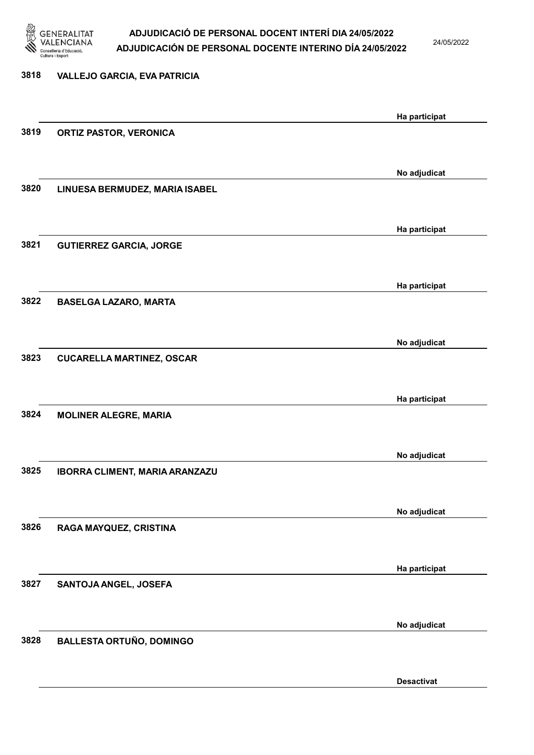3818 VALLEJO GARCIA, EVA PATRICIA

Ha participat

3819 ORTIZ PASTOR, VERONICA

No adjudicat

3820 LINUESA BERMUDEZ, MARIA ISABEL

Ha participat

3821 GUTIERREZ GARCIA, JORGE

Ha participat

3822 BASELGA LAZARO, MARTA

No adjudicat

3823 CUCARELLA MARTINEZ, OSCAR

Ha participat

3824 MOLINER ALEGRE, MARIA

No adjudicat

3825 IBORRA CLIMENT, MARIA ARANZAZU

No adjudicat

3826 RAGA MAYQUEZ, CRISTINA

Ha participat

3827 SANTOJA ANGEL, JOSEFA

No adjudicat

3828 BALLESTA ORTUÑO, DOMINGO

Desactivat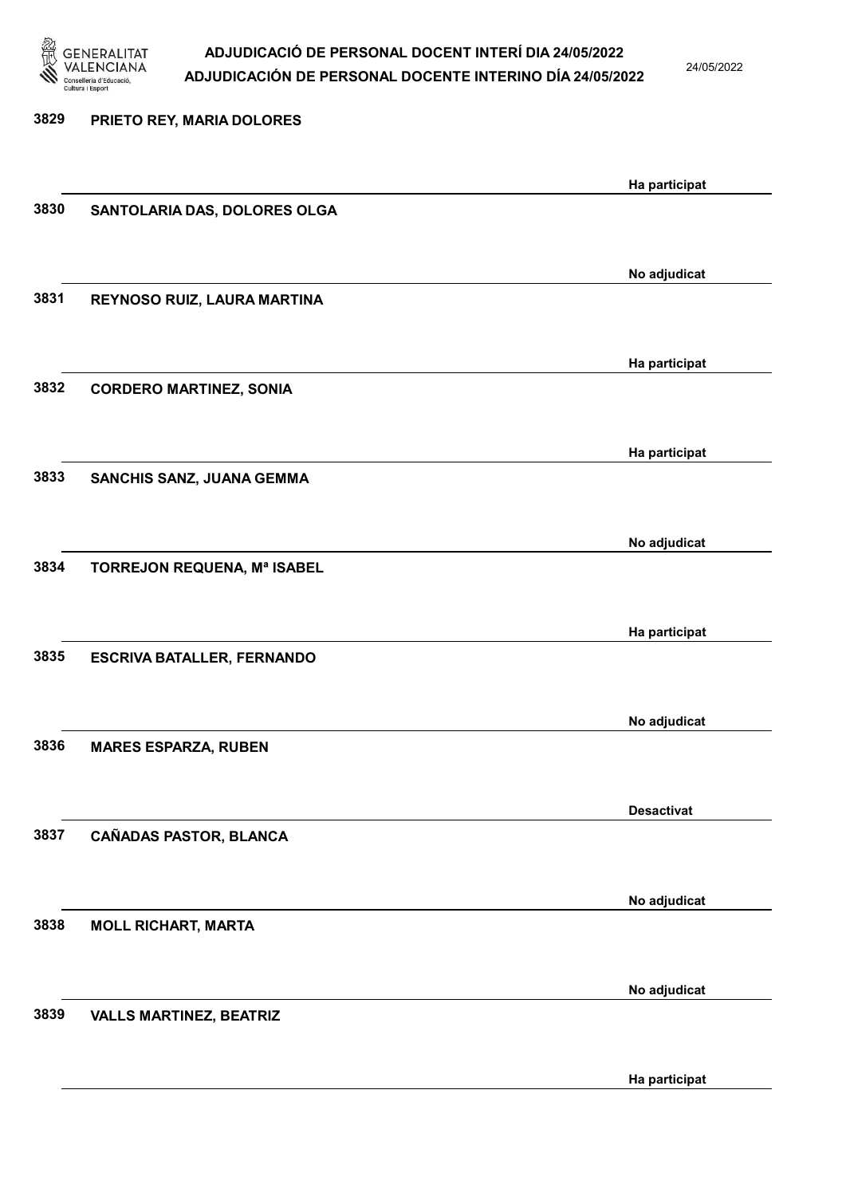| | | |
|---|---|---|
| 3829 | PRIETO REY, MARIA DOLORES | Ha participat |
| 3830 | SANTOLARIA DAS, DOLORES OLGA | No adjudicat |
| 3831 | REYNOSO RUIZ, LAURA MARTINA | Ha participat |
| 3832 | CORDERO MARTINEZ, SONIA | Ha participat |
| 3833 | SANCHIS SANZ, JUANA GEMMA | No adjudicat |
| 3834 | TORREJON REQUENA, Mª ISABEL | Ha participat |
| 3835 | ESCRIVA BATALLER, FERNANDO | No adjudicat |
| 3836 | MARES ESPARZA, RUBEN | Desactivat |
| 3837 | CAÑADAS PASTOR, BLANCA | No adjudicat |
| 3838 | MOLL RICHART, MARTA | No adjudicat |
| 3839 | VALLS MARTINEZ, BEATRIZ | Ha participat |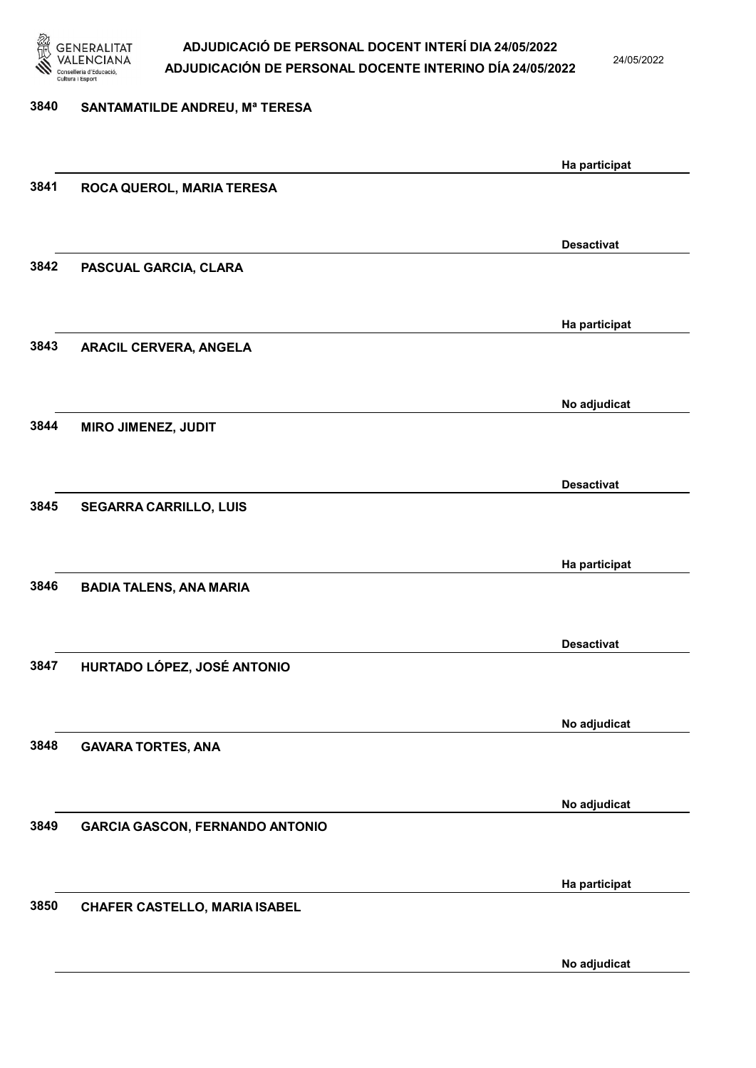3840 SANTAMATILDE ANDREU, Mª TERESA

Ha participat

3841 ROCA QUEROL, MARIA TERESA

Desactivat

3842 PASCUAL GARCIA, CLARA

Ha participat

3843 ARACIL CERVERA, ANGELA

No adjudicat

3844 MIRO JIMENEZ, JUDIT

Desactivat

3845 SEGARRA CARRILLO, LUIS

Ha participat

3846 BADIA TALENS, ANA MARIA

Desactivat

3847 HURTADO LÓPEZ, JOSÉ ANTONIO

No adjudicat

3848 GAVARA TORTES, ANA

No adjudicat

3849 GARCIA GASCON, FERNANDO ANTONIO

Ha participat

3850 CHAFER CASTELLO, MARIA ISABEL

No adjudicat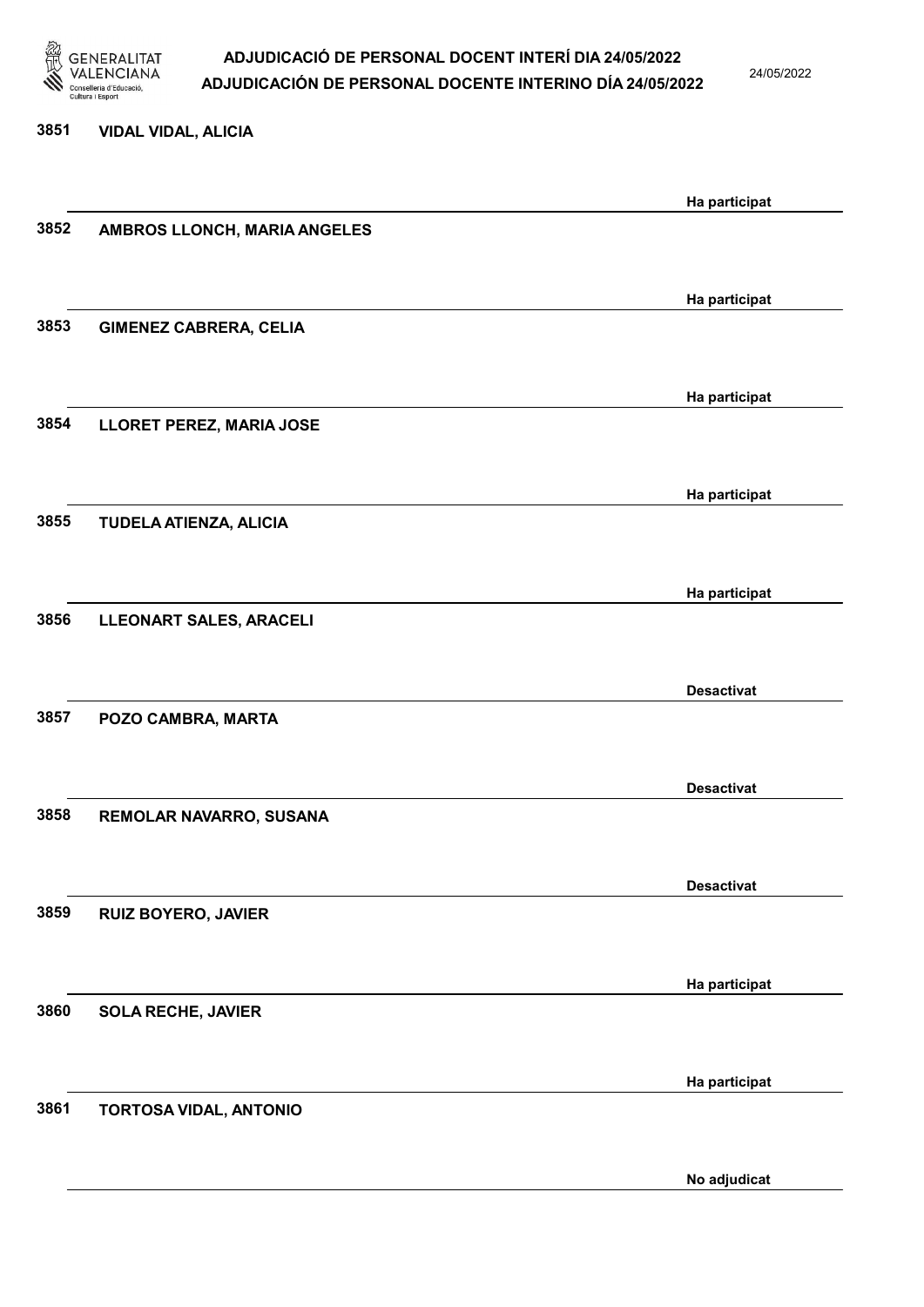| Núm. | Nom | Estat |
| --- | --- | --- |
| 3851 | VIDAL VIDAL, ALICIA | Ha participat |
| 3852 | AMBROS LLONCH, MARIA ANGELES | Ha participat |
| 3853 | GIMENEZ CABRERA, CELIA | Ha participat |
| 3854 | LLORET PEREZ, MARIA JOSE | Ha participat |
| 3855 | TUDELA ATIENZA, ALICIA | Ha participat |
| 3856 | LLEONART SALES, ARACELI | Desactivat |
| 3857 | POZO CAMBRA, MARTA | Desactivat |
| 3858 | REMOLAR NAVARRO, SUSANA | Desactivat |
| 3859 | RUIZ BOYERO, JAVIER | Ha participat |
| 3860 | SOLA RECHE, JAVIER | Ha participat |
| 3861 | TORTOSA VIDAL, ANTONIO | No adjudicat |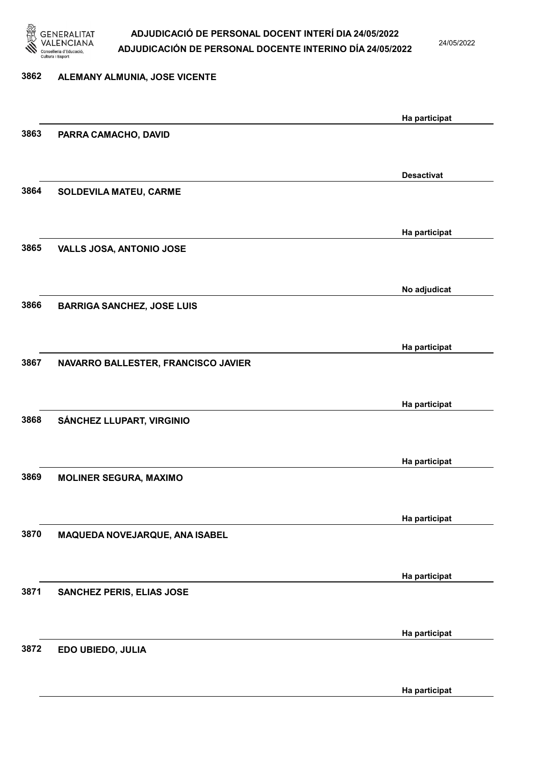3862 ALEMANY ALMUNIA, JOSE VICENTE

Ha participat

3863 PARRA CAMACHO, DAVID

Desactivat

3864 SOLDEVILA MATEU, CARME

Ha participat

3865 VALLS JOSA, ANTONIO JOSE

No adjudicat

3866 BARRIGA SANCHEZ, JOSE LUIS

Ha participat

3867 NAVARRO BALLESTER, FRANCISCO JAVIER

Ha participat

3868 SÁNCHEZ LLUPART, VIRGINIO

Ha participat

3869 MOLINER SEGURA, MAXIMO

Ha participat

3870 MAQUEDA NOVEJARQUE, ANA ISABEL

Ha participat

3871 SANCHEZ PERIS, ELIAS JOSE

Ha participat

3872 EDO UBIEDO, JULIA

Ha participat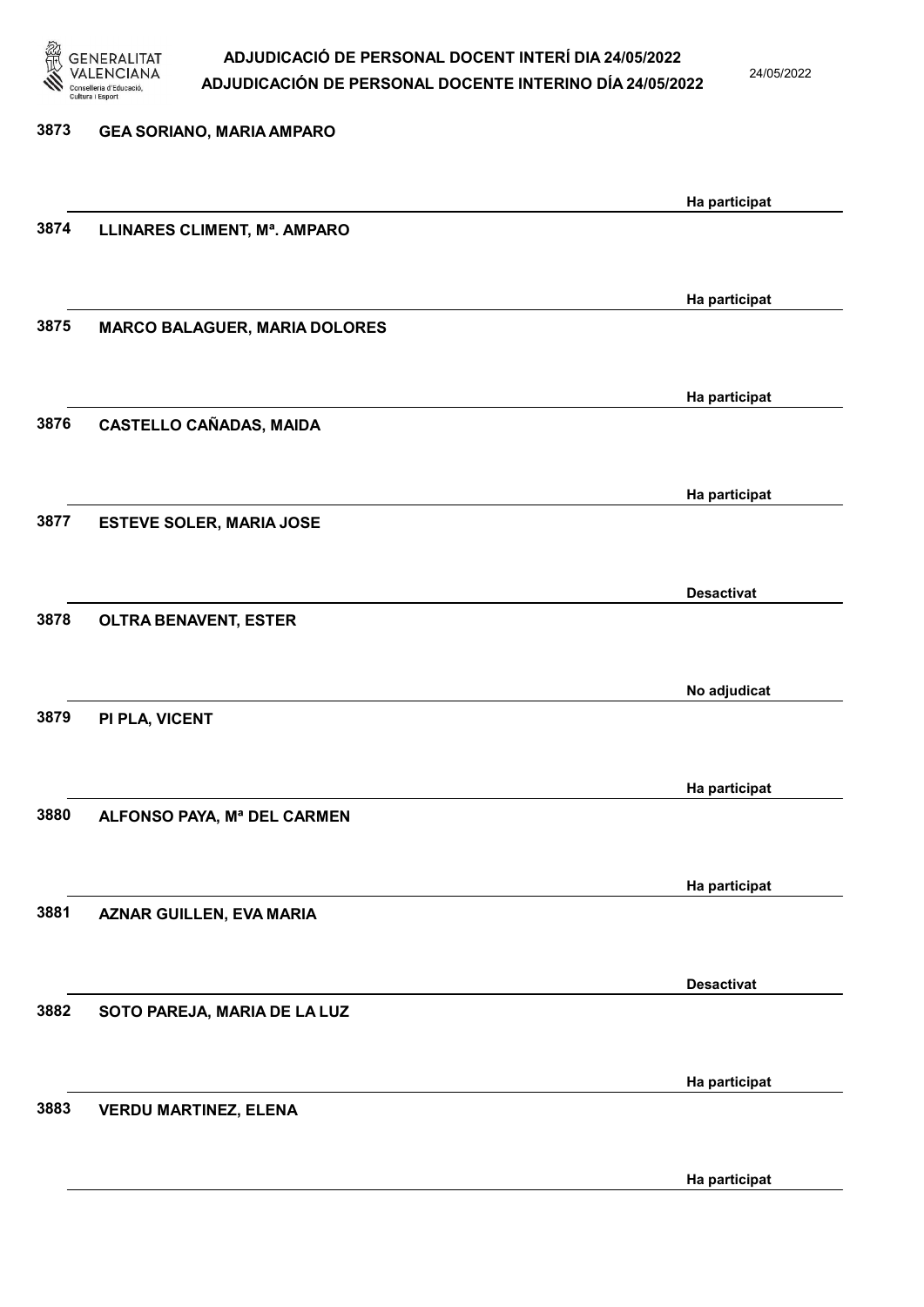| | | |
|---|---|---|
| 3873 | GEA SORIANO, MARIA AMPARO | Ha participat |
| 3874 | LLINARES CLIMENT, Mª. AMPARO | Ha participat |
| 3875 | MARCO BALAGUER, MARIA DOLORES | Ha participat |
| 3876 | CASTELLO CAÑADAS, MAIDA | Ha participat |
| 3877 | ESTEVE SOLER, MARIA JOSE | Desactivat |
| 3878 | OLTRA BENAVENT, ESTER | No adjudicat |
| 3879 | PI PLA, VICENT | Ha participat |
| 3880 | ALFONSO PAYA, Mª DEL CARMEN | Ha participat |
| 3881 | AZNAR GUILLEN, EVA MARIA | Desactivat |
| 3882 | SOTO PAREJA, MARIA DE LA LUZ | Ha participat |
| 3883 | VERDU MARTINEZ, ELENA | Ha participat |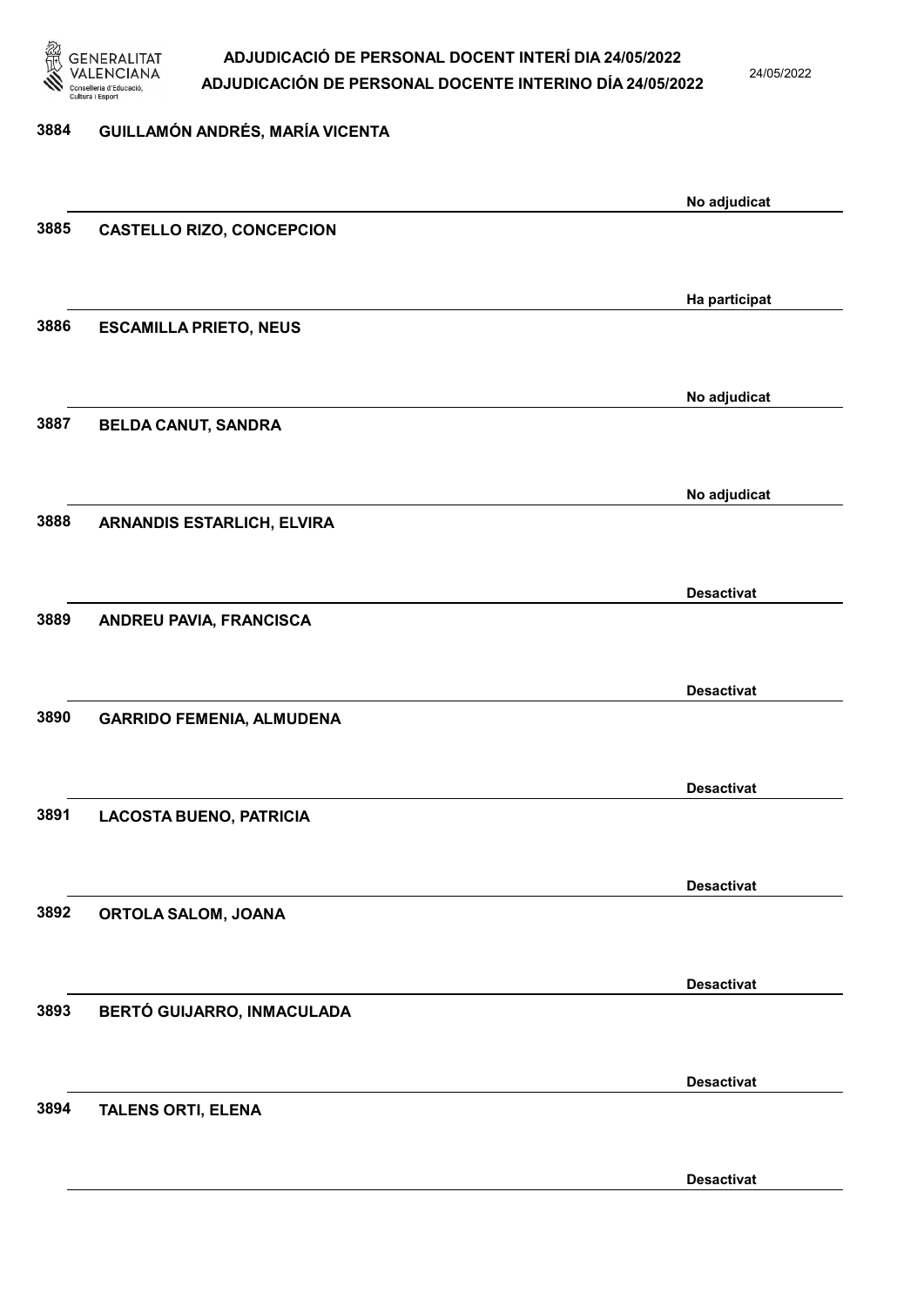3884 GUILLAMÓN ANDRÉS, MARÍA VICENTA

No adjudicat

3885 CASTELLO RIZO, CONCEPCION

Ha participat

3886 ESCAMILLA PRIETO, NEUS

No adjudicat

3887 BELDA CANUT, SANDRA

No adjudicat

3888 ARNANDIS ESTARLICH, ELVIRA

Desactivat

3889 ANDREU PAVIA, FRANCISCA

Desactivat

3890 GARRIDO FEMENIA, ALMUDENA

Desactivat

3891 LACOSTA BUENO, PATRICIA

Desactivat

3892 ORTOLA SALOM, JOANA

Desactivat

3893 BERTÓ GUIJARRO, INMACULADA

Desactivat

3894 TALENS ORTI, ELENA

Desactivat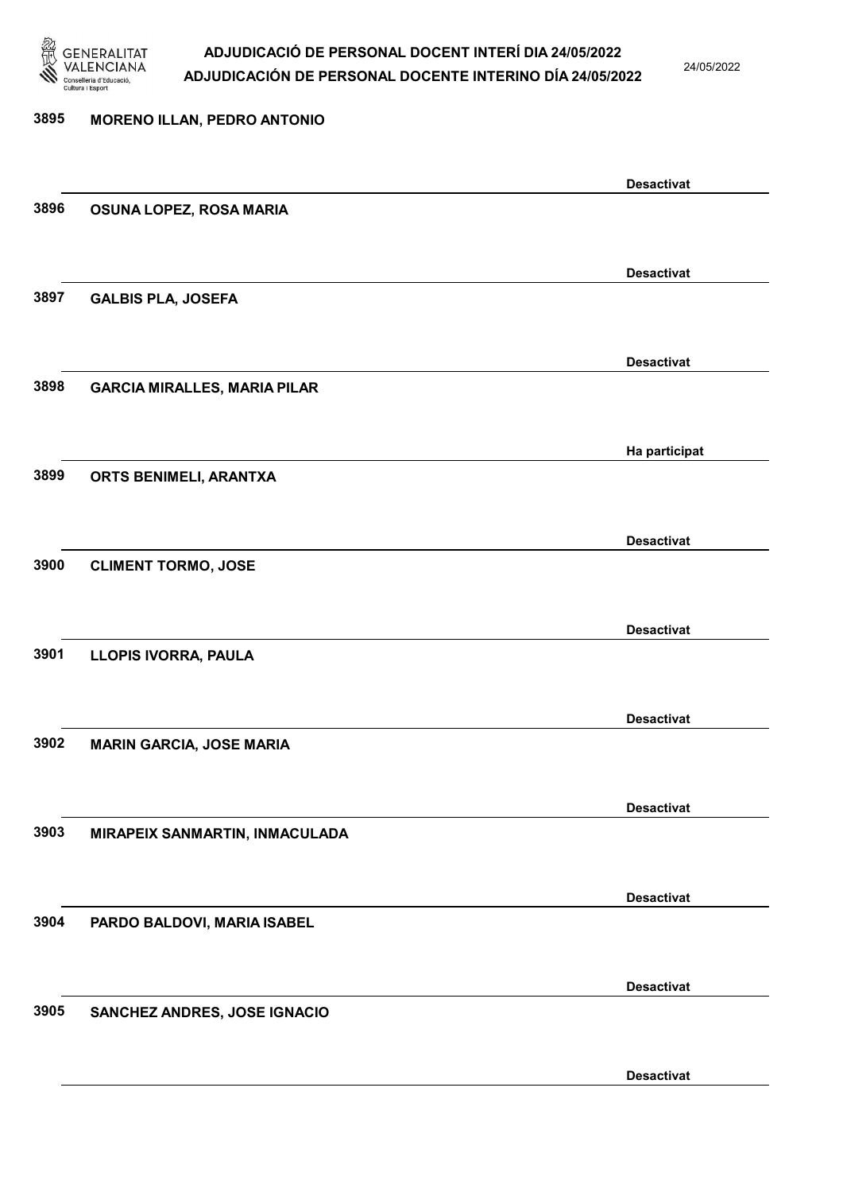3895 MORENO ILLAN, PEDRO ANTONIO

Desactivat

3896 OSUNA LOPEZ, ROSA MARIA

Desactivat

3897 GALBIS PLA, JOSEFA

Desactivat

3898 GARCIA MIRALLES, MARIA PILAR

Ha participat

3899 ORTS BENIMELI, ARANTXA

Desactivat

3900 CLIMENT TORMO, JOSE

Desactivat

3901 LLOPIS IVORRA, PAULA

Desactivat

3902 MARIN GARCIA, JOSE MARIA

Desactivat

3903 MIRAPEIX SANMARTIN, INMACULADA

Desactivat

3904 PARDO BALDOVI, MARIA ISABEL

Desactivat

3905 SANCHEZ ANDRES, JOSE IGNACIO

Desactivat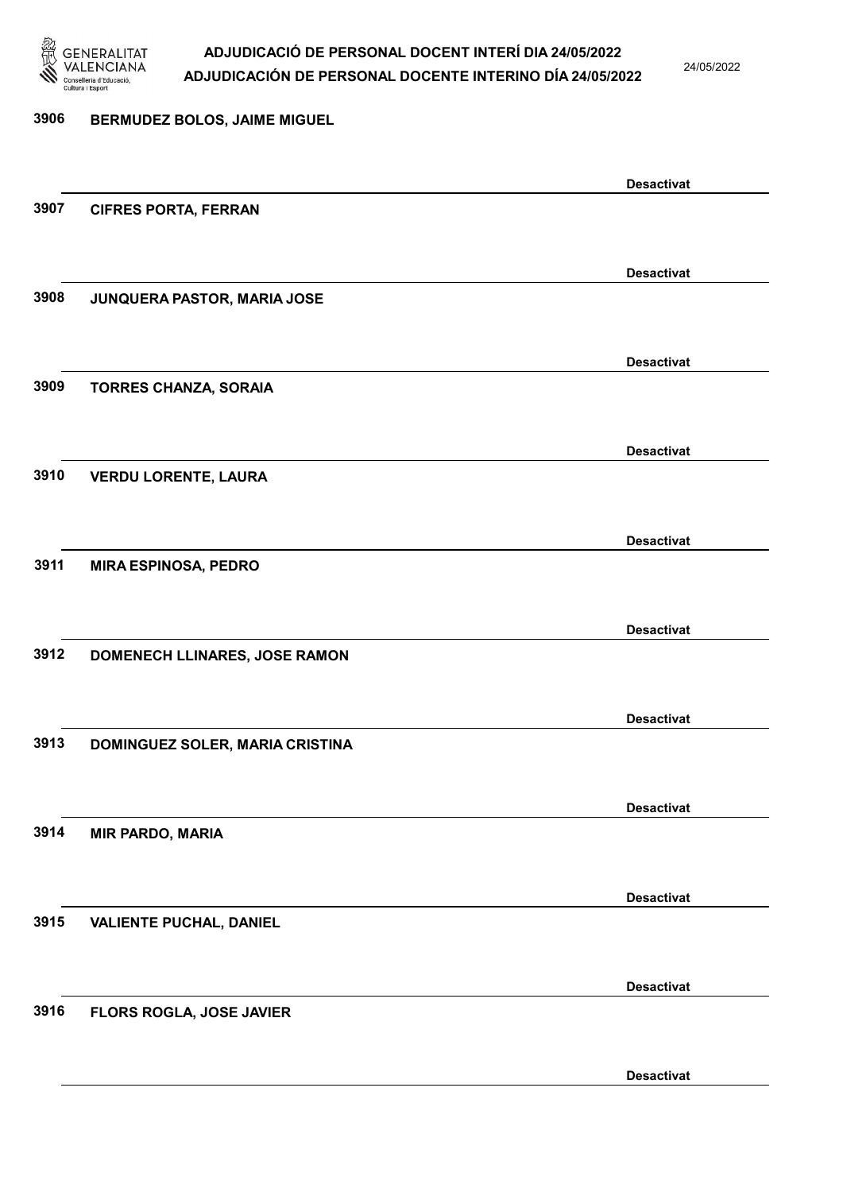3906 **BERMUDEZ BOLOS, JAIME MIGUEL**

**Desactivat**

3907 **CIFRES PORTA, FERRAN**

**Desactivat**

3908 **JUNQUERA PASTOR, MARIA JOSE**

**Desactivat**

3909 **TORRES CHANZA, SORAIA**

**Desactivat**

3910 **VERDU LORENTE, LAURA**

**Desactivat**

3911 **MIRA ESPINOSA, PEDRO**

**Desactivat**

3912 **DOMENECH LLINARES, JOSE RAMON**

**Desactivat**

3913 **DOMINGUEZ SOLER, MARIA CRISTINA**

**Desactivat**

3914 **MIR PARDO, MARIA**

**Desactivat**

3915 **VALIENTE PUCHAL, DANIEL**

**Desactivat**

3916 **FLORS ROGLA, JOSE JAVIER**

**Desactivat**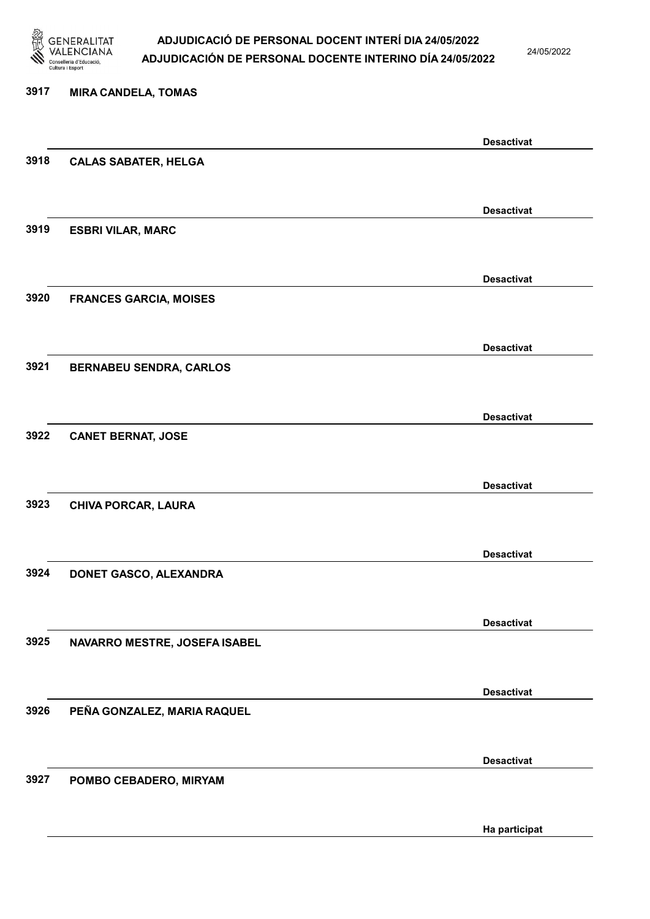3917 **MIRA CANDELA, TOMAS**

**Desactivat**

3918 **CALAS SABATER, HELGA**

**Desactivat**

3919 **ESBRI VILAR, MARC**

**Desactivat**

3920 **FRANCES GARCIA, MOISES**

**Desactivat**

3921 **BERNABEU SENDRA, CARLOS**

**Desactivat**

3922 **CANET BERNAT, JOSE**

**Desactivat**

3923 **CHIVA PORCAR, LAURA**

**Desactivat**

3924 **DONET GASCO, ALEXANDRA**

**Desactivat**

3925 **NAVARRO MESTRE, JOSEFA ISABEL**

**Desactivat**

3926 **PEÑA GONZALEZ, MARIA RAQUEL**

**Desactivat**

3927 **POMBO CEBADERO, MIRYAM**

**Ha participat**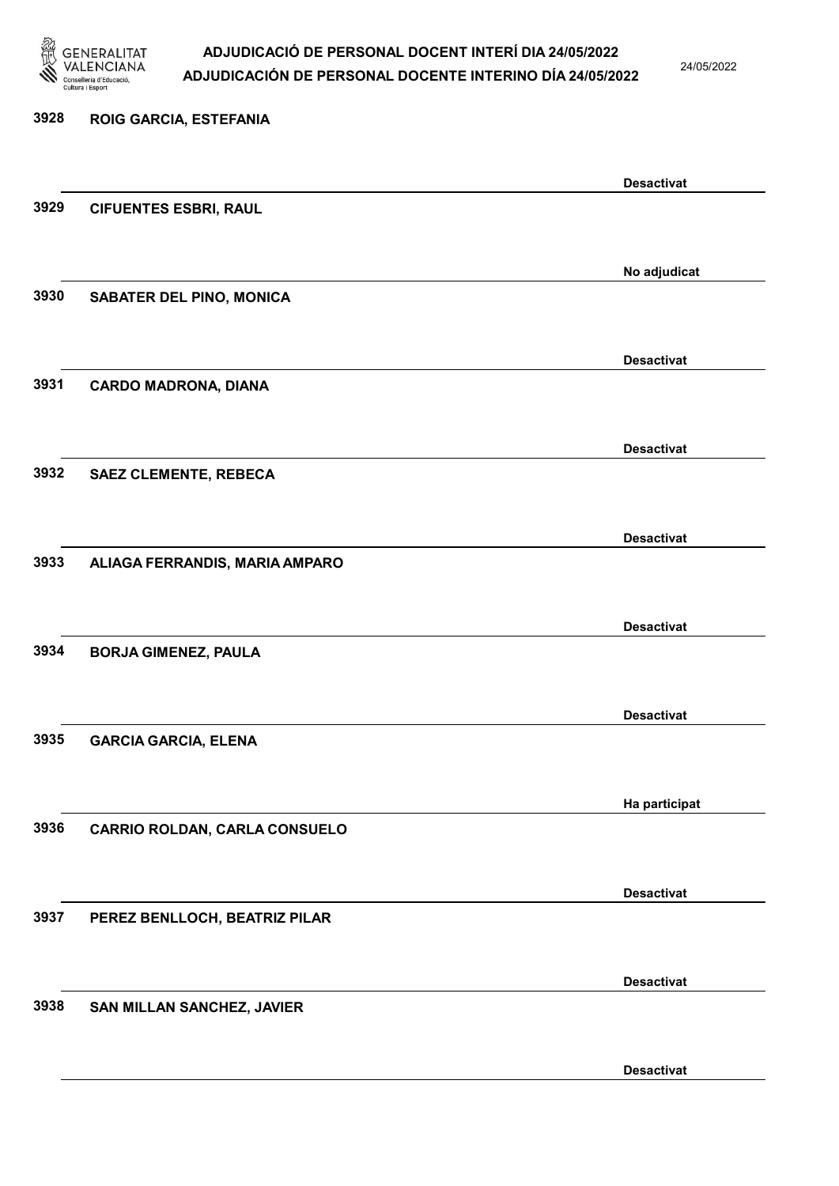| Núm. | Nom | Estat |
| --- | --- | --- |
| 3928 | ROIG GARCIA, ESTEFANIA | Desactivat |
| 3929 | CIFUENTES ESBRI, RAUL | No adjudicat |
| 3930 | SABATER DEL PINO, MONICA | Desactivat |
| 3931 | CARDO MADRONA, DIANA | Desactivat |
| 3932 | SAEZ CLEMENTE, REBECA | Desactivat |
| 3933 | ALIAGA FERRANDIS, MARIA AMPARO | Desactivat |
| 3934 | BORJA GIMENEZ, PAULA | Desactivat |
| 3935 | GARCIA GARCIA, ELENA | Ha participat |
| 3936 | CARRIO ROLDAN, CARLA CONSUELO | Desactivat |
| 3937 | PEREZ BENLLOCH, BEATRIZ PILAR | Desactivat |
| 3938 | SAN MILLAN SANCHEZ, JAVIER | Desactivat |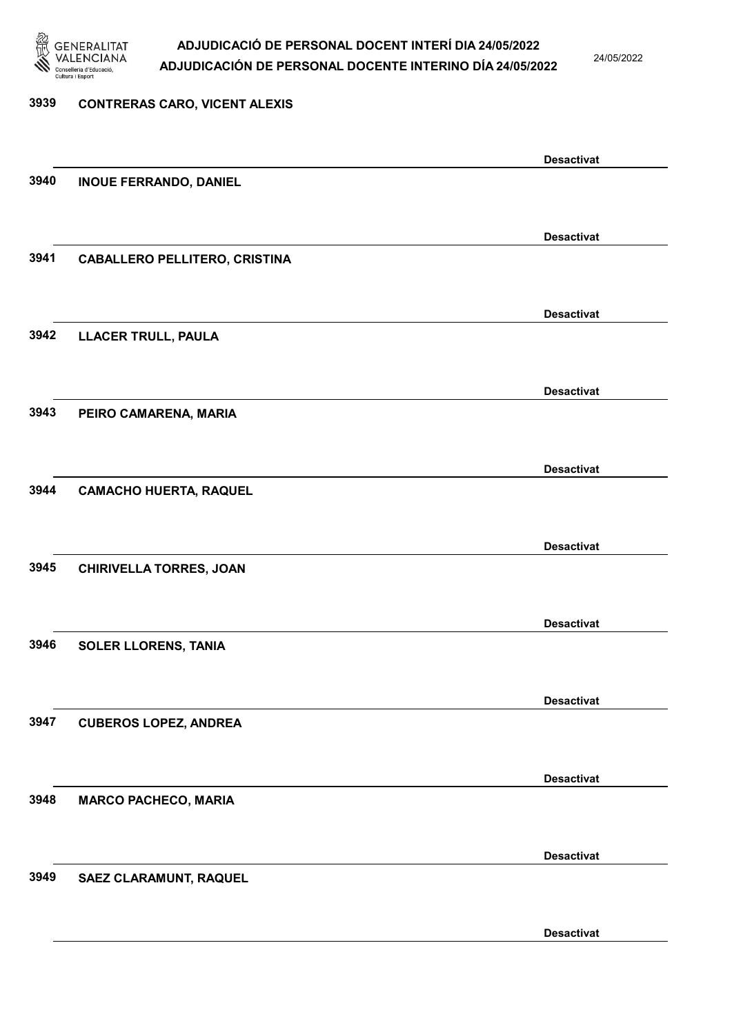3939 **CONTRERAS CARO, VICENT ALEXIS**

**Desactivat**

3940 **INOUE FERRANDO, DANIEL**

**Desactivat**

3941 **CABALLERO PELLITERO, CRISTINA**

**Desactivat**

3942 **LLACER TRULL, PAULA**

**Desactivat**

3943 **PEIRO CAMARENA, MARIA**

**Desactivat**

3944 **CAMACHO HUERTA, RAQUEL**

**Desactivat**

3945 **CHIRIVELLA TORRES, JOAN**

**Desactivat**

3946 **SOLER LLORENS, TANIA**

**Desactivat**

3947 **CUBEROS LOPEZ, ANDREA**

**Desactivat**

3948 **MARCO PACHECO, MARIA**

**Desactivat**

3949 **SAEZ CLARAMUNT, RAQUEL**

**Desactivat**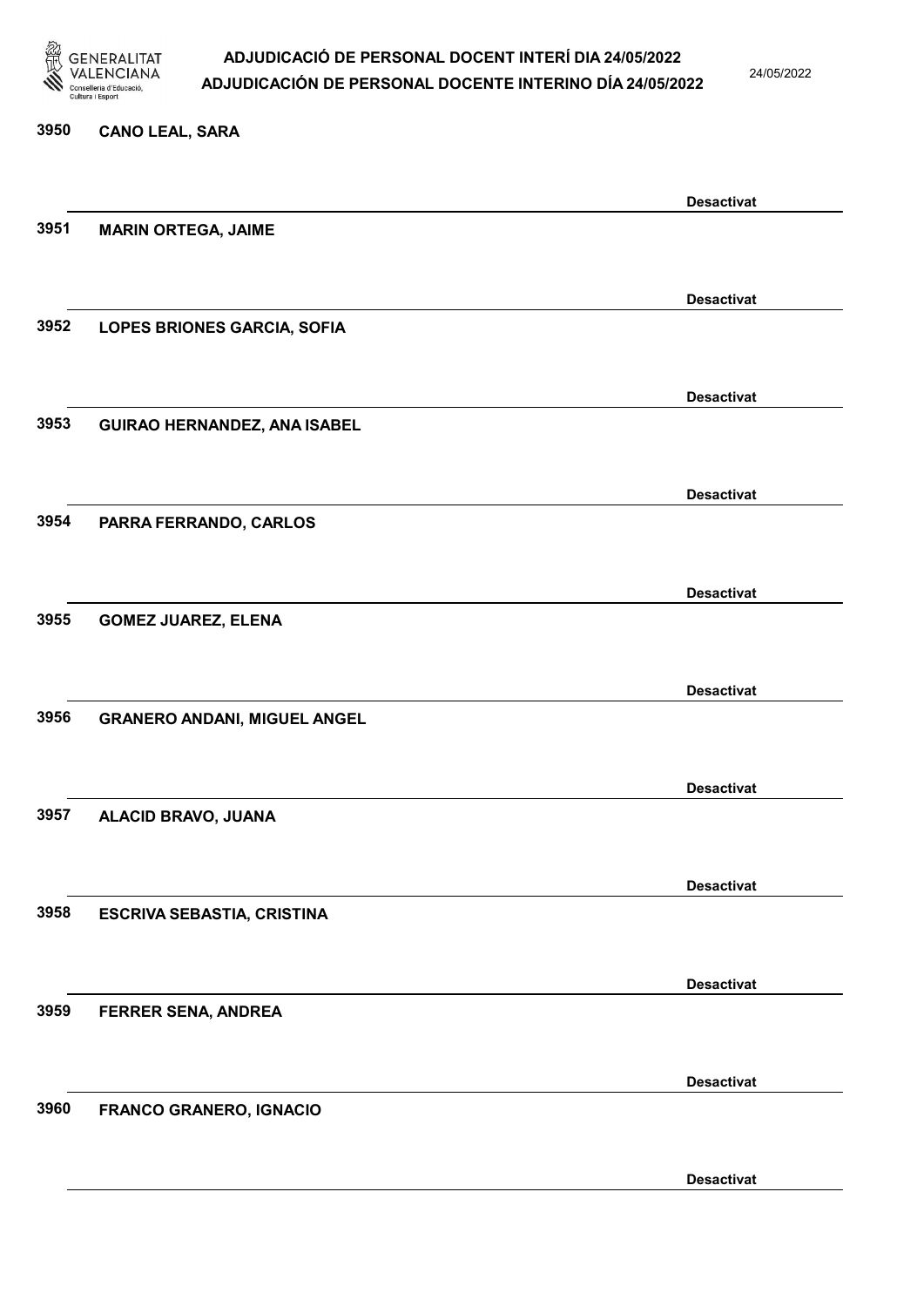3950 CANO LEAL, SARA

Desactivat

3951 MARIN ORTEGA, JAIME

Desactivat

3952 LOPES BRIONES GARCIA, SOFIA

Desactivat

3953 GUIRAO HERNANDEZ, ANA ISABEL

Desactivat

3954 PARRA FERRANDO, CARLOS

Desactivat

3955 GOMEZ JUAREZ, ELENA

Desactivat

3956 GRANERO ANDANI, MIGUEL ANGEL

Desactivat

3957 ALACID BRAVO, JUANA

Desactivat

3958 ESCRIVA SEBASTIA, CRISTINA

Desactivat

3959 FERRER SENA, ANDREA

Desactivat

3960 FRANCO GRANERO, IGNACIO

Desactivat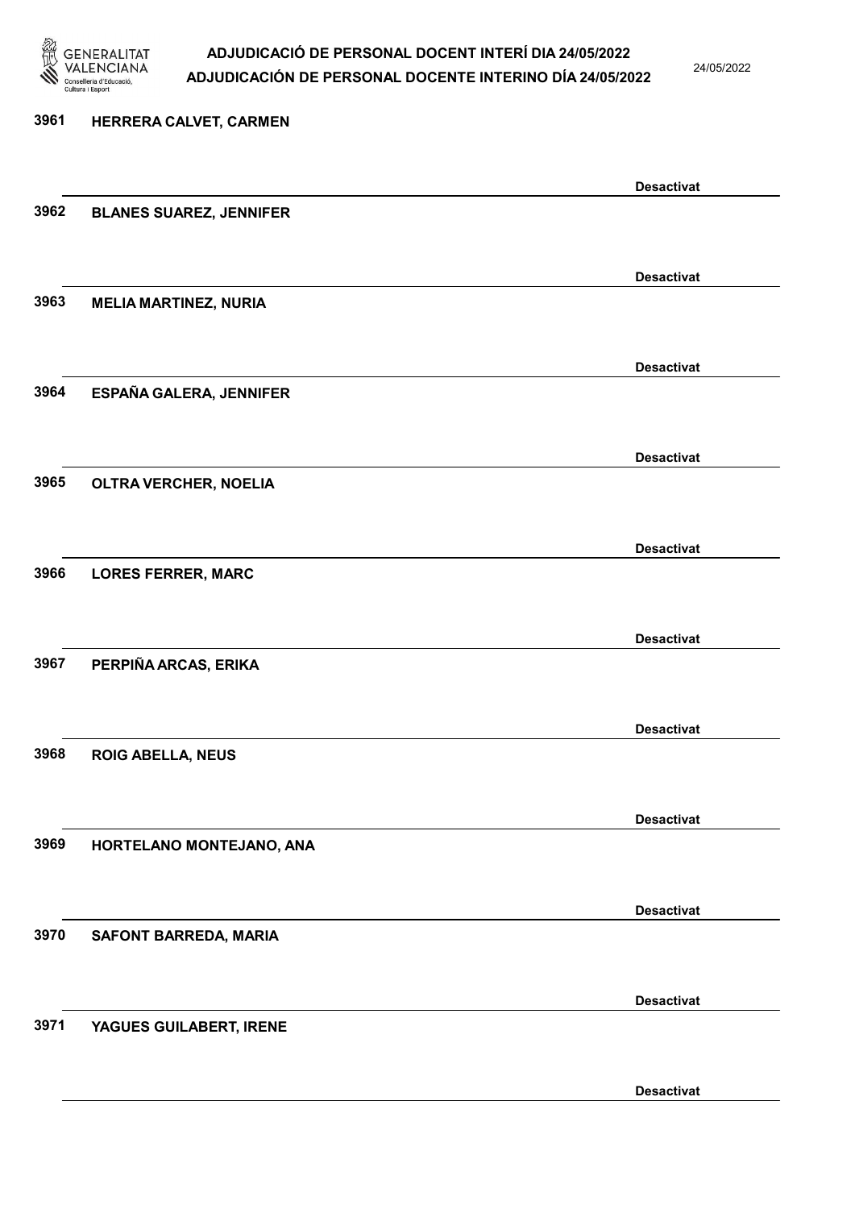3961 **HERRERA CALVET, CARMEN**

**Desactivat**

3962 **BLANES SUAREZ, JENNIFER**

**Desactivat**

3963 **MELIA MARTINEZ, NURIA**

**Desactivat**

3964 **ESPAÑA GALERA, JENNIFER**

**Desactivat**

3965 **OLTRA VERCHER, NOELIA**

**Desactivat**

3966 **LORES FERRER, MARC**

**Desactivat**

3967 **PERPIÑA ARCAS, ERIKA**

**Desactivat**

3968 **ROIG ABELLA, NEUS**

**Desactivat**

3969 **HORTELANO MONTEJANO, ANA**

**Desactivat**

3970 **SAFONT BARREDA, MARIA**

**Desactivat**

3971 **YAGUES GUILABERT, IRENE**

**Desactivat**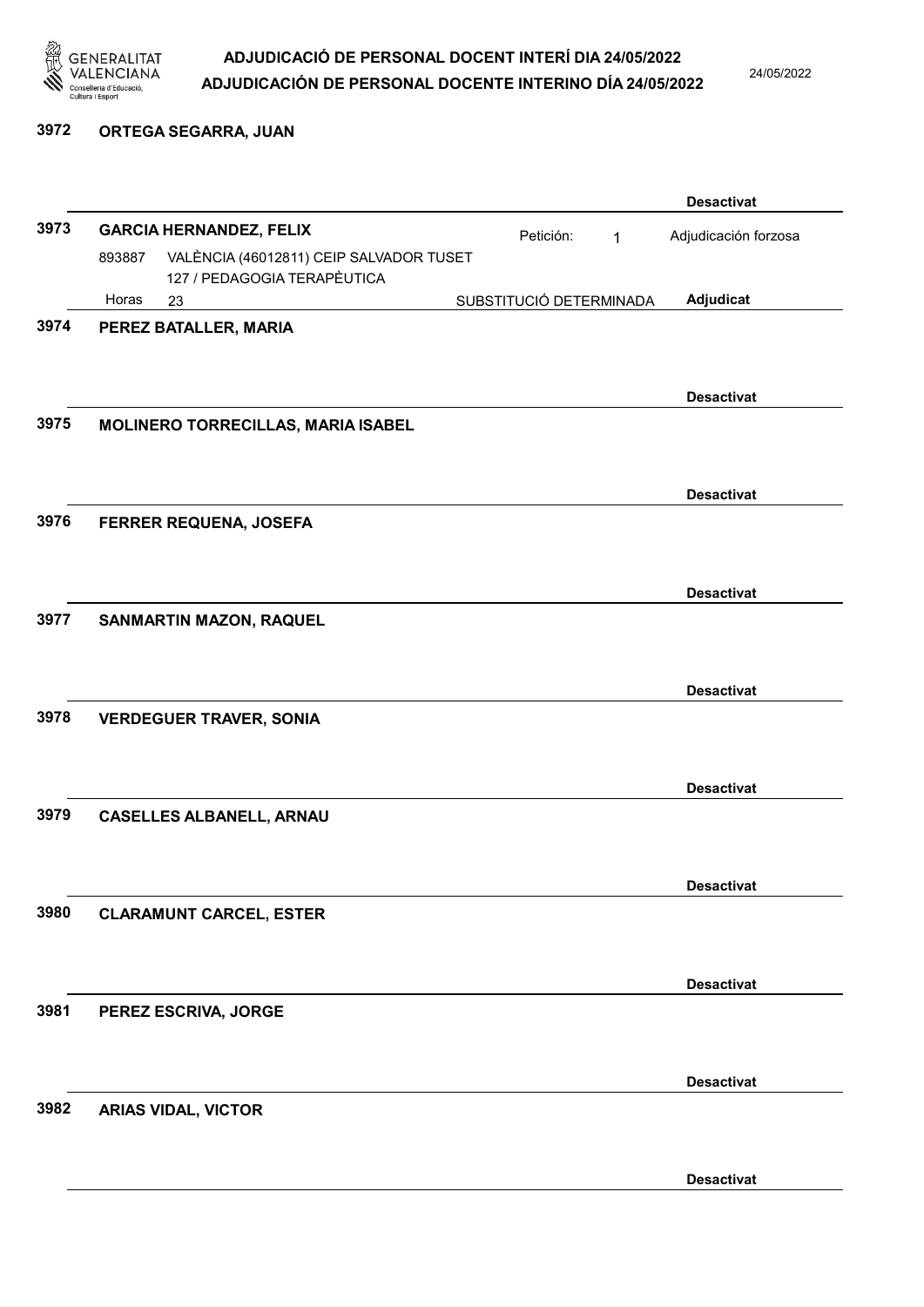**3972 ORTEGA SEGARRA, JUAN**

Desactivat

**3973 GARCIA HERNANDEZ, FELIX**

Petición: 1 — Adjudicación forzosa

893887 VALÈNCIA (46012811) CEIP SALVADOR TUSET 127 / PEDAGOGIA TERAPÈUTICA

Horas 23 — SUBSTITUCIÓ DETERMINADA — **Adjudicat**

**3974 PEREZ BATALLER, MARIA**

Desactivat

**3975 MOLINERO TORRECILLAS, MARIA ISABEL**

Desactivat

**3976 FERRER REQUENA, JOSEFA**

Desactivat

**3977 SANMARTIN MAZON, RAQUEL**

Desactivat

**3978 VERDEGUER TRAVER, SONIA**

Desactivat

**3979 CASELLES ALBANELL, ARNAU**

Desactivat

**3980 CLARAMUNT CARCEL, ESTER**

Desactivat

**3981 PEREZ ESCRIVA, JORGE**

Desactivat

**3982 ARIAS VIDAL, VICTOR**

Desactivat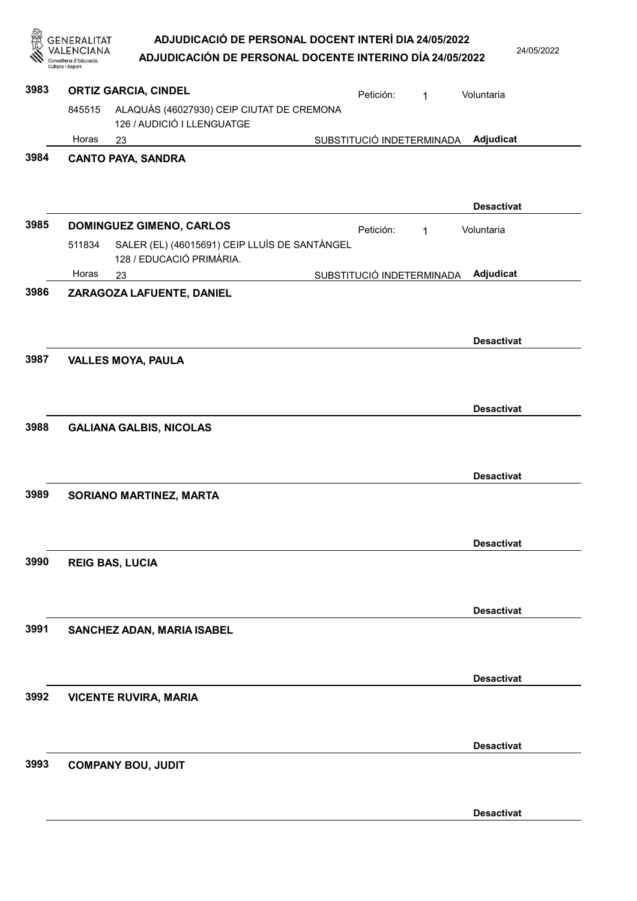**3983 ORTIZ GARCIA, CINDEL**

Petición: 1 — Voluntaria

845515 — ALAQUÀS (46027930) CEIP CIUTAT DE CREMONA
126 / AUDICIÓ I LLENGUATGE

Horas 23 — SUBSTITUCIÓ INDETERMINADA — **Adjudicat**

---

**3984 CANTO PAYA, SANDRA**

**Desactivat**

---

**3985 DOMINGUEZ GIMENO, CARLOS**

Petición: 1 — Voluntaria

511834 — SALER (EL) (46015691) CEIP LLUÍS DE SANTÀNGEL
128 / EDUCACIÓ PRIMÀRIA.

Horas 23 — SUBSTITUCIÓ INDETERMINADA — **Adjudicat**

---

**3986 ZARAGOZA LAFUENTE, DANIEL**

**Desactivat**

---

**3987 VALLES MOYA, PAULA**

**Desactivat**

---

**3988 GALIANA GALBIS, NICOLAS**

**Desactivat**

---

**3989 SORIANO MARTINEZ, MARTA**

**Desactivat**

---

**3990 REIG BAS, LUCIA**

**Desactivat**

---

**3991 SANCHEZ ADAN, MARIA ISABEL**

**Desactivat**

---

**3992 VICENTE RUVIRA, MARIA**

**Desactivat**

---

**3993 COMPANY BOU, JUDIT**

**Desactivat**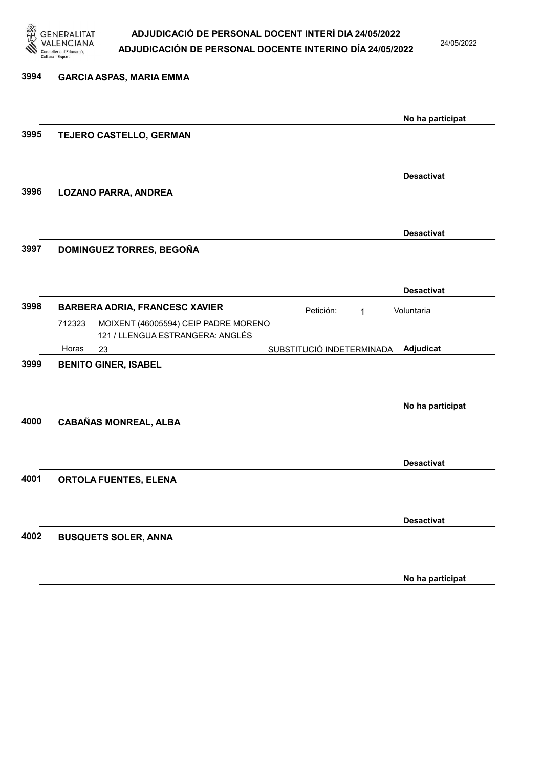3994 **GARCIA ASPAS, MARIA EMMA**

**No ha participat**

3995 **TEJERO CASTELLO, GERMAN**

**Desactivat**

3996 **LOZANO PARRA, ANDREA**

**Desactivat**

3997 **DOMINGUEZ TORRES, BEGOÑA**

**Desactivat**

3998 **BARBERA ADRIA, FRANCESC XAVIER** Petición: 1 Voluntaria

712323 MOIXENT (46005594) CEIP PADRE MORENO
121 / LLENGUA ESTRANGERA: ANGLÉS
Horas 23 SUBSTITUCIÓ INDETERMINADA **Adjudicat**

3999 **BENITO GINER, ISABEL**

**No ha participat**

4000 **CABAÑAS MONREAL, ALBA**

**Desactivat**

4001 **ORTOLA FUENTES, ELENA**

**Desactivat**

4002 **BUSQUETS SOLER, ANNA**

**No ha participat**